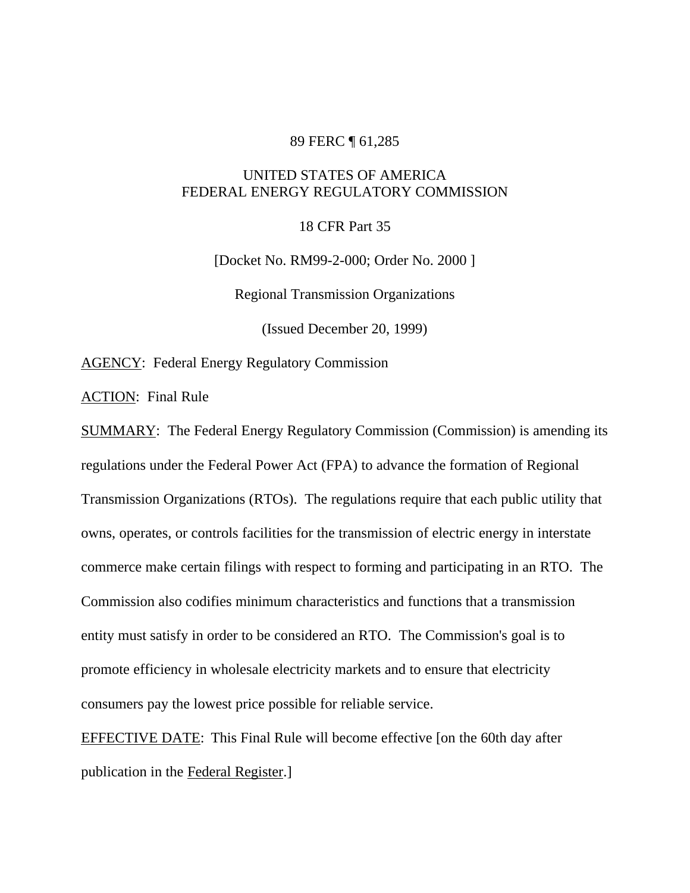89 FERC ¶ 61,285

UNITED STATES OF AMERICA
FEDERAL ENERGY REGULATORY COMMISSION

18 CFR Part 35

[Docket No. RM99-2-000; Order No. 2000 ]

Regional Transmission Organizations

(Issued December 20, 1999)

AGENCY: Federal Energy Regulatory Commission

ACTION: Final Rule

SUMMARY: The Federal Energy Regulatory Commission (Commission) is amending its regulations under the Federal Power Act (FPA) to advance the formation of Regional Transmission Organizations (RTOs). The regulations require that each public utility that owns, operates, or controls facilities for the transmission of electric energy in interstate commerce make certain filings with respect to forming and participating in an RTO. The Commission also codifies minimum characteristics and functions that a transmission entity must satisfy in order to be considered an RTO. The Commission's goal is to promote efficiency in wholesale electricity markets and to ensure that electricity consumers pay the lowest price possible for reliable service.

EFFECTIVE DATE: This Final Rule will become effective [on the 60th day after publication in the Federal Register.]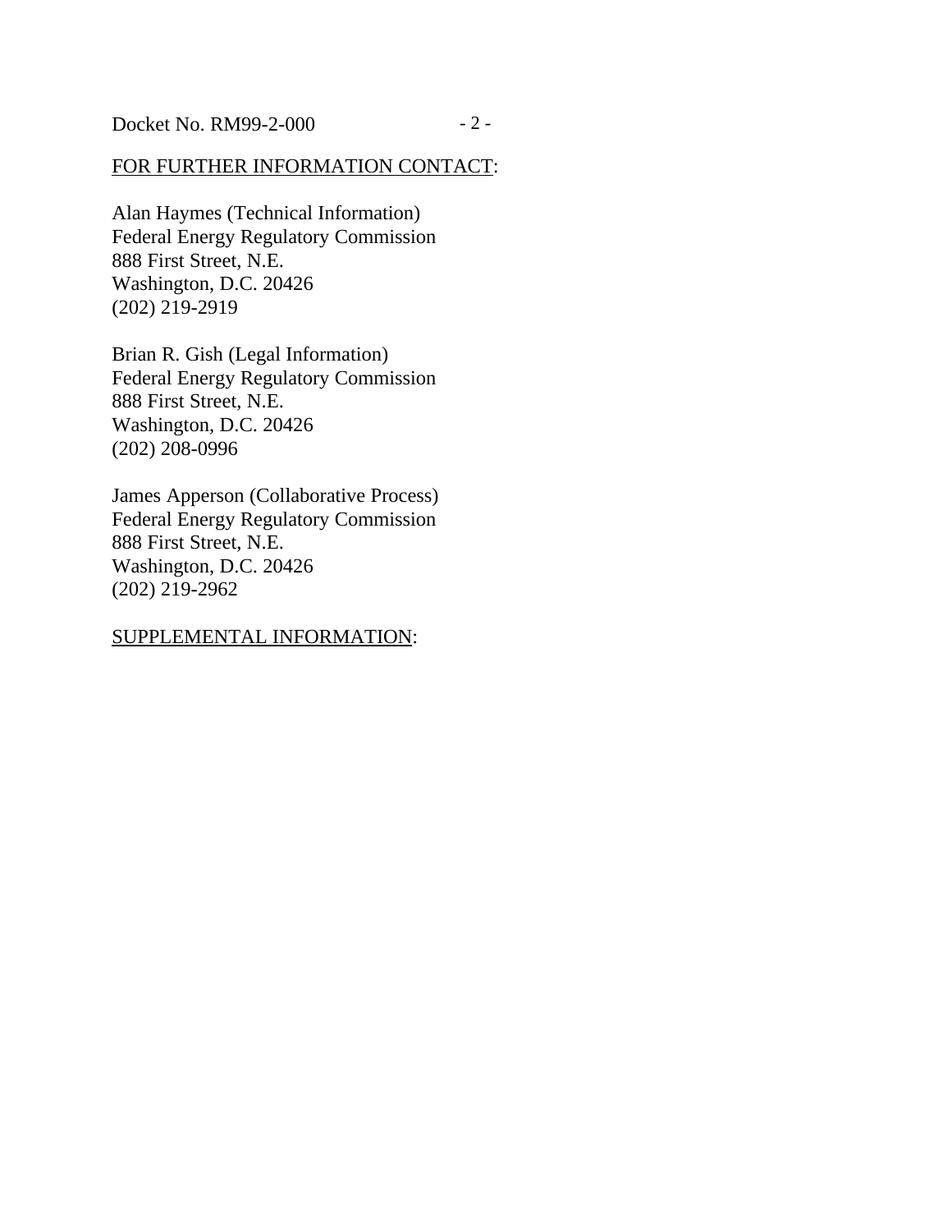FOR FURTHER INFORMATION CONTACT:

Alan Haymes (Technical Information)
Federal Energy Regulatory Commission
888 First Street, N.E.
Washington, D.C. 20426
(202) 219-2919

Brian R. Gish (Legal Information)
Federal Energy Regulatory Commission
888 First Street, N.E.
Washington, D.C. 20426
(202) 208-0996

James Apperson (Collaborative Process)
Federal Energy Regulatory Commission
888 First Street, N.E.
Washington, D.C. 20426
(202) 219-2962

SUPPLEMENTAL INFORMATION: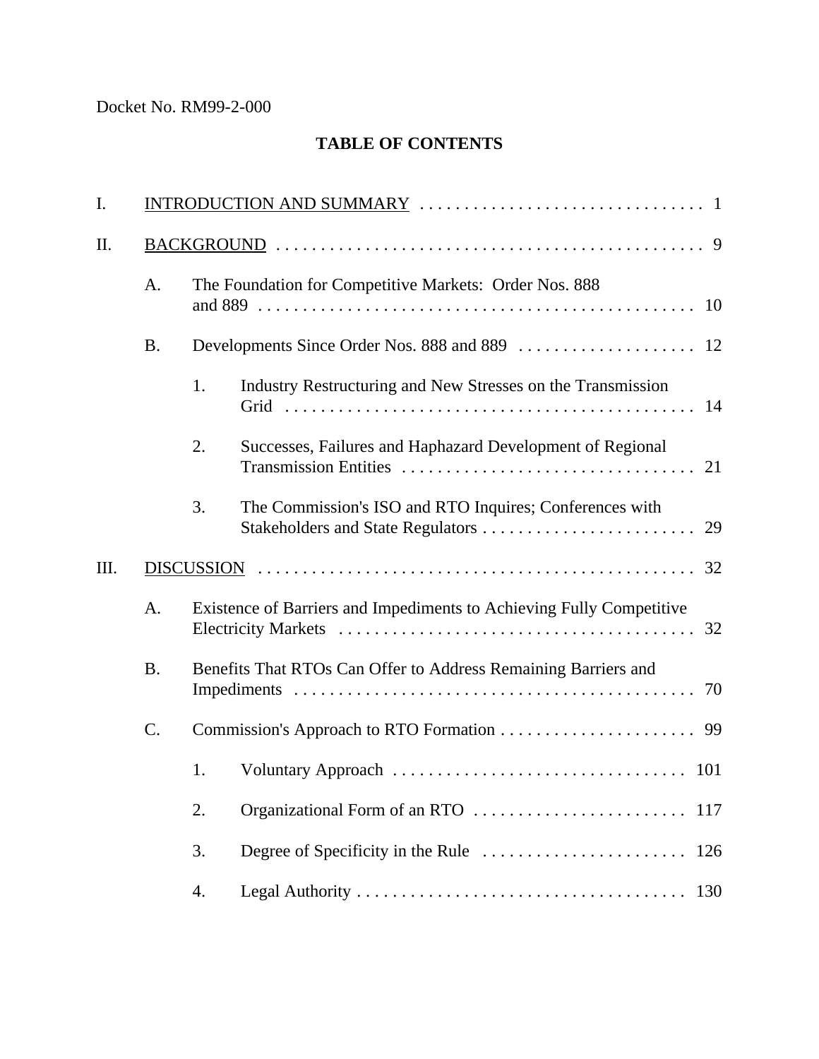Docket No. RM99-2-000

## TABLE OF CONTENTS

I. INTRODUCTION AND SUMMARY . . . . . . . . . . . . . . . . . . . . . . . . . . . . . . . . 1

II. BACKGROUND . . . . . . . . . . . . . . . . . . . . . . . . . . . . . . . . . . . . . . . . . . . . . . . . . 9

- A. The Foundation for Competitive Markets: Order Nos. 888 and 889 . . . . . . . . . . . . . . . . . . . . . . . . . . . . . . . . . . . . . . . . . . . . . . . . 10
- B. Developments Since Order Nos. 888 and 889 . . . . . . . . . . . . . . . . . . . . 12
  1. Industry Restructuring and New Stresses on the Transmission Grid . . . . . . . . . . . . . . . . . . . . . . . . . . . . . . . . . . . . . . . . . . . . . . 14
  2. Successes, Failures and Haphazard Development of Regional Transmission Entities . . . . . . . . . . . . . . . . . . . . . . . . . . . . . . . . . 21
  3. The Commission's ISO and RTO Inquires; Conferences with Stakeholders and State Regulators . . . . . . . . . . . . . . . . . . . . . . . . 29

III. DISCUSSION . . . . . . . . . . . . . . . . . . . . . . . . . . . . . . . . . . . . . . . . . . . . . . . . . 32

- A. Existence of Barriers and Impediments to Achieving Fully Competitive Electricity Markets . . . . . . . . . . . . . . . . . . . . . . . . . . . . . . . . . . . . . . . . 32
- B. Benefits That RTOs Can Offer to Address Remaining Barriers and Impediments . . . . . . . . . . . . . . . . . . . . . . . . . . . . . . . . . . . . . . . . . . . . . 70
- C. Commission's Approach to RTO Formation . . . . . . . . . . . . . . . . . . . . . . 99
  1. Voluntary Approach . . . . . . . . . . . . . . . . . . . . . . . . . . . . . . . . . 101
  2. Organizational Form of an RTO . . . . . . . . . . . . . . . . . . . . . . . . 117
  3. Degree of Specificity in the Rule . . . . . . . . . . . . . . . . . . . . . . . 126
  4. Legal Authority . . . . . . . . . . . . . . . . . . . . . . . . . . . . . . . . . . . . 130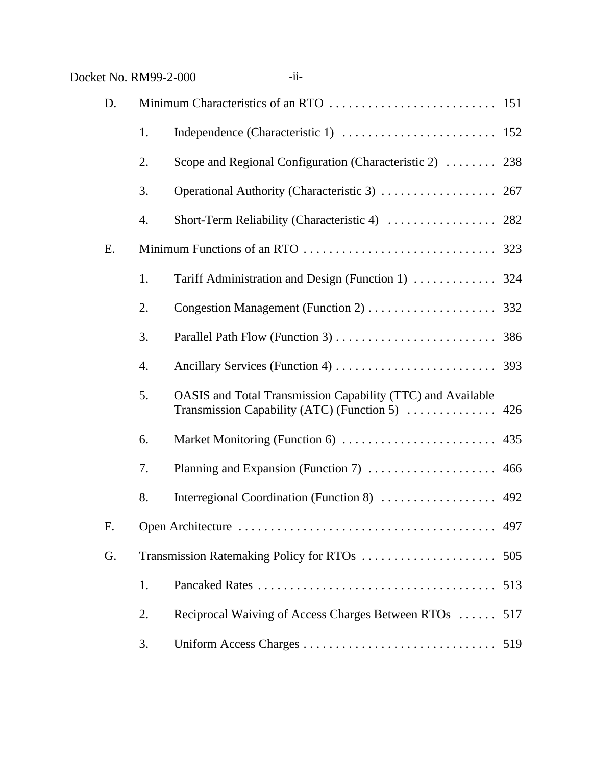| | | | |
|---|---|---|---|
| D. | Minimum Characteristics of an RTO | | 151 |
| | 1. | Independence (Characteristic 1) | 152 |
| | 2. | Scope and Regional Configuration (Characteristic 2) | 238 |
| | 3. | Operational Authority (Characteristic 3) | 267 |
| | 4. | Short-Term Reliability (Characteristic 4) | 282 |
| E. | Minimum Functions of an RTO | | 323 |
| | 1. | Tariff Administration and Design (Function 1) | 324 |
| | 2. | Congestion Management (Function 2) | 332 |
| | 3. | Parallel Path Flow (Function 3) | 386 |
| | 4. | Ancillary Services (Function 4) | 393 |
| | 5. | OASIS and Total Transmission Capability (TTC) and Available Transmission Capability (ATC) (Function 5) | 426 |
| | 6. | Market Monitoring (Function 6) | 435 |
| | 7. | Planning and Expansion (Function 7) | 466 |
| | 8. | Interregional Coordination (Function 8) | 492 |
| F. | Open Architecture | | 497 |
| G. | Transmission Ratemaking Policy for RTOs | | 505 |
| | 1. | Pancaked Rates | 513 |
| | 2. | Reciprocal Waiving of Access Charges Between RTOs | 517 |
| | 3. | Uniform Access Charges | 519 |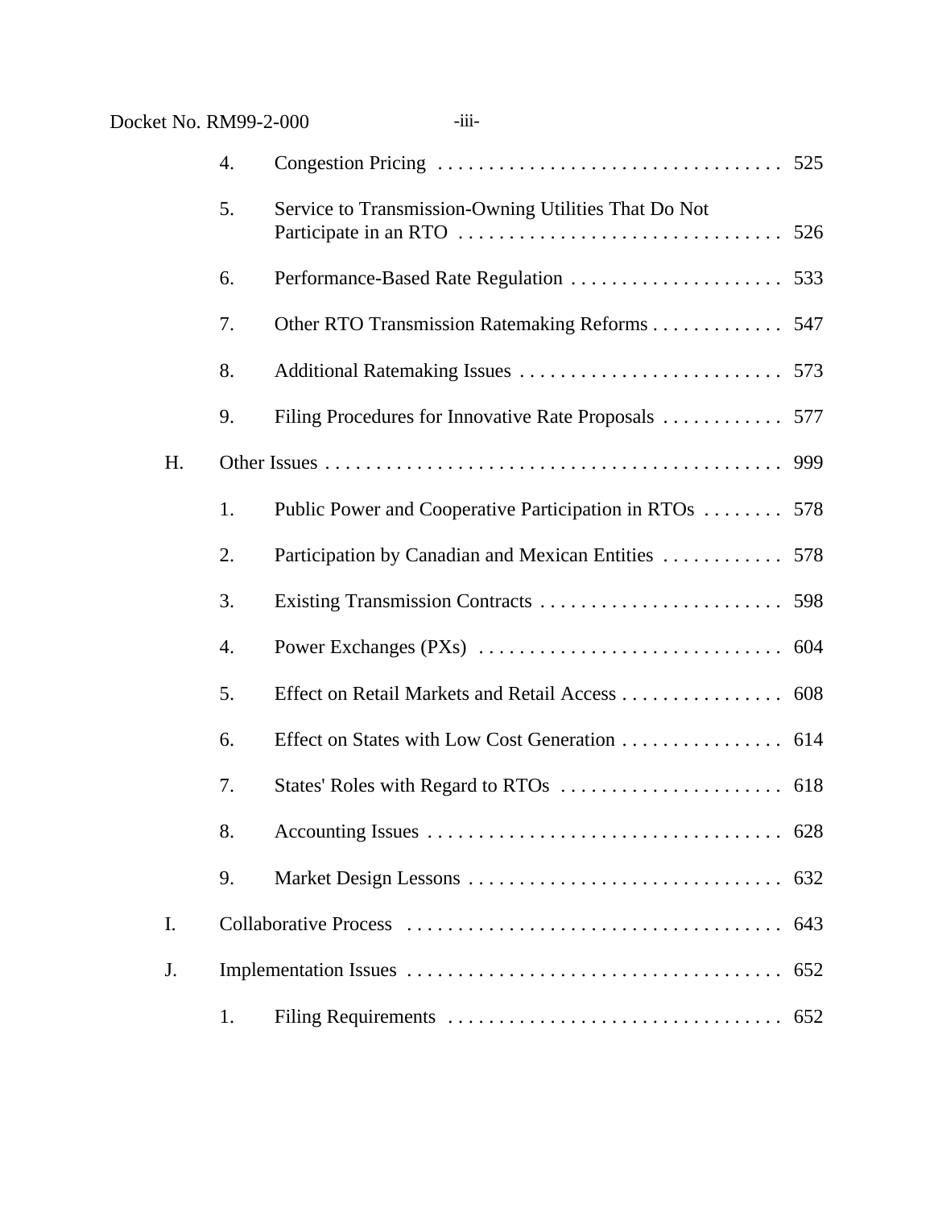4. Congestion Pricing . . . . . . . . . . . . . . . . . . . . . . . . . . . . . . . . . . 525

5. Service to Transmission-Owning Utilities That Do Not Participate in an RTO . . . . . . . . . . . . . . . . . . . . . . . . . . . . . . . . 526

6. Performance-Based Rate Regulation . . . . . . . . . . . . . . . . . . . . . 533

7. Other RTO Transmission Ratemaking Reforms . . . . . . . . . . . . . 547

8. Additional Ratemaking Issues . . . . . . . . . . . . . . . . . . . . . . . . . . 573

9. Filing Procedures for Innovative Rate Proposals . . . . . . . . . . . . 577

H. Other Issues . . . . . . . . . . . . . . . . . . . . . . . . . . . . . . . . . . . . . . . . . . . . . 999

1. Public Power and Cooperative Participation in RTOs . . . . . . . . 578

2. Participation by Canadian and Mexican Entities . . . . . . . . . . . . 578

3. Existing Transmission Contracts . . . . . . . . . . . . . . . . . . . . . . . . . 598

4. Power Exchanges (PXs) . . . . . . . . . . . . . . . . . . . . . . . . . . . . . . 604

5. Effect on Retail Markets and Retail Access . . . . . . . . . . . . . . . . 608

6. Effect on States with Low Cost Generation . . . . . . . . . . . . . . . . 614

7. States' Roles with Regard to RTOs . . . . . . . . . . . . . . . . . . . . . . 618

8. Accounting Issues . . . . . . . . . . . . . . . . . . . . . . . . . . . . . . . . . . . 628

9. Market Design Lessons . . . . . . . . . . . . . . . . . . . . . . . . . . . . . . . 632

I. Collaborative Process . . . . . . . . . . . . . . . . . . . . . . . . . . . . . . . . . . . . . 643

J. Implementation Issues . . . . . . . . . . . . . . . . . . . . . . . . . . . . . . . . . . . . . 652

1. Filing Requirements . . . . . . . . . . . . . . . . . . . . . . . . . . . . . . . . . 652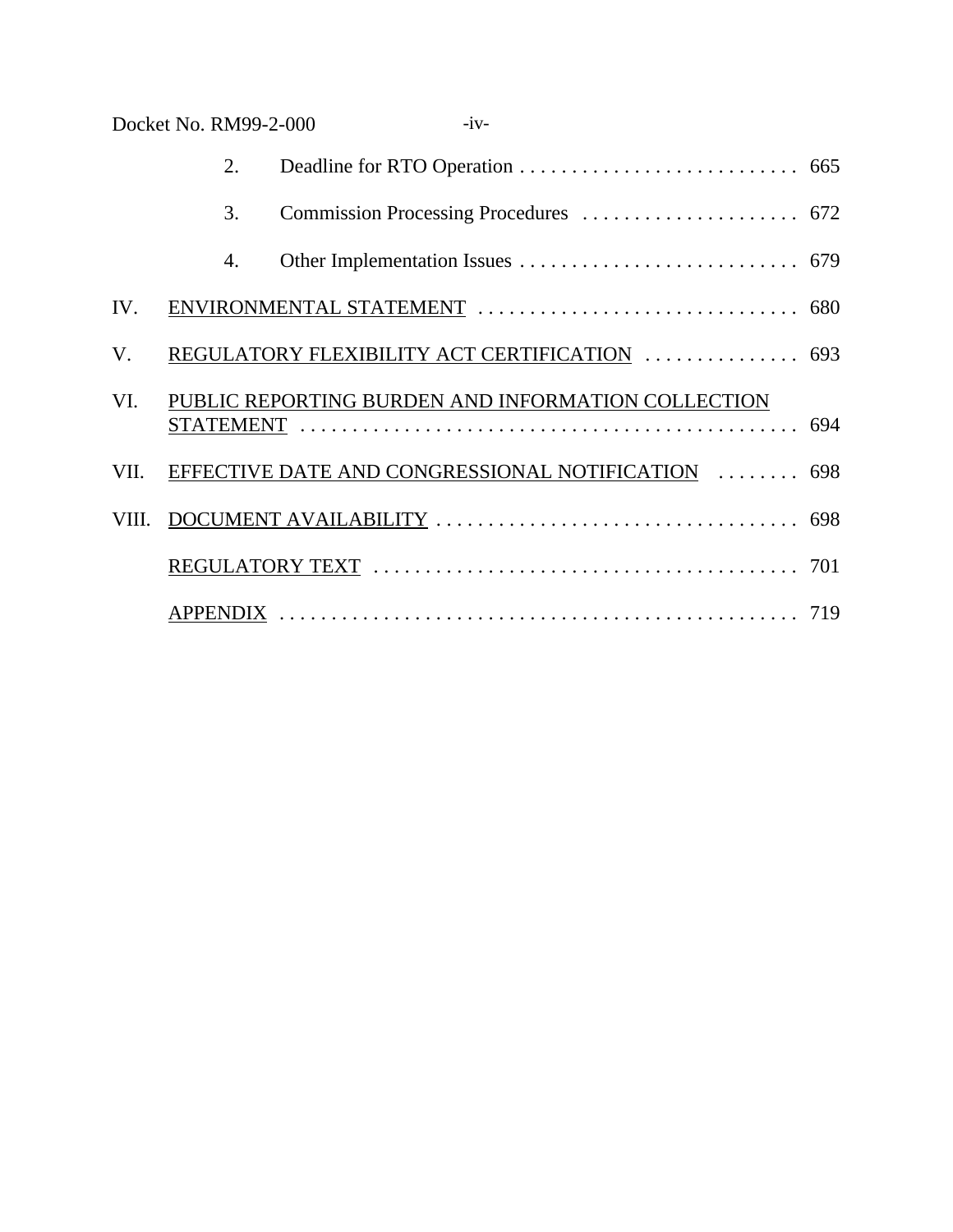2. Deadline for RTO Operation . . . . . . . . . . . . . . . . . . . . . . . . . . . 665

3. Commission Processing Procedures . . . . . . . . . . . . . . . . . . . . . . 672

4. Other Implementation Issues . . . . . . . . . . . . . . . . . . . . . . . . . . . 679

IV. ENVIRONMENTAL STATEMENT . . . . . . . . . . . . . . . . . . . . . . . . . . . . . . . 680

V. REGULATORY FLEXIBILITY ACT CERTIFICATION . . . . . . . . . . . . . . . 693

VI. PUBLIC REPORTING BURDEN AND INFORMATION COLLECTION STATEMENT . . . . . . . . . . . . . . . . . . . . . . . . . . . . . . . . . . . . . . . . . . . . . . . . 694

VII. EFFECTIVE DATE AND CONGRESSIONAL NOTIFICATION . . . . . . . . 698

VIII. DOCUMENT AVAILABILITY . . . . . . . . . . . . . . . . . . . . . . . . . . . . . . . . . . . 698

REGULATORY TEXT . . . . . . . . . . . . . . . . . . . . . . . . . . . . . . . . . . . . . . . . . 701

APPENDIX . . . . . . . . . . . . . . . . . . . . . . . . . . . . . . . . . . . . . . . . . . . . . . . . . 719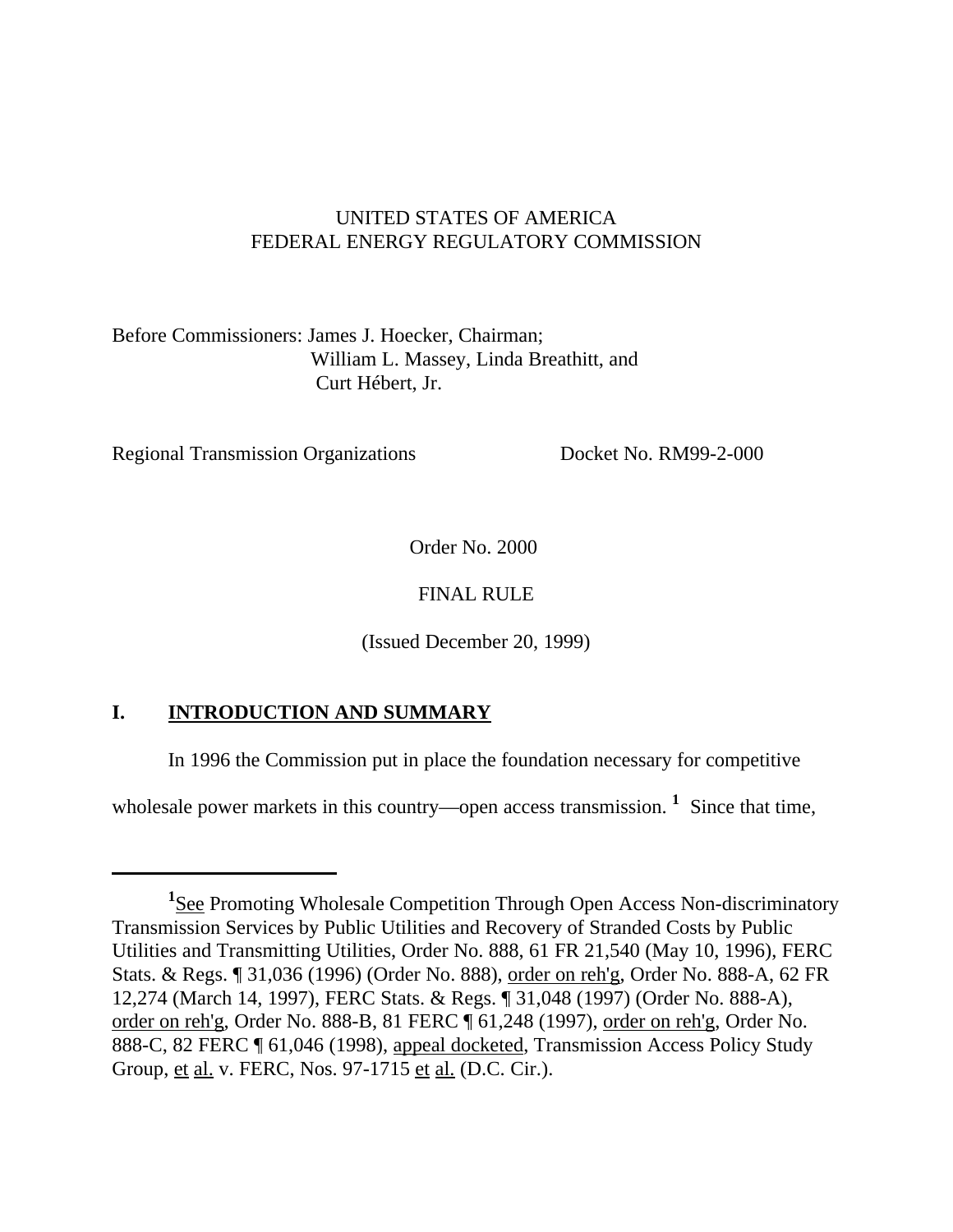UNITED STATES OF AMERICA
FEDERAL ENERGY REGULATORY COMMISSION

Before Commissioners: James J. Hoecker, Chairman;
William L. Massey, Linda Breathitt, and
Curt Hébert, Jr.

Regional Transmission Organizations Docket No. RM99-2-000

Order No. 2000

FINAL RULE

(Issued December 20, 1999)

## I. INTRODUCTION AND SUMMARY

In 1996 the Commission put in place the foundation necessary for competitive wholesale power markets in this country—open access transmission. [1] Since that time,

---

[1] See Promoting Wholesale Competition Through Open Access Non-discriminatory Transmission Services by Public Utilities and Recovery of Stranded Costs by Public Utilities and Transmitting Utilities, Order No. 888, 61 FR 21,540 (May 10, 1996), FERC Stats. & Regs. ¶ 31,036 (1996) (Order No. 888), order on reh'g, Order No. 888-A, 62 FR 12,274 (March 14, 1997), FERC Stats. & Regs. ¶ 31,048 (1997) (Order No. 888-A), order on reh'g, Order No. 888-B, 81 FERC ¶ 61,248 (1997), order on reh'g, Order No. 888-C, 82 FERC ¶ 61,046 (1998), appeal docketed, Transmission Access Policy Study Group, et al. v. FERC, Nos. 97-1715 et al. (D.C. Cir.).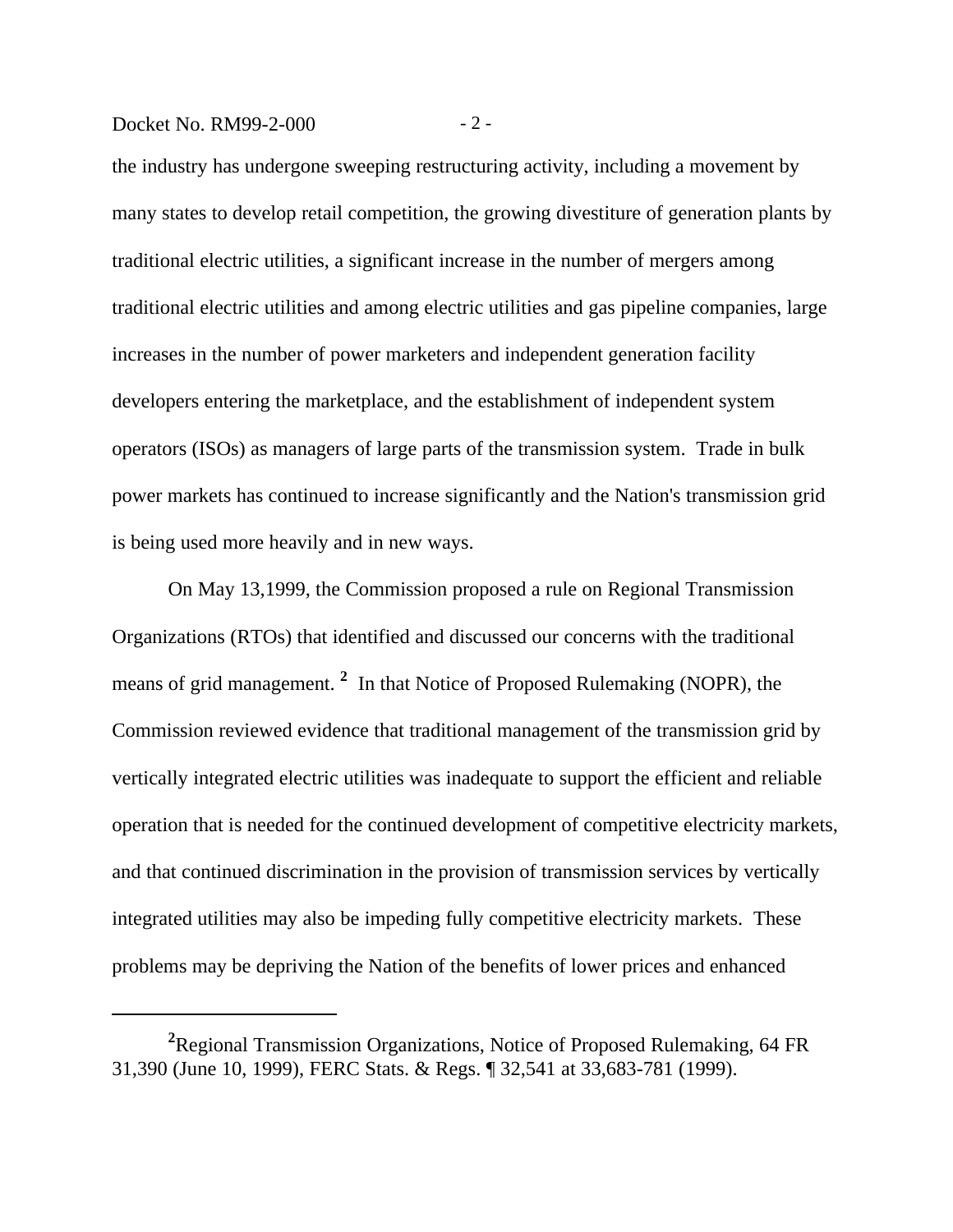the industry has undergone sweeping restructuring activity, including a movement by many states to develop retail competition, the growing divestiture of generation plants by traditional electric utilities, a significant increase in the number of mergers among traditional electric utilities and among electric utilities and gas pipeline companies, large increases in the number of power marketers and independent generation facility developers entering the marketplace, and the establishment of independent system operators (ISOs) as managers of large parts of the transmission system. Trade in bulk power markets has continued to increase significantly and the Nation's transmission grid is being used more heavily and in new ways.

On May 13,1999, the Commission proposed a rule on Regional Transmission Organizations (RTOs) that identified and discussed our concerns with the traditional means of grid management. [2] In that Notice of Proposed Rulemaking (NOPR), the Commission reviewed evidence that traditional management of the transmission grid by vertically integrated electric utilities was inadequate to support the efficient and reliable operation that is needed for the continued development of competitive electricity markets, and that continued discrimination in the provision of transmission services by vertically integrated utilities may also be impeding fully competitive electricity markets. These problems may be depriving the Nation of the benefits of lower prices and enhanced

---

[2] Regional Transmission Organizations, Notice of Proposed Rulemaking, 64 FR 31,390 (June 10, 1999), FERC Stats. & Regs. ¶ 32,541 at 33,683-781 (1999).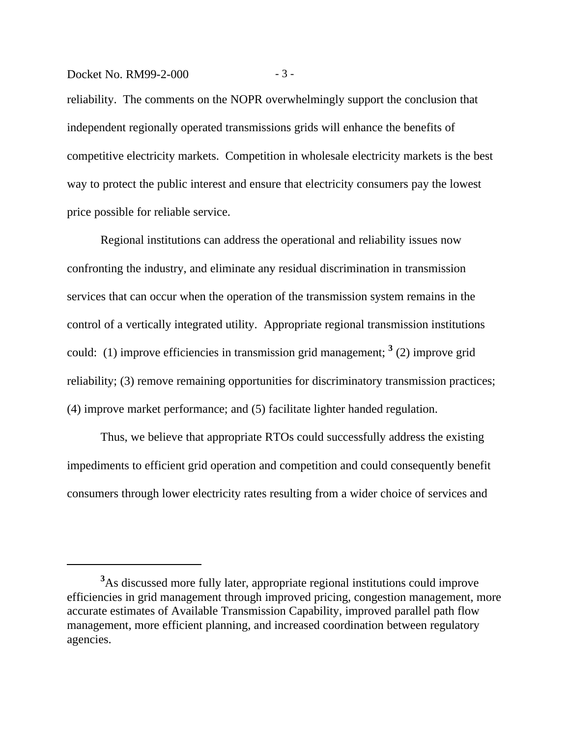reliability. The comments on the NOPR overwhelmingly support the conclusion that independent regionally operated transmissions grids will enhance the benefits of competitive electricity markets. Competition in wholesale electricity markets is the best way to protect the public interest and ensure that electricity consumers pay the lowest price possible for reliable service.

Regional institutions can address the operational and reliability issues now confronting the industry, and eliminate any residual discrimination in transmission services that can occur when the operation of the transmission system remains in the control of a vertically integrated utility. Appropriate regional transmission institutions could: (1) improve efficiencies in transmission grid management; [3] (2) improve grid reliability; (3) remove remaining opportunities for discriminatory transmission practices; (4) improve market performance; and (5) facilitate lighter handed regulation.

Thus, we believe that appropriate RTOs could successfully address the existing impediments to efficient grid operation and competition and could consequently benefit consumers through lower electricity rates resulting from a wider choice of services and

---

[3]As discussed more fully later, appropriate regional institutions could improve efficiencies in grid management through improved pricing, congestion management, more accurate estimates of Available Transmission Capability, improved parallel path flow management, more efficient planning, and increased coordination between regulatory agencies.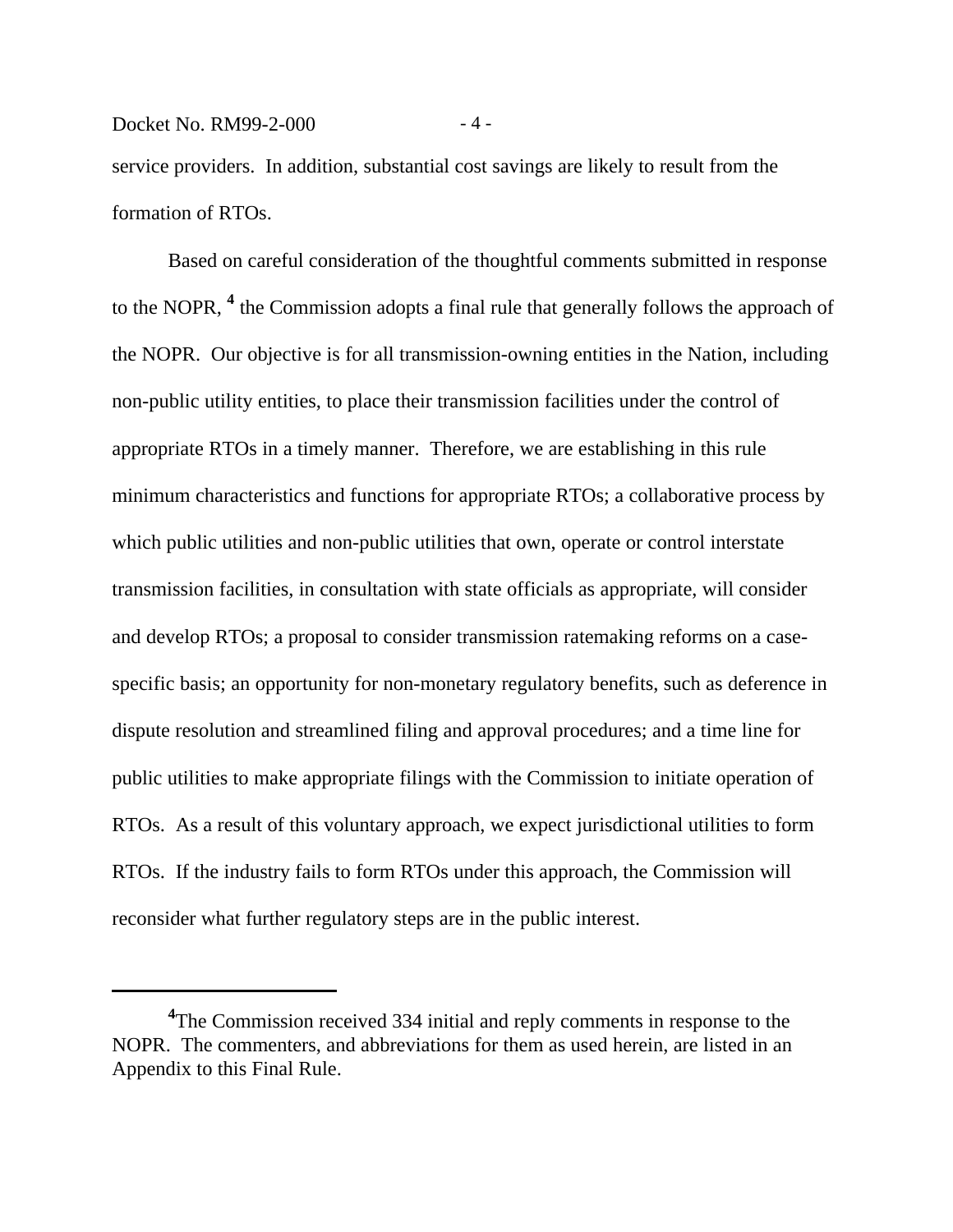service providers. In addition, substantial cost savings are likely to result from the formation of RTOs.

Based on careful consideration of the thoughtful comments submitted in response to the NOPR, [4] the Commission adopts a final rule that generally follows the approach of the NOPR. Our objective is for all transmission-owning entities in the Nation, including non-public utility entities, to place their transmission facilities under the control of appropriate RTOs in a timely manner. Therefore, we are establishing in this rule minimum characteristics and functions for appropriate RTOs; a collaborative process by which public utilities and non-public utilities that own, operate or control interstate transmission facilities, in consultation with state officials as appropriate, will consider and develop RTOs; a proposal to consider transmission ratemaking reforms on a case-specific basis; an opportunity for non-monetary regulatory benefits, such as deference in dispute resolution and streamlined filing and approval procedures; and a time line for public utilities to make appropriate filings with the Commission to initiate operation of RTOs. As a result of this voluntary approach, we expect jurisdictional utilities to form RTOs. If the industry fails to form RTOs under this approach, the Commission will reconsider what further regulatory steps are in the public interest.

---

[4] The Commission received 334 initial and reply comments in response to the NOPR. The commenters, and abbreviations for them as used herein, are listed in an Appendix to this Final Rule.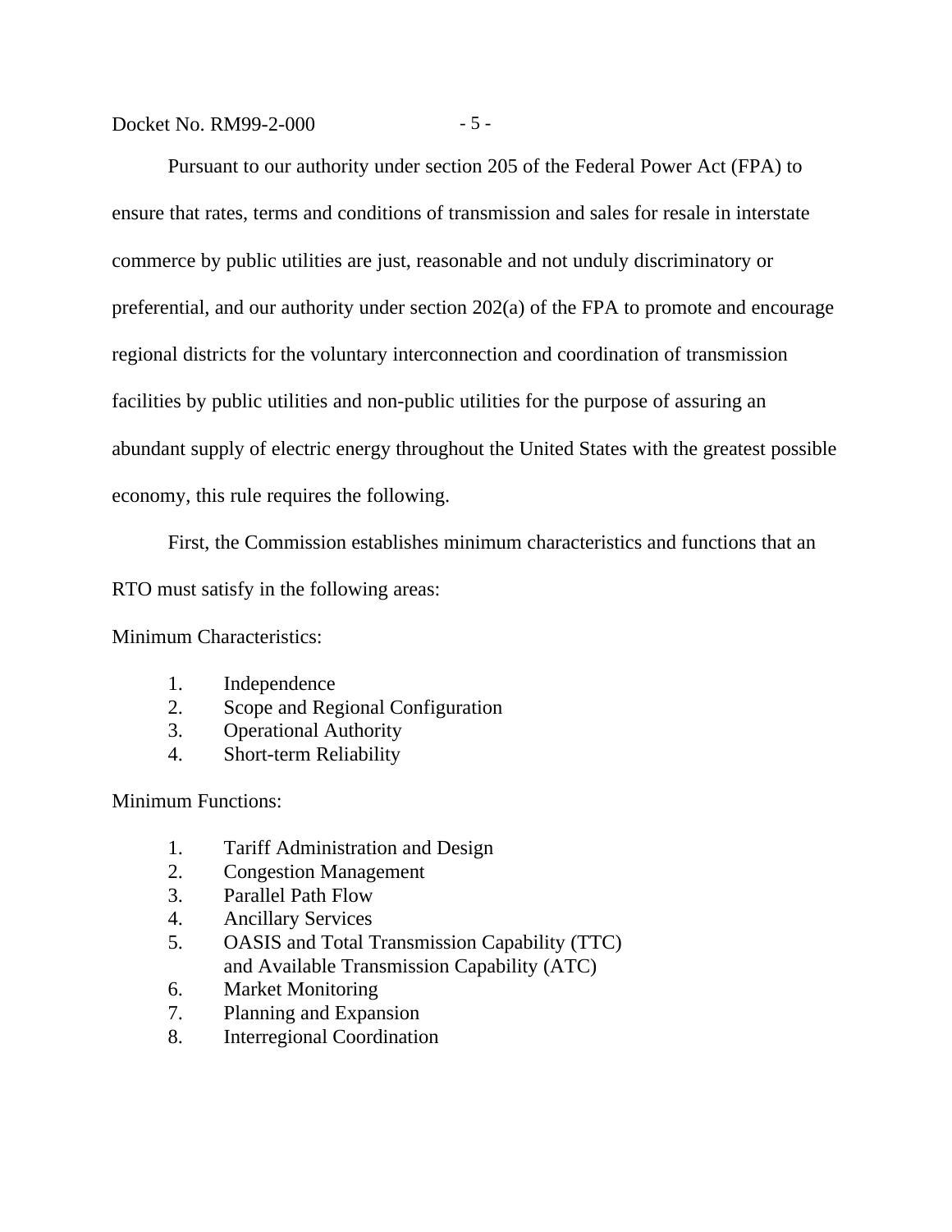Pursuant to our authority under section 205 of the Federal Power Act (FPA) to ensure that rates, terms and conditions of transmission and sales for resale in interstate commerce by public utilities are just, reasonable and not unduly discriminatory or preferential, and our authority under section 202(a) of the FPA to promote and encourage regional districts for the voluntary interconnection and coordination of transmission facilities by public utilities and non-public utilities for the purpose of assuring an abundant supply of electric energy throughout the United States with the greatest possible economy, this rule requires the following.

First, the Commission establishes minimum characteristics and functions that an RTO must satisfy in the following areas:

Minimum Characteristics:

1. Independence
2. Scope and Regional Configuration
3. Operational Authority
4. Short-term Reliability

Minimum Functions:

1. Tariff Administration and Design
2. Congestion Management
3. Parallel Path Flow
4. Ancillary Services
5. OASIS and Total Transmission Capability (TTC) and Available Transmission Capability (ATC)
6. Market Monitoring
7. Planning and Expansion
8. Interregional Coordination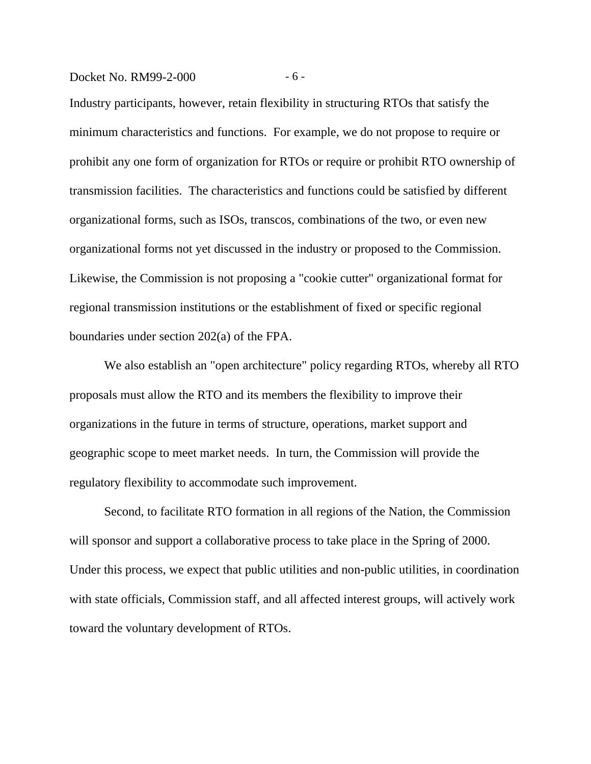Industry participants, however, retain flexibility in structuring RTOs that satisfy the minimum characteristics and functions. For example, we do not propose to require or prohibit any one form of organization for RTOs or require or prohibit RTO ownership of transmission facilities. The characteristics and functions could be satisfied by different organizational forms, such as ISOs, transcos, combinations of the two, or even new organizational forms not yet discussed in the industry or proposed to the Commission. Likewise, the Commission is not proposing a "cookie cutter" organizational format for regional transmission institutions or the establishment of fixed or specific regional boundaries under section 202(a) of the FPA.

We also establish an "open architecture" policy regarding RTOs, whereby all RTO proposals must allow the RTO and its members the flexibility to improve their organizations in the future in terms of structure, operations, market support and geographic scope to meet market needs. In turn, the Commission will provide the regulatory flexibility to accommodate such improvement.

Second, to facilitate RTO formation in all regions of the Nation, the Commission will sponsor and support a collaborative process to take place in the Spring of 2000. Under this process, we expect that public utilities and non-public utilities, in coordination with state officials, Commission staff, and all affected interest groups, will actively work toward the voluntary development of RTOs.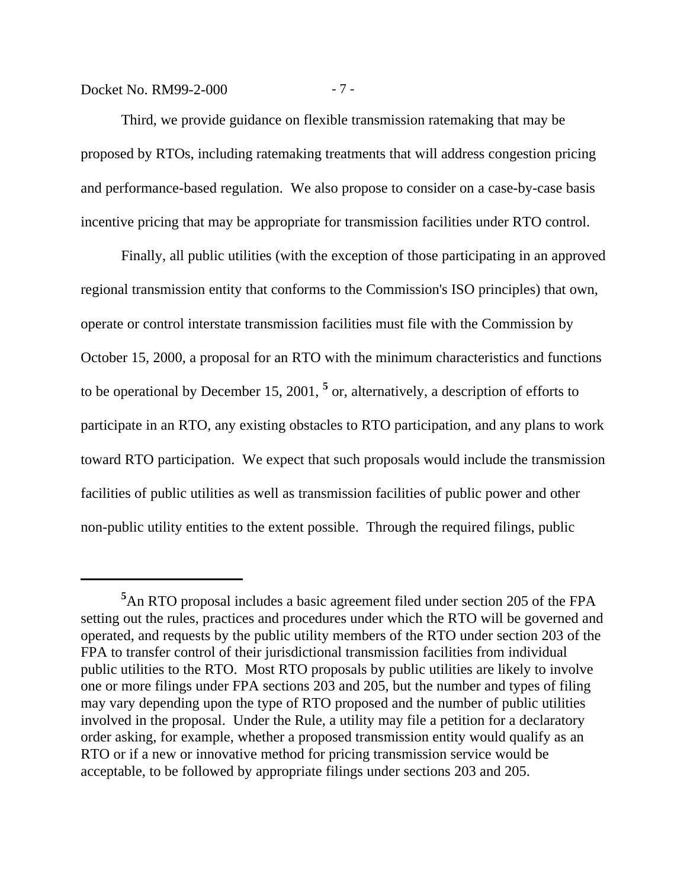Third, we provide guidance on flexible transmission ratemaking that may be proposed by RTOs, including ratemaking treatments that will address congestion pricing and performance-based regulation. We also propose to consider on a case-by-case basis incentive pricing that may be appropriate for transmission facilities under RTO control.

Finally, all public utilities (with the exception of those participating in an approved regional transmission entity that conforms to the Commission's ISO principles) that own, operate or control interstate transmission facilities must file with the Commission by October 15, 2000, a proposal for an RTO with the minimum characteristics and functions to be operational by December 15, 2001, [5] or, alternatively, a description of efforts to participate in an RTO, any existing obstacles to RTO participation, and any plans to work toward RTO participation. We expect that such proposals would include the transmission facilities of public utilities as well as transmission facilities of public power and other non-public utility entities to the extent possible. Through the required filings, public

---

[5] An RTO proposal includes a basic agreement filed under section 205 of the FPA setting out the rules, practices and procedures under which the RTO will be governed and operated, and requests by the public utility members of the RTO under section 203 of the FPA to transfer control of their jurisdictional transmission facilities from individual public utilities to the RTO. Most RTO proposals by public utilities are likely to involve one or more filings under FPA sections 203 and 205, but the number and types of filing may vary depending upon the type of RTO proposed and the number of public utilities involved in the proposal. Under the Rule, a utility may file a petition for a declaratory order asking, for example, whether a proposed transmission entity would qualify as an RTO or if a new or innovative method for pricing transmission service would be acceptable, to be followed by appropriate filings under sections 203 and 205.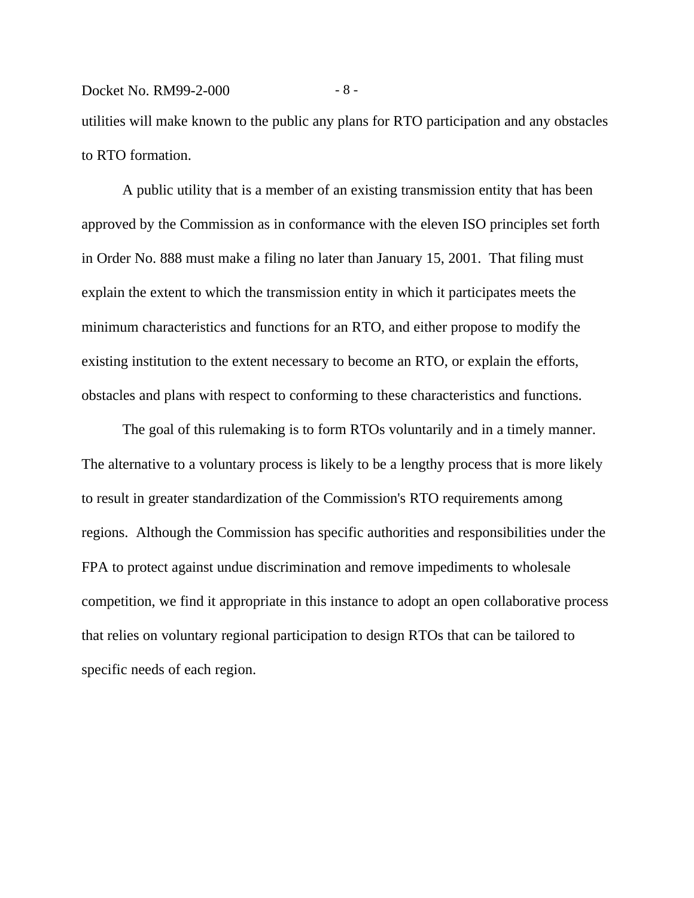utilities will make known to the public any plans for RTO participation and any obstacles to RTO formation.

A public utility that is a member of an existing transmission entity that has been approved by the Commission as in conformance with the eleven ISO principles set forth in Order No. 888 must make a filing no later than January 15, 2001. That filing must explain the extent to which the transmission entity in which it participates meets the minimum characteristics and functions for an RTO, and either propose to modify the existing institution to the extent necessary to become an RTO, or explain the efforts, obstacles and plans with respect to conforming to these characteristics and functions.

The goal of this rulemaking is to form RTOs voluntarily and in a timely manner. The alternative to a voluntary process is likely to be a lengthy process that is more likely to result in greater standardization of the Commission's RTO requirements among regions. Although the Commission has specific authorities and responsibilities under the FPA to protect against undue discrimination and remove impediments to wholesale competition, we find it appropriate in this instance to adopt an open collaborative process that relies on voluntary regional participation to design RTOs that can be tailored to specific needs of each region.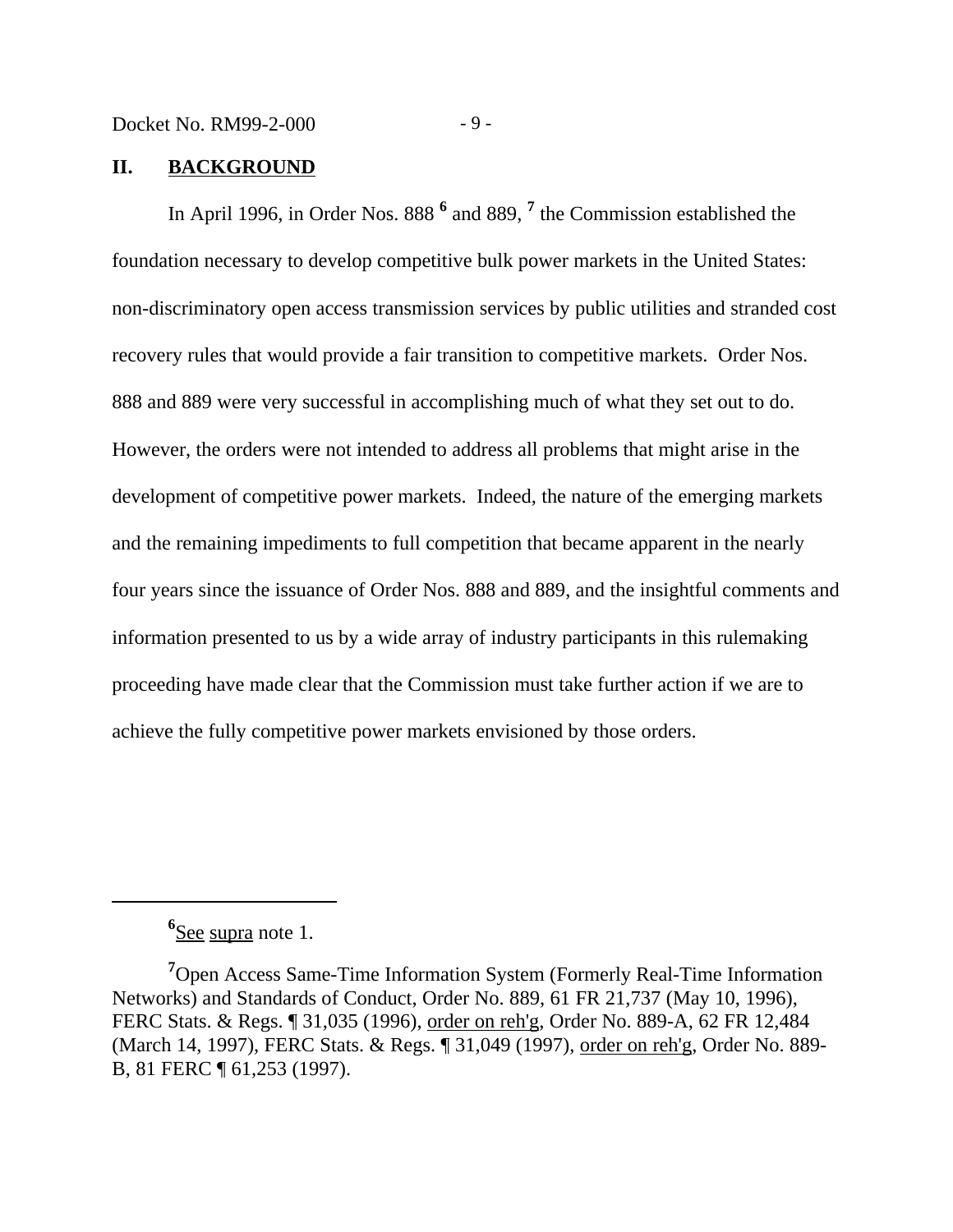## II. BACKGROUND

In April 1996, in Order Nos. 888 [6] and 889, [7] the Commission established the foundation necessary to develop competitive bulk power markets in the United States: non-discriminatory open access transmission services by public utilities and stranded cost recovery rules that would provide a fair transition to competitive markets. Order Nos. 888 and 889 were very successful in accomplishing much of what they set out to do. However, the orders were not intended to address all problems that might arise in the development of competitive power markets. Indeed, the nature of the emerging markets and the remaining impediments to full competition that became apparent in the nearly four years since the issuance of Order Nos. 888 and 889, and the insightful comments and information presented to us by a wide array of industry participants in this rulemaking proceeding have made clear that the Commission must take further action if we are to achieve the fully competitive power markets envisioned by those orders.

---

[6] See supra note 1.

[7] Open Access Same-Time Information System (Formerly Real-Time Information Networks) and Standards of Conduct, Order No. 889, 61 FR 21,737 (May 10, 1996), FERC Stats. & Regs. ¶ 31,035 (1996), order on reh'g, Order No. 889-A, 62 FR 12,484 (March 14, 1997), FERC Stats. & Regs. ¶ 31,049 (1997), order on reh'g, Order No. 889-B, 81 FERC ¶ 61,253 (1997).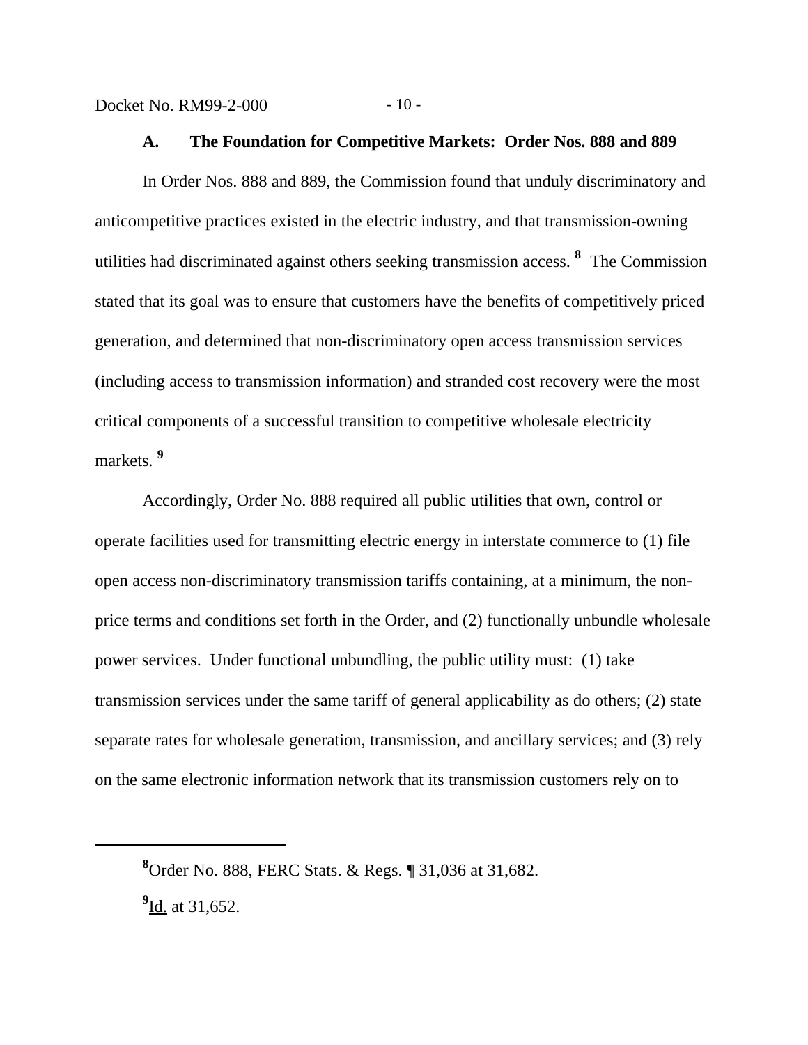### A. The Foundation for Competitive Markets: Order Nos. 888 and 889

In Order Nos. 888 and 889, the Commission found that unduly discriminatory and anticompetitive practices existed in the electric industry, and that transmission-owning utilities had discriminated against others seeking transmission access.[8] The Commission stated that its goal was to ensure that customers have the benefits of competitively priced generation, and determined that non-discriminatory open access transmission services (including access to transmission information) and stranded cost recovery were the most critical components of a successful transition to competitive wholesale electricity markets.[9]

Accordingly, Order No. 888 required all public utilities that own, control or operate facilities used for transmitting electric energy in interstate commerce to (1) file open access non-discriminatory transmission tariffs containing, at a minimum, the non-price terms and conditions set forth in the Order, and (2) functionally unbundle wholesale power services. Under functional unbundling, the public utility must: (1) take transmission services under the same tariff of general applicability as do others; (2) state separate rates for wholesale generation, transmission, and ancillary services; and (3) rely on the same electronic information network that its transmission customers rely on to

---

[8] Order No. 888, FERC Stats. & Regs. ¶ 31,036 at 31,682.

[9] Id. at 31,652.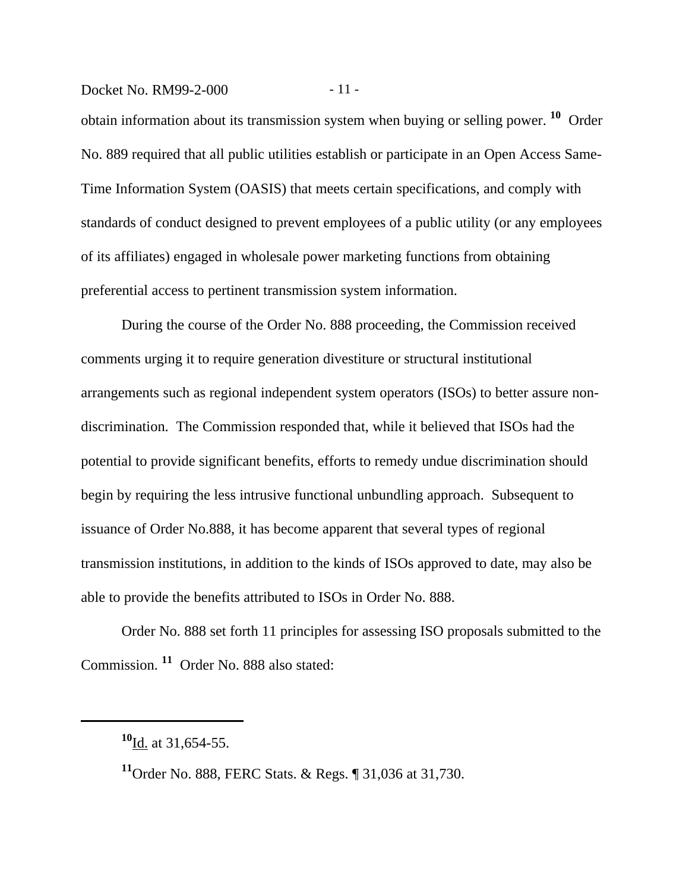obtain information about its transmission system when buying or selling power. [10] Order No. 889 required that all public utilities establish or participate in an Open Access Same-Time Information System (OASIS) that meets certain specifications, and comply with standards of conduct designed to prevent employees of a public utility (or any employees of its affiliates) engaged in wholesale power marketing functions from obtaining preferential access to pertinent transmission system information.

During the course of the Order No. 888 proceeding, the Commission received comments urging it to require generation divestiture or structural institutional arrangements such as regional independent system operators (ISOs) to better assure non-discrimination. The Commission responded that, while it believed that ISOs had the potential to provide significant benefits, efforts to remedy undue discrimination should begin by requiring the less intrusive functional unbundling approach. Subsequent to issuance of Order No.888, it has become apparent that several types of regional transmission institutions, in addition to the kinds of ISOs approved to date, may also be able to provide the benefits attributed to ISOs in Order No. 888.

Order No. 888 set forth 11 principles for assessing ISO proposals submitted to the Commission. [11] Order No. 888 also stated:

---

[10] Id. at 31,654-55.

[11] Order No. 888, FERC Stats. & Regs. ¶ 31,036 at 31,730.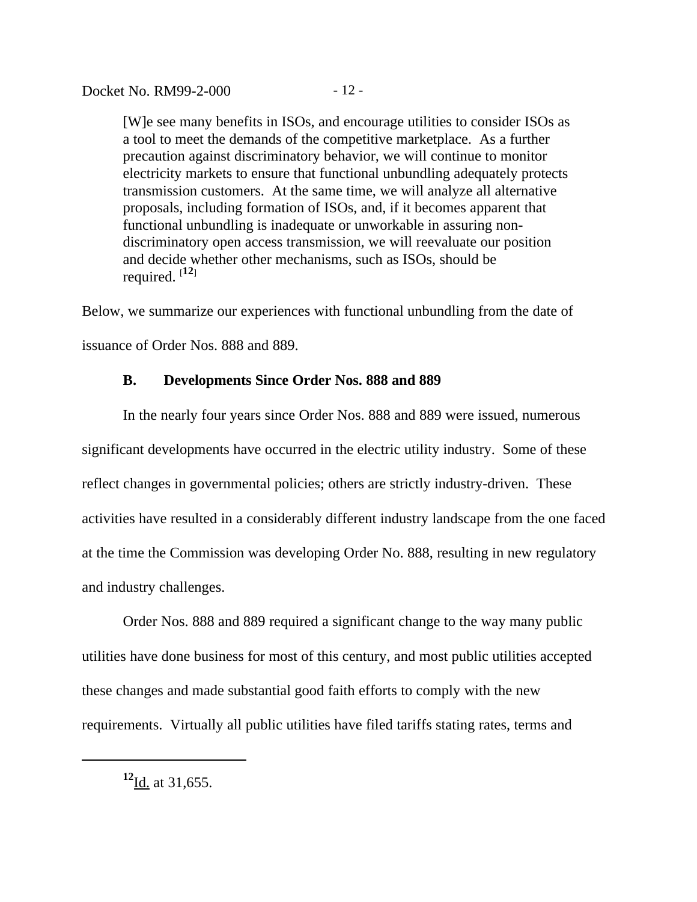> [W]e see many benefits in ISOs, and encourage utilities to consider ISOs as a tool to meet the demands of the competitive marketplace. As a further precaution against discriminatory behavior, we will continue to monitor electricity markets to ensure that functional unbundling adequately protects transmission customers. At the same time, we will analyze all alternative proposals, including formation of ISOs, and, if it becomes apparent that functional unbundling is inadequate or unworkable in assuring non-discriminatory open access transmission, we will reevaluate our position and decide whether other mechanisms, such as ISOs, should be required. [12]

Below, we summarize our experiences with functional unbundling from the date of issuance of Order Nos. 888 and 889.

### B. Developments Since Order Nos. 888 and 889

In the nearly four years since Order Nos. 888 and 889 were issued, numerous significant developments have occurred in the electric utility industry. Some of these reflect changes in governmental policies; others are strictly industry-driven. These activities have resulted in a considerably different industry landscape from the one faced at the time the Commission was developing Order No. 888, resulting in new regulatory and industry challenges.

Order Nos. 888 and 889 required a significant change to the way many public utilities have done business for most of this century, and most public utilities accepted these changes and made substantial good faith efforts to comply with the new requirements. Virtually all public utilities have filed tariffs stating rates, terms and

---

[12] Id. at 31,655.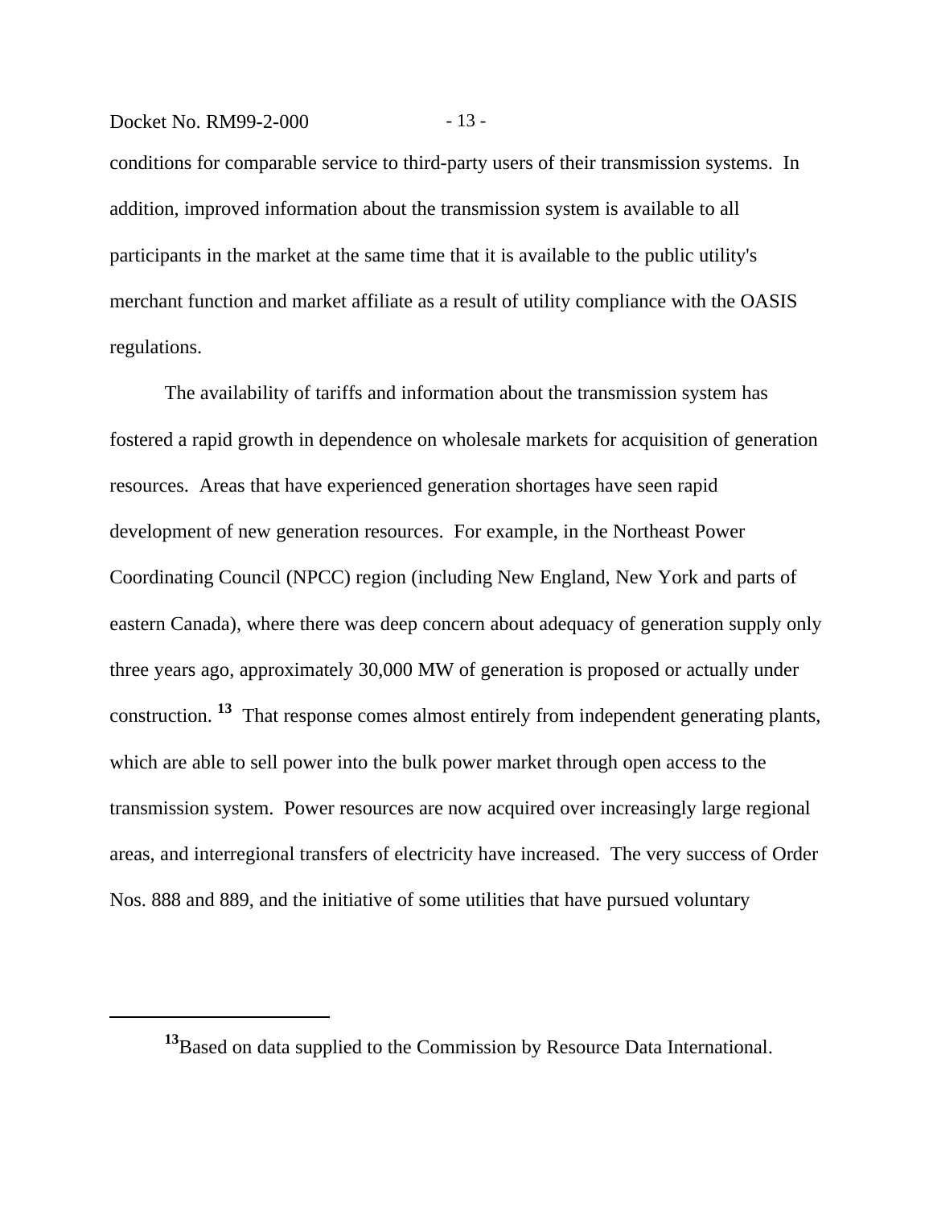conditions for comparable service to third-party users of their transmission systems. In addition, improved information about the transmission system is available to all participants in the market at the same time that it is available to the public utility's merchant function and market affiliate as a result of utility compliance with the OASIS regulations.

The availability of tariffs and information about the transmission system has fostered a rapid growth in dependence on wholesale markets for acquisition of generation resources. Areas that have experienced generation shortages have seen rapid development of new generation resources. For example, in the Northeast Power Coordinating Council (NPCC) region (including New England, New York and parts of eastern Canada), where there was deep concern about adequacy of generation supply only three years ago, approximately 30,000 MW of generation is proposed or actually under construction. [13] That response comes almost entirely from independent generating plants, which are able to sell power into the bulk power market through open access to the transmission system. Power resources are now acquired over increasingly large regional areas, and interregional transfers of electricity have increased. The very success of Order Nos. 888 and 889, and the initiative of some utilities that have pursued voluntary

[13] Based on data supplied to the Commission by Resource Data International.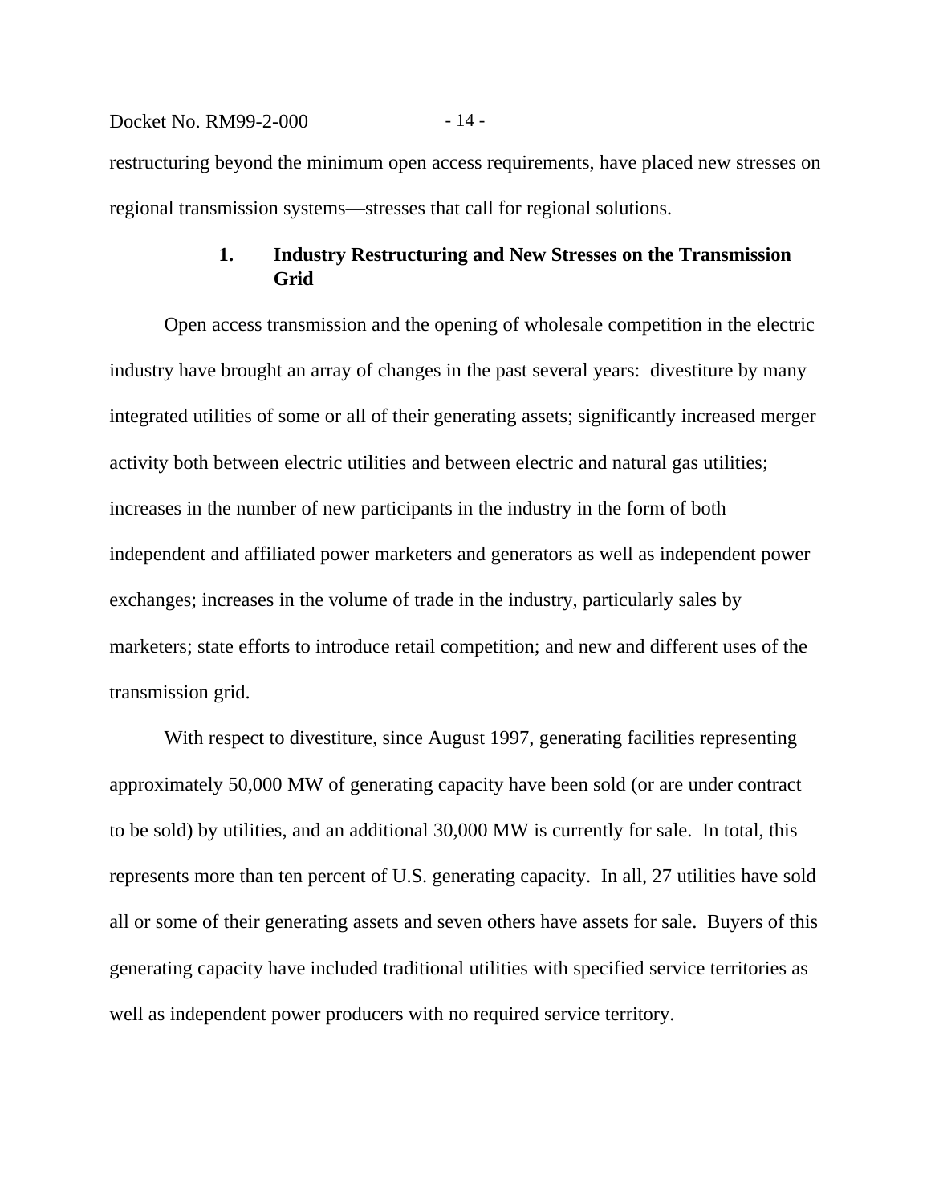restructuring beyond the minimum open access requirements, have placed new stresses on regional transmission systems—stresses that call for regional solutions.

### 1. Industry Restructuring and New Stresses on the Transmission Grid

Open access transmission and the opening of wholesale competition in the electric industry have brought an array of changes in the past several years: divestiture by many integrated utilities of some or all of their generating assets; significantly increased merger activity both between electric utilities and between electric and natural gas utilities; increases in the number of new participants in the industry in the form of both independent and affiliated power marketers and generators as well as independent power exchanges; increases in the volume of trade in the industry, particularly sales by marketers; state efforts to introduce retail competition; and new and different uses of the transmission grid.

With respect to divestiture, since August 1997, generating facilities representing approximately 50,000 MW of generating capacity have been sold (or are under contract to be sold) by utilities, and an additional 30,000 MW is currently for sale. In total, this represents more than ten percent of U.S. generating capacity. In all, 27 utilities have sold all or some of their generating assets and seven others have assets for sale. Buyers of this generating capacity have included traditional utilities with specified service territories as well as independent power producers with no required service territory.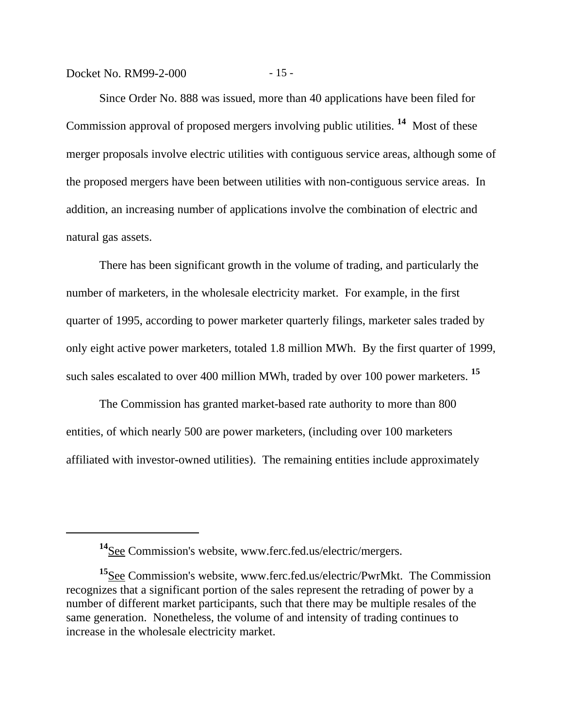Since Order No. 888 was issued, more than 40 applications have been filed for Commission approval of proposed mergers involving public utilities. [14] Most of these merger proposals involve electric utilities with contiguous service areas, although some of the proposed mergers have been between utilities with non-contiguous service areas. In addition, an increasing number of applications involve the combination of electric and natural gas assets.

There has been significant growth in the volume of trading, and particularly the number of marketers, in the wholesale electricity market. For example, in the first quarter of 1995, according to power marketer quarterly filings, marketer sales traded by only eight active power marketers, totaled 1.8 million MWh. By the first quarter of 1999, such sales escalated to over 400 million MWh, traded by over 100 power marketers. [15]

The Commission has granted market-based rate authority to more than 800 entities, of which nearly 500 are power marketers, (including over 100 marketers affiliated with investor-owned utilities). The remaining entities include approximately

---

[14] See Commission's website, www.ferc.fed.us/electric/mergers.

[15] See Commission's website, www.ferc.fed.us/electric/PwrMkt. The Commission recognizes that a significant portion of the sales represent the retrading of power by a number of different market participants, such that there may be multiple resales of the same generation. Nonetheless, the volume of and intensity of trading continues to increase in the wholesale electricity market.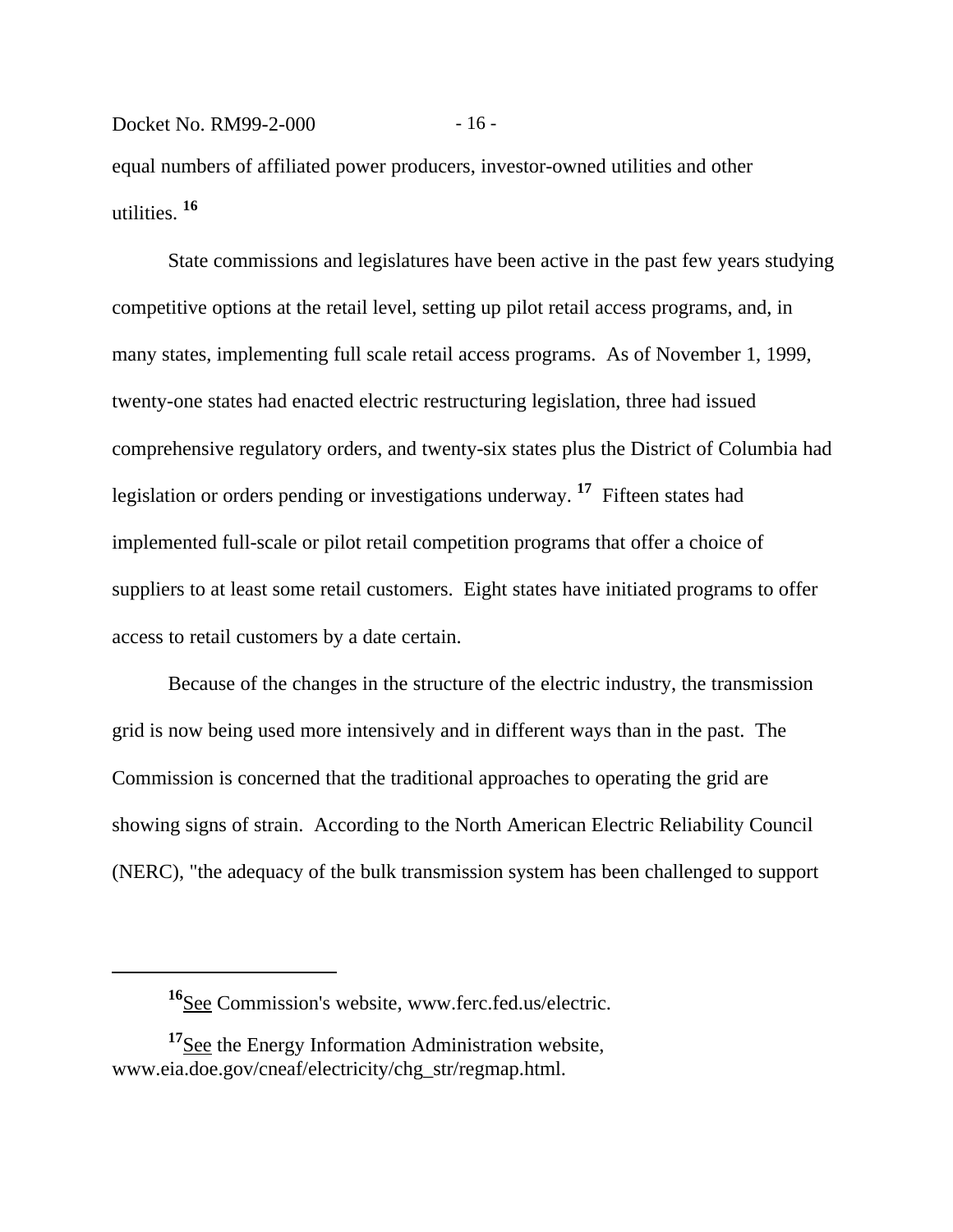equal numbers of affiliated power producers, investor-owned utilities and other utilities. [16]

State commissions and legislatures have been active in the past few years studying competitive options at the retail level, setting up pilot retail access programs, and, in many states, implementing full scale retail access programs. As of November 1, 1999, twenty-one states had enacted electric restructuring legislation, three had issued comprehensive regulatory orders, and twenty-six states plus the District of Columbia had legislation or orders pending or investigations underway. [17] Fifteen states had implemented full-scale or pilot retail competition programs that offer a choice of suppliers to at least some retail customers. Eight states have initiated programs to offer access to retail customers by a date certain.

Because of the changes in the structure of the electric industry, the transmission grid is now being used more intensively and in different ways than in the past. The Commission is concerned that the traditional approaches to operating the grid are showing signs of strain. According to the North American Electric Reliability Council (NERC), "the adequacy of the bulk transmission system has been challenged to support

---

[16] See Commission's website, www.ferc.fed.us/electric.

[17] See the Energy Information Administration website, www.eia.doe.gov/cneaf/electricity/chg_str/regmap.html.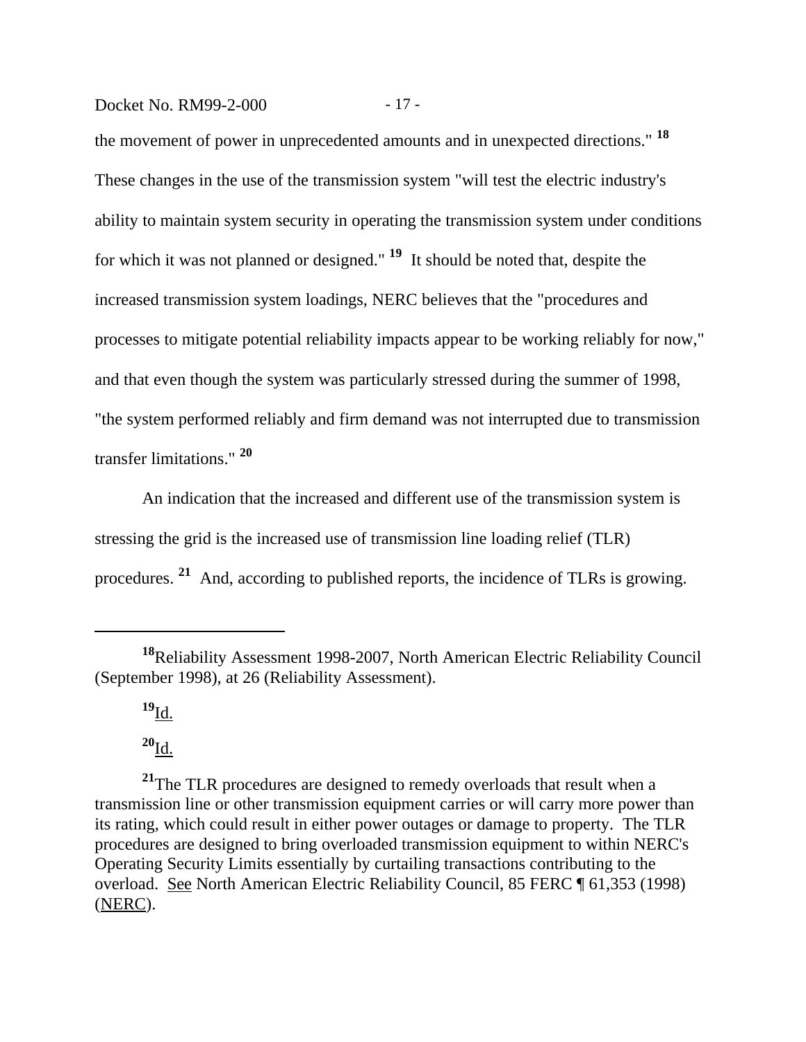the movement of power in unprecedented amounts and in unexpected directions." [18] These changes in the use of the transmission system "will test the electric industry's ability to maintain system security in operating the transmission system under conditions for which it was not planned or designed." [19] It should be noted that, despite the increased transmission system loadings, NERC believes that the "procedures and processes to mitigate potential reliability impacts appear to be working reliably for now," and that even though the system was particularly stressed during the summer of 1998, "the system performed reliably and firm demand was not interrupted due to transmission transfer limitations." [20]

An indication that the increased and different use of the transmission system is stressing the grid is the increased use of transmission line loading relief (TLR) procedures. [21] And, according to published reports, the incidence of TLRs is growing.

---

[18] Reliability Assessment 1998-2007, North American Electric Reliability Council (September 1998), at 26 (Reliability Assessment).

[19] Id.

[20] Id.

[21] The TLR procedures are designed to remedy overloads that result when a transmission line or other transmission equipment carries or will carry more power than its rating, which could result in either power outages or damage to property. The TLR procedures are designed to bring overloaded transmission equipment to within NERC's Operating Security Limits essentially by curtailing transactions contributing to the overload. See North American Electric Reliability Council, 85 FERC ¶ 61,353 (1998) (NERC).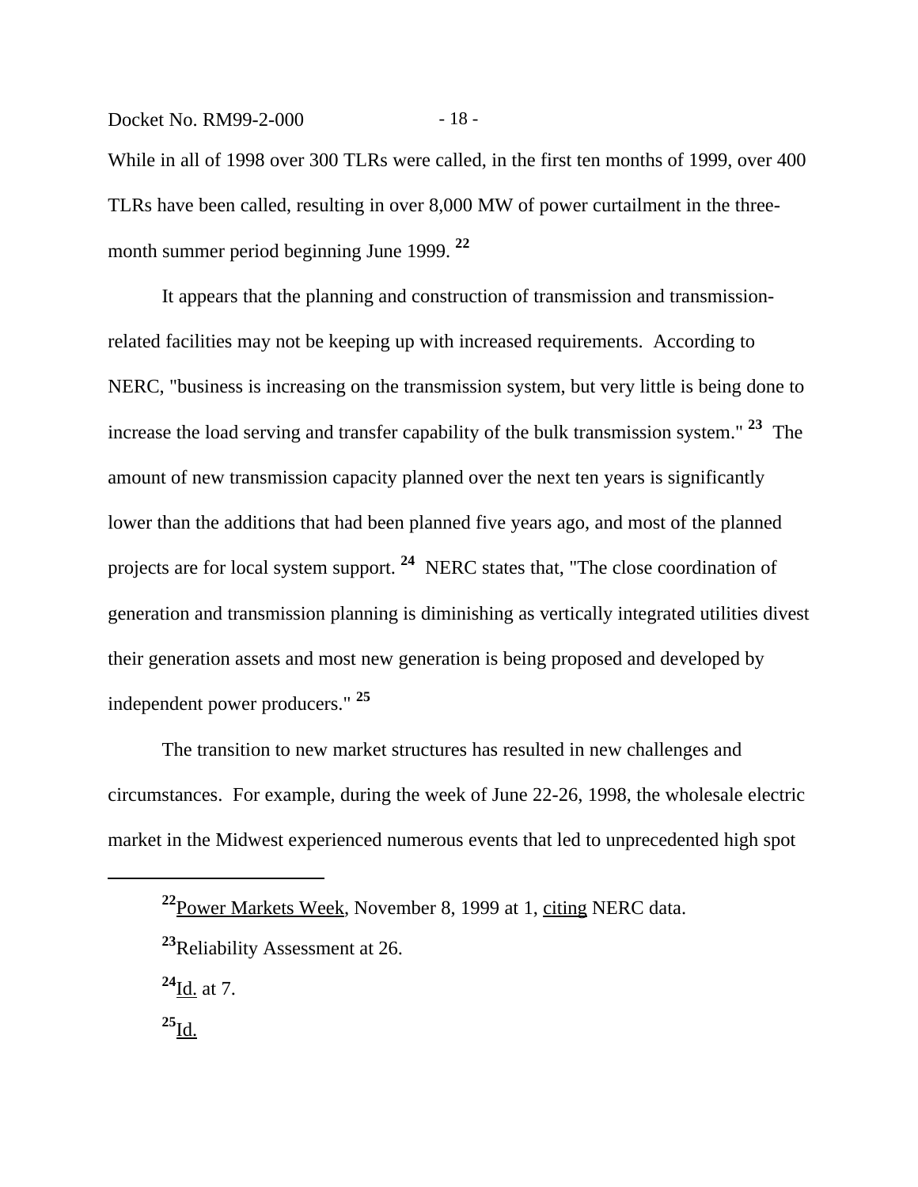While in all of 1998 over 300 TLRs were called, in the first ten months of 1999, over 400 TLRs have been called, resulting in over 8,000 MW of power curtailment in the three-month summer period beginning June 1999. [22]

It appears that the planning and construction of transmission and transmission-related facilities may not be keeping up with increased requirements. According to NERC, "business is increasing on the transmission system, but very little is being done to increase the load serving and transfer capability of the bulk transmission system." [23] The amount of new transmission capacity planned over the next ten years is significantly lower than the additions that had been planned five years ago, and most of the planned projects are for local system support. [24] NERC states that, "The close coordination of generation and transmission planning is diminishing as vertically integrated utilities divest their generation assets and most new generation is being proposed and developed by independent power producers." [25]

The transition to new market structures has resulted in new challenges and circumstances. For example, during the week of June 22-26, 1998, the wholesale electric market in the Midwest experienced numerous events that led to unprecedented high spot

---

[22] Power Markets Week, November 8, 1999 at 1, citing NERC data.

[23] Reliability Assessment at 26.

[24] Id. at 7.

[25] Id.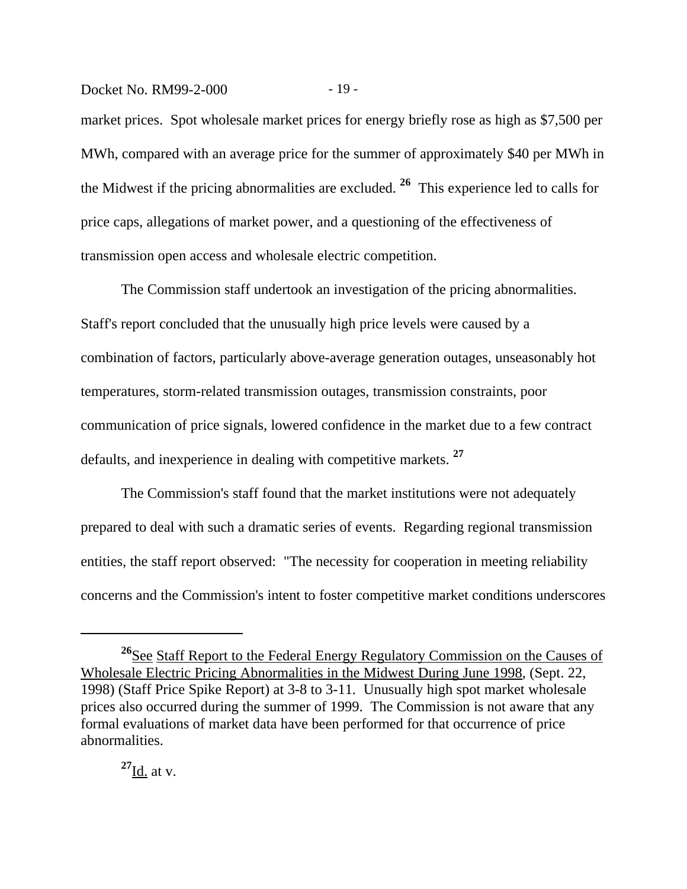market prices. Spot wholesale market prices for energy briefly rose as high as $7,500 per MWh, compared with an average price for the summer of approximately $40 per MWh in the Midwest if the pricing abnormalities are excluded. [26] This experience led to calls for price caps, allegations of market power, and a questioning of the effectiveness of transmission open access and wholesale electric competition.

The Commission staff undertook an investigation of the pricing abnormalities. Staff's report concluded that the unusually high price levels were caused by a combination of factors, particularly above-average generation outages, unseasonably hot temperatures, storm-related transmission outages, transmission constraints, poor communication of price signals, lowered confidence in the market due to a few contract defaults, and inexperience in dealing with competitive markets. [27]

The Commission's staff found that the market institutions were not adequately prepared to deal with such a dramatic series of events. Regarding regional transmission entities, the staff report observed: "The necessity for cooperation in meeting reliability concerns and the Commission's intent to foster competitive market conditions underscores

---

[26] See Staff Report to the Federal Energy Regulatory Commission on the Causes of Wholesale Electric Pricing Abnormalities in the Midwest During June 1998, (Sept. 22, 1998) (Staff Price Spike Report) at 3-8 to 3-11. Unusually high spot market wholesale prices also occurred during the summer of 1999. The Commission is not aware that any formal evaluations of market data have been performed for that occurrence of price abnormalities.

[27] Id. at v.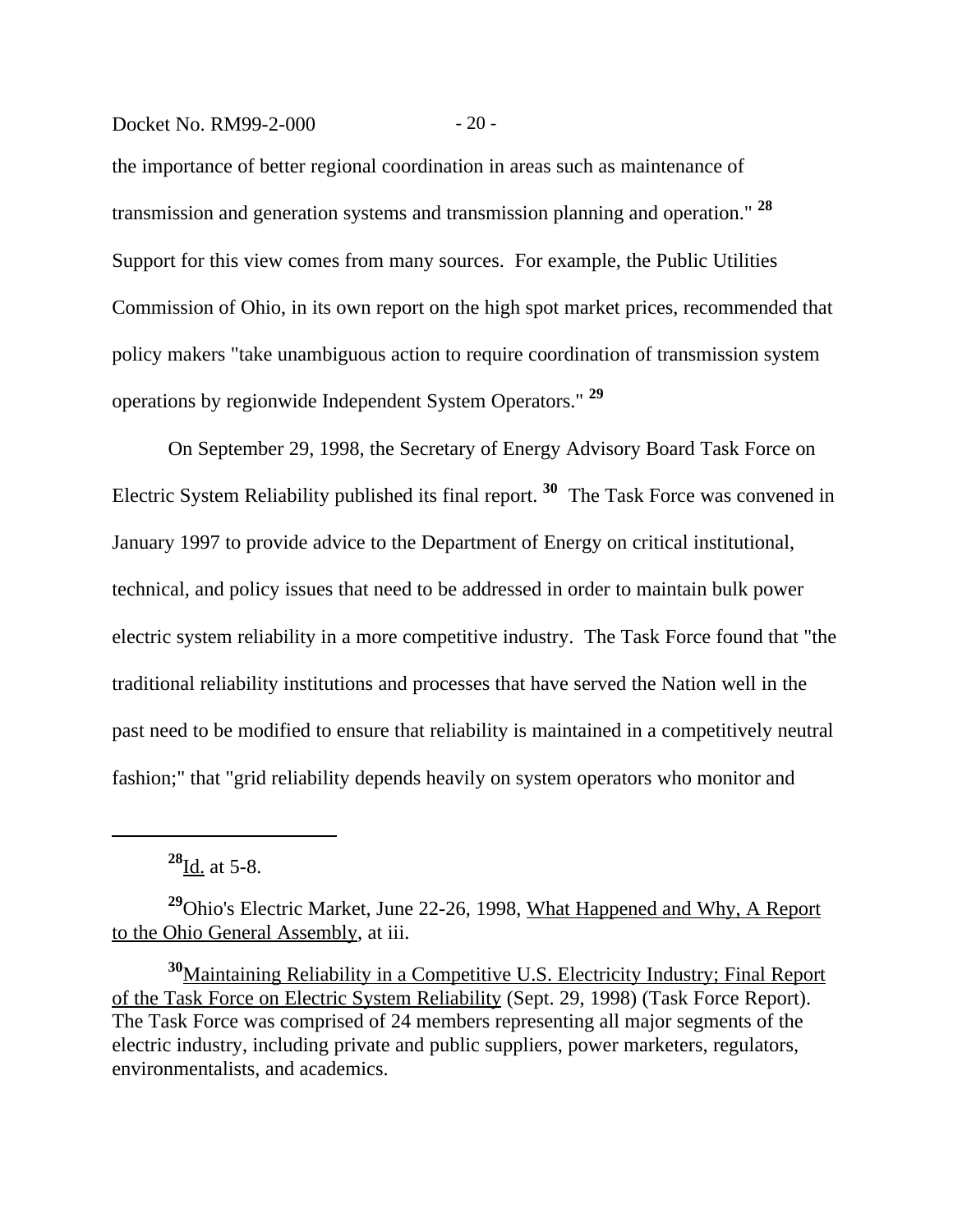the importance of better regional coordination in areas such as maintenance of transmission and generation systems and transmission planning and operation." [28] Support for this view comes from many sources. For example, the Public Utilities Commission of Ohio, in its own report on the high spot market prices, recommended that policy makers "take unambiguous action to require coordination of transmission system operations by regionwide Independent System Operators." [29]

On September 29, 1998, the Secretary of Energy Advisory Board Task Force on Electric System Reliability published its final report. [30] The Task Force was convened in January 1997 to provide advice to the Department of Energy on critical institutional, technical, and policy issues that need to be addressed in order to maintain bulk power electric system reliability in a more competitive industry. The Task Force found that "the traditional reliability institutions and processes that have served the Nation well in the past need to be modified to ensure that reliability is maintained in a competitively neutral fashion;" that "grid reliability depends heavily on system operators who monitor and

---

[28] Id. at 5-8.

[29] Ohio's Electric Market, June 22-26, 1998, What Happened and Why, A Report to the Ohio General Assembly, at iii.

[30] Maintaining Reliability in a Competitive U.S. Electricity Industry; Final Report of the Task Force on Electric System Reliability (Sept. 29, 1998) (Task Force Report). The Task Force was comprised of 24 members representing all major segments of the electric industry, including private and public suppliers, power marketers, regulators, environmentalists, and academics.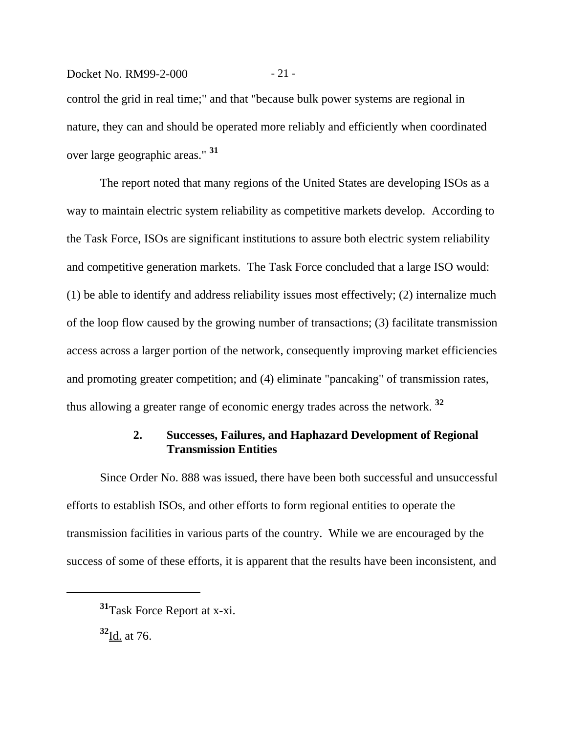control the grid in real time;" and that "because bulk power systems are regional in nature, they can and should be operated more reliably and efficiently when coordinated over large geographic areas." [31]

The report noted that many regions of the United States are developing ISOs as a way to maintain electric system reliability as competitive markets develop. According to the Task Force, ISOs are significant institutions to assure both electric system reliability and competitive generation markets. The Task Force concluded that a large ISO would: (1) be able to identify and address reliability issues most effectively; (2) internalize much of the loop flow caused by the growing number of transactions; (3) facilitate transmission access across a larger portion of the network, consequently improving market efficiencies and promoting greater competition; and (4) eliminate "pancaking" of transmission rates, thus allowing a greater range of economic energy trades across the network. [32]

### 2. Successes, Failures, and Haphazard Development of Regional Transmission Entities

Since Order No. 888 was issued, there have been both successful and unsuccessful efforts to establish ISOs, and other efforts to form regional entities to operate the transmission facilities in various parts of the country. While we are encouraged by the success of some of these efforts, it is apparent that the results have been inconsistent, and

---

[31] Task Force Report at x-xi.

[32] Id. at 76.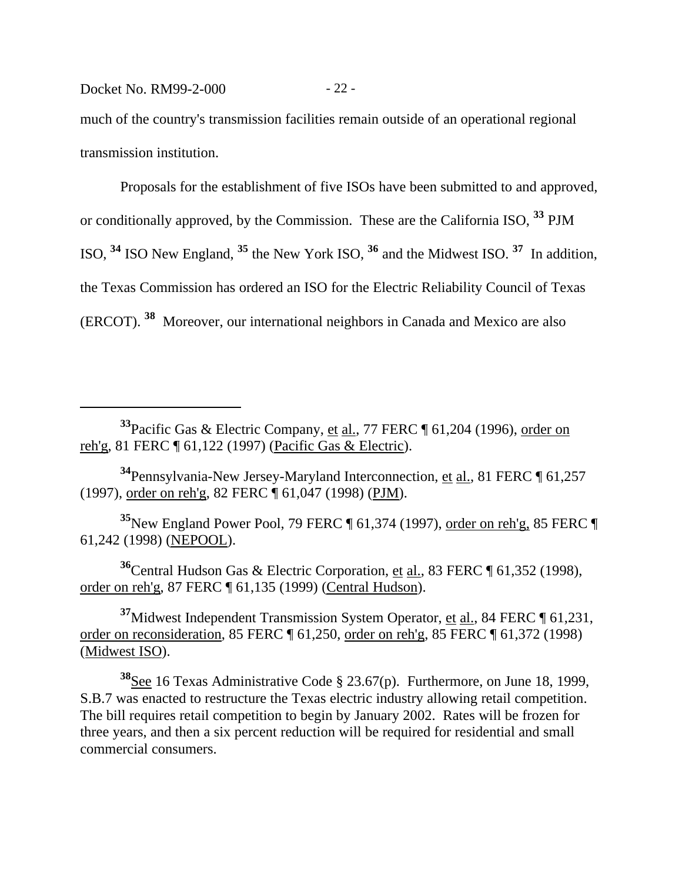much of the country's transmission facilities remain outside of an operational regional transmission institution.

Proposals for the establishment of five ISOs have been submitted to and approved, or conditionally approved, by the Commission. These are the California ISO, [33] PJM ISO, [34] ISO New England, [35] the New York ISO, [36] and the Midwest ISO. [37] In addition, the Texas Commission has ordered an ISO for the Electric Reliability Council of Texas (ERCOT). [38] Moreover, our international neighbors in Canada and Mexico are also

---

[33] Pacific Gas & Electric Company, et al., 77 FERC ¶ 61,204 (1996), order on reh'g, 81 FERC ¶ 61,122 (1997) (Pacific Gas & Electric).

[34] Pennsylvania-New Jersey-Maryland Interconnection, et al., 81 FERC ¶ 61,257 (1997), order on reh'g, 82 FERC ¶ 61,047 (1998) (PJM).

[35] New England Power Pool, 79 FERC ¶ 61,374 (1997), order on reh'g, 85 FERC ¶ 61,242 (1998) (NEPOOL).

[36] Central Hudson Gas & Electric Corporation, et al., 83 FERC ¶ 61,352 (1998), order on reh'g, 87 FERC ¶ 61,135 (1999) (Central Hudson).

[37] Midwest Independent Transmission System Operator, et al., 84 FERC ¶ 61,231, order on reconsideration, 85 FERC ¶ 61,250, order on reh'g, 85 FERC ¶ 61,372 (1998) (Midwest ISO).

[38] See 16 Texas Administrative Code § 23.67(p). Furthermore, on June 18, 1999, S.B.7 was enacted to restructure the Texas electric industry allowing retail competition. The bill requires retail competition to begin by January 2002. Rates will be frozen for three years, and then a six percent reduction will be required for residential and small commercial consumers.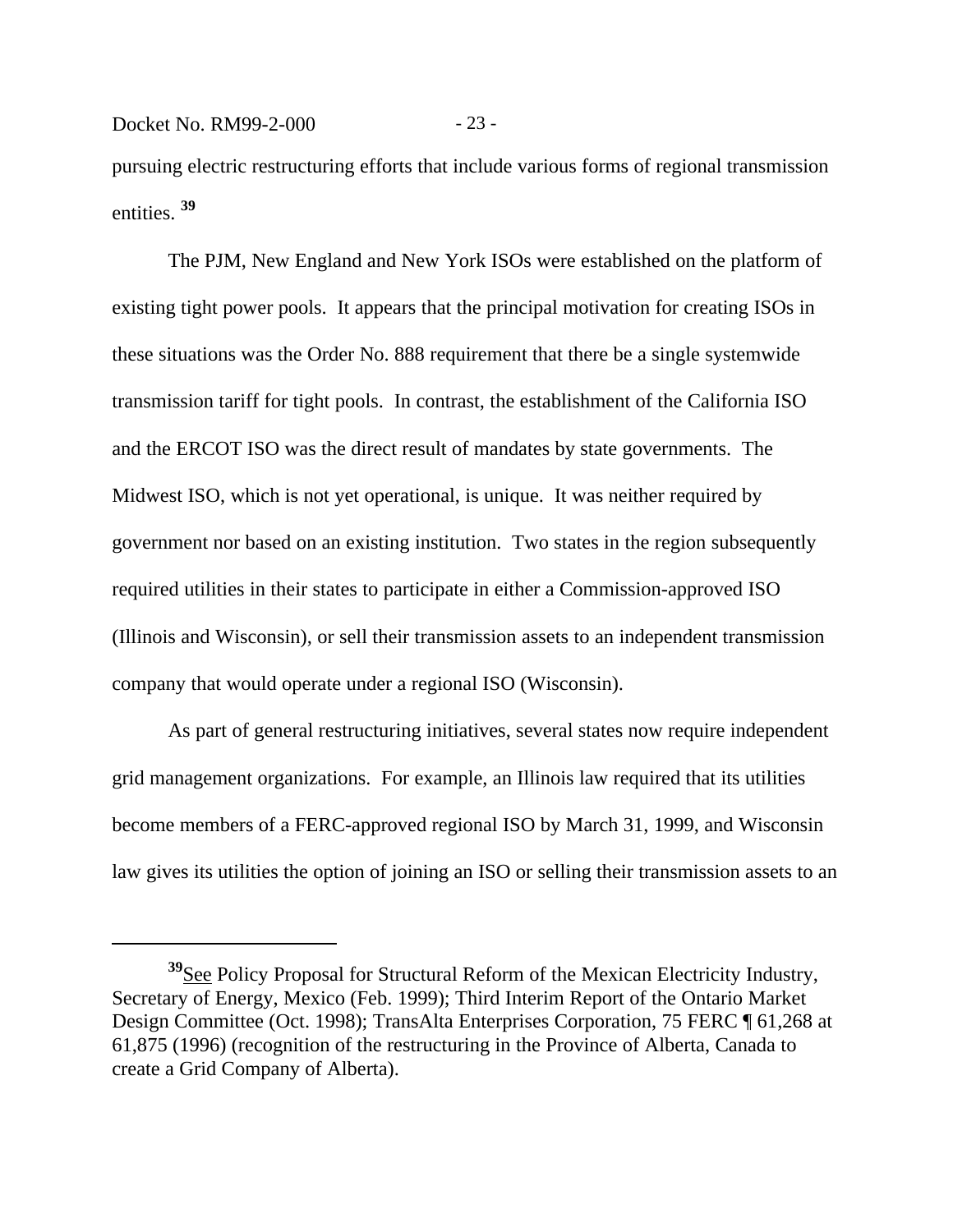pursuing electric restructuring efforts that include various forms of regional transmission entities. [39]

The PJM, New England and New York ISOs were established on the platform of existing tight power pools. It appears that the principal motivation for creating ISOs in these situations was the Order No. 888 requirement that there be a single systemwide transmission tariff for tight pools. In contrast, the establishment of the California ISO and the ERCOT ISO was the direct result of mandates by state governments. The Midwest ISO, which is not yet operational, is unique. It was neither required by government nor based on an existing institution. Two states in the region subsequently required utilities in their states to participate in either a Commission-approved ISO (Illinois and Wisconsin), or sell their transmission assets to an independent transmission company that would operate under a regional ISO (Wisconsin).

As part of general restructuring initiatives, several states now require independent grid management organizations. For example, an Illinois law required that its utilities become members of a FERC-approved regional ISO by March 31, 1999, and Wisconsin law gives its utilities the option of joining an ISO or selling their transmission assets to an

---

[39] See Policy Proposal for Structural Reform of the Mexican Electricity Industry, Secretary of Energy, Mexico (Feb. 1999); Third Interim Report of the Ontario Market Design Committee (Oct. 1998); TransAlta Enterprises Corporation, 75 FERC ¶ 61,268 at 61,875 (1996) (recognition of the restructuring in the Province of Alberta, Canada to create a Grid Company of Alberta).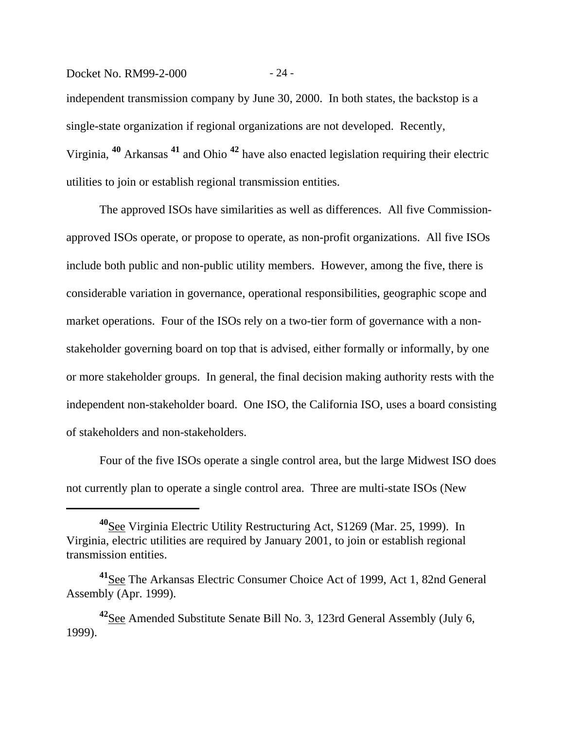independent transmission company by June 30, 2000. In both states, the backstop is a single-state organization if regional organizations are not developed. Recently, Virginia,[40] Arkansas[41] and Ohio[42] have also enacted legislation requiring their electric utilities to join or establish regional transmission entities.

The approved ISOs have similarities as well as differences. All five Commission-approved ISOs operate, or propose to operate, as non-profit organizations. All five ISOs include both public and non-public utility members. However, among the five, there is considerable variation in governance, operational responsibilities, geographic scope and market operations. Four of the ISOs rely on a two-tier form of governance with a non-stakeholder governing board on top that is advised, either formally or informally, by one or more stakeholder groups. In general, the final decision making authority rests with the independent non-stakeholder board. One ISO, the California ISO, uses a board consisting of stakeholders and non-stakeholders.

Four of the five ISOs operate a single control area, but the large Midwest ISO does not currently plan to operate a single control area. Three are multi-state ISOs (New

---

[40] See Virginia Electric Utility Restructuring Act, S1269 (Mar. 25, 1999). In Virginia, electric utilities are required by January 2001, to join or establish regional transmission entities.

[41] See The Arkansas Electric Consumer Choice Act of 1999, Act 1, 82nd General Assembly (Apr. 1999).

[42] See Amended Substitute Senate Bill No. 3, 123rd General Assembly (July 6, 1999).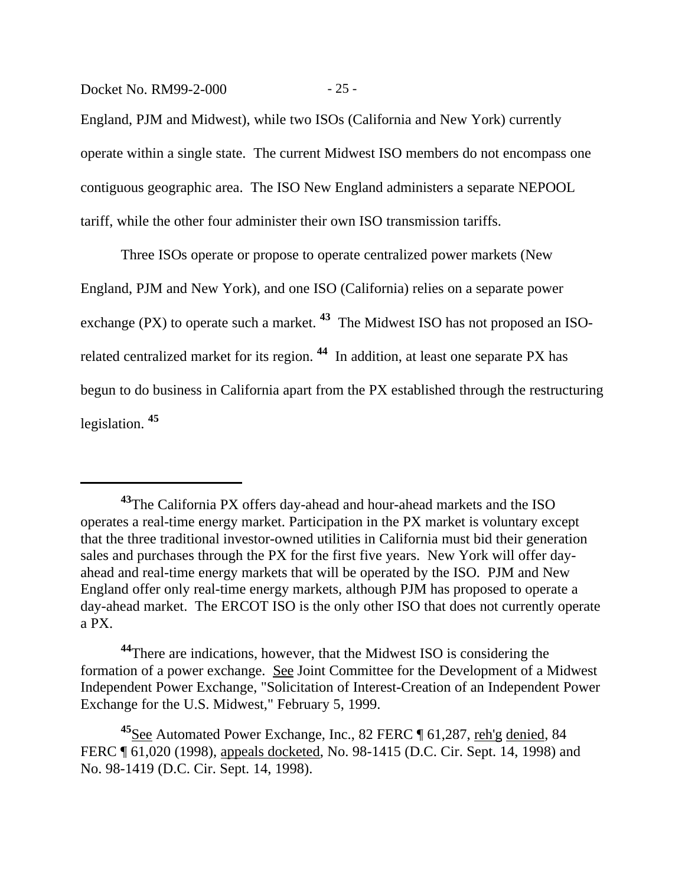England, PJM and Midwest), while two ISOs (California and New York) currently operate within a single state. The current Midwest ISO members do not encompass one contiguous geographic area. The ISO New England administers a separate NEPOOL tariff, while the other four administer their own ISO transmission tariffs.

Three ISOs operate or propose to operate centralized power markets (New England, PJM and New York), and one ISO (California) relies on a separate power exchange (PX) to operate such a market. [43] The Midwest ISO has not proposed an ISO-related centralized market for its region. [44] In addition, at least one separate PX has begun to do business in California apart from the PX established through the restructuring legislation. [45]

---

[43]The California PX offers day-ahead and hour-ahead markets and the ISO operates a real-time energy market. Participation in the PX market is voluntary except that the three traditional investor-owned utilities in California must bid their generation sales and purchases through the PX for the first five years. New York will offer day-ahead and real-time energy markets that will be operated by the ISO. PJM and New England offer only real-time energy markets, although PJM has proposed to operate a day-ahead market. The ERCOT ISO is the only other ISO that does not currently operate a PX.

[44]There are indications, however, that the Midwest ISO is considering the formation of a power exchange. See Joint Committee for the Development of a Midwest Independent Power Exchange, "Solicitation of Interest-Creation of an Independent Power Exchange for the U.S. Midwest," February 5, 1999.

[45]See Automated Power Exchange, Inc., 82 FERC ¶ 61,287, reh'g denied, 84 FERC ¶ 61,020 (1998), appeals docketed, No. 98-1415 (D.C. Cir. Sept. 14, 1998) and No. 98-1419 (D.C. Cir. Sept. 14, 1998).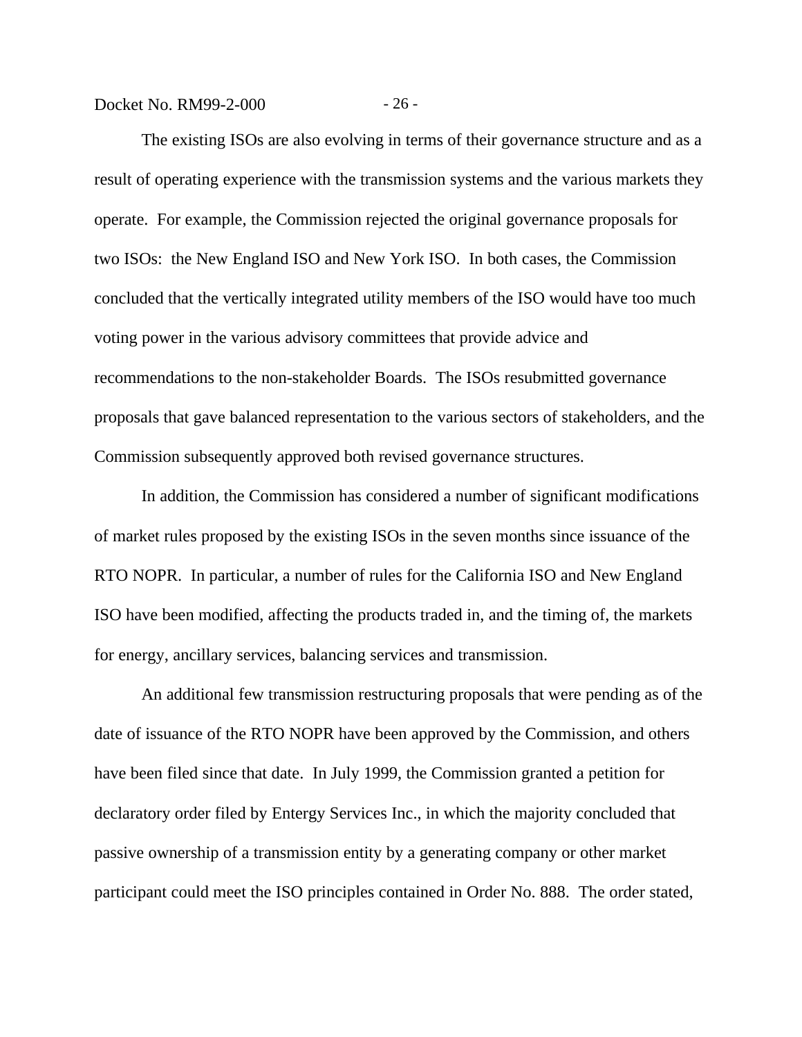The existing ISOs are also evolving in terms of their governance structure and as a result of operating experience with the transmission systems and the various markets they operate. For example, the Commission rejected the original governance proposals for two ISOs: the New England ISO and New York ISO. In both cases, the Commission concluded that the vertically integrated utility members of the ISO would have too much voting power in the various advisory committees that provide advice and recommendations to the non-stakeholder Boards. The ISOs resubmitted governance proposals that gave balanced representation to the various sectors of stakeholders, and the Commission subsequently approved both revised governance structures.

In addition, the Commission has considered a number of significant modifications of market rules proposed by the existing ISOs in the seven months since issuance of the RTO NOPR. In particular, a number of rules for the California ISO and New England ISO have been modified, affecting the products traded in, and the timing of, the markets for energy, ancillary services, balancing services and transmission.

An additional few transmission restructuring proposals that were pending as of the date of issuance of the RTO NOPR have been approved by the Commission, and others have been filed since that date. In July 1999, the Commission granted a petition for declaratory order filed by Entergy Services Inc., in which the majority concluded that passive ownership of a transmission entity by a generating company or other market participant could meet the ISO principles contained in Order No. 888. The order stated,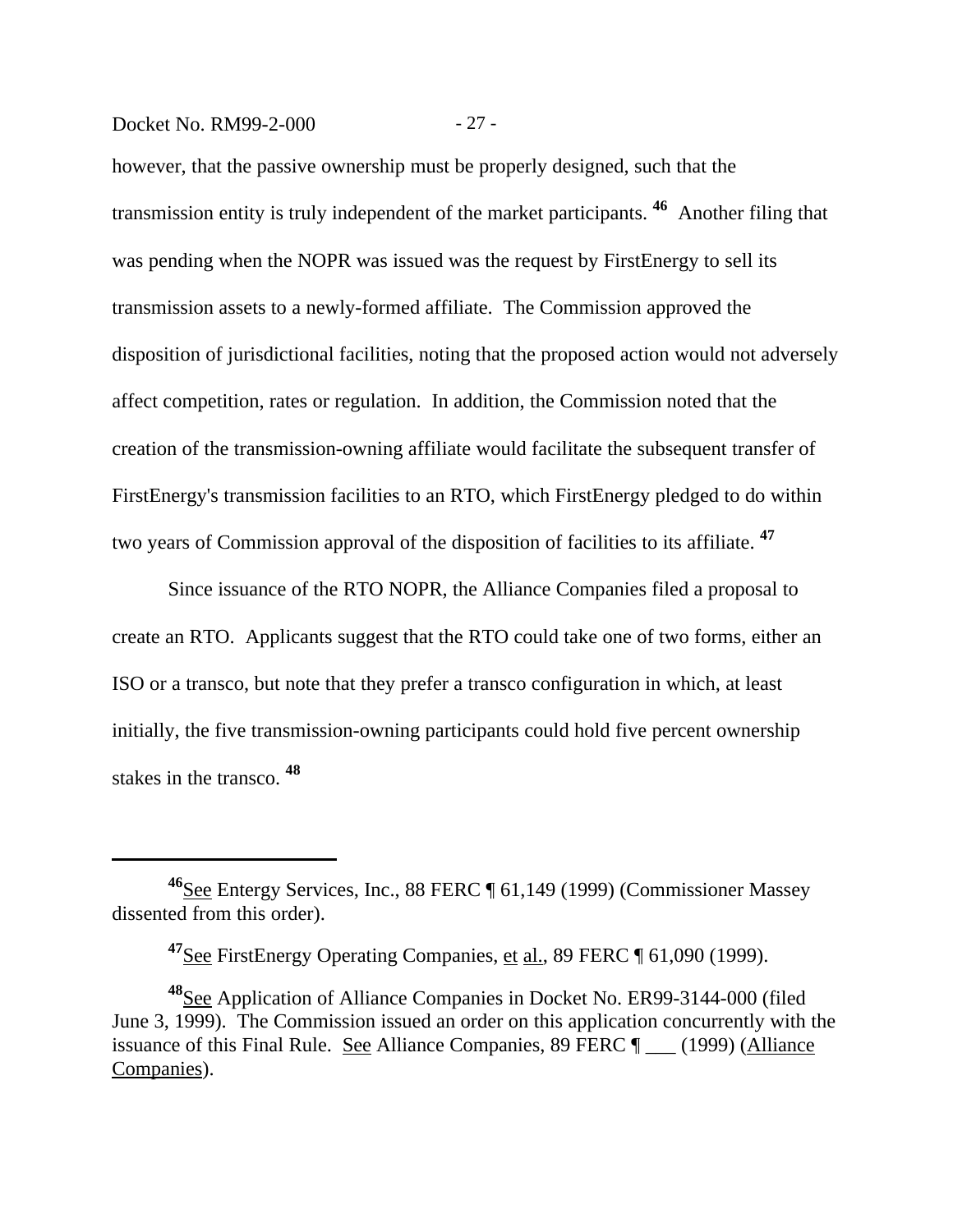however, that the passive ownership must be properly designed, such that the transmission entity is truly independent of the market participants. [46] Another filing that was pending when the NOPR was issued was the request by FirstEnergy to sell its transmission assets to a newly-formed affiliate. The Commission approved the disposition of jurisdictional facilities, noting that the proposed action would not adversely affect competition, rates or regulation. In addition, the Commission noted that the creation of the transmission-owning affiliate would facilitate the subsequent transfer of FirstEnergy's transmission facilities to an RTO, which FirstEnergy pledged to do within two years of Commission approval of the disposition of facilities to its affiliate. [47]

Since issuance of the RTO NOPR, the Alliance Companies filed a proposal to create an RTO. Applicants suggest that the RTO could take one of two forms, either an ISO or a transco, but note that they prefer a transco configuration in which, at least initially, the five transmission-owning participants could hold five percent ownership stakes in the transco. [48]

---

[46] See Entergy Services, Inc., 88 FERC ¶ 61,149 (1999) (Commissioner Massey dissented from this order).

[47] See FirstEnergy Operating Companies, et al., 89 FERC ¶ 61,090 (1999).

[48] See Application of Alliance Companies in Docket No. ER99-3144-000 (filed June 3, 1999). The Commission issued an order on this application concurrently with the issuance of this Final Rule. See Alliance Companies, 89 FERC ¶ ___ (1999) (Alliance Companies).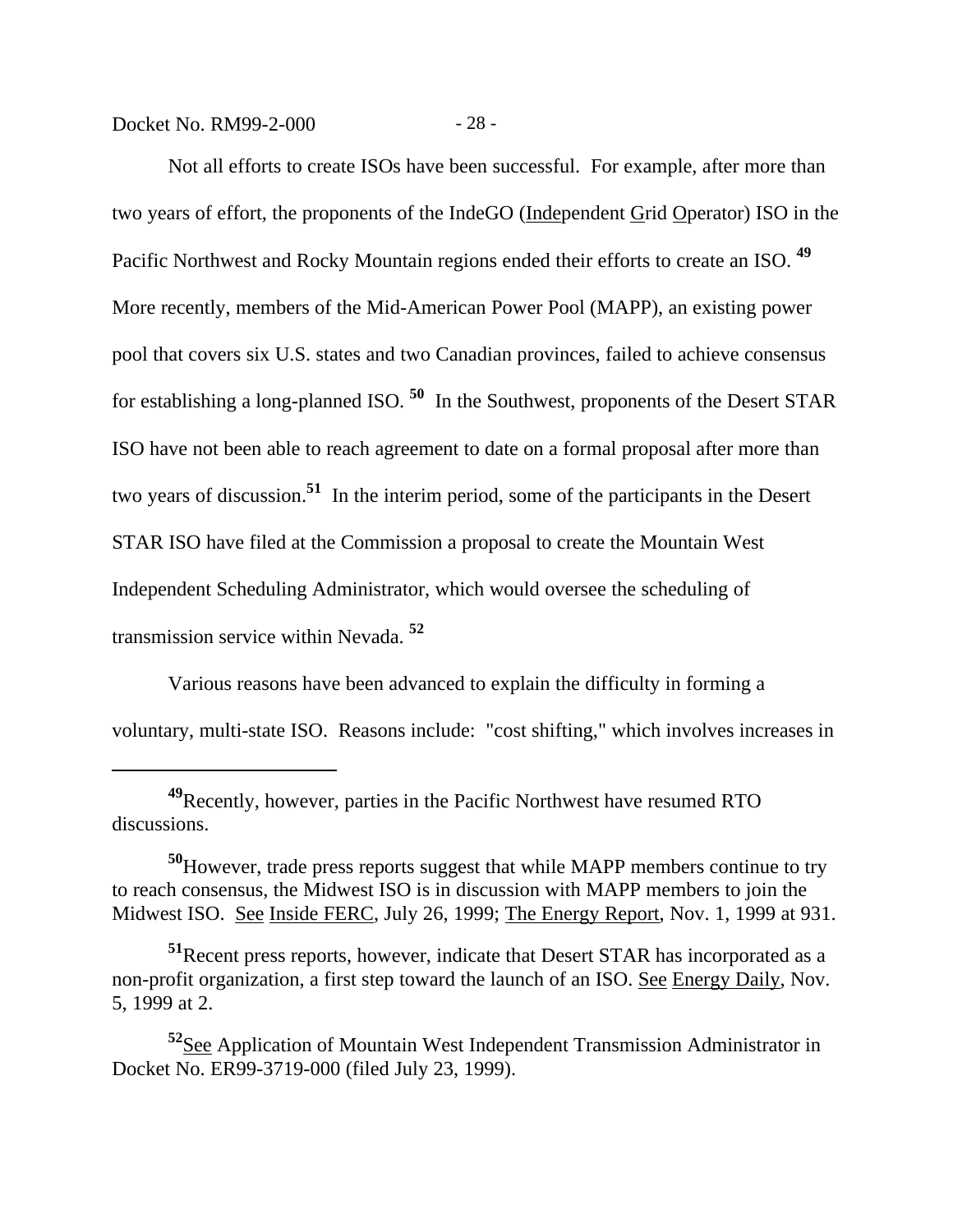Not all efforts to create ISOs have been successful. For example, after more than two years of effort, the proponents of the IndeGO (Independent Grid Operator) ISO in the Pacific Northwest and Rocky Mountain regions ended their efforts to create an ISO. [49] More recently, members of the Mid-American Power Pool (MAPP), an existing power pool that covers six U.S. states and two Canadian provinces, failed to achieve consensus for establishing a long-planned ISO. [50] In the Southwest, proponents of the Desert STAR ISO have not been able to reach agreement to date on a formal proposal after more than two years of discussion.[51] In the interim period, some of the participants in the Desert STAR ISO have filed at the Commission a proposal to create the Mountain West Independent Scheduling Administrator, which would oversee the scheduling of transmission service within Nevada. [52]

Various reasons have been advanced to explain the difficulty in forming a voluntary, multi-state ISO. Reasons include: "cost shifting," which involves increases in

---

[49] Recently, however, parties in the Pacific Northwest have resumed RTO discussions.

[50] However, trade press reports suggest that while MAPP members continue to try to reach consensus, the Midwest ISO is in discussion with MAPP members to join the Midwest ISO. See Inside FERC, July 26, 1999; The Energy Report, Nov. 1, 1999 at 931.

[51] Recent press reports, however, indicate that Desert STAR has incorporated as a non-profit organization, a first step toward the launch of an ISO. See Energy Daily, Nov. 5, 1999 at 2.

[52] See Application of Mountain West Independent Transmission Administrator in Docket No. ER99-3719-000 (filed July 23, 1999).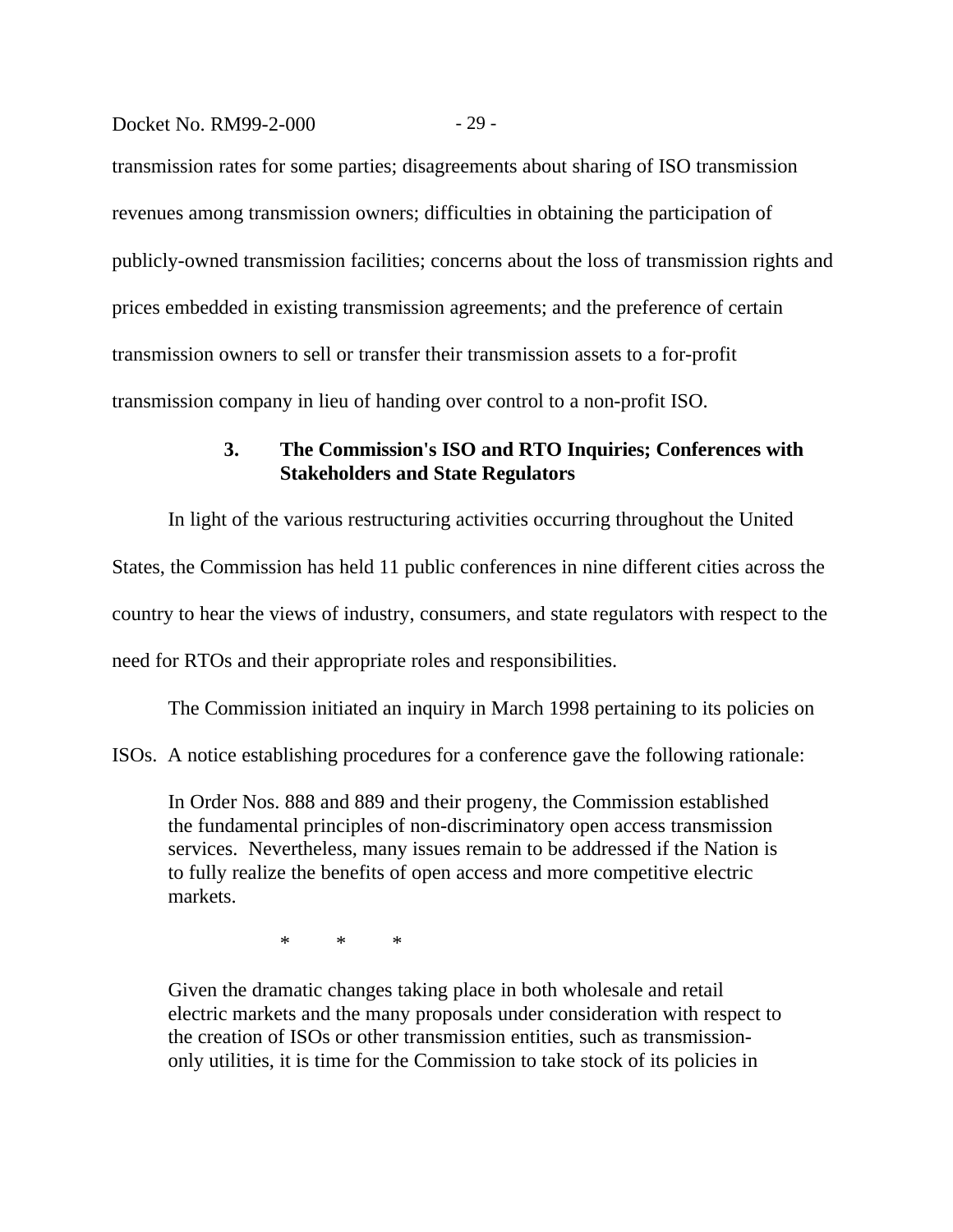transmission rates for some parties; disagreements about sharing of ISO transmission revenues among transmission owners; difficulties in obtaining the participation of publicly-owned transmission facilities; concerns about the loss of transmission rights and prices embedded in existing transmission agreements; and the preference of certain transmission owners to sell or transfer their transmission assets to a for-profit transmission company in lieu of handing over control to a non-profit ISO.

### 3. The Commission's ISO and RTO Inquiries; Conferences with Stakeholders and State Regulators

In light of the various restructuring activities occurring throughout the United States, the Commission has held 11 public conferences in nine different cities across the country to hear the views of industry, consumers, and state regulators with respect to the need for RTOs and their appropriate roles and responsibilities.

The Commission initiated an inquiry in March 1998 pertaining to its policies on ISOs. A notice establishing procedures for a conference gave the following rationale:

> In Order Nos. 888 and 889 and their progeny, the Commission established the fundamental principles of non-discriminatory open access transmission services. Nevertheless, many issues remain to be addressed if the Nation is to fully realize the benefits of open access and more competitive electric markets.
>
> \* \* \*
>
> Given the dramatic changes taking place in both wholesale and retail electric markets and the many proposals under consideration with respect to the creation of ISOs or other transmission entities, such as transmission-only utilities, it is time for the Commission to take stock of its policies in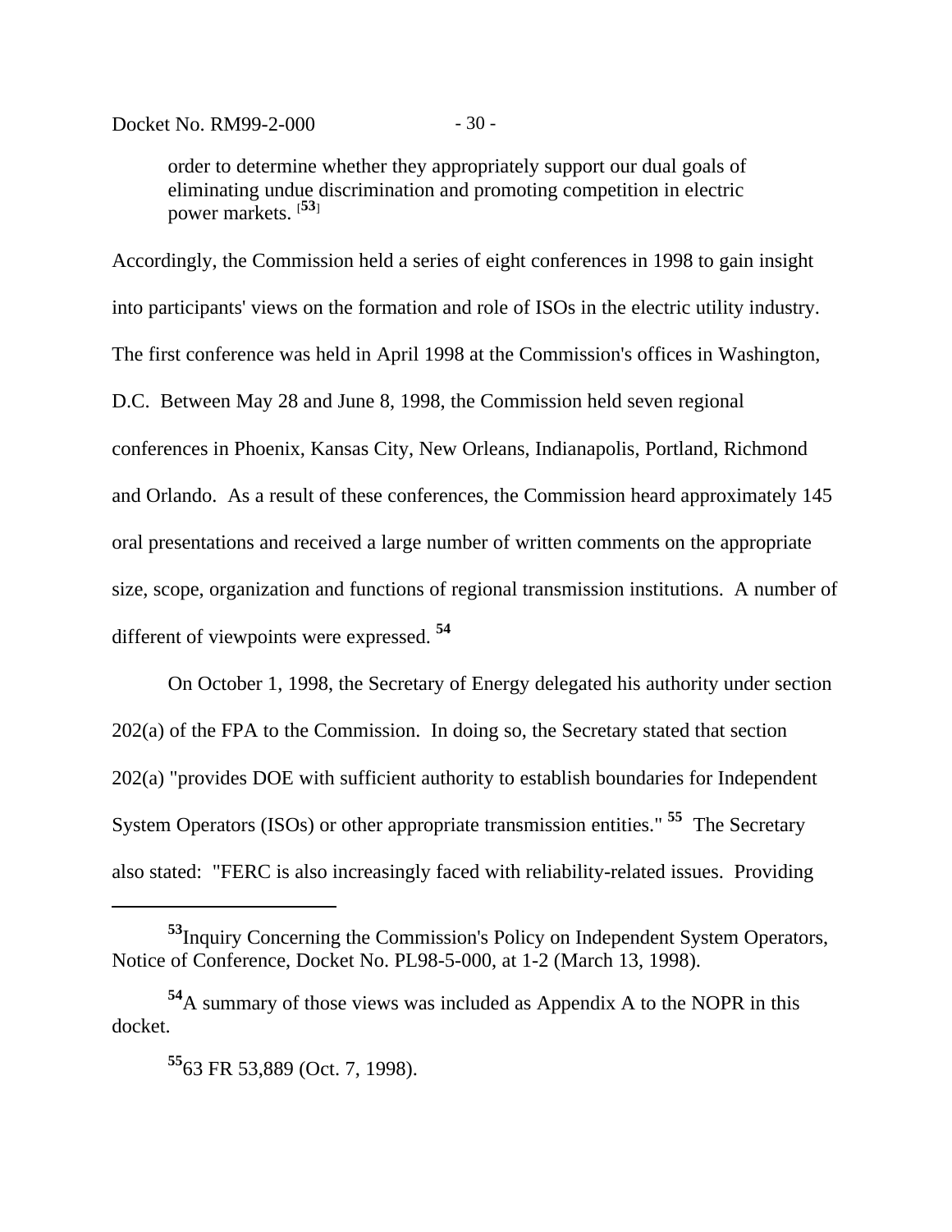> order to determine whether they appropriately support our dual goals of eliminating undue discrimination and promoting competition in electric power markets. [53]

Accordingly, the Commission held a series of eight conferences in 1998 to gain insight into participants' views on the formation and role of ISOs in the electric utility industry. The first conference was held in April 1998 at the Commission's offices in Washington, D.C. Between May 28 and June 8, 1998, the Commission held seven regional conferences in Phoenix, Kansas City, New Orleans, Indianapolis, Portland, Richmond and Orlando. As a result of these conferences, the Commission heard approximately 145 oral presentations and received a large number of written comments on the appropriate size, scope, organization and functions of regional transmission institutions. A number of different of viewpoints were expressed. [54]

On October 1, 1998, the Secretary of Energy delegated his authority under section 202(a) of the FPA to the Commission. In doing so, the Secretary stated that section 202(a) "provides DOE with sufficient authority to establish boundaries for Independent System Operators (ISOs) or other appropriate transmission entities." [55] The Secretary also stated: "FERC is also increasingly faced with reliability-related issues. Providing

---

[53] Inquiry Concerning the Commission's Policy on Independent System Operators, Notice of Conference, Docket No. PL98-5-000, at 1-2 (March 13, 1998).

[54] A summary of those views was included as Appendix A to the NOPR in this docket.

[55] 63 FR 53,889 (Oct. 7, 1998).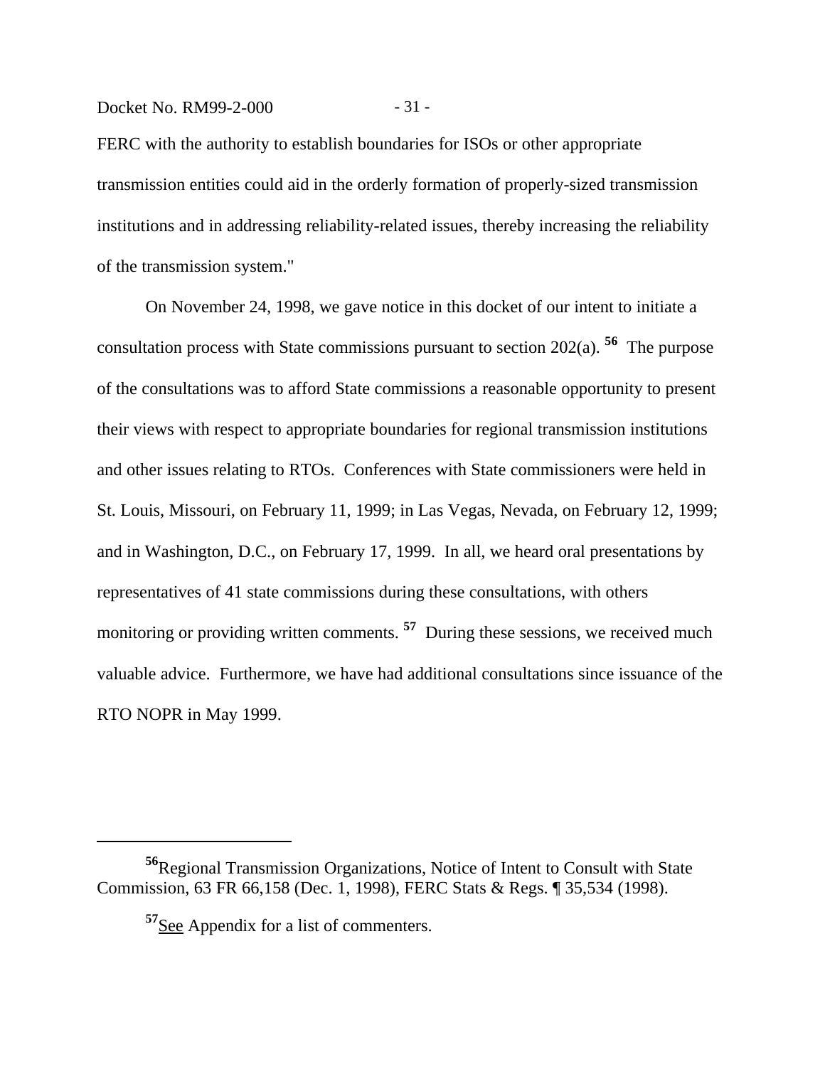FERC with the authority to establish boundaries for ISOs or other appropriate transmission entities could aid in the orderly formation of properly-sized transmission institutions and in addressing reliability-related issues, thereby increasing the reliability of the transmission system."

On November 24, 1998, we gave notice in this docket of our intent to initiate a consultation process with State commissions pursuant to section 202(a).[56] The purpose of the consultations was to afford State commissions a reasonable opportunity to present their views with respect to appropriate boundaries for regional transmission institutions and other issues relating to RTOs. Conferences with State commissioners were held in St. Louis, Missouri, on February 11, 1999; in Las Vegas, Nevada, on February 12, 1999; and in Washington, D.C., on February 17, 1999. In all, we heard oral presentations by representatives of 41 state commissions during these consultations, with others monitoring or providing written comments.[57] During these sessions, we received much valuable advice. Furthermore, we have had additional consultations since issuance of the RTO NOPR in May 1999.

---

[56] Regional Transmission Organizations, Notice of Intent to Consult with State Commission, 63 FR 66,158 (Dec. 1, 1998), FERC Stats & Regs. ¶ 35,534 (1998).

[57] See Appendix for a list of commenters.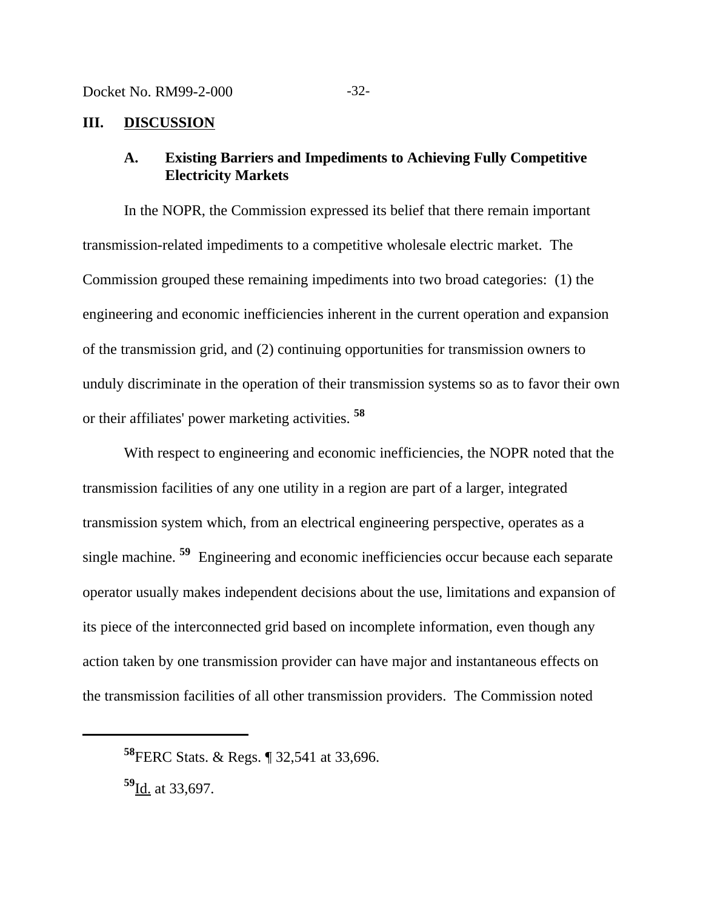## III. DISCUSSION

### A. Existing Barriers and Impediments to Achieving Fully Competitive Electricity Markets

In the NOPR, the Commission expressed its belief that there remain important transmission-related impediments to a competitive wholesale electric market. The Commission grouped these remaining impediments into two broad categories: (1) the engineering and economic inefficiencies inherent in the current operation and expansion of the transmission grid, and (2) continuing opportunities for transmission owners to unduly discriminate in the operation of their transmission systems so as to favor their own or their affiliates' power marketing activities. [58]

With respect to engineering and economic inefficiencies, the NOPR noted that the transmission facilities of any one utility in a region are part of a larger, integrated transmission system which, from an electrical engineering perspective, operates as a single machine. [59] Engineering and economic inefficiencies occur because each separate operator usually makes independent decisions about the use, limitations and expansion of its piece of the interconnected grid based on incomplete information, even though any action taken by one transmission provider can have major and instantaneous effects on the transmission facilities of all other transmission providers. The Commission noted

---

[58] FERC Stats. & Regs. ¶ 32,541 at 33,696.

[59] Id. at 33,697.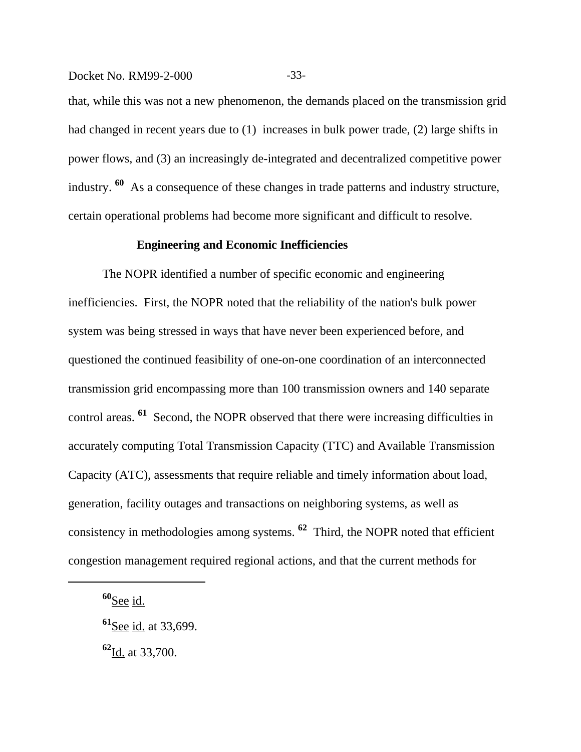that, while this was not a new phenomenon, the demands placed on the transmission grid had changed in recent years due to (1) increases in bulk power trade, (2) large shifts in power flows, and (3) an increasingly de-integrated and decentralized competitive power industry.[60] As a consequence of these changes in trade patterns and industry structure, certain operational problems had become more significant and difficult to resolve.

**Engineering and Economic Inefficiencies**

The NOPR identified a number of specific economic and engineering inefficiencies. First, the NOPR noted that the reliability of the nation's bulk power system was being stressed in ways that have never been experienced before, and questioned the continued feasibility of one-on-one coordination of an interconnected transmission grid encompassing more than 100 transmission owners and 140 separate control areas.[61] Second, the NOPR observed that there were increasing difficulties in accurately computing Total Transmission Capacity (TTC) and Available Transmission Capacity (ATC), assessments that require reliable and timely information about load, generation, facility outages and transactions on neighboring systems, as well as consistency in methodologies among systems.[62] Third, the NOPR noted that efficient congestion management required regional actions, and that the current methods for

---

[60] See id.

[61] See id. at 33,699.

[62] Id. at 33,700.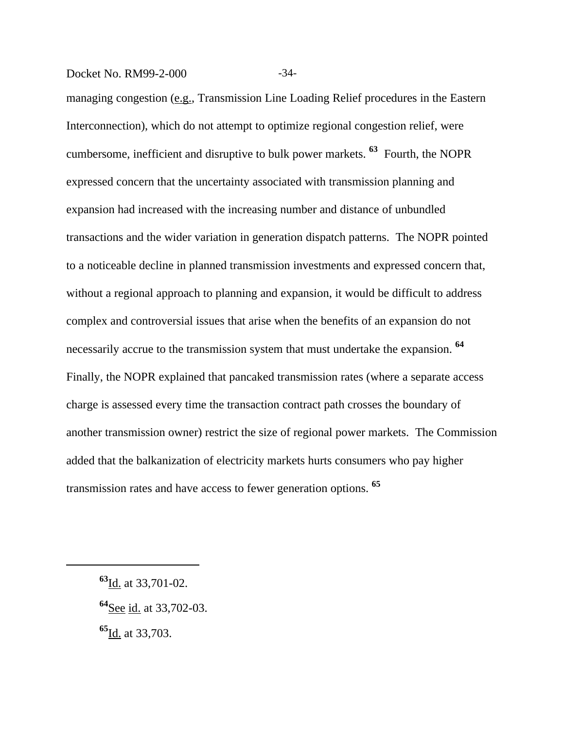managing congestion (e.g., Transmission Line Loading Relief procedures in the Eastern Interconnection), which do not attempt to optimize regional congestion relief, were cumbersome, inefficient and disruptive to bulk power markets.[63] Fourth, the NOPR expressed concern that the uncertainty associated with transmission planning and expansion had increased with the increasing number and distance of unbundled transactions and the wider variation in generation dispatch patterns. The NOPR pointed to a noticeable decline in planned transmission investments and expressed concern that, without a regional approach to planning and expansion, it would be difficult to address complex and controversial issues that arise when the benefits of an expansion do not necessarily accrue to the transmission system that must undertake the expansion.[64] Finally, the NOPR explained that pancaked transmission rates (where a separate access charge is assessed every time the transaction contract path crosses the boundary of another transmission owner) restrict the size of regional power markets. The Commission added that the balkanization of electricity markets hurts consumers who pay higher transmission rates and have access to fewer generation options.[65]

---

[63] Id. at 33,701-02.

[64] See id. at 33,702-03.

[65] Id. at 33,703.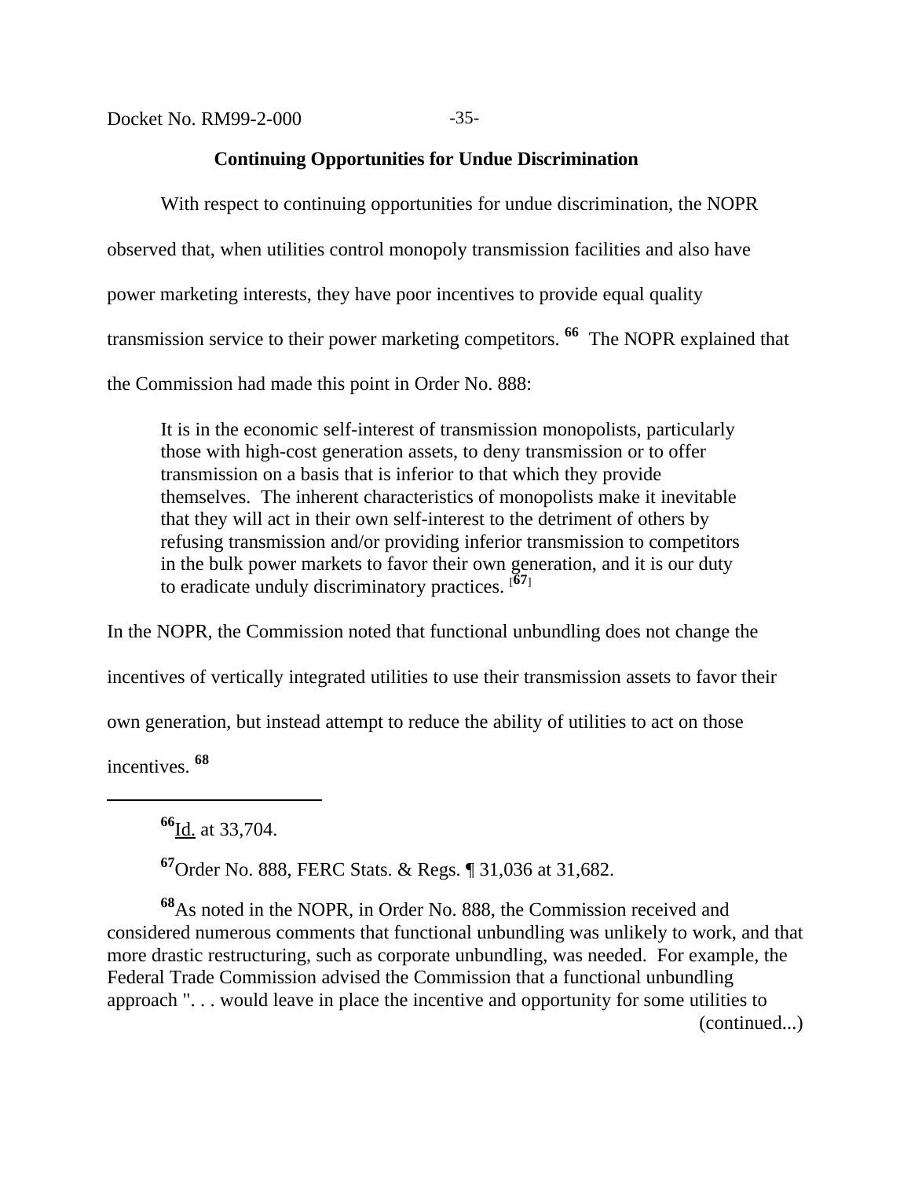## Continuing Opportunities for Undue Discrimination

With respect to continuing opportunities for undue discrimination, the NOPR observed that, when utilities control monopoly transmission facilities and also have power marketing interests, they have poor incentives to provide equal quality transmission service to their power marketing competitors. [66] The NOPR explained that the Commission had made this point in Order No. 888:

> It is in the economic self-interest of transmission monopolists, particularly those with high-cost generation assets, to deny transmission or to offer transmission on a basis that is inferior to that which they provide themselves. The inherent characteristics of monopolists make it inevitable that they will act in their own self-interest to the detriment of others by refusing transmission and/or providing inferior transmission to competitors in the bulk power markets to favor their own generation, and it is our duty to eradicate unduly discriminatory practices. [67]

In the NOPR, the Commission noted that functional unbundling does not change the incentives of vertically integrated utilities to use their transmission assets to favor their own generation, but instead attempt to reduce the ability of utilities to act on those incentives. [68]

---

[66] Id. at 33,704.

[67] Order No. 888, FERC Stats. & Regs. ¶ 31,036 at 31,682.

[68] As noted in the NOPR, in Order No. 888, the Commission received and considered numerous comments that functional unbundling was unlikely to work, and that more drastic restructuring, such as corporate unbundling, was needed. For example, the Federal Trade Commission advised the Commission that a functional unbundling approach ". . . would leave in place the incentive and opportunity for some utilities to (continued...)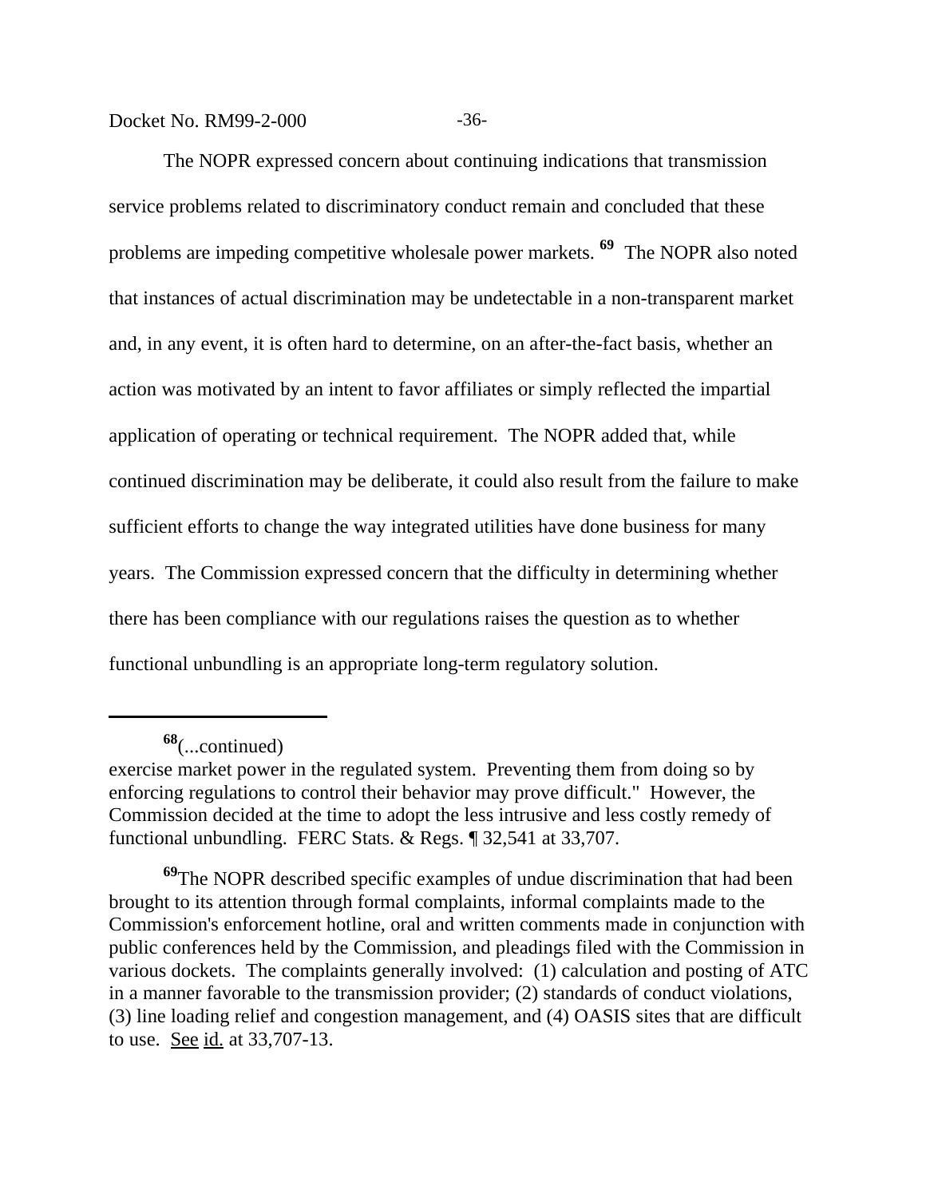The NOPR expressed concern about continuing indications that transmission service problems related to discriminatory conduct remain and concluded that these problems are impeding competitive wholesale power markets. [69] The NOPR also noted that instances of actual discrimination may be undetectable in a non-transparent market and, in any event, it is often hard to determine, on an after-the-fact basis, whether an action was motivated by an intent to favor affiliates or simply reflected the impartial application of operating or technical requirement. The NOPR added that, while continued discrimination may be deliberate, it could also result from the failure to make sufficient efforts to change the way integrated utilities have done business for many years. The Commission expressed concern that the difficulty in determining whether there has been compliance with our regulations raises the question as to whether functional unbundling is an appropriate long-term regulatory solution.

---

[68](...continued)
exercise market power in the regulated system. Preventing them from doing so by enforcing regulations to control their behavior may prove difficult." However, the Commission decided at the time to adopt the less intrusive and less costly remedy of functional unbundling. FERC Stats. & Regs. ¶ 32,541 at 33,707.

[69]The NOPR described specific examples of undue discrimination that had been brought to its attention through formal complaints, informal complaints made to the Commission's enforcement hotline, oral and written comments made in conjunction with public conferences held by the Commission, and pleadings filed with the Commission in various dockets. The complaints generally involved: (1) calculation and posting of ATC in a manner favorable to the transmission provider; (2) standards of conduct violations, (3) line loading relief and congestion management, and (4) OASIS sites that are difficult to use. See id. at 33,707-13.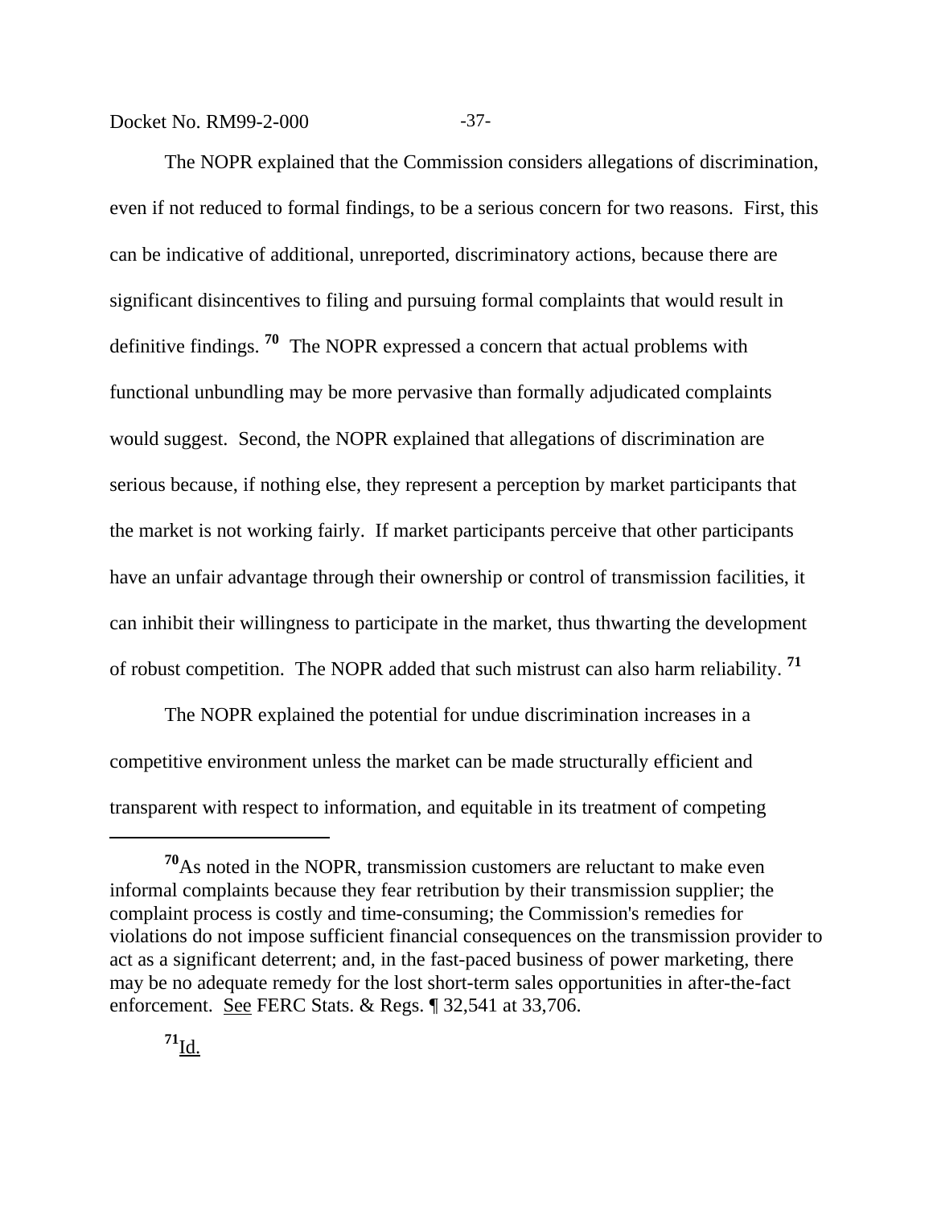The NOPR explained that the Commission considers allegations of discrimination, even if not reduced to formal findings, to be a serious concern for two reasons. First, this can be indicative of additional, unreported, discriminatory actions, because there are significant disincentives to filing and pursuing formal complaints that would result in definitive findings.[70] The NOPR expressed a concern that actual problems with functional unbundling may be more pervasive than formally adjudicated complaints would suggest. Second, the NOPR explained that allegations of discrimination are serious because, if nothing else, they represent a perception by market participants that the market is not working fairly. If market participants perceive that other participants have an unfair advantage through their ownership or control of transmission facilities, it can inhibit their willingness to participate in the market, thus thwarting the development of robust competition. The NOPR added that such mistrust can also harm reliability.[71]

The NOPR explained the potential for undue discrimination increases in a competitive environment unless the market can be made structurally efficient and transparent with respect to information, and equitable in its treatment of competing

---

[70] As noted in the NOPR, transmission customers are reluctant to make even informal complaints because they fear retribution by their transmission supplier; the complaint process is costly and time-consuming; the Commission's remedies for violations do not impose sufficient financial consequences on the transmission provider to act as a significant deterrent; and, in the fast-paced business of power marketing, there may be no adequate remedy for the lost short-term sales opportunities in after-the-fact enforcement. See FERC Stats. & Regs. ¶ 32,541 at 33,706.

[71] Id.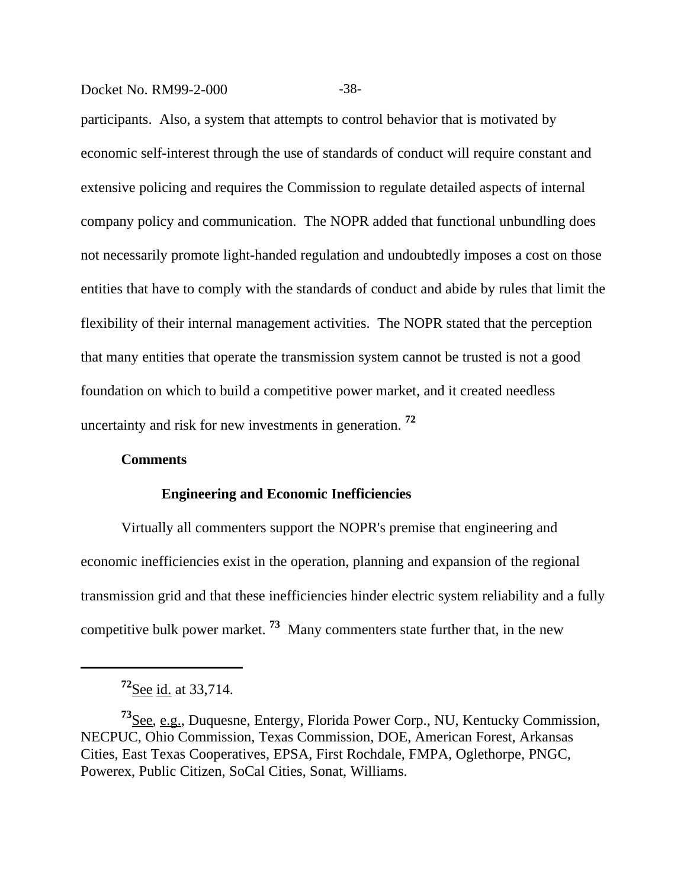participants. Also, a system that attempts to control behavior that is motivated by economic self-interest through the use of standards of conduct will require constant and extensive policing and requires the Commission to regulate detailed aspects of internal company policy and communication. The NOPR added that functional unbundling does not necessarily promote light-handed regulation and undoubtedly imposes a cost on those entities that have to comply with the standards of conduct and abide by rules that limit the flexibility of their internal management activities. The NOPR stated that the perception that many entities that operate the transmission system cannot be trusted is not a good foundation on which to build a competitive power market, and it created needless uncertainty and risk for new investments in generation. [72]

**Comments**

**Engineering and Economic Inefficiencies**

Virtually all commenters support the NOPR's premise that engineering and economic inefficiencies exist in the operation, planning and expansion of the regional transmission grid and that these inefficiencies hinder electric system reliability and a fully competitive bulk power market. [73] Many commenters state further that, in the new

---

[72] See id. at 33,714.

[73] See, e.g., Duquesne, Entergy, Florida Power Corp., NU, Kentucky Commission, NECPUC, Ohio Commission, Texas Commission, DOE, American Forest, Arkansas Cities, East Texas Cooperatives, EPSA, First Rochdale, FMPA, Oglethorpe, PNGC, Powerex, Public Citizen, SoCal Cities, Sonat, Williams.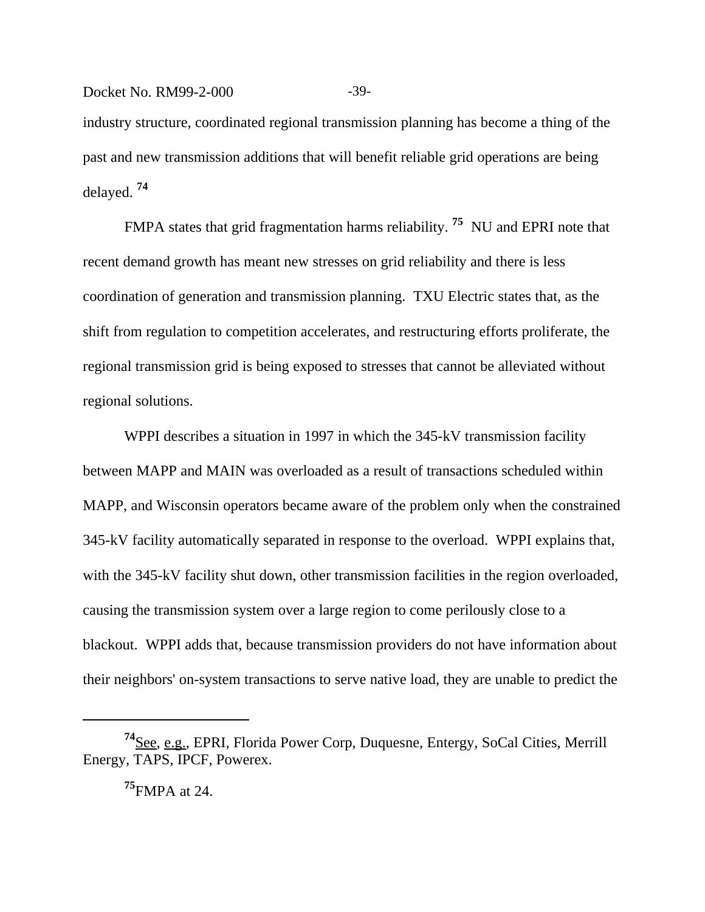industry structure, coordinated regional transmission planning has become a thing of the past and new transmission additions that will benefit reliable grid operations are being delayed. [74]

FMPA states that grid fragmentation harms reliability. [75] NU and EPRI note that recent demand growth has meant new stresses on grid reliability and there is less coordination of generation and transmission planning. TXU Electric states that, as the shift from regulation to competition accelerates, and restructuring efforts proliferate, the regional transmission grid is being exposed to stresses that cannot be alleviated without regional solutions.

WPPI describes a situation in 1997 in which the 345-kV transmission facility between MAPP and MAIN was overloaded as a result of transactions scheduled within MAPP, and Wisconsin operators became aware of the problem only when the constrained 345-kV facility automatically separated in response to the overload. WPPI explains that, with the 345-kV facility shut down, other transmission facilities in the region overloaded, causing the transmission system over a large region to come perilously close to a blackout. WPPI adds that, because transmission providers do not have information about their neighbors' on-system transactions to serve native load, they are unable to predict the

---

[74] See, e.g., EPRI, Florida Power Corp, Duquesne, Entergy, SoCal Cities, Merrill Energy, TAPS, IPCF, Powerex.

[75] FMPA at 24.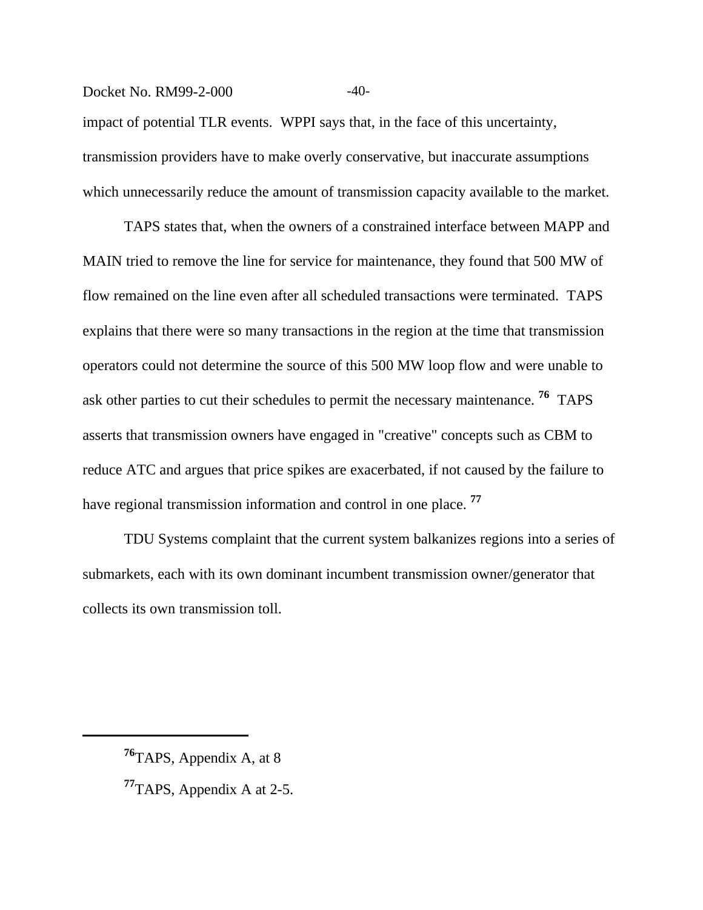impact of potential TLR events. WPPI says that, in the face of this uncertainty, transmission providers have to make overly conservative, but inaccurate assumptions which unnecessarily reduce the amount of transmission capacity available to the market.

TAPS states that, when the owners of a constrained interface between MAPP and MAIN tried to remove the line for service for maintenance, they found that 500 MW of flow remained on the line even after all scheduled transactions were terminated. TAPS explains that there were so many transactions in the region at the time that transmission operators could not determine the source of this 500 MW loop flow and were unable to ask other parties to cut their schedules to permit the necessary maintenance. [76] TAPS asserts that transmission owners have engaged in "creative" concepts such as CBM to reduce ATC and argues that price spikes are exacerbated, if not caused by the failure to have regional transmission information and control in one place. [77]

TDU Systems complaint that the current system balkanizes regions into a series of submarkets, each with its own dominant incumbent transmission owner/generator that collects its own transmission toll.

---

[76] TAPS, Appendix A, at 8

[77] TAPS, Appendix A at 2-5.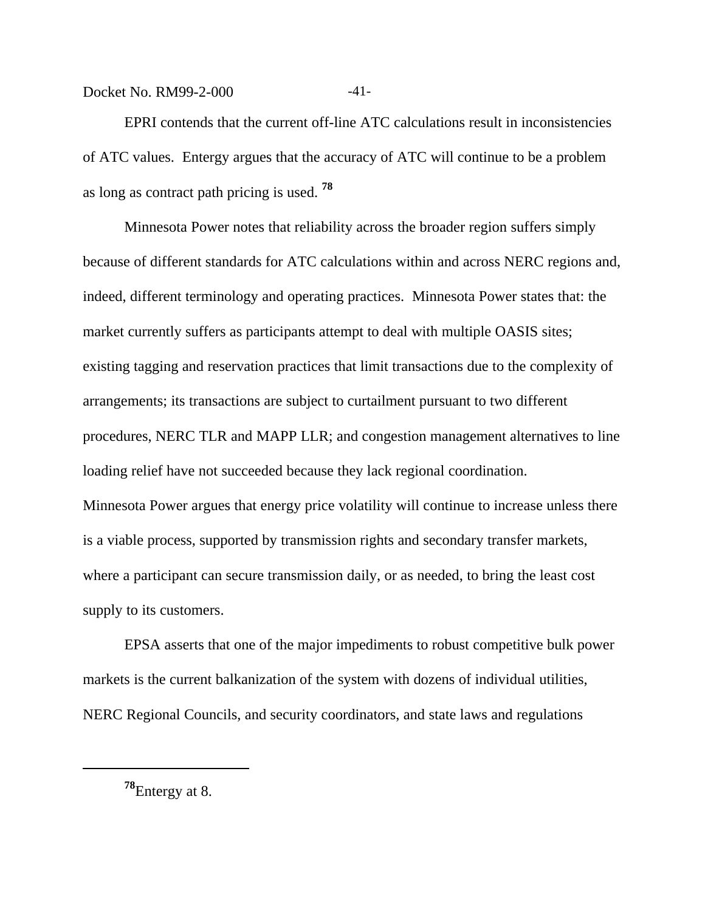EPRI contends that the current off-line ATC calculations result in inconsistencies of ATC values. Entergy argues that the accuracy of ATC will continue to be a problem as long as contract path pricing is used. [78]

Minnesota Power notes that reliability across the broader region suffers simply because of different standards for ATC calculations within and across NERC regions and, indeed, different terminology and operating practices. Minnesota Power states that: the market currently suffers as participants attempt to deal with multiple OASIS sites; existing tagging and reservation practices that limit transactions due to the complexity of arrangements; its transactions are subject to curtailment pursuant to two different procedures, NERC TLR and MAPP LLR; and congestion management alternatives to line loading relief have not succeeded because they lack regional coordination. Minnesota Power argues that energy price volatility will continue to increase unless there is a viable process, supported by transmission rights and secondary transfer markets, where a participant can secure transmission daily, or as needed, to bring the least cost supply to its customers.

EPSA asserts that one of the major impediments to robust competitive bulk power markets is the current balkanization of the system with dozens of individual utilities, NERC Regional Councils, and security coordinators, and state laws and regulations

---

[78] Entergy at 8.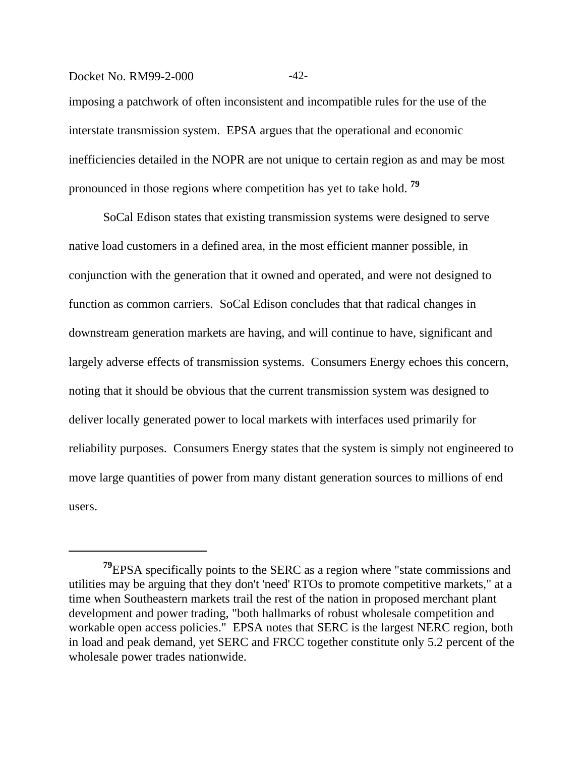imposing a patchwork of often inconsistent and incompatible rules for the use of the interstate transmission system. EPSA argues that the operational and economic inefficiencies detailed in the NOPR are not unique to certain region as and may be most pronounced in those regions where competition has yet to take hold. [79]

SoCal Edison states that existing transmission systems were designed to serve native load customers in a defined area, in the most efficient manner possible, in conjunction with the generation that it owned and operated, and were not designed to function as common carriers. SoCal Edison concludes that that radical changes in downstream generation markets are having, and will continue to have, significant and largely adverse effects of transmission systems. Consumers Energy echoes this concern, noting that it should be obvious that the current transmission system was designed to deliver locally generated power to local markets with interfaces used primarily for reliability purposes. Consumers Energy states that the system is simply not engineered to move large quantities of power from many distant generation sources to millions of end users.

---

[79] EPSA specifically points to the SERC as a region where "state commissions and utilities may be arguing that they don't 'need' RTOs to promote competitive markets," at a time when Southeastern markets trail the rest of the nation in proposed merchant plant development and power trading, "both hallmarks of robust wholesale competition and workable open access policies." EPSA notes that SERC is the largest NERC region, both in load and peak demand, yet SERC and FRCC together constitute only 5.2 percent of the wholesale power trades nationwide.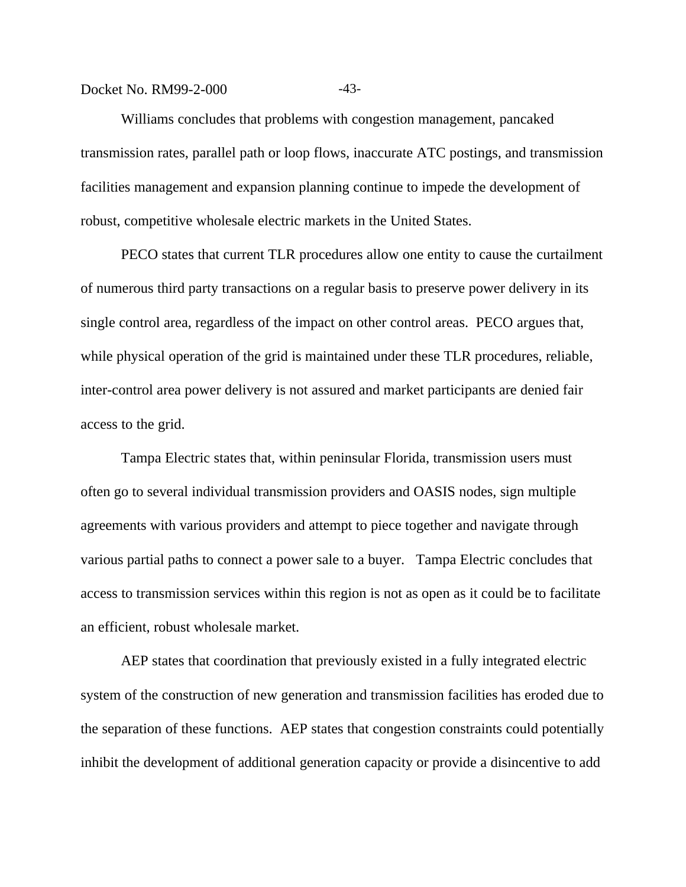Williams concludes that problems with congestion management, pancaked transmission rates, parallel path or loop flows, inaccurate ATC postings, and transmission facilities management and expansion planning continue to impede the development of robust, competitive wholesale electric markets in the United States.

PECO states that current TLR procedures allow one entity to cause the curtailment of numerous third party transactions on a regular basis to preserve power delivery in its single control area, regardless of the impact on other control areas. PECO argues that, while physical operation of the grid is maintained under these TLR procedures, reliable, inter-control area power delivery is not assured and market participants are denied fair access to the grid.

Tampa Electric states that, within peninsular Florida, transmission users must often go to several individual transmission providers and OASIS nodes, sign multiple agreements with various providers and attempt to piece together and navigate through various partial paths to connect a power sale to a buyer. Tampa Electric concludes that access to transmission services within this region is not as open as it could be to facilitate an efficient, robust wholesale market.

AEP states that coordination that previously existed in a fully integrated electric system of the construction of new generation and transmission facilities has eroded due to the separation of these functions. AEP states that congestion constraints could potentially inhibit the development of additional generation capacity or provide a disincentive to add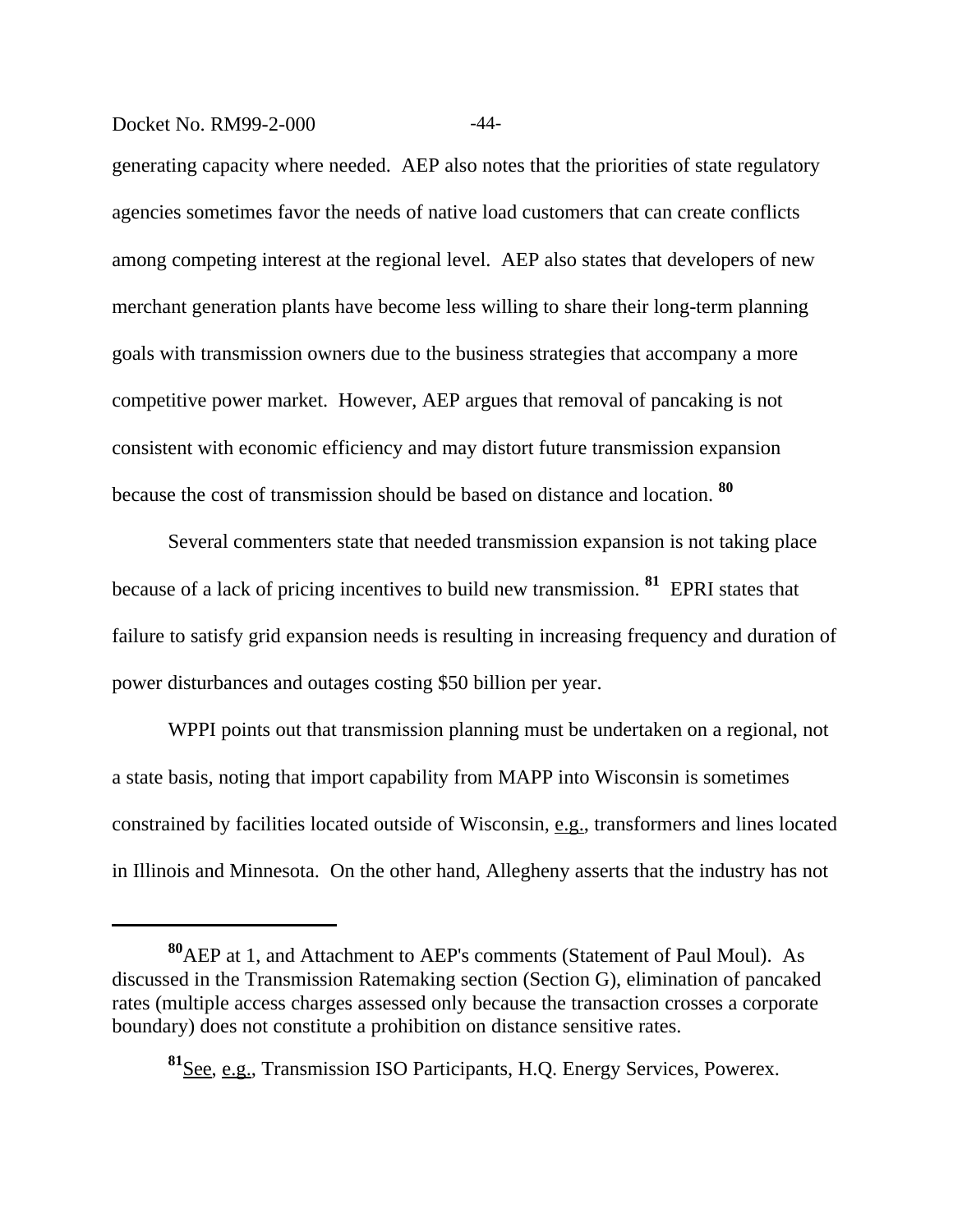generating capacity where needed. AEP also notes that the priorities of state regulatory agencies sometimes favor the needs of native load customers that can create conflicts among competing interest at the regional level. AEP also states that developers of new merchant generation plants have become less willing to share their long-term planning goals with transmission owners due to the business strategies that accompany a more competitive power market. However, AEP argues that removal of pancaking is not consistent with economic efficiency and may distort future transmission expansion because the cost of transmission should be based on distance and location. [80]

Several commenters state that needed transmission expansion is not taking place because of a lack of pricing incentives to build new transmission. [81] EPRI states that failure to satisfy grid expansion needs is resulting in increasing frequency and duration of power disturbances and outages costing $50 billion per year.

WPPI points out that transmission planning must be undertaken on a regional, not a state basis, noting that import capability from MAPP into Wisconsin is sometimes constrained by facilities located outside of Wisconsin, e.g., transformers and lines located in Illinois and Minnesota. On the other hand, Allegheny asserts that the industry has not

---

[80] AEP at 1, and Attachment to AEP's comments (Statement of Paul Moul). As discussed in the Transmission Ratemaking section (Section G), elimination of pancaked rates (multiple access charges assessed only because the transaction crosses a corporate boundary) does not constitute a prohibition on distance sensitive rates.

[81] See, e.g., Transmission ISO Participants, H.Q. Energy Services, Powerex.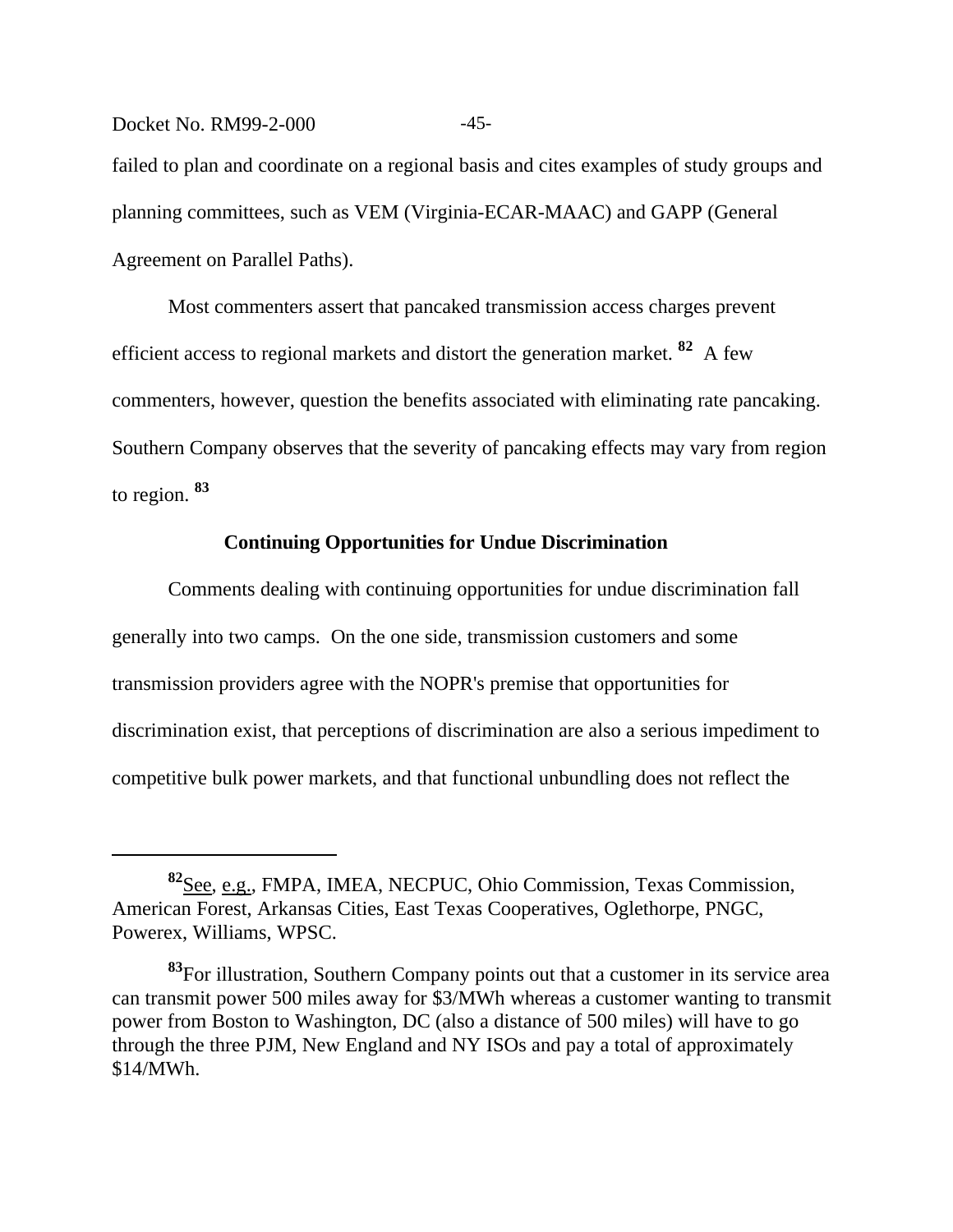failed to plan and coordinate on a regional basis and cites examples of study groups and planning committees, such as VEM (Virginia-ECAR-MAAC) and GAPP (General Agreement on Parallel Paths).

Most commenters assert that pancaked transmission access charges prevent efficient access to regional markets and distort the generation market.[82] A few commenters, however, question the benefits associated with eliminating rate pancaking. Southern Company observes that the severity of pancaking effects may vary from region to region.[83]

**Continuing Opportunities for Undue Discrimination**

Comments dealing with continuing opportunities for undue discrimination fall generally into two camps. On the one side, transmission customers and some transmission providers agree with the NOPR's premise that opportunities for discrimination exist, that perceptions of discrimination are also a serious impediment to competitive bulk power markets, and that functional unbundling does not reflect the

---

[82] See, e.g., FMPA, IMEA, NECPUC, Ohio Commission, Texas Commission, American Forest, Arkansas Cities, East Texas Cooperatives, Oglethorpe, PNGC, Powerex, Williams, WPSC.

[83] For illustration, Southern Company points out that a customer in its service area can transmit power 500 miles away for $3/MWh whereas a customer wanting to transmit power from Boston to Washington, DC (also a distance of 500 miles) will have to go through the three PJM, New England and NY ISOs and pay a total of approximately $14/MWh.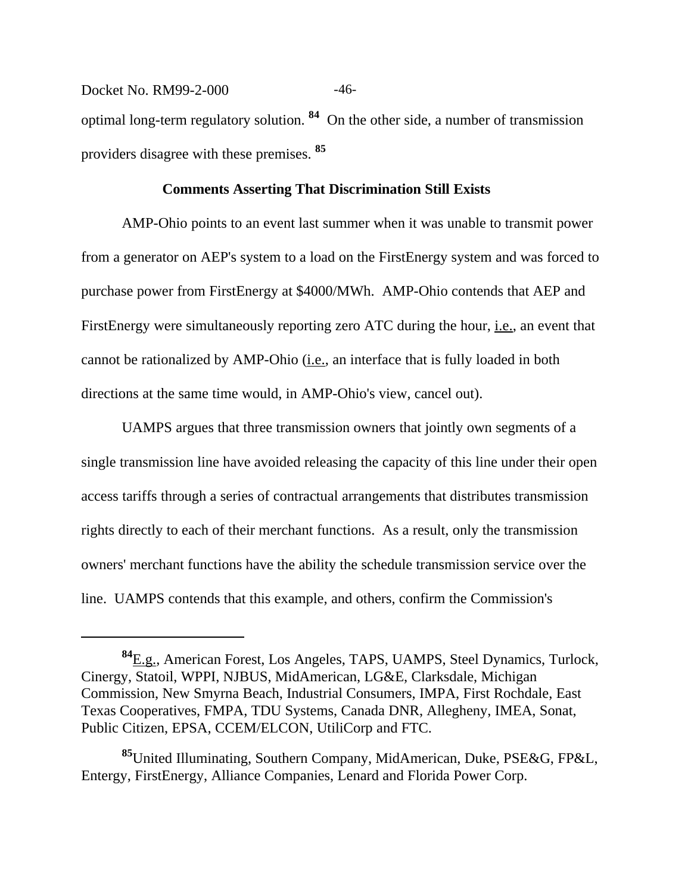optimal long-term regulatory solution. [84] On the other side, a number of transmission providers disagree with these premises. [85]

### Comments Asserting That Discrimination Still Exists

AMP-Ohio points to an event last summer when it was unable to transmit power from a generator on AEP's system to a load on the FirstEnergy system and was forced to purchase power from FirstEnergy at $4000/MWh. AMP-Ohio contends that AEP and FirstEnergy were simultaneously reporting zero ATC during the hour, i.e., an event that cannot be rationalized by AMP-Ohio (i.e., an interface that is fully loaded in both directions at the same time would, in AMP-Ohio's view, cancel out).

UAMPS argues that three transmission owners that jointly own segments of a single transmission line have avoided releasing the capacity of this line under their open access tariffs through a series of contractual arrangements that distributes transmission rights directly to each of their merchant functions. As a result, only the transmission owners' merchant functions have the ability the schedule transmission service over the line. UAMPS contends that this example, and others, confirm the Commission's

---

[84] E.g., American Forest, Los Angeles, TAPS, UAMPS, Steel Dynamics, Turlock, Cinergy, Statoil, WPPI, NJBUS, MidAmerican, LG&E, Clarksdale, Michigan Commission, New Smyrna Beach, Industrial Consumers, IMPA, First Rochdale, East Texas Cooperatives, FMPA, TDU Systems, Canada DNR, Allegheny, IMEA, Sonat, Public Citizen, EPSA, CCEM/ELCON, UtiliCorp and FTC.

[85] United Illuminating, Southern Company, MidAmerican, Duke, PSE&G, FP&L, Entergy, FirstEnergy, Alliance Companies, Lenard and Florida Power Corp.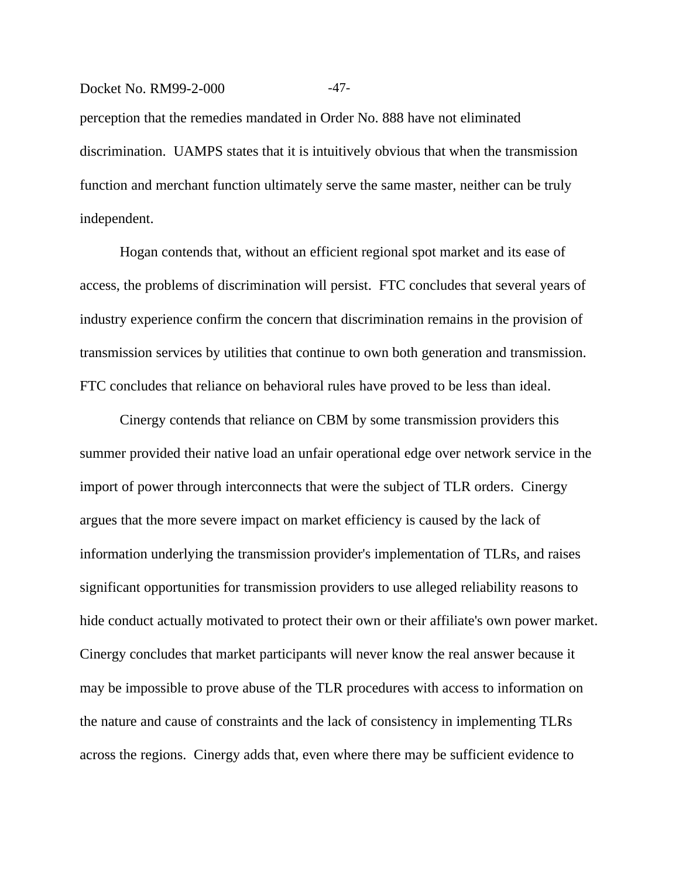perception that the remedies mandated in Order No. 888 have not eliminated discrimination. UAMPS states that it is intuitively obvious that when the transmission function and merchant function ultimately serve the same master, neither can be truly independent.

Hogan contends that, without an efficient regional spot market and its ease of access, the problems of discrimination will persist. FTC concludes that several years of industry experience confirm the concern that discrimination remains in the provision of transmission services by utilities that continue to own both generation and transmission. FTC concludes that reliance on behavioral rules have proved to be less than ideal.

Cinergy contends that reliance on CBM by some transmission providers this summer provided their native load an unfair operational edge over network service in the import of power through interconnects that were the subject of TLR orders. Cinergy argues that the more severe impact on market efficiency is caused by the lack of information underlying the transmission provider's implementation of TLRs, and raises significant opportunities for transmission providers to use alleged reliability reasons to hide conduct actually motivated to protect their own or their affiliate's own power market. Cinergy concludes that market participants will never know the real answer because it may be impossible to prove abuse of the TLR procedures with access to information on the nature and cause of constraints and the lack of consistency in implementing TLRs across the regions. Cinergy adds that, even where there may be sufficient evidence to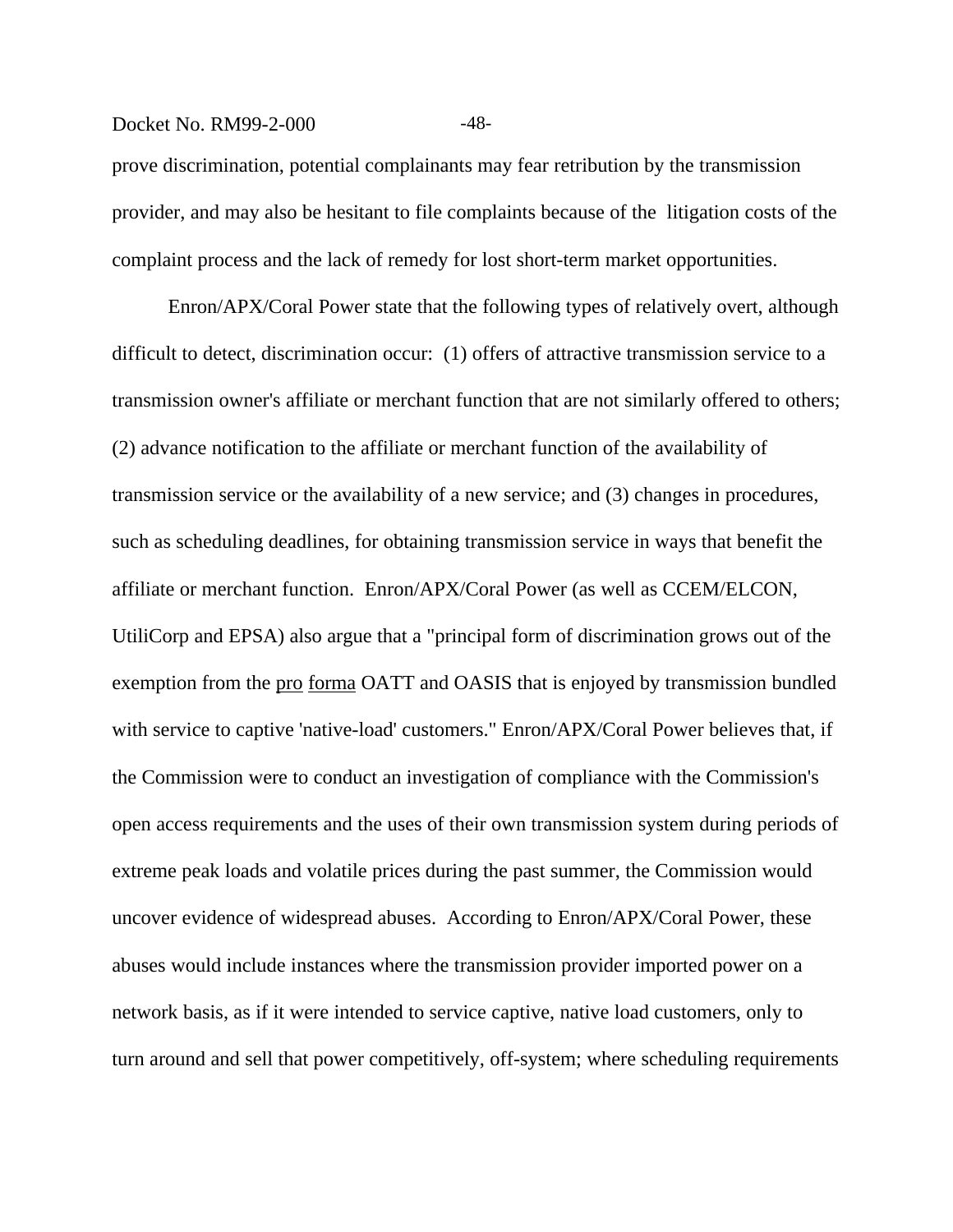prove discrimination, potential complainants may fear retribution by the transmission provider, and may also be hesitant to file complaints because of the litigation costs of the complaint process and the lack of remedy for lost short-term market opportunities.

Enron/APX/Coral Power state that the following types of relatively overt, although difficult to detect, discrimination occur: (1) offers of attractive transmission service to a transmission owner's affiliate or merchant function that are not similarly offered to others; (2) advance notification to the affiliate or merchant function of the availability of transmission service or the availability of a new service; and (3) changes in procedures, such as scheduling deadlines, for obtaining transmission service in ways that benefit the affiliate or merchant function. Enron/APX/Coral Power (as well as CCEM/ELCON, UtiliCorp and EPSA) also argue that a "principal form of discrimination grows out of the exemption from the pro forma OATT and OASIS that is enjoyed by transmission bundled with service to captive 'native-load' customers." Enron/APX/Coral Power believes that, if the Commission were to conduct an investigation of compliance with the Commission's open access requirements and the uses of their own transmission system during periods of extreme peak loads and volatile prices during the past summer, the Commission would uncover evidence of widespread abuses. According to Enron/APX/Coral Power, these abuses would include instances where the transmission provider imported power on a network basis, as if it were intended to service captive, native load customers, only to turn around and sell that power competitively, off-system; where scheduling requirements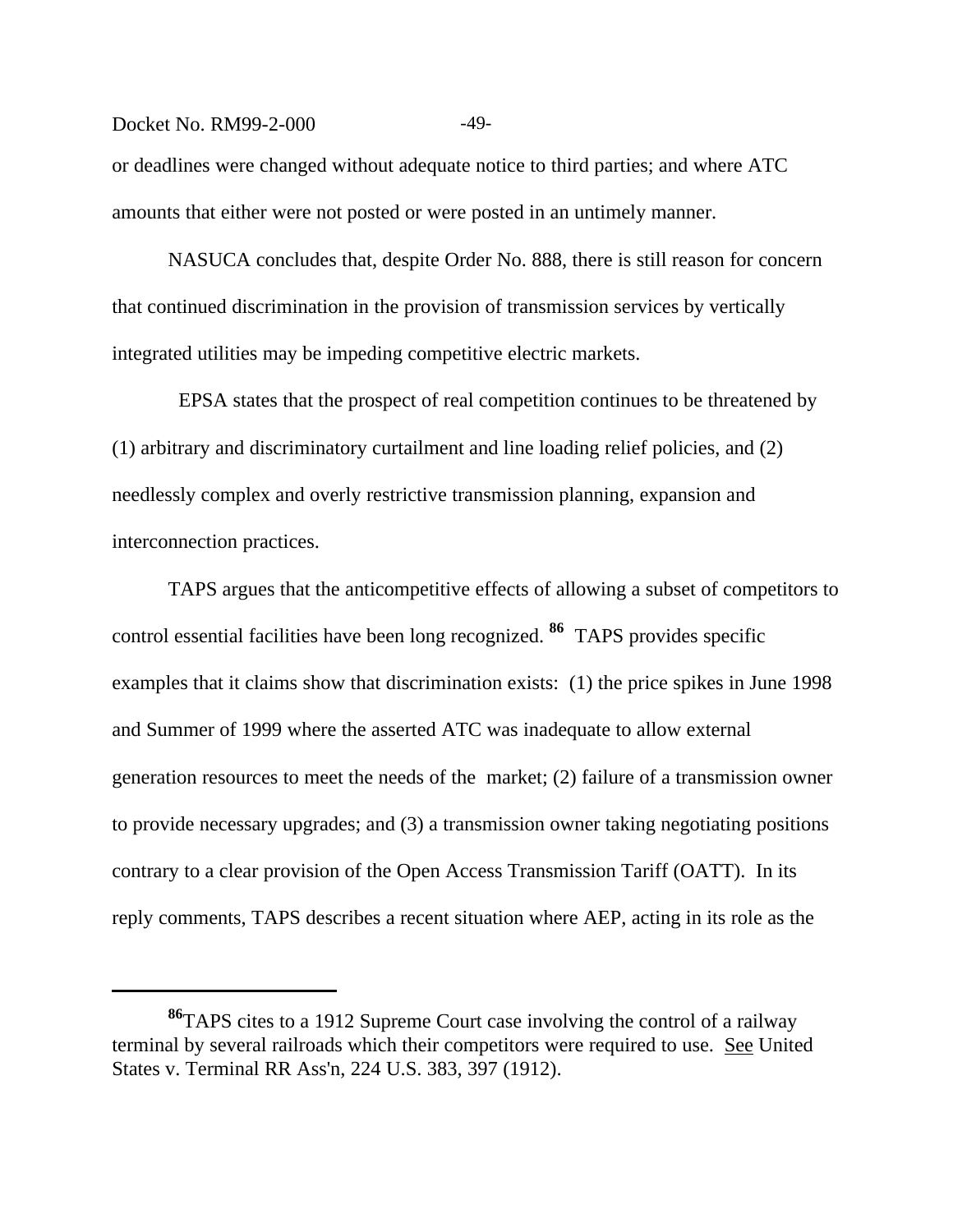or deadlines were changed without adequate notice to third parties; and where ATC amounts that either were not posted or were posted in an untimely manner.

NASUCA concludes that, despite Order No. 888, there is still reason for concern that continued discrimination in the provision of transmission services by vertically integrated utilities may be impeding competitive electric markets.

EPSA states that the prospect of real competition continues to be threatened by (1) arbitrary and discriminatory curtailment and line loading relief policies, and (2) needlessly complex and overly restrictive transmission planning, expansion and interconnection practices.

TAPS argues that the anticompetitive effects of allowing a subset of competitors to control essential facilities have been long recognized.[86] TAPS provides specific examples that it claims show that discrimination exists: (1) the price spikes in June 1998 and Summer of 1999 where the asserted ATC was inadequate to allow external generation resources to meet the needs of the market; (2) failure of a transmission owner to provide necessary upgrades; and (3) a transmission owner taking negotiating positions contrary to a clear provision of the Open Access Transmission Tariff (OATT). In its reply comments, TAPS describes a recent situation where AEP, acting in its role as the

---

[86] TAPS cites to a 1912 Supreme Court case involving the control of a railway terminal by several railroads which their competitors were required to use. See United States v. Terminal RR Ass'n, 224 U.S. 383, 397 (1912).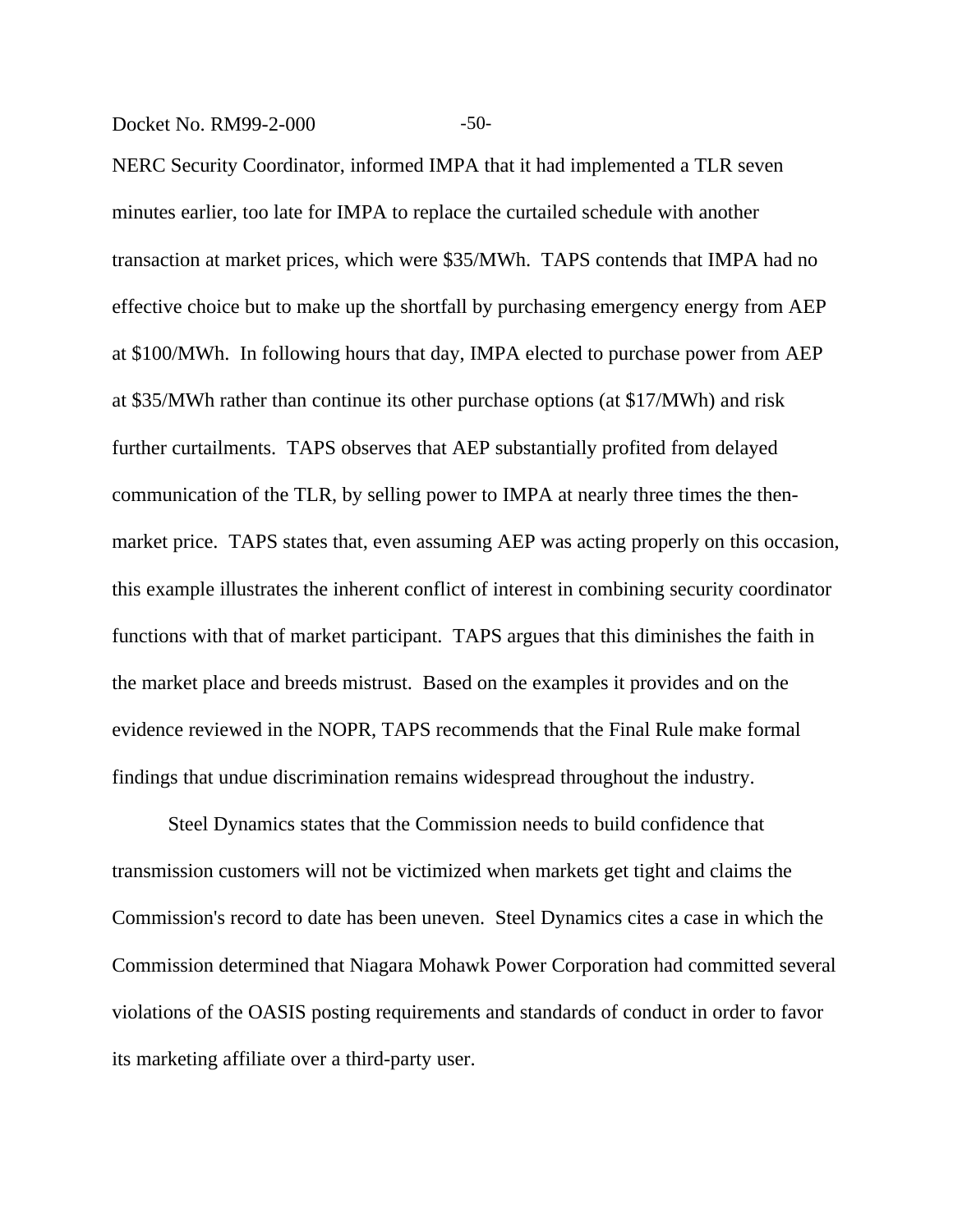NERC Security Coordinator, informed IMPA that it had implemented a TLR seven minutes earlier, too late for IMPA to replace the curtailed schedule with another transaction at market prices, which were $35/MWh. TAPS contends that IMPA had no effective choice but to make up the shortfall by purchasing emergency energy from AEP at $100/MWh. In following hours that day, IMPA elected to purchase power from AEP at $35/MWh rather than continue its other purchase options (at $17/MWh) and risk further curtailments. TAPS observes that AEP substantially profited from delayed communication of the TLR, by selling power to IMPA at nearly three times the then-market price. TAPS states that, even assuming AEP was acting properly on this occasion, this example illustrates the inherent conflict of interest in combining security coordinator functions with that of market participant. TAPS argues that this diminishes the faith in the market place and breeds mistrust. Based on the examples it provides and on the evidence reviewed in the NOPR, TAPS recommends that the Final Rule make formal findings that undue discrimination remains widespread throughout the industry.

Steel Dynamics states that the Commission needs to build confidence that transmission customers will not be victimized when markets get tight and claims the Commission's record to date has been uneven. Steel Dynamics cites a case in which the Commission determined that Niagara Mohawk Power Corporation had committed several violations of the OASIS posting requirements and standards of conduct in order to favor its marketing affiliate over a third-party user.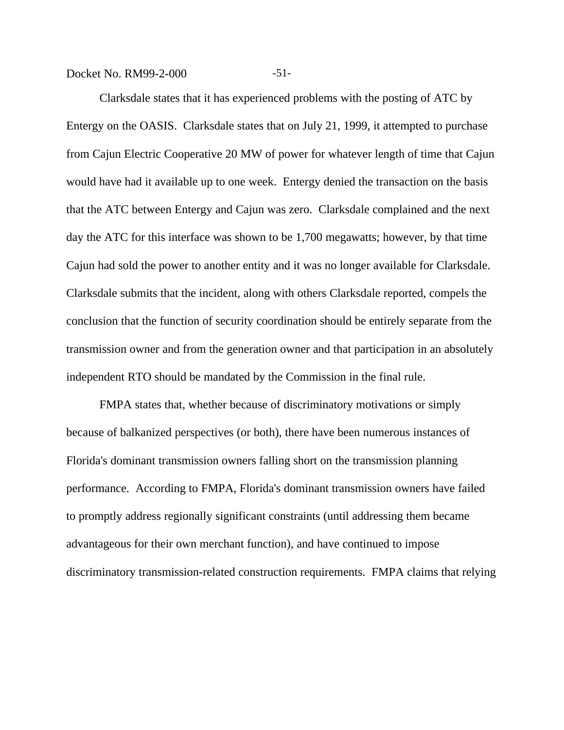Clarksdale states that it has experienced problems with the posting of ATC by Entergy on the OASIS. Clarksdale states that on July 21, 1999, it attempted to purchase from Cajun Electric Cooperative 20 MW of power for whatever length of time that Cajun would have had it available up to one week. Entergy denied the transaction on the basis that the ATC between Entergy and Cajun was zero. Clarksdale complained and the next day the ATC for this interface was shown to be 1,700 megawatts; however, by that time Cajun had sold the power to another entity and it was no longer available for Clarksdale. Clarksdale submits that the incident, along with others Clarksdale reported, compels the conclusion that the function of security coordination should be entirely separate from the transmission owner and from the generation owner and that participation in an absolutely independent RTO should be mandated by the Commission in the final rule.

FMPA states that, whether because of discriminatory motivations or simply because of balkanized perspectives (or both), there have been numerous instances of Florida's dominant transmission owners falling short on the transmission planning performance. According to FMPA, Florida's dominant transmission owners have failed to promptly address regionally significant constraints (until addressing them became advantageous for their own merchant function), and have continued to impose discriminatory transmission-related construction requirements. FMPA claims that relying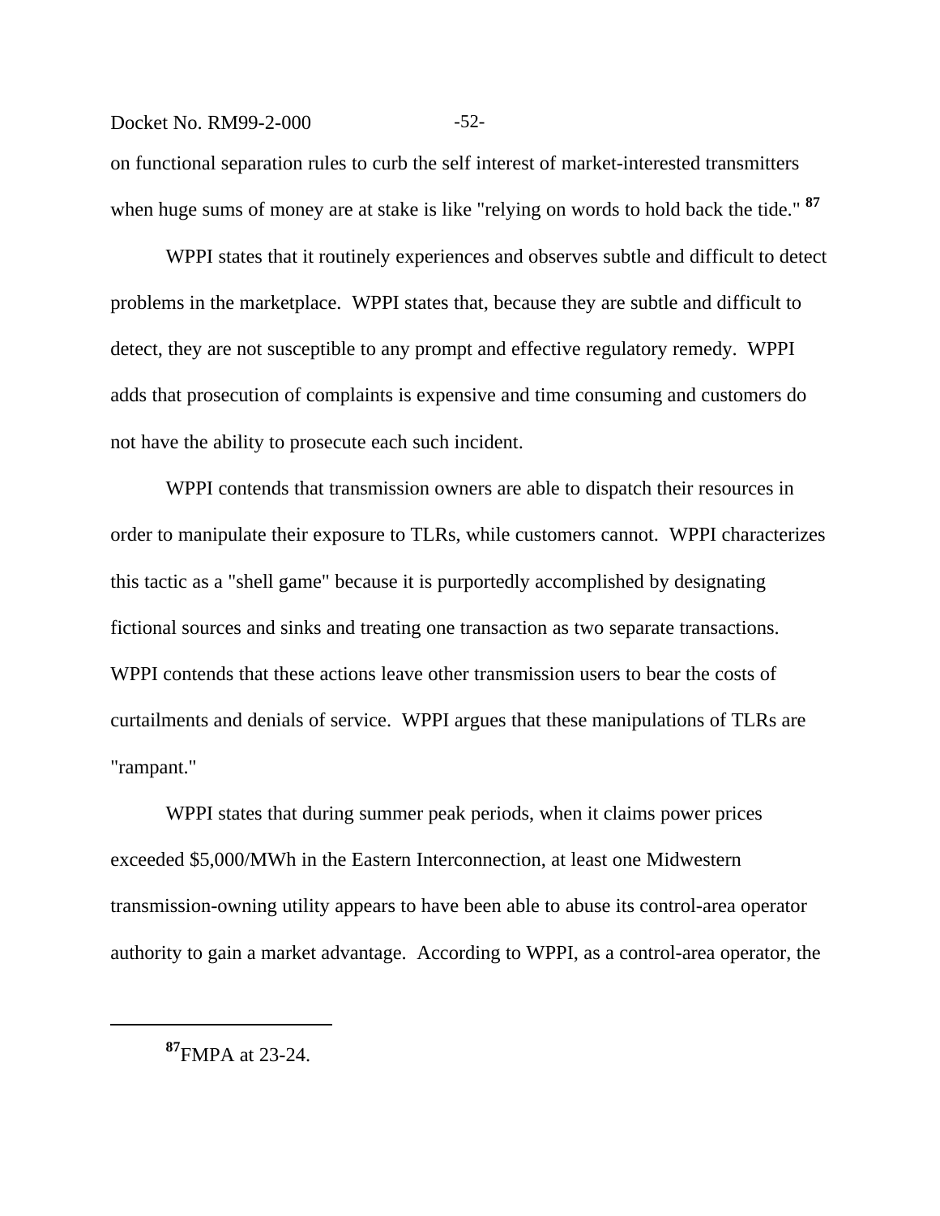on functional separation rules to curb the self interest of market-interested transmitters when huge sums of money are at stake is like "relying on words to hold back the tide." [87]

WPPI states that it routinely experiences and observes subtle and difficult to detect problems in the marketplace. WPPI states that, because they are subtle and difficult to detect, they are not susceptible to any prompt and effective regulatory remedy. WPPI adds that prosecution of complaints is expensive and time consuming and customers do not have the ability to prosecute each such incident.

WPPI contends that transmission owners are able to dispatch their resources in order to manipulate their exposure to TLRs, while customers cannot. WPPI characterizes this tactic as a "shell game" because it is purportedly accomplished by designating fictional sources and sinks and treating one transaction as two separate transactions. WPPI contends that these actions leave other transmission users to bear the costs of curtailments and denials of service. WPPI argues that these manipulations of TLRs are "rampant."

WPPI states that during summer peak periods, when it claims power prices exceeded $5,000/MWh in the Eastern Interconnection, at least one Midwestern transmission-owning utility appears to have been able to abuse its control-area operator authority to gain a market advantage. According to WPPI, as a control-area operator, the

---

[87] FMPA at 23-24.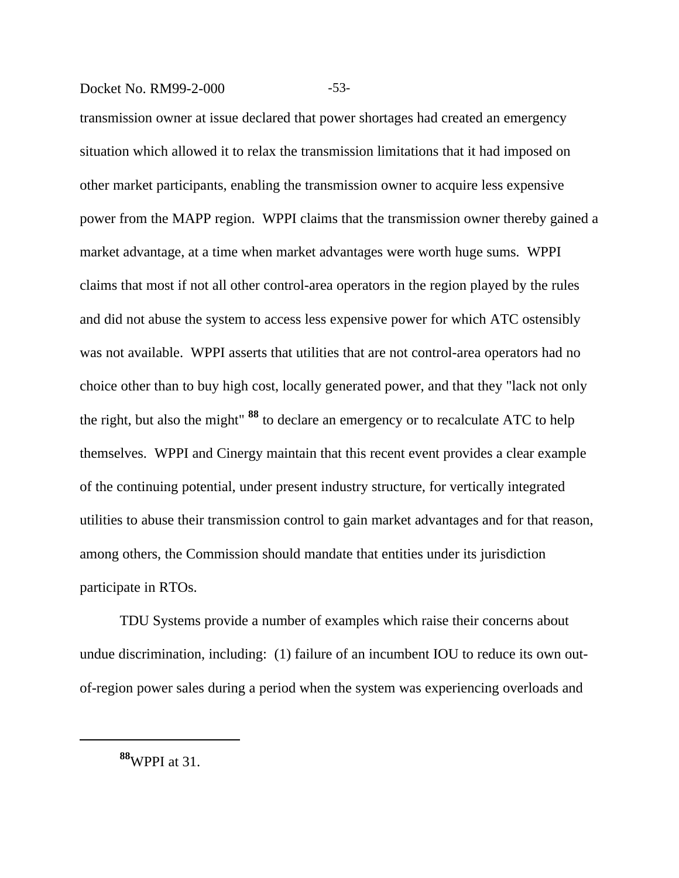transmission owner at issue declared that power shortages had created an emergency situation which allowed it to relax the transmission limitations that it had imposed on other market participants, enabling the transmission owner to acquire less expensive power from the MAPP region. WPPI claims that the transmission owner thereby gained a market advantage, at a time when market advantages were worth huge sums. WPPI claims that most if not all other control-area operators in the region played by the rules and did not abuse the system to access less expensive power for which ATC ostensibly was not available. WPPI asserts that utilities that are not control-area operators had no choice other than to buy high cost, locally generated power, and that they "lack not only the right, but also the might" [88] to declare an emergency or to recalculate ATC to help themselves. WPPI and Cinergy maintain that this recent event provides a clear example of the continuing potential, under present industry structure, for vertically integrated utilities to abuse their transmission control to gain market advantages and for that reason, among others, the Commission should mandate that entities under its jurisdiction participate in RTOs.

TDU Systems provide a number of examples which raise their concerns about undue discrimination, including: (1) failure of an incumbent IOU to reduce its own out-of-region power sales during a period when the system was experiencing overloads and

---

[88] WPPI at 31.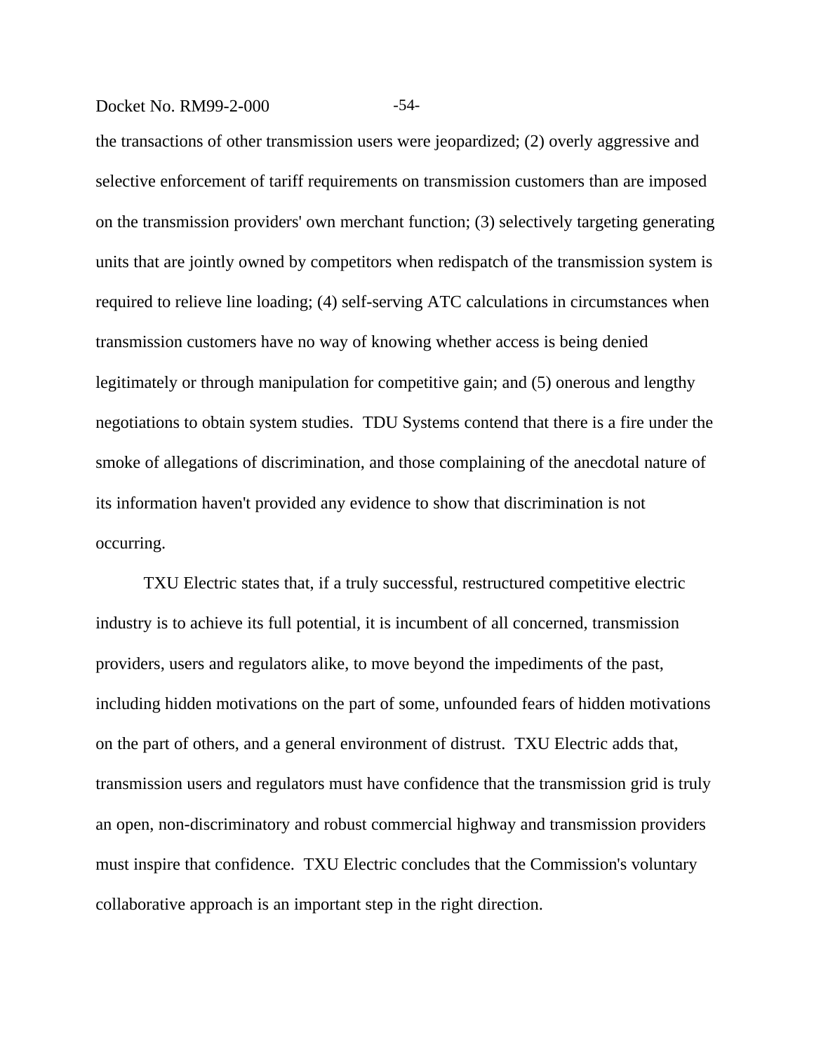the transactions of other transmission users were jeopardized; (2) overly aggressive and selective enforcement of tariff requirements on transmission customers than are imposed on the transmission providers' own merchant function; (3) selectively targeting generating units that are jointly owned by competitors when redispatch of the transmission system is required to relieve line loading; (4) self-serving ATC calculations in circumstances when transmission customers have no way of knowing whether access is being denied legitimately or through manipulation for competitive gain; and (5) onerous and lengthy negotiations to obtain system studies. TDU Systems contend that there is a fire under the smoke of allegations of discrimination, and those complaining of the anecdotal nature of its information haven't provided any evidence to show that discrimination is not occurring.

TXU Electric states that, if a truly successful, restructured competitive electric industry is to achieve its full potential, it is incumbent of all concerned, transmission providers, users and regulators alike, to move beyond the impediments of the past, including hidden motivations on the part of some, unfounded fears of hidden motivations on the part of others, and a general environment of distrust. TXU Electric adds that, transmission users and regulators must have confidence that the transmission grid is truly an open, non-discriminatory and robust commercial highway and transmission providers must inspire that confidence. TXU Electric concludes that the Commission's voluntary collaborative approach is an important step in the right direction.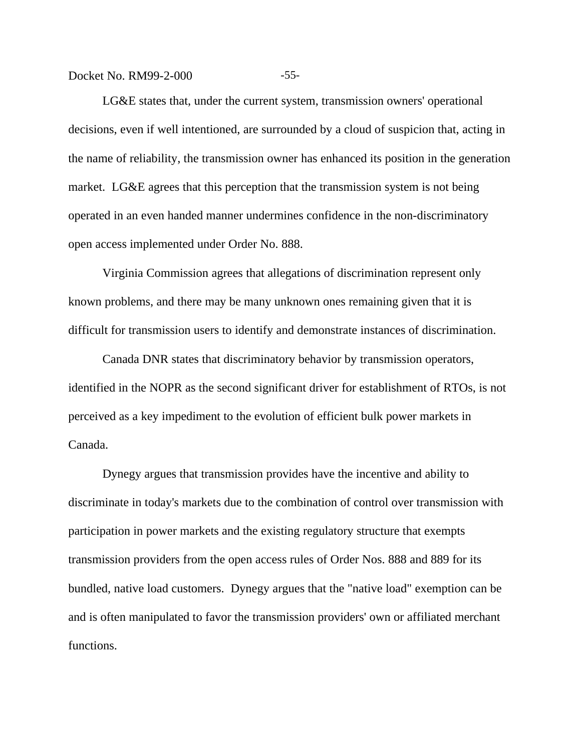LG&E states that, under the current system, transmission owners' operational decisions, even if well intentioned, are surrounded by a cloud of suspicion that, acting in the name of reliability, the transmission owner has enhanced its position in the generation market. LG&E agrees that this perception that the transmission system is not being operated in an even handed manner undermines confidence in the non-discriminatory open access implemented under Order No. 888.

Virginia Commission agrees that allegations of discrimination represent only known problems, and there may be many unknown ones remaining given that it is difficult for transmission users to identify and demonstrate instances of discrimination.

Canada DNR states that discriminatory behavior by transmission operators, identified in the NOPR as the second significant driver for establishment of RTOs, is not perceived as a key impediment to the evolution of efficient bulk power markets in Canada.

Dynegy argues that transmission provides have the incentive and ability to discriminate in today's markets due to the combination of control over transmission with participation in power markets and the existing regulatory structure that exempts transmission providers from the open access rules of Order Nos. 888 and 889 for its bundled, native load customers. Dynegy argues that the "native load" exemption can be and is often manipulated to favor the transmission providers' own or affiliated merchant functions.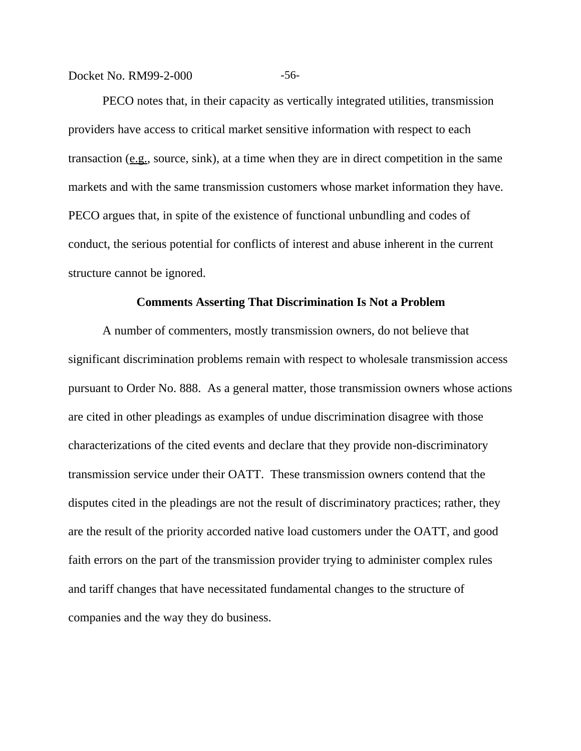PECO notes that, in their capacity as vertically integrated utilities, transmission providers have access to critical market sensitive information with respect to each transaction (e.g., source, sink), at a time when they are in direct competition in the same markets and with the same transmission customers whose market information they have. PECO argues that, in spite of the existence of functional unbundling and codes of conduct, the serious potential for conflicts of interest and abuse inherent in the current structure cannot be ignored.

**Comments Asserting That Discrimination Is Not a Problem**

A number of commenters, mostly transmission owners, do not believe that significant discrimination problems remain with respect to wholesale transmission access pursuant to Order No. 888. As a general matter, those transmission owners whose actions are cited in other pleadings as examples of undue discrimination disagree with those characterizations of the cited events and declare that they provide non-discriminatory transmission service under their OATT. These transmission owners contend that the disputes cited in the pleadings are not the result of discriminatory practices; rather, they are the result of the priority accorded native load customers under the OATT, and good faith errors on the part of the transmission provider trying to administer complex rules and tariff changes that have necessitated fundamental changes to the structure of companies and the way they do business.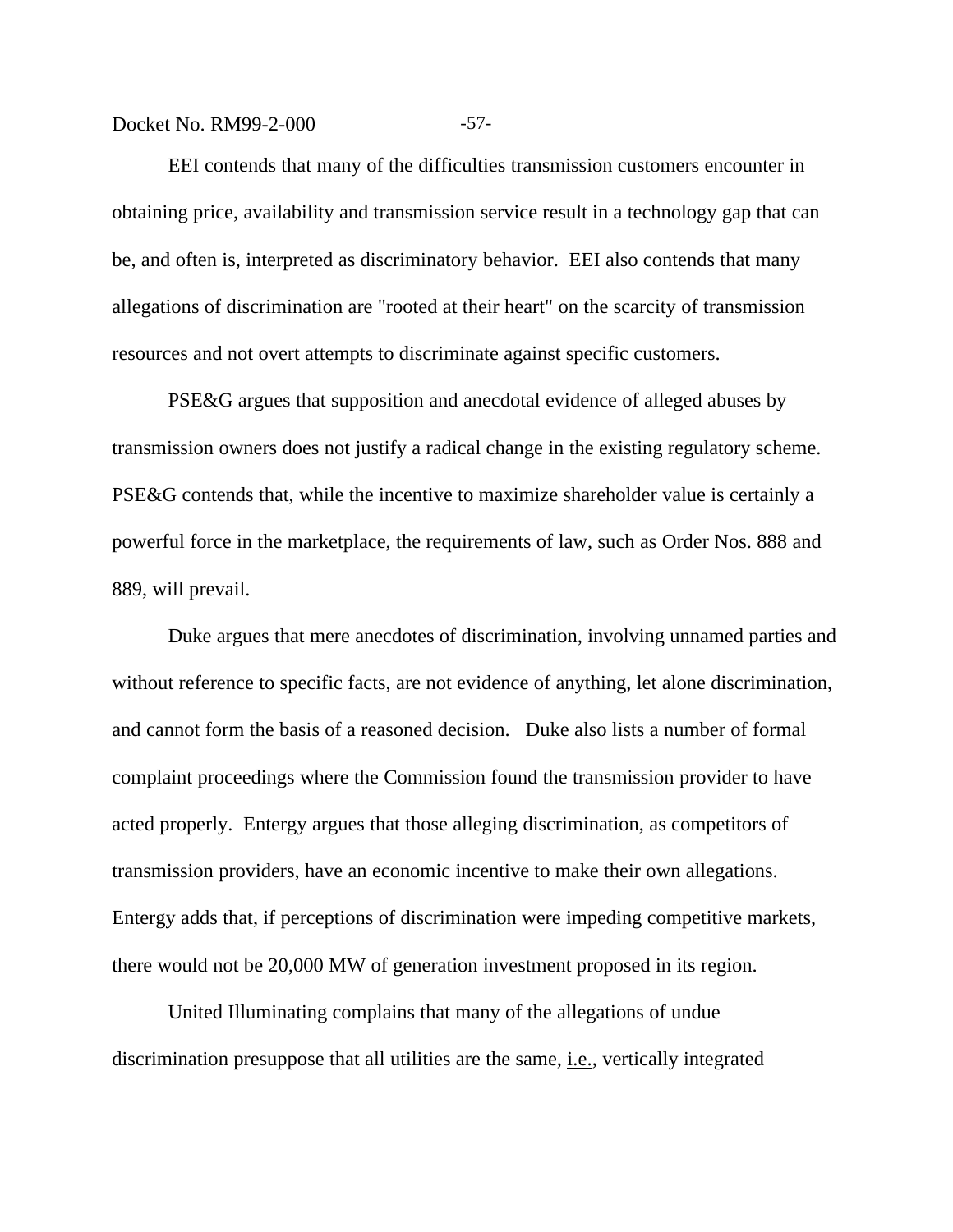EEI contends that many of the difficulties transmission customers encounter in obtaining price, availability and transmission service result in a technology gap that can be, and often is, interpreted as discriminatory behavior. EEI also contends that many allegations of discrimination are "rooted at their heart" on the scarcity of transmission resources and not overt attempts to discriminate against specific customers.

PSE&G argues that supposition and anecdotal evidence of alleged abuses by transmission owners does not justify a radical change in the existing regulatory scheme. PSE&G contends that, while the incentive to maximize shareholder value is certainly a powerful force in the marketplace, the requirements of law, such as Order Nos. 888 and 889, will prevail.

Duke argues that mere anecdotes of discrimination, involving unnamed parties and without reference to specific facts, are not evidence of anything, let alone discrimination, and cannot form the basis of a reasoned decision. Duke also lists a number of formal complaint proceedings where the Commission found the transmission provider to have acted properly. Entergy argues that those alleging discrimination, as competitors of transmission providers, have an economic incentive to make their own allegations. Entergy adds that, if perceptions of discrimination were impeding competitive markets, there would not be 20,000 MW of generation investment proposed in its region.

United Illuminating complains that many of the allegations of undue discrimination presuppose that all utilities are the same, i.e., vertically integrated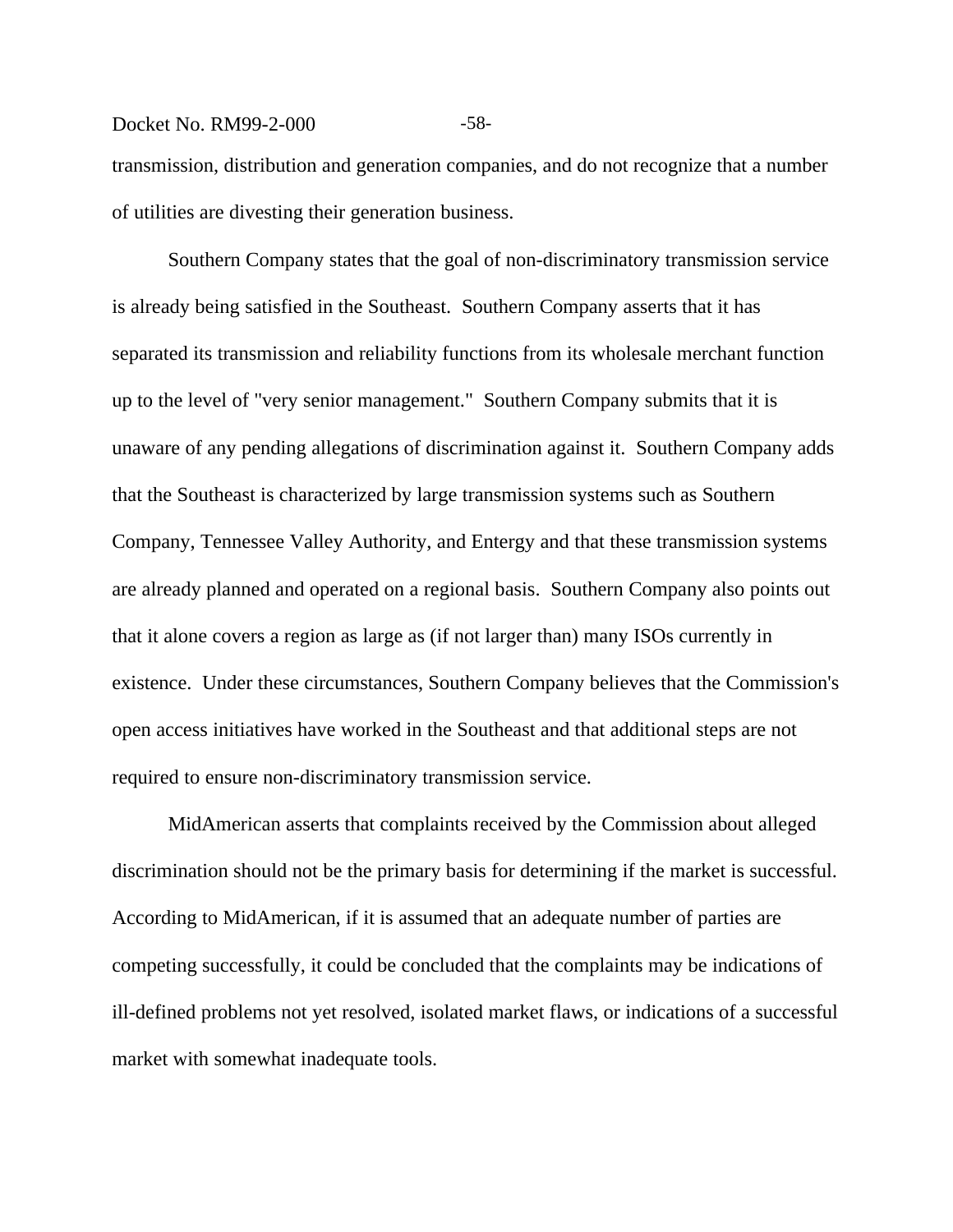transmission, distribution and generation companies, and do not recognize that a number of utilities are divesting their generation business.

Southern Company states that the goal of non-discriminatory transmission service is already being satisfied in the Southeast. Southern Company asserts that it has separated its transmission and reliability functions from its wholesale merchant function up to the level of "very senior management." Southern Company submits that it is unaware of any pending allegations of discrimination against it. Southern Company adds that the Southeast is characterized by large transmission systems such as Southern Company, Tennessee Valley Authority, and Entergy and that these transmission systems are already planned and operated on a regional basis. Southern Company also points out that it alone covers a region as large as (if not larger than) many ISOs currently in existence. Under these circumstances, Southern Company believes that the Commission's open access initiatives have worked in the Southeast and that additional steps are not required to ensure non-discriminatory transmission service.

MidAmerican asserts that complaints received by the Commission about alleged discrimination should not be the primary basis for determining if the market is successful. According to MidAmerican, if it is assumed that an adequate number of parties are competing successfully, it could be concluded that the complaints may be indications of ill-defined problems not yet resolved, isolated market flaws, or indications of a successful market with somewhat inadequate tools.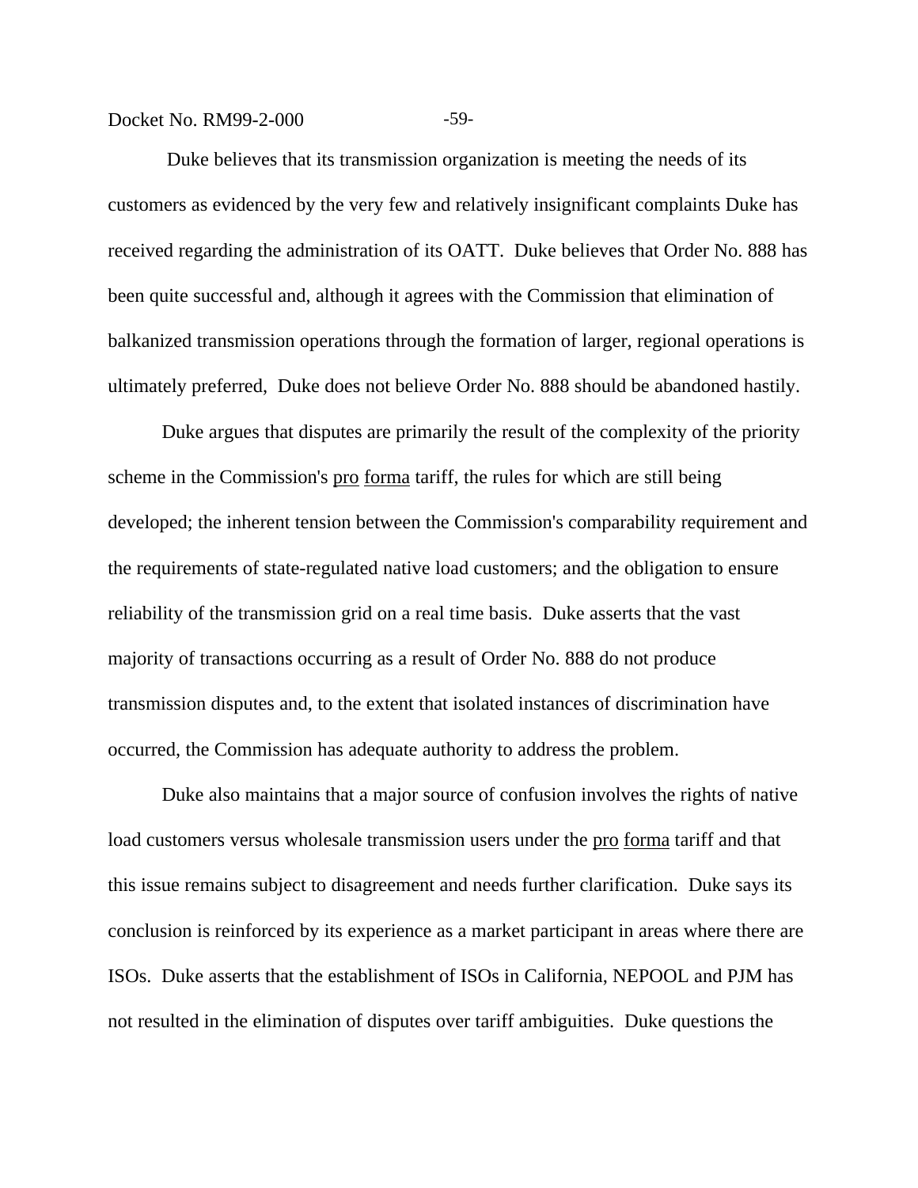Duke believes that its transmission organization is meeting the needs of its customers as evidenced by the very few and relatively insignificant complaints Duke has received regarding the administration of its OATT. Duke believes that Order No. 888 has been quite successful and, although it agrees with the Commission that elimination of balkanized transmission operations through the formation of larger, regional operations is ultimately preferred, Duke does not believe Order No. 888 should be abandoned hastily.

Duke argues that disputes are primarily the result of the complexity of the priority scheme in the Commission's pro forma tariff, the rules for which are still being developed; the inherent tension between the Commission's comparability requirement and the requirements of state-regulated native load customers; and the obligation to ensure reliability of the transmission grid on a real time basis. Duke asserts that the vast majority of transactions occurring as a result of Order No. 888 do not produce transmission disputes and, to the extent that isolated instances of discrimination have occurred, the Commission has adequate authority to address the problem.

Duke also maintains that a major source of confusion involves the rights of native load customers versus wholesale transmission users under the pro forma tariff and that this issue remains subject to disagreement and needs further clarification. Duke says its conclusion is reinforced by its experience as a market participant in areas where there are ISOs. Duke asserts that the establishment of ISOs in California, NEPOOL and PJM has not resulted in the elimination of disputes over tariff ambiguities. Duke questions the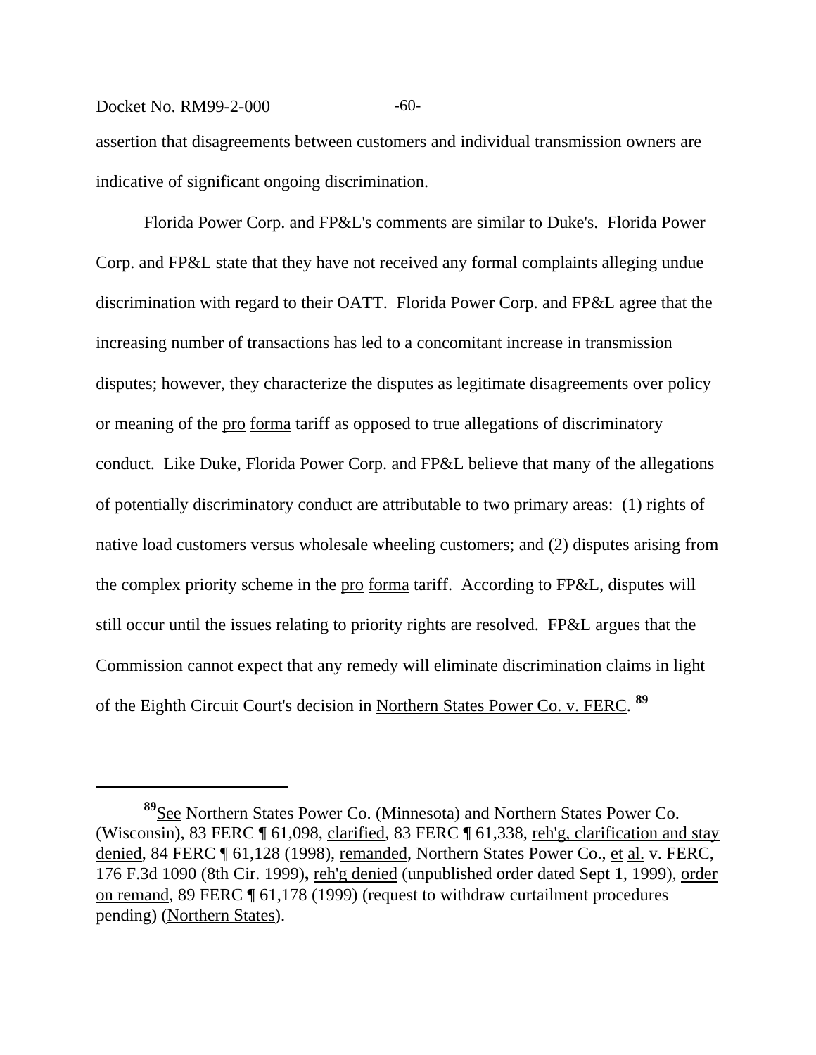assertion that disagreements between customers and individual transmission owners are indicative of significant ongoing discrimination.

Florida Power Corp. and FP&L's comments are similar to Duke's. Florida Power Corp. and FP&L state that they have not received any formal complaints alleging undue discrimination with regard to their OATT. Florida Power Corp. and FP&L agree that the increasing number of transactions has led to a concomitant increase in transmission disputes; however, they characterize the disputes as legitimate disagreements over policy or meaning of the pro forma tariff as opposed to true allegations of discriminatory conduct. Like Duke, Florida Power Corp. and FP&L believe that many of the allegations of potentially discriminatory conduct are attributable to two primary areas: (1) rights of native load customers versus wholesale wheeling customers; and (2) disputes arising from the complex priority scheme in the pro forma tariff. According to FP&L, disputes will still occur until the issues relating to priority rights are resolved. FP&L argues that the Commission cannot expect that any remedy will eliminate discrimination claims in light of the Eighth Circuit Court's decision in Northern States Power Co. v. FERC. [89]

---

[89] See Northern States Power Co. (Minnesota) and Northern States Power Co. (Wisconsin), 83 FERC ¶ 61,098, clarified, 83 FERC ¶ 61,338, reh'g, clarification and stay denied, 84 FERC ¶ 61,128 (1998), remanded, Northern States Power Co., et al. v. FERC, 176 F.3d 1090 (8th Cir. 1999), reh'g denied (unpublished order dated Sept 1, 1999), order on remand, 89 FERC ¶ 61,178 (1999) (request to withdraw curtailment procedures pending) (Northern States).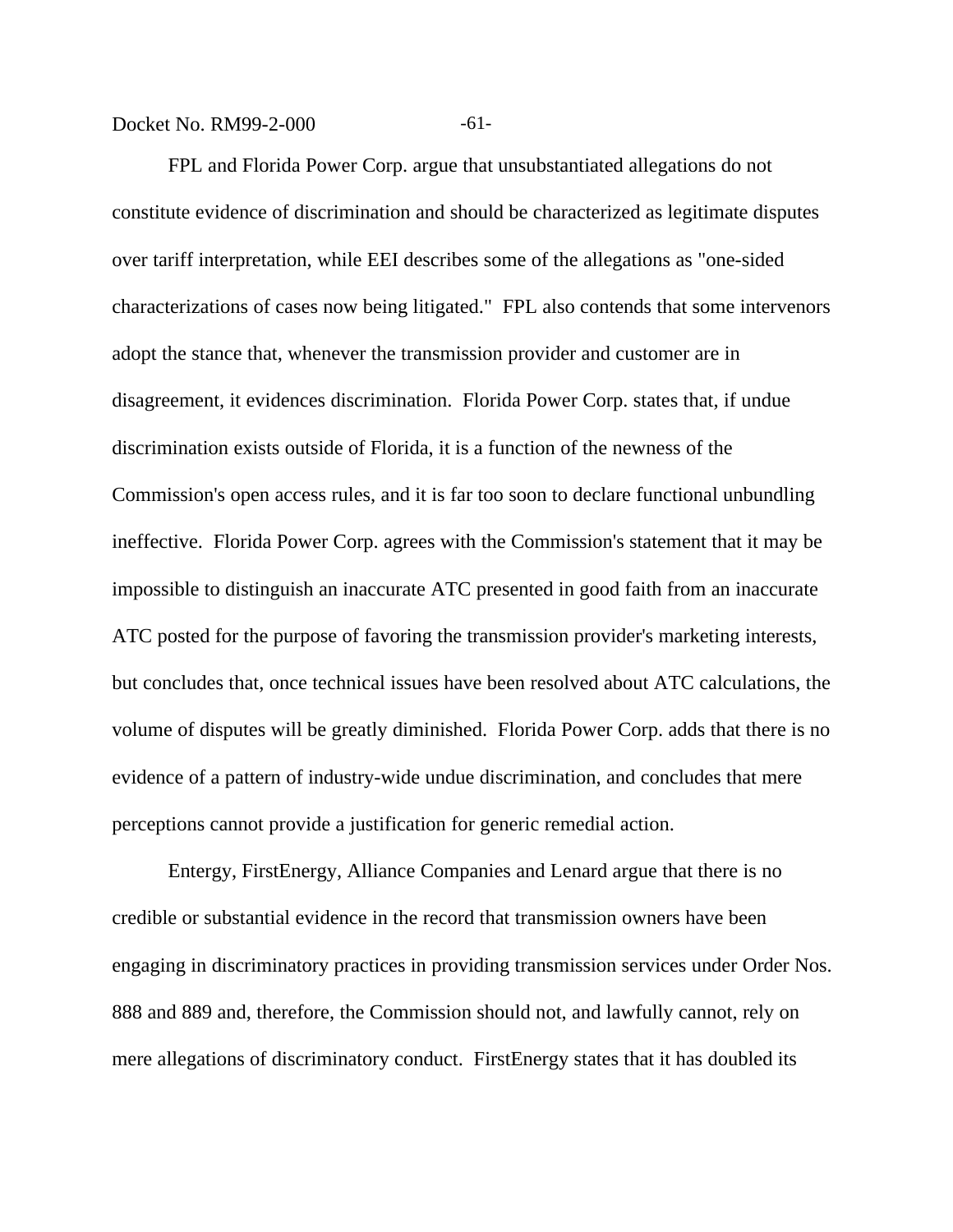FPL and Florida Power Corp. argue that unsubstantiated allegations do not constitute evidence of discrimination and should be characterized as legitimate disputes over tariff interpretation, while EEI describes some of the allegations as "one-sided characterizations of cases now being litigated." FPL also contends that some intervenors adopt the stance that, whenever the transmission provider and customer are in disagreement, it evidences discrimination. Florida Power Corp. states that, if undue discrimination exists outside of Florida, it is a function of the newness of the Commission's open access rules, and it is far too soon to declare functional unbundling ineffective. Florida Power Corp. agrees with the Commission's statement that it may be impossible to distinguish an inaccurate ATC presented in good faith from an inaccurate ATC posted for the purpose of favoring the transmission provider's marketing interests, but concludes that, once technical issues have been resolved about ATC calculations, the volume of disputes will be greatly diminished. Florida Power Corp. adds that there is no evidence of a pattern of industry-wide undue discrimination, and concludes that mere perceptions cannot provide a justification for generic remedial action.

Entergy, FirstEnergy, Alliance Companies and Lenard argue that there is no credible or substantial evidence in the record that transmission owners have been engaging in discriminatory practices in providing transmission services under Order Nos. 888 and 889 and, therefore, the Commission should not, and lawfully cannot, rely on mere allegations of discriminatory conduct. FirstEnergy states that it has doubled its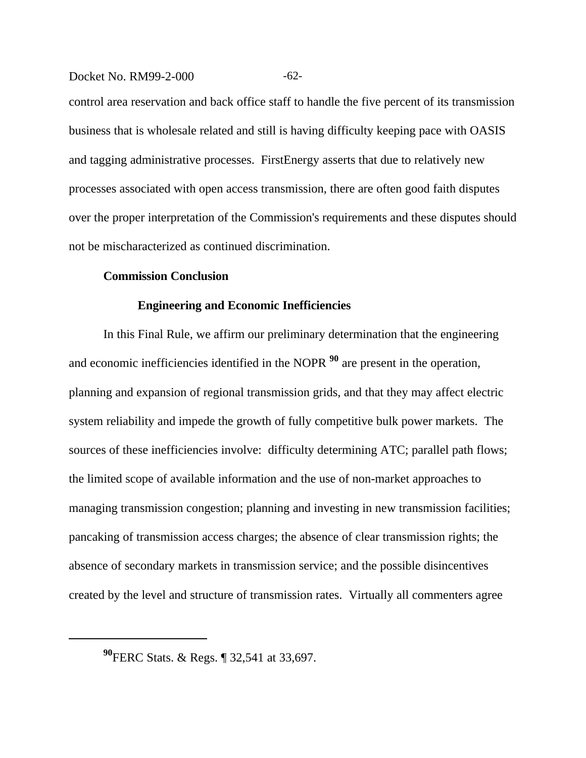control area reservation and back office staff to handle the five percent of its transmission business that is wholesale related and still is having difficulty keeping pace with OASIS and tagging administrative processes. FirstEnergy asserts that due to relatively new processes associated with open access transmission, there are often good faith disputes over the proper interpretation of the Commission's requirements and these disputes should not be mischaracterized as continued discrimination.

**Commission Conclusion**

**Engineering and Economic Inefficiencies**

In this Final Rule, we affirm our preliminary determination that the engineering and economic inefficiencies identified in the NOPR [90] are present in the operation, planning and expansion of regional transmission grids, and that they may affect electric system reliability and impede the growth of fully competitive bulk power markets. The sources of these inefficiencies involve: difficulty determining ATC; parallel path flows; the limited scope of available information and the use of non-market approaches to managing transmission congestion; planning and investing in new transmission facilities; pancaking of transmission access charges; the absence of clear transmission rights; the absence of secondary markets in transmission service; and the possible disincentives created by the level and structure of transmission rates. Virtually all commenters agree

---

[90] FERC Stats. & Regs. ¶ 32,541 at 33,697.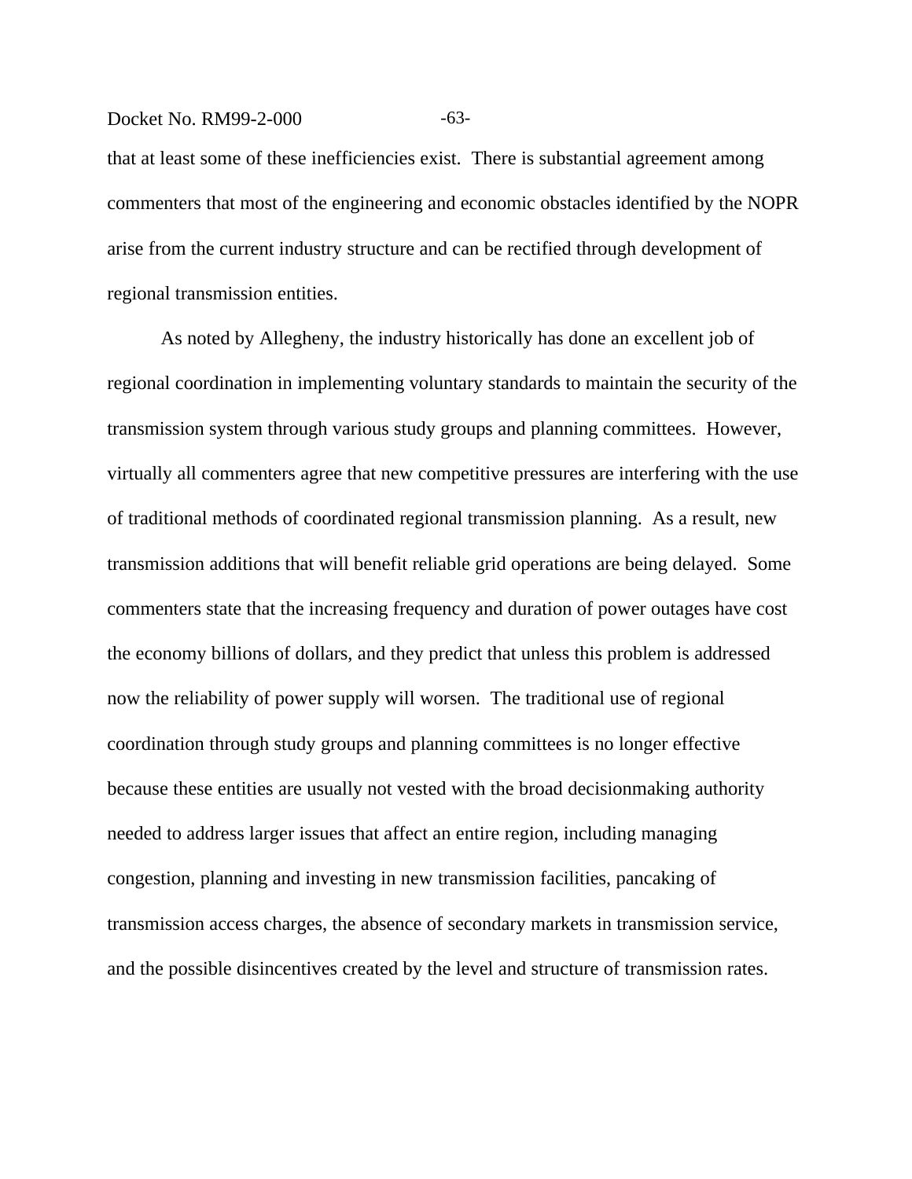that at least some of these inefficiencies exist. There is substantial agreement among commenters that most of the engineering and economic obstacles identified by the NOPR arise from the current industry structure and can be rectified through development of regional transmission entities.

As noted by Allegheny, the industry historically has done an excellent job of regional coordination in implementing voluntary standards to maintain the security of the transmission system through various study groups and planning committees. However, virtually all commenters agree that new competitive pressures are interfering with the use of traditional methods of coordinated regional transmission planning. As a result, new transmission additions that will benefit reliable grid operations are being delayed. Some commenters state that the increasing frequency and duration of power outages have cost the economy billions of dollars, and they predict that unless this problem is addressed now the reliability of power supply will worsen. The traditional use of regional coordination through study groups and planning committees is no longer effective because these entities are usually not vested with the broad decisionmaking authority needed to address larger issues that affect an entire region, including managing congestion, planning and investing in new transmission facilities, pancaking of transmission access charges, the absence of secondary markets in transmission service, and the possible disincentives created by the level and structure of transmission rates.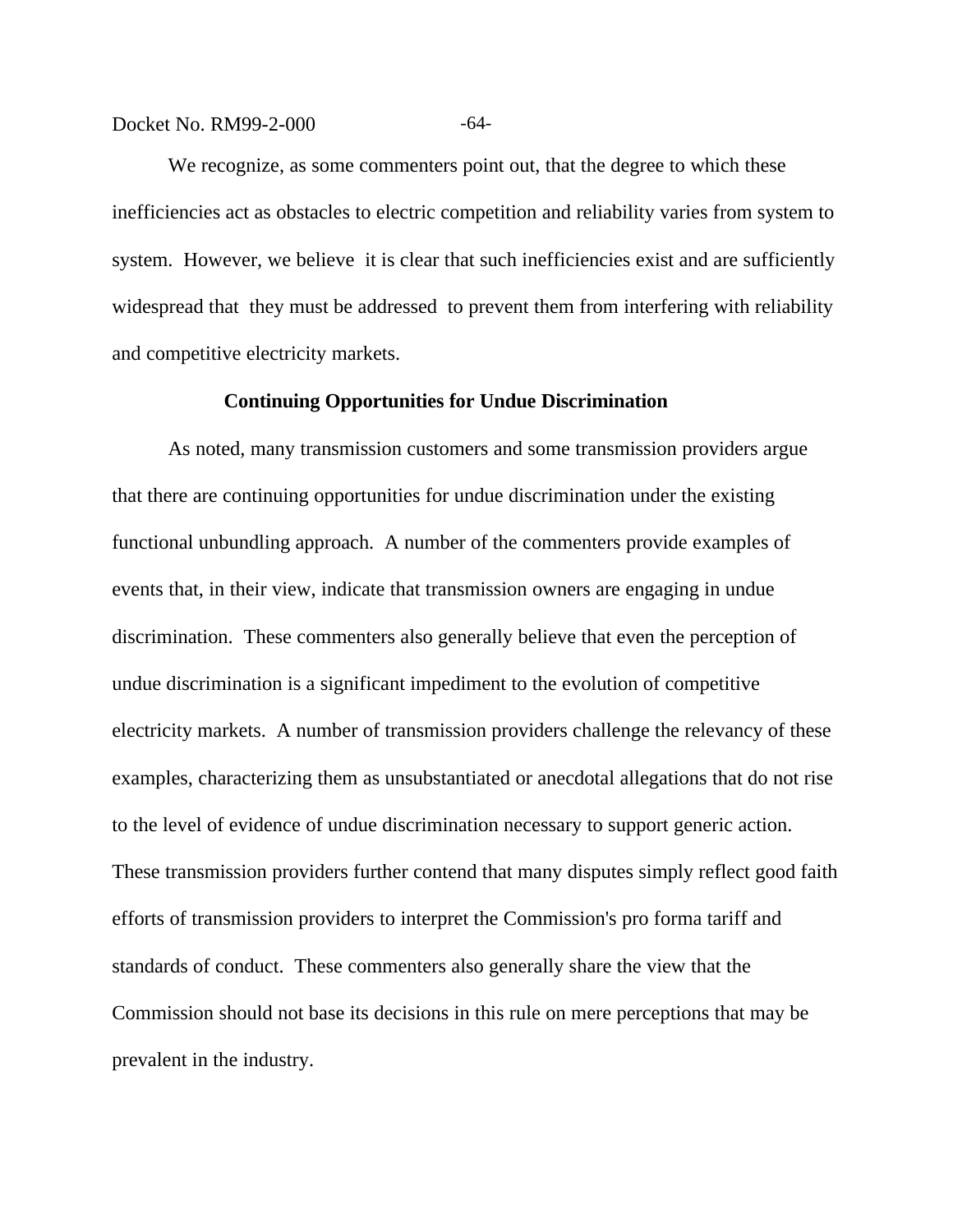We recognize, as some commenters point out, that the degree to which these inefficiencies act as obstacles to electric competition and reliability varies from system to system. However, we believe it is clear that such inefficiencies exist and are sufficiently widespread that they must be addressed to prevent them from interfering with reliability and competitive electricity markets.

### Continuing Opportunities for Undue Discrimination

As noted, many transmission customers and some transmission providers argue that there are continuing opportunities for undue discrimination under the existing functional unbundling approach. A number of the commenters provide examples of events that, in their view, indicate that transmission owners are engaging in undue discrimination. These commenters also generally believe that even the perception of undue discrimination is a significant impediment to the evolution of competitive electricity markets. A number of transmission providers challenge the relevancy of these examples, characterizing them as unsubstantiated or anecdotal allegations that do not rise to the level of evidence of undue discrimination necessary to support generic action. These transmission providers further contend that many disputes simply reflect good faith efforts of transmission providers to interpret the Commission's pro forma tariff and standards of conduct. These commenters also generally share the view that the Commission should not base its decisions in this rule on mere perceptions that may be prevalent in the industry.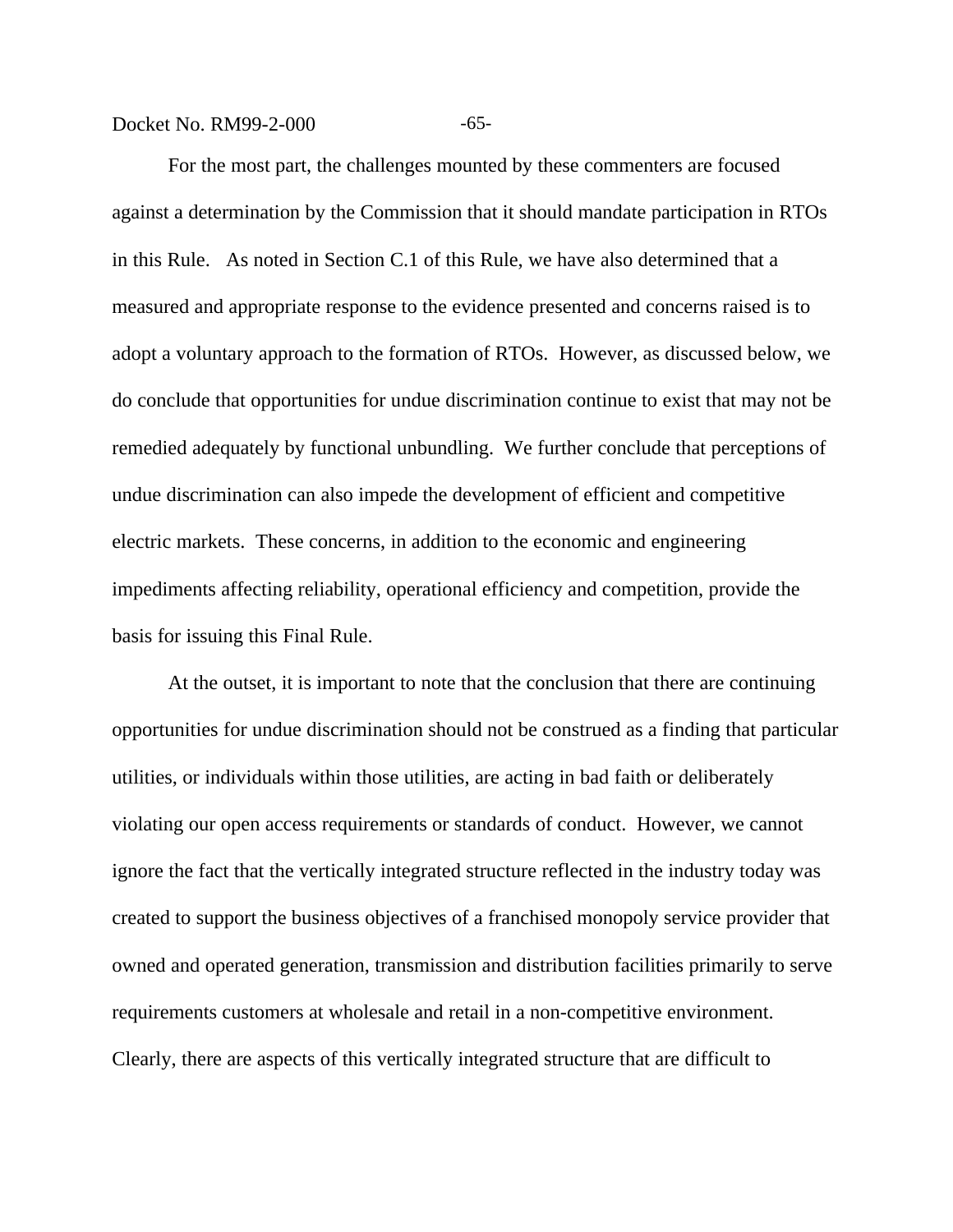For the most part, the challenges mounted by these commenters are focused against a determination by the Commission that it should mandate participation in RTOs in this Rule. As noted in Section C.1 of this Rule, we have also determined that a measured and appropriate response to the evidence presented and concerns raised is to adopt a voluntary approach to the formation of RTOs. However, as discussed below, we do conclude that opportunities for undue discrimination continue to exist that may not be remedied adequately by functional unbundling. We further conclude that perceptions of undue discrimination can also impede the development of efficient and competitive electric markets. These concerns, in addition to the economic and engineering impediments affecting reliability, operational efficiency and competition, provide the basis for issuing this Final Rule.

At the outset, it is important to note that the conclusion that there are continuing opportunities for undue discrimination should not be construed as a finding that particular utilities, or individuals within those utilities, are acting in bad faith or deliberately violating our open access requirements or standards of conduct. However, we cannot ignore the fact that the vertically integrated structure reflected in the industry today was created to support the business objectives of a franchised monopoly service provider that owned and operated generation, transmission and distribution facilities primarily to serve requirements customers at wholesale and retail in a non-competitive environment. Clearly, there are aspects of this vertically integrated structure that are difficult to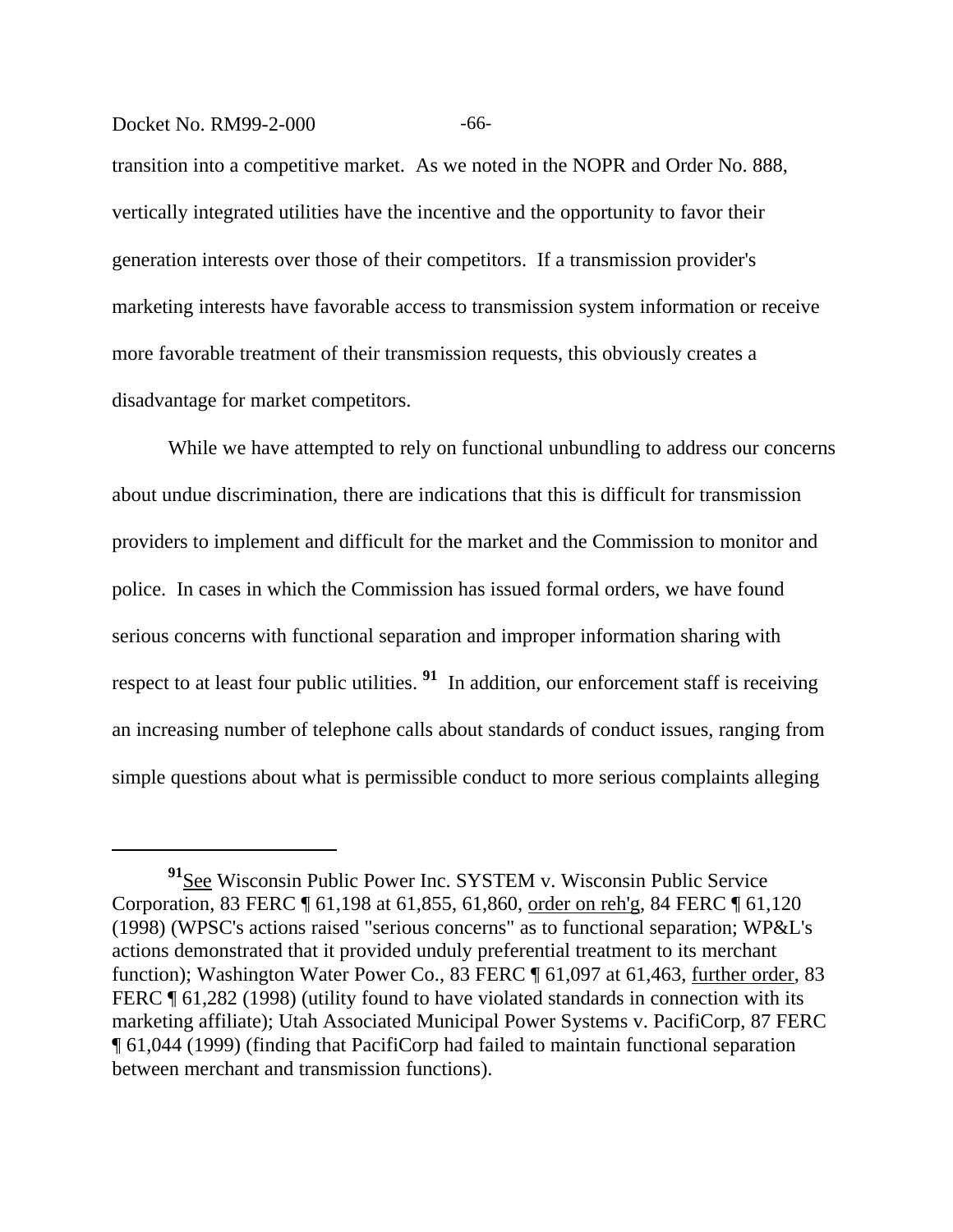transition into a competitive market. As we noted in the NOPR and Order No. 888, vertically integrated utilities have the incentive and the opportunity to favor their generation interests over those of their competitors. If a transmission provider's marketing interests have favorable access to transmission system information or receive more favorable treatment of their transmission requests, this obviously creates a disadvantage for market competitors.

While we have attempted to rely on functional unbundling to address our concerns about undue discrimination, there are indications that this is difficult for transmission providers to implement and difficult for the market and the Commission to monitor and police. In cases in which the Commission has issued formal orders, we have found serious concerns with functional separation and improper information sharing with respect to at least four public utilities. [91] In addition, our enforcement staff is receiving an increasing number of telephone calls about standards of conduct issues, ranging from simple questions about what is permissible conduct to more serious complaints alleging

---

[91] See Wisconsin Public Power Inc. SYSTEM v. Wisconsin Public Service Corporation, 83 FERC ¶ 61,198 at 61,855, 61,860, order on reh'g, 84 FERC ¶ 61,120 (1998) (WPSC's actions raised "serious concerns" as to functional separation; WP&L's actions demonstrated that it provided unduly preferential treatment to its merchant function); Washington Water Power Co., 83 FERC ¶ 61,097 at 61,463, further order, 83 FERC ¶ 61,282 (1998) (utility found to have violated standards in connection with its marketing affiliate); Utah Associated Municipal Power Systems v. PacifiCorp, 87 FERC ¶ 61,044 (1999) (finding that PacifiCorp had failed to maintain functional separation between merchant and transmission functions).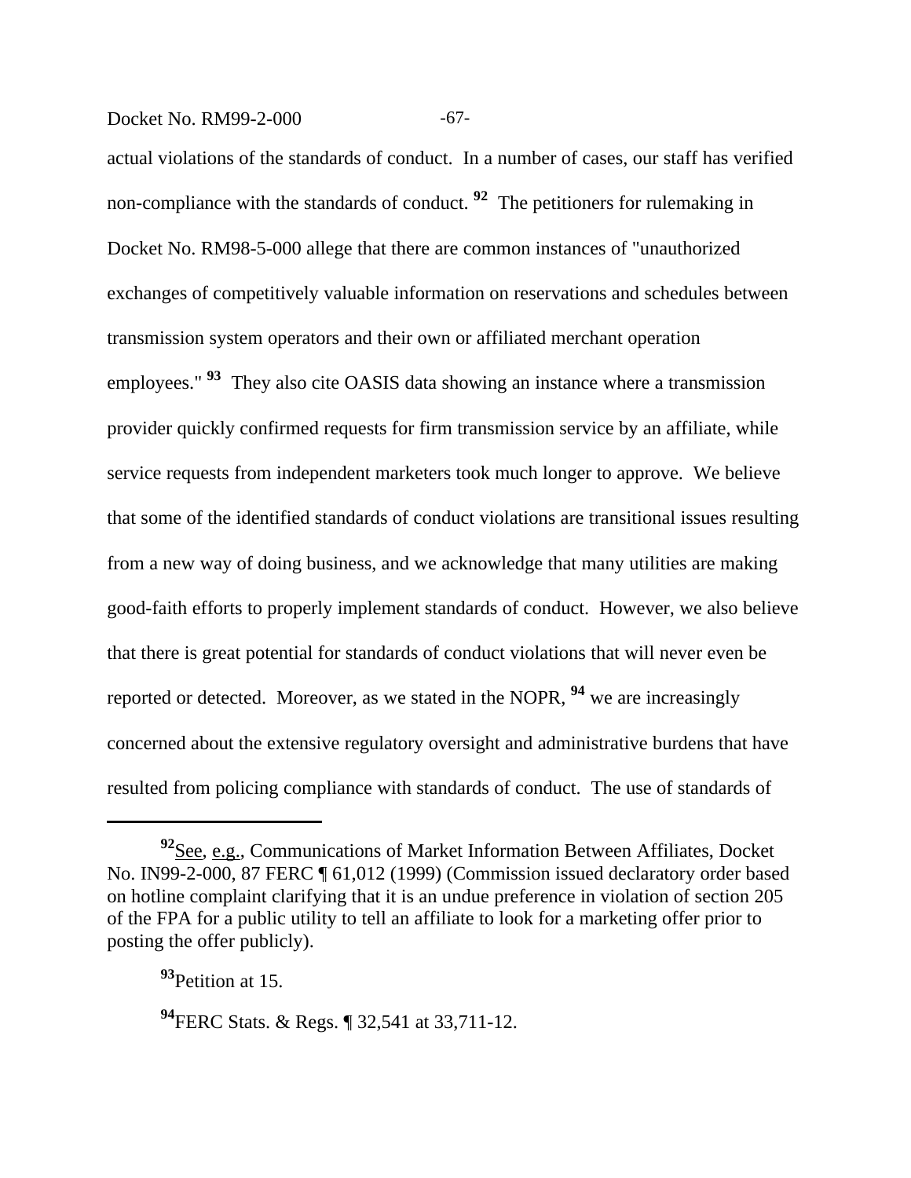actual violations of the standards of conduct. In a number of cases, our staff has verified non-compliance with the standards of conduct. [92] The petitioners for rulemaking in Docket No. RM98-5-000 allege that there are common instances of "unauthorized exchanges of competitively valuable information on reservations and schedules between transmission system operators and their own or affiliated merchant operation employees." [93] They also cite OASIS data showing an instance where a transmission provider quickly confirmed requests for firm transmission service by an affiliate, while service requests from independent marketers took much longer to approve. We believe that some of the identified standards of conduct violations are transitional issues resulting from a new way of doing business, and we acknowledge that many utilities are making good-faith efforts to properly implement standards of conduct. However, we also believe that there is great potential for standards of conduct violations that will never even be reported or detected. Moreover, as we stated in the NOPR, [94] we are increasingly concerned about the extensive regulatory oversight and administrative burdens that have resulted from policing compliance with standards of conduct. The use of standards of

---

[92] See, e.g., Communications of Market Information Between Affiliates, Docket No. IN99-2-000, 87 FERC ¶ 61,012 (1999) (Commission issued declaratory order based on hotline complaint clarifying that it is an undue preference in violation of section 205 of the FPA for a public utility to tell an affiliate to look for a marketing offer prior to posting the offer publicly).

[93] Petition at 15.

[94] FERC Stats. & Regs. ¶ 32,541 at 33,711-12.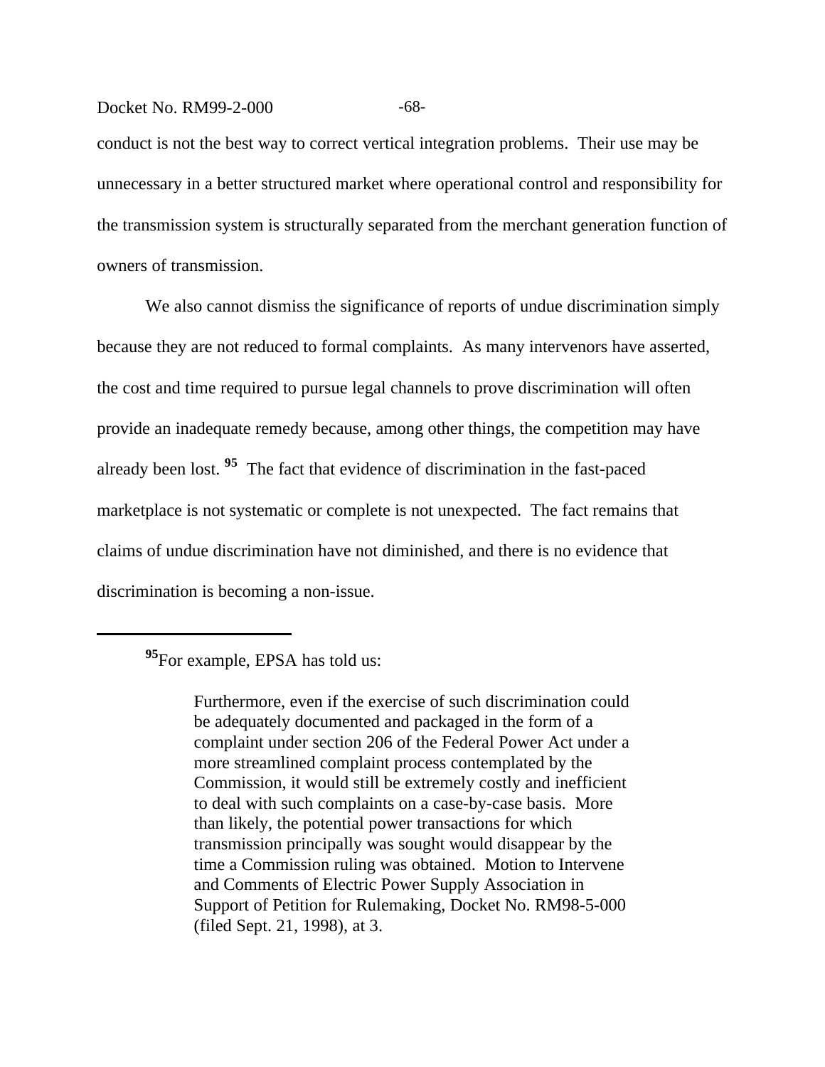conduct is not the best way to correct vertical integration problems. Their use may be unnecessary in a better structured market where operational control and responsibility for the transmission system is structurally separated from the merchant generation function of owners of transmission.

We also cannot dismiss the significance of reports of undue discrimination simply because they are not reduced to formal complaints. As many intervenors have asserted, the cost and time required to pursue legal channels to prove discrimination will often provide an inadequate remedy because, among other things, the competition may have already been lost. [95] The fact that evidence of discrimination in the fast-paced marketplace is not systematic or complete is not unexpected. The fact remains that claims of undue discrimination have not diminished, and there is no evidence that discrimination is becoming a non-issue.

---

[95]For example, EPSA has told us:

> Furthermore, even if the exercise of such discrimination could be adequately documented and packaged in the form of a complaint under section 206 of the Federal Power Act under a more streamlined complaint process contemplated by the Commission, it would still be extremely costly and inefficient to deal with such complaints on a case-by-case basis. More than likely, the potential power transactions for which transmission principally was sought would disappear by the time a Commission ruling was obtained. Motion to Intervene and Comments of Electric Power Supply Association in Support of Petition for Rulemaking, Docket No. RM98-5-000 (filed Sept. 21, 1998), at 3.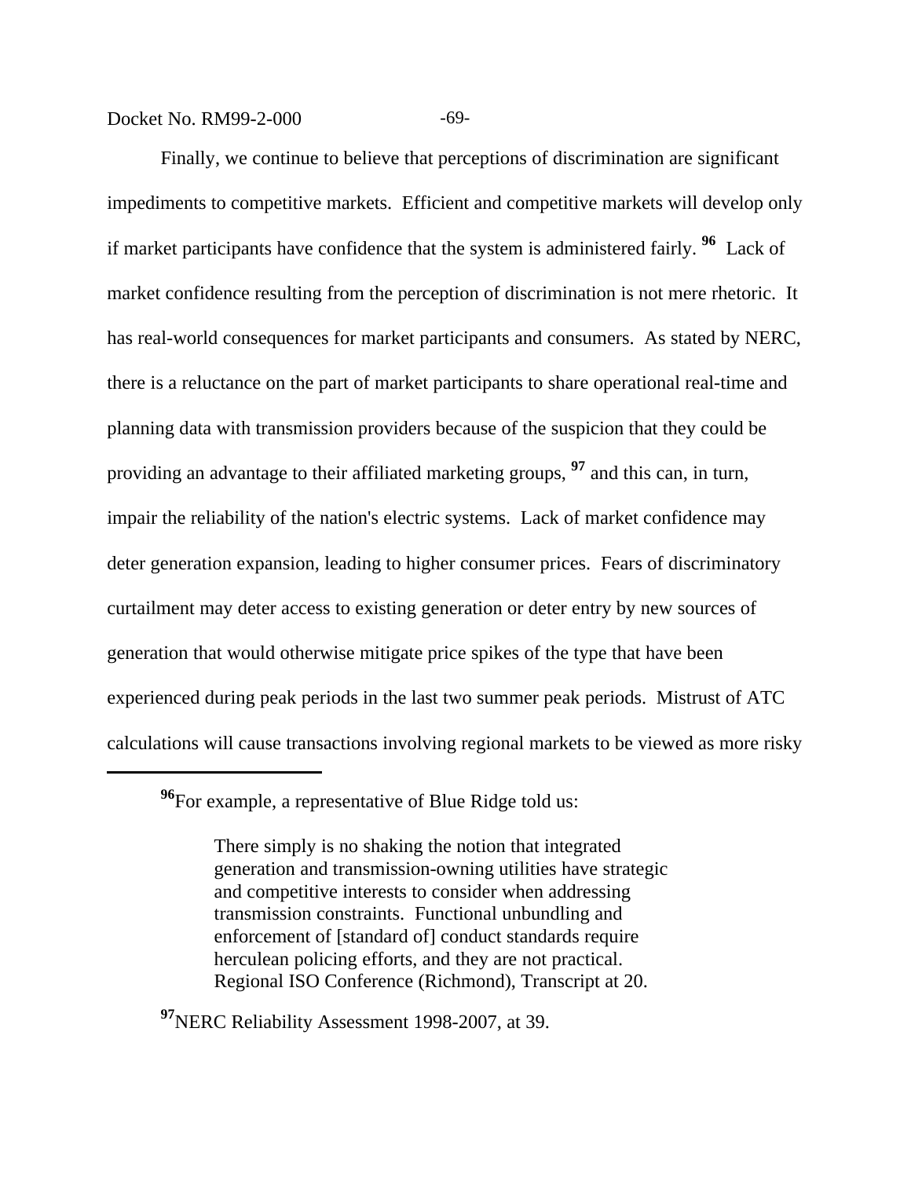Finally, we continue to believe that perceptions of discrimination are significant impediments to competitive markets. Efficient and competitive markets will develop only if market participants have confidence that the system is administered fairly. [96] Lack of market confidence resulting from the perception of discrimination is not mere rhetoric. It has real-world consequences for market participants and consumers. As stated by NERC, there is a reluctance on the part of market participants to share operational real-time and planning data with transmission providers because of the suspicion that they could be providing an advantage to their affiliated marketing groups, [97] and this can, in turn, impair the reliability of the nation's electric systems. Lack of market confidence may deter generation expansion, leading to higher consumer prices. Fears of discriminatory curtailment may deter access to existing generation or deter entry by new sources of generation that would otherwise mitigate price spikes of the type that have been experienced during peak periods in the last two summer peak periods. Mistrust of ATC calculations will cause transactions involving regional markets to be viewed as more risky

---

[96] For example, a representative of Blue Ridge told us:

> There simply is no shaking the notion that integrated generation and transmission-owning utilities have strategic and competitive interests to consider when addressing transmission constraints. Functional unbundling and enforcement of [standard of] conduct standards require herculean policing efforts, and they are not practical. Regional ISO Conference (Richmond), Transcript at 20.

[97] NERC Reliability Assessment 1998-2007, at 39.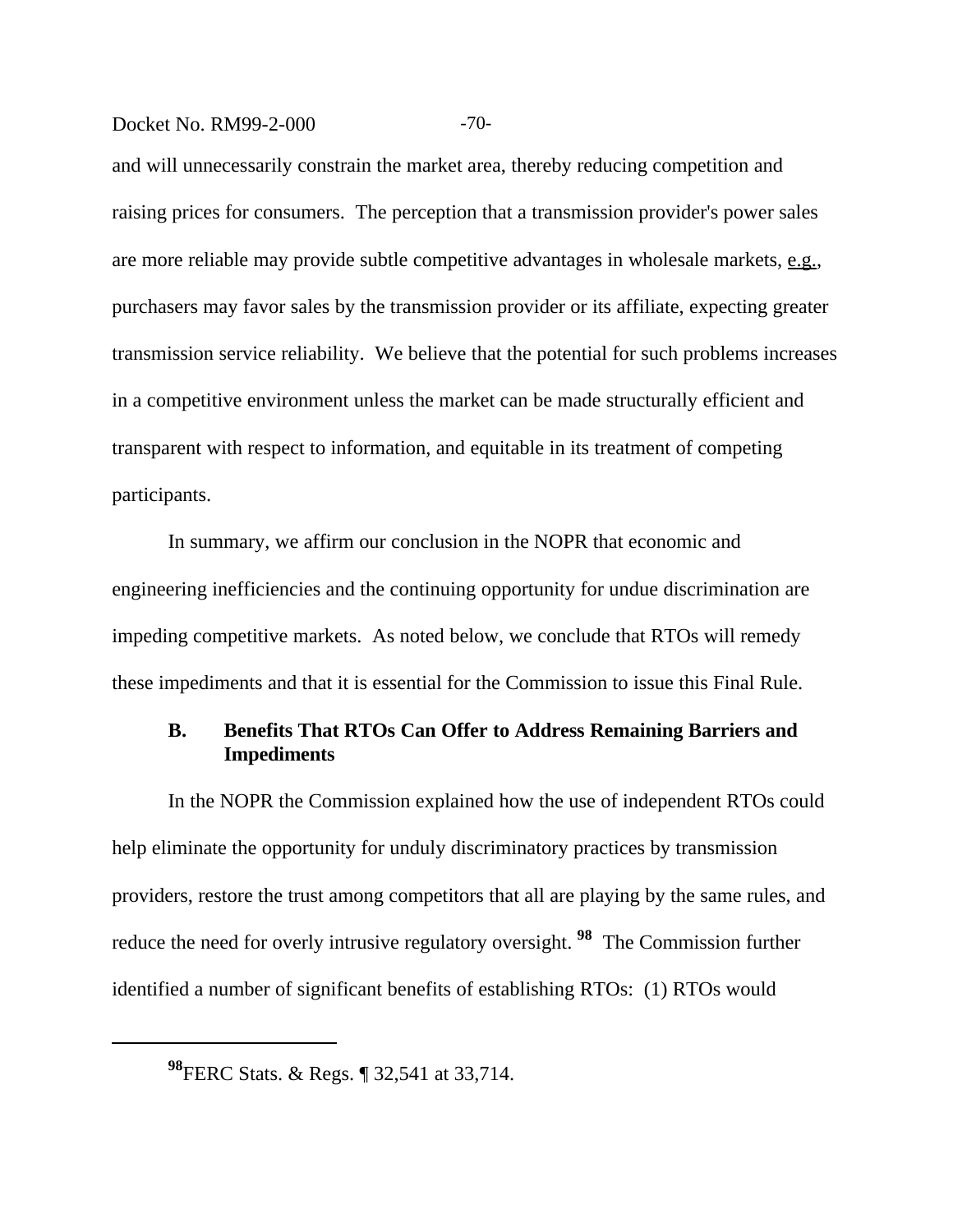and will unnecessarily constrain the market area, thereby reducing competition and raising prices for consumers. The perception that a transmission provider's power sales are more reliable may provide subtle competitive advantages in wholesale markets, e.g., purchasers may favor sales by the transmission provider or its affiliate, expecting greater transmission service reliability. We believe that the potential for such problems increases in a competitive environment unless the market can be made structurally efficient and transparent with respect to information, and equitable in its treatment of competing participants.

In summary, we affirm our conclusion in the NOPR that economic and engineering inefficiencies and the continuing opportunity for undue discrimination are impeding competitive markets. As noted below, we conclude that RTOs will remedy these impediments and that it is essential for the Commission to issue this Final Rule.

### B. Benefits That RTOs Can Offer to Address Remaining Barriers and Impediments

In the NOPR the Commission explained how the use of independent RTOs could help eliminate the opportunity for unduly discriminatory practices by transmission providers, restore the trust among competitors that all are playing by the same rules, and reduce the need for overly intrusive regulatory oversight. [98] The Commission further identified a number of significant benefits of establishing RTOs: (1) RTOs would

[98] FERC Stats. & Regs. ¶ 32,541 at 33,714.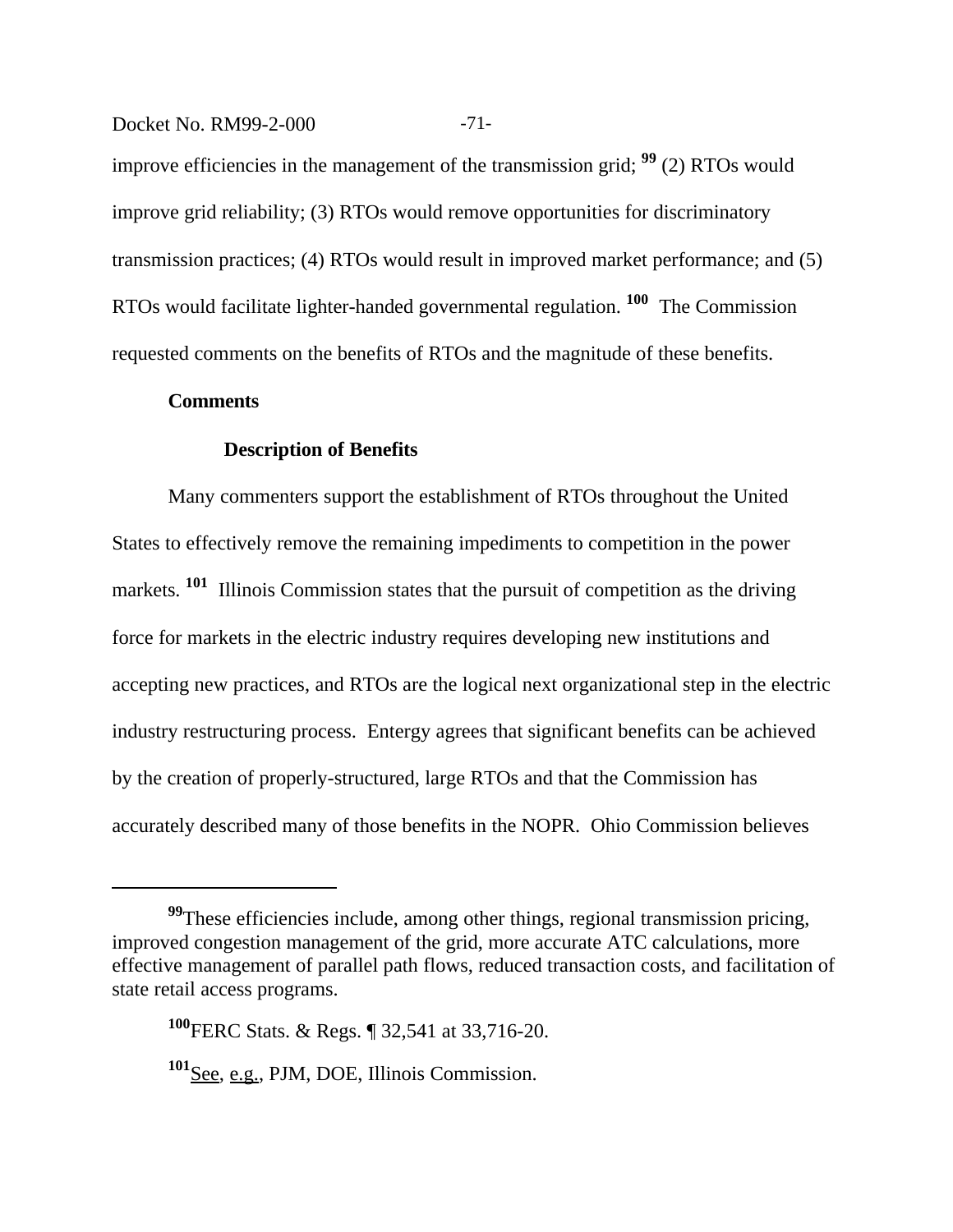improve efficiencies in the management of the transmission grid; [99] (2) RTOs would improve grid reliability; (3) RTOs would remove opportunities for discriminatory transmission practices; (4) RTOs would result in improved market performance; and (5) RTOs would facilitate lighter-handed governmental regulation. [100] The Commission requested comments on the benefits of RTOs and the magnitude of these benefits.

**Comments**

**Description of Benefits**

Many commenters support the establishment of RTOs throughout the United States to effectively remove the remaining impediments to competition in the power markets. [101] Illinois Commission states that the pursuit of competition as the driving force for markets in the electric industry requires developing new institutions and accepting new practices, and RTOs are the logical next organizational step in the electric industry restructuring process. Entergy agrees that significant benefits can be achieved by the creation of properly-structured, large RTOs and that the Commission has accurately described many of those benefits in the NOPR. Ohio Commission believes

---

[99] These efficiencies include, among other things, regional transmission pricing, improved congestion management of the grid, more accurate ATC calculations, more effective management of parallel path flows, reduced transaction costs, and facilitation of state retail access programs.

[100] FERC Stats. & Regs. ¶ 32,541 at 33,716-20.

[101] See, e.g., PJM, DOE, Illinois Commission.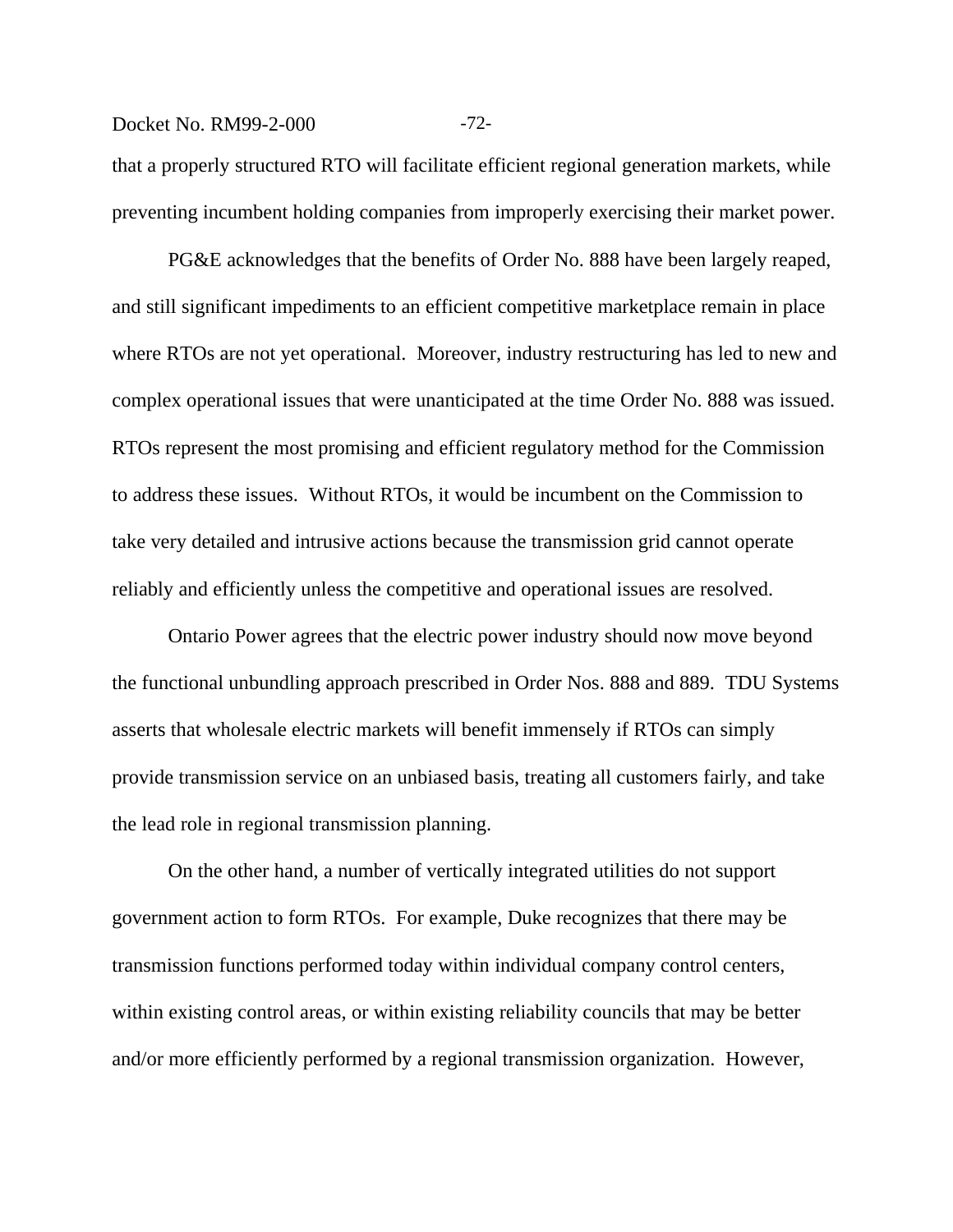that a properly structured RTO will facilitate efficient regional generation markets, while preventing incumbent holding companies from improperly exercising their market power.

PG&E acknowledges that the benefits of Order No. 888 have been largely reaped, and still significant impediments to an efficient competitive marketplace remain in place where RTOs are not yet operational. Moreover, industry restructuring has led to new and complex operational issues that were unanticipated at the time Order No. 888 was issued. RTOs represent the most promising and efficient regulatory method for the Commission to address these issues. Without RTOs, it would be incumbent on the Commission to take very detailed and intrusive actions because the transmission grid cannot operate reliably and efficiently unless the competitive and operational issues are resolved.

Ontario Power agrees that the electric power industry should now move beyond the functional unbundling approach prescribed in Order Nos. 888 and 889. TDU Systems asserts that wholesale electric markets will benefit immensely if RTOs can simply provide transmission service on an unbiased basis, treating all customers fairly, and take the lead role in regional transmission planning.

On the other hand, a number of vertically integrated utilities do not support government action to form RTOs. For example, Duke recognizes that there may be transmission functions performed today within individual company control centers, within existing control areas, or within existing reliability councils that may be better and/or more efficiently performed by a regional transmission organization. However,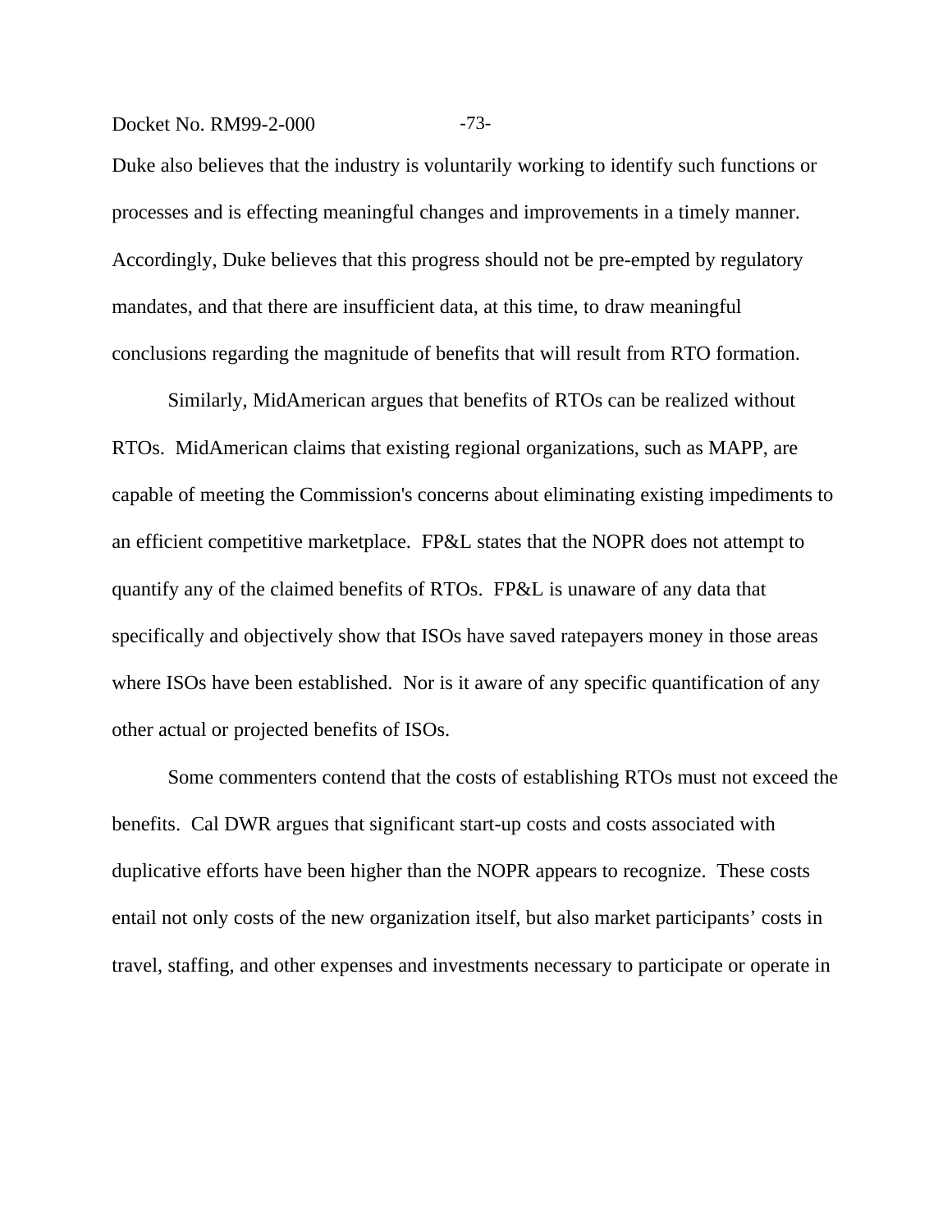Duke also believes that the industry is voluntarily working to identify such functions or processes and is effecting meaningful changes and improvements in a timely manner. Accordingly, Duke believes that this progress should not be pre-empted by regulatory mandates, and that there are insufficient data, at this time, to draw meaningful conclusions regarding the magnitude of benefits that will result from RTO formation.

Similarly, MidAmerican argues that benefits of RTOs can be realized without RTOs. MidAmerican claims that existing regional organizations, such as MAPP, are capable of meeting the Commission's concerns about eliminating existing impediments to an efficient competitive marketplace. FP&L states that the NOPR does not attempt to quantify any of the claimed benefits of RTOs. FP&L is unaware of any data that specifically and objectively show that ISOs have saved ratepayers money in those areas where ISOs have been established. Nor is it aware of any specific quantification of any other actual or projected benefits of ISOs.

Some commenters contend that the costs of establishing RTOs must not exceed the benefits. Cal DWR argues that significant start-up costs and costs associated with duplicative efforts have been higher than the NOPR appears to recognize. These costs entail not only costs of the new organization itself, but also market participants' costs in travel, staffing, and other expenses and investments necessary to participate or operate in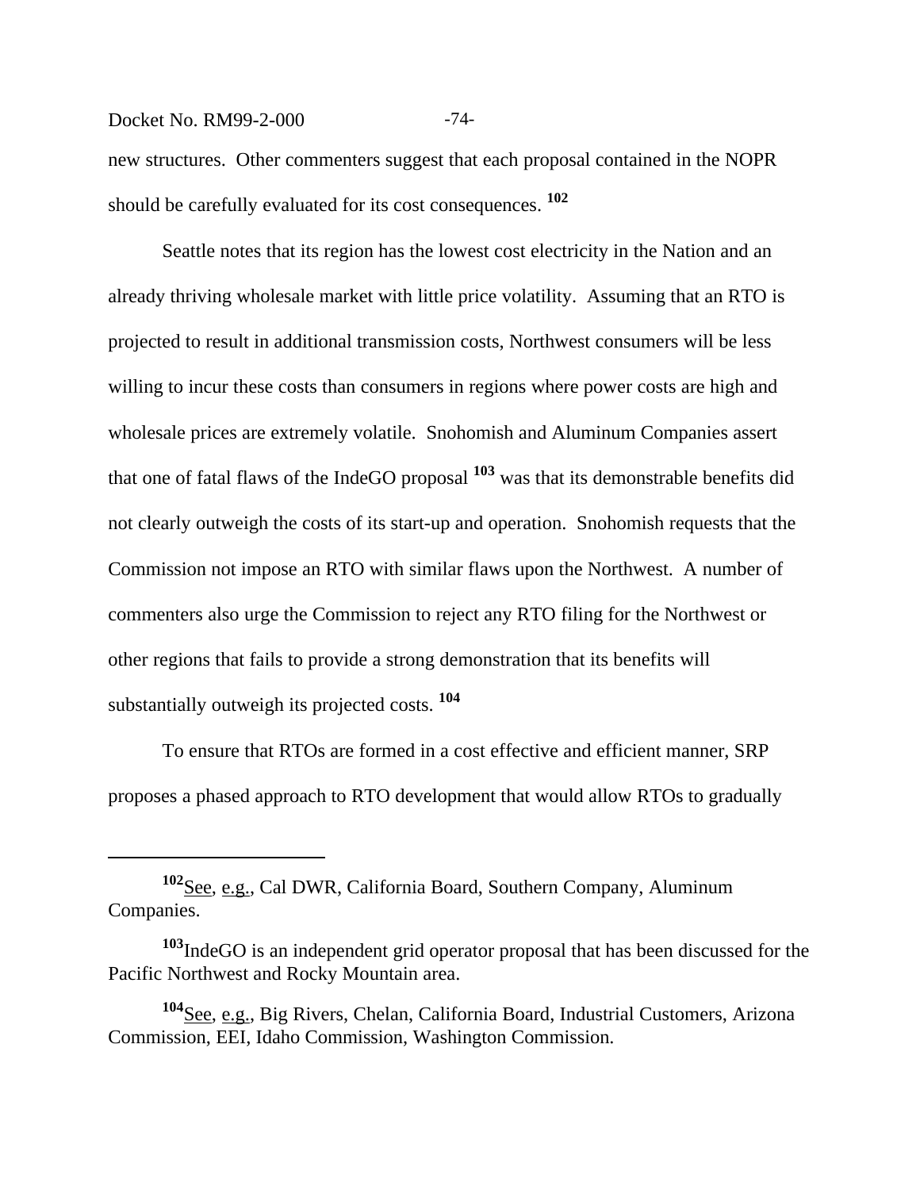new structures. Other commenters suggest that each proposal contained in the NOPR should be carefully evaluated for its cost consequences. [102]

Seattle notes that its region has the lowest cost electricity in the Nation and an already thriving wholesale market with little price volatility. Assuming that an RTO is projected to result in additional transmission costs, Northwest consumers will be less willing to incur these costs than consumers in regions where power costs are high and wholesale prices are extremely volatile. Snohomish and Aluminum Companies assert that one of fatal flaws of the IndeGO proposal [103] was that its demonstrable benefits did not clearly outweigh the costs of its start-up and operation. Snohomish requests that the Commission not impose an RTO with similar flaws upon the Northwest. A number of commenters also urge the Commission to reject any RTO filing for the Northwest or other regions that fails to provide a strong demonstration that its benefits will substantially outweigh its projected costs. [104]

To ensure that RTOs are formed in a cost effective and efficient manner, SRP proposes a phased approach to RTO development that would allow RTOs to gradually

---

[102] See, e.g., Cal DWR, California Board, Southern Company, Aluminum Companies.

[103] IndeGO is an independent grid operator proposal that has been discussed for the Pacific Northwest and Rocky Mountain area.

[104] See, e.g., Big Rivers, Chelan, California Board, Industrial Customers, Arizona Commission, EEI, Idaho Commission, Washington Commission.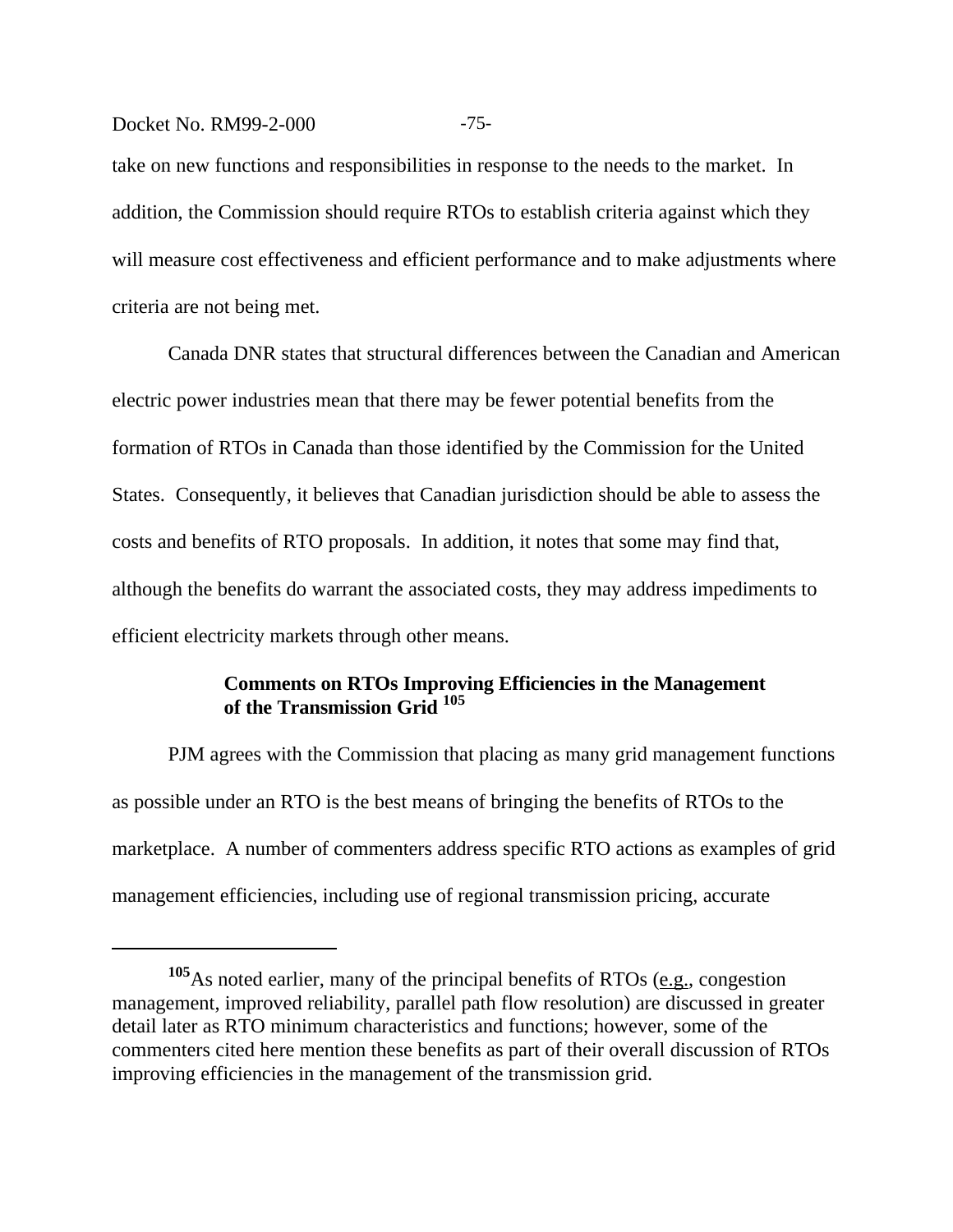take on new functions and responsibilities in response to the needs to the market. In addition, the Commission should require RTOs to establish criteria against which they will measure cost effectiveness and efficient performance and to make adjustments where criteria are not being met.

Canada DNR states that structural differences between the Canadian and American electric power industries mean that there may be fewer potential benefits from the formation of RTOs in Canada than those identified by the Commission for the United States. Consequently, it believes that Canadian jurisdiction should be able to assess the costs and benefits of RTO proposals. In addition, it notes that some may find that, although the benefits do warrant the associated costs, they may address impediments to efficient electricity markets through other means.

**Comments on RTOs Improving Efficiencies in the Management of the Transmission Grid** [105]

PJM agrees with the Commission that placing as many grid management functions as possible under an RTO is the best means of bringing the benefits of RTOs to the marketplace. A number of commenters address specific RTO actions as examples of grid management efficiencies, including use of regional transmission pricing, accurate

---

[105] As noted earlier, many of the principal benefits of RTOs (e.g., congestion management, improved reliability, parallel path flow resolution) are discussed in greater detail later as RTO minimum characteristics and functions; however, some of the commenters cited here mention these benefits as part of their overall discussion of RTOs improving efficiencies in the management of the transmission grid.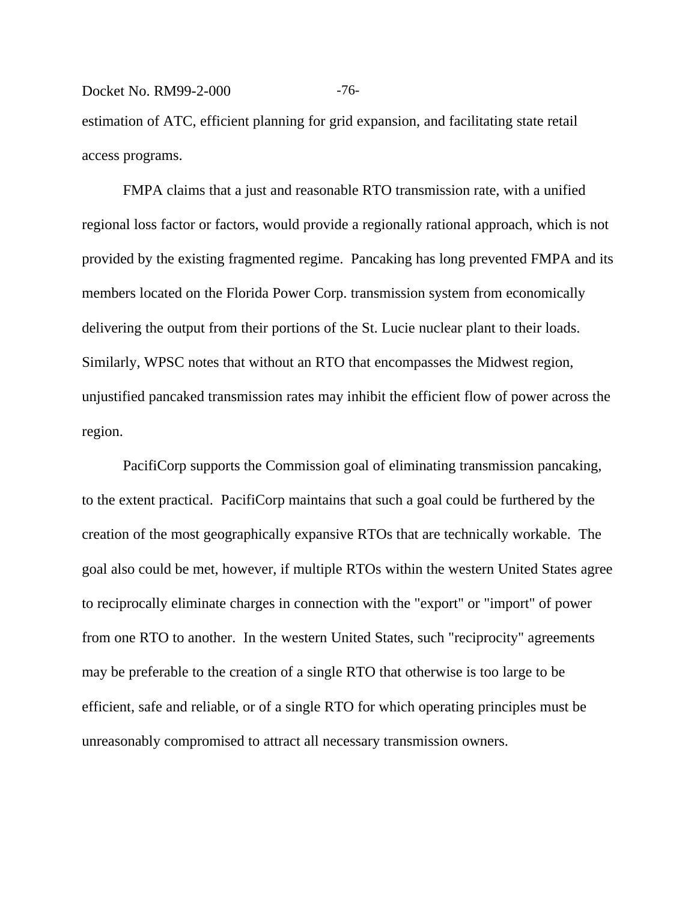estimation of ATC, efficient planning for grid expansion, and facilitating state retail access programs.

FMPA claims that a just and reasonable RTO transmission rate, with a unified regional loss factor or factors, would provide a regionally rational approach, which is not provided by the existing fragmented regime. Pancaking has long prevented FMPA and its members located on the Florida Power Corp. transmission system from economically delivering the output from their portions of the St. Lucie nuclear plant to their loads. Similarly, WPSC notes that without an RTO that encompasses the Midwest region, unjustified pancaked transmission rates may inhibit the efficient flow of power across the region.

PacifiCorp supports the Commission goal of eliminating transmission pancaking, to the extent practical. PacifiCorp maintains that such a goal could be furthered by the creation of the most geographically expansive RTOs that are technically workable. The goal also could be met, however, if multiple RTOs within the western United States agree to reciprocally eliminate charges in connection with the "export" or "import" of power from one RTO to another. In the western United States, such "reciprocity" agreements may be preferable to the creation of a single RTO that otherwise is too large to be efficient, safe and reliable, or of a single RTO for which operating principles must be unreasonably compromised to attract all necessary transmission owners.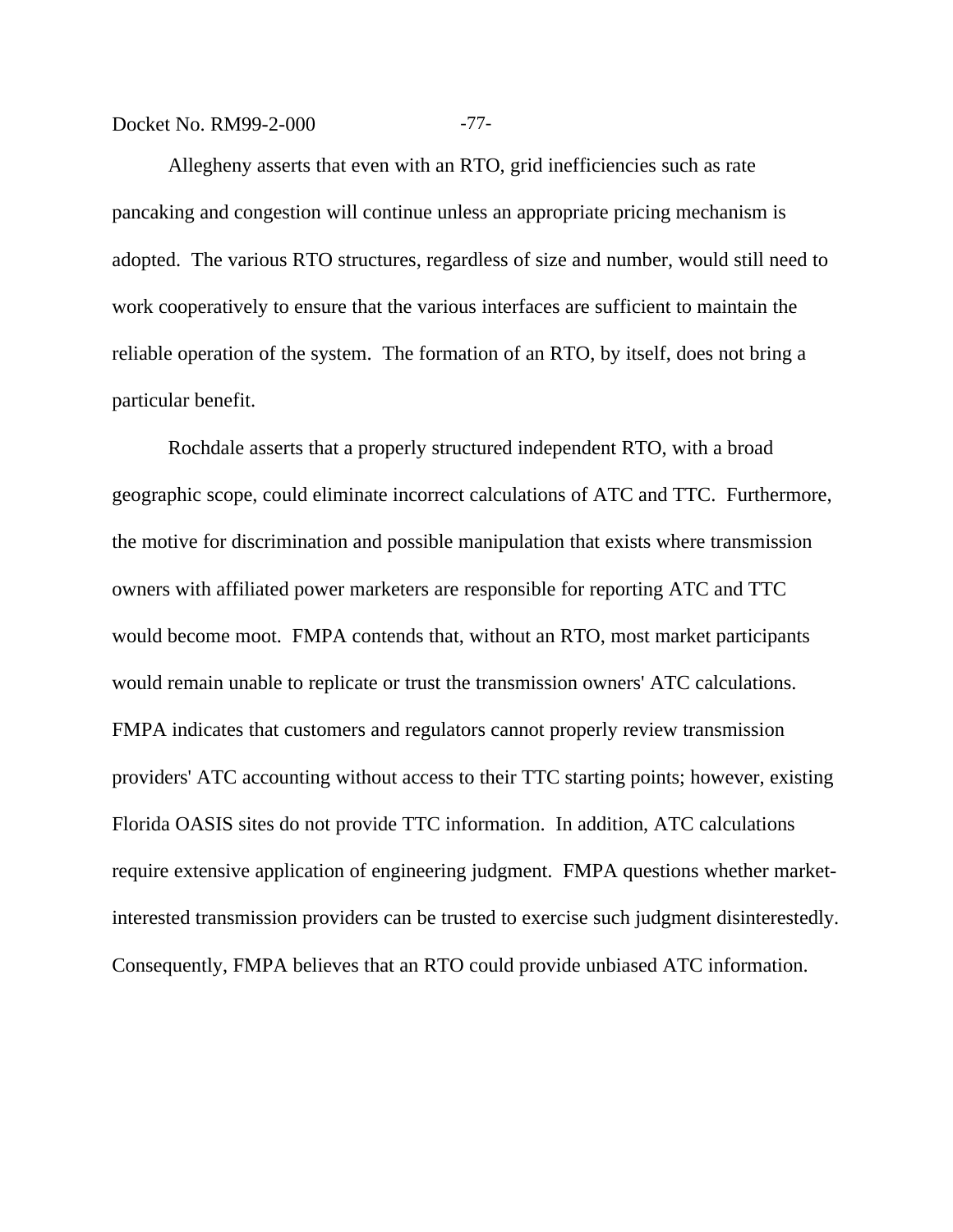Allegheny asserts that even with an RTO, grid inefficiencies such as rate pancaking and congestion will continue unless an appropriate pricing mechanism is adopted. The various RTO structures, regardless of size and number, would still need to work cooperatively to ensure that the various interfaces are sufficient to maintain the reliable operation of the system. The formation of an RTO, by itself, does not bring a particular benefit.

Rochdale asserts that a properly structured independent RTO, with a broad geographic scope, could eliminate incorrect calculations of ATC and TTC. Furthermore, the motive for discrimination and possible manipulation that exists where transmission owners with affiliated power marketers are responsible for reporting ATC and TTC would become moot. FMPA contends that, without an RTO, most market participants would remain unable to replicate or trust the transmission owners' ATC calculations. FMPA indicates that customers and regulators cannot properly review transmission providers' ATC accounting without access to their TTC starting points; however, existing Florida OASIS sites do not provide TTC information. In addition, ATC calculations require extensive application of engineering judgment. FMPA questions whether market-interested transmission providers can be trusted to exercise such judgment disinterestedly. Consequently, FMPA believes that an RTO could provide unbiased ATC information.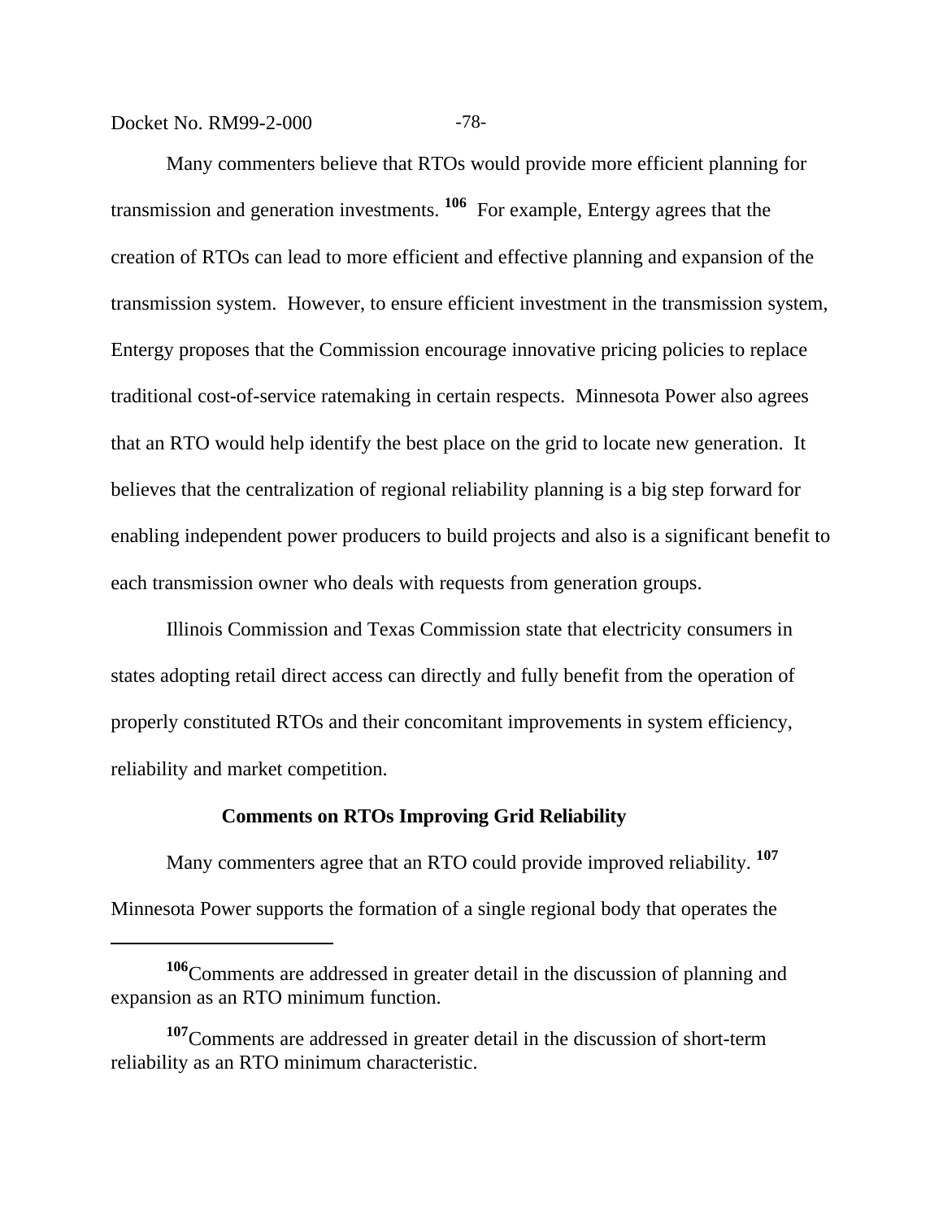Many commenters believe that RTOs would provide more efficient planning for transmission and generation investments. [106] For example, Entergy agrees that the creation of RTOs can lead to more efficient and effective planning and expansion of the transmission system. However, to ensure efficient investment in the transmission system, Entergy proposes that the Commission encourage innovative pricing policies to replace traditional cost-of-service ratemaking in certain respects. Minnesota Power also agrees that an RTO would help identify the best place on the grid to locate new generation. It believes that the centralization of regional reliability planning is a big step forward for enabling independent power producers to build projects and also is a significant benefit to each transmission owner who deals with requests from generation groups.

Illinois Commission and Texas Commission state that electricity consumers in states adopting retail direct access can directly and fully benefit from the operation of properly constituted RTOs and their concomitant improvements in system efficiency, reliability and market competition.

**Comments on RTOs Improving Grid Reliability**

Many commenters agree that an RTO could provide improved reliability. [107] Minnesota Power supports the formation of a single regional body that operates the

---

[106] Comments are addressed in greater detail in the discussion of planning and expansion as an RTO minimum function.

[107] Comments are addressed in greater detail in the discussion of short-term reliability as an RTO minimum characteristic.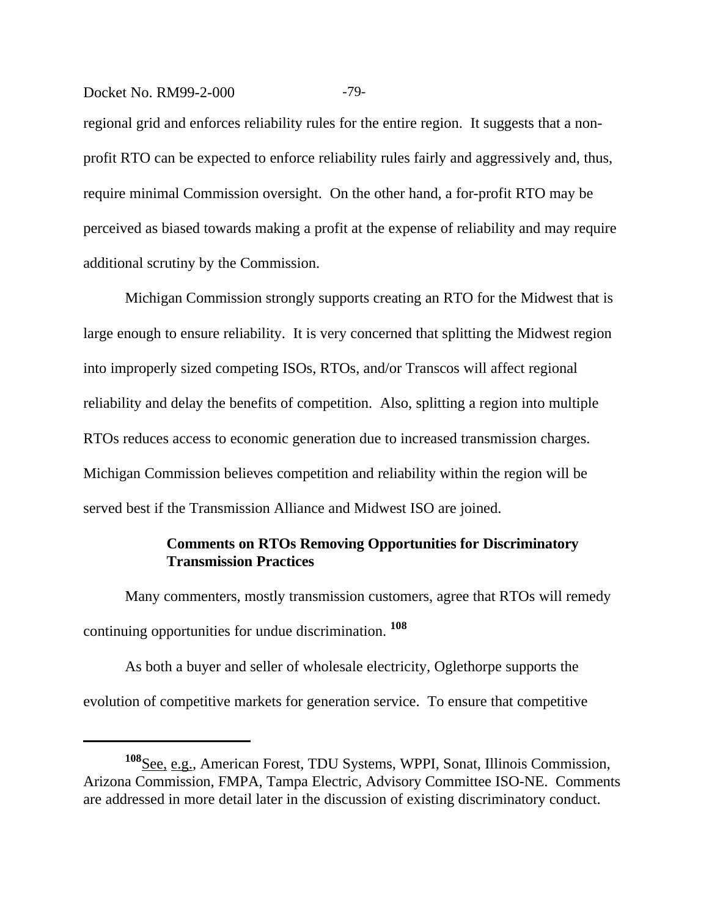regional grid and enforces reliability rules for the entire region. It suggests that a non-profit RTO can be expected to enforce reliability rules fairly and aggressively and, thus, require minimal Commission oversight. On the other hand, a for-profit RTO may be perceived as biased towards making a profit at the expense of reliability and may require additional scrutiny by the Commission.

Michigan Commission strongly supports creating an RTO for the Midwest that is large enough to ensure reliability. It is very concerned that splitting the Midwest region into improperly sized competing ISOs, RTOs, and/or Transcos will affect regional reliability and delay the benefits of competition. Also, splitting a region into multiple RTOs reduces access to economic generation due to increased transmission charges. Michigan Commission believes competition and reliability within the region will be served best if the Transmission Alliance and Midwest ISO are joined.

**Comments on RTOs Removing Opportunities for Discriminatory Transmission Practices**

Many commenters, mostly transmission customers, agree that RTOs will remedy continuing opportunities for undue discrimination. [108]

As both a buyer and seller of wholesale electricity, Oglethorpe supports the evolution of competitive markets for generation service. To ensure that competitive

---

[108] See, e.g., American Forest, TDU Systems, WPPI, Sonat, Illinois Commission, Arizona Commission, FMPA, Tampa Electric, Advisory Committee ISO-NE. Comments are addressed in more detail later in the discussion of existing discriminatory conduct.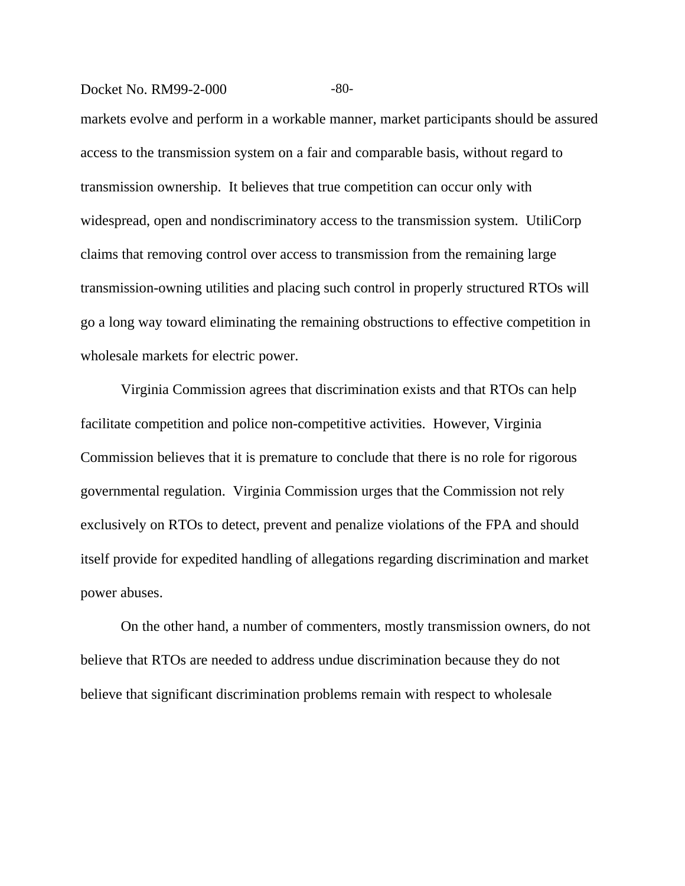markets evolve and perform in a workable manner, market participants should be assured access to the transmission system on a fair and comparable basis, without regard to transmission ownership. It believes that true competition can occur only with widespread, open and nondiscriminatory access to the transmission system. UtiliCorp claims that removing control over access to transmission from the remaining large transmission-owning utilities and placing such control in properly structured RTOs will go a long way toward eliminating the remaining obstructions to effective competition in wholesale markets for electric power.

Virginia Commission agrees that discrimination exists and that RTOs can help facilitate competition and police non-competitive activities. However, Virginia Commission believes that it is premature to conclude that there is no role for rigorous governmental regulation. Virginia Commission urges that the Commission not rely exclusively on RTOs to detect, prevent and penalize violations of the FPA and should itself provide for expedited handling of allegations regarding discrimination and market power abuses.

On the other hand, a number of commenters, mostly transmission owners, do not believe that RTOs are needed to address undue discrimination because they do not believe that significant discrimination problems remain with respect to wholesale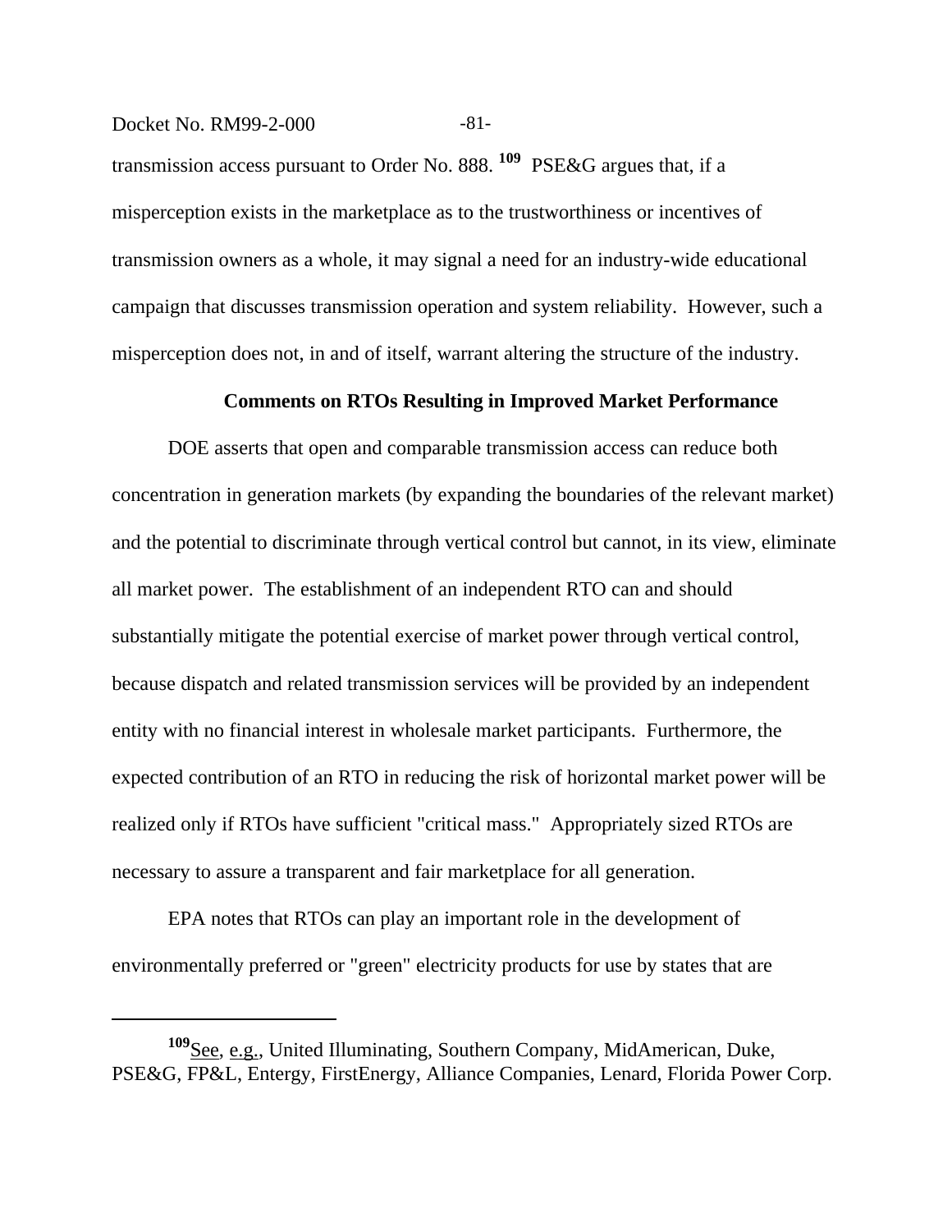transmission access pursuant to Order No. 888. [109] PSE&G argues that, if a misperception exists in the marketplace as to the trustworthiness or incentives of transmission owners as a whole, it may signal a need for an industry-wide educational campaign that discusses transmission operation and system reliability. However, such a misperception does not, in and of itself, warrant altering the structure of the industry.

### Comments on RTOs Resulting in Improved Market Performance

DOE asserts that open and comparable transmission access can reduce both concentration in generation markets (by expanding the boundaries of the relevant market) and the potential to discriminate through vertical control but cannot, in its view, eliminate all market power. The establishment of an independent RTO can and should substantially mitigate the potential exercise of market power through vertical control, because dispatch and related transmission services will be provided by an independent entity with no financial interest in wholesale market participants. Furthermore, the expected contribution of an RTO in reducing the risk of horizontal market power will be realized only if RTOs have sufficient "critical mass." Appropriately sized RTOs are necessary to assure a transparent and fair marketplace for all generation.

EPA notes that RTOs can play an important role in the development of environmentally preferred or "green" electricity products for use by states that are

---

[109] See, e.g., United Illuminating, Southern Company, MidAmerican, Duke, PSE&G, FP&L, Entergy, FirstEnergy, Alliance Companies, Lenard, Florida Power Corp.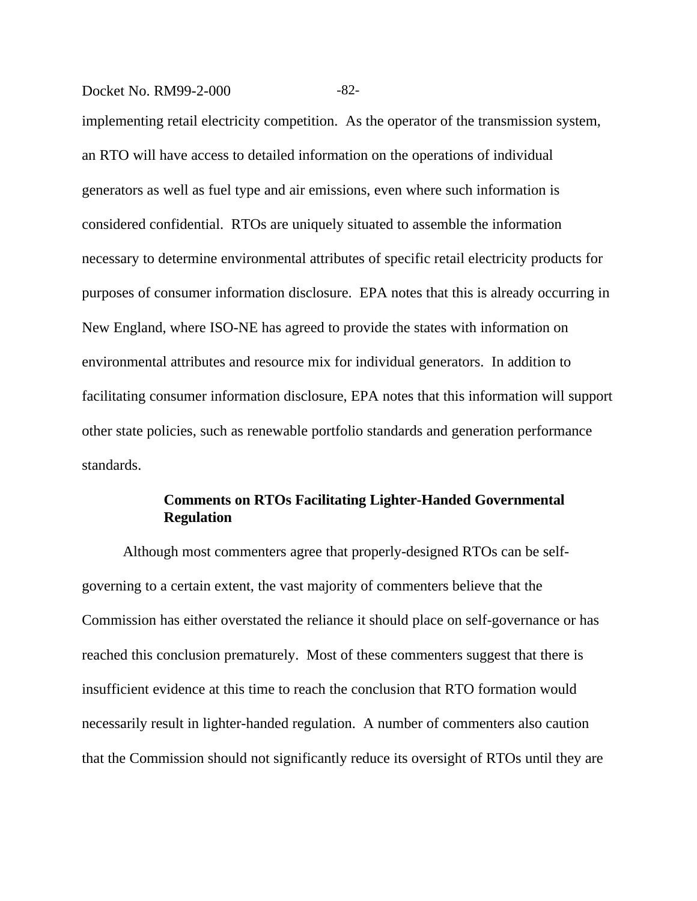implementing retail electricity competition. As the operator of the transmission system, an RTO will have access to detailed information on the operations of individual generators as well as fuel type and air emissions, even where such information is considered confidential. RTOs are uniquely situated to assemble the information necessary to determine environmental attributes of specific retail electricity products for purposes of consumer information disclosure. EPA notes that this is already occurring in New England, where ISO-NE has agreed to provide the states with information on environmental attributes and resource mix for individual generators. In addition to facilitating consumer information disclosure, EPA notes that this information will support other state policies, such as renewable portfolio standards and generation performance standards.

**Comments on RTOs Facilitating Lighter-Handed Governmental Regulation**

Although most commenters agree that properly-designed RTOs can be self-governing to a certain extent, the vast majority of commenters believe that the Commission has either overstated the reliance it should place on self-governance or has reached this conclusion prematurely. Most of these commenters suggest that there is insufficient evidence at this time to reach the conclusion that RTO formation would necessarily result in lighter-handed regulation. A number of commenters also caution that the Commission should not significantly reduce its oversight of RTOs until they are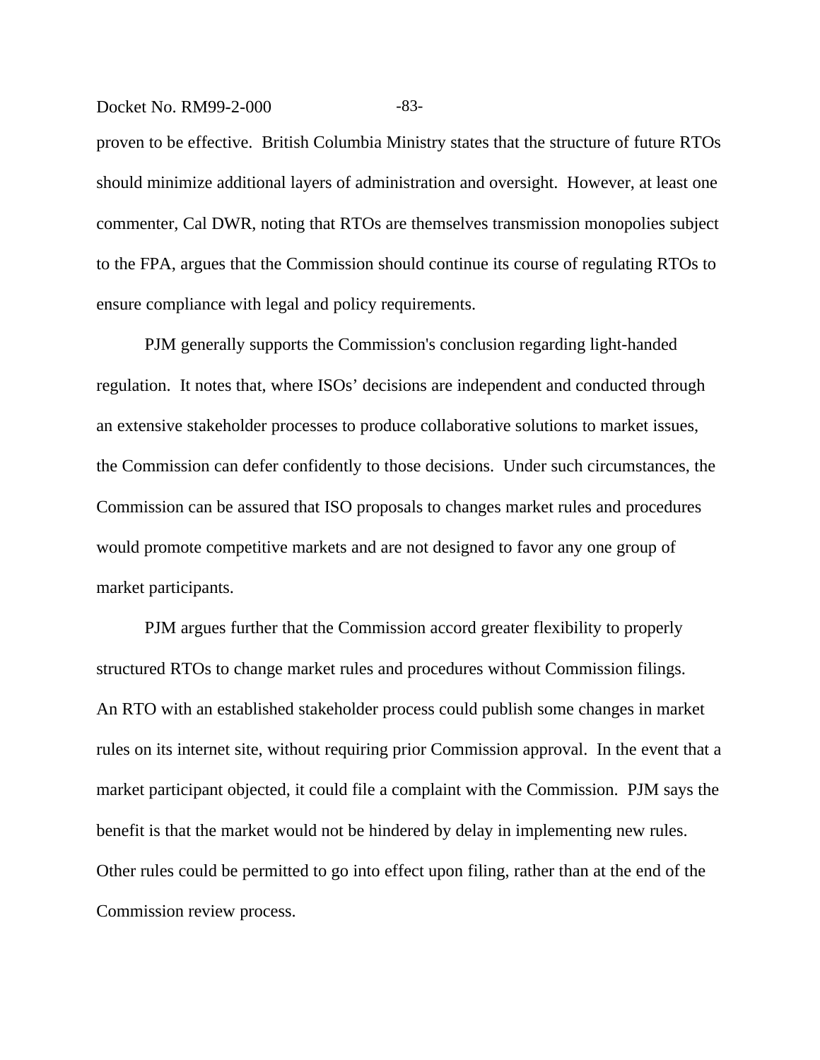proven to be effective. British Columbia Ministry states that the structure of future RTOs should minimize additional layers of administration and oversight. However, at least one commenter, Cal DWR, noting that RTOs are themselves transmission monopolies subject to the FPA, argues that the Commission should continue its course of regulating RTOs to ensure compliance with legal and policy requirements.

PJM generally supports the Commission's conclusion regarding light-handed regulation. It notes that, where ISOs' decisions are independent and conducted through an extensive stakeholder processes to produce collaborative solutions to market issues, the Commission can defer confidently to those decisions. Under such circumstances, the Commission can be assured that ISO proposals to changes market rules and procedures would promote competitive markets and are not designed to favor any one group of market participants.

PJM argues further that the Commission accord greater flexibility to properly structured RTOs to change market rules and procedures without Commission filings. An RTO with an established stakeholder process could publish some changes in market rules on its internet site, without requiring prior Commission approval. In the event that a market participant objected, it could file a complaint with the Commission. PJM says the benefit is that the market would not be hindered by delay in implementing new rules. Other rules could be permitted to go into effect upon filing, rather than at the end of the Commission review process.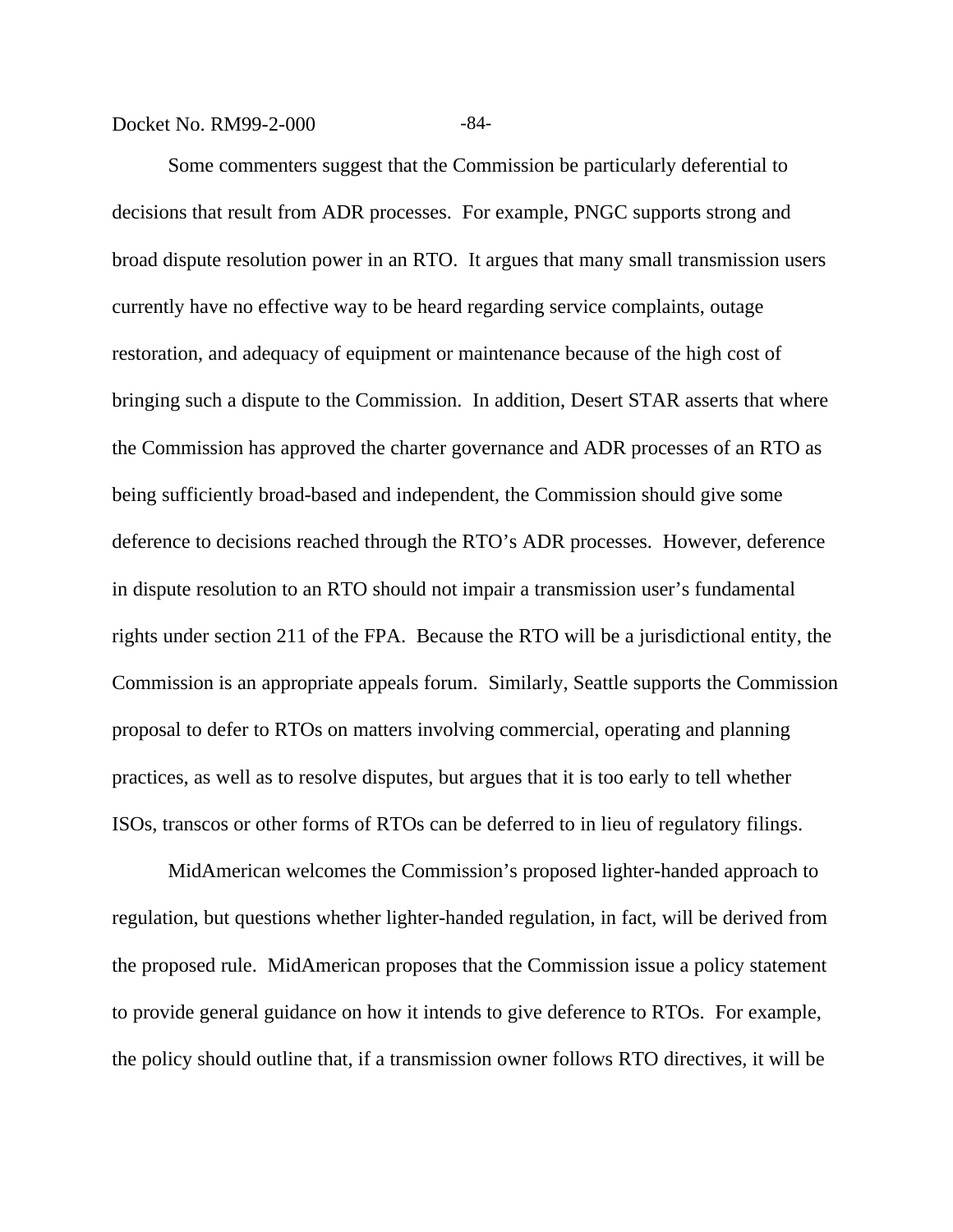Some commenters suggest that the Commission be particularly deferential to decisions that result from ADR processes. For example, PNGC supports strong and broad dispute resolution power in an RTO. It argues that many small transmission users currently have no effective way to be heard regarding service complaints, outage restoration, and adequacy of equipment or maintenance because of the high cost of bringing such a dispute to the Commission. In addition, Desert STAR asserts that where the Commission has approved the charter governance and ADR processes of an RTO as being sufficiently broad-based and independent, the Commission should give some deference to decisions reached through the RTO's ADR processes. However, deference in dispute resolution to an RTO should not impair a transmission user's fundamental rights under section 211 of the FPA. Because the RTO will be a jurisdictional entity, the Commission is an appropriate appeals forum. Similarly, Seattle supports the Commission proposal to defer to RTOs on matters involving commercial, operating and planning practices, as well as to resolve disputes, but argues that it is too early to tell whether ISOs, transcos or other forms of RTOs can be deferred to in lieu of regulatory filings.

MidAmerican welcomes the Commission's proposed lighter-handed approach to regulation, but questions whether lighter-handed regulation, in fact, will be derived from the proposed rule. MidAmerican proposes that the Commission issue a policy statement to provide general guidance on how it intends to give deference to RTOs. For example, the policy should outline that, if a transmission owner follows RTO directives, it will be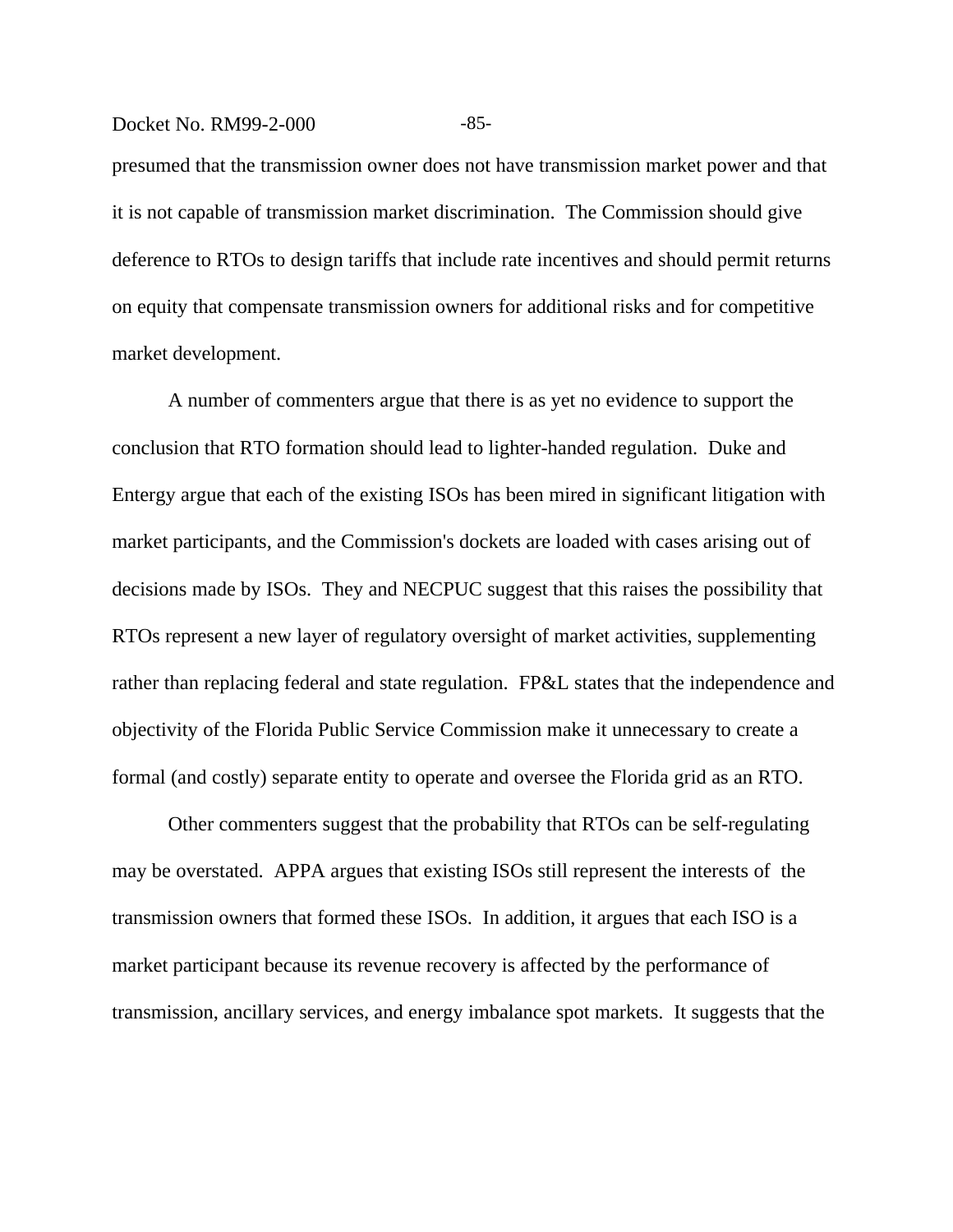presumed that the transmission owner does not have transmission market power and that it is not capable of transmission market discrimination. The Commission should give deference to RTOs to design tariffs that include rate incentives and should permit returns on equity that compensate transmission owners for additional risks and for competitive market development.

A number of commenters argue that there is as yet no evidence to support the conclusion that RTO formation should lead to lighter-handed regulation. Duke and Entergy argue that each of the existing ISOs has been mired in significant litigation with market participants, and the Commission's dockets are loaded with cases arising out of decisions made by ISOs. They and NECPUC suggest that this raises the possibility that RTOs represent a new layer of regulatory oversight of market activities, supplementing rather than replacing federal and state regulation. FP&L states that the independence and objectivity of the Florida Public Service Commission make it unnecessary to create a formal (and costly) separate entity to operate and oversee the Florida grid as an RTO.

Other commenters suggest that the probability that RTOs can be self-regulating may be overstated. APPA argues that existing ISOs still represent the interests of the transmission owners that formed these ISOs. In addition, it argues that each ISO is a market participant because its revenue recovery is affected by the performance of transmission, ancillary services, and energy imbalance spot markets. It suggests that the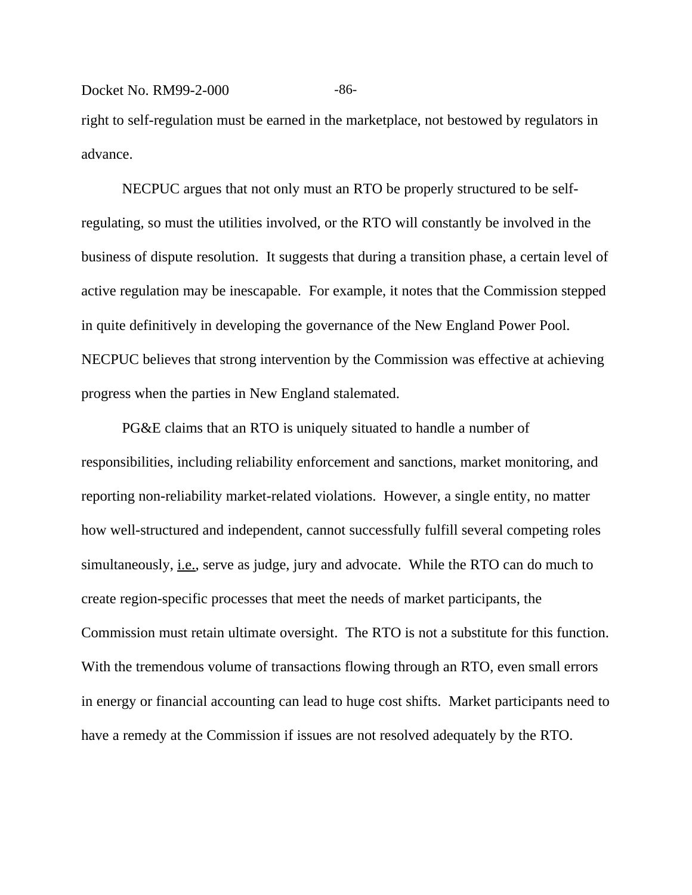right to self-regulation must be earned in the marketplace, not bestowed by regulators in advance.

NECPUC argues that not only must an RTO be properly structured to be self-regulating, so must the utilities involved, or the RTO will constantly be involved in the business of dispute resolution. It suggests that during a transition phase, a certain level of active regulation may be inescapable. For example, it notes that the Commission stepped in quite definitively in developing the governance of the New England Power Pool. NECPUC believes that strong intervention by the Commission was effective at achieving progress when the parties in New England stalemated.

PG&E claims that an RTO is uniquely situated to handle a number of responsibilities, including reliability enforcement and sanctions, market monitoring, and reporting non-reliability market-related violations. However, a single entity, no matter how well-structured and independent, cannot successfully fulfill several competing roles simultaneously, i.e., serve as judge, jury and advocate. While the RTO can do much to create region-specific processes that meet the needs of market participants, the Commission must retain ultimate oversight. The RTO is not a substitute for this function. With the tremendous volume of transactions flowing through an RTO, even small errors in energy or financial accounting can lead to huge cost shifts. Market participants need to have a remedy at the Commission if issues are not resolved adequately by the RTO.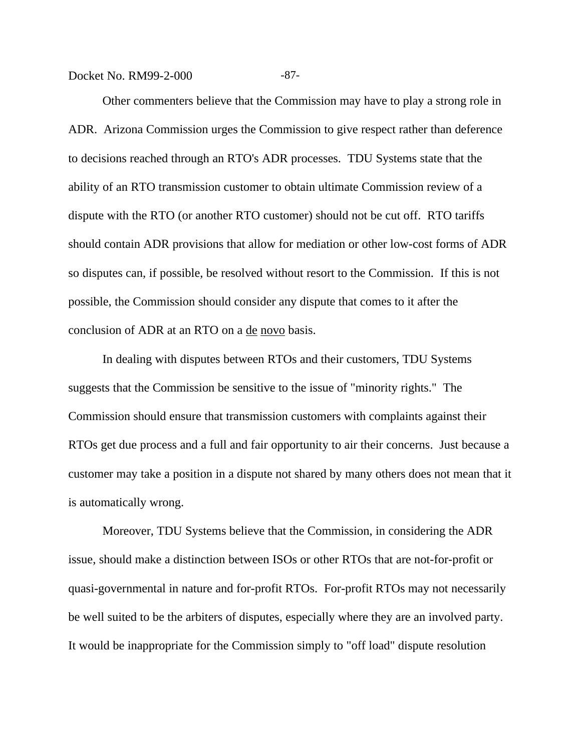Other commenters believe that the Commission may have to play a strong role in ADR. Arizona Commission urges the Commission to give respect rather than deference to decisions reached through an RTO's ADR processes. TDU Systems state that the ability of an RTO transmission customer to obtain ultimate Commission review of a dispute with the RTO (or another RTO customer) should not be cut off. RTO tariffs should contain ADR provisions that allow for mediation or other low-cost forms of ADR so disputes can, if possible, be resolved without resort to the Commission. If this is not possible, the Commission should consider any dispute that comes to it after the conclusion of ADR at an RTO on a de novo basis.

In dealing with disputes between RTOs and their customers, TDU Systems suggests that the Commission be sensitive to the issue of "minority rights." The Commission should ensure that transmission customers with complaints against their RTOs get due process and a full and fair opportunity to air their concerns. Just because a customer may take a position in a dispute not shared by many others does not mean that it is automatically wrong.

Moreover, TDU Systems believe that the Commission, in considering the ADR issue, should make a distinction between ISOs or other RTOs that are not-for-profit or quasi-governmental in nature and for-profit RTOs. For-profit RTOs may not necessarily be well suited to be the arbiters of disputes, especially where they are an involved party. It would be inappropriate for the Commission simply to "off load" dispute resolution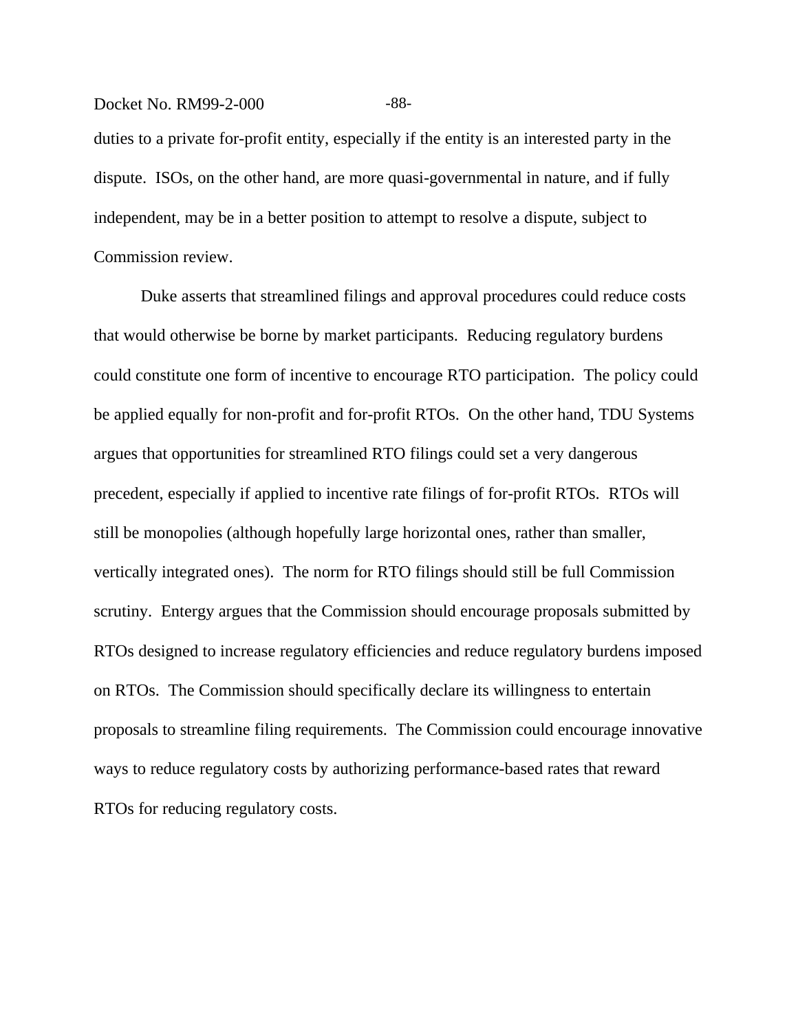duties to a private for-profit entity, especially if the entity is an interested party in the dispute. ISOs, on the other hand, are more quasi-governmental in nature, and if fully independent, may be in a better position to attempt to resolve a dispute, subject to Commission review.

Duke asserts that streamlined filings and approval procedures could reduce costs that would otherwise be borne by market participants. Reducing regulatory burdens could constitute one form of incentive to encourage RTO participation. The policy could be applied equally for non-profit and for-profit RTOs. On the other hand, TDU Systems argues that opportunities for streamlined RTO filings could set a very dangerous precedent, especially if applied to incentive rate filings of for-profit RTOs. RTOs will still be monopolies (although hopefully large horizontal ones, rather than smaller, vertically integrated ones). The norm for RTO filings should still be full Commission scrutiny. Entergy argues that the Commission should encourage proposals submitted by RTOs designed to increase regulatory efficiencies and reduce regulatory burdens imposed on RTOs. The Commission should specifically declare its willingness to entertain proposals to streamline filing requirements. The Commission could encourage innovative ways to reduce regulatory costs by authorizing performance-based rates that reward RTOs for reducing regulatory costs.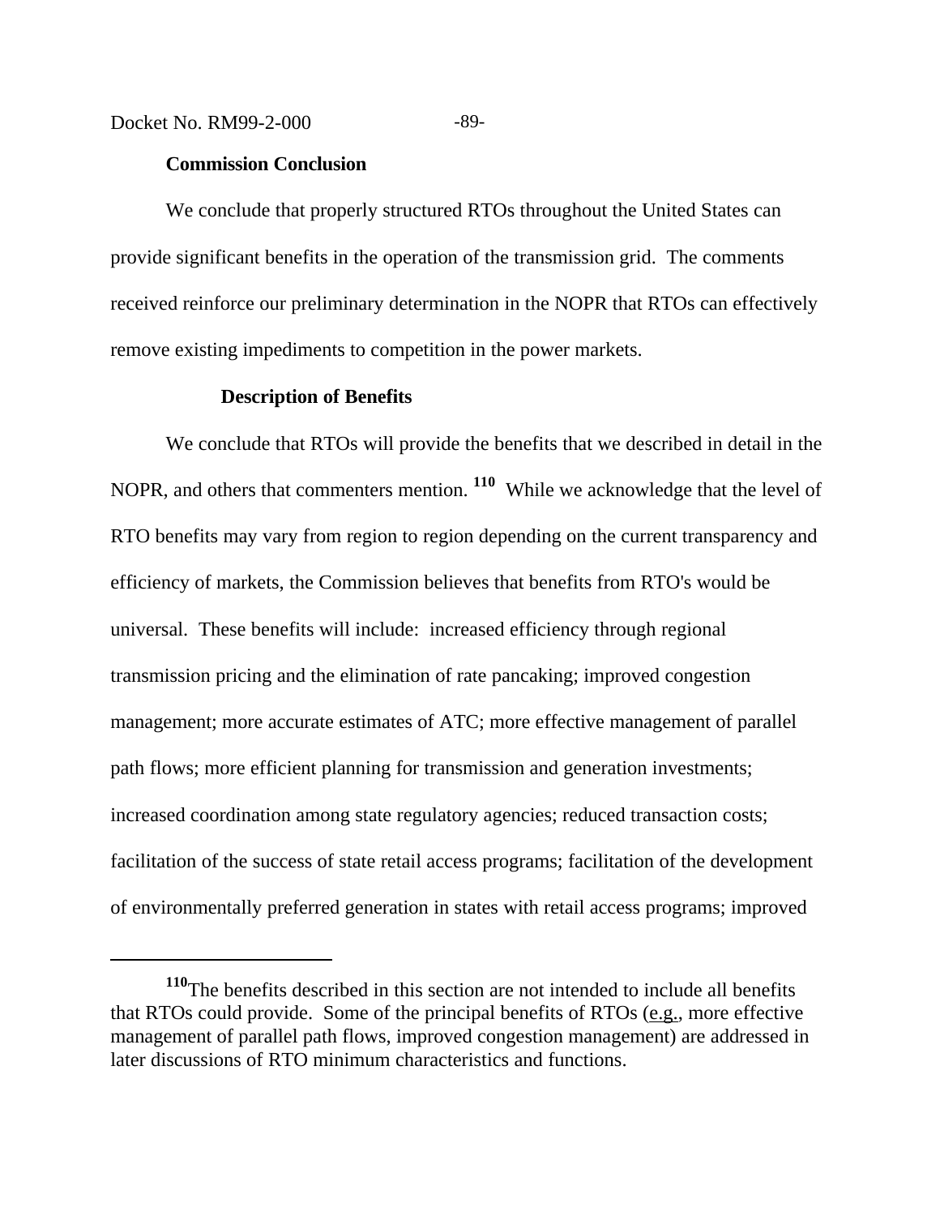**Commission Conclusion**

We conclude that properly structured RTOs throughout the United States can provide significant benefits in the operation of the transmission grid. The comments received reinforce our preliminary determination in the NOPR that RTOs can effectively remove existing impediments to competition in the power markets.

**Description of Benefits**

We conclude that RTOs will provide the benefits that we described in detail in the NOPR, and others that commenters mention. [110] While we acknowledge that the level of RTO benefits may vary from region to region depending on the current transparency and efficiency of markets, the Commission believes that benefits from RTO's would be universal. These benefits will include: increased efficiency through regional transmission pricing and the elimination of rate pancaking; improved congestion management; more accurate estimates of ATC; more effective management of parallel path flows; more efficient planning for transmission and generation investments; increased coordination among state regulatory agencies; reduced transaction costs; facilitation of the success of state retail access programs; facilitation of the development of environmentally preferred generation in states with retail access programs; improved

---

[110] The benefits described in this section are not intended to include all benefits that RTOs could provide. Some of the principal benefits of RTOs (e.g., more effective management of parallel path flows, improved congestion management) are addressed in later discussions of RTO minimum characteristics and functions.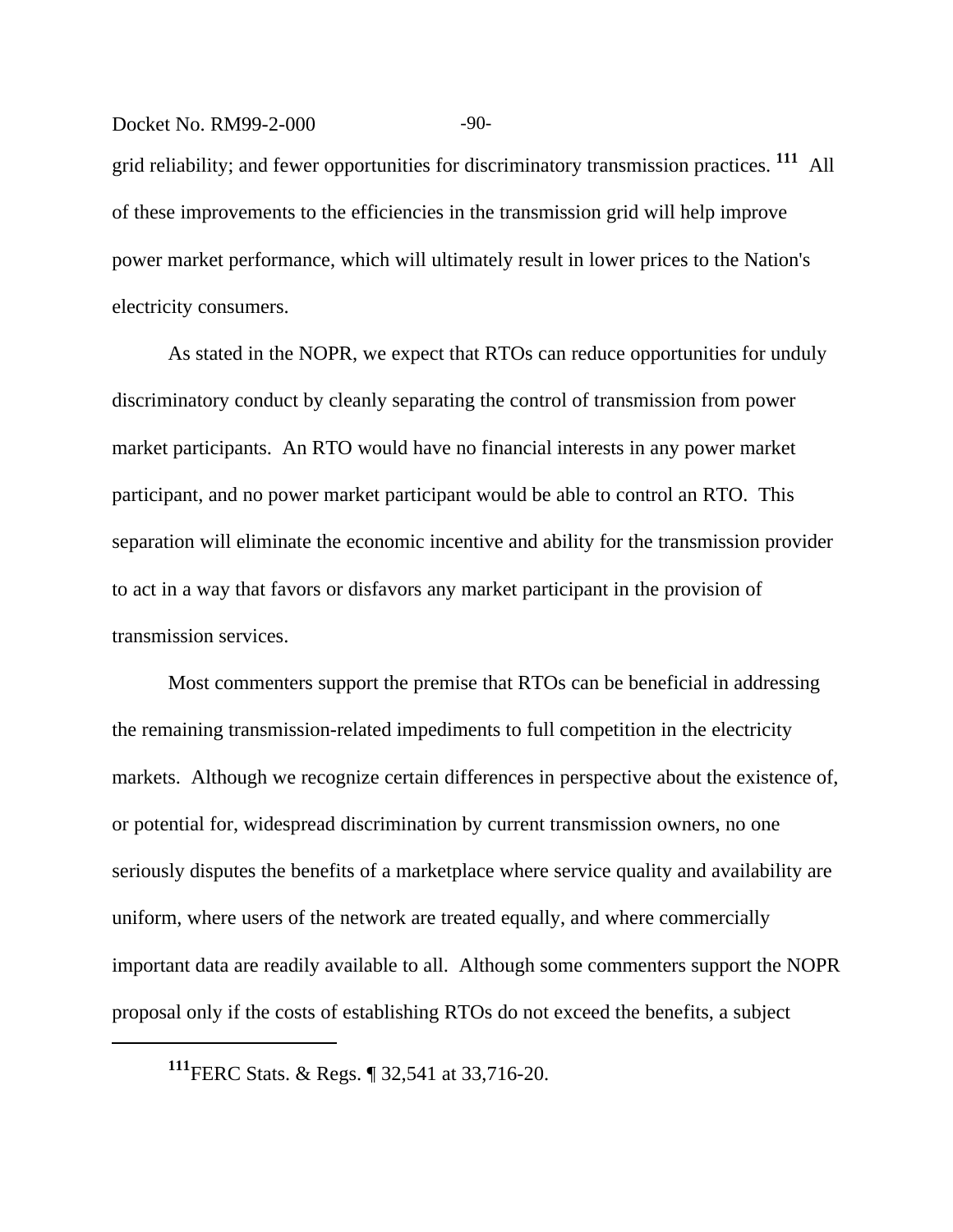grid reliability; and fewer opportunities for discriminatory transmission practices. [111] All of these improvements to the efficiencies in the transmission grid will help improve power market performance, which will ultimately result in lower prices to the Nation's electricity consumers.

As stated in the NOPR, we expect that RTOs can reduce opportunities for unduly discriminatory conduct by cleanly separating the control of transmission from power market participants. An RTO would have no financial interests in any power market participant, and no power market participant would be able to control an RTO. This separation will eliminate the economic incentive and ability for the transmission provider to act in a way that favors or disfavors any market participant in the provision of transmission services.

Most commenters support the premise that RTOs can be beneficial in addressing the remaining transmission-related impediments to full competition in the electricity markets. Although we recognize certain differences in perspective about the existence of, or potential for, widespread discrimination by current transmission owners, no one seriously disputes the benefits of a marketplace where service quality and availability are uniform, where users of the network are treated equally, and where commercially important data are readily available to all. Although some commenters support the NOPR proposal only if the costs of establishing RTOs do not exceed the benefits, a subject

---

[111] FERC Stats. & Regs. ¶ 32,541 at 33,716-20.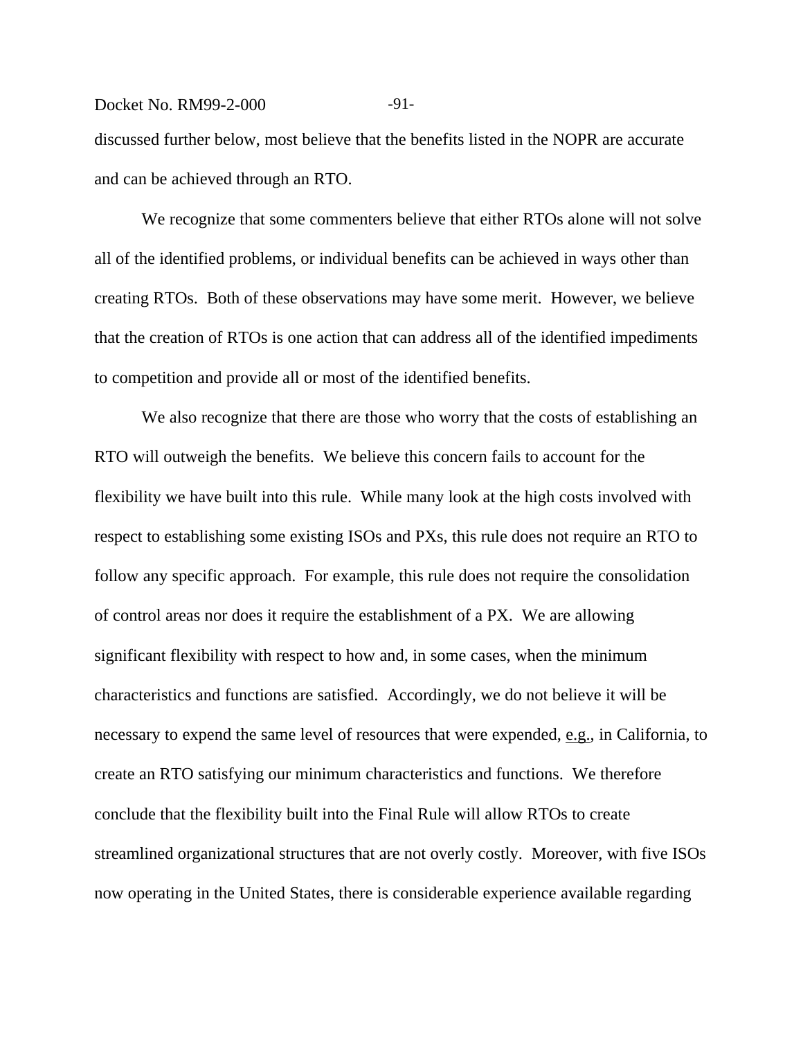discussed further below, most believe that the benefits listed in the NOPR are accurate and can be achieved through an RTO.

We recognize that some commenters believe that either RTOs alone will not solve all of the identified problems, or individual benefits can be achieved in ways other than creating RTOs. Both of these observations may have some merit. However, we believe that the creation of RTOs is one action that can address all of the identified impediments to competition and provide all or most of the identified benefits.

We also recognize that there are those who worry that the costs of establishing an RTO will outweigh the benefits. We believe this concern fails to account for the flexibility we have built into this rule. While many look at the high costs involved with respect to establishing some existing ISOs and PXs, this rule does not require an RTO to follow any specific approach. For example, this rule does not require the consolidation of control areas nor does it require the establishment of a PX. We are allowing significant flexibility with respect to how and, in some cases, when the minimum characteristics and functions are satisfied. Accordingly, we do not believe it will be necessary to expend the same level of resources that were expended, e.g., in California, to create an RTO satisfying our minimum characteristics and functions. We therefore conclude that the flexibility built into the Final Rule will allow RTOs to create streamlined organizational structures that are not overly costly. Moreover, with five ISOs now operating in the United States, there is considerable experience available regarding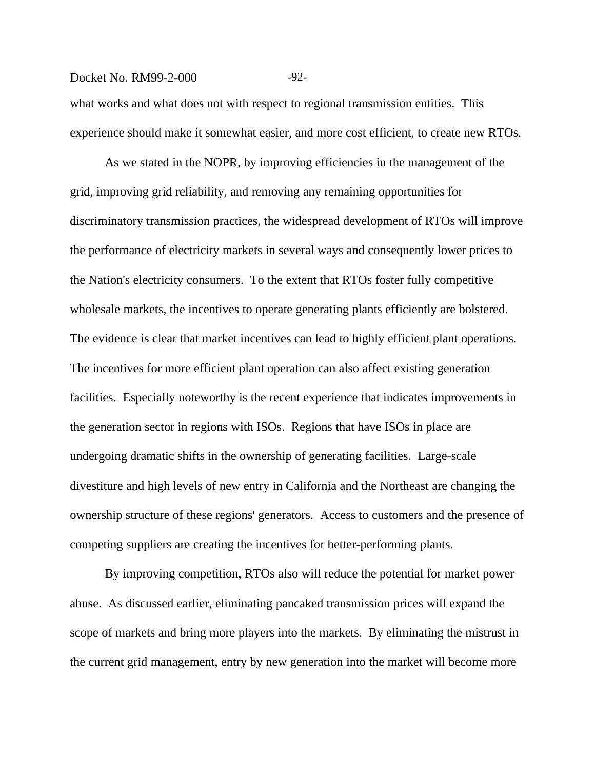what works and what does not with respect to regional transmission entities. This experience should make it somewhat easier, and more cost efficient, to create new RTOs.

As we stated in the NOPR, by improving efficiencies in the management of the grid, improving grid reliability, and removing any remaining opportunities for discriminatory transmission practices, the widespread development of RTOs will improve the performance of electricity markets in several ways and consequently lower prices to the Nation's electricity consumers. To the extent that RTOs foster fully competitive wholesale markets, the incentives to operate generating plants efficiently are bolstered. The evidence is clear that market incentives can lead to highly efficient plant operations. The incentives for more efficient plant operation can also affect existing generation facilities. Especially noteworthy is the recent experience that indicates improvements in the generation sector in regions with ISOs. Regions that have ISOs in place are undergoing dramatic shifts in the ownership of generating facilities. Large-scale divestiture and high levels of new entry in California and the Northeast are changing the ownership structure of these regions' generators. Access to customers and the presence of competing suppliers are creating the incentives for better-performing plants.

By improving competition, RTOs also will reduce the potential for market power abuse. As discussed earlier, eliminating pancaked transmission prices will expand the scope of markets and bring more players into the markets. By eliminating the mistrust in the current grid management, entry by new generation into the market will become more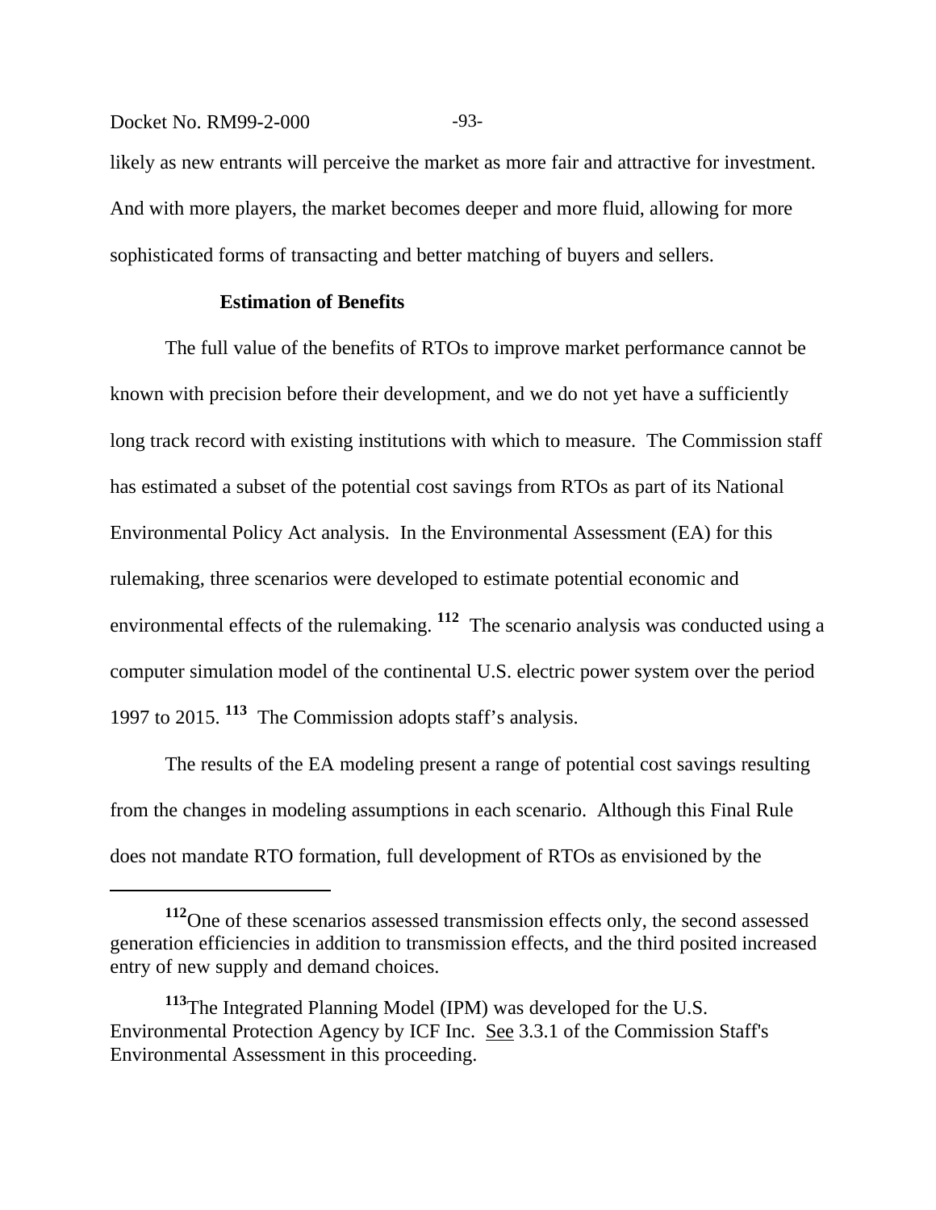likely as new entrants will perceive the market as more fair and attractive for investment. And with more players, the market becomes deeper and more fluid, allowing for more sophisticated forms of transacting and better matching of buyers and sellers.

**Estimation of Benefits**

The full value of the benefits of RTOs to improve market performance cannot be known with precision before their development, and we do not yet have a sufficiently long track record with existing institutions with which to measure. The Commission staff has estimated a subset of the potential cost savings from RTOs as part of its National Environmental Policy Act analysis. In the Environmental Assessment (EA) for this rulemaking, three scenarios were developed to estimate potential economic and environmental effects of the rulemaking.[112] The scenario analysis was conducted using a computer simulation model of the continental U.S. electric power system over the period 1997 to 2015.[113] The Commission adopts staff's analysis.

The results of the EA modeling present a range of potential cost savings resulting from the changes in modeling assumptions in each scenario. Although this Final Rule does not mandate RTO formation, full development of RTOs as envisioned by the

---

[112] One of these scenarios assessed transmission effects only, the second assessed generation efficiencies in addition to transmission effects, and the third posited increased entry of new supply and demand choices.

[113] The Integrated Planning Model (IPM) was developed for the U.S. Environmental Protection Agency by ICF Inc. See 3.3.1 of the Commission Staff's Environmental Assessment in this proceeding.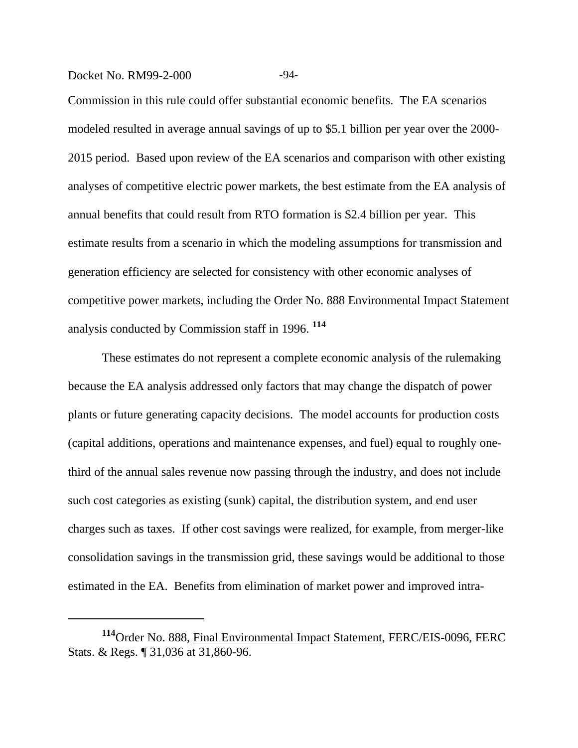Commission in this rule could offer substantial economic benefits. The EA scenarios modeled resulted in average annual savings of up to $5.1 billion per year over the 2000-2015 period. Based upon review of the EA scenarios and comparison with other existing analyses of competitive electric power markets, the best estimate from the EA analysis of annual benefits that could result from RTO formation is $2.4 billion per year. This estimate results from a scenario in which the modeling assumptions for transmission and generation efficiency are selected for consistency with other economic analyses of competitive power markets, including the Order No. 888 Environmental Impact Statement analysis conducted by Commission staff in 1996. [114]

These estimates do not represent a complete economic analysis of the rulemaking because the EA analysis addressed only factors that may change the dispatch of power plants or future generating capacity decisions. The model accounts for production costs (capital additions, operations and maintenance expenses, and fuel) equal to roughly one-third of the annual sales revenue now passing through the industry, and does not include such cost categories as existing (sunk) capital, the distribution system, and end user charges such as taxes. If other cost savings were realized, for example, from merger-like consolidation savings in the transmission grid, these savings would be additional to those estimated in the EA. Benefits from elimination of market power and improved intra-

---

[114] Order No. 888, Final Environmental Impact Statement, FERC/EIS-0096, FERC Stats. & Regs. ¶ 31,036 at 31,860-96.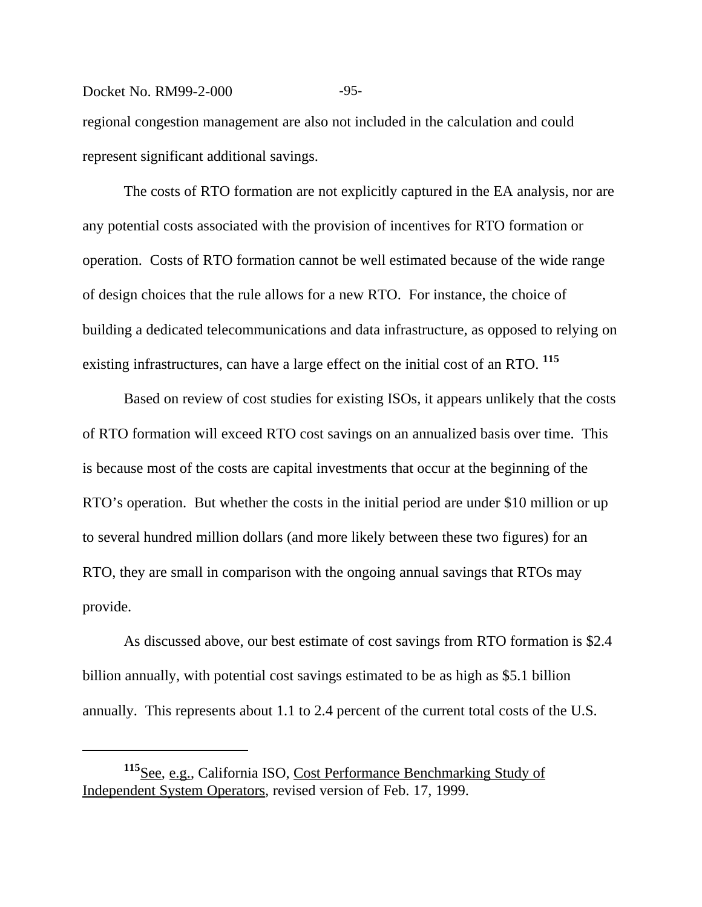regional congestion management are also not included in the calculation and could represent significant additional savings.

The costs of RTO formation are not explicitly captured in the EA analysis, nor are any potential costs associated with the provision of incentives for RTO formation or operation. Costs of RTO formation cannot be well estimated because of the wide range of design choices that the rule allows for a new RTO. For instance, the choice of building a dedicated telecommunications and data infrastructure, as opposed to relying on existing infrastructures, can have a large effect on the initial cost of an RTO. [115]

Based on review of cost studies for existing ISOs, it appears unlikely that the costs of RTO formation will exceed RTO cost savings on an annualized basis over time. This is because most of the costs are capital investments that occur at the beginning of the RTO's operation. But whether the costs in the initial period are under $10 million or up to several hundred million dollars (and more likely between these two figures) for an RTO, they are small in comparison with the ongoing annual savings that RTOs may provide.

As discussed above, our best estimate of cost savings from RTO formation is $2.4 billion annually, with potential cost savings estimated to be as high as $5.1 billion annually. This represents about 1.1 to 2.4 percent of the current total costs of the U.S.

---

[115] See, e.g., California ISO, Cost Performance Benchmarking Study of Independent System Operators, revised version of Feb. 17, 1999.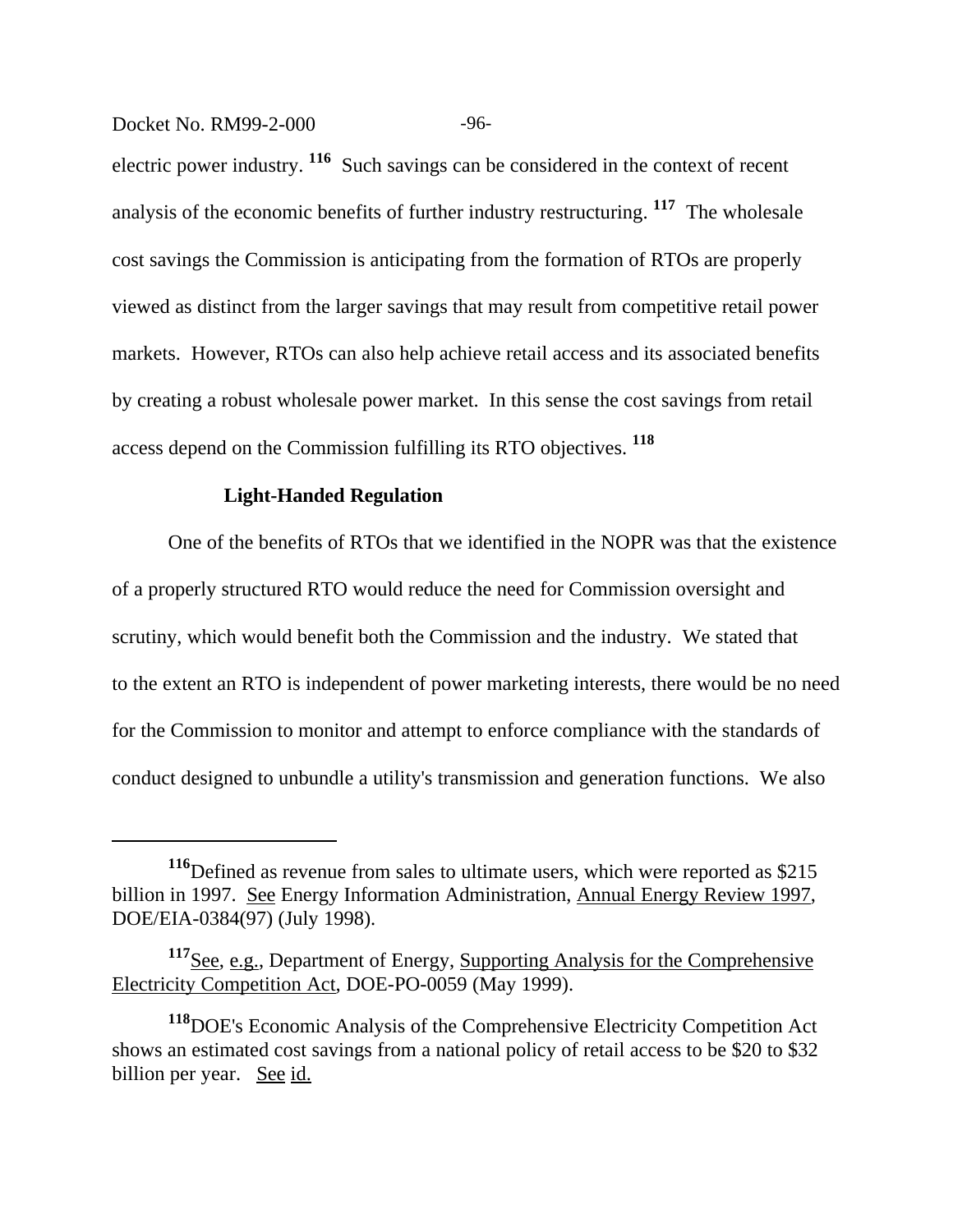electric power industry.[116] Such savings can be considered in the context of recent analysis of the economic benefits of further industry restructuring.[117] The wholesale cost savings the Commission is anticipating from the formation of RTOs are properly viewed as distinct from the larger savings that may result from competitive retail power markets. However, RTOs can also help achieve retail access and its associated benefits by creating a robust wholesale power market. In this sense the cost savings from retail access depend on the Commission fulfilling its RTO objectives.[118]

**Light-Handed Regulation**

One of the benefits of RTOs that we identified in the NOPR was that the existence of a properly structured RTO would reduce the need for Commission oversight and scrutiny, which would benefit both the Commission and the industry. We stated that to the extent an RTO is independent of power marketing interests, there would be no need for the Commission to monitor and attempt to enforce compliance with the standards of conduct designed to unbundle a utility's transmission and generation functions. We also

---

[116] Defined as revenue from sales to ultimate users, which were reported as $215 billion in 1997. See Energy Information Administration, Annual Energy Review 1997, DOE/EIA-0384(97) (July 1998).

[117] See, e.g., Department of Energy, Supporting Analysis for the Comprehensive Electricity Competition Act, DOE-PO-0059 (May 1999).

[118] DOE's Economic Analysis of the Comprehensive Electricity Competition Act shows an estimated cost savings from a national policy of retail access to be $20 to $32 billion per year. See id.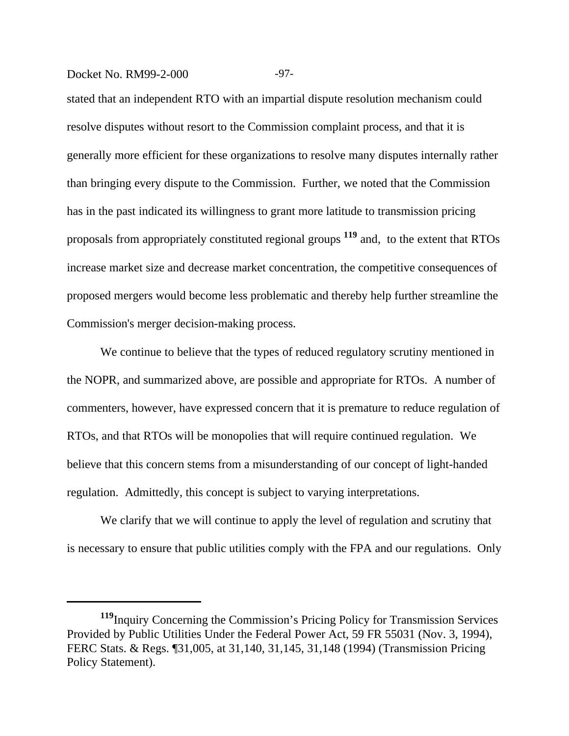stated that an independent RTO with an impartial dispute resolution mechanism could resolve disputes without resort to the Commission complaint process, and that it is generally more efficient for these organizations to resolve many disputes internally rather than bringing every dispute to the Commission. Further, we noted that the Commission has in the past indicated its willingness to grant more latitude to transmission pricing proposals from appropriately constituted regional groups [119] and, to the extent that RTOs increase market size and decrease market concentration, the competitive consequences of proposed mergers would become less problematic and thereby help further streamline the Commission's merger decision-making process.

We continue to believe that the types of reduced regulatory scrutiny mentioned in the NOPR, and summarized above, are possible and appropriate for RTOs. A number of commenters, however, have expressed concern that it is premature to reduce regulation of RTOs, and that RTOs will be monopolies that will require continued regulation. We believe that this concern stems from a misunderstanding of our concept of light-handed regulation. Admittedly, this concept is subject to varying interpretations.

We clarify that we will continue to apply the level of regulation and scrutiny that is necessary to ensure that public utilities comply with the FPA and our regulations. Only

---

[119] Inquiry Concerning the Commission's Pricing Policy for Transmission Services Provided by Public Utilities Under the Federal Power Act, 59 FR 55031 (Nov. 3, 1994), FERC Stats. & Regs. ¶31,005, at 31,140, 31,145, 31,148 (1994) (Transmission Pricing Policy Statement).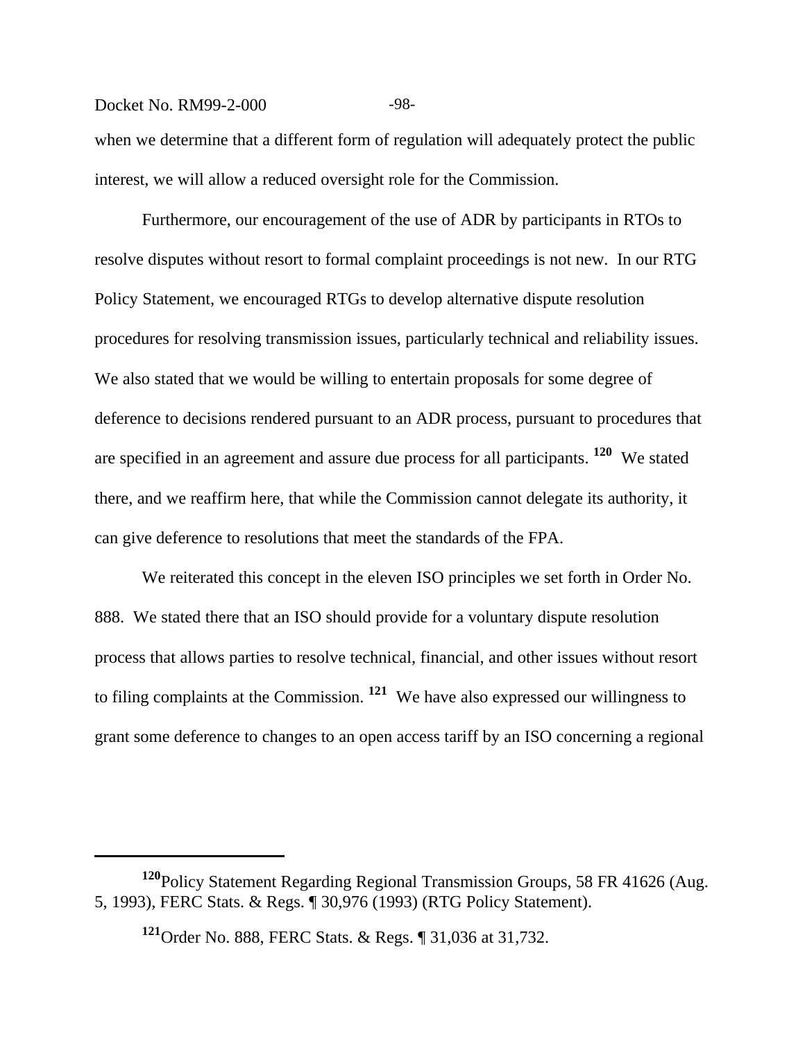when we determine that a different form of regulation will adequately protect the public interest, we will allow a reduced oversight role for the Commission.

Furthermore, our encouragement of the use of ADR by participants in RTOs to resolve disputes without resort to formal complaint proceedings is not new. In our RTG Policy Statement, we encouraged RTGs to develop alternative dispute resolution procedures for resolving transmission issues, particularly technical and reliability issues. We also stated that we would be willing to entertain proposals for some degree of deference to decisions rendered pursuant to an ADR process, pursuant to procedures that are specified in an agreement and assure due process for all participants. [120] We stated there, and we reaffirm here, that while the Commission cannot delegate its authority, it can give deference to resolutions that meet the standards of the FPA.

We reiterated this concept in the eleven ISO principles we set forth in Order No. 888. We stated there that an ISO should provide for a voluntary dispute resolution process that allows parties to resolve technical, financial, and other issues without resort to filing complaints at the Commission. [121] We have also expressed our willingness to grant some deference to changes to an open access tariff by an ISO concerning a regional

---

[120] Policy Statement Regarding Regional Transmission Groups, 58 FR 41626 (Aug. 5, 1993), FERC Stats. & Regs. ¶ 30,976 (1993) (RTG Policy Statement).

[121] Order No. 888, FERC Stats. & Regs. ¶ 31,036 at 31,732.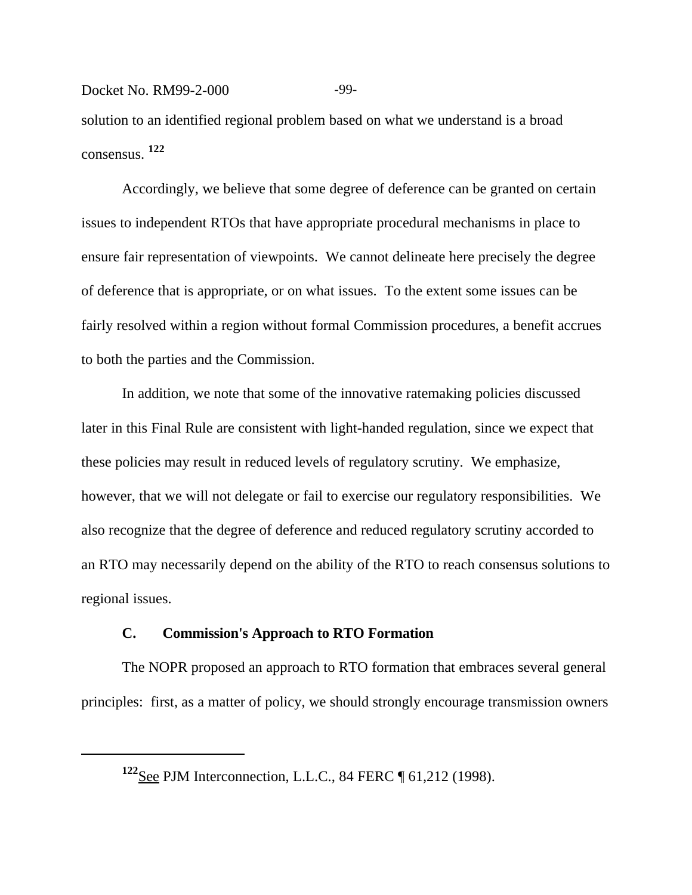solution to an identified regional problem based on what we understand is a broad consensus. [122]

Accordingly, we believe that some degree of deference can be granted on certain issues to independent RTOs that have appropriate procedural mechanisms in place to ensure fair representation of viewpoints. We cannot delineate here precisely the degree of deference that is appropriate, or on what issues. To the extent some issues can be fairly resolved within a region without formal Commission procedures, a benefit accrues to both the parties and the Commission.

In addition, we note that some of the innovative ratemaking policies discussed later in this Final Rule are consistent with light-handed regulation, since we expect that these policies may result in reduced levels of regulatory scrutiny. We emphasize, however, that we will not delegate or fail to exercise our regulatory responsibilities. We also recognize that the degree of deference and reduced regulatory scrutiny accorded to an RTO may necessarily depend on the ability of the RTO to reach consensus solutions to regional issues.

### C. Commission's Approach to RTO Formation

The NOPR proposed an approach to RTO formation that embraces several general principles: first, as a matter of policy, we should strongly encourage transmission owners

---

[122] See PJM Interconnection, L.L.C., 84 FERC ¶ 61,212 (1998).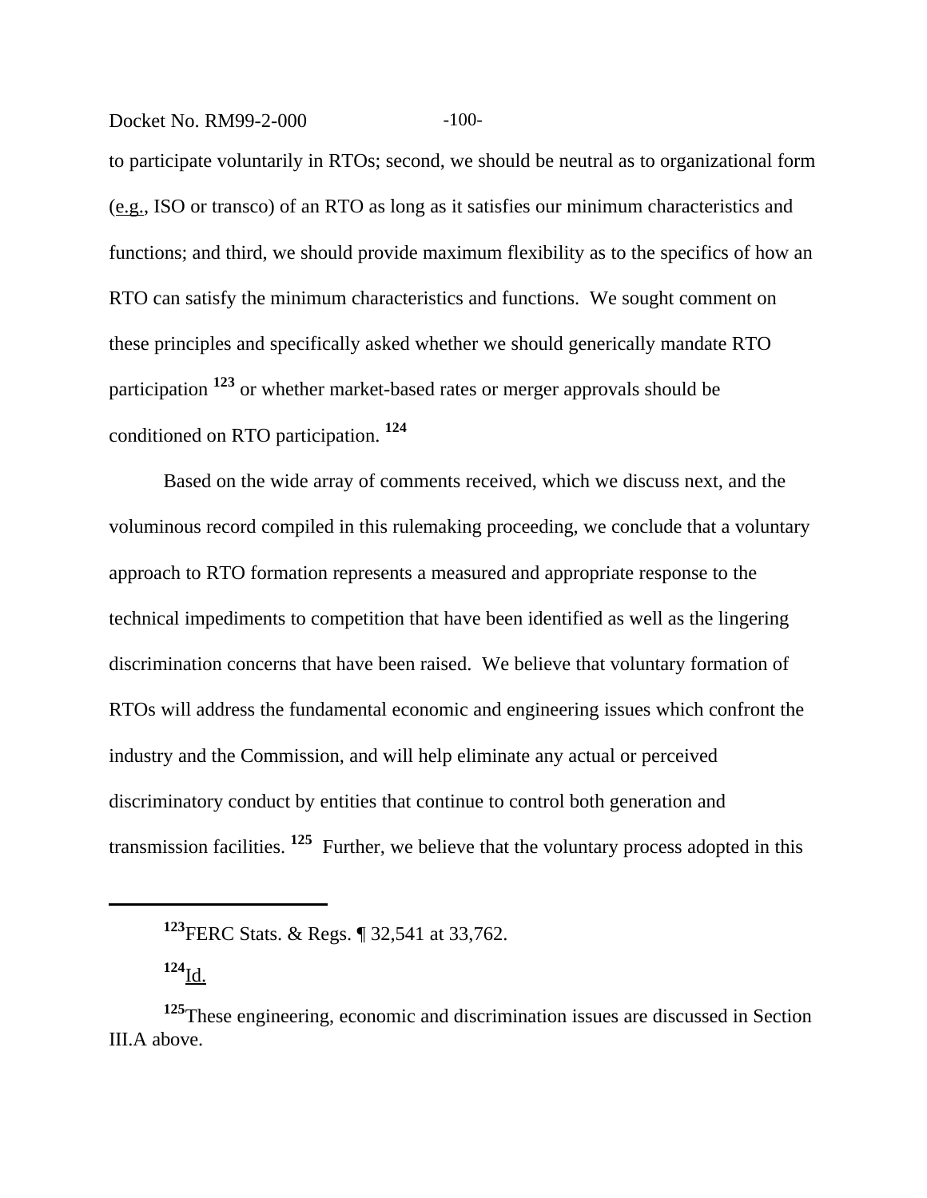to participate voluntarily in RTOs; second, we should be neutral as to organizational form (e.g., ISO or transco) of an RTO as long as it satisfies our minimum characteristics and functions; and third, we should provide maximum flexibility as to the specifics of how an RTO can satisfy the minimum characteristics and functions. We sought comment on these principles and specifically asked whether we should generically mandate RTO participation [123] or whether market-based rates or merger approvals should be conditioned on RTO participation. [124]

Based on the wide array of comments received, which we discuss next, and the voluminous record compiled in this rulemaking proceeding, we conclude that a voluntary approach to RTO formation represents a measured and appropriate response to the technical impediments to competition that have been identified as well as the lingering discrimination concerns that have been raised. We believe that voluntary formation of RTOs will address the fundamental economic and engineering issues which confront the industry and the Commission, and will help eliminate any actual or perceived discriminatory conduct by entities that continue to control both generation and transmission facilities. [125] Further, we believe that the voluntary process adopted in this

---

[123] FERC Stats. & Regs. ¶ 32,541 at 33,762.

[124] Id.

[125] These engineering, economic and discrimination issues are discussed in Section III.A above.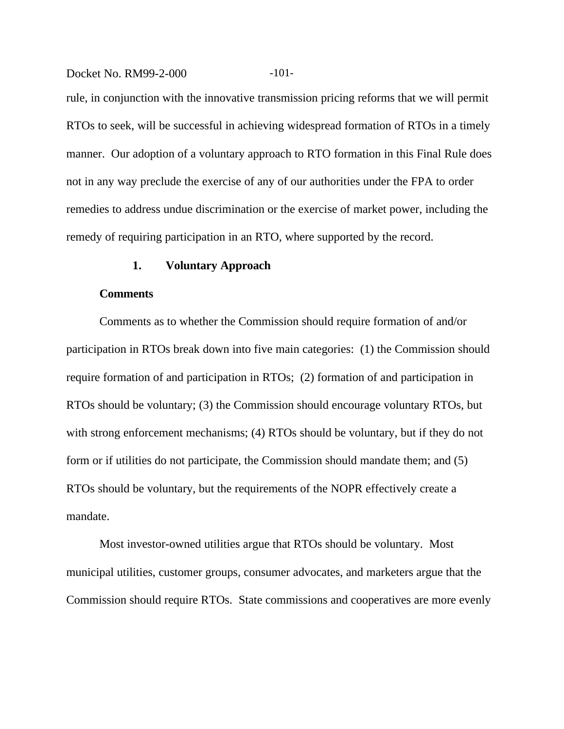rule, in conjunction with the innovative transmission pricing reforms that we will permit RTOs to seek, will be successful in achieving widespread formation of RTOs in a timely manner. Our adoption of a voluntary approach to RTO formation in this Final Rule does not in any way preclude the exercise of any of our authorities under the FPA to order remedies to address undue discrimination or the exercise of market power, including the remedy of requiring participation in an RTO, where supported by the record.

### 1. Voluntary Approach

**Comments**

Comments as to whether the Commission should require formation of and/or participation in RTOs break down into five main categories: (1) the Commission should require formation of and participation in RTOs; (2) formation of and participation in RTOs should be voluntary; (3) the Commission should encourage voluntary RTOs, but with strong enforcement mechanisms; (4) RTOs should be voluntary, but if they do not form or if utilities do not participate, the Commission should mandate them; and (5) RTOs should be voluntary, but the requirements of the NOPR effectively create a mandate.

Most investor-owned utilities argue that RTOs should be voluntary. Most municipal utilities, customer groups, consumer advocates, and marketers argue that the Commission should require RTOs. State commissions and cooperatives are more evenly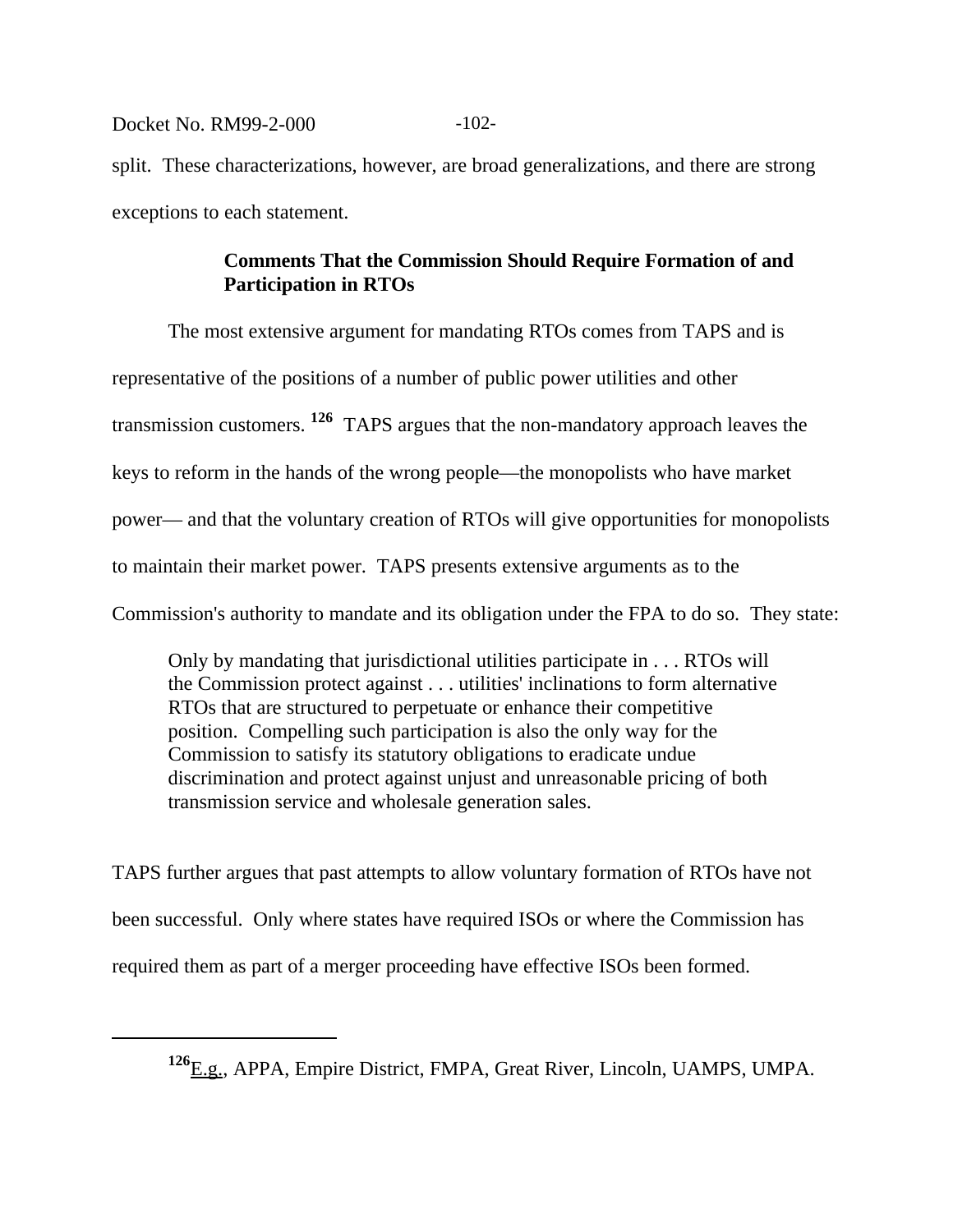split. These characterizations, however, are broad generalizations, and there are strong exceptions to each statement.

### Comments That the Commission Should Require Formation of and Participation in RTOs

The most extensive argument for mandating RTOs comes from TAPS and is representative of the positions of a number of public power utilities and other transmission customers.[126] TAPS argues that the non-mandatory approach leaves the keys to reform in the hands of the wrong people—the monopolists who have market power— and that the voluntary creation of RTOs will give opportunities for monopolists to maintain their market power. TAPS presents extensive arguments as to the Commission's authority to mandate and its obligation under the FPA to do so. They state:

> Only by mandating that jurisdictional utilities participate in . . . RTOs will the Commission protect against . . . utilities' inclinations to form alternative RTOs that are structured to perpetuate or enhance their competitive position. Compelling such participation is also the only way for the Commission to satisfy its statutory obligations to eradicate undue discrimination and protect against unjust and unreasonable pricing of both transmission service and wholesale generation sales.

TAPS further argues that past attempts to allow voluntary formation of RTOs have not been successful. Only where states have required ISOs or where the Commission has required them as part of a merger proceeding have effective ISOs been formed.

---

[126] E.g., APPA, Empire District, FMPA, Great River, Lincoln, UAMPS, UMPA.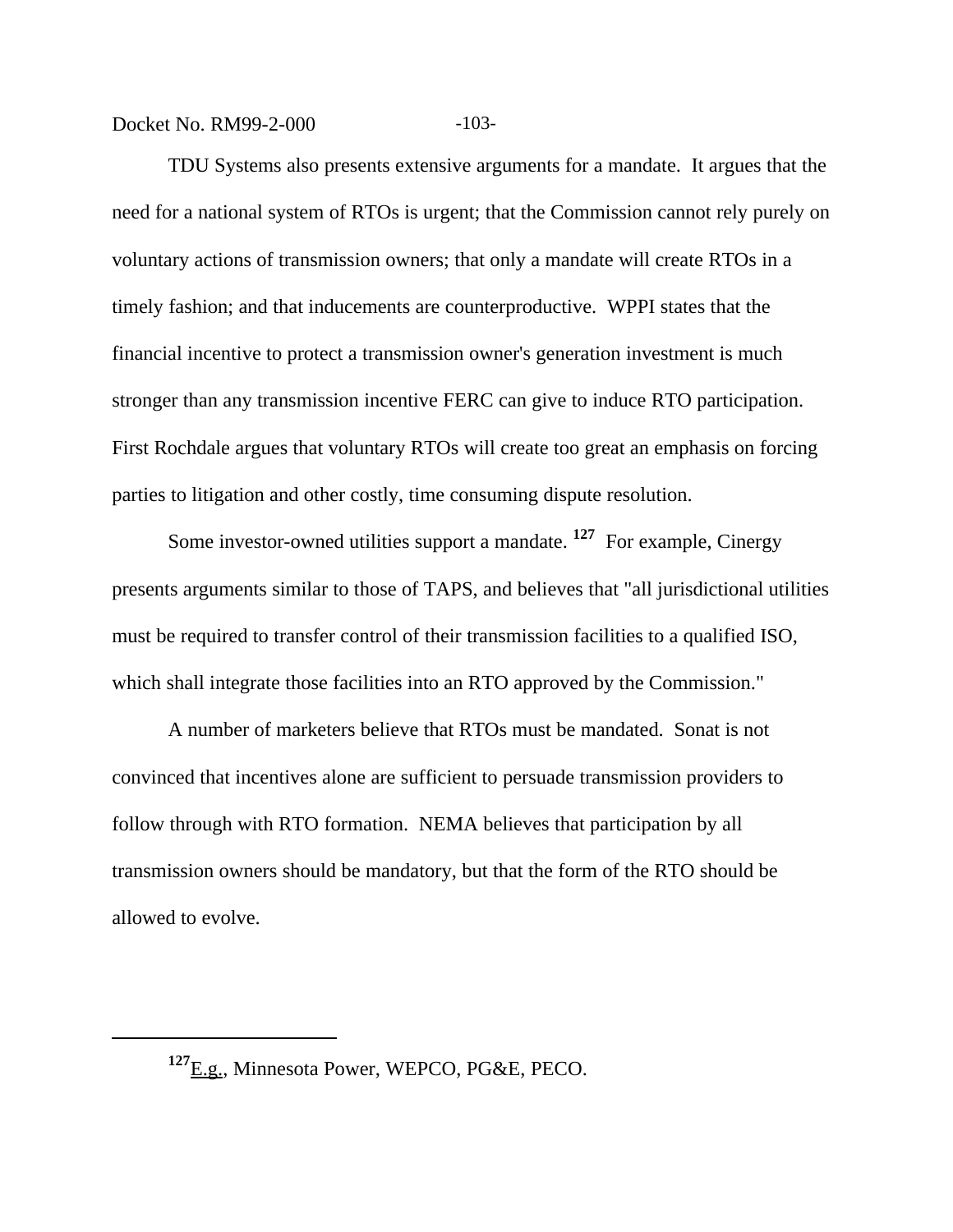TDU Systems also presents extensive arguments for a mandate. It argues that the need for a national system of RTOs is urgent; that the Commission cannot rely purely on voluntary actions of transmission owners; that only a mandate will create RTOs in a timely fashion; and that inducements are counterproductive. WPPI states that the financial incentive to protect a transmission owner's generation investment is much stronger than any transmission incentive FERC can give to induce RTO participation. First Rochdale argues that voluntary RTOs will create too great an emphasis on forcing parties to litigation and other costly, time consuming dispute resolution.

Some investor-owned utilities support a mandate. [127] For example, Cinergy presents arguments similar to those of TAPS, and believes that "all jurisdictional utilities must be required to transfer control of their transmission facilities to a qualified ISO, which shall integrate those facilities into an RTO approved by the Commission."

A number of marketers believe that RTOs must be mandated. Sonat is not convinced that incentives alone are sufficient to persuade transmission providers to follow through with RTO formation. NEMA believes that participation by all transmission owners should be mandatory, but that the form of the RTO should be allowed to evolve.

---

[127] E.g., Minnesota Power, WEPCO, PG&E, PECO.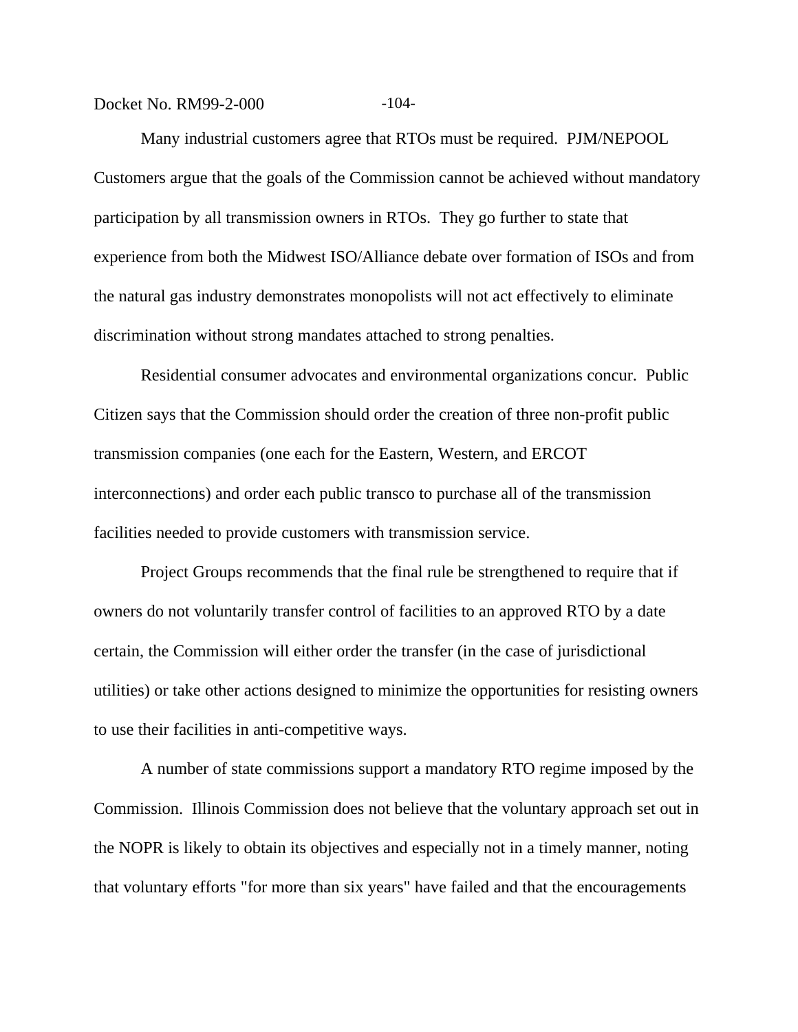Many industrial customers agree that RTOs must be required. PJM/NEPOOL Customers argue that the goals of the Commission cannot be achieved without mandatory participation by all transmission owners in RTOs. They go further to state that experience from both the Midwest ISO/Alliance debate over formation of ISOs and from the natural gas industry demonstrates monopolists will not act effectively to eliminate discrimination without strong mandates attached to strong penalties.

Residential consumer advocates and environmental organizations concur. Public Citizen says that the Commission should order the creation of three non-profit public transmission companies (one each for the Eastern, Western, and ERCOT interconnections) and order each public transco to purchase all of the transmission facilities needed to provide customers with transmission service.

Project Groups recommends that the final rule be strengthened to require that if owners do not voluntarily transfer control of facilities to an approved RTO by a date certain, the Commission will either order the transfer (in the case of jurisdictional utilities) or take other actions designed to minimize the opportunities for resisting owners to use their facilities in anti-competitive ways.

A number of state commissions support a mandatory RTO regime imposed by the Commission. Illinois Commission does not believe that the voluntary approach set out in the NOPR is likely to obtain its objectives and especially not in a timely manner, noting that voluntary efforts "for more than six years" have failed and that the encouragements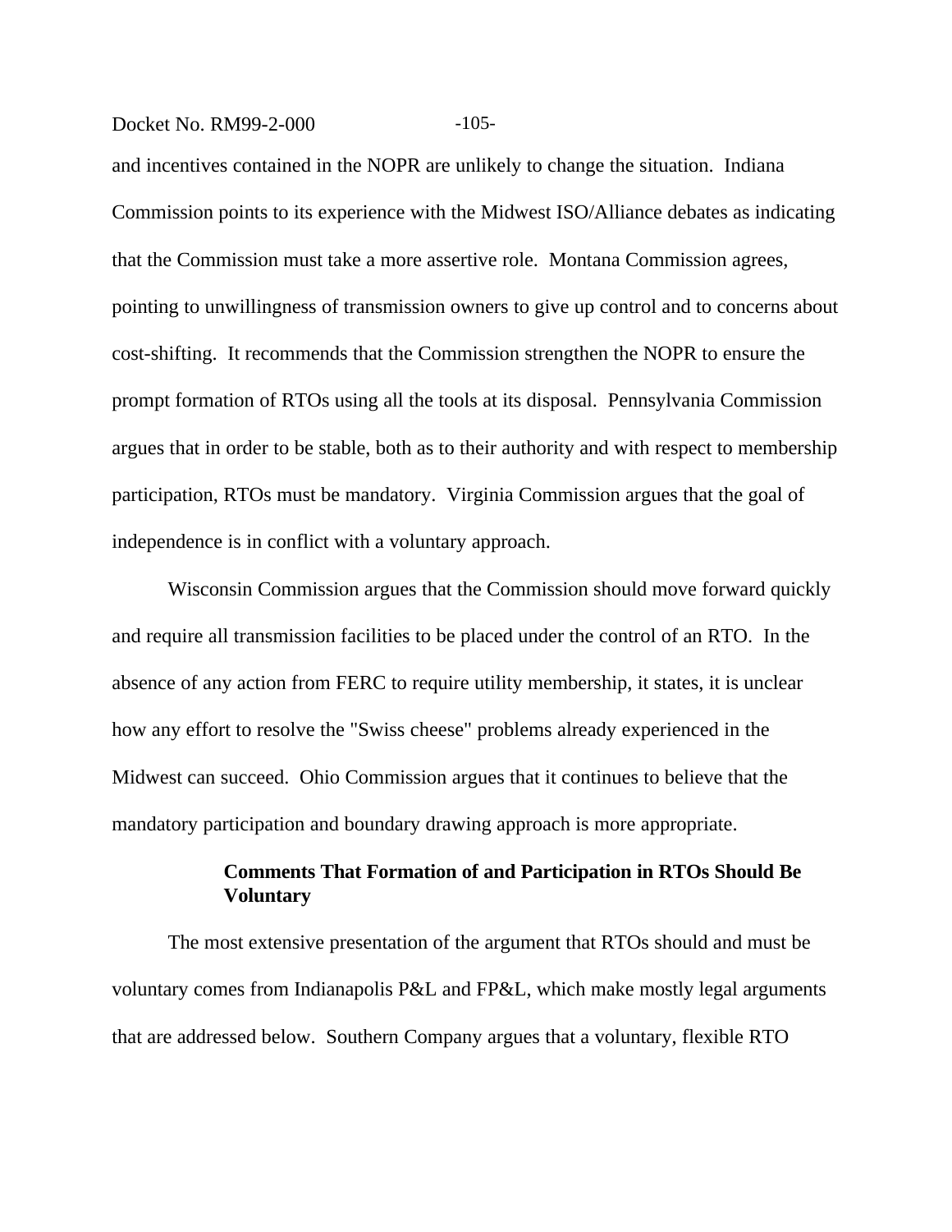and incentives contained in the NOPR are unlikely to change the situation. Indiana Commission points to its experience with the Midwest ISO/Alliance debates as indicating that the Commission must take a more assertive role. Montana Commission agrees, pointing to unwillingness of transmission owners to give up control and to concerns about cost-shifting. It recommends that the Commission strengthen the NOPR to ensure the prompt formation of RTOs using all the tools at its disposal. Pennsylvania Commission argues that in order to be stable, both as to their authority and with respect to membership participation, RTOs must be mandatory. Virginia Commission argues that the goal of independence is in conflict with a voluntary approach.

Wisconsin Commission argues that the Commission should move forward quickly and require all transmission facilities to be placed under the control of an RTO. In the absence of any action from FERC to require utility membership, it states, it is unclear how any effort to resolve the "Swiss cheese" problems already experienced in the Midwest can succeed. Ohio Commission argues that it continues to believe that the mandatory participation and boundary drawing approach is more appropriate.

**Comments That Formation of and Participation in RTOs Should Be Voluntary**

The most extensive presentation of the argument that RTOs should and must be voluntary comes from Indianapolis P&L and FP&L, which make mostly legal arguments that are addressed below. Southern Company argues that a voluntary, flexible RTO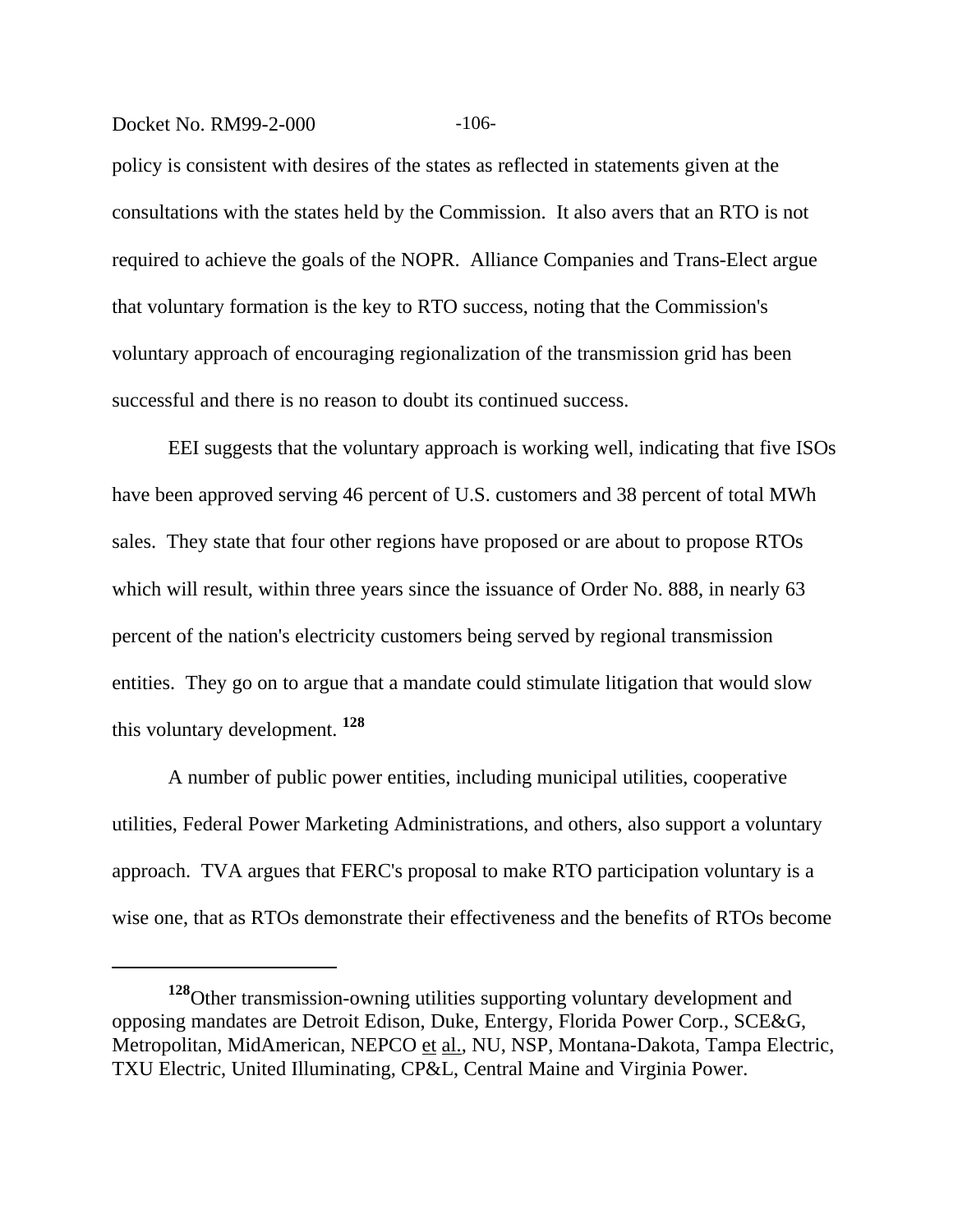policy is consistent with desires of the states as reflected in statements given at the consultations with the states held by the Commission. It also avers that an RTO is not required to achieve the goals of the NOPR. Alliance Companies and Trans-Elect argue that voluntary formation is the key to RTO success, noting that the Commission's voluntary approach of encouraging regionalization of the transmission grid has been successful and there is no reason to doubt its continued success.

EEI suggests that the voluntary approach is working well, indicating that five ISOs have been approved serving 46 percent of U.S. customers and 38 percent of total MWh sales. They state that four other regions have proposed or are about to propose RTOs which will result, within three years since the issuance of Order No. 888, in nearly 63 percent of the nation's electricity customers being served by regional transmission entities. They go on to argue that a mandate could stimulate litigation that would slow this voluntary development. [128]

A number of public power entities, including municipal utilities, cooperative utilities, Federal Power Marketing Administrations, and others, also support a voluntary approach. TVA argues that FERC's proposal to make RTO participation voluntary is a wise one, that as RTOs demonstrate their effectiveness and the benefits of RTOs become

---

[128] Other transmission-owning utilities supporting voluntary development and opposing mandates are Detroit Edison, Duke, Entergy, Florida Power Corp., SCE&G, Metropolitan, MidAmerican, NEPCO et al., NU, NSP, Montana-Dakota, Tampa Electric, TXU Electric, United Illuminating, CP&L, Central Maine and Virginia Power.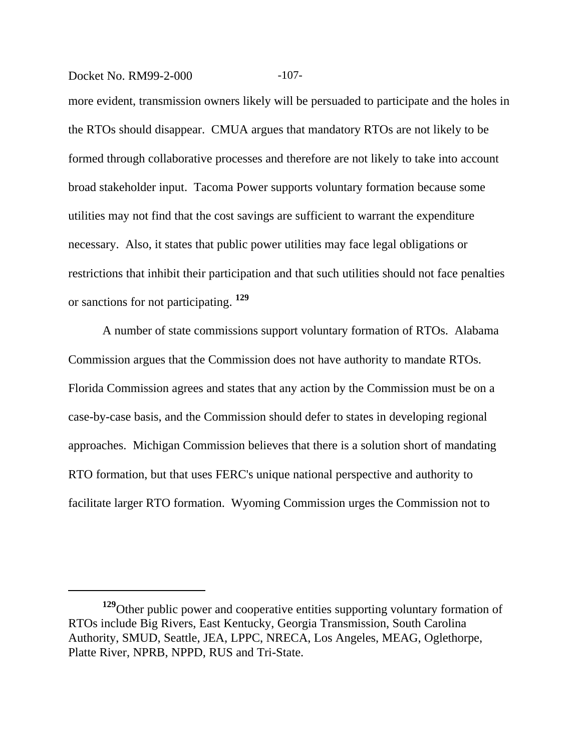more evident, transmission owners likely will be persuaded to participate and the holes in the RTOs should disappear. CMUA argues that mandatory RTOs are not likely to be formed through collaborative processes and therefore are not likely to take into account broad stakeholder input. Tacoma Power supports voluntary formation because some utilities may not find that the cost savings are sufficient to warrant the expenditure necessary. Also, it states that public power utilities may face legal obligations or restrictions that inhibit their participation and that such utilities should not face penalties or sanctions for not participating. [129]

A number of state commissions support voluntary formation of RTOs. Alabama Commission argues that the Commission does not have authority to mandate RTOs. Florida Commission agrees and states that any action by the Commission must be on a case-by-case basis, and the Commission should defer to states in developing regional approaches. Michigan Commission believes that there is a solution short of mandating RTO formation, but that uses FERC's unique national perspective and authority to facilitate larger RTO formation. Wyoming Commission urges the Commission not to

---

[129] Other public power and cooperative entities supporting voluntary formation of RTOs include Big Rivers, East Kentucky, Georgia Transmission, South Carolina Authority, SMUD, Seattle, JEA, LPPC, NRECA, Los Angeles, MEAG, Oglethorpe, Platte River, NPRB, NPPD, RUS and Tri-State.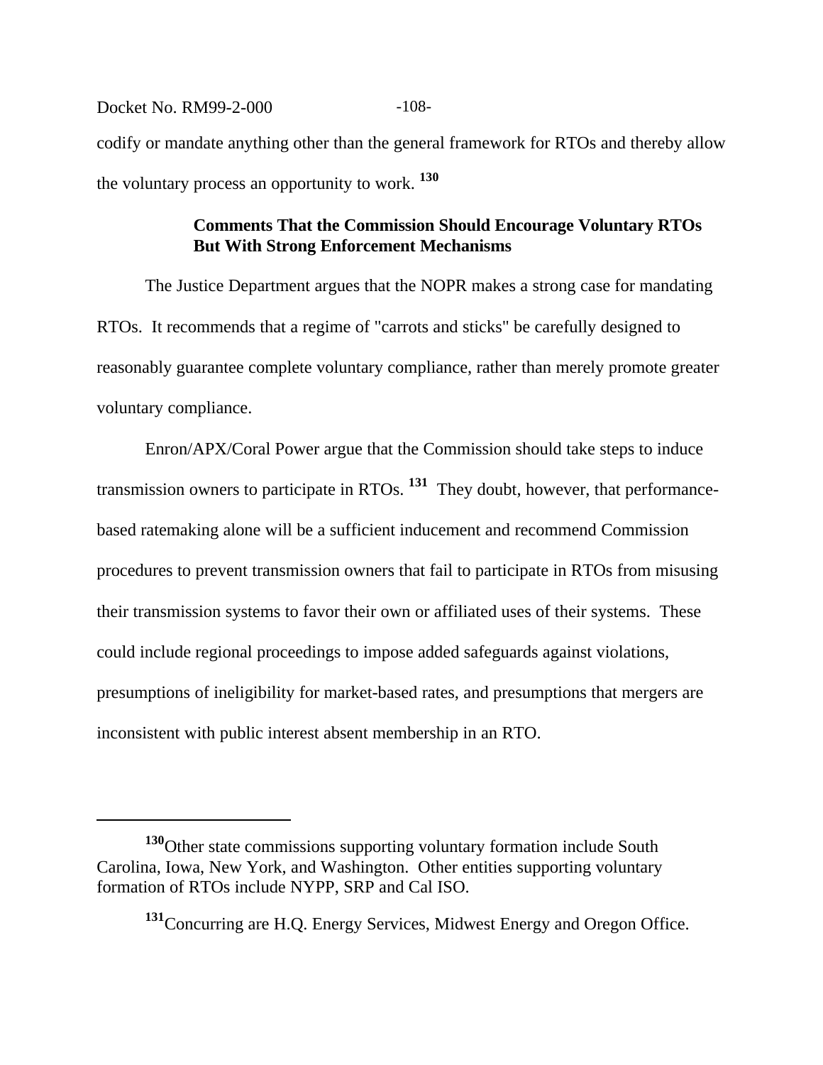codify or mandate anything other than the general framework for RTOs and thereby allow the voluntary process an opportunity to work. [130]

**Comments That the Commission Should Encourage Voluntary RTOs But With Strong Enforcement Mechanisms**

The Justice Department argues that the NOPR makes a strong case for mandating RTOs. It recommends that a regime of "carrots and sticks" be carefully designed to reasonably guarantee complete voluntary compliance, rather than merely promote greater voluntary compliance.

Enron/APX/Coral Power argue that the Commission should take steps to induce transmission owners to participate in RTOs. [131] They doubt, however, that performance-based ratemaking alone will be a sufficient inducement and recommend Commission procedures to prevent transmission owners that fail to participate in RTOs from misusing their transmission systems to favor their own or affiliated uses of their systems. These could include regional proceedings to impose added safeguards against violations, presumptions of ineligibility for market-based rates, and presumptions that mergers are inconsistent with public interest absent membership in an RTO.

---

[130] Other state commissions supporting voluntary formation include South Carolina, Iowa, New York, and Washington. Other entities supporting voluntary formation of RTOs include NYPP, SRP and Cal ISO.

[131] Concurring are H.Q. Energy Services, Midwest Energy and Oregon Office.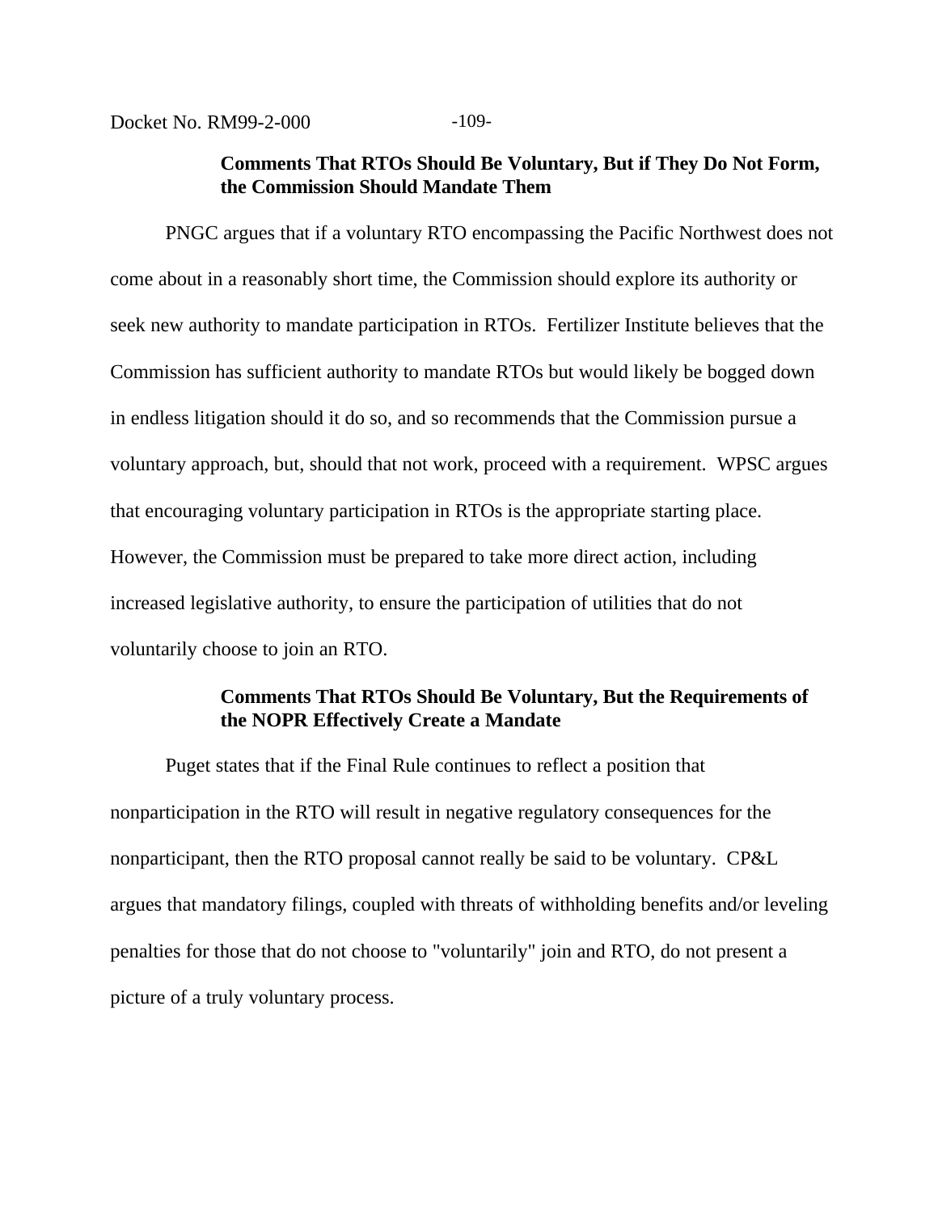**Comments That RTOs Should Be Voluntary, But if They Do Not Form, the Commission Should Mandate Them**

PNGC argues that if a voluntary RTO encompassing the Pacific Northwest does not come about in a reasonably short time, the Commission should explore its authority or seek new authority to mandate participation in RTOs. Fertilizer Institute believes that the Commission has sufficient authority to mandate RTOs but would likely be bogged down in endless litigation should it do so, and so recommends that the Commission pursue a voluntary approach, but, should that not work, proceed with a requirement. WPSC argues that encouraging voluntary participation in RTOs is the appropriate starting place. However, the Commission must be prepared to take more direct action, including increased legislative authority, to ensure the participation of utilities that do not voluntarily choose to join an RTO.

**Comments That RTOs Should Be Voluntary, But the Requirements of the NOPR Effectively Create a Mandate**

Puget states that if the Final Rule continues to reflect a position that nonparticipation in the RTO will result in negative regulatory consequences for the nonparticipant, then the RTO proposal cannot really be said to be voluntary. CP&L argues that mandatory filings, coupled with threats of withholding benefits and/or leveling penalties for those that do not choose to "voluntarily" join and RTO, do not present a picture of a truly voluntary process.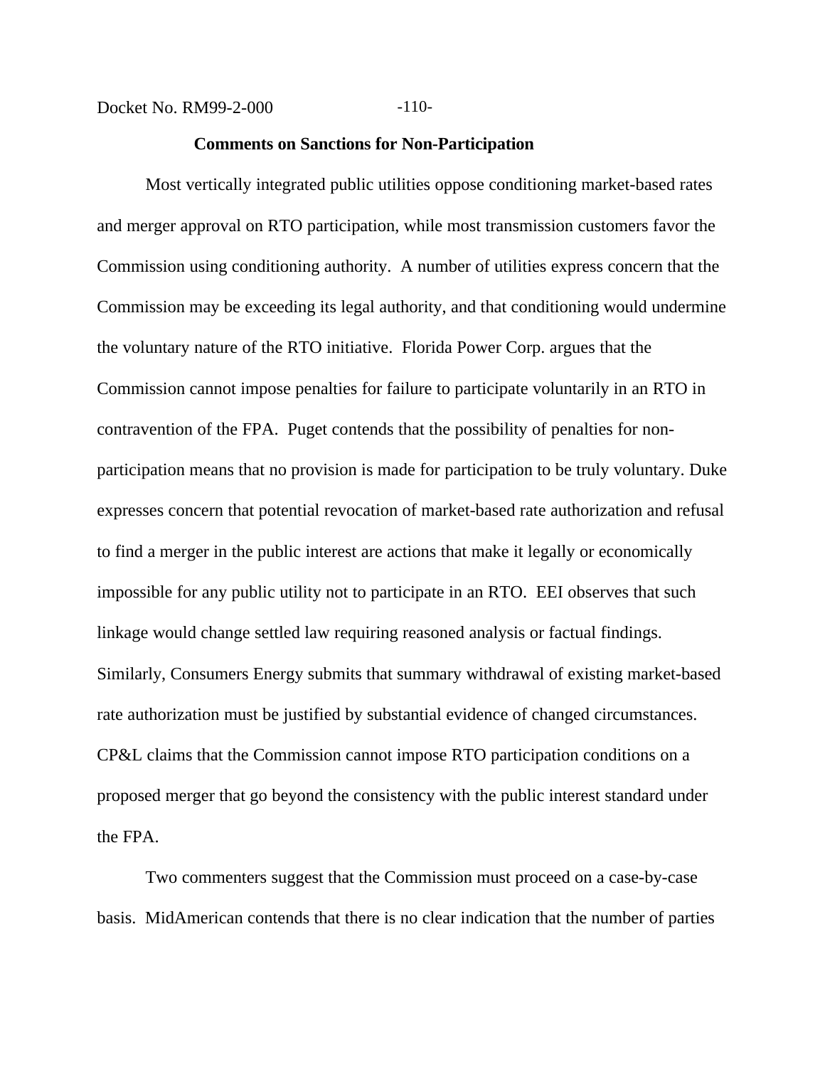### Comments on Sanctions for Non-Participation

Most vertically integrated public utilities oppose conditioning market-based rates and merger approval on RTO participation, while most transmission customers favor the Commission using conditioning authority. A number of utilities express concern that the Commission may be exceeding its legal authority, and that conditioning would undermine the voluntary nature of the RTO initiative. Florida Power Corp. argues that the Commission cannot impose penalties for failure to participate voluntarily in an RTO in contravention of the FPA. Puget contends that the possibility of penalties for non-participation means that no provision is made for participation to be truly voluntary. Duke expresses concern that potential revocation of market-based rate authorization and refusal to find a merger in the public interest are actions that make it legally or economically impossible for any public utility not to participate in an RTO. EEI observes that such linkage would change settled law requiring reasoned analysis or factual findings. Similarly, Consumers Energy submits that summary withdrawal of existing market-based rate authorization must be justified by substantial evidence of changed circumstances. CP&L claims that the Commission cannot impose RTO participation conditions on a proposed merger that go beyond the consistency with the public interest standard under the FPA.

Two commenters suggest that the Commission must proceed on a case-by-case basis. MidAmerican contends that there is no clear indication that the number of parties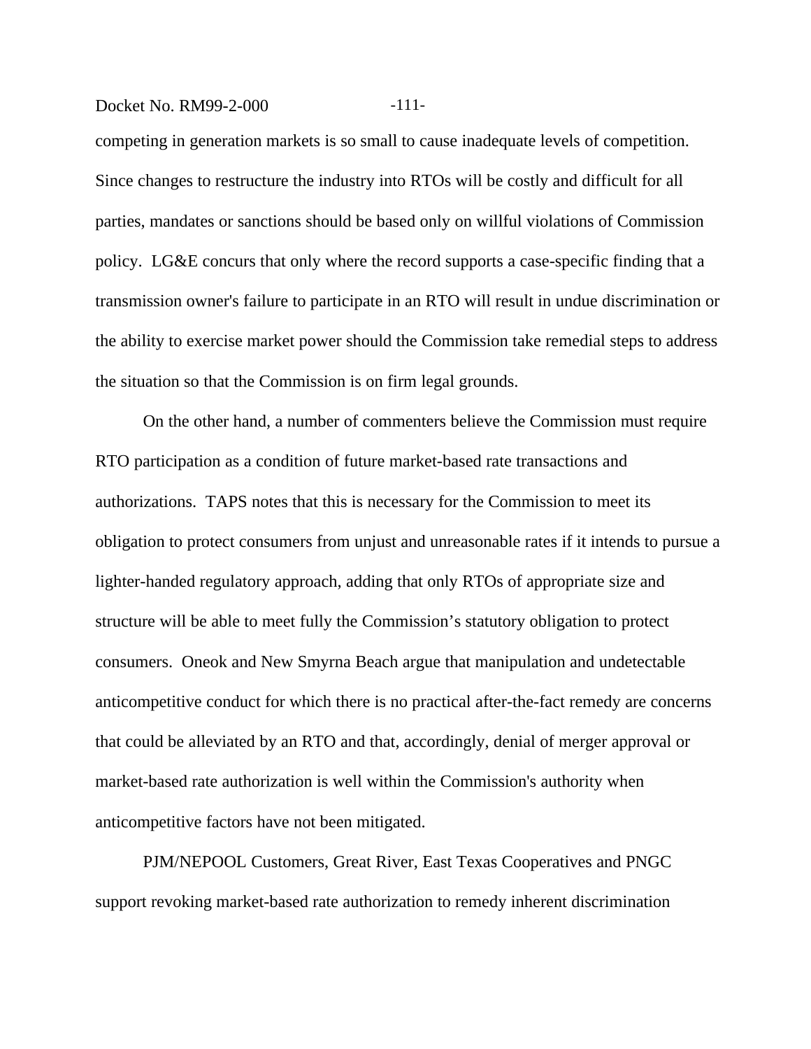competing in generation markets is so small to cause inadequate levels of competition. Since changes to restructure the industry into RTOs will be costly and difficult for all parties, mandates or sanctions should be based only on willful violations of Commission policy. LG&E concurs that only where the record supports a case-specific finding that a transmission owner's failure to participate in an RTO will result in undue discrimination or the ability to exercise market power should the Commission take remedial steps to address the situation so that the Commission is on firm legal grounds.

On the other hand, a number of commenters believe the Commission must require RTO participation as a condition of future market-based rate transactions and authorizations. TAPS notes that this is necessary for the Commission to meet its obligation to protect consumers from unjust and unreasonable rates if it intends to pursue a lighter-handed regulatory approach, adding that only RTOs of appropriate size and structure will be able to meet fully the Commission's statutory obligation to protect consumers. Oneok and New Smyrna Beach argue that manipulation and undetectable anticompetitive conduct for which there is no practical after-the-fact remedy are concerns that could be alleviated by an RTO and that, accordingly, denial of merger approval or market-based rate authorization is well within the Commission's authority when anticompetitive factors have not been mitigated.

PJM/NEPOOL Customers, Great River, East Texas Cooperatives and PNGC support revoking market-based rate authorization to remedy inherent discrimination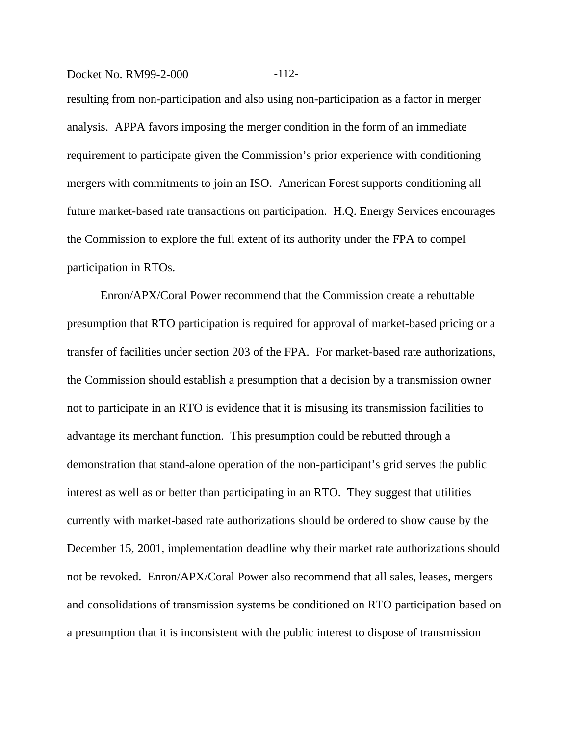resulting from non-participation and also using non-participation as a factor in merger analysis. APPA favors imposing the merger condition in the form of an immediate requirement to participate given the Commission's prior experience with conditioning mergers with commitments to join an ISO. American Forest supports conditioning all future market-based rate transactions on participation. H.Q. Energy Services encourages the Commission to explore the full extent of its authority under the FPA to compel participation in RTOs.

Enron/APX/Coral Power recommend that the Commission create a rebuttable presumption that RTO participation is required for approval of market-based pricing or a transfer of facilities under section 203 of the FPA. For market-based rate authorizations, the Commission should establish a presumption that a decision by a transmission owner not to participate in an RTO is evidence that it is misusing its transmission facilities to advantage its merchant function. This presumption could be rebutted through a demonstration that stand-alone operation of the non-participant's grid serves the public interest as well as or better than participating in an RTO. They suggest that utilities currently with market-based rate authorizations should be ordered to show cause by the December 15, 2001, implementation deadline why their market rate authorizations should not be revoked. Enron/APX/Coral Power also recommend that all sales, leases, mergers and consolidations of transmission systems be conditioned on RTO participation based on a presumption that it is inconsistent with the public interest to dispose of transmission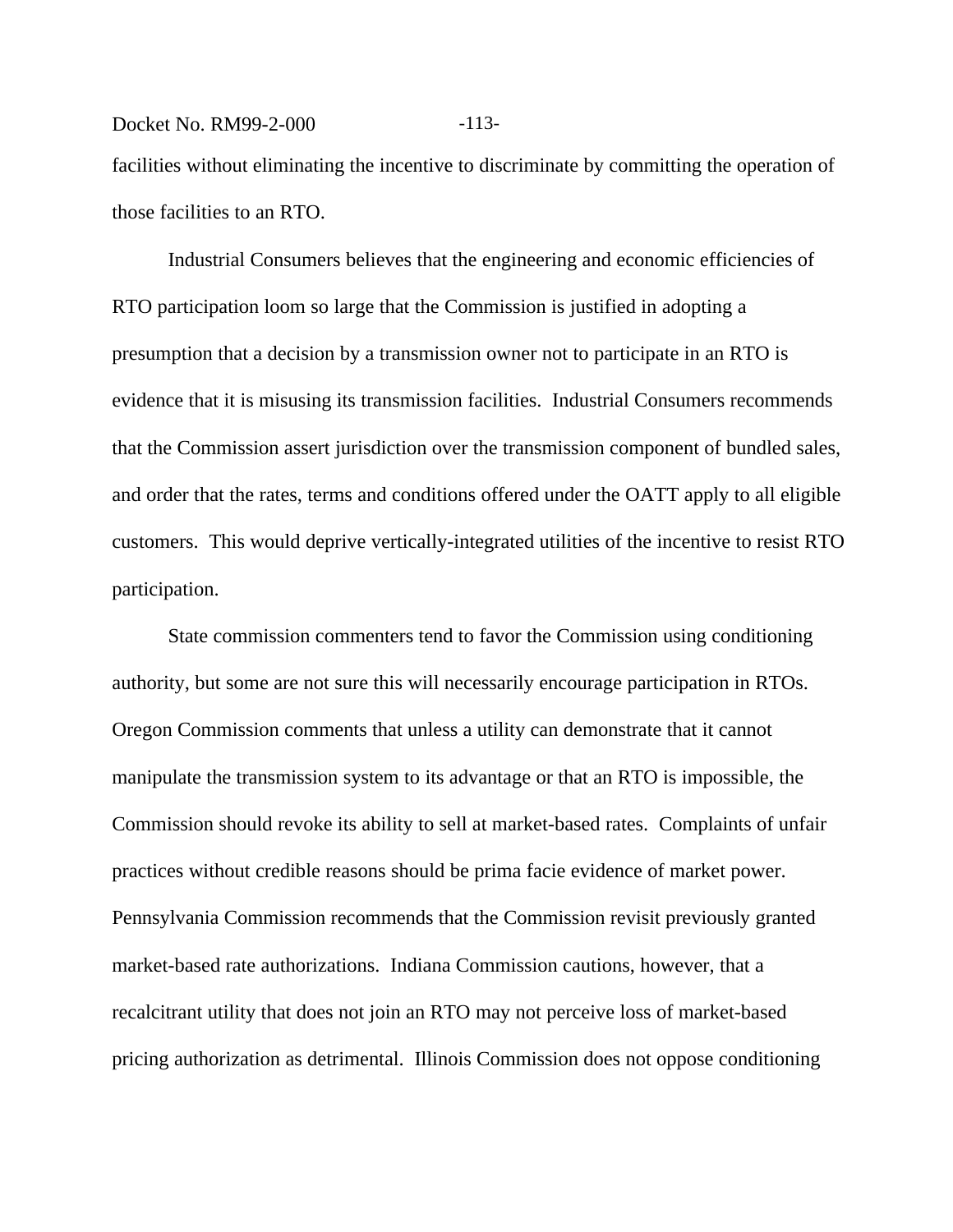facilities without eliminating the incentive to discriminate by committing the operation of those facilities to an RTO.

Industrial Consumers believes that the engineering and economic efficiencies of RTO participation loom so large that the Commission is justified in adopting a presumption that a decision by a transmission owner not to participate in an RTO is evidence that it is misusing its transmission facilities. Industrial Consumers recommends that the Commission assert jurisdiction over the transmission component of bundled sales, and order that the rates, terms and conditions offered under the OATT apply to all eligible customers. This would deprive vertically-integrated utilities of the incentive to resist RTO participation.

State commission commenters tend to favor the Commission using conditioning authority, but some are not sure this will necessarily encourage participation in RTOs. Oregon Commission comments that unless a utility can demonstrate that it cannot manipulate the transmission system to its advantage or that an RTO is impossible, the Commission should revoke its ability to sell at market-based rates. Complaints of unfair practices without credible reasons should be prima facie evidence of market power. Pennsylvania Commission recommends that the Commission revisit previously granted market-based rate authorizations. Indiana Commission cautions, however, that a recalcitrant utility that does not join an RTO may not perceive loss of market-based pricing authorization as detrimental. Illinois Commission does not oppose conditioning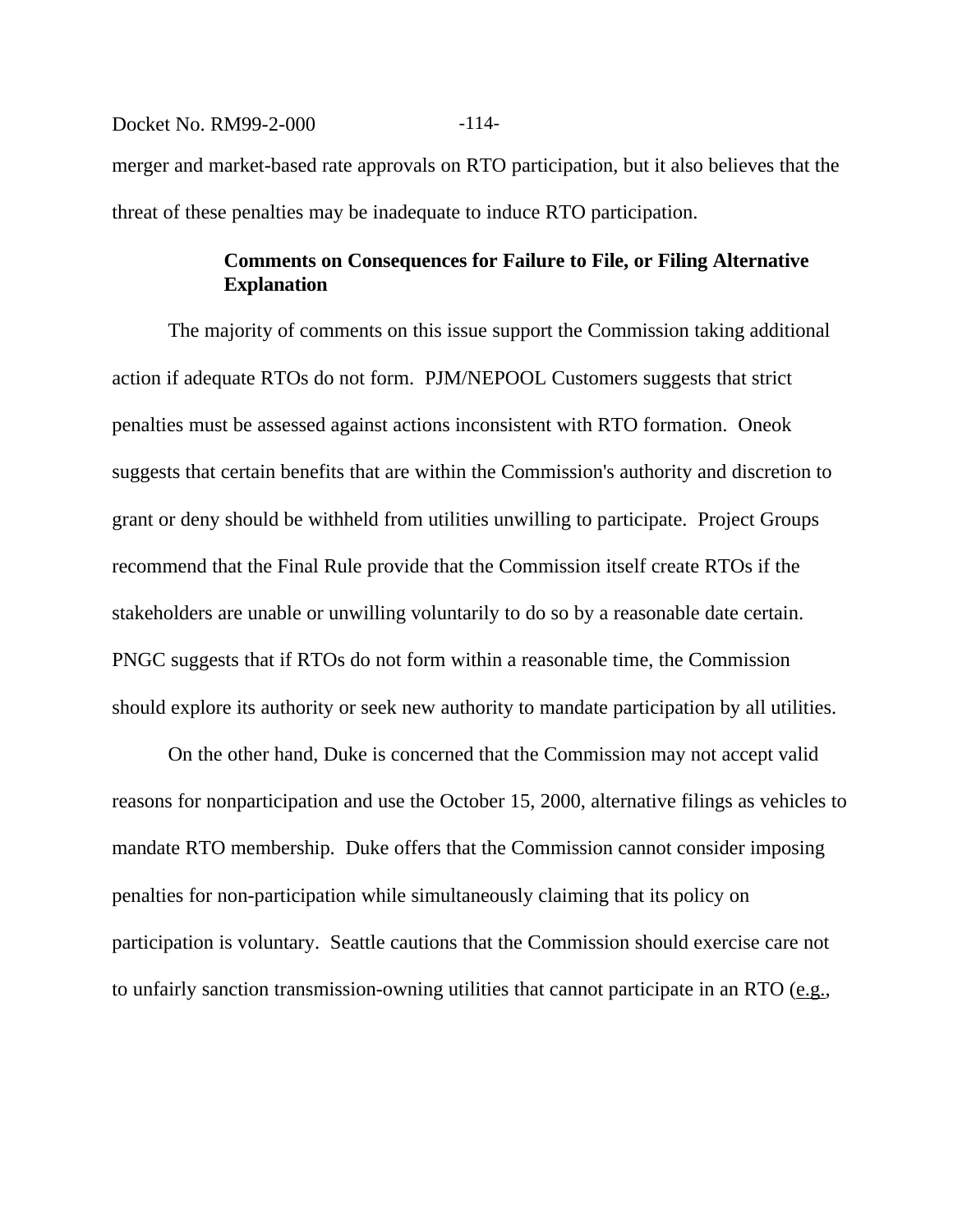merger and market-based rate approvals on RTO participation, but it also believes that the threat of these penalties may be inadequate to induce RTO participation.

**Comments on Consequences for Failure to File, or Filing Alternative Explanation**

The majority of comments on this issue support the Commission taking additional action if adequate RTOs do not form. PJM/NEPOOL Customers suggests that strict penalties must be assessed against actions inconsistent with RTO formation. Oneok suggests that certain benefits that are within the Commission's authority and discretion to grant or deny should be withheld from utilities unwilling to participate. Project Groups recommend that the Final Rule provide that the Commission itself create RTOs if the stakeholders are unable or unwilling voluntarily to do so by a reasonable date certain. PNGC suggests that if RTOs do not form within a reasonable time, the Commission should explore its authority or seek new authority to mandate participation by all utilities.

On the other hand, Duke is concerned that the Commission may not accept valid reasons for nonparticipation and use the October 15, 2000, alternative filings as vehicles to mandate RTO membership. Duke offers that the Commission cannot consider imposing penalties for non-participation while simultaneously claiming that its policy on participation is voluntary. Seattle cautions that the Commission should exercise care not to unfairly sanction transmission-owning utilities that cannot participate in an RTO (e.g.,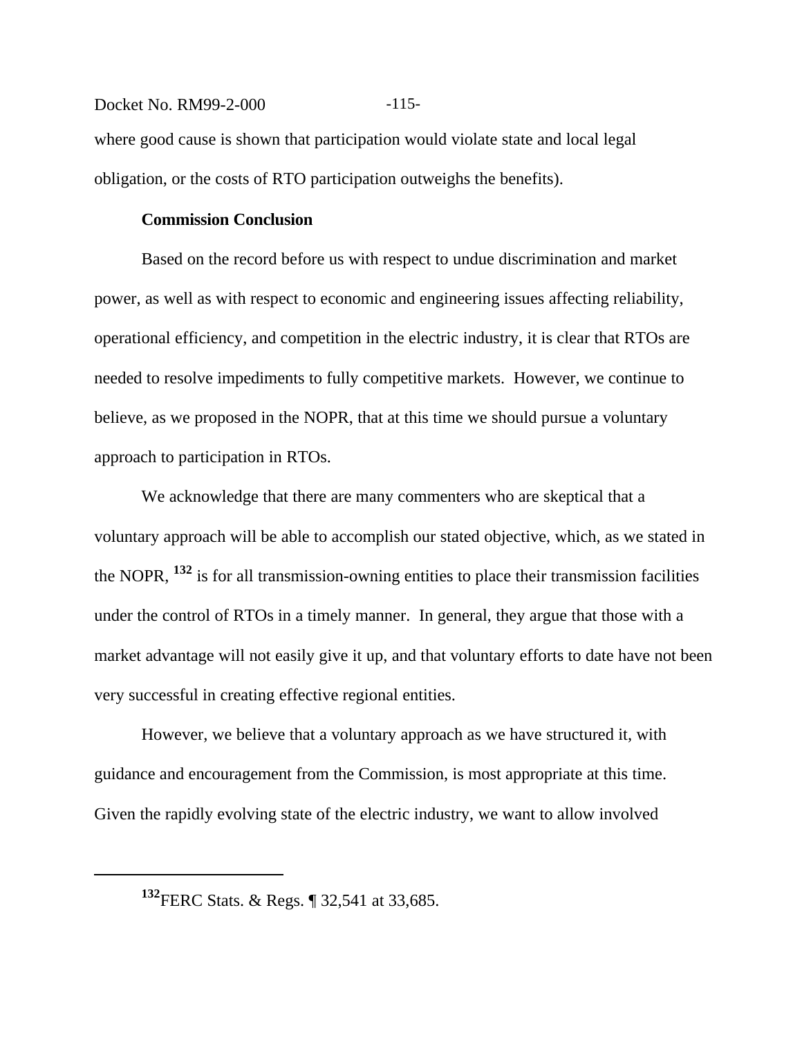where good cause is shown that participation would violate state and local legal obligation, or the costs of RTO participation outweighs the benefits).

**Commission Conclusion**

Based on the record before us with respect to undue discrimination and market power, as well as with respect to economic and engineering issues affecting reliability, operational efficiency, and competition in the electric industry, it is clear that RTOs are needed to resolve impediments to fully competitive markets. However, we continue to believe, as we proposed in the NOPR, that at this time we should pursue a voluntary approach to participation in RTOs.

We acknowledge that there are many commenters who are skeptical that a voluntary approach will be able to accomplish our stated objective, which, as we stated in the NOPR, [132] is for all transmission-owning entities to place their transmission facilities under the control of RTOs in a timely manner. In general, they argue that those with a market advantage will not easily give it up, and that voluntary efforts to date have not been very successful in creating effective regional entities.

However, we believe that a voluntary approach as we have structured it, with guidance and encouragement from the Commission, is most appropriate at this time. Given the rapidly evolving state of the electric industry, we want to allow involved

---

[132] FERC Stats. & Regs. ¶ 32,541 at 33,685.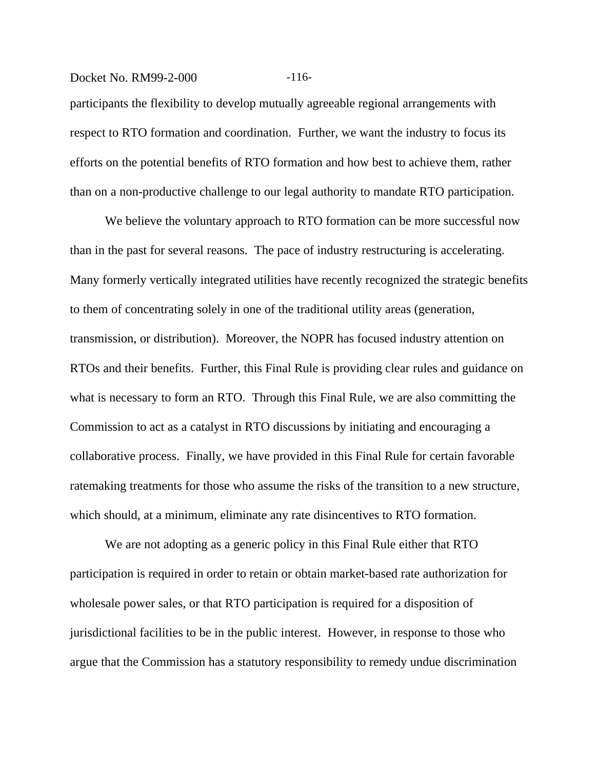participants the flexibility to develop mutually agreeable regional arrangements with respect to RTO formation and coordination. Further, we want the industry to focus its efforts on the potential benefits of RTO formation and how best to achieve them, rather than on a non-productive challenge to our legal authority to mandate RTO participation.

We believe the voluntary approach to RTO formation can be more successful now than in the past for several reasons. The pace of industry restructuring is accelerating. Many formerly vertically integrated utilities have recently recognized the strategic benefits to them of concentrating solely in one of the traditional utility areas (generation, transmission, or distribution). Moreover, the NOPR has focused industry attention on RTOs and their benefits. Further, this Final Rule is providing clear rules and guidance on what is necessary to form an RTO. Through this Final Rule, we are also committing the Commission to act as a catalyst in RTO discussions by initiating and encouraging a collaborative process. Finally, we have provided in this Final Rule for certain favorable ratemaking treatments for those who assume the risks of the transition to a new structure, which should, at a minimum, eliminate any rate disincentives to RTO formation.

We are not adopting as a generic policy in this Final Rule either that RTO participation is required in order to retain or obtain market-based rate authorization for wholesale power sales, or that RTO participation is required for a disposition of jurisdictional facilities to be in the public interest. However, in response to those who argue that the Commission has a statutory responsibility to remedy undue discrimination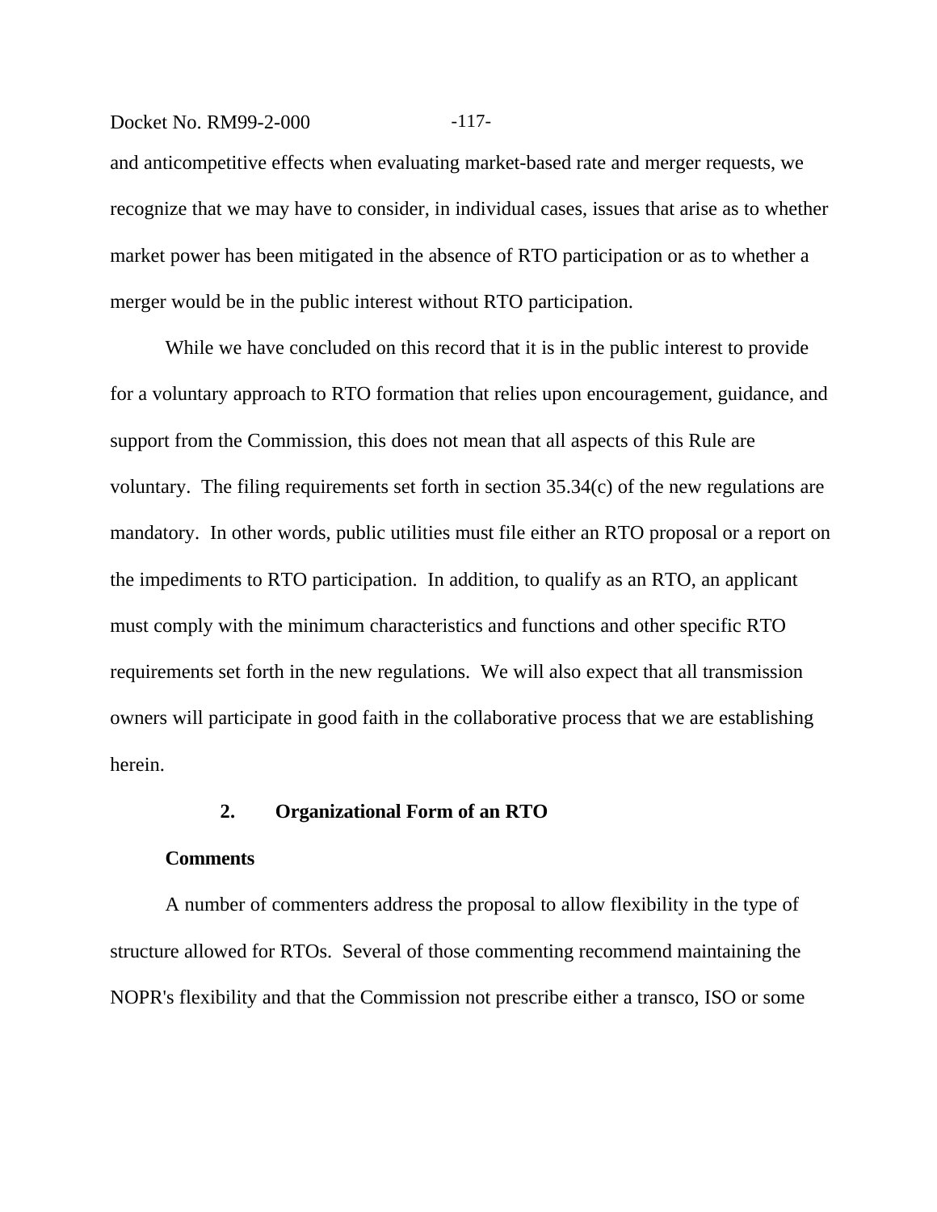and anticompetitive effects when evaluating market-based rate and merger requests, we recognize that we may have to consider, in individual cases, issues that arise as to whether market power has been mitigated in the absence of RTO participation or as to whether a merger would be in the public interest without RTO participation.

While we have concluded on this record that it is in the public interest to provide for a voluntary approach to RTO formation that relies upon encouragement, guidance, and support from the Commission, this does not mean that all aspects of this Rule are voluntary. The filing requirements set forth in section 35.34(c) of the new regulations are mandatory. In other words, public utilities must file either an RTO proposal or a report on the impediments to RTO participation. In addition, to qualify as an RTO, an applicant must comply with the minimum characteristics and functions and other specific RTO requirements set forth in the new regulations. We will also expect that all transmission owners will participate in good faith in the collaborative process that we are establishing herein.

### 2. Organizational Form of an RTO

**Comments**

A number of commenters address the proposal to allow flexibility in the type of structure allowed for RTOs. Several of those commenting recommend maintaining the NOPR's flexibility and that the Commission not prescribe either a transco, ISO or some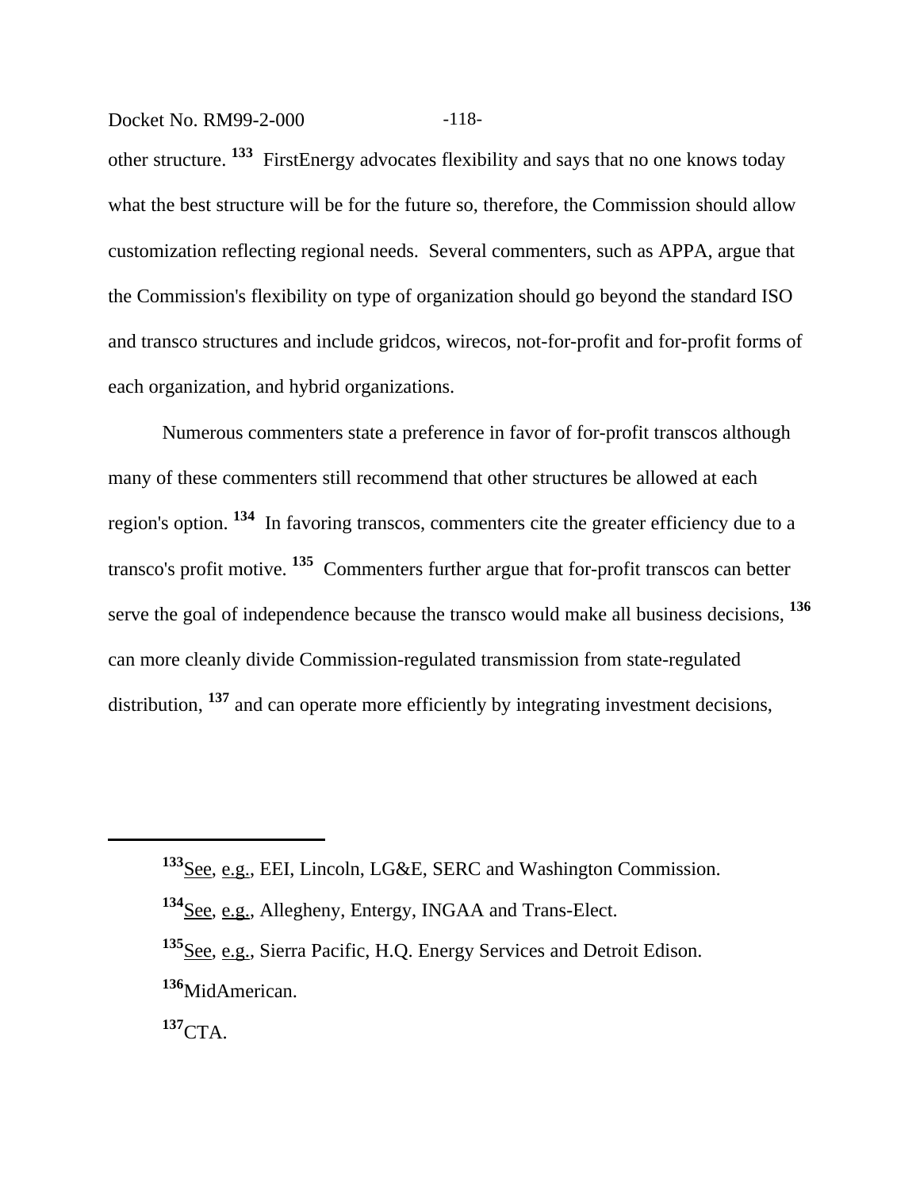other structure. [133] FirstEnergy advocates flexibility and says that no one knows today what the best structure will be for the future so, therefore, the Commission should allow customization reflecting regional needs. Several commenters, such as APPA, argue that the Commission's flexibility on type of organization should go beyond the standard ISO and transco structures and include gridcos, wirecos, not-for-profit and for-profit forms of each organization, and hybrid organizations.

Numerous commenters state a preference in favor of for-profit transcos although many of these commenters still recommend that other structures be allowed at each region's option. [134] In favoring transcos, commenters cite the greater efficiency due to a transco's profit motive. [135] Commenters further argue that for-profit transcos can better serve the goal of independence because the transco would make all business decisions, [136] can more cleanly divide Commission-regulated transmission from state-regulated distribution, [137] and can operate more efficiently by integrating investment decisions,

---

[133] See, e.g., EEI, Lincoln, LG&E, SERC and Washington Commission.

[134] See, e.g., Allegheny, Entergy, INGAA and Trans-Elect.

[135] See, e.g., Sierra Pacific, H.Q. Energy Services and Detroit Edison.

[136] MidAmerican.

[137] CTA.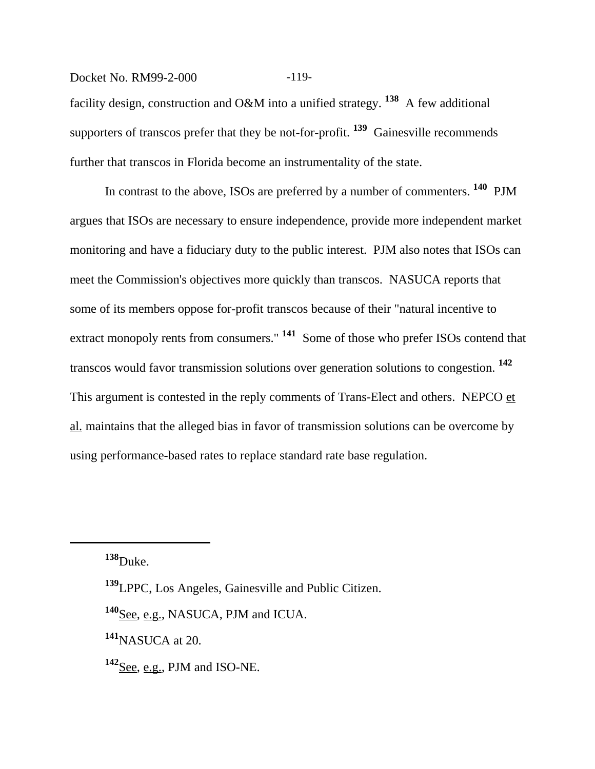facility design, construction and O&M into a unified strategy. [138] A few additional supporters of transcos prefer that they be not-for-profit. [139] Gainesville recommends further that transcos in Florida become an instrumentality of the state.

In contrast to the above, ISOs are preferred by a number of commenters. [140] PJM argues that ISOs are necessary to ensure independence, provide more independent market monitoring and have a fiduciary duty to the public interest. PJM also notes that ISOs can meet the Commission's objectives more quickly than transcos. NASUCA reports that some of its members oppose for-profit transcos because of their "natural incentive to extract monopoly rents from consumers." [141] Some of those who prefer ISOs contend that transcos would favor transmission solutions over generation solutions to congestion. [142] This argument is contested in the reply comments of Trans-Elect and others. NEPCO et al. maintains that the alleged bias in favor of transmission solutions can be overcome by using performance-based rates to replace standard rate base regulation.

---

[138] Duke.

[139] LPPC, Los Angeles, Gainesville and Public Citizen.

[140] See, e.g., NASUCA, PJM and ICUA.

[141] NASUCA at 20.

[142] See, e.g., PJM and ISO-NE.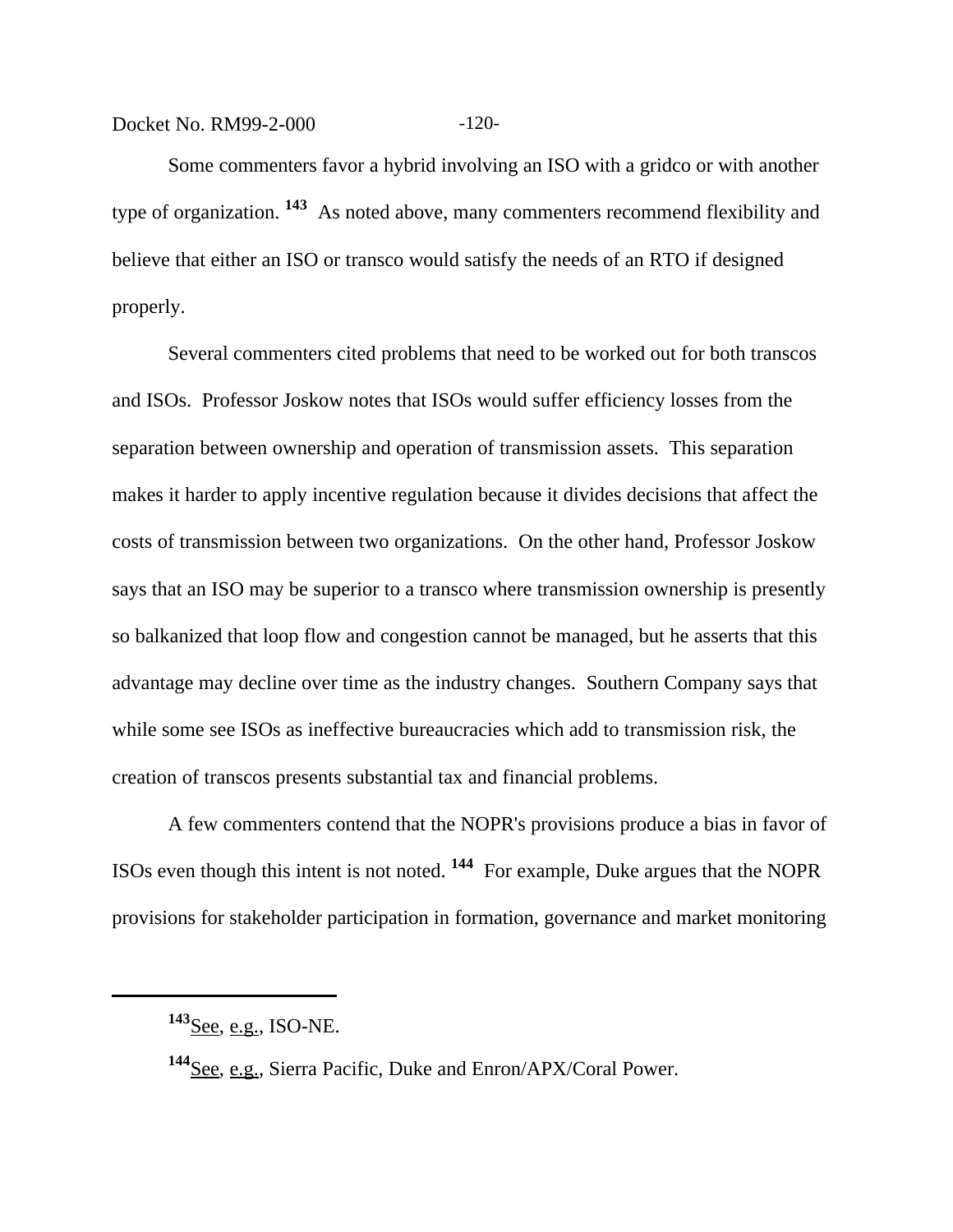Some commenters favor a hybrid involving an ISO with a gridco or with another type of organization. [143] As noted above, many commenters recommend flexibility and believe that either an ISO or transco would satisfy the needs of an RTO if designed properly.

Several commenters cited problems that need to be worked out for both transcos and ISOs. Professor Joskow notes that ISOs would suffer efficiency losses from the separation between ownership and operation of transmission assets. This separation makes it harder to apply incentive regulation because it divides decisions that affect the costs of transmission between two organizations. On the other hand, Professor Joskow says that an ISO may be superior to a transco where transmission ownership is presently so balkanized that loop flow and congestion cannot be managed, but he asserts that this advantage may decline over time as the industry changes. Southern Company says that while some see ISOs as ineffective bureaucracies which add to transmission risk, the creation of transcos presents substantial tax and financial problems.

A few commenters contend that the NOPR's provisions produce a bias in favor of ISOs even though this intent is not noted. [144] For example, Duke argues that the NOPR provisions for stakeholder participation in formation, governance and market monitoring

---

[143] See, e.g., ISO-NE.

[144] See, e.g., Sierra Pacific, Duke and Enron/APX/Coral Power.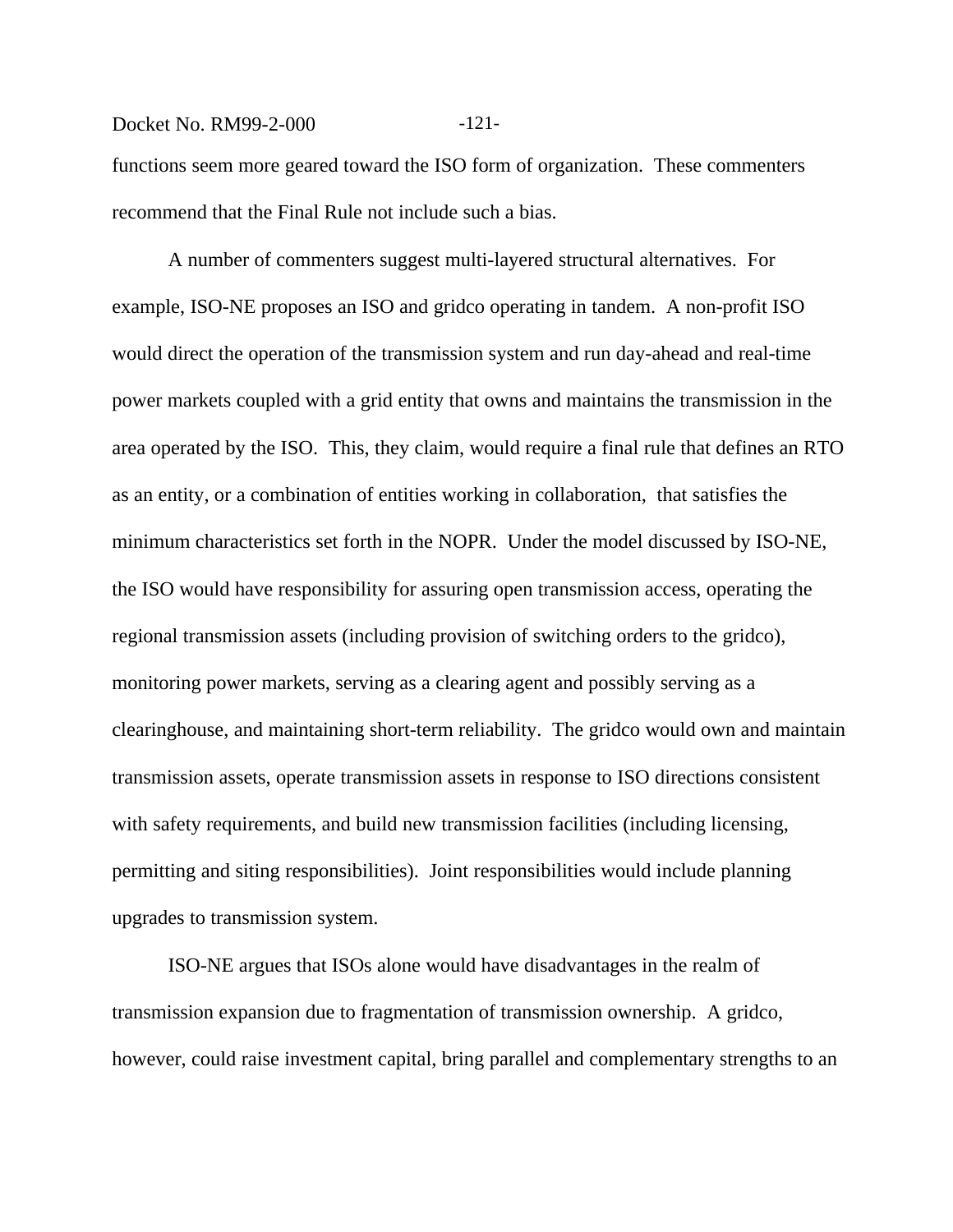functions seem more geared toward the ISO form of organization. These commenters recommend that the Final Rule not include such a bias.

A number of commenters suggest multi-layered structural alternatives. For example, ISO-NE proposes an ISO and gridco operating in tandem. A non-profit ISO would direct the operation of the transmission system and run day-ahead and real-time power markets coupled with a grid entity that owns and maintains the transmission in the area operated by the ISO. This, they claim, would require a final rule that defines an RTO as an entity, or a combination of entities working in collaboration, that satisfies the minimum characteristics set forth in the NOPR. Under the model discussed by ISO-NE, the ISO would have responsibility for assuring open transmission access, operating the regional transmission assets (including provision of switching orders to the gridco), monitoring power markets, serving as a clearing agent and possibly serving as a clearinghouse, and maintaining short-term reliability. The gridco would own and maintain transmission assets, operate transmission assets in response to ISO directions consistent with safety requirements, and build new transmission facilities (including licensing, permitting and siting responsibilities). Joint responsibilities would include planning upgrades to transmission system.

ISO-NE argues that ISOs alone would have disadvantages in the realm of transmission expansion due to fragmentation of transmission ownership. A gridco, however, could raise investment capital, bring parallel and complementary strengths to an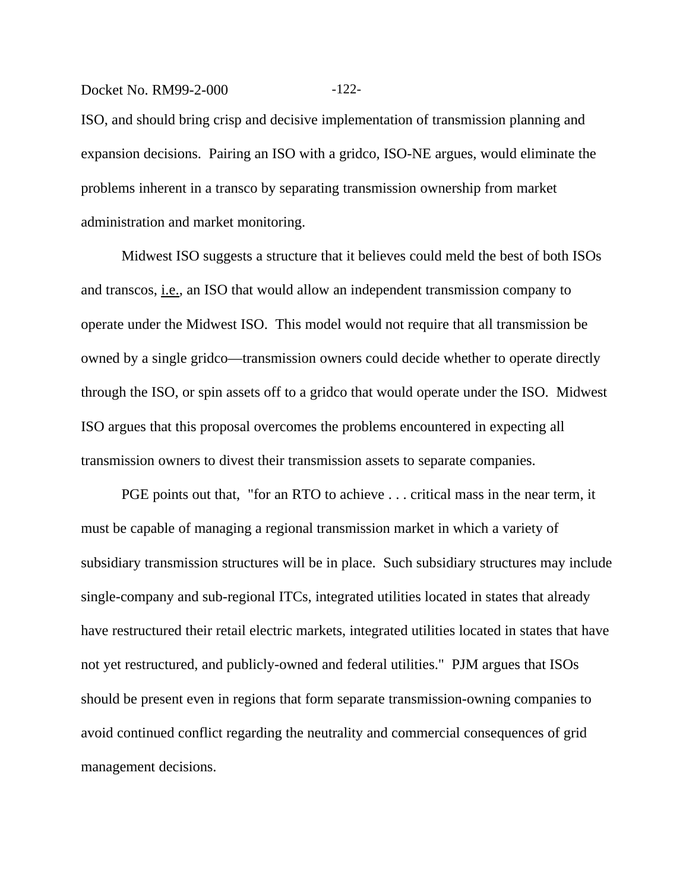ISO, and should bring crisp and decisive implementation of transmission planning and expansion decisions. Pairing an ISO with a gridco, ISO-NE argues, would eliminate the problems inherent in a transco by separating transmission ownership from market administration and market monitoring.

Midwest ISO suggests a structure that it believes could meld the best of both ISOs and transcos, i.e., an ISO that would allow an independent transmission company to operate under the Midwest ISO. This model would not require that all transmission be owned by a single gridco—transmission owners could decide whether to operate directly through the ISO, or spin assets off to a gridco that would operate under the ISO. Midwest ISO argues that this proposal overcomes the problems encountered in expecting all transmission owners to divest their transmission assets to separate companies.

PGE points out that, "for an RTO to achieve . . . critical mass in the near term, it must be capable of managing a regional transmission market in which a variety of subsidiary transmission structures will be in place. Such subsidiary structures may include single-company and sub-regional ITCs, integrated utilities located in states that already have restructured their retail electric markets, integrated utilities located in states that have not yet restructured, and publicly-owned and federal utilities." PJM argues that ISOs should be present even in regions that form separate transmission-owning companies to avoid continued conflict regarding the neutrality and commercial consequences of grid management decisions.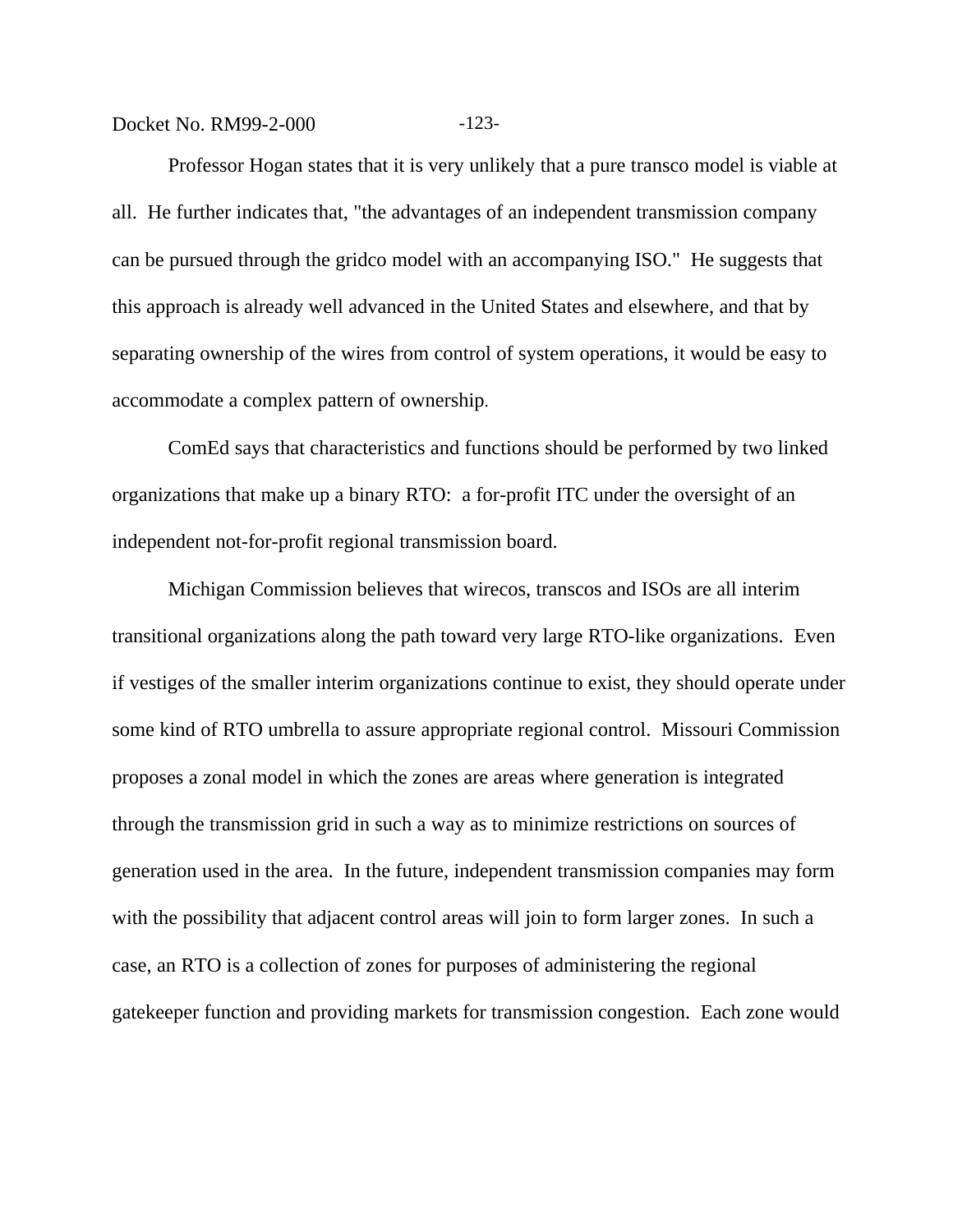Professor Hogan states that it is very unlikely that a pure transco model is viable at all. He further indicates that, "the advantages of an independent transmission company can be pursued through the gridco model with an accompanying ISO." He suggests that this approach is already well advanced in the United States and elsewhere, and that by separating ownership of the wires from control of system operations, it would be easy to accommodate a complex pattern of ownership.

ComEd says that characteristics and functions should be performed by two linked organizations that make up a binary RTO: a for-profit ITC under the oversight of an independent not-for-profit regional transmission board.

Michigan Commission believes that wirecos, transcos and ISOs are all interim transitional organizations along the path toward very large RTO-like organizations. Even if vestiges of the smaller interim organizations continue to exist, they should operate under some kind of RTO umbrella to assure appropriate regional control. Missouri Commission proposes a zonal model in which the zones are areas where generation is integrated through the transmission grid in such a way as to minimize restrictions on sources of generation used in the area. In the future, independent transmission companies may form with the possibility that adjacent control areas will join to form larger zones. In such a case, an RTO is a collection of zones for purposes of administering the regional gatekeeper function and providing markets for transmission congestion. Each zone would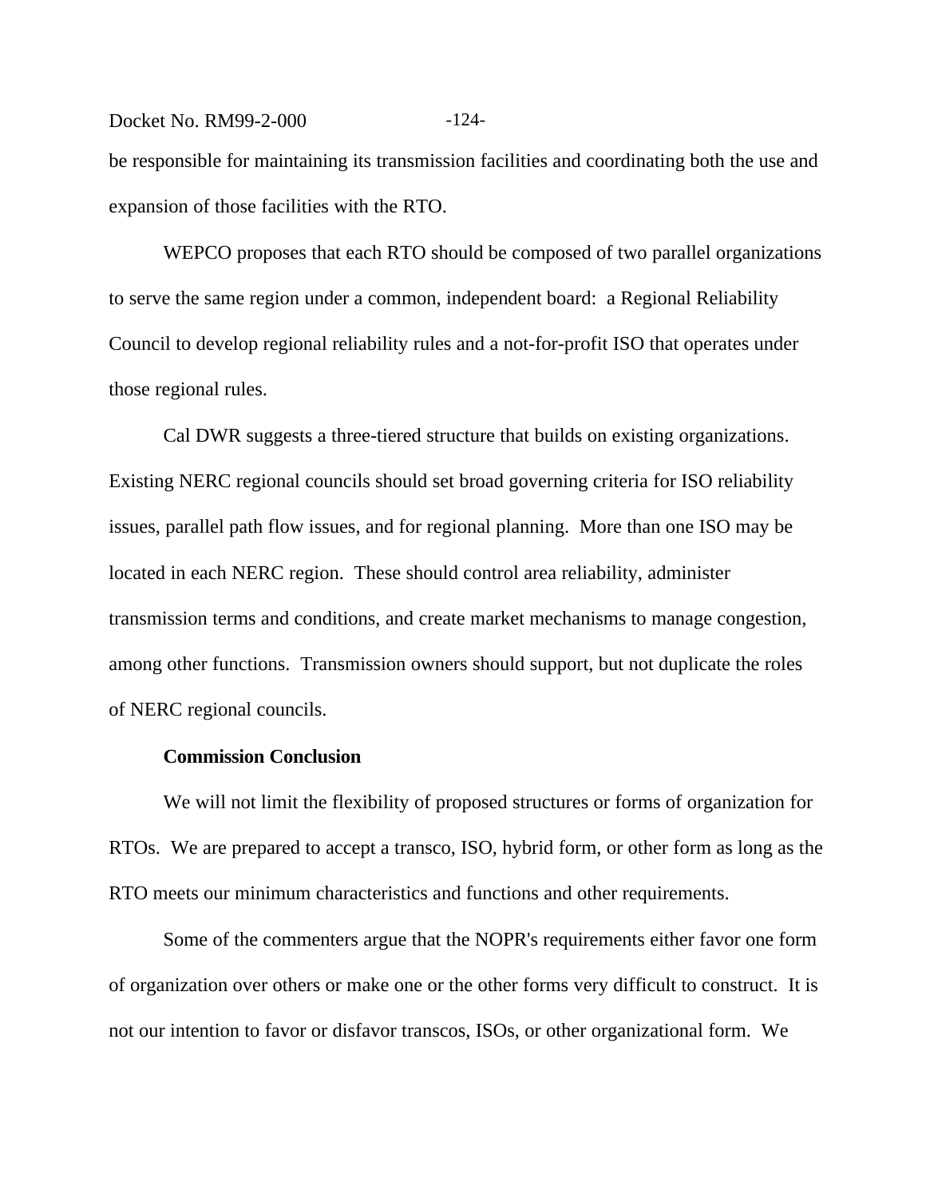be responsible for maintaining its transmission facilities and coordinating both the use and expansion of those facilities with the RTO.

WEPCO proposes that each RTO should be composed of two parallel organizations to serve the same region under a common, independent board: a Regional Reliability Council to develop regional reliability rules and a not-for-profit ISO that operates under those regional rules.

Cal DWR suggests a three-tiered structure that builds on existing organizations. Existing NERC regional councils should set broad governing criteria for ISO reliability issues, parallel path flow issues, and for regional planning. More than one ISO may be located in each NERC region. These should control area reliability, administer transmission terms and conditions, and create market mechanisms to manage congestion, among other functions. Transmission owners should support, but not duplicate the roles of NERC regional councils.

**Commission Conclusion**

We will not limit the flexibility of proposed structures or forms of organization for RTOs. We are prepared to accept a transco, ISO, hybrid form, or other form as long as the RTO meets our minimum characteristics and functions and other requirements.

Some of the commenters argue that the NOPR's requirements either favor one form of organization over others or make one or the other forms very difficult to construct. It is not our intention to favor or disfavor transcos, ISOs, or other organizational form. We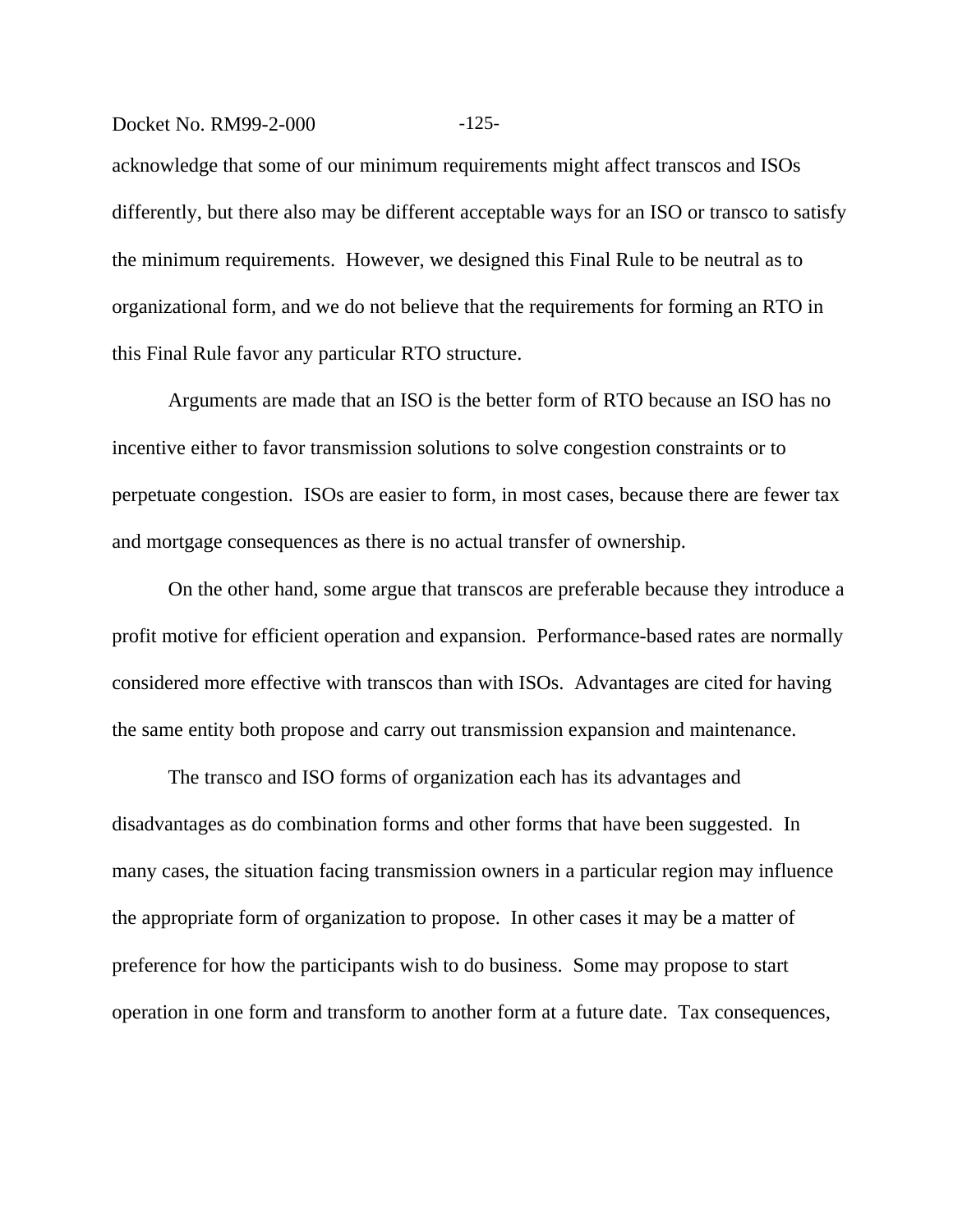acknowledge that some of our minimum requirements might affect transcos and ISOs differently, but there also may be different acceptable ways for an ISO or transco to satisfy the minimum requirements. However, we designed this Final Rule to be neutral as to organizational form, and we do not believe that the requirements for forming an RTO in this Final Rule favor any particular RTO structure.

Arguments are made that an ISO is the better form of RTO because an ISO has no incentive either to favor transmission solutions to solve congestion constraints or to perpetuate congestion. ISOs are easier to form, in most cases, because there are fewer tax and mortgage consequences as there is no actual transfer of ownership.

On the other hand, some argue that transcos are preferable because they introduce a profit motive for efficient operation and expansion. Performance-based rates are normally considered more effective with transcos than with ISOs. Advantages are cited for having the same entity both propose and carry out transmission expansion and maintenance.

The transco and ISO forms of organization each has its advantages and disadvantages as do combination forms and other forms that have been suggested. In many cases, the situation facing transmission owners in a particular region may influence the appropriate form of organization to propose. In other cases it may be a matter of preference for how the participants wish to do business. Some may propose to start operation in one form and transform to another form at a future date. Tax consequences,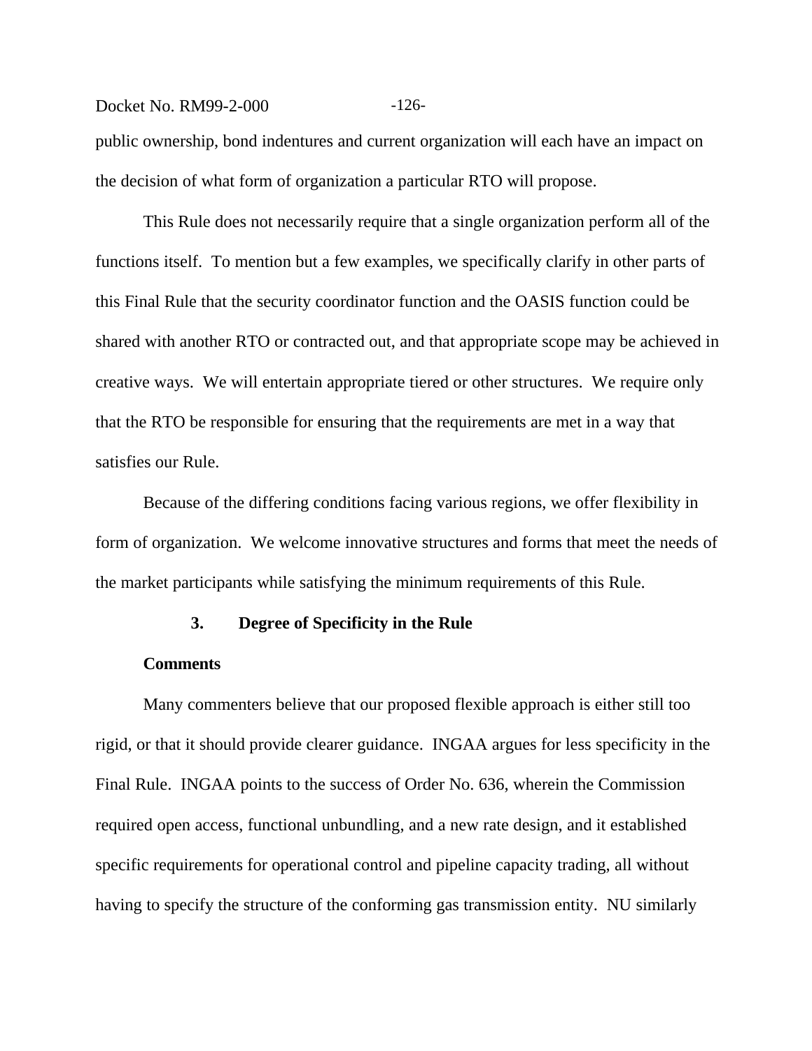public ownership, bond indentures and current organization will each have an impact on the decision of what form of organization a particular RTO will propose.

This Rule does not necessarily require that a single organization perform all of the functions itself. To mention but a few examples, we specifically clarify in other parts of this Final Rule that the security coordinator function and the OASIS function could be shared with another RTO or contracted out, and that appropriate scope may be achieved in creative ways. We will entertain appropriate tiered or other structures. We require only that the RTO be responsible for ensuring that the requirements are met in a way that satisfies our Rule.

Because of the differing conditions facing various regions, we offer flexibility in form of organization. We welcome innovative structures and forms that meet the needs of the market participants while satisfying the minimum requirements of this Rule.

### 3. Degree of Specificity in the Rule

**Comments**

Many commenters believe that our proposed flexible approach is either still too rigid, or that it should provide clearer guidance. INGAA argues for less specificity in the Final Rule. INGAA points to the success of Order No. 636, wherein the Commission required open access, functional unbundling, and a new rate design, and it established specific requirements for operational control and pipeline capacity trading, all without having to specify the structure of the conforming gas transmission entity. NU similarly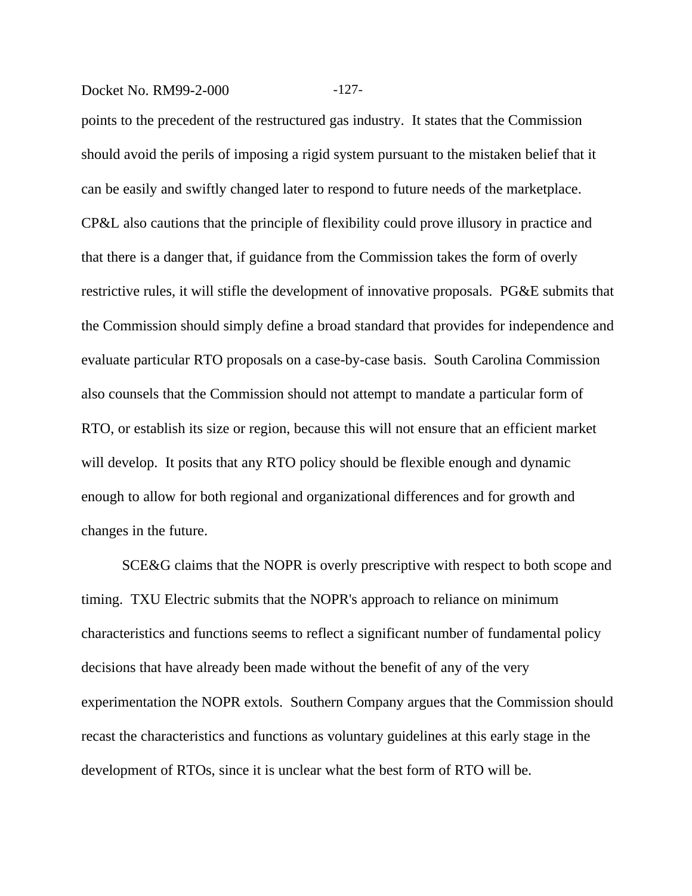points to the precedent of the restructured gas industry. It states that the Commission should avoid the perils of imposing a rigid system pursuant to the mistaken belief that it can be easily and swiftly changed later to respond to future needs of the marketplace. CP&L also cautions that the principle of flexibility could prove illusory in practice and that there is a danger that, if guidance from the Commission takes the form of overly restrictive rules, it will stifle the development of innovative proposals. PG&E submits that the Commission should simply define a broad standard that provides for independence and evaluate particular RTO proposals on a case-by-case basis. South Carolina Commission also counsels that the Commission should not attempt to mandate a particular form of RTO, or establish its size or region, because this will not ensure that an efficient market will develop. It posits that any RTO policy should be flexible enough and dynamic enough to allow for both regional and organizational differences and for growth and changes in the future.

SCE&G claims that the NOPR is overly prescriptive with respect to both scope and timing. TXU Electric submits that the NOPR's approach to reliance on minimum characteristics and functions seems to reflect a significant number of fundamental policy decisions that have already been made without the benefit of any of the very experimentation the NOPR extols. Southern Company argues that the Commission should recast the characteristics and functions as voluntary guidelines at this early stage in the development of RTOs, since it is unclear what the best form of RTO will be.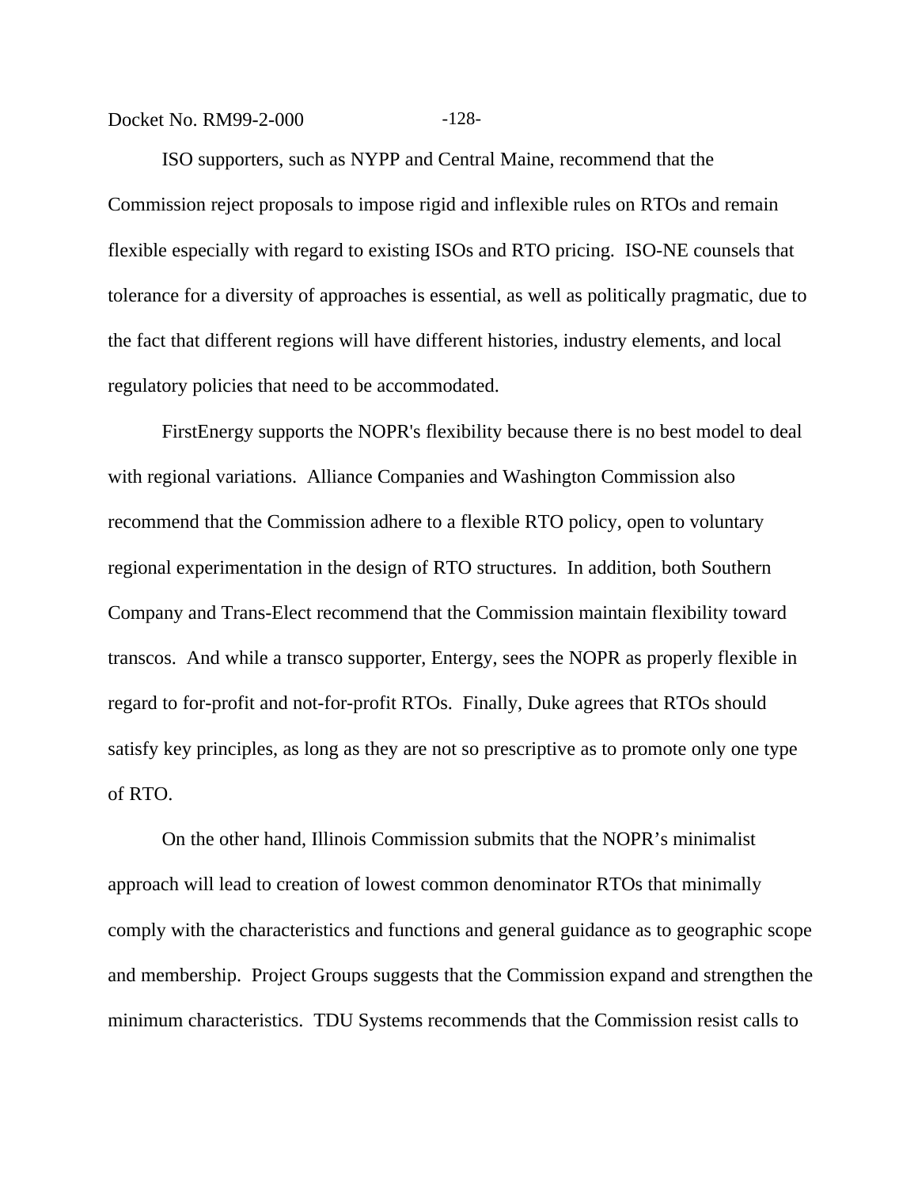ISO supporters, such as NYPP and Central Maine, recommend that the Commission reject proposals to impose rigid and inflexible rules on RTOs and remain flexible especially with regard to existing ISOs and RTO pricing. ISO-NE counsels that tolerance for a diversity of approaches is essential, as well as politically pragmatic, due to the fact that different regions will have different histories, industry elements, and local regulatory policies that need to be accommodated.

FirstEnergy supports the NOPR's flexibility because there is no best model to deal with regional variations. Alliance Companies and Washington Commission also recommend that the Commission adhere to a flexible RTO policy, open to voluntary regional experimentation in the design of RTO structures. In addition, both Southern Company and Trans-Elect recommend that the Commission maintain flexibility toward transcos. And while a transco supporter, Entergy, sees the NOPR as properly flexible in regard to for-profit and not-for-profit RTOs. Finally, Duke agrees that RTOs should satisfy key principles, as long as they are not so prescriptive as to promote only one type of RTO.

On the other hand, Illinois Commission submits that the NOPR's minimalist approach will lead to creation of lowest common denominator RTOs that minimally comply with the characteristics and functions and general guidance as to geographic scope and membership. Project Groups suggests that the Commission expand and strengthen the minimum characteristics. TDU Systems recommends that the Commission resist calls to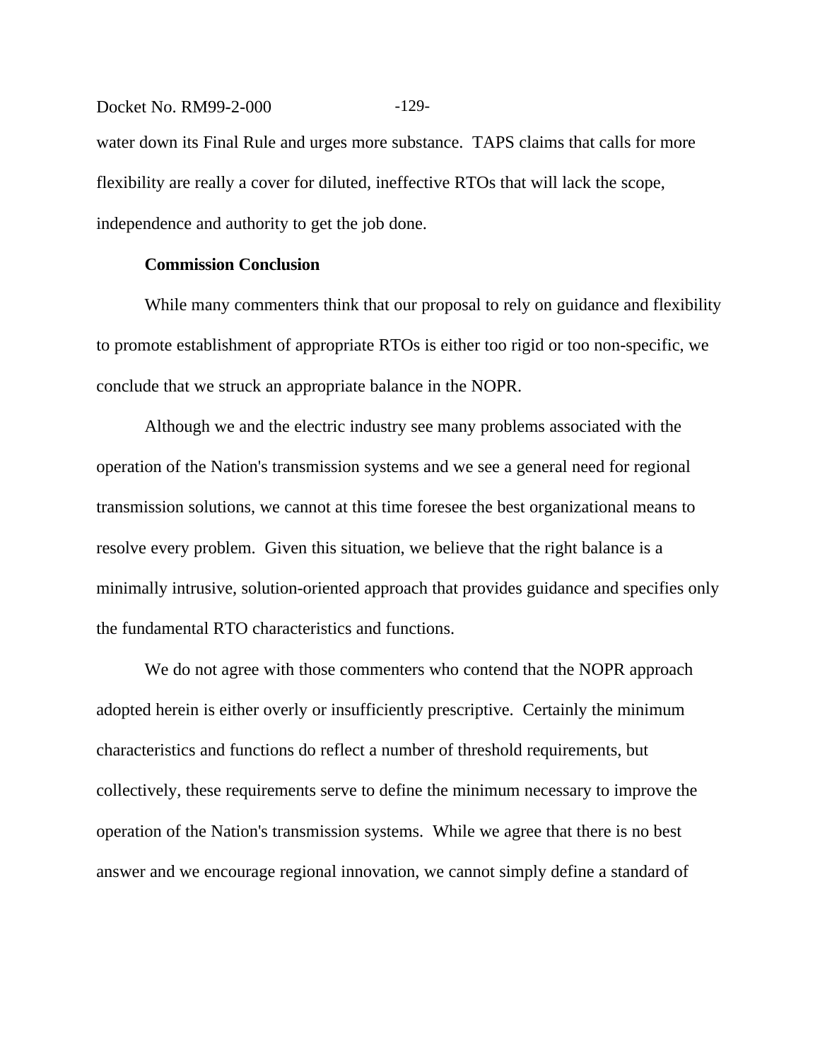water down its Final Rule and urges more substance. TAPS claims that calls for more flexibility are really a cover for diluted, ineffective RTOs that will lack the scope, independence and authority to get the job done.

**Commission Conclusion**

While many commenters think that our proposal to rely on guidance and flexibility to promote establishment of appropriate RTOs is either too rigid or too non-specific, we conclude that we struck an appropriate balance in the NOPR.

Although we and the electric industry see many problems associated with the operation of the Nation's transmission systems and we see a general need for regional transmission solutions, we cannot at this time foresee the best organizational means to resolve every problem. Given this situation, we believe that the right balance is a minimally intrusive, solution-oriented approach that provides guidance and specifies only the fundamental RTO characteristics and functions.

We do not agree with those commenters who contend that the NOPR approach adopted herein is either overly or insufficiently prescriptive. Certainly the minimum characteristics and functions do reflect a number of threshold requirements, but collectively, these requirements serve to define the minimum necessary to improve the operation of the Nation's transmission systems. While we agree that there is no best answer and we encourage regional innovation, we cannot simply define a standard of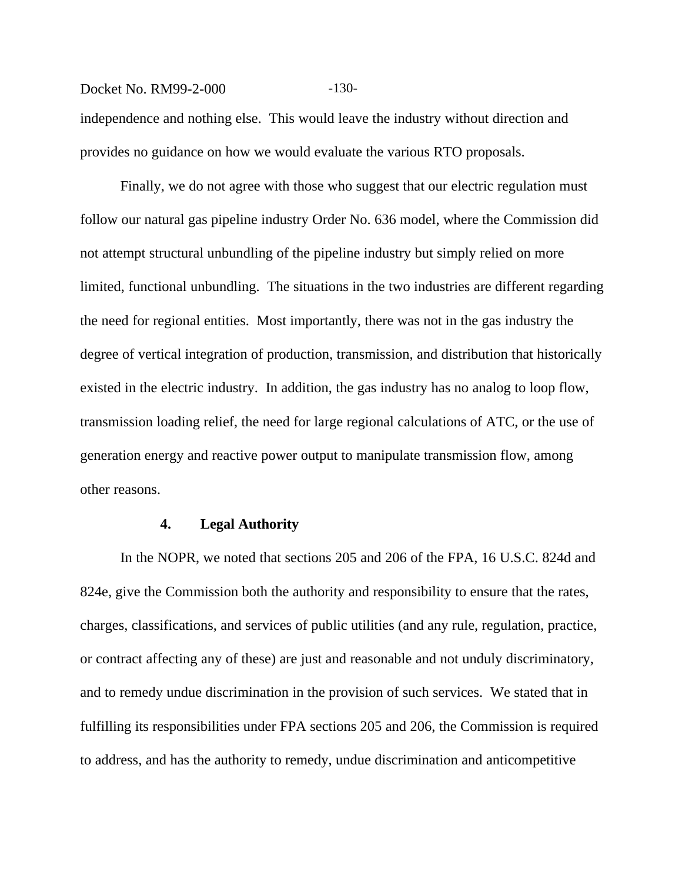independence and nothing else. This would leave the industry without direction and provides no guidance on how we would evaluate the various RTO proposals.

Finally, we do not agree with those who suggest that our electric regulation must follow our natural gas pipeline industry Order No. 636 model, where the Commission did not attempt structural unbundling of the pipeline industry but simply relied on more limited, functional unbundling. The situations in the two industries are different regarding the need for regional entities. Most importantly, there was not in the gas industry the degree of vertical integration of production, transmission, and distribution that historically existed in the electric industry. In addition, the gas industry has no analog to loop flow, transmission loading relief, the need for large regional calculations of ATC, or the use of generation energy and reactive power output to manipulate transmission flow, among other reasons.

### 4. Legal Authority

In the NOPR, we noted that sections 205 and 206 of the FPA, 16 U.S.C. 824d and 824e, give the Commission both the authority and responsibility to ensure that the rates, charges, classifications, and services of public utilities (and any rule, regulation, practice, or contract affecting any of these) are just and reasonable and not unduly discriminatory, and to remedy undue discrimination in the provision of such services. We stated that in fulfilling its responsibilities under FPA sections 205 and 206, the Commission is required to address, and has the authority to remedy, undue discrimination and anticompetitive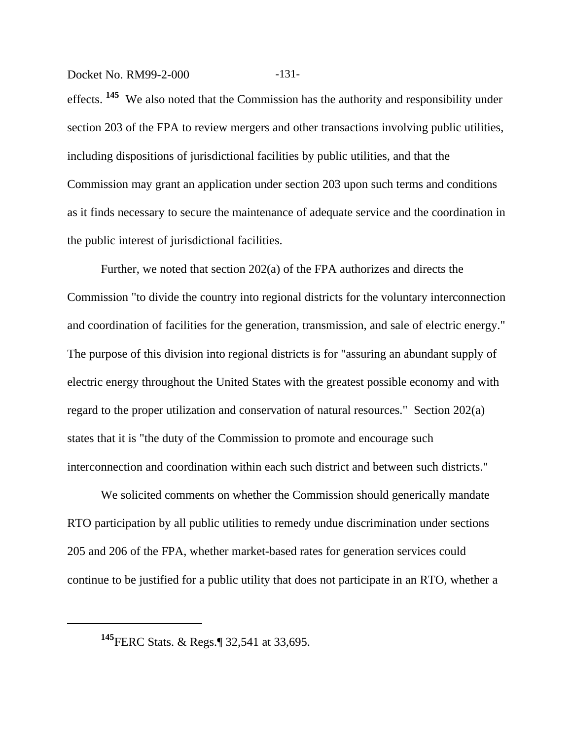effects. [145] We also noted that the Commission has the authority and responsibility under section 203 of the FPA to review mergers and other transactions involving public utilities, including dispositions of jurisdictional facilities by public utilities, and that the Commission may grant an application under section 203 upon such terms and conditions as it finds necessary to secure the maintenance of adequate service and the coordination in the public interest of jurisdictional facilities.

Further, we noted that section 202(a) of the FPA authorizes and directs the Commission "to divide the country into regional districts for the voluntary interconnection and coordination of facilities for the generation, transmission, and sale of electric energy." The purpose of this division into regional districts is for "assuring an abundant supply of electric energy throughout the United States with the greatest possible economy and with regard to the proper utilization and conservation of natural resources." Section 202(a) states that it is "the duty of the Commission to promote and encourage such interconnection and coordination within each such district and between such districts."

We solicited comments on whether the Commission should generically mandate RTO participation by all public utilities to remedy undue discrimination under sections 205 and 206 of the FPA, whether market-based rates for generation services could continue to be justified for a public utility that does not participate in an RTO, whether a

---

[145] FERC Stats. & Regs.¶ 32,541 at 33,695.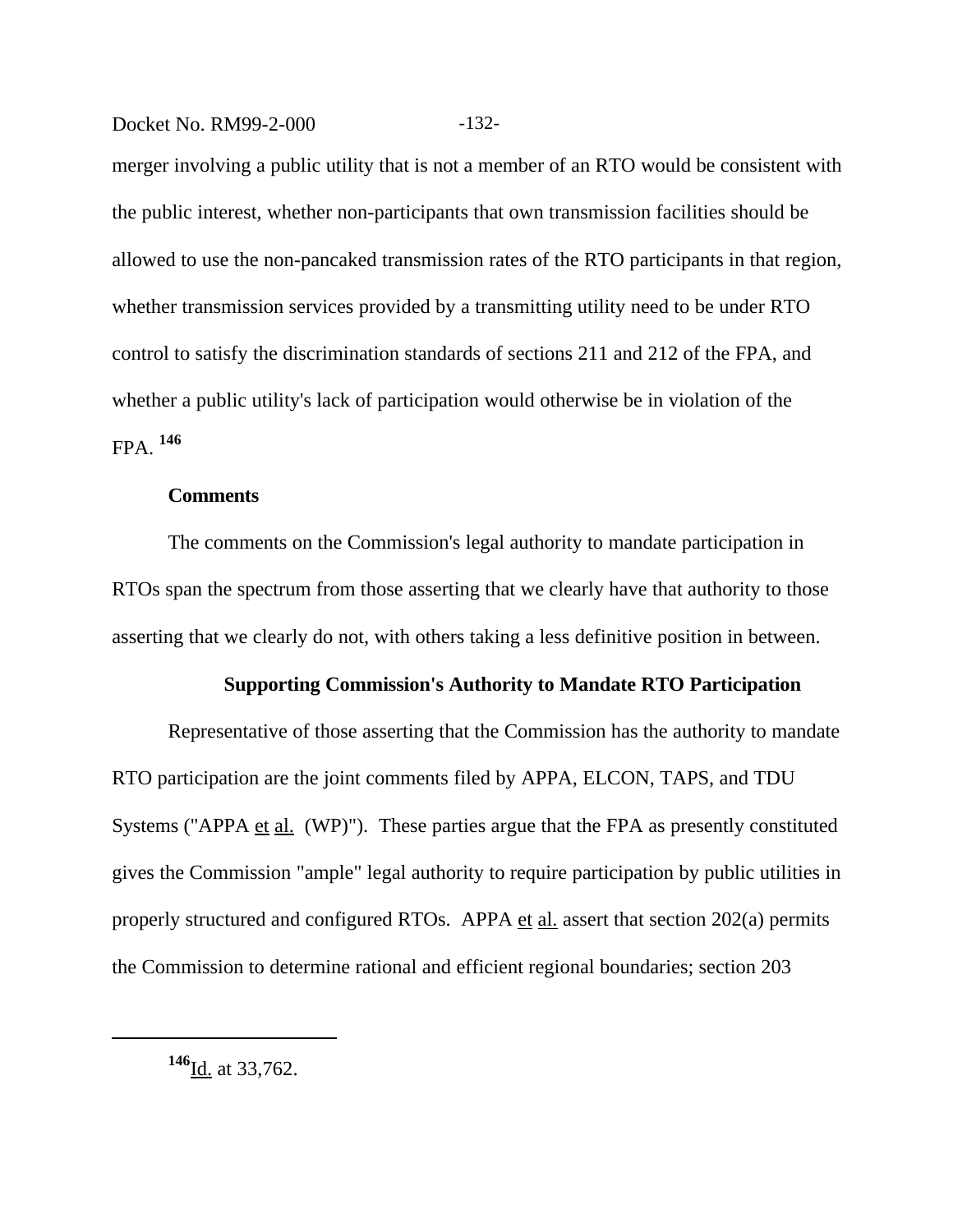merger involving a public utility that is not a member of an RTO would be consistent with the public interest, whether non-participants that own transmission facilities should be allowed to use the non-pancaked transmission rates of the RTO participants in that region, whether transmission services provided by a transmitting utility need to be under RTO control to satisfy the discrimination standards of sections 211 and 212 of the FPA, and whether a public utility's lack of participation would otherwise be in violation of the FPA. [146]

**Comments**

The comments on the Commission's legal authority to mandate participation in RTOs span the spectrum from those asserting that we clearly have that authority to those asserting that we clearly do not, with others taking a less definitive position in between.

**Supporting Commission's Authority to Mandate RTO Participation**

Representative of those asserting that the Commission has the authority to mandate RTO participation are the joint comments filed by APPA, ELCON, TAPS, and TDU Systems ("APPA et al. (WP)"). These parties argue that the FPA as presently constituted gives the Commission "ample" legal authority to require participation by public utilities in properly structured and configured RTOs. APPA et al. assert that section 202(a) permits the Commission to determine rational and efficient regional boundaries; section 203

---

[146] Id. at 33,762.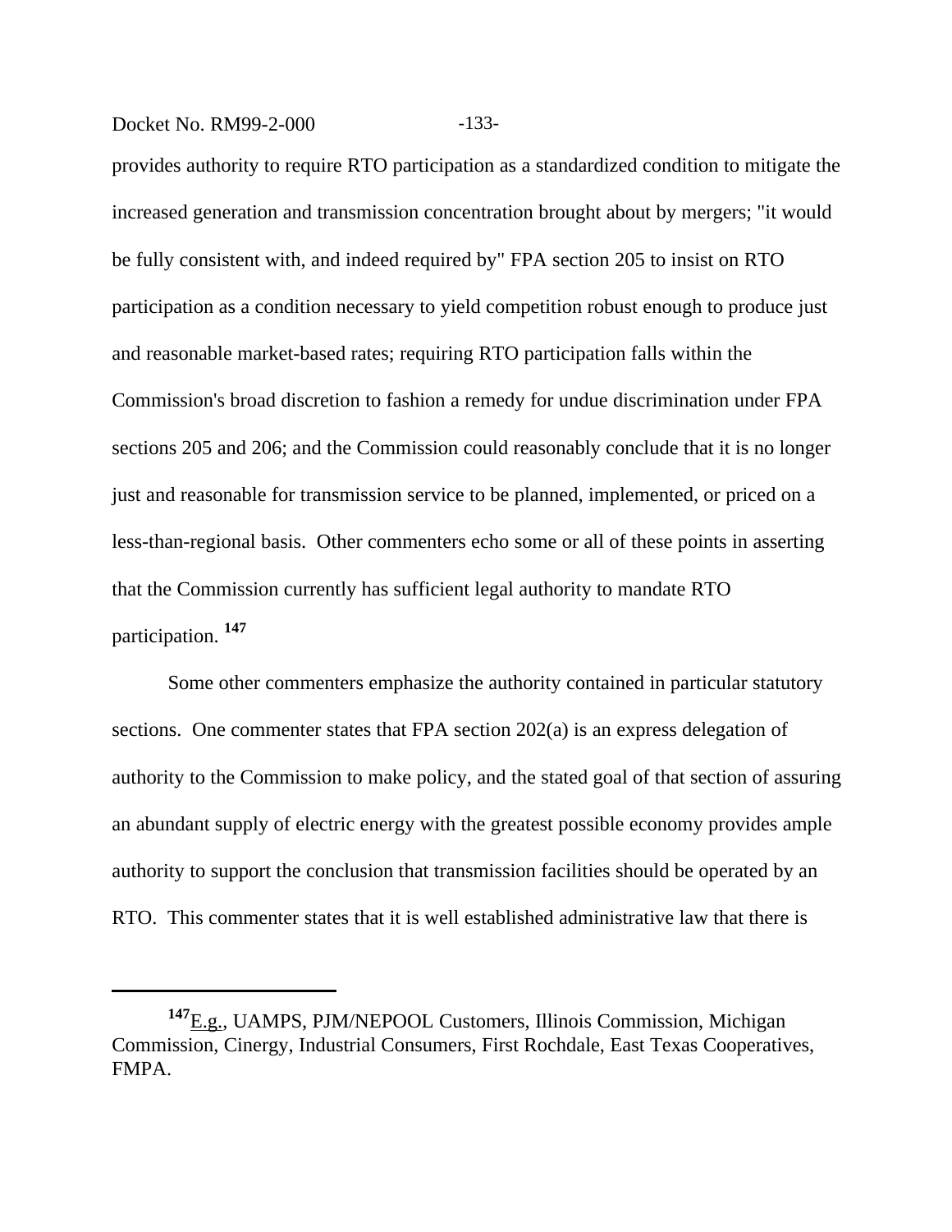provides authority to require RTO participation as a standardized condition to mitigate the increased generation and transmission concentration brought about by mergers; "it would be fully consistent with, and indeed required by" FPA section 205 to insist on RTO participation as a condition necessary to yield competition robust enough to produce just and reasonable market-based rates; requiring RTO participation falls within the Commission's broad discretion to fashion a remedy for undue discrimination under FPA sections 205 and 206; and the Commission could reasonably conclude that it is no longer just and reasonable for transmission service to be planned, implemented, or priced on a less-than-regional basis. Other commenters echo some or all of these points in asserting that the Commission currently has sufficient legal authority to mandate RTO participation. [147]

Some other commenters emphasize the authority contained in particular statutory sections. One commenter states that FPA section 202(a) is an express delegation of authority to the Commission to make policy, and the stated goal of that section of assuring an abundant supply of electric energy with the greatest possible economy provides ample authority to support the conclusion that transmission facilities should be operated by an RTO. This commenter states that it is well established administrative law that there is

---

[147] E.g., UAMPS, PJM/NEPOOL Customers, Illinois Commission, Michigan Commission, Cinergy, Industrial Consumers, First Rochdale, East Texas Cooperatives, FMPA.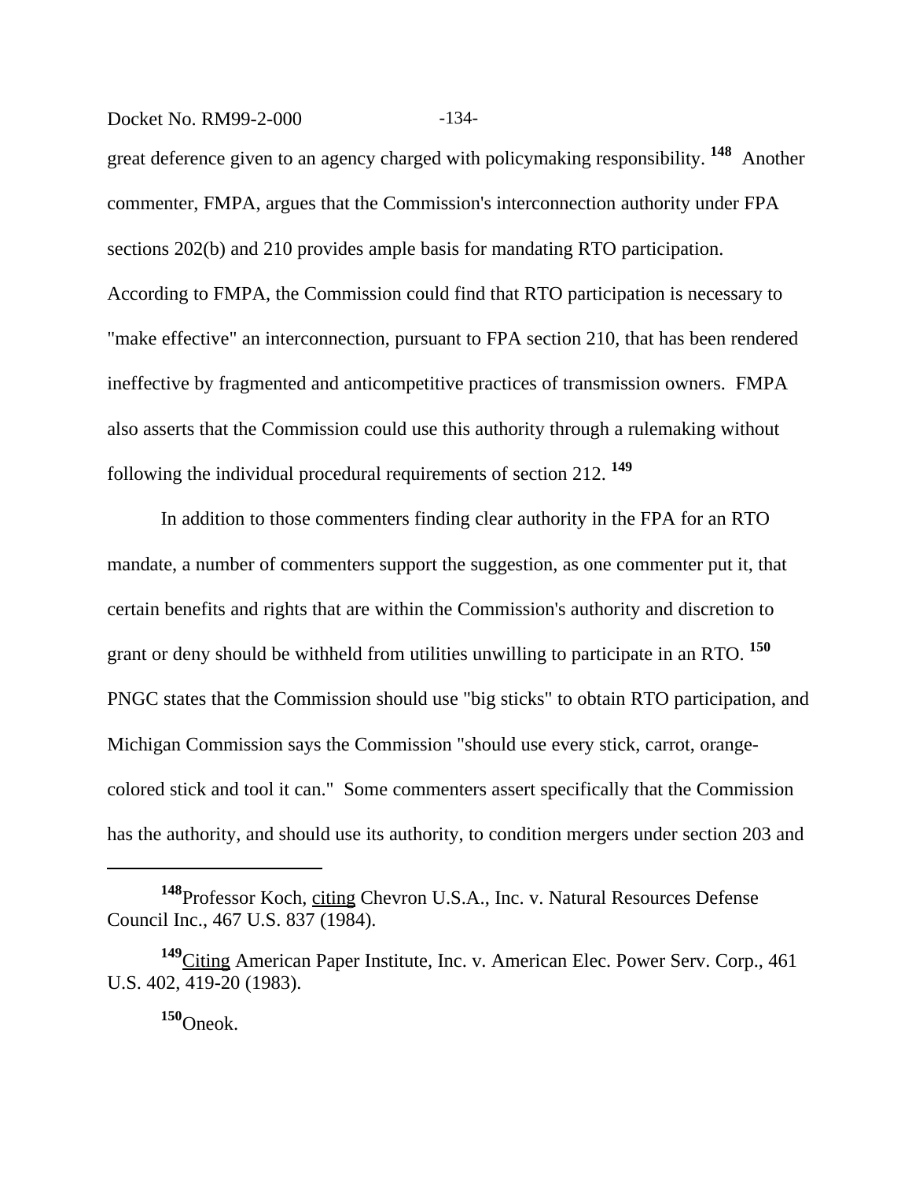great deference given to an agency charged with policymaking responsibility. [148] Another commenter, FMPA, argues that the Commission's interconnection authority under FPA sections 202(b) and 210 provides ample basis for mandating RTO participation. According to FMPA, the Commission could find that RTO participation is necessary to "make effective" an interconnection, pursuant to FPA section 210, that has been rendered ineffective by fragmented and anticompetitive practices of transmission owners. FMPA also asserts that the Commission could use this authority through a rulemaking without following the individual procedural requirements of section 212. [149]

In addition to those commenters finding clear authority in the FPA for an RTO mandate, a number of commenters support the suggestion, as one commenter put it, that certain benefits and rights that are within the Commission's authority and discretion to grant or deny should be withheld from utilities unwilling to participate in an RTO. [150] PNGC states that the Commission should use "big sticks" to obtain RTO participation, and Michigan Commission says the Commission "should use every stick, carrot, orange-colored stick and tool it can." Some commenters assert specifically that the Commission has the authority, and should use its authority, to condition mergers under section 203 and

---

[148] Professor Koch, citing Chevron U.S.A., Inc. v. Natural Resources Defense Council Inc., 467 U.S. 837 (1984).

[149] Citing American Paper Institute, Inc. v. American Elec. Power Serv. Corp., 461 U.S. 402, 419-20 (1983).

[150] Oneok.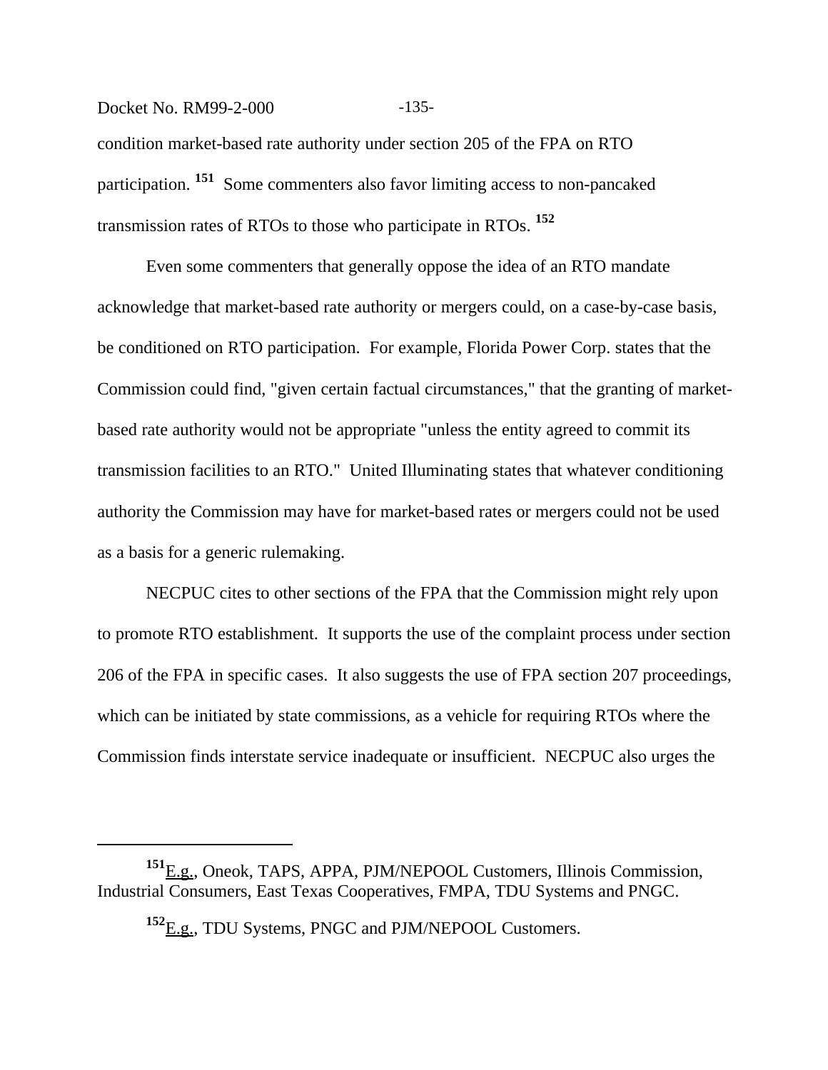condition market-based rate authority under section 205 of the FPA on RTO participation.[151] Some commenters also favor limiting access to non-pancaked transmission rates of RTOs to those who participate in RTOs.[152]

Even some commenters that generally oppose the idea of an RTO mandate acknowledge that market-based rate authority or mergers could, on a case-by-case basis, be conditioned on RTO participation. For example, Florida Power Corp. states that the Commission could find, "given certain factual circumstances," that the granting of market-based rate authority would not be appropriate "unless the entity agreed to commit its transmission facilities to an RTO." United Illuminating states that whatever conditioning authority the Commission may have for market-based rates or mergers could not be used as a basis for a generic rulemaking.

NECPUC cites to other sections of the FPA that the Commission might rely upon to promote RTO establishment. It supports the use of the complaint process under section 206 of the FPA in specific cases. It also suggests the use of FPA section 207 proceedings, which can be initiated by state commissions, as a vehicle for requiring RTOs where the Commission finds interstate service inadequate or insufficient. NECPUC also urges the

---

[151] E.g., Oneok, TAPS, APPA, PJM/NEPOOL Customers, Illinois Commission, Industrial Consumers, East Texas Cooperatives, FMPA, TDU Systems and PNGC.

[152] E.g., TDU Systems, PNGC and PJM/NEPOOL Customers.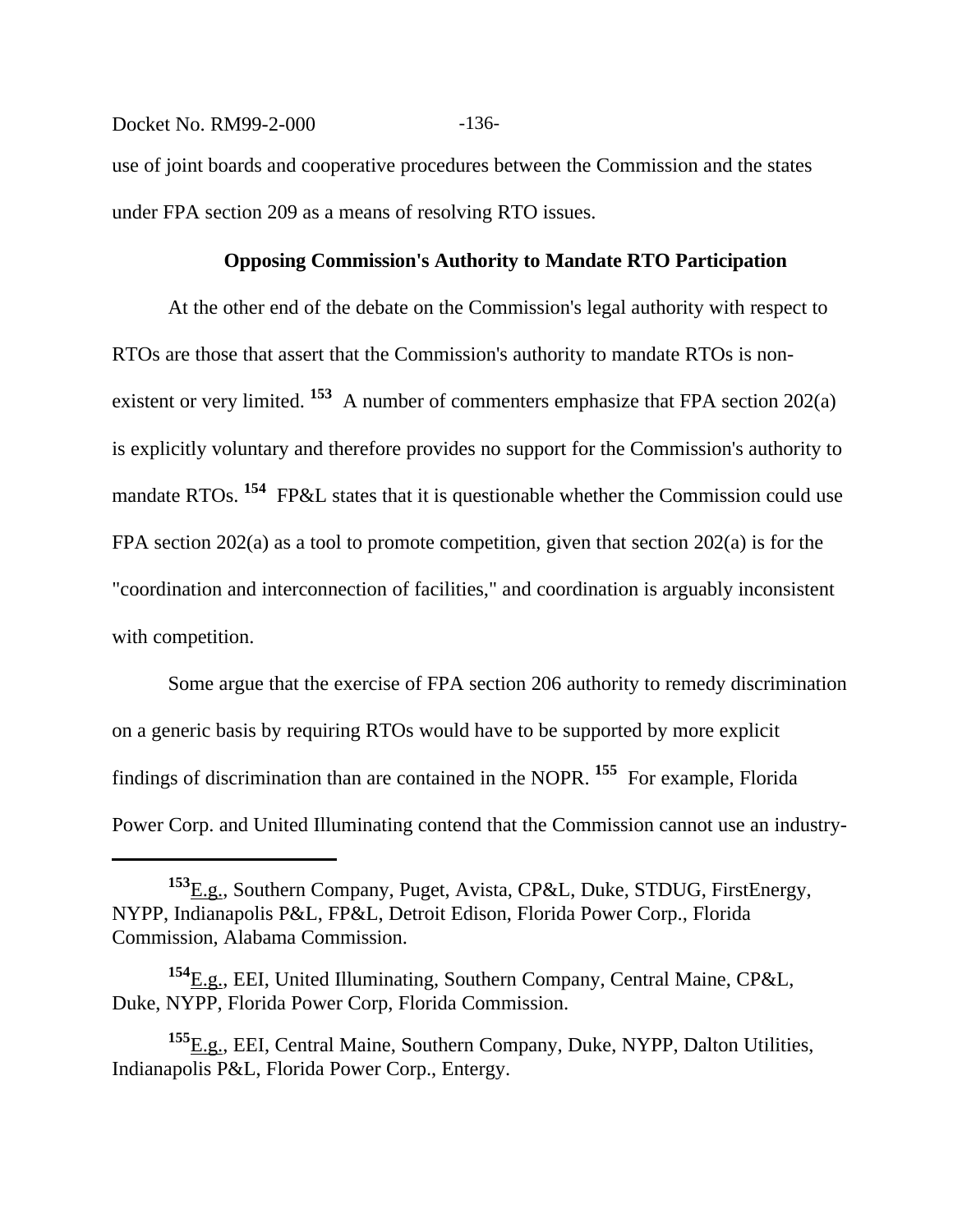use of joint boards and cooperative procedures between the Commission and the states under FPA section 209 as a means of resolving RTO issues.

**Opposing Commission's Authority to Mandate RTO Participation**

At the other end of the debate on the Commission's legal authority with respect to RTOs are those that assert that the Commission's authority to mandate RTOs is non-existent or very limited.[153] A number of commenters emphasize that FPA section 202(a) is explicitly voluntary and therefore provides no support for the Commission's authority to mandate RTOs.[154] FP&L states that it is questionable whether the Commission could use FPA section 202(a) as a tool to promote competition, given that section 202(a) is for the "coordination and interconnection of facilities," and coordination is arguably inconsistent with competition.

Some argue that the exercise of FPA section 206 authority to remedy discrimination on a generic basis by requiring RTOs would have to be supported by more explicit findings of discrimination than are contained in the NOPR.[155] For example, Florida Power Corp. and United Illuminating contend that the Commission cannot use an industry-

---

[153] E.g., Southern Company, Puget, Avista, CP&L, Duke, STDUG, FirstEnergy, NYPP, Indianapolis P&L, FP&L, Detroit Edison, Florida Power Corp., Florida Commission, Alabama Commission.

[154] E.g., EEI, United Illuminating, Southern Company, Central Maine, CP&L, Duke, NYPP, Florida Power Corp, Florida Commission.

[155] E.g., EEI, Central Maine, Southern Company, Duke, NYPP, Dalton Utilities, Indianapolis P&L, Florida Power Corp., Entergy.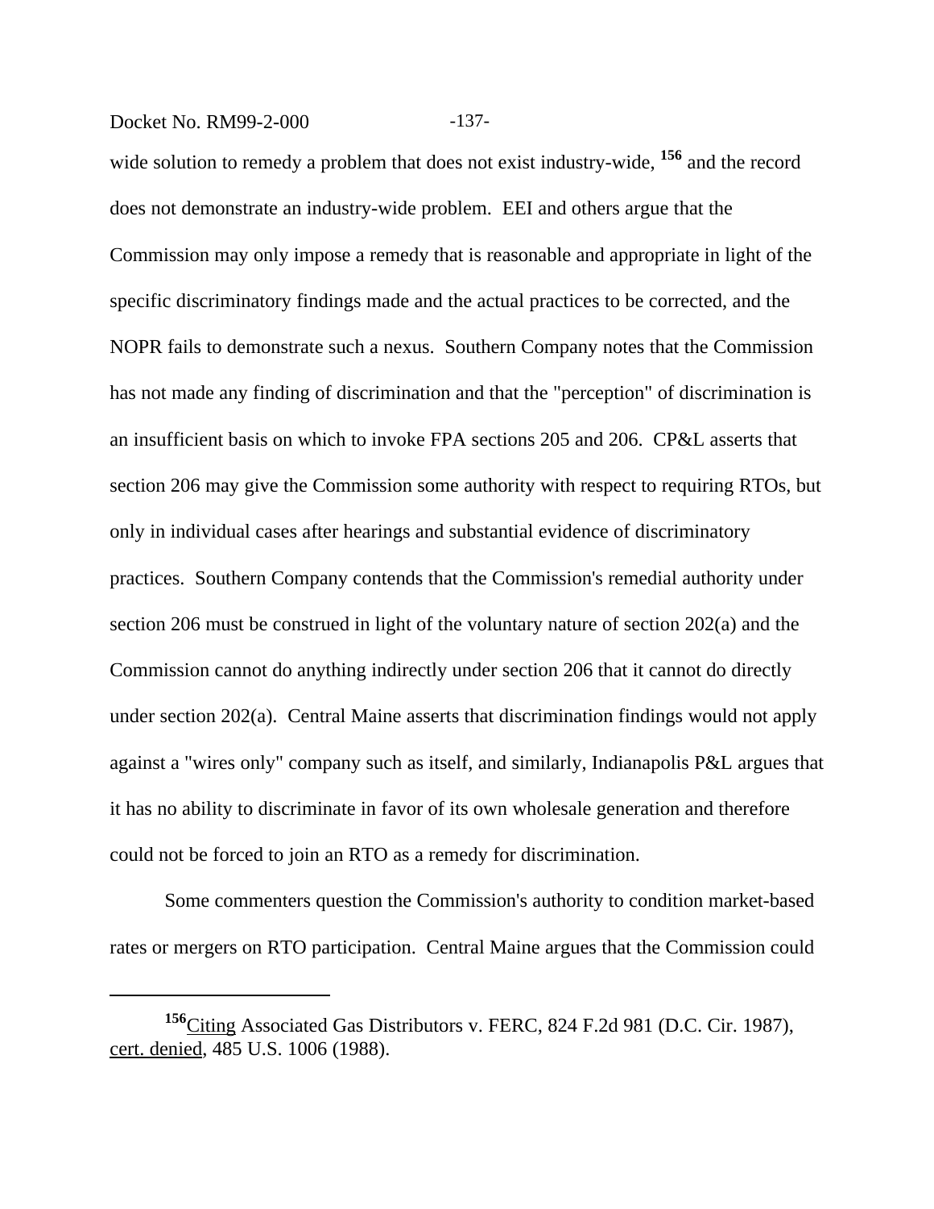wide solution to remedy a problem that does not exist industry-wide, [156] and the record does not demonstrate an industry-wide problem. EEI and others argue that the Commission may only impose a remedy that is reasonable and appropriate in light of the specific discriminatory findings made and the actual practices to be corrected, and the NOPR fails to demonstrate such a nexus. Southern Company notes that the Commission has not made any finding of discrimination and that the "perception" of discrimination is an insufficient basis on which to invoke FPA sections 205 and 206. CP&L asserts that section 206 may give the Commission some authority with respect to requiring RTOs, but only in individual cases after hearings and substantial evidence of discriminatory practices. Southern Company contends that the Commission's remedial authority under section 206 must be construed in light of the voluntary nature of section 202(a) and the Commission cannot do anything indirectly under section 206 that it cannot do directly under section 202(a). Central Maine asserts that discrimination findings would not apply against a "wires only" company such as itself, and similarly, Indianapolis P&L argues that it has no ability to discriminate in favor of its own wholesale generation and therefore could not be forced to join an RTO as a remedy for discrimination.

Some commenters question the Commission's authority to condition market-based rates or mergers on RTO participation. Central Maine argues that the Commission could

---

[156] Citing Associated Gas Distributors v. FERC, 824 F.2d 981 (D.C. Cir. 1987), cert. denied, 485 U.S. 1006 (1988).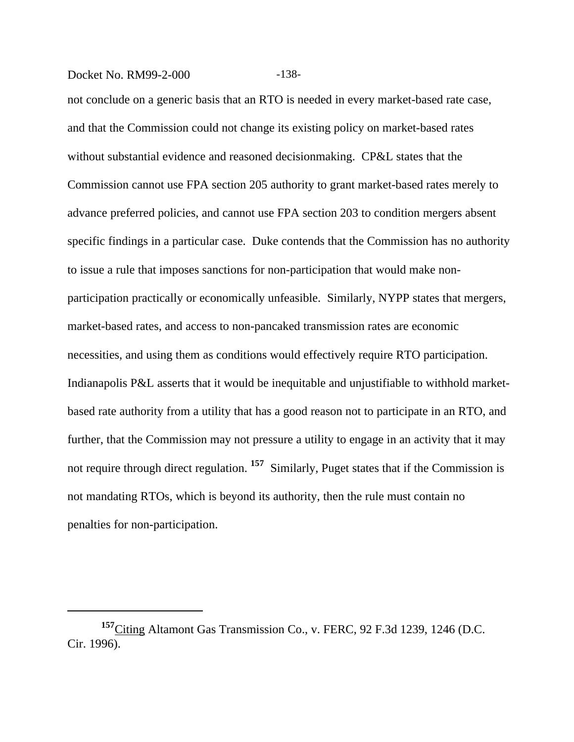not conclude on a generic basis that an RTO is needed in every market-based rate case, and that the Commission could not change its existing policy on market-based rates without substantial evidence and reasoned decisionmaking. CP&L states that the Commission cannot use FPA section 205 authority to grant market-based rates merely to advance preferred policies, and cannot use FPA section 203 to condition mergers absent specific findings in a particular case. Duke contends that the Commission has no authority to issue a rule that imposes sanctions for non-participation that would make non-participation practically or economically unfeasible. Similarly, NYPP states that mergers, market-based rates, and access to non-pancaked transmission rates are economic necessities, and using them as conditions would effectively require RTO participation. Indianapolis P&L asserts that it would be inequitable and unjustifiable to withhold market-based rate authority from a utility that has a good reason not to participate in an RTO, and further, that the Commission may not pressure a utility to engage in an activity that it may not require through direct regulation.[157] Similarly, Puget states that if the Commission is not mandating RTOs, which is beyond its authority, then the rule must contain no penalties for non-participation.

---

[157] Citing Altamont Gas Transmission Co., v. FERC, 92 F.3d 1239, 1246 (D.C. Cir. 1996).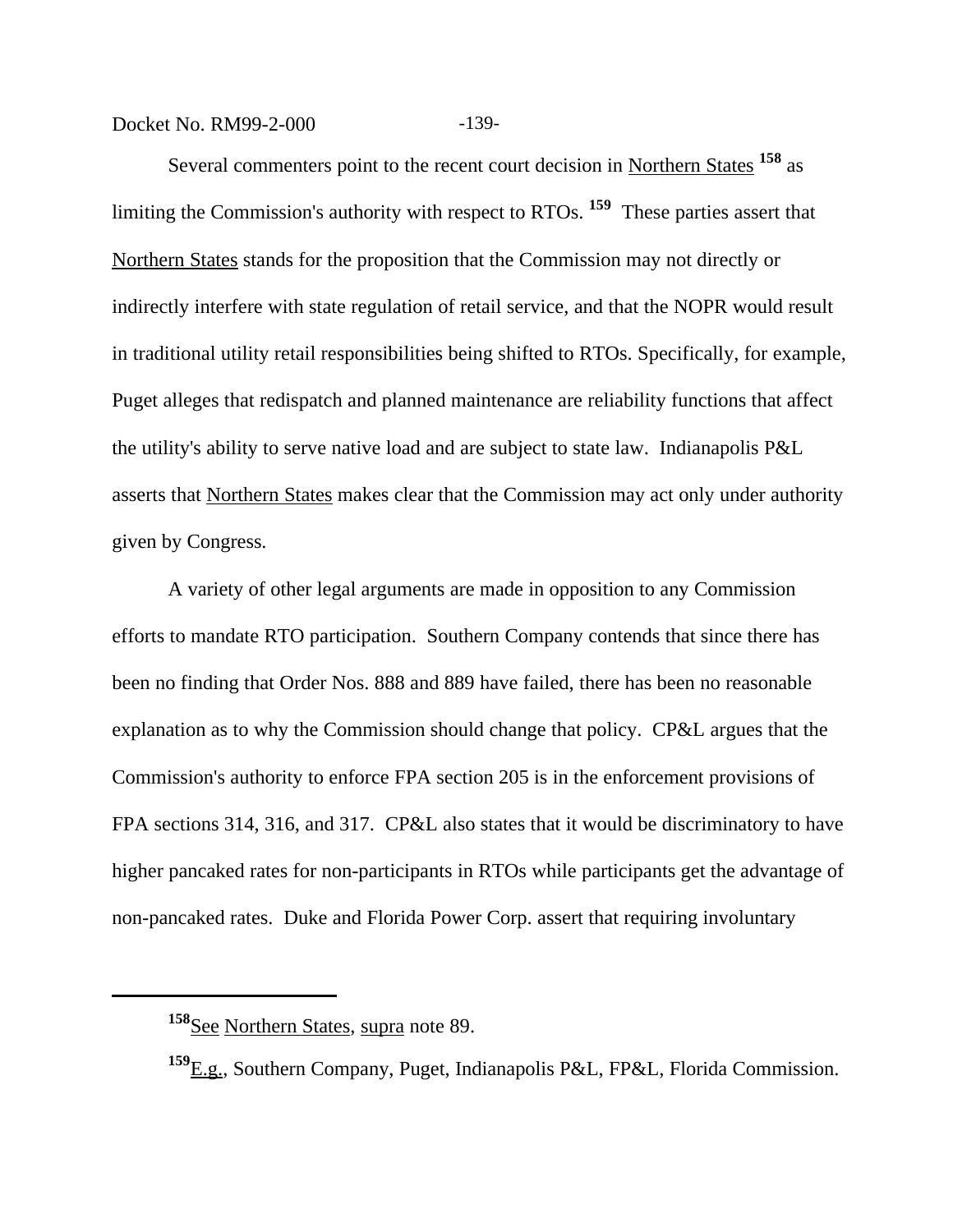Several commenters point to the recent court decision in Northern States [158] as limiting the Commission's authority with respect to RTOs. [159] These parties assert that Northern States stands for the proposition that the Commission may not directly or indirectly interfere with state regulation of retail service, and that the NOPR would result in traditional utility retail responsibilities being shifted to RTOs. Specifically, for example, Puget alleges that redispatch and planned maintenance are reliability functions that affect the utility's ability to serve native load and are subject to state law. Indianapolis P&L asserts that Northern States makes clear that the Commission may act only under authority given by Congress.

A variety of other legal arguments are made in opposition to any Commission efforts to mandate RTO participation. Southern Company contends that since there has been no finding that Order Nos. 888 and 889 have failed, there has been no reasonable explanation as to why the Commission should change that policy. CP&L argues that the Commission's authority to enforce FPA section 205 is in the enforcement provisions of FPA sections 314, 316, and 317. CP&L also states that it would be discriminatory to have higher pancaked rates for non-participants in RTOs while participants get the advantage of non-pancaked rates. Duke and Florida Power Corp. assert that requiring involuntary

---

[158] See Northern States, supra note 89.

[159] E.g., Southern Company, Puget, Indianapolis P&L, FP&L, Florida Commission.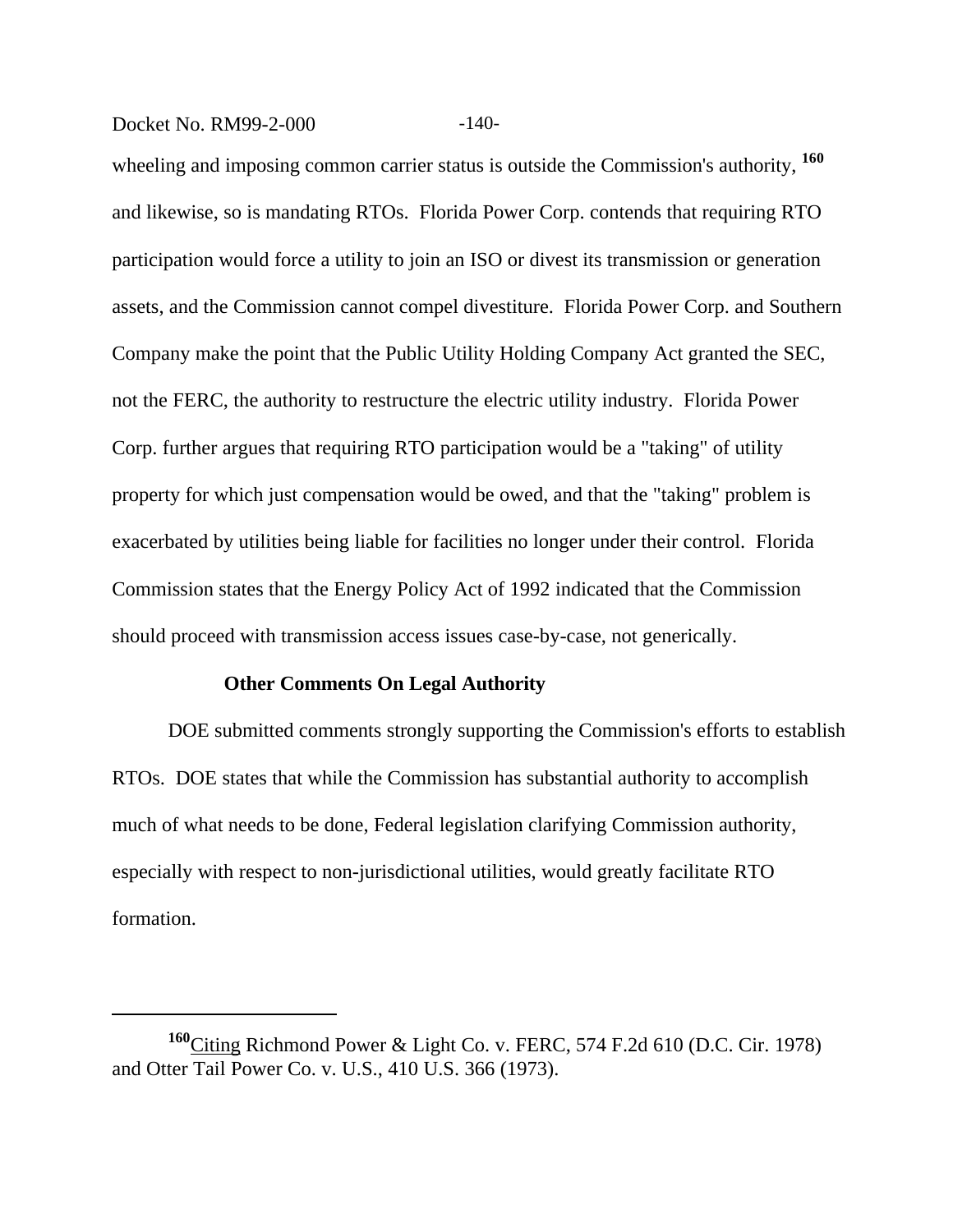wheeling and imposing common carrier status is outside the Commission's authority, [160] and likewise, so is mandating RTOs. Florida Power Corp. contends that requiring RTO participation would force a utility to join an ISO or divest its transmission or generation assets, and the Commission cannot compel divestiture. Florida Power Corp. and Southern Company make the point that the Public Utility Holding Company Act granted the SEC, not the FERC, the authority to restructure the electric utility industry. Florida Power Corp. further argues that requiring RTO participation would be a "taking" of utility property for which just compensation would be owed, and that the "taking" problem is exacerbated by utilities being liable for facilities no longer under their control. Florida Commission states that the Energy Policy Act of 1992 indicated that the Commission should proceed with transmission access issues case-by-case, not generically.

**Other Comments On Legal Authority**

DOE submitted comments strongly supporting the Commission's efforts to establish RTOs. DOE states that while the Commission has substantial authority to accomplish much of what needs to be done, Federal legislation clarifying Commission authority, especially with respect to non-jurisdictional utilities, would greatly facilitate RTO formation.

---

[160] Citing Richmond Power & Light Co. v. FERC, 574 F.2d 610 (D.C. Cir. 1978) and Otter Tail Power Co. v. U.S., 410 U.S. 366 (1973).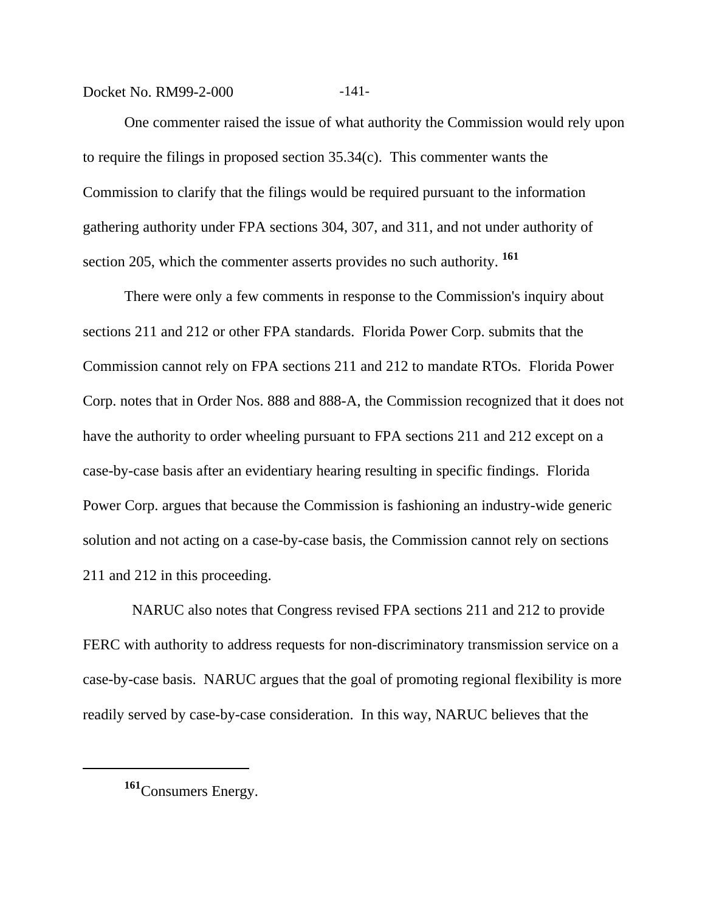One commenter raised the issue of what authority the Commission would rely upon to require the filings in proposed section 35.34(c). This commenter wants the Commission to clarify that the filings would be required pursuant to the information gathering authority under FPA sections 304, 307, and 311, and not under authority of section 205, which the commenter asserts provides no such authority. [161]

There were only a few comments in response to the Commission's inquiry about sections 211 and 212 or other FPA standards. Florida Power Corp. submits that the Commission cannot rely on FPA sections 211 and 212 to mandate RTOs. Florida Power Corp. notes that in Order Nos. 888 and 888-A, the Commission recognized that it does not have the authority to order wheeling pursuant to FPA sections 211 and 212 except on a case-by-case basis after an evidentiary hearing resulting in specific findings. Florida Power Corp. argues that because the Commission is fashioning an industry-wide generic solution and not acting on a case-by-case basis, the Commission cannot rely on sections 211 and 212 in this proceeding.

NARUC also notes that Congress revised FPA sections 211 and 212 to provide FERC with authority to address requests for non-discriminatory transmission service on a case-by-case basis. NARUC argues that the goal of promoting regional flexibility is more readily served by case-by-case consideration. In this way, NARUC believes that the

---

[161] Consumers Energy.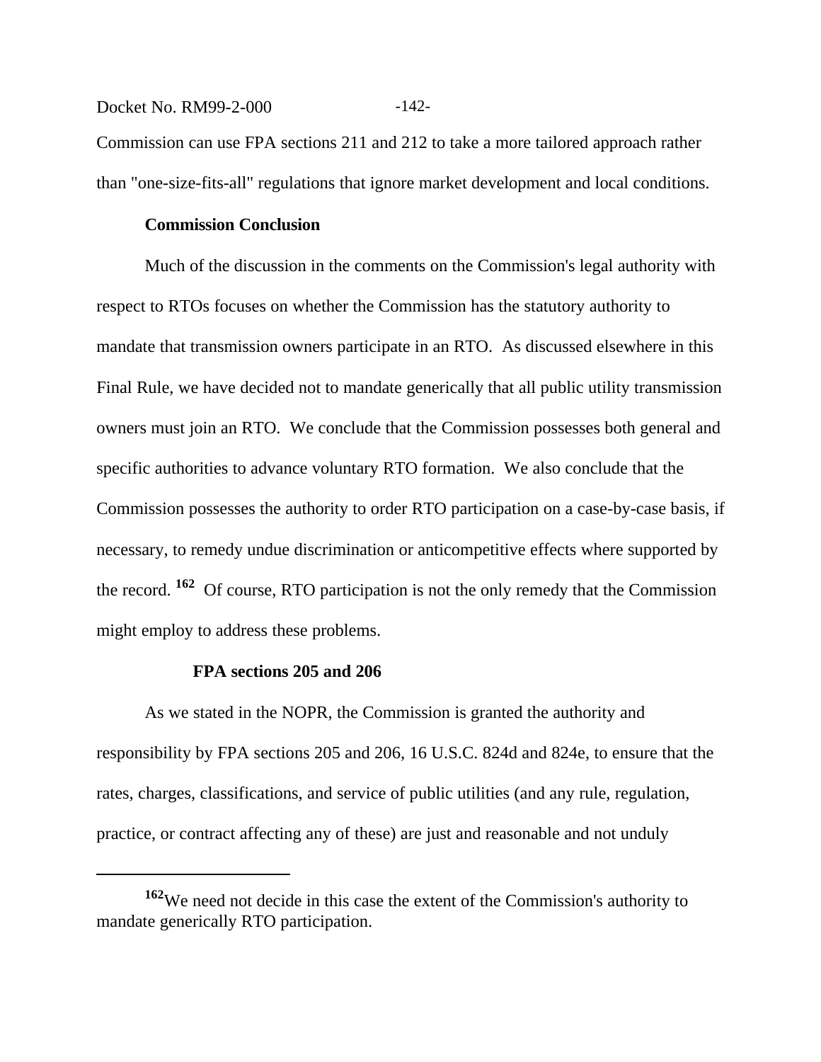Commission can use FPA sections 211 and 212 to take a more tailored approach rather than "one-size-fits-all" regulations that ignore market development and local conditions.

**Commission Conclusion**

Much of the discussion in the comments on the Commission's legal authority with respect to RTOs focuses on whether the Commission has the statutory authority to mandate that transmission owners participate in an RTO. As discussed elsewhere in this Final Rule, we have decided not to mandate generically that all public utility transmission owners must join an RTO. We conclude that the Commission possesses both general and specific authorities to advance voluntary RTO formation. We also conclude that the Commission possesses the authority to order RTO participation on a case-by-case basis, if necessary, to remedy undue discrimination or anticompetitive effects where supported by the record.[162] Of course, RTO participation is not the only remedy that the Commission might employ to address these problems.

**FPA sections 205 and 206**

As we stated in the NOPR, the Commission is granted the authority and responsibility by FPA sections 205 and 206, 16 U.S.C. 824d and 824e, to ensure that the rates, charges, classifications, and service of public utilities (and any rule, regulation, practice, or contract affecting any of these) are just and reasonable and not unduly

---

[162] We need not decide in this case the extent of the Commission's authority to mandate generically RTO participation.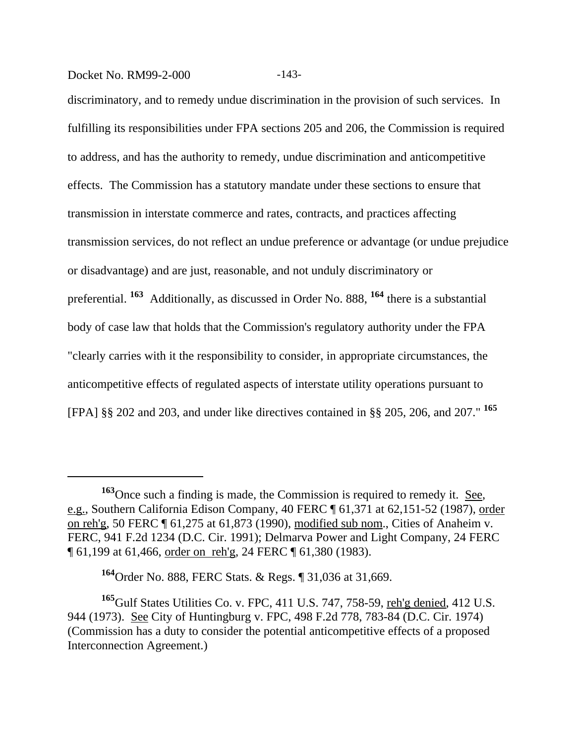discriminatory, and to remedy undue discrimination in the provision of such services. In fulfilling its responsibilities under FPA sections 205 and 206, the Commission is required to address, and has the authority to remedy, undue discrimination and anticompetitive effects. The Commission has a statutory mandate under these sections to ensure that transmission in interstate commerce and rates, contracts, and practices affecting transmission services, do not reflect an undue preference or advantage (or undue prejudice or disadvantage) and are just, reasonable, and not unduly discriminatory or preferential.[163] Additionally, as discussed in Order No. 888,[164] there is a substantial body of case law that holds that the Commission's regulatory authority under the FPA "clearly carries with it the responsibility to consider, in appropriate circumstances, the anticompetitive effects of regulated aspects of interstate utility operations pursuant to [FPA] §§ 202 and 203, and under like directives contained in §§ 205, 206, and 207."[165]

---

[163]Once such a finding is made, the Commission is required to remedy it. See, e.g., Southern California Edison Company, 40 FERC ¶ 61,371 at 62,151-52 (1987), order on reh'g, 50 FERC ¶ 61,275 at 61,873 (1990), modified sub nom., Cities of Anaheim v. FERC, 941 F.2d 1234 (D.C. Cir. 1991); Delmarva Power and Light Company, 24 FERC ¶ 61,199 at 61,466, order on reh'g, 24 FERC ¶ 61,380 (1983).

[164]Order No. 888, FERC Stats. & Regs. ¶ 31,036 at 31,669.

[165]Gulf States Utilities Co. v. FPC, 411 U.S. 747, 758-59, reh'g denied, 412 U.S. 944 (1973). See City of Huntingburg v. FPC, 498 F.2d 778, 783-84 (D.C. Cir. 1974) (Commission has a duty to consider the potential anticompetitive effects of a proposed Interconnection Agreement.)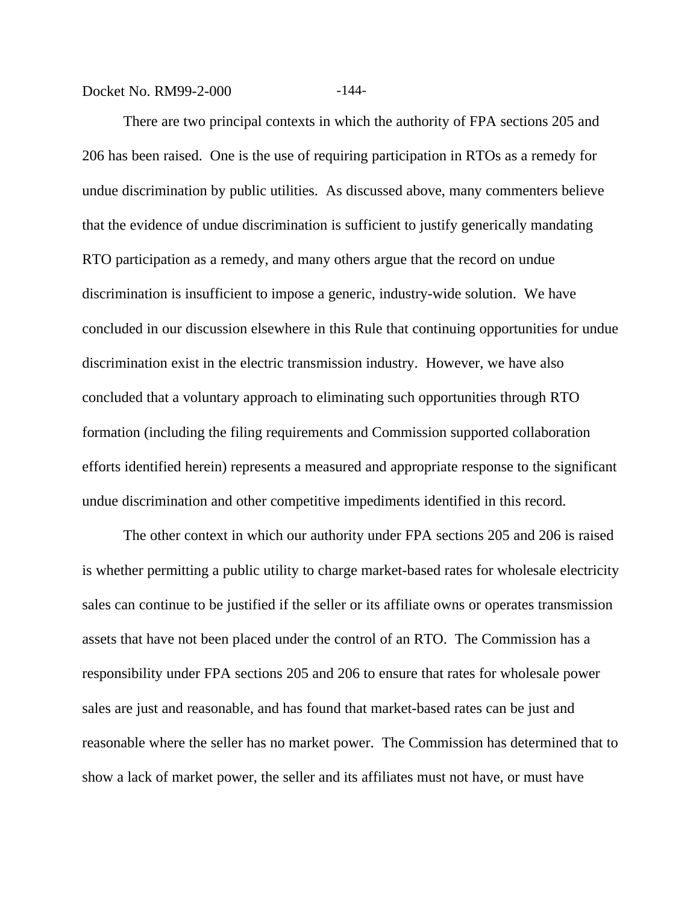There are two principal contexts in which the authority of FPA sections 205 and 206 has been raised. One is the use of requiring participation in RTOs as a remedy for undue discrimination by public utilities. As discussed above, many commenters believe that the evidence of undue discrimination is sufficient to justify generically mandating RTO participation as a remedy, and many others argue that the record on undue discrimination is insufficient to impose a generic, industry-wide solution. We have concluded in our discussion elsewhere in this Rule that continuing opportunities for undue discrimination exist in the electric transmission industry. However, we have also concluded that a voluntary approach to eliminating such opportunities through RTO formation (including the filing requirements and Commission supported collaboration efforts identified herein) represents a measured and appropriate response to the significant undue discrimination and other competitive impediments identified in this record.

The other context in which our authority under FPA sections 205 and 206 is raised is whether permitting a public utility to charge market-based rates for wholesale electricity sales can continue to be justified if the seller or its affiliate owns or operates transmission assets that have not been placed under the control of an RTO. The Commission has a responsibility under FPA sections 205 and 206 to ensure that rates for wholesale power sales are just and reasonable, and has found that market-based rates can be just and reasonable where the seller has no market power. The Commission has determined that to show a lack of market power, the seller and its affiliates must not have, or must have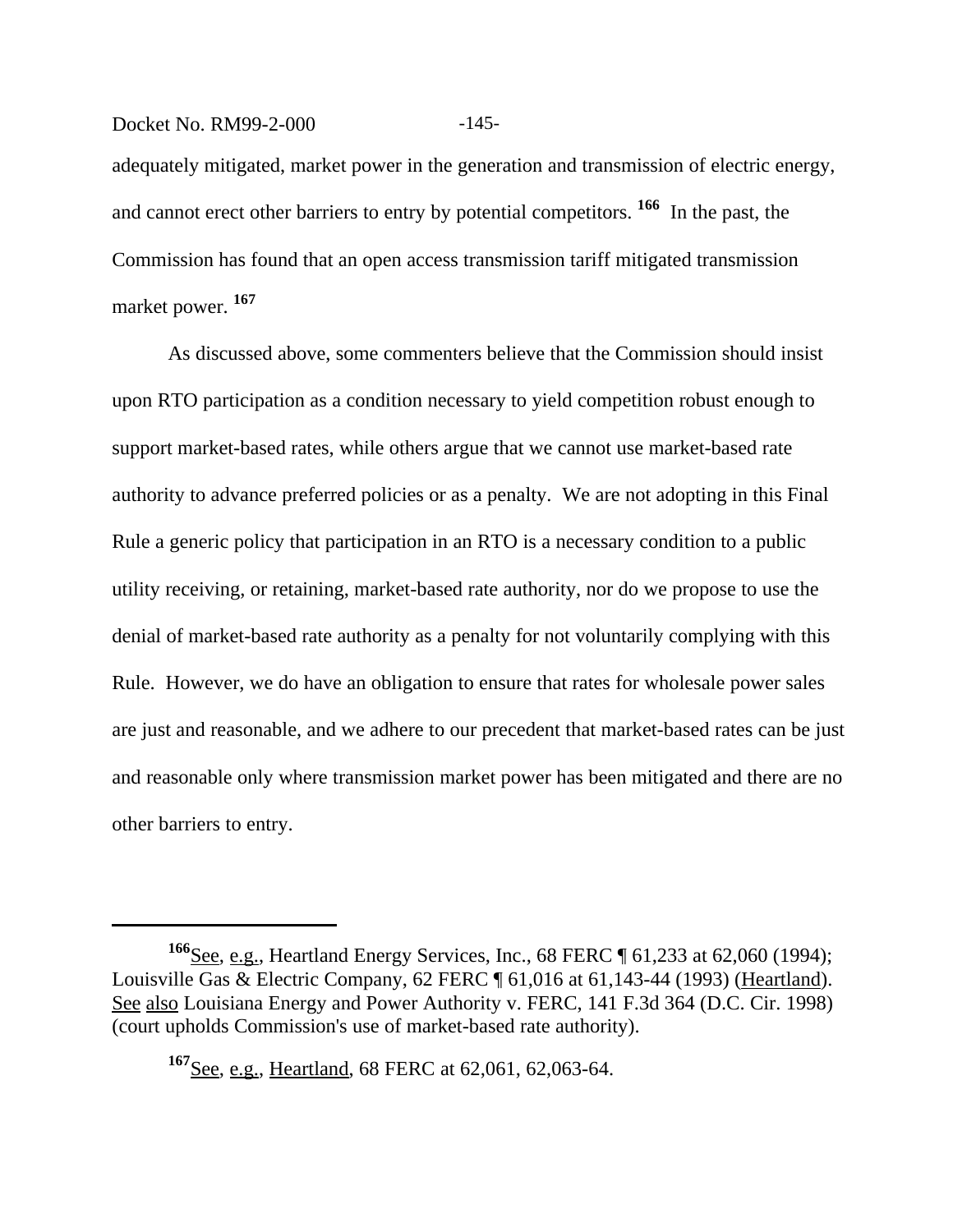adequately mitigated, market power in the generation and transmission of electric energy, and cannot erect other barriers to entry by potential competitors.[166] In the past, the Commission has found that an open access transmission tariff mitigated transmission market power.[167]

As discussed above, some commenters believe that the Commission should insist upon RTO participation as a condition necessary to yield competition robust enough to support market-based rates, while others argue that we cannot use market-based rate authority to advance preferred policies or as a penalty. We are not adopting in this Final Rule a generic policy that participation in an RTO is a necessary condition to a public utility receiving, or retaining, market-based rate authority, nor do we propose to use the denial of market-based rate authority as a penalty for not voluntarily complying with this Rule. However, we do have an obligation to ensure that rates for wholesale power sales are just and reasonable, and we adhere to our precedent that market-based rates can be just and reasonable only where transmission market power has been mitigated and there are no other barriers to entry.

---

[166] See, e.g., Heartland Energy Services, Inc., 68 FERC ¶ 61,233 at 62,060 (1994); Louisville Gas & Electric Company, 62 FERC ¶ 61,016 at 61,143-44 (1993) (Heartland). See also Louisiana Energy and Power Authority v. FERC, 141 F.3d 364 (D.C. Cir. 1998) (court upholds Commission's use of market-based rate authority).

[167] See, e.g., Heartland, 68 FERC at 62,061, 62,063-64.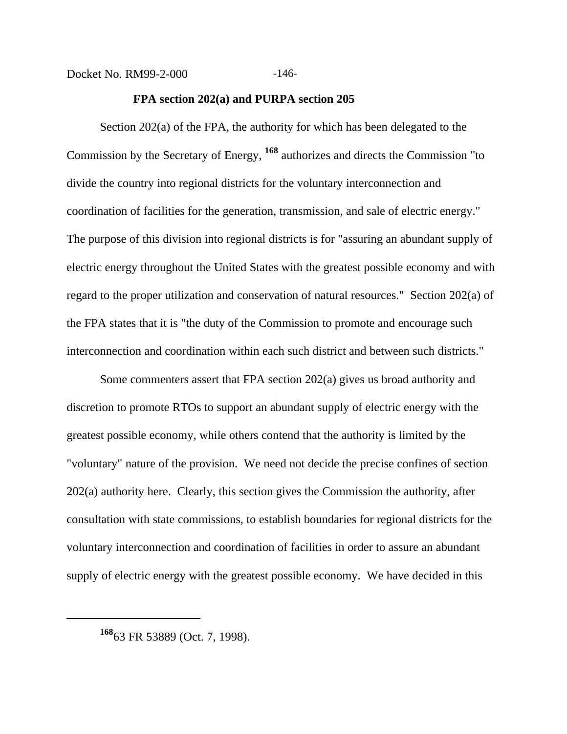**FPA section 202(a) and PURPA section 205**

Section 202(a) of the FPA, the authority for which has been delegated to the Commission by the Secretary of Energy, [168] authorizes and directs the Commission "to divide the country into regional districts for the voluntary interconnection and coordination of facilities for the generation, transmission, and sale of electric energy." The purpose of this division into regional districts is for "assuring an abundant supply of electric energy throughout the United States with the greatest possible economy and with regard to the proper utilization and conservation of natural resources." Section 202(a) of the FPA states that it is "the duty of the Commission to promote and encourage such interconnection and coordination within each such district and between such districts."

Some commenters assert that FPA section 202(a) gives us broad authority and discretion to promote RTOs to support an abundant supply of electric energy with the greatest possible economy, while others contend that the authority is limited by the "voluntary" nature of the provision. We need not decide the precise confines of section 202(a) authority here. Clearly, this section gives the Commission the authority, after consultation with state commissions, to establish boundaries for regional districts for the voluntary interconnection and coordination of facilities in order to assure an abundant supply of electric energy with the greatest possible economy. We have decided in this

[168] 63 FR 53889 (Oct. 7, 1998).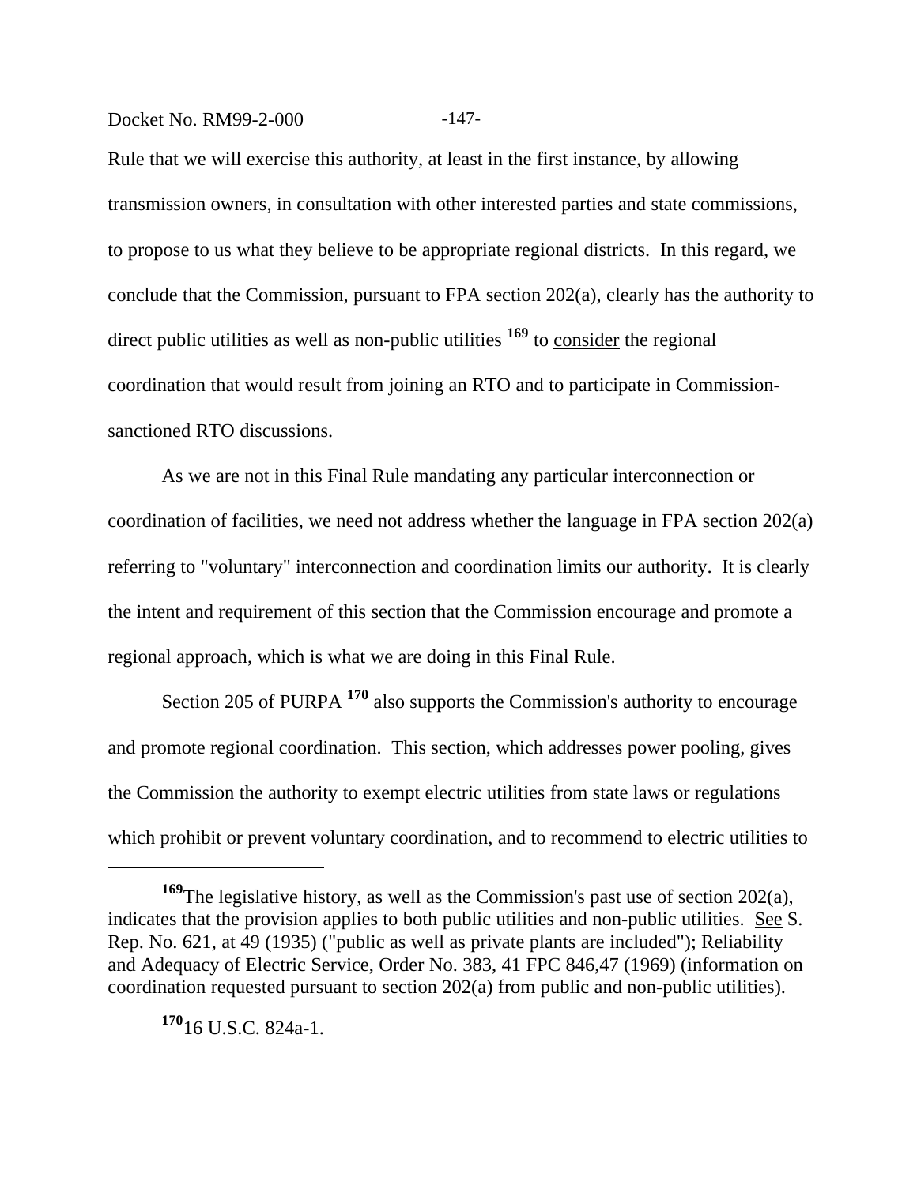Rule that we will exercise this authority, at least in the first instance, by allowing transmission owners, in consultation with other interested parties and state commissions, to propose to us what they believe to be appropriate regional districts. In this regard, we conclude that the Commission, pursuant to FPA section 202(a), clearly has the authority to direct public utilities as well as non-public utilities [169] to consider the regional coordination that would result from joining an RTO and to participate in Commission-sanctioned RTO discussions.

As we are not in this Final Rule mandating any particular interconnection or coordination of facilities, we need not address whether the language in FPA section 202(a) referring to "voluntary" interconnection and coordination limits our authority. It is clearly the intent and requirement of this section that the Commission encourage and promote a regional approach, which is what we are doing in this Final Rule.

Section 205 of PURPA [170] also supports the Commission's authority to encourage and promote regional coordination. This section, which addresses power pooling, gives the Commission the authority to exempt electric utilities from state laws or regulations which prohibit or prevent voluntary coordination, and to recommend to electric utilities to

---

[169] The legislative history, as well as the Commission's past use of section 202(a), indicates that the provision applies to both public utilities and non-public utilities. See S. Rep. No. 621, at 49 (1935) ("public as well as private plants are included"); Reliability and Adequacy of Electric Service, Order No. 383, 41 FPC 846,47 (1969) (information on coordination requested pursuant to section 202(a) from public and non-public utilities).

[170] 16 U.S.C. 824a-1.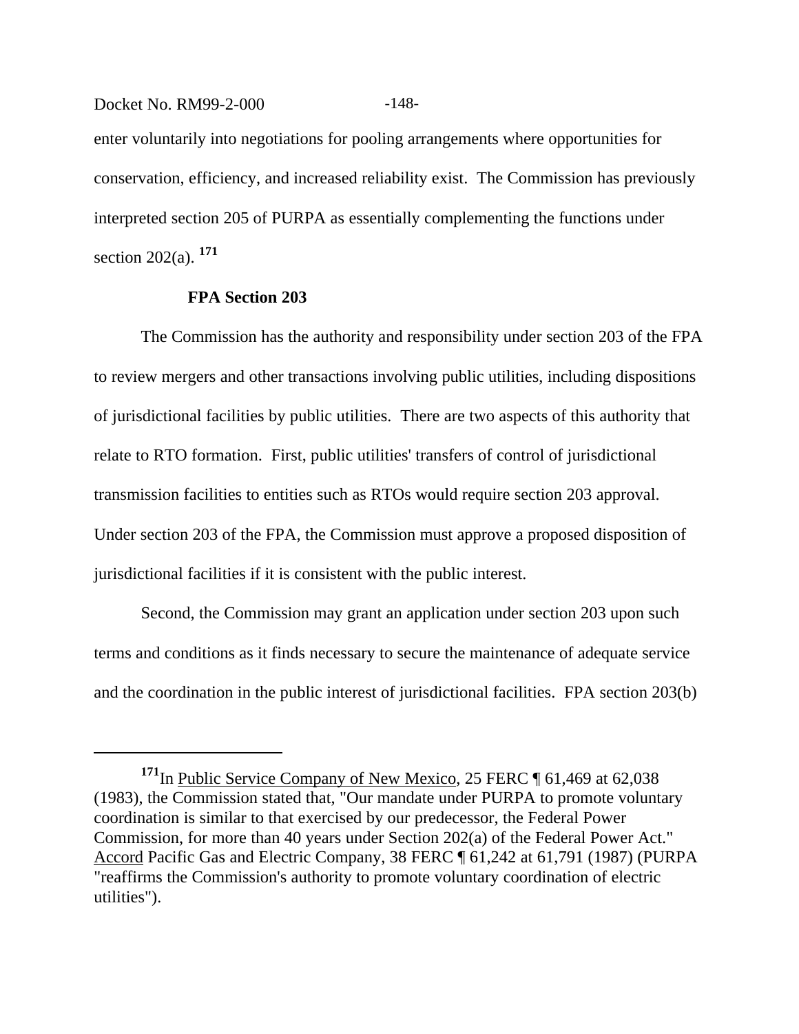enter voluntarily into negotiations for pooling arrangements where opportunities for conservation, efficiency, and increased reliability exist. The Commission has previously interpreted section 205 of PURPA as essentially complementing the functions under section 202(a). [171]

**FPA Section 203**

The Commission has the authority and responsibility under section 203 of the FPA to review mergers and other transactions involving public utilities, including dispositions of jurisdictional facilities by public utilities. There are two aspects of this authority that relate to RTO formation. First, public utilities' transfers of control of jurisdictional transmission facilities to entities such as RTOs would require section 203 approval. Under section 203 of the FPA, the Commission must approve a proposed disposition of jurisdictional facilities if it is consistent with the public interest.

Second, the Commission may grant an application under section 203 upon such terms and conditions as it finds necessary to secure the maintenance of adequate service and the coordination in the public interest of jurisdictional facilities. FPA section 203(b)

---

[171] In Public Service Company of New Mexico, 25 FERC ¶ 61,469 at 62,038 (1983), the Commission stated that, "Our mandate under PURPA to promote voluntary coordination is similar to that exercised by our predecessor, the Federal Power Commission, for more than 40 years under Section 202(a) of the Federal Power Act." Accord Pacific Gas and Electric Company, 38 FERC ¶ 61,242 at 61,791 (1987) (PURPA "reaffirms the Commission's authority to promote voluntary coordination of electric utilities").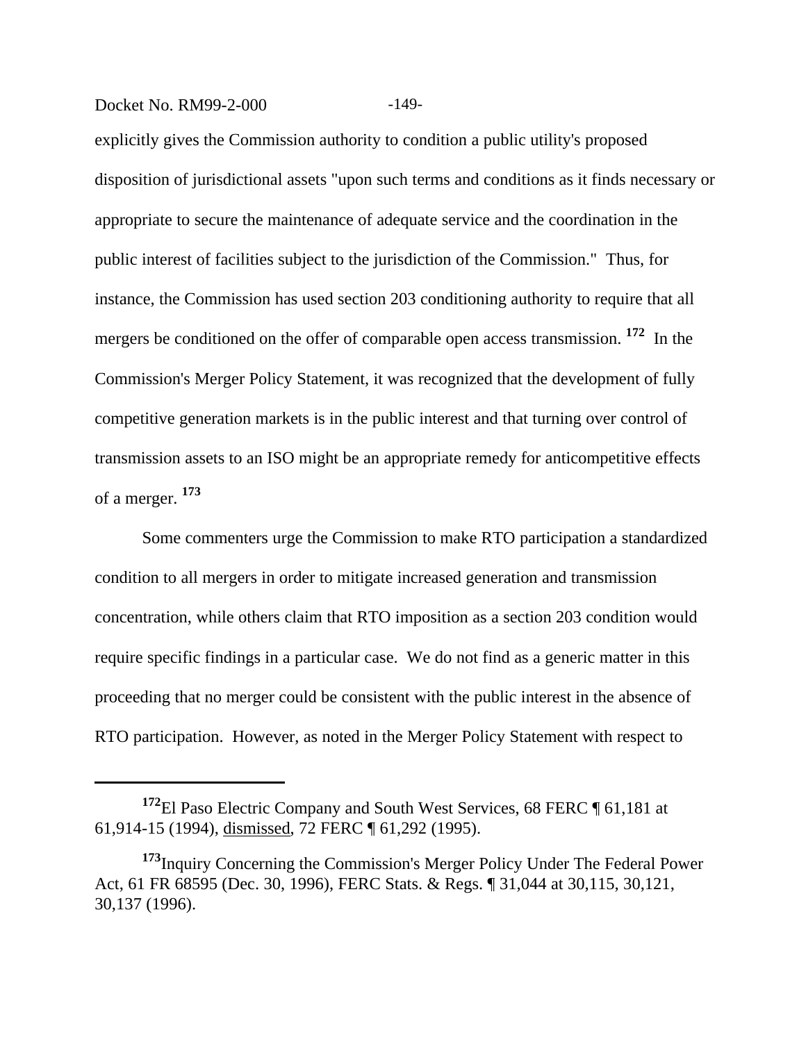explicitly gives the Commission authority to condition a public utility's proposed disposition of jurisdictional assets "upon such terms and conditions as it finds necessary or appropriate to secure the maintenance of adequate service and the coordination in the public interest of facilities subject to the jurisdiction of the Commission." Thus, for instance, the Commission has used section 203 conditioning authority to require that all mergers be conditioned on the offer of comparable open access transmission.[172] In the Commission's Merger Policy Statement, it was recognized that the development of fully competitive generation markets is in the public interest and that turning over control of transmission assets to an ISO might be an appropriate remedy for anticompetitive effects of a merger.[173]

Some commenters urge the Commission to make RTO participation a standardized condition to all mergers in order to mitigate increased generation and transmission concentration, while others claim that RTO imposition as a section 203 condition would require specific findings in a particular case. We do not find as a generic matter in this proceeding that no merger could be consistent with the public interest in the absence of RTO participation. However, as noted in the Merger Policy Statement with respect to

---

[172] El Paso Electric Company and South West Services, 68 FERC ¶ 61,181 at 61,914-15 (1994), dismissed, 72 FERC ¶ 61,292 (1995).

[173] Inquiry Concerning the Commission's Merger Policy Under The Federal Power Act, 61 FR 68595 (Dec. 30, 1996), FERC Stats. & Regs. ¶ 31,044 at 30,115, 30,121, 30,137 (1996).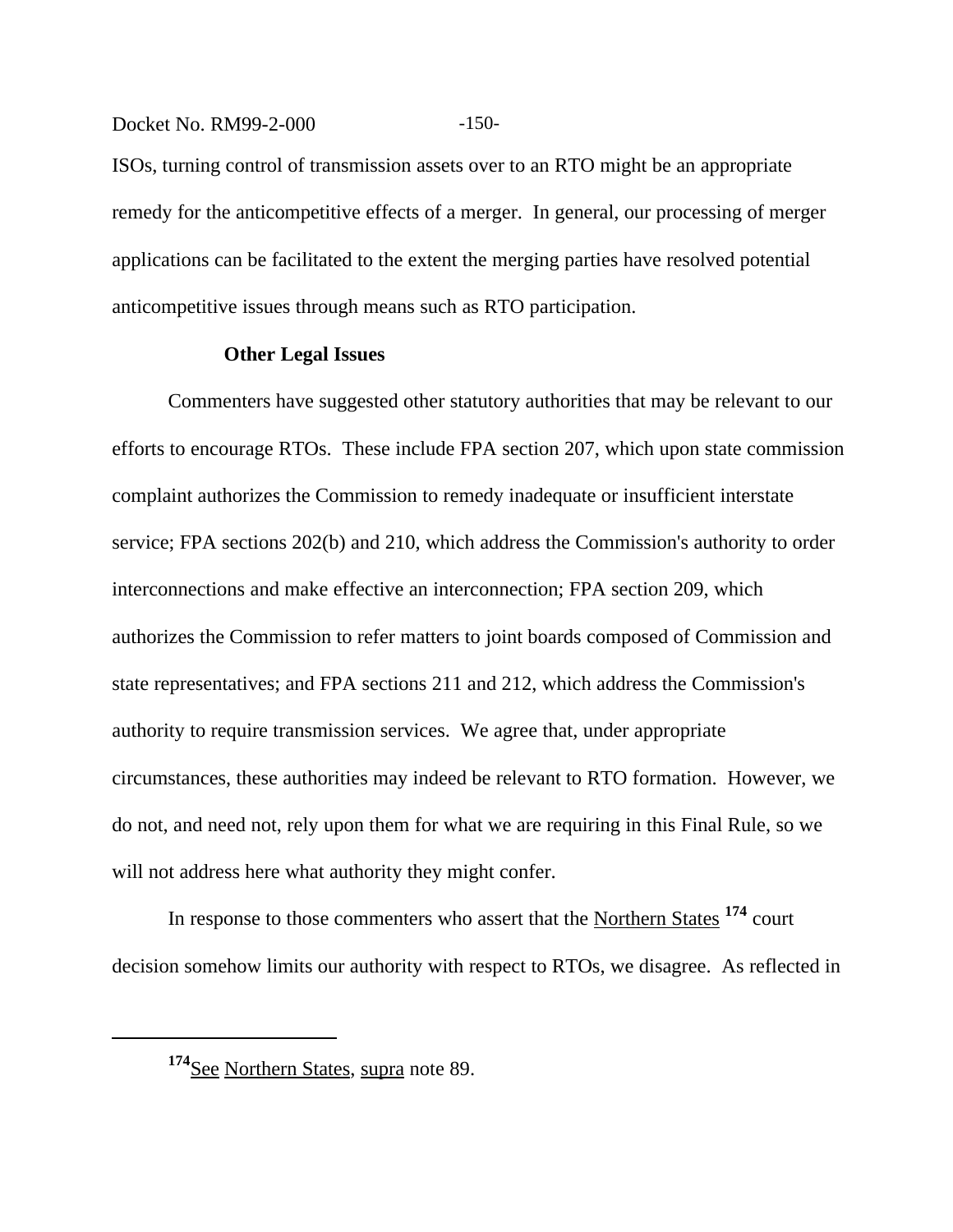ISOs, turning control of transmission assets over to an RTO might be an appropriate remedy for the anticompetitive effects of a merger. In general, our processing of merger applications can be facilitated to the extent the merging parties have resolved potential anticompetitive issues through means such as RTO participation.

**Other Legal Issues**

Commenters have suggested other statutory authorities that may be relevant to our efforts to encourage RTOs. These include FPA section 207, which upon state commission complaint authorizes the Commission to remedy inadequate or insufficient interstate service; FPA sections 202(b) and 210, which address the Commission's authority to order interconnections and make effective an interconnection; FPA section 209, which authorizes the Commission to refer matters to joint boards composed of Commission and state representatives; and FPA sections 211 and 212, which address the Commission's authority to require transmission services. We agree that, under appropriate circumstances, these authorities may indeed be relevant to RTO formation. However, we do not, and need not, rely upon them for what we are requiring in this Final Rule, so we will not address here what authority they might confer.

In response to those commenters who assert that the Northern States [174] court decision somehow limits our authority with respect to RTOs, we disagree. As reflected in

[174] See Northern States, supra note 89.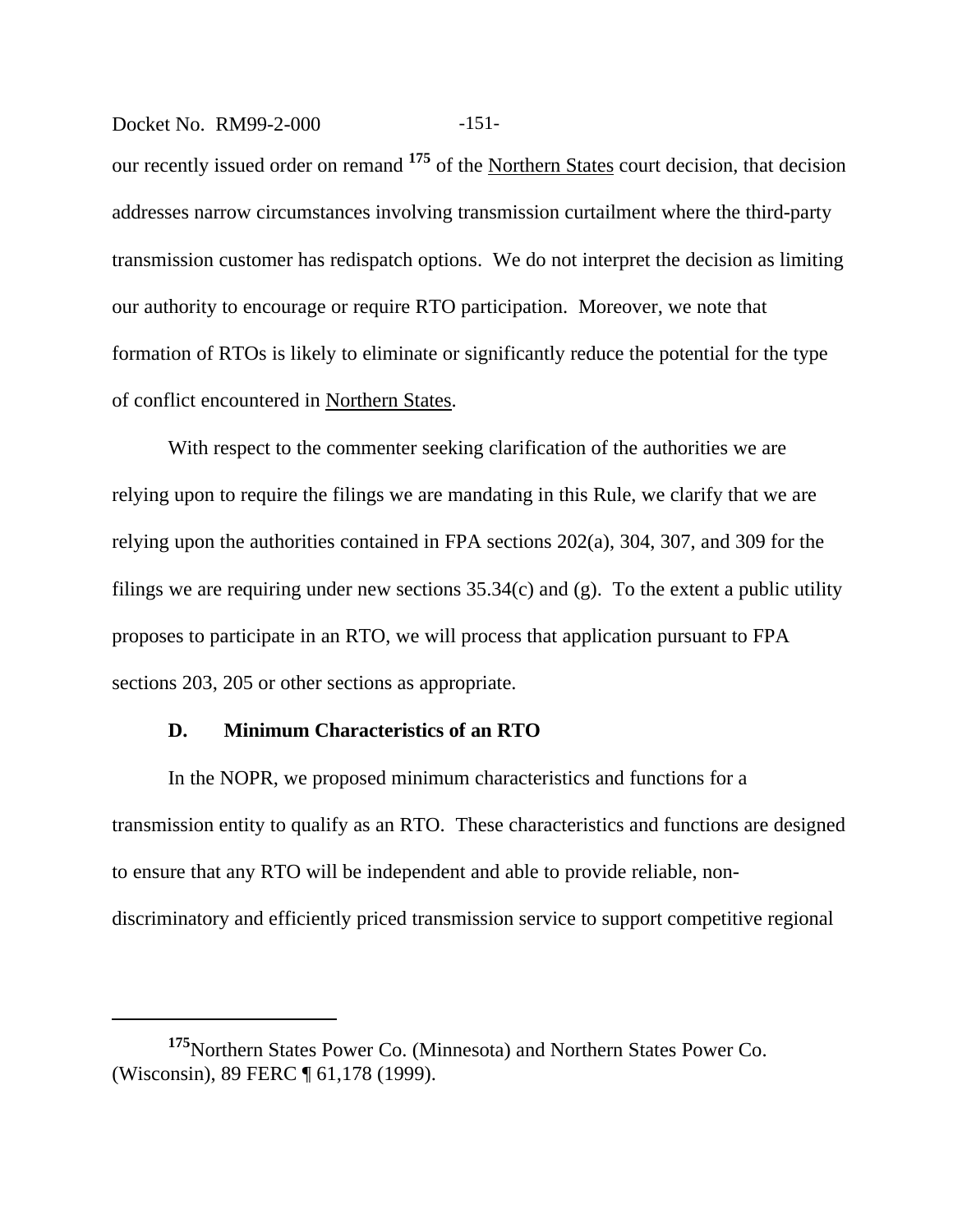our recently issued order on remand [175] of the Northern States court decision, that decision addresses narrow circumstances involving transmission curtailment where the third-party transmission customer has redispatch options. We do not interpret the decision as limiting our authority to encourage or require RTO participation. Moreover, we note that formation of RTOs is likely to eliminate or significantly reduce the potential for the type of conflict encountered in Northern States.

With respect to the commenter seeking clarification of the authorities we are relying upon to require the filings we are mandating in this Rule, we clarify that we are relying upon the authorities contained in FPA sections 202(a), 304, 307, and 309 for the filings we are requiring under new sections 35.34(c) and (g). To the extent a public utility proposes to participate in an RTO, we will process that application pursuant to FPA sections 203, 205 or other sections as appropriate.

### D. Minimum Characteristics of an RTO

In the NOPR, we proposed minimum characteristics and functions for a transmission entity to qualify as an RTO. These characteristics and functions are designed to ensure that any RTO will be independent and able to provide reliable, non-discriminatory and efficiently priced transmission service to support competitive regional

---

[175] Northern States Power Co. (Minnesota) and Northern States Power Co. (Wisconsin), 89 FERC ¶ 61,178 (1999).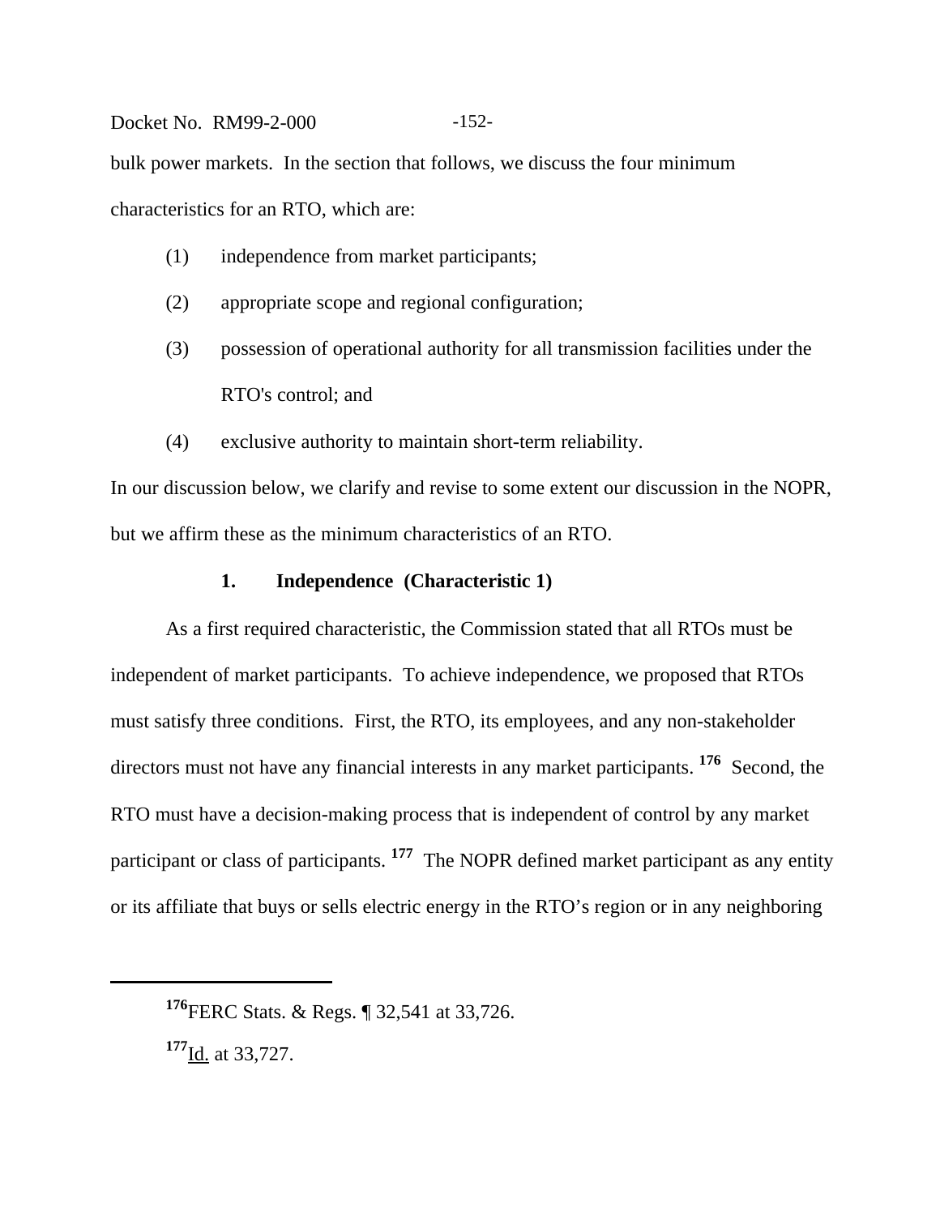bulk power markets. In the section that follows, we discuss the four minimum characteristics for an RTO, which are:

(1) independence from market participants;

(2) appropriate scope and regional configuration;

(3) possession of operational authority for all transmission facilities under the RTO's control; and

(4) exclusive authority to maintain short-term reliability.

In our discussion below, we clarify and revise to some extent our discussion in the NOPR, but we affirm these as the minimum characteristics of an RTO.

### 1. Independence (Characteristic 1)

As a first required characteristic, the Commission stated that all RTOs must be independent of market participants. To achieve independence, we proposed that RTOs must satisfy three conditions. First, the RTO, its employees, and any non-stakeholder directors must not have any financial interests in any market participants.[176] Second, the RTO must have a decision-making process that is independent of control by any market participant or class of participants.[177] The NOPR defined market participant as any entity or its affiliate that buys or sells electric energy in the RTO's region or in any neighboring

---

[176] FERC Stats. & Regs. ¶ 32,541 at 33,726.

[177] Id. at 33,727.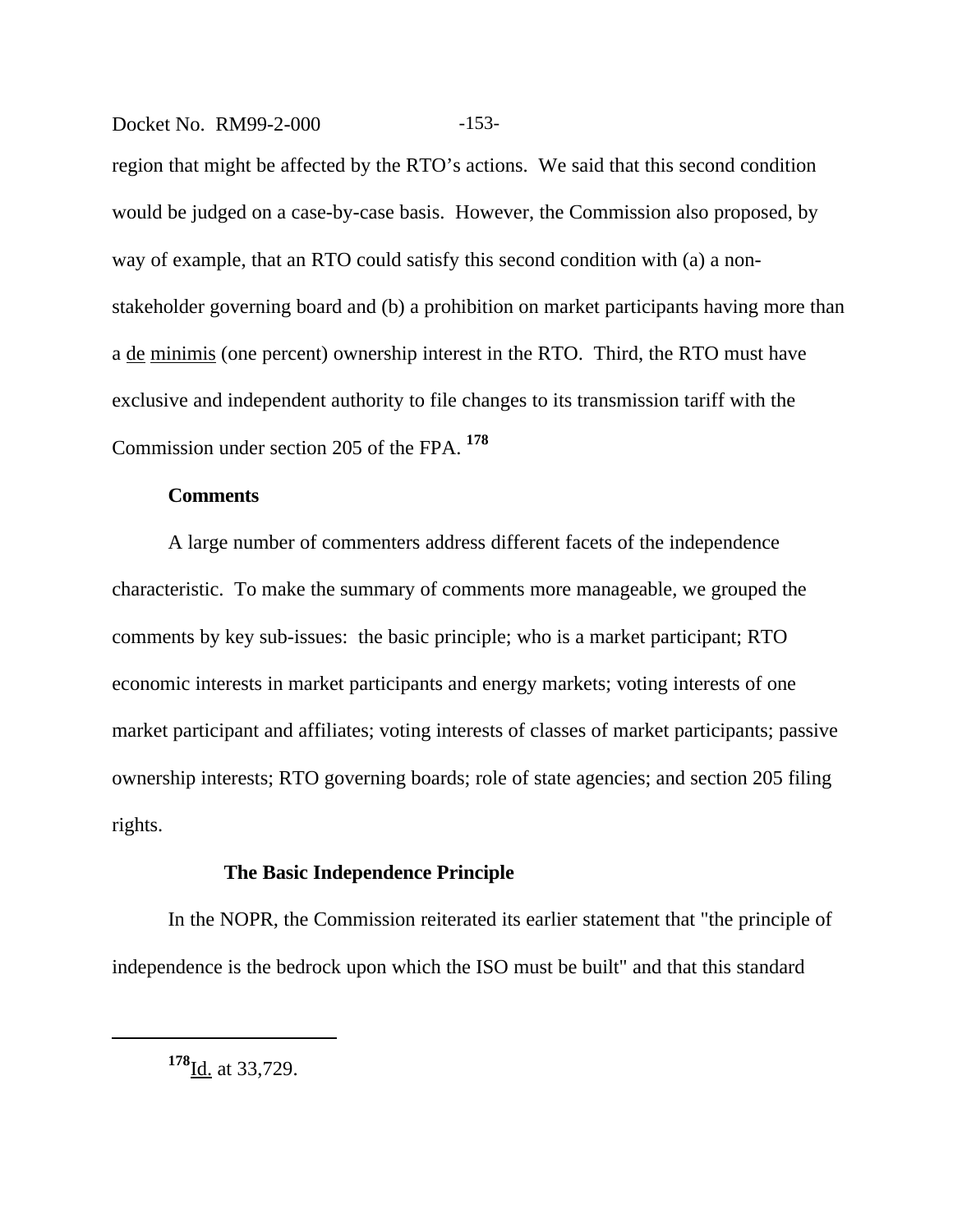region that might be affected by the RTO's actions. We said that this second condition would be judged on a case-by-case basis. However, the Commission also proposed, by way of example, that an RTO could satisfy this second condition with (a) a non-stakeholder governing board and (b) a prohibition on market participants having more than a de minimis (one percent) ownership interest in the RTO. Third, the RTO must have exclusive and independent authority to file changes to its transmission tariff with the Commission under section 205 of the FPA.[178]

**Comments**

A large number of commenters address different facets of the independence characteristic. To make the summary of comments more manageable, we grouped the comments by key sub-issues: the basic principle; who is a market participant; RTO economic interests in market participants and energy markets; voting interests of one market participant and affiliates; voting interests of classes of market participants; passive ownership interests; RTO governing boards; role of state agencies; and section 205 filing rights.

**The Basic Independence Principle**

In the NOPR, the Commission reiterated its earlier statement that "the principle of independence is the bedrock upon which the ISO must be built" and that this standard

---

[178] Id. at 33,729.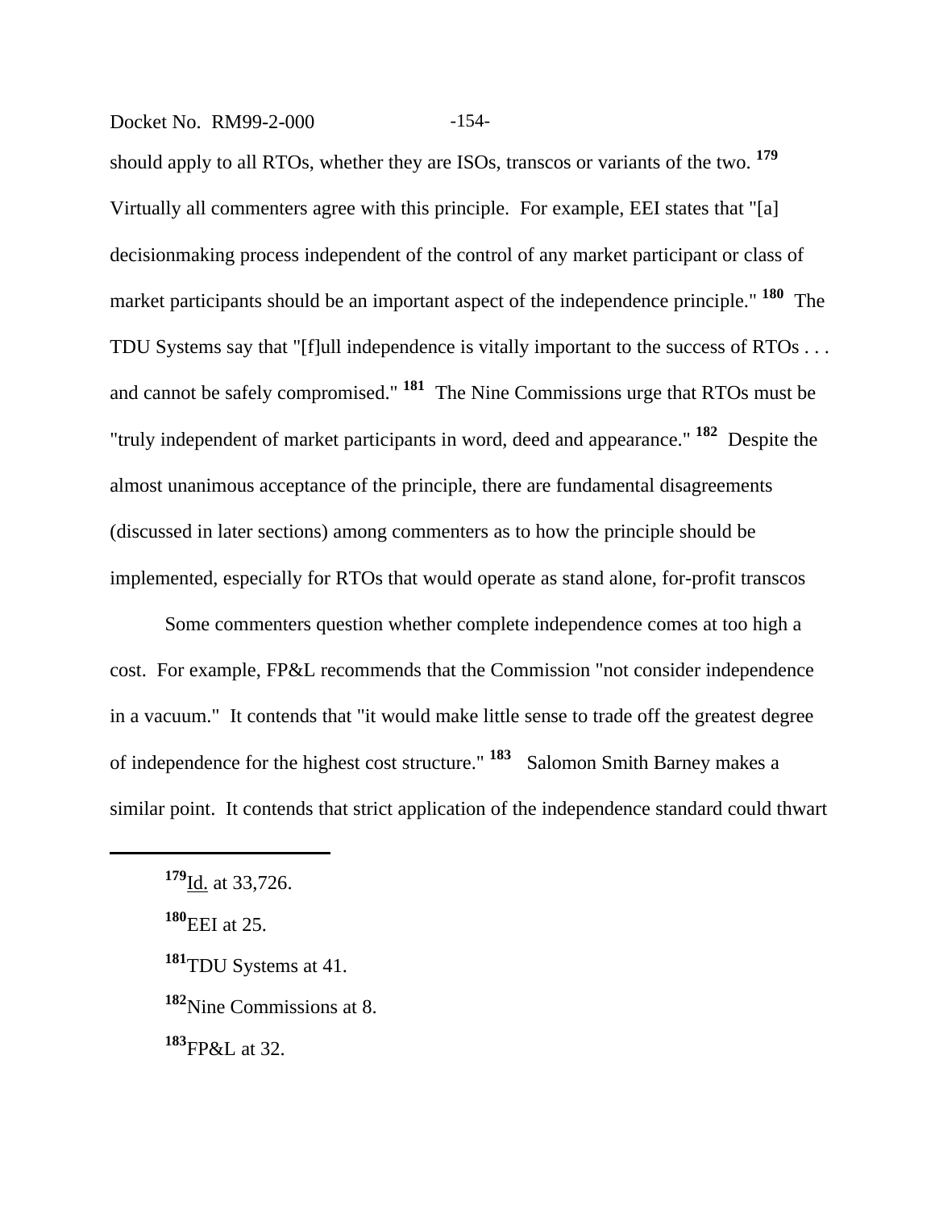should apply to all RTOs, whether they are ISOs, transcos or variants of the two. [179] Virtually all commenters agree with this principle. For example, EEI states that "[a] decisionmaking process independent of the control of any market participant or class of market participants should be an important aspect of the independence principle." [180] The TDU Systems say that "[f]ull independence is vitally important to the success of RTOs . . . and cannot be safely compromised." [181] The Nine Commissions urge that RTOs must be "truly independent of market participants in word, deed and appearance." [182] Despite the almost unanimous acceptance of the principle, there are fundamental disagreements (discussed in later sections) among commenters as to how the principle should be implemented, especially for RTOs that would operate as stand alone, for-profit transcos

Some commenters question whether complete independence comes at too high a cost. For example, FP&L recommends that the Commission "not consider independence in a vacuum." It contends that "it would make little sense to trade off the greatest degree of independence for the highest cost structure." [183] Salomon Smith Barney makes a similar point. It contends that strict application of the independence standard could thwart

---

[179] Id. at 33,726.

[180] EEI at 25.

[181] TDU Systems at 41.

[182] Nine Commissions at 8.

[183] FP&L at 32.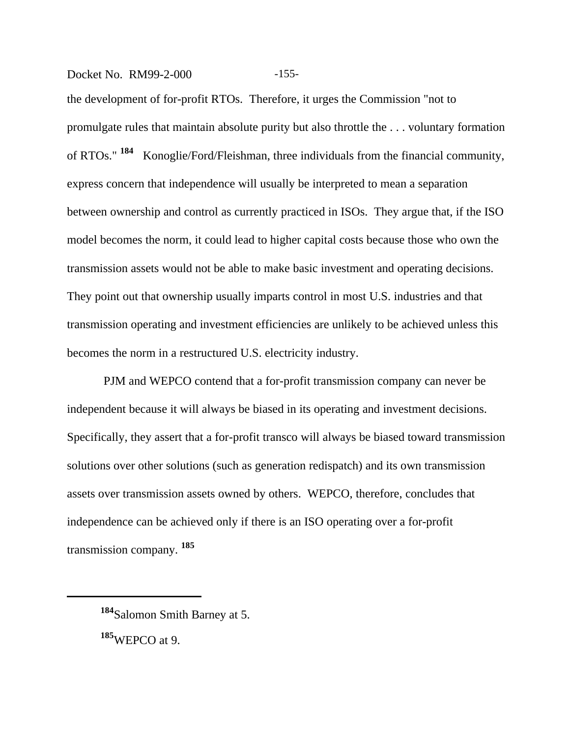the development of for-profit RTOs. Therefore, it urges the Commission "not to promulgate rules that maintain absolute purity but also throttle the . . . voluntary formation of RTOs." [184] Konoglie/Ford/Fleishman, three individuals from the financial community, express concern that independence will usually be interpreted to mean a separation between ownership and control as currently practiced in ISOs. They argue that, if the ISO model becomes the norm, it could lead to higher capital costs because those who own the transmission assets would not be able to make basic investment and operating decisions. They point out that ownership usually imparts control in most U.S. industries and that transmission operating and investment efficiencies are unlikely to be achieved unless this becomes the norm in a restructured U.S. electricity industry.

PJM and WEPCO contend that a for-profit transmission company can never be independent because it will always be biased in its operating and investment decisions. Specifically, they assert that a for-profit transco will always be biased toward transmission solutions over other solutions (such as generation redispatch) and its own transmission assets over transmission assets owned by others. WEPCO, therefore, concludes that independence can be achieved only if there is an ISO operating over a for-profit transmission company. [185]

---

[184] Salomon Smith Barney at 5.

[185] WEPCO at 9.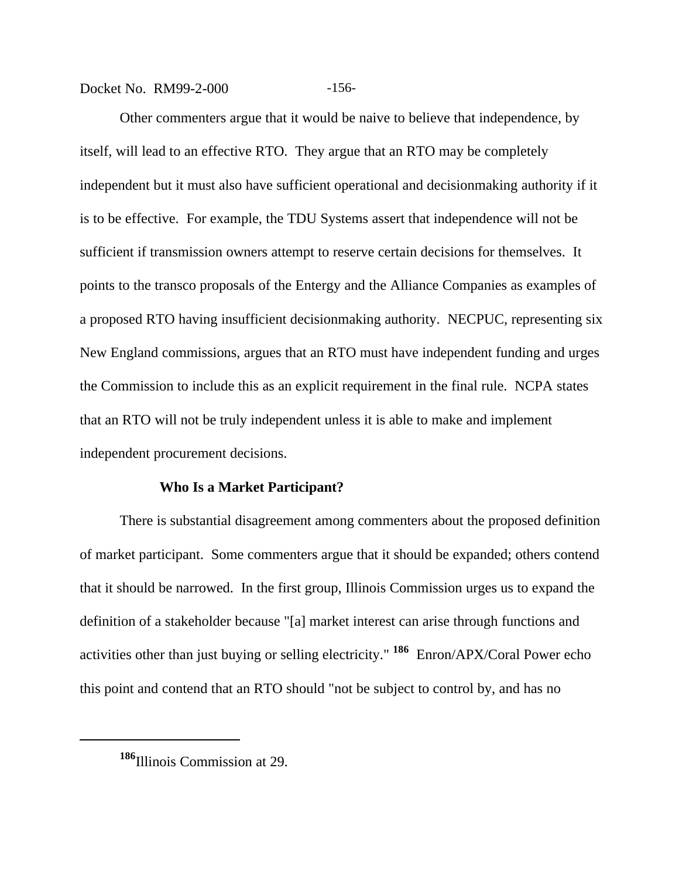Other commenters argue that it would be naive to believe that independence, by itself, will lead to an effective RTO. They argue that an RTO may be completely independent but it must also have sufficient operational and decisionmaking authority if it is to be effective. For example, the TDU Systems assert that independence will not be sufficient if transmission owners attempt to reserve certain decisions for themselves. It points to the transco proposals of the Entergy and the Alliance Companies as examples of a proposed RTO having insufficient decisionmaking authority. NECPUC, representing six New England commissions, argues that an RTO must have independent funding and urges the Commission to include this as an explicit requirement in the final rule. NCPA states that an RTO will not be truly independent unless it is able to make and implement independent procurement decisions.

**Who Is a Market Participant?**

There is substantial disagreement among commenters about the proposed definition of market participant. Some commenters argue that it should be expanded; others contend that it should be narrowed. In the first group, Illinois Commission urges us to expand the definition of a stakeholder because "[a] market interest can arise through functions and activities other than just buying or selling electricity." [186] Enron/APX/Coral Power echo this point and contend that an RTO should "not be subject to control by, and has no

---

[186] Illinois Commission at 29.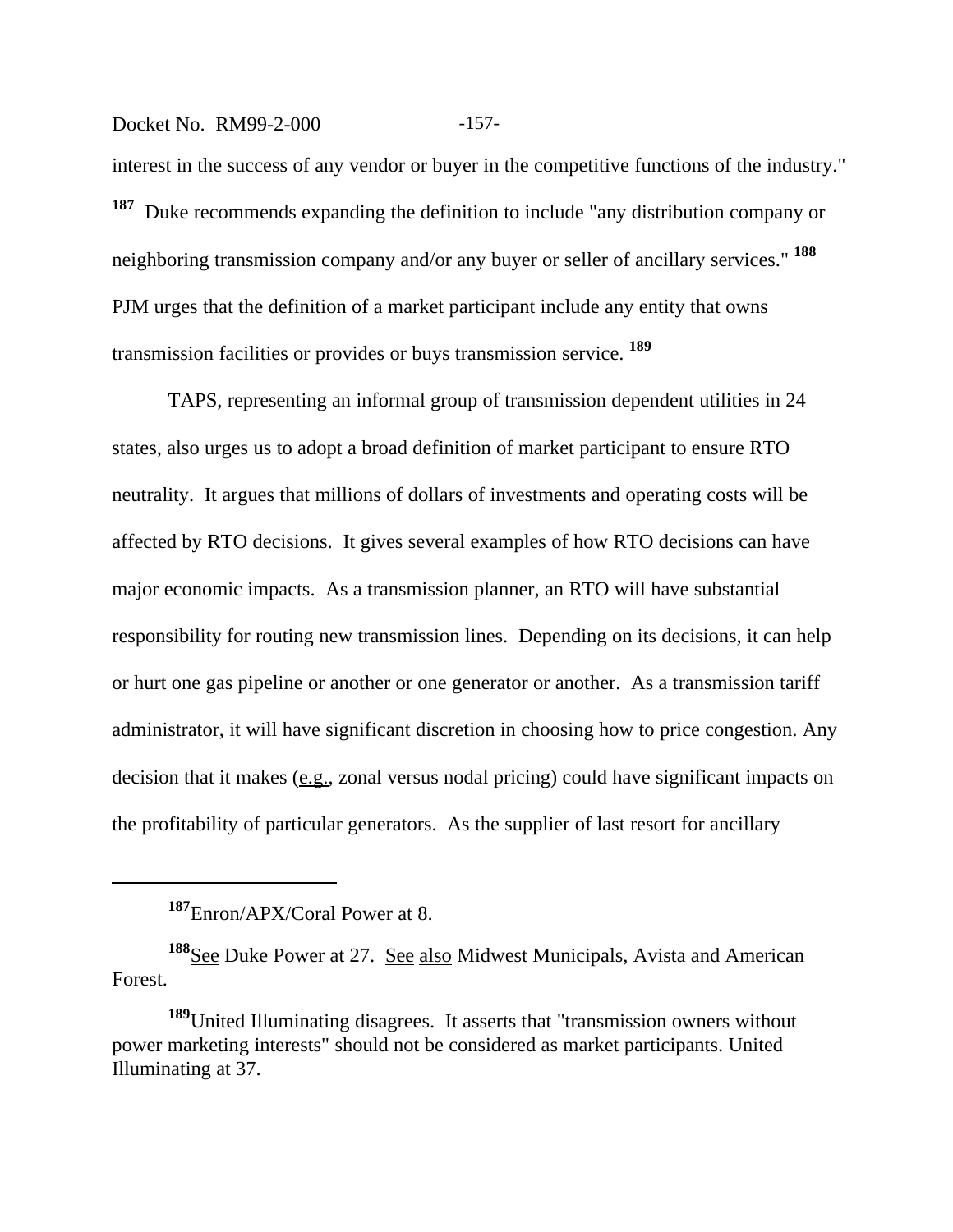interest in the success of any vendor or buyer in the competitive functions of the industry." [187] Duke recommends expanding the definition to include "any distribution company or neighboring transmission company and/or any buyer or seller of ancillary services." [188] PJM urges that the definition of a market participant include any entity that owns transmission facilities or provides or buys transmission service. [189]

TAPS, representing an informal group of transmission dependent utilities in 24 states, also urges us to adopt a broad definition of market participant to ensure RTO neutrality. It argues that millions of dollars of investments and operating costs will be affected by RTO decisions. It gives several examples of how RTO decisions can have major economic impacts. As a transmission planner, an RTO will have substantial responsibility for routing new transmission lines. Depending on its decisions, it can help or hurt one gas pipeline or another or one generator or another. As a transmission tariff administrator, it will have significant discretion in choosing how to price congestion. Any decision that it makes (e.g., zonal versus nodal pricing) could have significant impacts on the profitability of particular generators. As the supplier of last resort for ancillary

---

[187] Enron/APX/Coral Power at 8.

[188] See Duke Power at 27. See also Midwest Municipals, Avista and American Forest.

[189] United Illuminating disagrees. It asserts that "transmission owners without power marketing interests" should not be considered as market participants. United Illuminating at 37.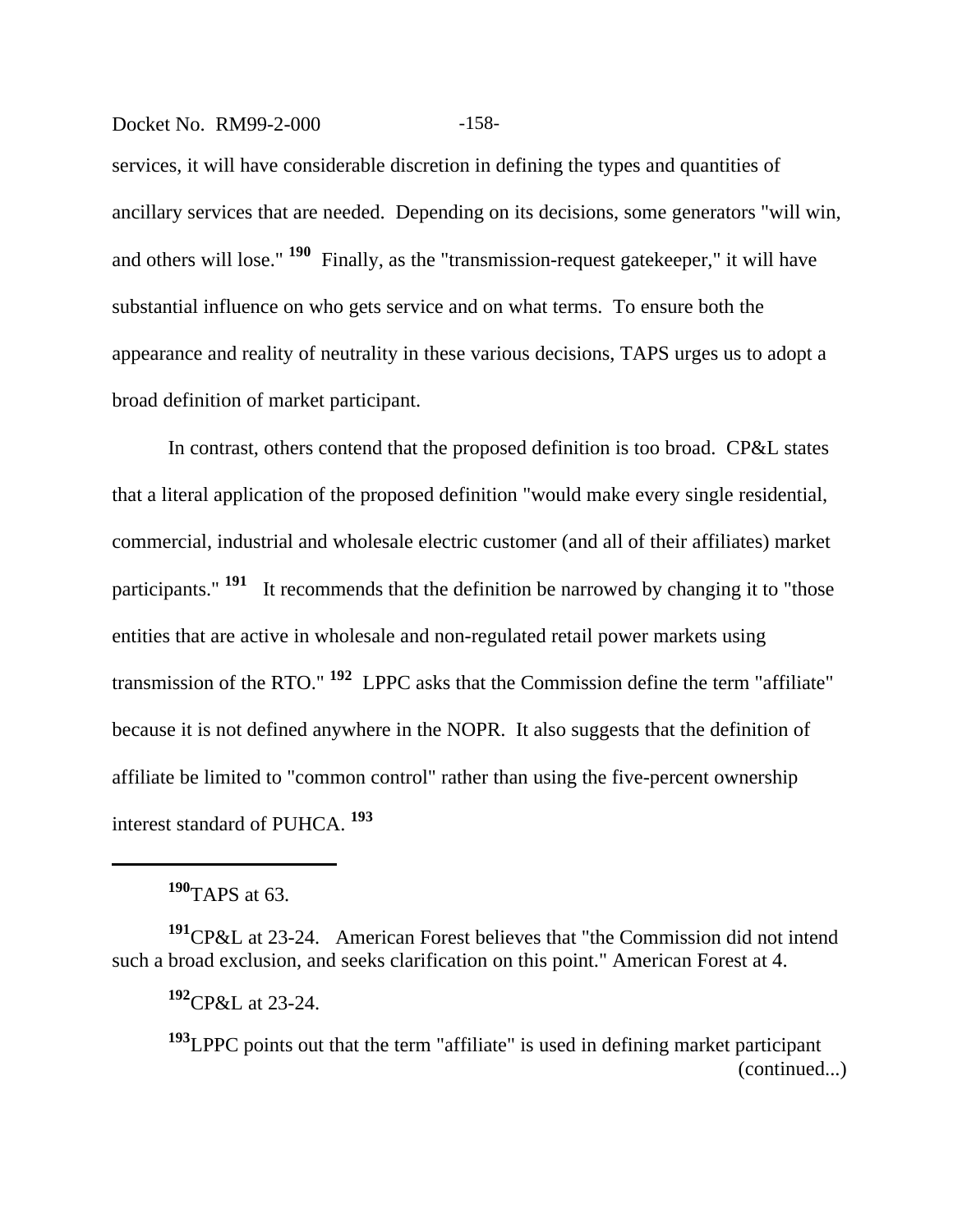services, it will have considerable discretion in defining the types and quantities of ancillary services that are needed. Depending on its decisions, some generators "will win, and others will lose." [190] Finally, as the "transmission-request gatekeeper," it will have substantial influence on who gets service and on what terms. To ensure both the appearance and reality of neutrality in these various decisions, TAPS urges us to adopt a broad definition of market participant.

In contrast, others contend that the proposed definition is too broad. CP&L states that a literal application of the proposed definition "would make every single residential, commercial, industrial and wholesale electric customer (and all of their affiliates) market participants." [191] It recommends that the definition be narrowed by changing it to "those entities that are active in wholesale and non-regulated retail power markets using transmission of the RTO." [192] LPPC asks that the Commission define the term "affiliate" because it is not defined anywhere in the NOPR. It also suggests that the definition of affiliate be limited to "common control" rather than using the five-percent ownership interest standard of PUHCA. [193]

---

[190] TAPS at 63.

[191] CP&L at 23-24. American Forest believes that "the Commission did not intend such a broad exclusion, and seeks clarification on this point." American Forest at 4.

[192] CP&L at 23-24.

[193] LPPC points out that the term "affiliate" is used in defining market participant (continued...)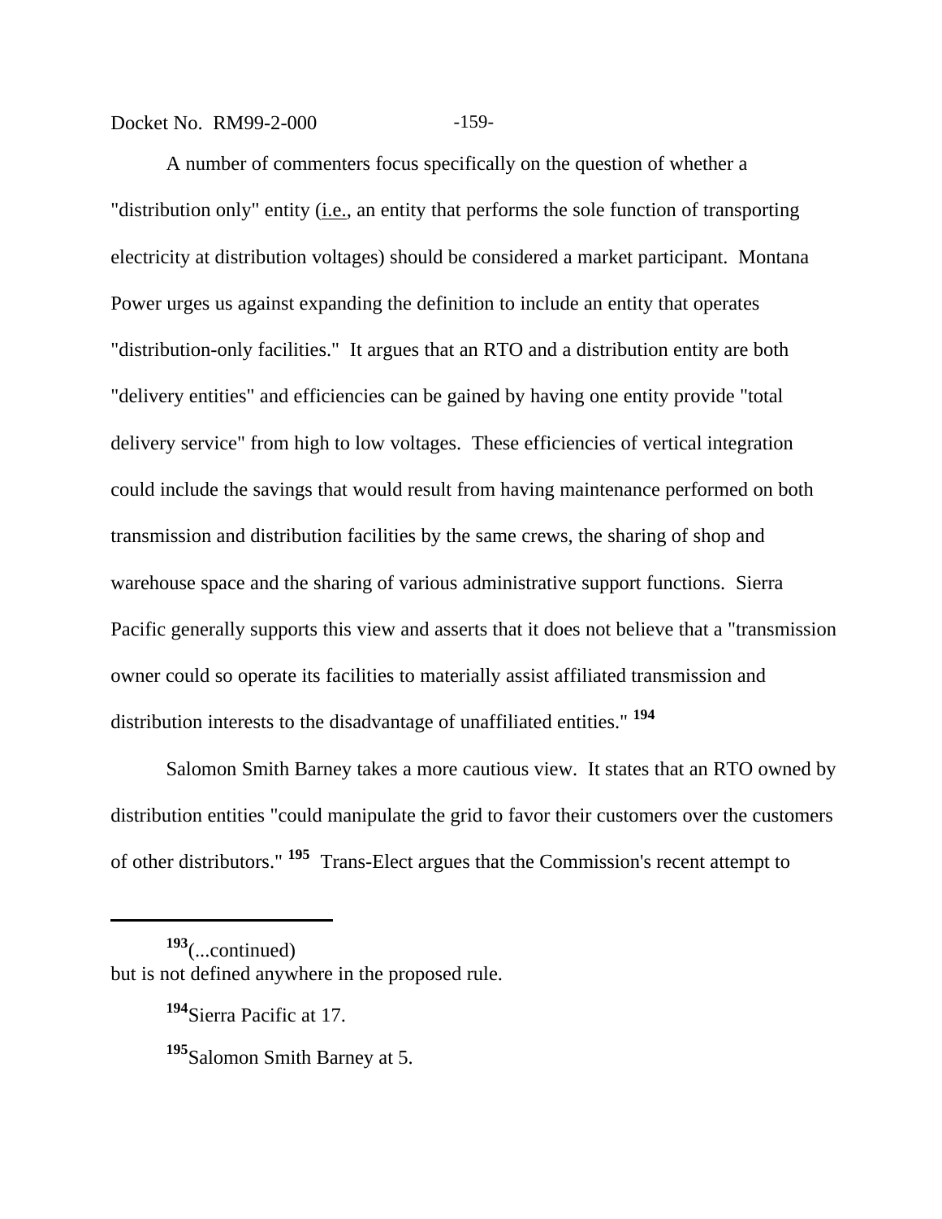A number of commenters focus specifically on the question of whether a "distribution only" entity (i.e., an entity that performs the sole function of transporting electricity at distribution voltages) should be considered a market participant. Montana Power urges us against expanding the definition to include an entity that operates "distribution-only facilities." It argues that an RTO and a distribution entity are both "delivery entities" and efficiencies can be gained by having one entity provide "total delivery service" from high to low voltages. These efficiencies of vertical integration could include the savings that would result from having maintenance performed on both transmission and distribution facilities by the same crews, the sharing of shop and warehouse space and the sharing of various administrative support functions. Sierra Pacific generally supports this view and asserts that it does not believe that a "transmission owner could so operate its facilities to materially assist affiliated transmission and distribution interests to the disadvantage of unaffiliated entities." [194]

Salomon Smith Barney takes a more cautious view. It states that an RTO owned by distribution entities "could manipulate the grid to favor their customers over the customers of other distributors." [195] Trans-Elect argues that the Commission's recent attempt to

---

[193](...continued)
but is not defined anywhere in the proposed rule.

[194]Sierra Pacific at 17.

[195]Salomon Smith Barney at 5.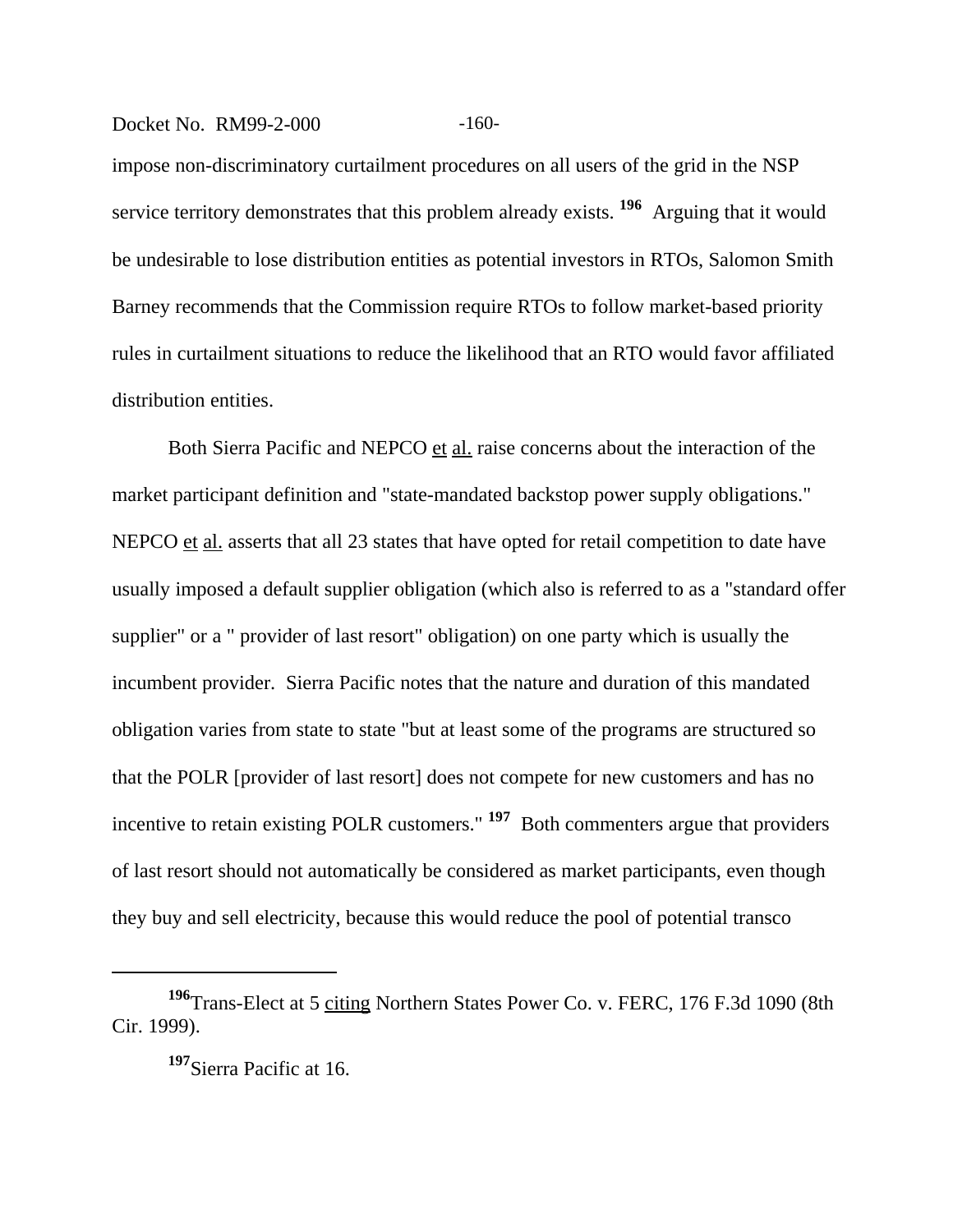impose non-discriminatory curtailment procedures on all users of the grid in the NSP service territory demonstrates that this problem already exists. [196] Arguing that it would be undesirable to lose distribution entities as potential investors in RTOs, Salomon Smith Barney recommends that the Commission require RTOs to follow market-based priority rules in curtailment situations to reduce the likelihood that an RTO would favor affiliated distribution entities.

Both Sierra Pacific and NEPCO et al. raise concerns about the interaction of the market participant definition and "state-mandated backstop power supply obligations." NEPCO et al. asserts that all 23 states that have opted for retail competition to date have usually imposed a default supplier obligation (which also is referred to as a "standard offer supplier" or a " provider of last resort" obligation) on one party which is usually the incumbent provider. Sierra Pacific notes that the nature and duration of this mandated obligation varies from state to state "but at least some of the programs are structured so that the POLR [provider of last resort] does not compete for new customers and has no incentive to retain existing POLR customers." [197] Both commenters argue that providers of last resort should not automatically be considered as market participants, even though they buy and sell electricity, because this would reduce the pool of potential transco

---

[196] Trans-Elect at 5 citing Northern States Power Co. v. FERC, 176 F.3d 1090 (8th Cir. 1999).

[197] Sierra Pacific at 16.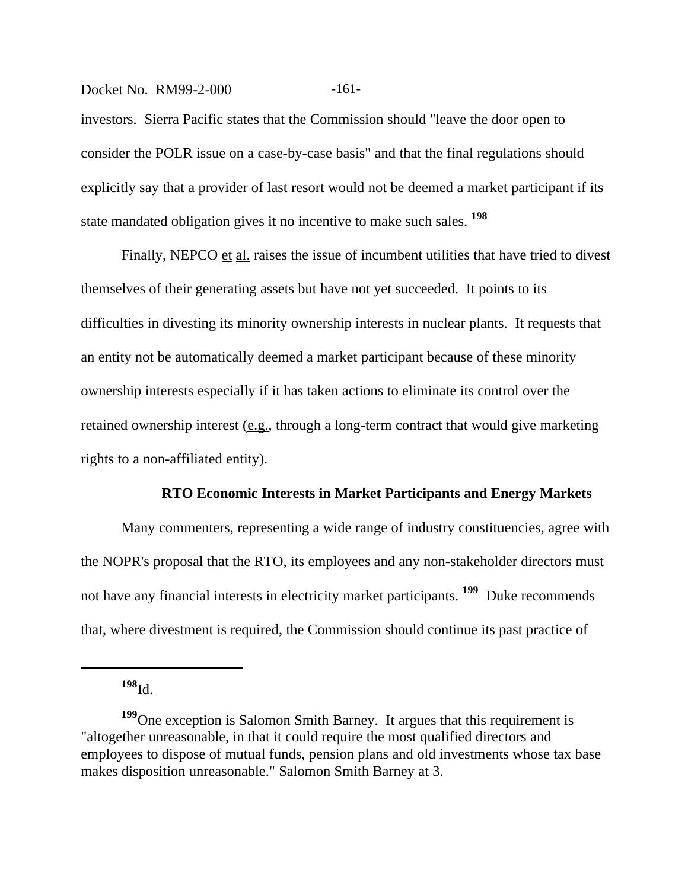investors. Sierra Pacific states that the Commission should "leave the door open to consider the POLR issue on a case-by-case basis" and that the final regulations should explicitly say that a provider of last resort would not be deemed a market participant if its state mandated obligation gives it no incentive to make such sales. [198]

Finally, NEPCO et al. raises the issue of incumbent utilities that have tried to divest themselves of their generating assets but have not yet succeeded. It points to its difficulties in divesting its minority ownership interests in nuclear plants. It requests that an entity not be automatically deemed a market participant because of these minority ownership interests especially if it has taken actions to eliminate its control over the retained ownership interest (e.g., through a long-term contract that would give marketing rights to a non-affiliated entity).

**RTO Economic Interests in Market Participants and Energy Markets**

Many commenters, representing a wide range of industry constituencies, agree with the NOPR's proposal that the RTO, its employees and any non-stakeholder directors must not have any financial interests in electricity market participants. [199] Duke recommends that, where divestment is required, the Commission should continue its past practice of

---

[198] Id.

[199] One exception is Salomon Smith Barney. It argues that this requirement is "altogether unreasonable, in that it could require the most qualified directors and employees to dispose of mutual funds, pension plans and old investments whose tax base makes disposition unreasonable." Salomon Smith Barney at 3.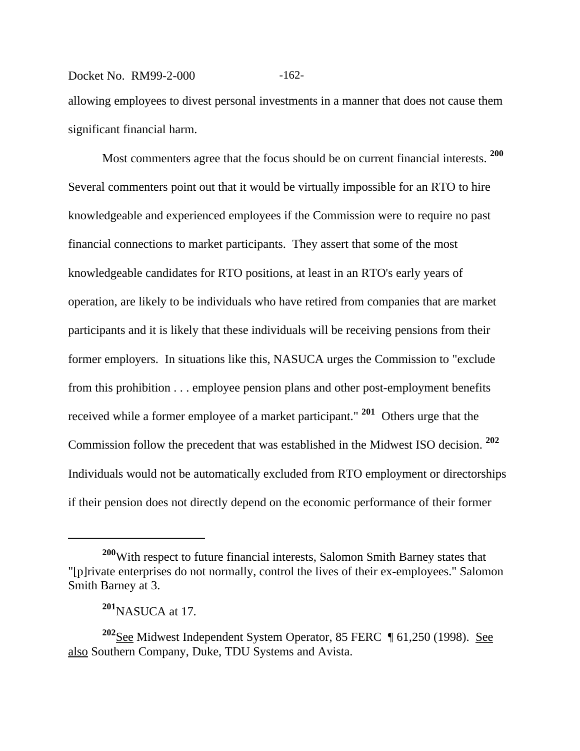allowing employees to divest personal investments in a manner that does not cause them significant financial harm.

Most commenters agree that the focus should be on current financial interests. [200] Several commenters point out that it would be virtually impossible for an RTO to hire knowledgeable and experienced employees if the Commission were to require no past financial connections to market participants. They assert that some of the most knowledgeable candidates for RTO positions, at least in an RTO's early years of operation, are likely to be individuals who have retired from companies that are market participants and it is likely that these individuals will be receiving pensions from their former employers. In situations like this, NASUCA urges the Commission to "exclude from this prohibition . . . employee pension plans and other post-employment benefits received while a former employee of a market participant." [201] Others urge that the Commission follow the precedent that was established in the Midwest ISO decision. [202] Individuals would not be automatically excluded from RTO employment or directorships if their pension does not directly depend on the economic performance of their former

---

[200] With respect to future financial interests, Salomon Smith Barney states that "[p]rivate enterprises do not normally, control the lives of their ex-employees." Salomon Smith Barney at 3.

[201] NASUCA at 17.

[202] See Midwest Independent System Operator, 85 FERC ¶ 61,250 (1998). See also Southern Company, Duke, TDU Systems and Avista.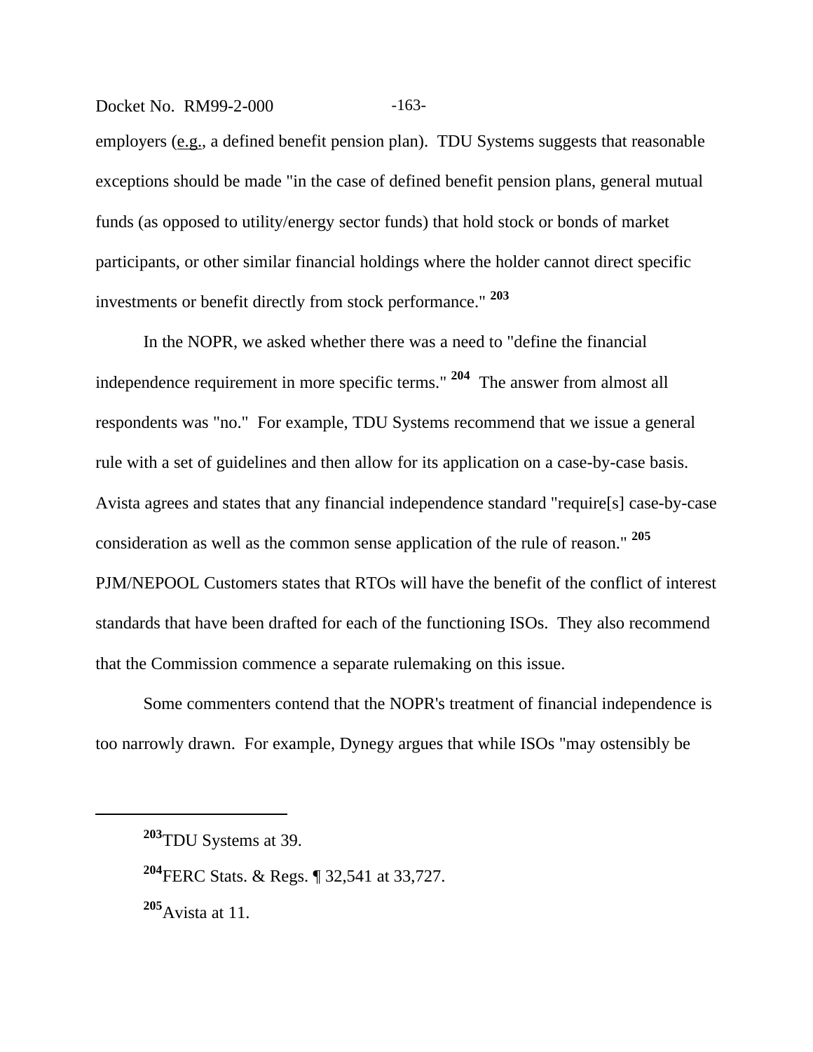employers (e.g., a defined benefit pension plan). TDU Systems suggests that reasonable exceptions should be made "in the case of defined benefit pension plans, general mutual funds (as opposed to utility/energy sector funds) that hold stock or bonds of market participants, or other similar financial holdings where the holder cannot direct specific investments or benefit directly from stock performance." [203]

In the NOPR, we asked whether there was a need to "define the financial independence requirement in more specific terms." [204] The answer from almost all respondents was "no." For example, TDU Systems recommend that we issue a general rule with a set of guidelines and then allow for its application on a case-by-case basis. Avista agrees and states that any financial independence standard "require[s] case-by-case consideration as well as the common sense application of the rule of reason." [205] PJM/NEPOOL Customers states that RTOs will have the benefit of the conflict of interest standards that have been drafted for each of the functioning ISOs. They also recommend that the Commission commence a separate rulemaking on this issue.

Some commenters contend that the NOPR's treatment of financial independence is too narrowly drawn. For example, Dynegy argues that while ISOs "may ostensibly be

---

[203] TDU Systems at 39.

[204] FERC Stats. & Regs. ¶ 32,541 at 33,727.

[205] Avista at 11.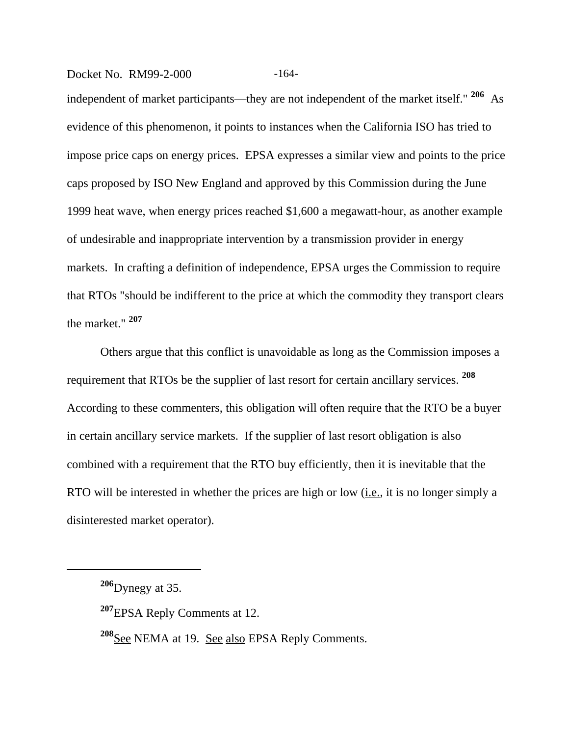independent of market participants—they are not independent of the market itself." [206] As evidence of this phenomenon, it points to instances when the California ISO has tried to impose price caps on energy prices. EPSA expresses a similar view and points to the price caps proposed by ISO New England and approved by this Commission during the June 1999 heat wave, when energy prices reached $1,600 a megawatt-hour, as another example of undesirable and inappropriate intervention by a transmission provider in energy markets. In crafting a definition of independence, EPSA urges the Commission to require that RTOs "should be indifferent to the price at which the commodity they transport clears the market." [207]

Others argue that this conflict is unavoidable as long as the Commission imposes a requirement that RTOs be the supplier of last resort for certain ancillary services. [208] According to these commenters, this obligation will often require that the RTO be a buyer in certain ancillary service markets. If the supplier of last resort obligation is also combined with a requirement that the RTO buy efficiently, then it is inevitable that the RTO will be interested in whether the prices are high or low (i.e., it is no longer simply a disinterested market operator).

---

[206] Dynegy at 35.

[207] EPSA Reply Comments at 12.

[208] See NEMA at 19. See also EPSA Reply Comments.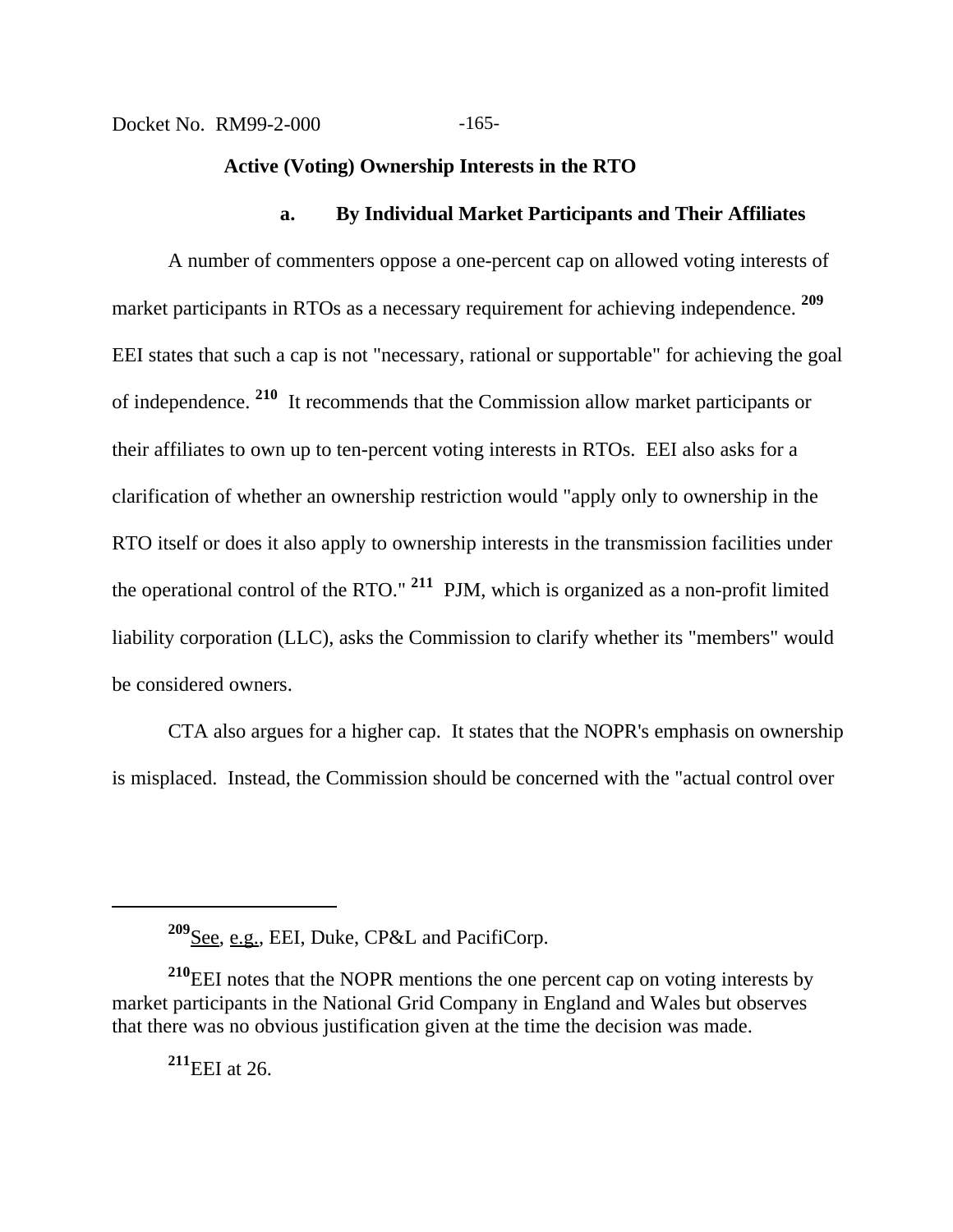**Active (Voting) Ownership Interests in the RTO**

**a. By Individual Market Participants and Their Affiliates**

A number of commenters oppose a one-percent cap on allowed voting interests of market participants in RTOs as a necessary requirement for achieving independence. [209] EEI states that such a cap is not "necessary, rational or supportable" for achieving the goal of independence. [210] It recommends that the Commission allow market participants or their affiliates to own up to ten-percent voting interests in RTOs. EEI also asks for a clarification of whether an ownership restriction would "apply only to ownership in the RTO itself or does it also apply to ownership interests in the transmission facilities under the operational control of the RTO." [211] PJM, which is organized as a non-profit limited liability corporation (LLC), asks the Commission to clarify whether its "members" would be considered owners.

CTA also argues for a higher cap. It states that the NOPR's emphasis on ownership is misplaced. Instead, the Commission should be concerned with the "actual control over

---

[209] See, e.g., EEI, Duke, CP&L and PacifiCorp.

[210] EEI notes that the NOPR mentions the one percent cap on voting interests by market participants in the National Grid Company in England and Wales but observes that there was no obvious justification given at the time the decision was made.

[211] EEI at 26.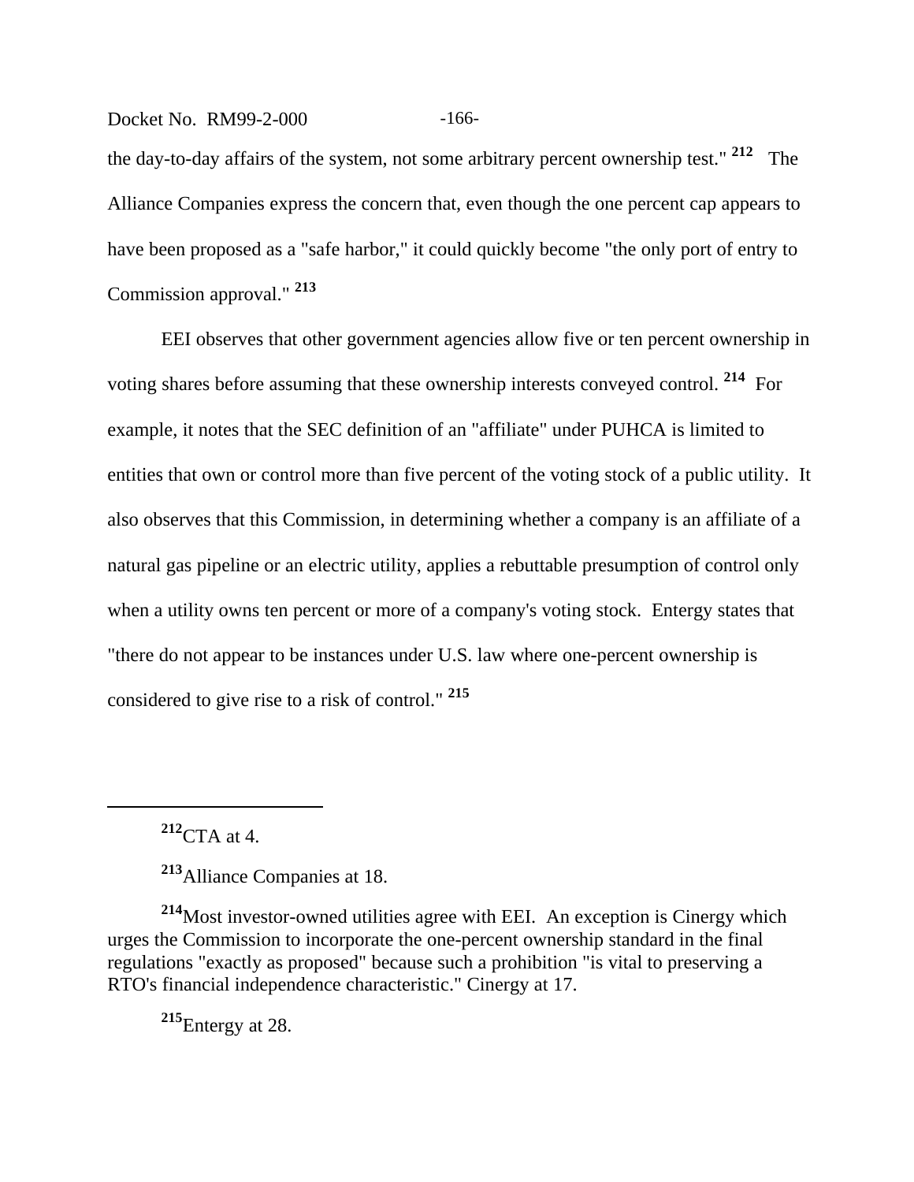the day-to-day affairs of the system, not some arbitrary percent ownership test." [212] The Alliance Companies express the concern that, even though the one percent cap appears to have been proposed as a "safe harbor," it could quickly become "the only port of entry to Commission approval." [213]

EEI observes that other government agencies allow five or ten percent ownership in voting shares before assuming that these ownership interests conveyed control. [214] For example, it notes that the SEC definition of an "affiliate" under PUHCA is limited to entities that own or control more than five percent of the voting stock of a public utility. It also observes that this Commission, in determining whether a company is an affiliate of a natural gas pipeline or an electric utility, applies a rebuttable presumption of control only when a utility owns ten percent or more of a company's voting stock. Entergy states that "there do not appear to be instances under U.S. law where one-percent ownership is considered to give rise to a risk of control." [215]

---

[212] CTA at 4.

[213] Alliance Companies at 18.

[214] Most investor-owned utilities agree with EEI. An exception is Cinergy which urges the Commission to incorporate the one-percent ownership standard in the final regulations "exactly as proposed" because such a prohibition "is vital to preserving a RTO's financial independence characteristic." Cinergy at 17.

[215] Entergy at 28.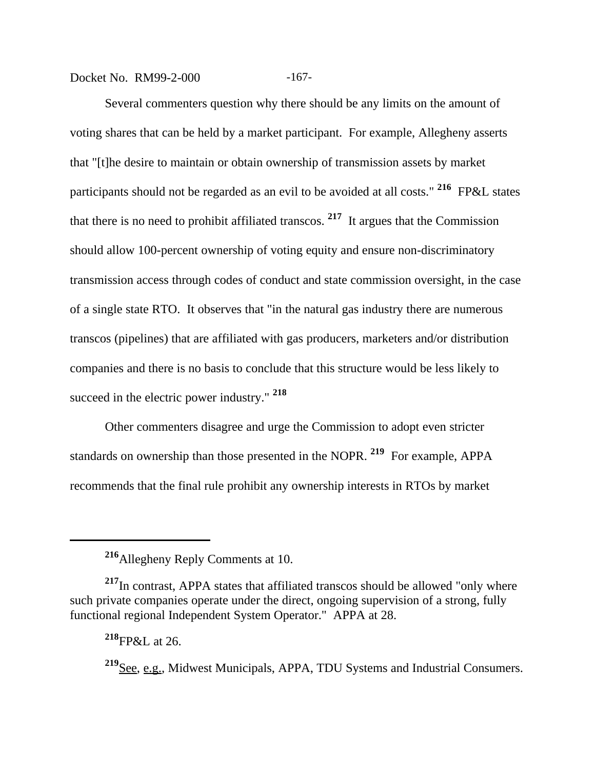Several commenters question why there should be any limits on the amount of voting shares that can be held by a market participant. For example, Allegheny asserts that "[t]he desire to maintain or obtain ownership of transmission assets by market participants should not be regarded as an evil to be avoided at all costs." [216] FP&L states that there is no need to prohibit affiliated transcos. [217] It argues that the Commission should allow 100-percent ownership of voting equity and ensure non-discriminatory transmission access through codes of conduct and state commission oversight, in the case of a single state RTO. It observes that "in the natural gas industry there are numerous transcos (pipelines) that are affiliated with gas producers, marketers and/or distribution companies and there is no basis to conclude that this structure would be less likely to succeed in the electric power industry." [218]

Other commenters disagree and urge the Commission to adopt even stricter standards on ownership than those presented in the NOPR. [219] For example, APPA recommends that the final rule prohibit any ownership interests in RTOs by market

---

[216] Allegheny Reply Comments at 10.

[217] In contrast, APPA states that affiliated transcos should be allowed "only where such private companies operate under the direct, ongoing supervision of a strong, fully functional regional Independent System Operator." APPA at 28.

[218] FP&L at 26.

[219] See, e.g., Midwest Municipals, APPA, TDU Systems and Industrial Consumers.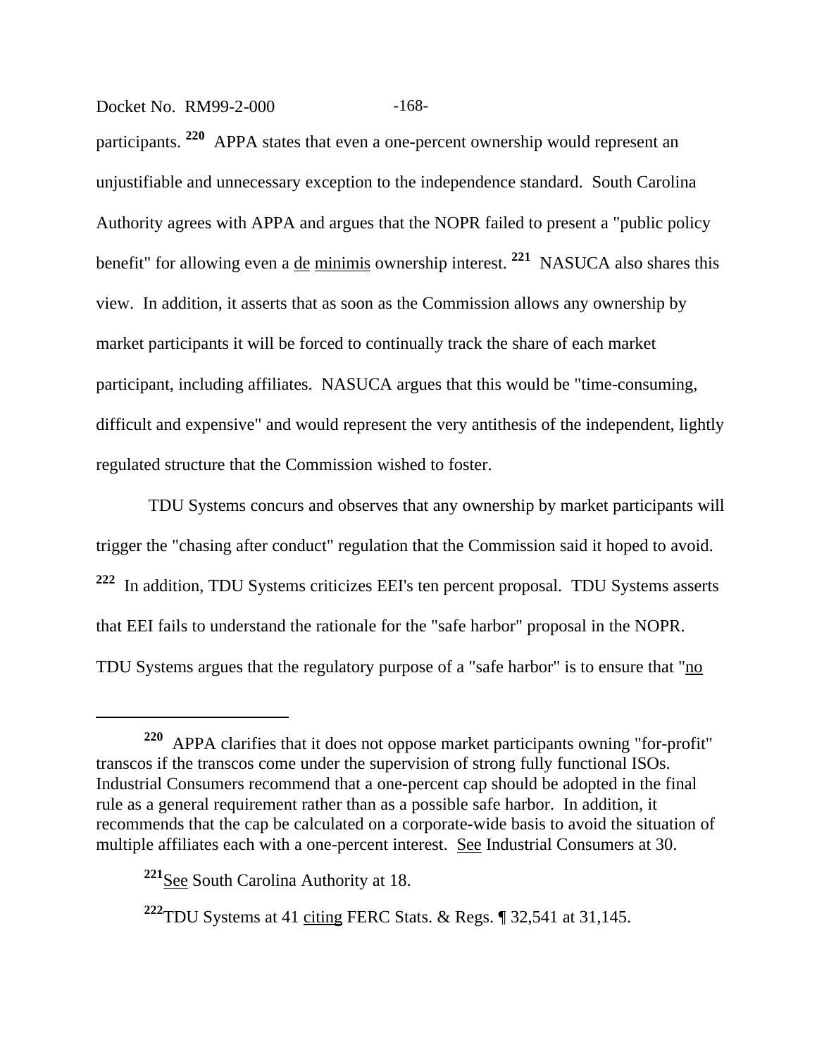participants.[220] APPA states that even a one-percent ownership would represent an unjustifiable and unnecessary exception to the independence standard. South Carolina Authority agrees with APPA and argues that the NOPR failed to present a "public policy benefit" for allowing even a de minimis ownership interest.[221] NASUCA also shares this view. In addition, it asserts that as soon as the Commission allows any ownership by market participants it will be forced to continually track the share of each market participant, including affiliates. NASUCA argues that this would be "time-consuming, difficult and expensive" and would represent the very antithesis of the independent, lightly regulated structure that the Commission wished to foster.

TDU Systems concurs and observes that any ownership by market participants will trigger the "chasing after conduct" regulation that the Commission said it hoped to avoid.[222] In addition, TDU Systems criticizes EEI's ten percent proposal. TDU Systems asserts that EEI fails to understand the rationale for the "safe harbor" proposal in the NOPR. TDU Systems argues that the regulatory purpose of a "safe harbor" is to ensure that "no

---

[220] APPA clarifies that it does not oppose market participants owning "for-profit" transcos if the transcos come under the supervision of strong fully functional ISOs. Industrial Consumers recommend that a one-percent cap should be adopted in the final rule as a general requirement rather than as a possible safe harbor. In addition, it recommends that the cap be calculated on a corporate-wide basis to avoid the situation of multiple affiliates each with a one-percent interest. See Industrial Consumers at 30.

[221] See South Carolina Authority at 18.

[222] TDU Systems at 41 citing FERC Stats. & Regs. ¶ 32,541 at 31,145.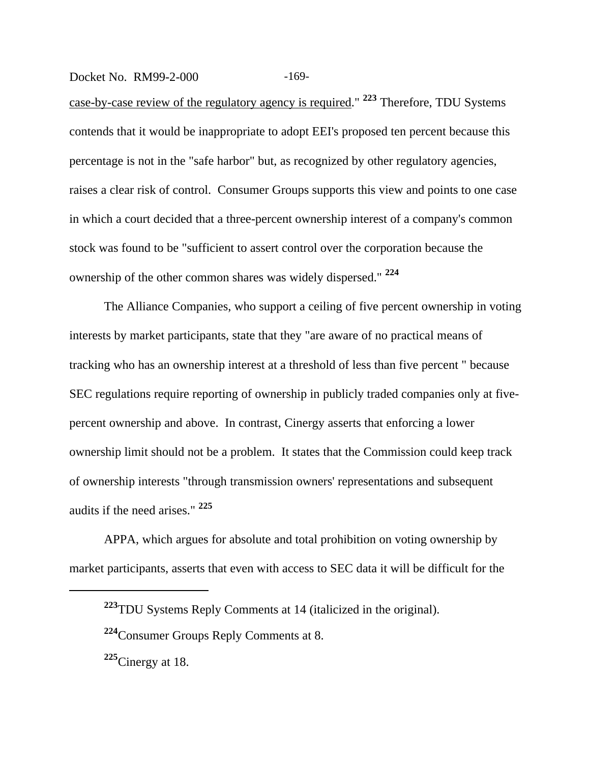case-by-case review of the regulatory agency is required." [223] Therefore, TDU Systems contends that it would be inappropriate to adopt EEI's proposed ten percent because this percentage is not in the "safe harbor" but, as recognized by other regulatory agencies, raises a clear risk of control. Consumer Groups supports this view and points to one case in which a court decided that a three-percent ownership interest of a company's common stock was found to be "sufficient to assert control over the corporation because the ownership of the other common shares was widely dispersed." [224]

The Alliance Companies, who support a ceiling of five percent ownership in voting interests by market participants, state that they "are aware of no practical means of tracking who has an ownership interest at a threshold of less than five percent " because SEC regulations require reporting of ownership in publicly traded companies only at five-percent ownership and above. In contrast, Cinergy asserts that enforcing a lower ownership limit should not be a problem. It states that the Commission could keep track of ownership interests "through transmission owners' representations and subsequent audits if the need arises." [225]

APPA, which argues for absolute and total prohibition on voting ownership by market participants, asserts that even with access to SEC data it will be difficult for the

---

[223] TDU Systems Reply Comments at 14 (italicized in the original).

[224] Consumer Groups Reply Comments at 8.

[225] Cinergy at 18.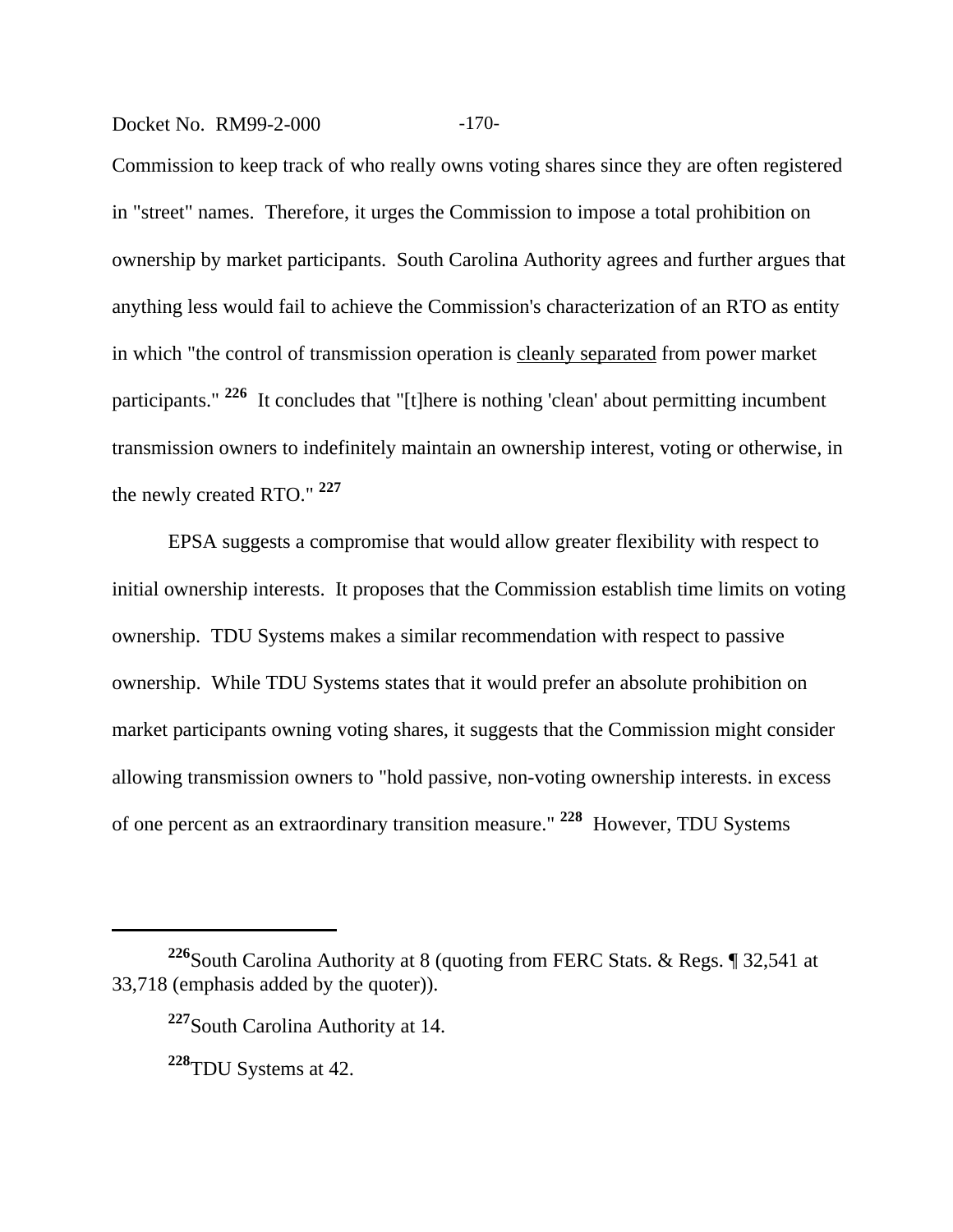Commission to keep track of who really owns voting shares since they are often registered in "street" names. Therefore, it urges the Commission to impose a total prohibition on ownership by market participants. South Carolina Authority agrees and further argues that anything less would fail to achieve the Commission's characterization of an RTO as entity in which "the control of transmission operation is <u>cleanly separated</u> from power market participants." [226] It concludes that "[t]here is nothing 'clean' about permitting incumbent transmission owners to indefinitely maintain an ownership interest, voting or otherwise, in the newly created RTO." [227]

EPSA suggests a compromise that would allow greater flexibility with respect to initial ownership interests. It proposes that the Commission establish time limits on voting ownership. TDU Systems makes a similar recommendation with respect to passive ownership. While TDU Systems states that it would prefer an absolute prohibition on market participants owning voting shares, it suggests that the Commission might consider allowing transmission owners to "hold passive, non-voting ownership interests. in excess of one percent as an extraordinary transition measure." [228] However, TDU Systems

---

[226] South Carolina Authority at 8 (quoting from FERC Stats. & Regs. ¶ 32,541 at 33,718 (emphasis added by the quoter)).

[227] South Carolina Authority at 14.

[228] TDU Systems at 42.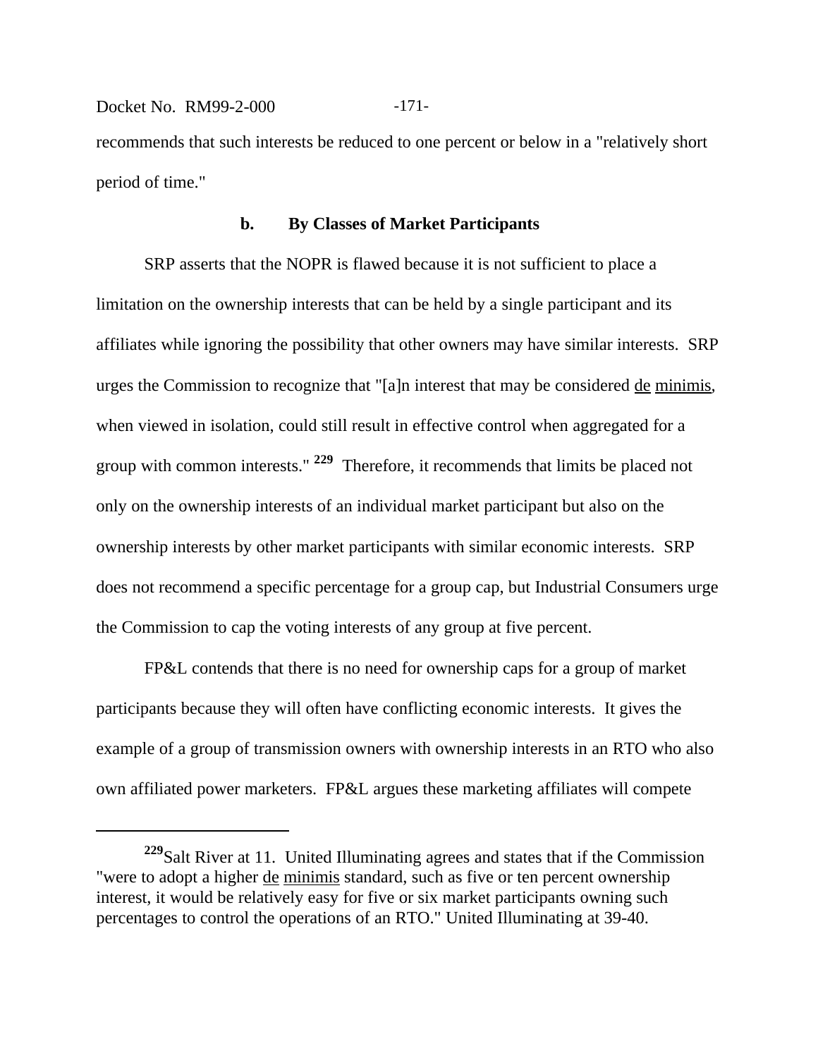recommends that such interests be reduced to one percent or below in a "relatively short period of time."

### b. By Classes of Market Participants

SRP asserts that the NOPR is flawed because it is not sufficient to place a limitation on the ownership interests that can be held by a single participant and its affiliates while ignoring the possibility that other owners may have similar interests. SRP urges the Commission to recognize that "[a]n interest that may be considered de minimis, when viewed in isolation, could still result in effective control when aggregated for a group with common interests." [229] Therefore, it recommends that limits be placed not only on the ownership interests of an individual market participant but also on the ownership interests by other market participants with similar economic interests. SRP does not recommend a specific percentage for a group cap, but Industrial Consumers urge the Commission to cap the voting interests of any group at five percent.

FP&L contends that there is no need for ownership caps for a group of market participants because they will often have conflicting economic interests. It gives the example of a group of transmission owners with ownership interests in an RTO who also own affiliated power marketers. FP&L argues these marketing affiliates will compete

---

[229] Salt River at 11. United Illuminating agrees and states that if the Commission "were to adopt a higher de minimis standard, such as five or ten percent ownership interest, it would be relatively easy for five or six market participants owning such percentages to control the operations of an RTO." United Illuminating at 39-40.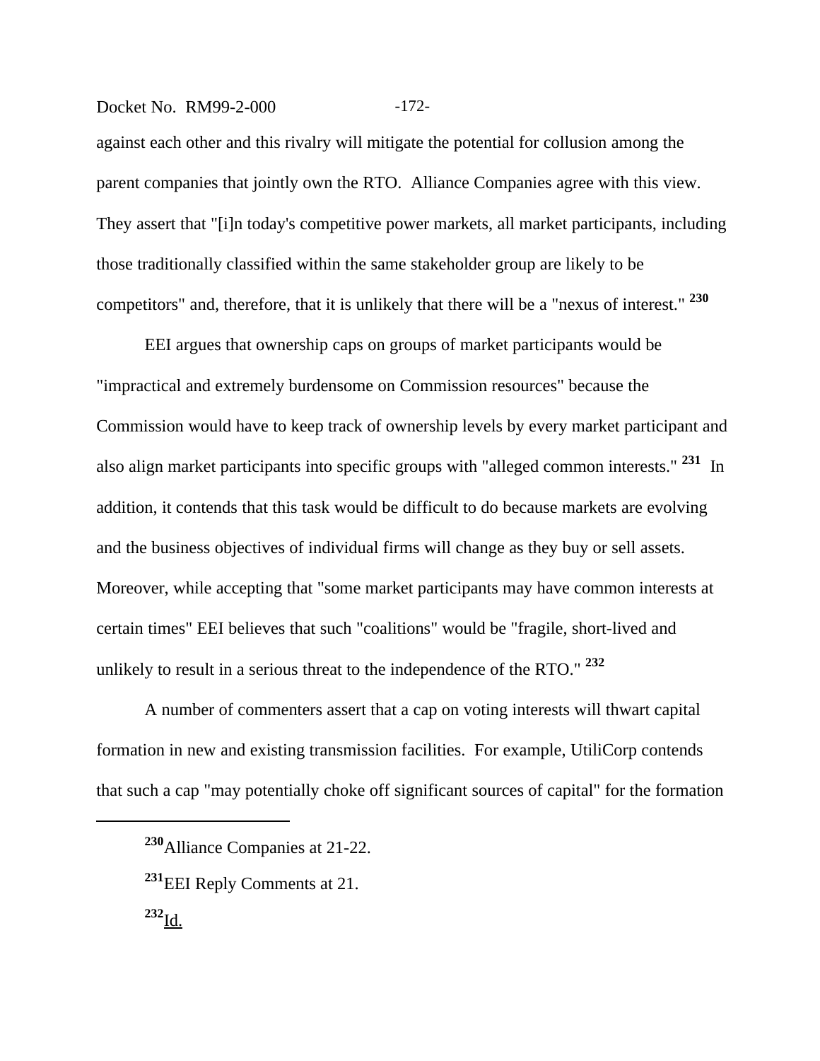against each other and this rivalry will mitigate the potential for collusion among the parent companies that jointly own the RTO. Alliance Companies agree with this view. They assert that "[i]n today's competitive power markets, all market participants, including those traditionally classified within the same stakeholder group are likely to be competitors" and, therefore, that it is unlikely that there will be a "nexus of interest." [230]

EEI argues that ownership caps on groups of market participants would be "impractical and extremely burdensome on Commission resources" because the Commission would have to keep track of ownership levels by every market participant and also align market participants into specific groups with "alleged common interests." [231] In addition, it contends that this task would be difficult to do because markets are evolving and the business objectives of individual firms will change as they buy or sell assets. Moreover, while accepting that "some market participants may have common interests at certain times" EEI believes that such "coalitions" would be "fragile, short-lived and unlikely to result in a serious threat to the independence of the RTO." [232]

A number of commenters assert that a cap on voting interests will thwart capital formation in new and existing transmission facilities. For example, UtiliCorp contends that such a cap "may potentially choke off significant sources of capital" for the formation

---

[230] Alliance Companies at 21-22.

[231] EEI Reply Comments at 21.

[232] Id.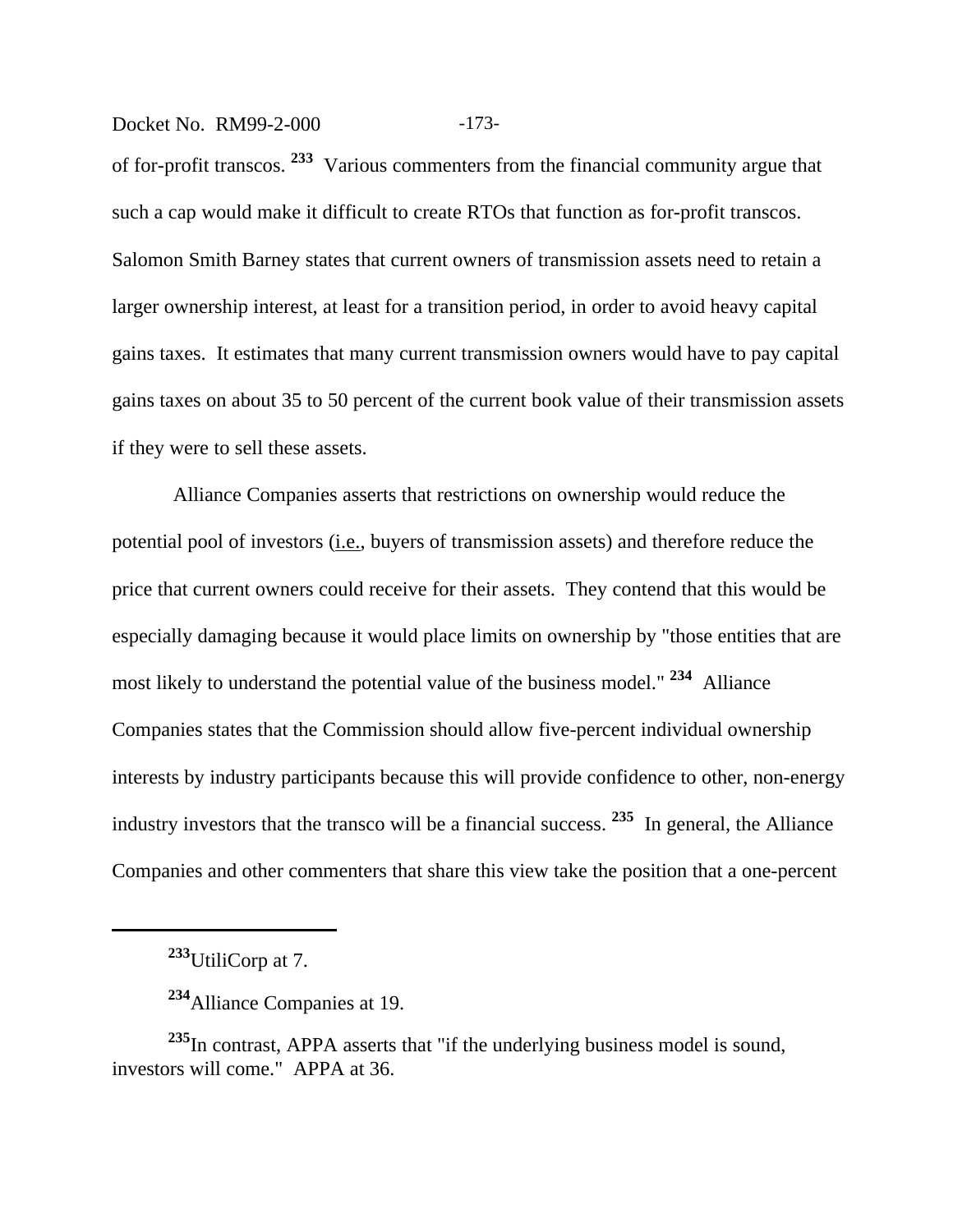of for-profit transcos. [233] Various commenters from the financial community argue that such a cap would make it difficult to create RTOs that function as for-profit transcos. Salomon Smith Barney states that current owners of transmission assets need to retain a larger ownership interest, at least for a transition period, in order to avoid heavy capital gains taxes. It estimates that many current transmission owners would have to pay capital gains taxes on about 35 to 50 percent of the current book value of their transmission assets if they were to sell these assets.

Alliance Companies asserts that restrictions on ownership would reduce the potential pool of investors (i.e., buyers of transmission assets) and therefore reduce the price that current owners could receive for their assets. They contend that this would be especially damaging because it would place limits on ownership by "those entities that are most likely to understand the potential value of the business model." [234] Alliance Companies states that the Commission should allow five-percent individual ownership interests by industry participants because this will provide confidence to other, non-energy industry investors that the transco will be a financial success. [235] In general, the Alliance Companies and other commenters that share this view take the position that a one-percent

---

[233] UtiliCorp at 7.

[234] Alliance Companies at 19.

[235] In contrast, APPA asserts that "if the underlying business model is sound, investors will come." APPA at 36.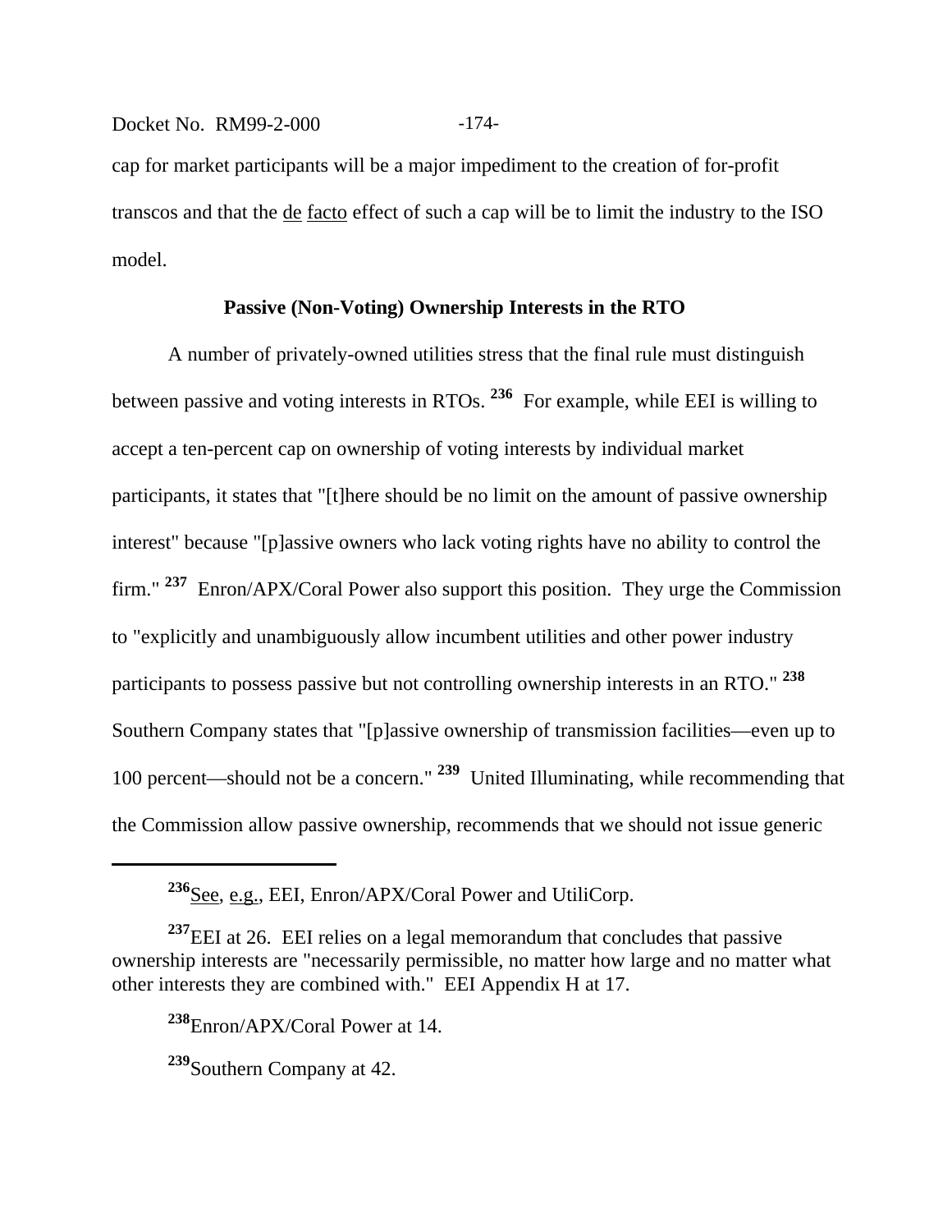cap for market participants will be a major impediment to the creation of for-profit transcos and that the de facto effect of such a cap will be to limit the industry to the ISO model.

**Passive (Non-Voting) Ownership Interests in the RTO**

A number of privately-owned utilities stress that the final rule must distinguish between passive and voting interests in RTOs. [236] For example, while EEI is willing to accept a ten-percent cap on ownership of voting interests by individual market participants, it states that "[t]here should be no limit on the amount of passive ownership interest" because "[p]assive owners who lack voting rights have no ability to control the firm." [237] Enron/APX/Coral Power also support this position. They urge the Commission to "explicitly and unambiguously allow incumbent utilities and other power industry participants to possess passive but not controlling ownership interests in an RTO." [238] Southern Company states that "[p]assive ownership of transmission facilities—even up to 100 percent—should not be a concern." [239] United Illuminating, while recommending that the Commission allow passive ownership, recommends that we should not issue generic

---

[236] See, e.g., EEI, Enron/APX/Coral Power and UtiliCorp.

[237] EEI at 26. EEI relies on a legal memorandum that concludes that passive ownership interests are "necessarily permissible, no matter how large and no matter what other interests they are combined with." EEI Appendix H at 17.

[238] Enron/APX/Coral Power at 14.

[239] Southern Company at 42.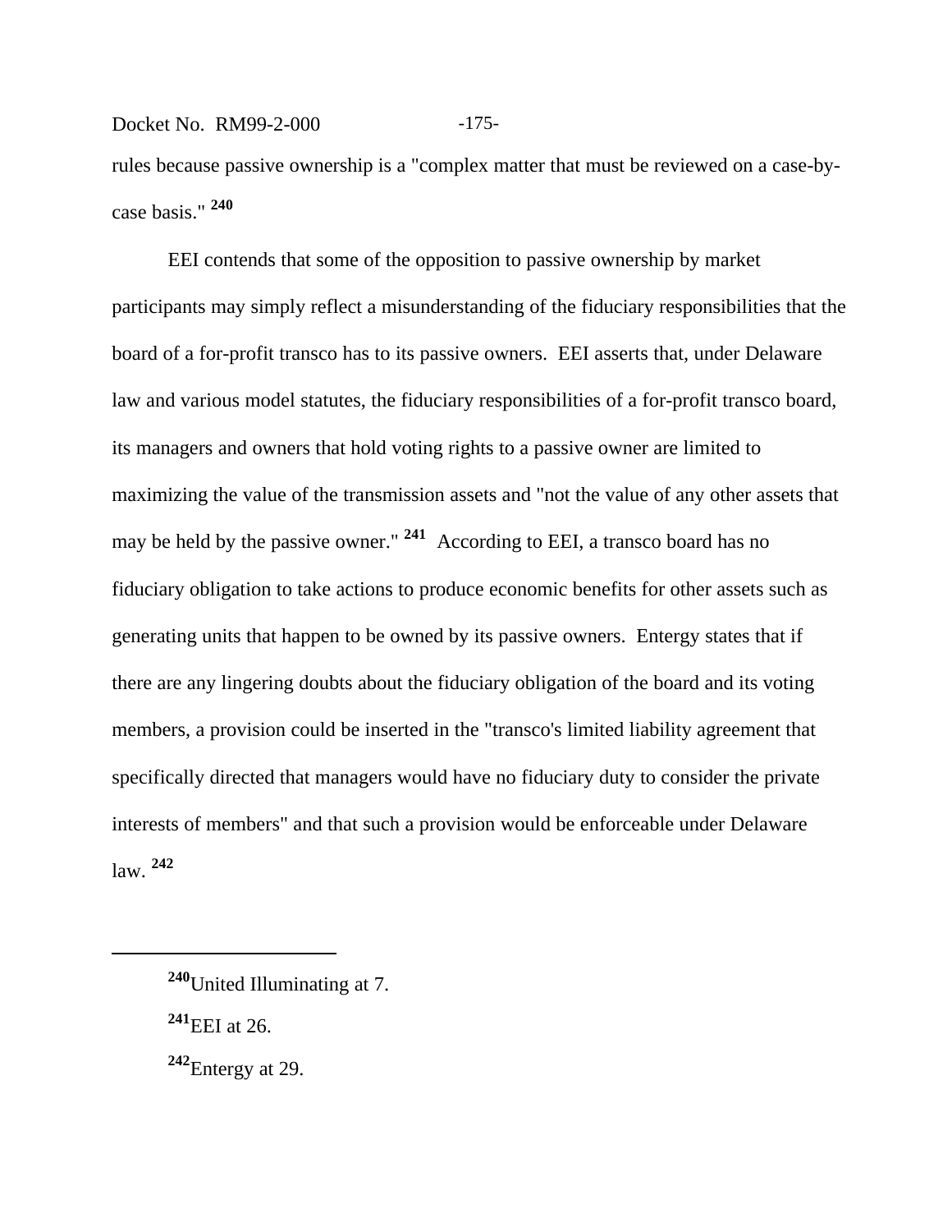rules because passive ownership is a "complex matter that must be reviewed on a case-by-case basis." [240]

EEI contends that some of the opposition to passive ownership by market participants may simply reflect a misunderstanding of the fiduciary responsibilities that the board of a for-profit transco has to its passive owners. EEI asserts that, under Delaware law and various model statutes, the fiduciary responsibilities of a for-profit transco board, its managers and owners that hold voting rights to a passive owner are limited to maximizing the value of the transmission assets and "not the value of any other assets that may be held by the passive owner." [241] According to EEI, a transco board has no fiduciary obligation to take actions to produce economic benefits for other assets such as generating units that happen to be owned by its passive owners. Entergy states that if there are any lingering doubts about the fiduciary obligation of the board and its voting members, a provision could be inserted in the "transco's limited liability agreement that specifically directed that managers would have no fiduciary duty to consider the private interests of members" and that such a provision would be enforceable under Delaware law. [242]

---

[240] United Illuminating at 7.

[241] EEI at 26.

[242] Entergy at 29.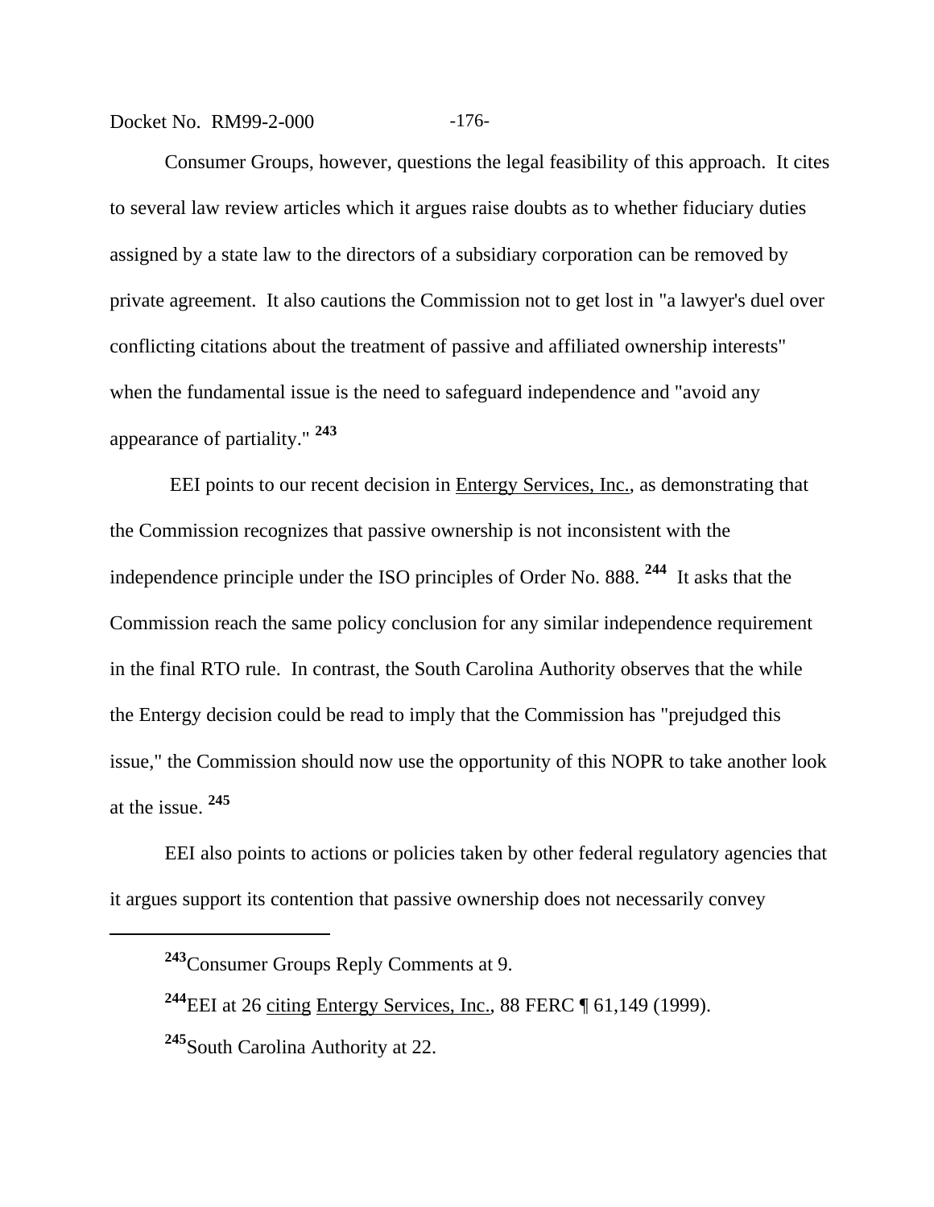Consumer Groups, however, questions the legal feasibility of this approach. It cites to several law review articles which it argues raise doubts as to whether fiduciary duties assigned by a state law to the directors of a subsidiary corporation can be removed by private agreement. It also cautions the Commission not to get lost in "a lawyer's duel over conflicting citations about the treatment of passive and affiliated ownership interests" when the fundamental issue is the need to safeguard independence and "avoid any appearance of partiality." [243]

EEI points to our recent decision in Entergy Services, Inc., as demonstrating that the Commission recognizes that passive ownership is not inconsistent with the independence principle under the ISO principles of Order No. 888. [244] It asks that the Commission reach the same policy conclusion for any similar independence requirement in the final RTO rule. In contrast, the South Carolina Authority observes that the while the Entergy decision could be read to imply that the Commission has "prejudged this issue," the Commission should now use the opportunity of this NOPR to take another look at the issue. [245]

EEI also points to actions or policies taken by other federal regulatory agencies that it argues support its contention that passive ownership does not necessarily convey

---

[243] Consumer Groups Reply Comments at 9.

[244] EEI at 26 citing Entergy Services, Inc., 88 FERC ¶ 61,149 (1999).

[245] South Carolina Authority at 22.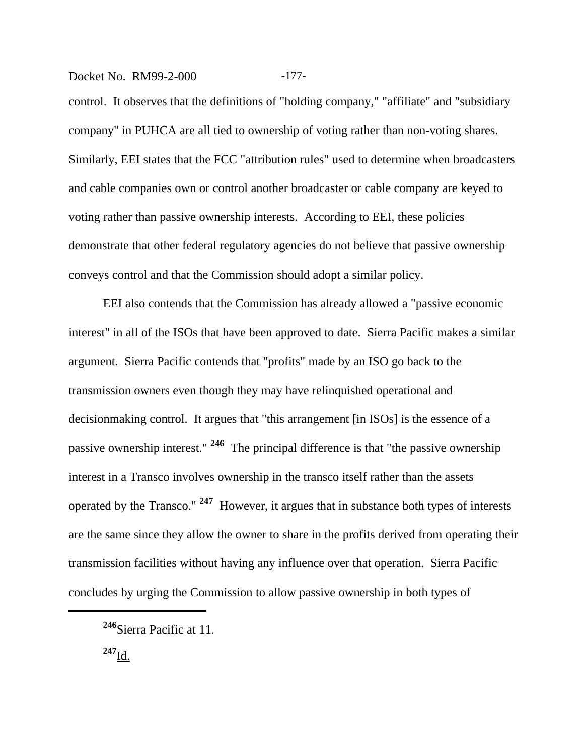control. It observes that the definitions of "holding company," "affiliate" and "subsidiary company" in PUHCA are all tied to ownership of voting rather than non-voting shares. Similarly, EEI states that the FCC "attribution rules" used to determine when broadcasters and cable companies own or control another broadcaster or cable company are keyed to voting rather than passive ownership interests. According to EEI, these policies demonstrate that other federal regulatory agencies do not believe that passive ownership conveys control and that the Commission should adopt a similar policy.

EEI also contends that the Commission has already allowed a "passive economic interest" in all of the ISOs that have been approved to date. Sierra Pacific makes a similar argument. Sierra Pacific contends that "profits" made by an ISO go back to the transmission owners even though they may have relinquished operational and decisionmaking control. It argues that "this arrangement [in ISOs] is the essence of a passive ownership interest." [246] The principal difference is that "the passive ownership interest in a Transco involves ownership in the transco itself rather than the assets operated by the Transco." [247] However, it argues that in substance both types of interests are the same since they allow the owner to share in the profits derived from operating their transmission facilities without having any influence over that operation. Sierra Pacific concludes by urging the Commission to allow passive ownership in both types of

---

[246] Sierra Pacific at 11.

[247] Id.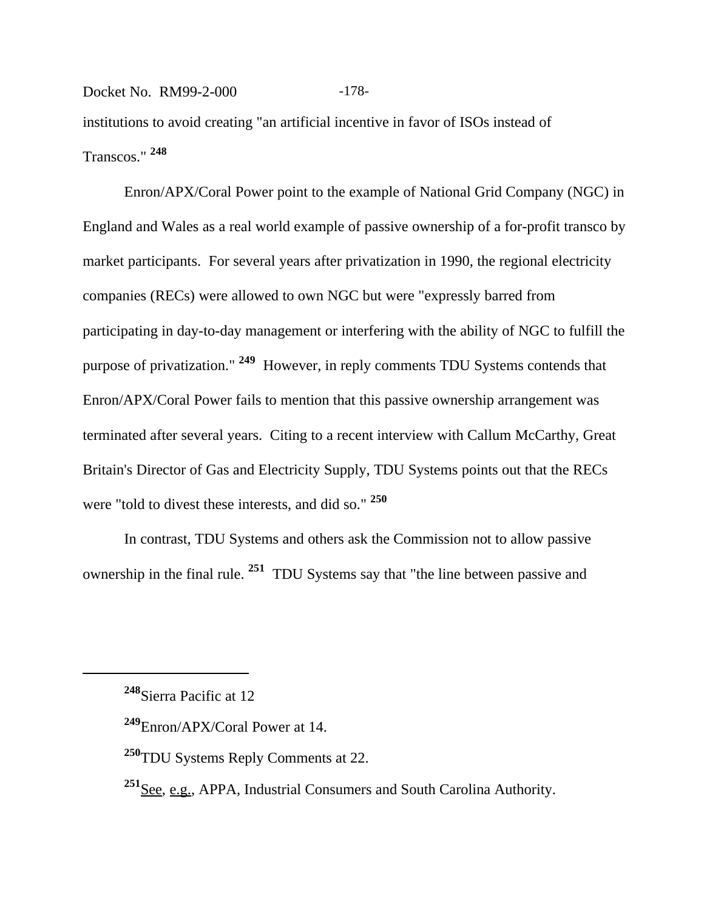institutions to avoid creating "an artificial incentive in favor of ISOs instead of Transcos." [248]

Enron/APX/Coral Power point to the example of National Grid Company (NGC) in England and Wales as a real world example of passive ownership of a for-profit transco by market participants. For several years after privatization in 1990, the regional electricity companies (RECs) were allowed to own NGC but were "expressly barred from participating in day-to-day management or interfering with the ability of NGC to fulfill the purpose of privatization." [249] However, in reply comments TDU Systems contends that Enron/APX/Coral Power fails to mention that this passive ownership arrangement was terminated after several years. Citing to a recent interview with Callum McCarthy, Great Britain's Director of Gas and Electricity Supply, TDU Systems points out that the RECs were "told to divest these interests, and did so." [250]

In contrast, TDU Systems and others ask the Commission not to allow passive ownership in the final rule. [251] TDU Systems say that "the line between passive and

---

[248] Sierra Pacific at 12

[249] Enron/APX/Coral Power at 14.

[250] TDU Systems Reply Comments at 22.

[251] See, e.g., APPA, Industrial Consumers and South Carolina Authority.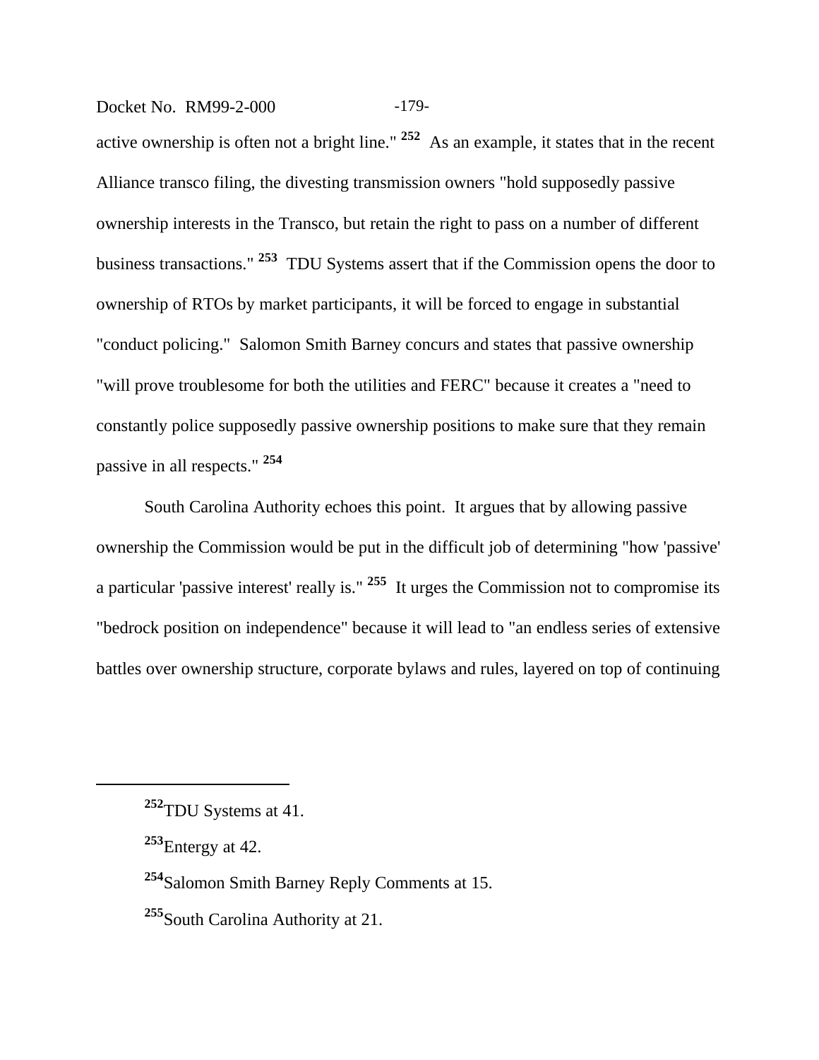active ownership is often not a bright line." [252] As an example, it states that in the recent Alliance transco filing, the divesting transmission owners "hold supposedly passive ownership interests in the Transco, but retain the right to pass on a number of different business transactions." [253] TDU Systems assert that if the Commission opens the door to ownership of RTOs by market participants, it will be forced to engage in substantial "conduct policing." Salomon Smith Barney concurs and states that passive ownership "will prove troublesome for both the utilities and FERC" because it creates a "need to constantly police supposedly passive ownership positions to make sure that they remain passive in all respects." [254]

South Carolina Authority echoes this point. It argues that by allowing passive ownership the Commission would be put in the difficult job of determining "how 'passive' a particular 'passive interest' really is." [255] It urges the Commission not to compromise its "bedrock position on independence" because it will lead to "an endless series of extensive battles over ownership structure, corporate bylaws and rules, layered on top of continuing

---

[252] TDU Systems at 41.

[253] Entergy at 42.

[254] Salomon Smith Barney Reply Comments at 15.

[255] South Carolina Authority at 21.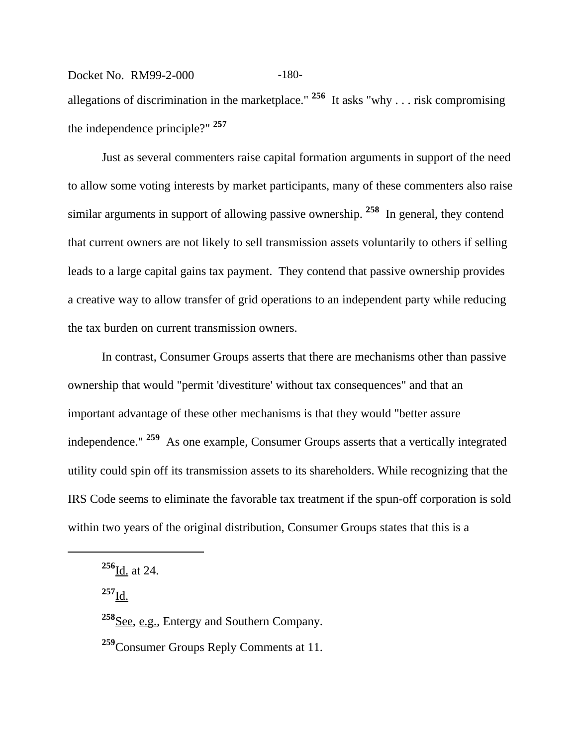allegations of discrimination in the marketplace." [256] It asks "why . . . risk compromising the independence principle?" [257]

Just as several commenters raise capital formation arguments in support of the need to allow some voting interests by market participants, many of these commenters also raise similar arguments in support of allowing passive ownership. [258] In general, they contend that current owners are not likely to sell transmission assets voluntarily to others if selling leads to a large capital gains tax payment. They contend that passive ownership provides a creative way to allow transfer of grid operations to an independent party while reducing the tax burden on current transmission owners.

In contrast, Consumer Groups asserts that there are mechanisms other than passive ownership that would "permit 'divestiture' without tax consequences" and that an important advantage of these other mechanisms is that they would "better assure independence." [259] As one example, Consumer Groups asserts that a vertically integrated utility could spin off its transmission assets to its shareholders. While recognizing that the IRS Code seems to eliminate the favorable tax treatment if the spun-off corporation is sold within two years of the original distribution, Consumer Groups states that this is a

---

[256] Id. at 24.

[257] Id.

[258] See, e.g., Entergy and Southern Company.

[259] Consumer Groups Reply Comments at 11.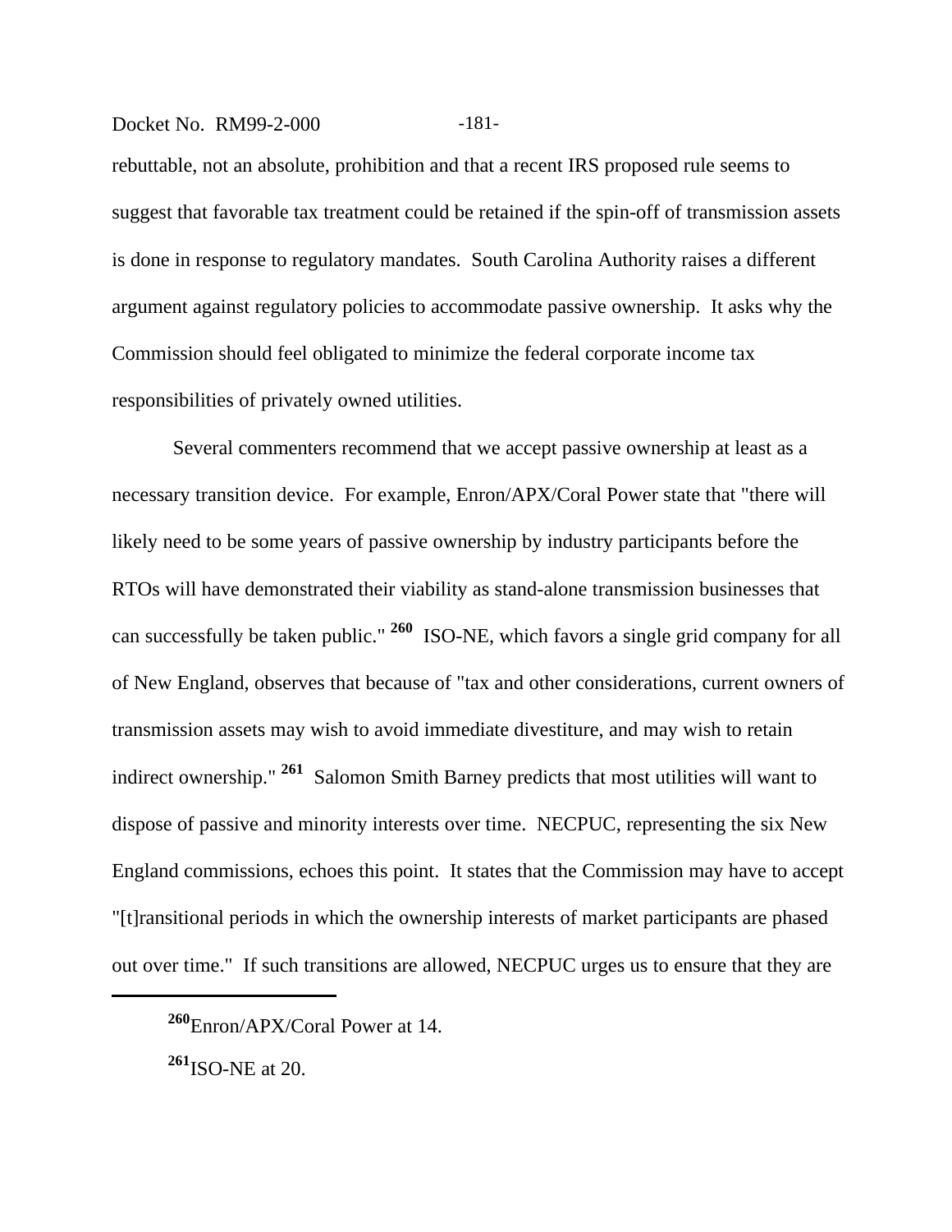rebuttable, not an absolute, prohibition and that a recent IRS proposed rule seems to suggest that favorable tax treatment could be retained if the spin-off of transmission assets is done in response to regulatory mandates. South Carolina Authority raises a different argument against regulatory policies to accommodate passive ownership. It asks why the Commission should feel obligated to minimize the federal corporate income tax responsibilities of privately owned utilities.

Several commenters recommend that we accept passive ownership at least as a necessary transition device. For example, Enron/APX/Coral Power state that "there will likely need to be some years of passive ownership by industry participants before the RTOs will have demonstrated their viability as stand-alone transmission businesses that can successfully be taken public." [260] ISO-NE, which favors a single grid company for all of New England, observes that because of "tax and other considerations, current owners of transmission assets may wish to avoid immediate divestiture, and may wish to retain indirect ownership." [261] Salomon Smith Barney predicts that most utilities will want to dispose of passive and minority interests over time. NECPUC, representing the six New England commissions, echoes this point. It states that the Commission may have to accept "[t]ransitional periods in which the ownership interests of market participants are phased out over time." If such transitions are allowed, NECPUC urges us to ensure that they are

[260] Enron/APX/Coral Power at 14.

[261] ISO-NE at 20.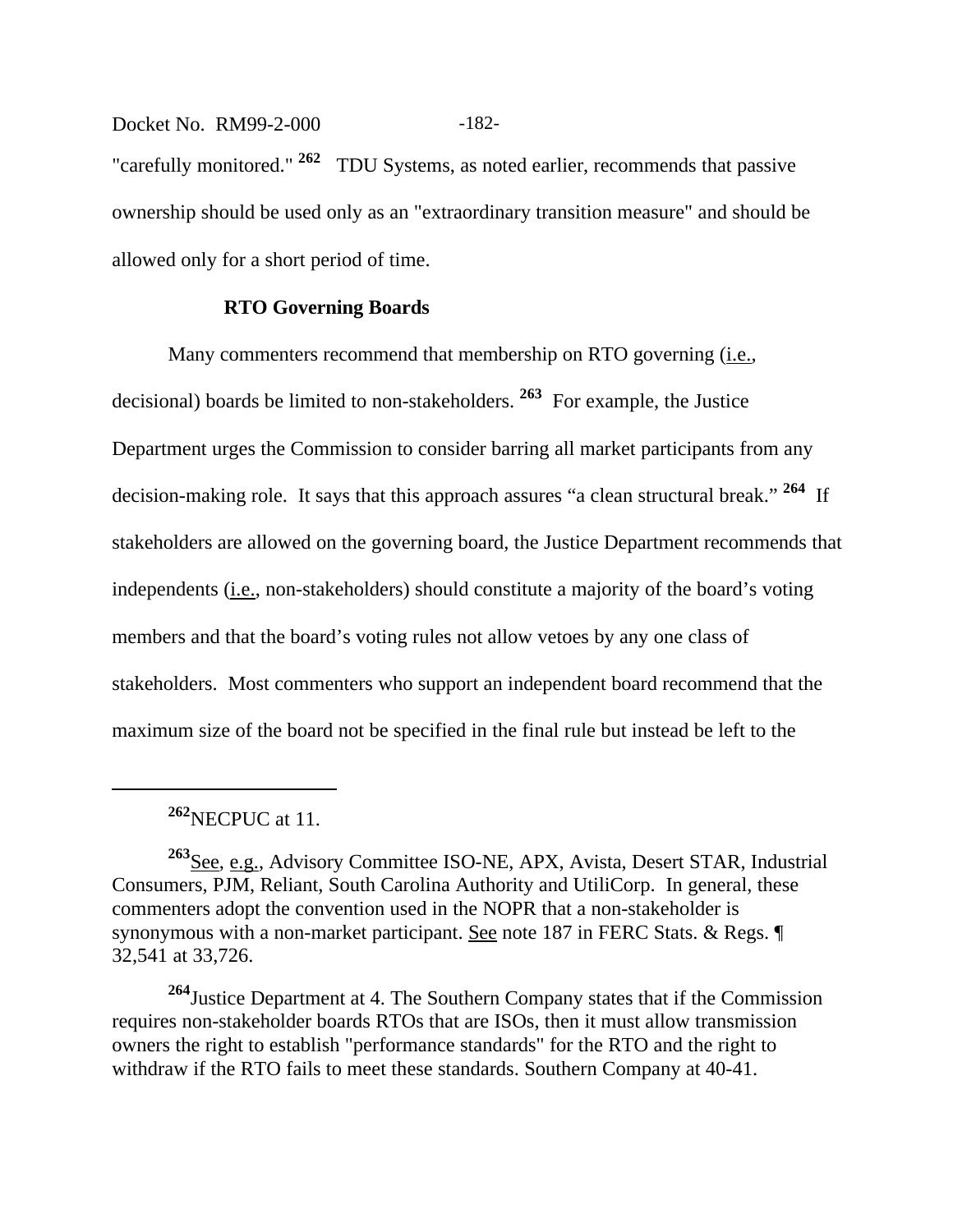"carefully monitored." [262] TDU Systems, as noted earlier, recommends that passive ownership should be used only as an "extraordinary transition measure" and should be allowed only for a short period of time.

**RTO Governing Boards**

Many commenters recommend that membership on RTO governing (i.e., decisional) boards be limited to non-stakeholders. [263] For example, the Justice Department urges the Commission to consider barring all market participants from any decision-making role. It says that this approach assures "a clean structural break." [264] If stakeholders are allowed on the governing board, the Justice Department recommends that independents (i.e., non-stakeholders) should constitute a majority of the board's voting members and that the board's voting rules not allow vetoes by any one class of stakeholders. Most commenters who support an independent board recommend that the maximum size of the board not be specified in the final rule but instead be left to the

---

[262] NECPUC at 11.

[263] See, e.g., Advisory Committee ISO-NE, APX, Avista, Desert STAR, Industrial Consumers, PJM, Reliant, South Carolina Authority and UtiliCorp. In general, these commenters adopt the convention used in the NOPR that a non-stakeholder is synonymous with a non-market participant. See note 187 in FERC Stats. & Regs. ¶ 32,541 at 33,726.

[264] Justice Department at 4. The Southern Company states that if the Commission requires non-stakeholder boards RTOs that are ISOs, then it must allow transmission owners the right to establish "performance standards" for the RTO and the right to withdraw if the RTO fails to meet these standards. Southern Company at 40-41.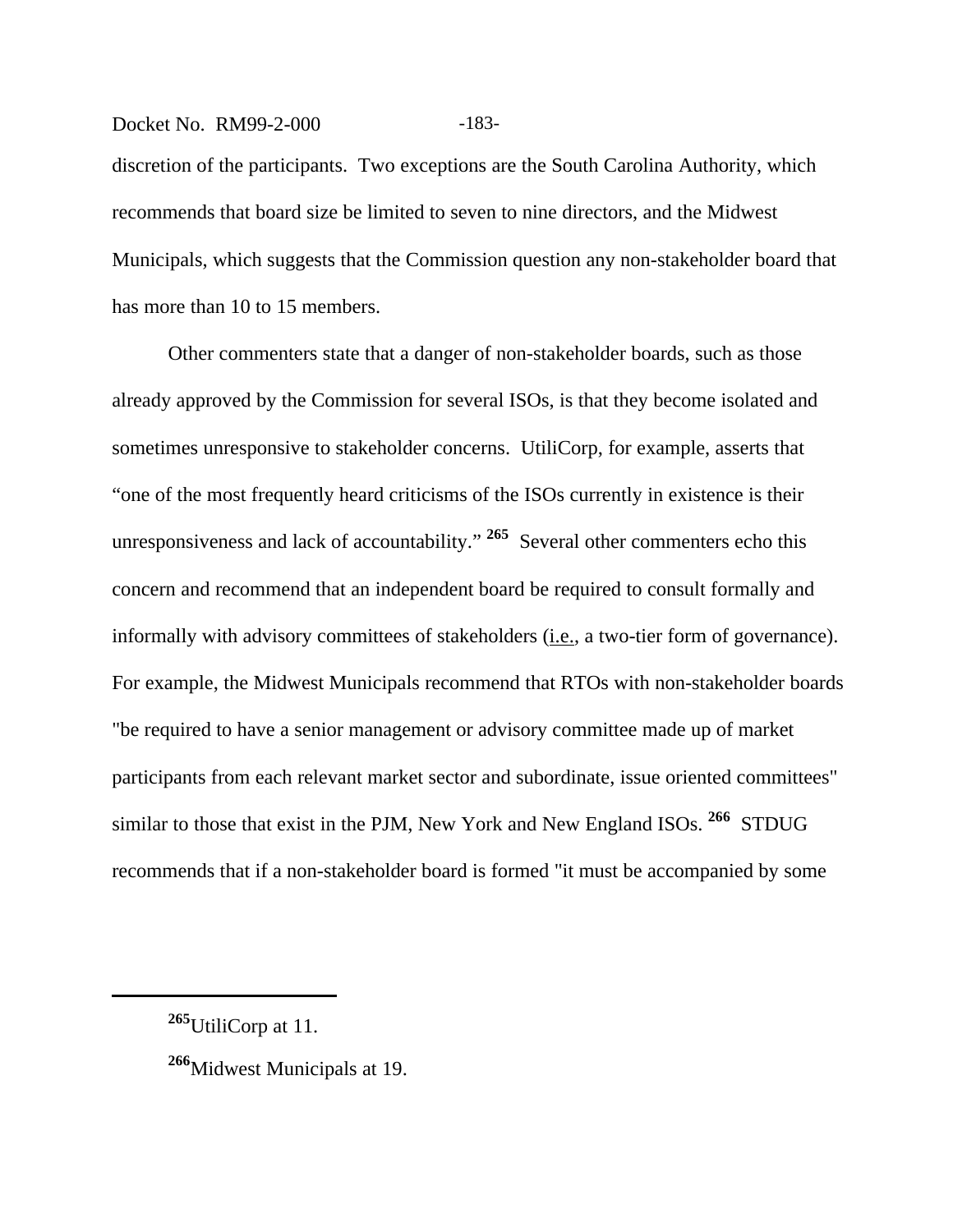discretion of the participants. Two exceptions are the South Carolina Authority, which recommends that board size be limited to seven to nine directors, and the Midwest Municipals, which suggests that the Commission question any non-stakeholder board that has more than 10 to 15 members.

Other commenters state that a danger of non-stakeholder boards, such as those already approved by the Commission for several ISOs, is that they become isolated and sometimes unresponsive to stakeholder concerns. UtiliCorp, for example, asserts that "one of the most frequently heard criticisms of the ISOs currently in existence is their unresponsiveness and lack of accountability." [265] Several other commenters echo this concern and recommend that an independent board be required to consult formally and informally with advisory committees of stakeholders (i.e., a two-tier form of governance). For example, the Midwest Municipals recommend that RTOs with non-stakeholder boards "be required to have a senior management or advisory committee made up of market participants from each relevant market sector and subordinate, issue oriented committees" similar to those that exist in the PJM, New York and New England ISOs. [266] STDUG recommends that if a non-stakeholder board is formed "it must be accompanied by some

---

[265] UtiliCorp at 11.

[266] Midwest Municipals at 19.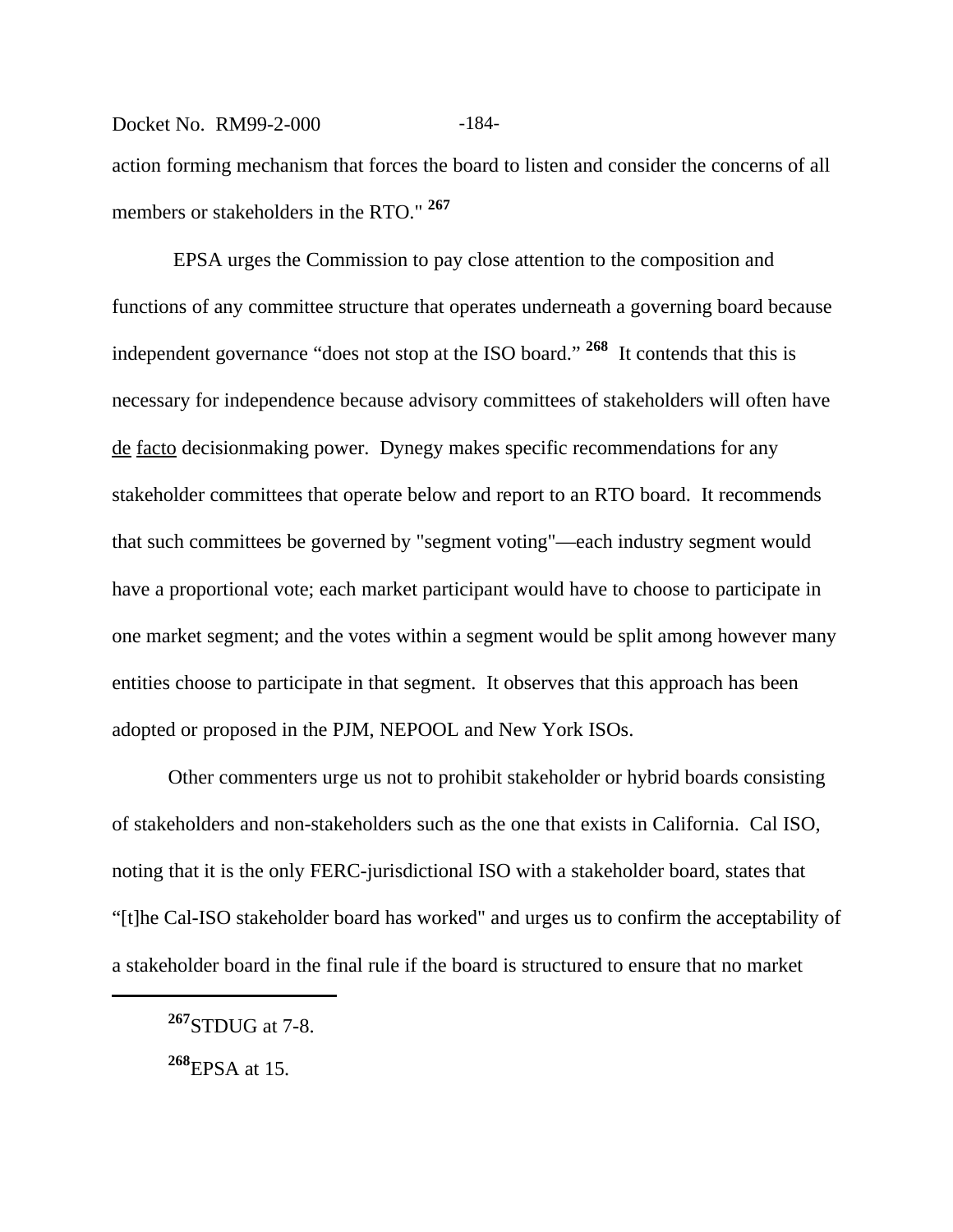action forming mechanism that forces the board to listen and consider the concerns of all members or stakeholders in the RTO." [267]

EPSA urges the Commission to pay close attention to the composition and functions of any committee structure that operates underneath a governing board because independent governance "does not stop at the ISO board." [268] It contends that this is necessary for independence because advisory committees of stakeholders will often have de facto decisionmaking power. Dynegy makes specific recommendations for any stakeholder committees that operate below and report to an RTO board. It recommends that such committees be governed by "segment voting"—each industry segment would have a proportional vote; each market participant would have to choose to participate in one market segment; and the votes within a segment would be split among however many entities choose to participate in that segment. It observes that this approach has been adopted or proposed in the PJM, NEPOOL and New York ISOs.

Other commenters urge us not to prohibit stakeholder or hybrid boards consisting of stakeholders and non-stakeholders such as the one that exists in California. Cal ISO, noting that it is the only FERC-jurisdictional ISO with a stakeholder board, states that "[t]he Cal-ISO stakeholder board has worked" and urges us to confirm the acceptability of a stakeholder board in the final rule if the board is structured to ensure that no market

---

[267] STDUG at 7-8.

[268] EPSA at 15.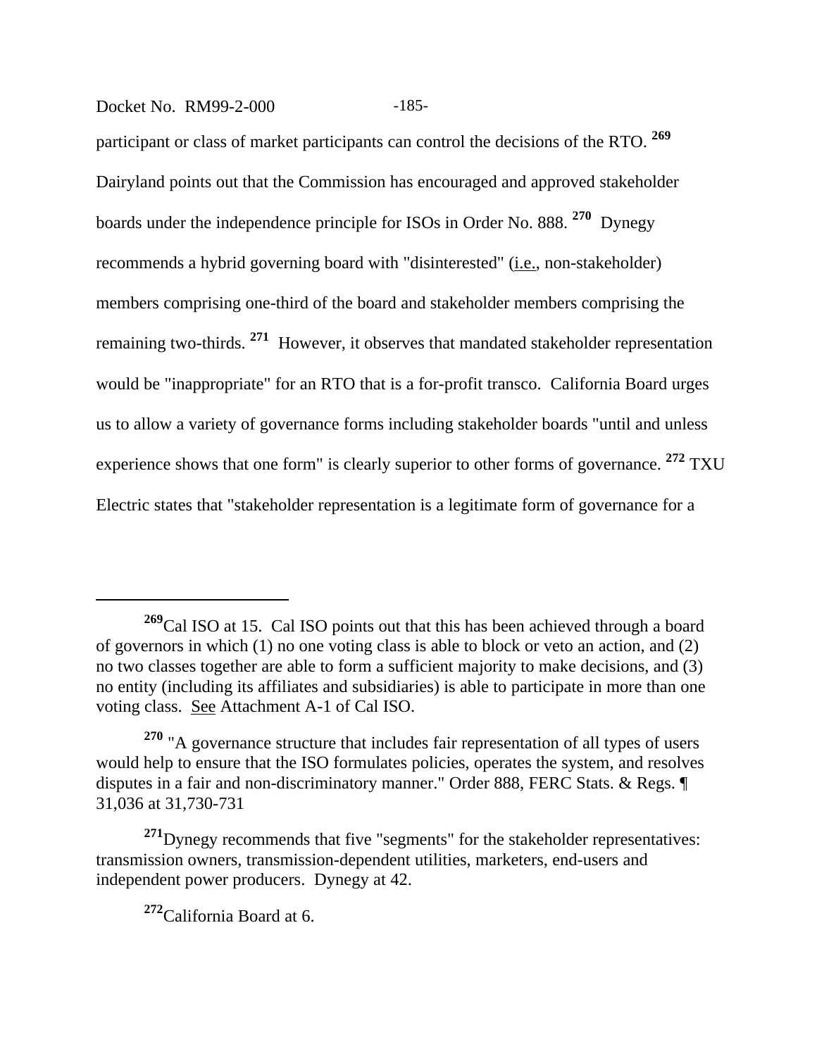participant or class of market participants can control the decisions of the RTO. [269] Dairyland points out that the Commission has encouraged and approved stakeholder boards under the independence principle for ISOs in Order No. 888. [270] Dynegy recommends a hybrid governing board with "disinterested" (i.e., non-stakeholder) members comprising one-third of the board and stakeholder members comprising the remaining two-thirds. [271] However, it observes that mandated stakeholder representation would be "inappropriate" for an RTO that is a for-profit transco. California Board urges us to allow a variety of governance forms including stakeholder boards "until and unless experience shows that one form" is clearly superior to other forms of governance. [272] TXU Electric states that "stakeholder representation is a legitimate form of governance for a

---

[269] Cal ISO at 15. Cal ISO points out that this has been achieved through a board of governors in which (1) no one voting class is able to block or veto an action, and (2) no two classes together are able to form a sufficient majority to make decisions, and (3) no entity (including its affiliates and subsidiaries) is able to participate in more than one voting class. See Attachment A-1 of Cal ISO.

[270] "A governance structure that includes fair representation of all types of users would help to ensure that the ISO formulates policies, operates the system, and resolves disputes in a fair and non-discriminatory manner." Order 888, FERC Stats. & Regs. ¶ 31,036 at 31,730-731

[271] Dynegy recommends that five "segments" for the stakeholder representatives: transmission owners, transmission-dependent utilities, marketers, end-users and independent power producers. Dynegy at 42.

[272] California Board at 6.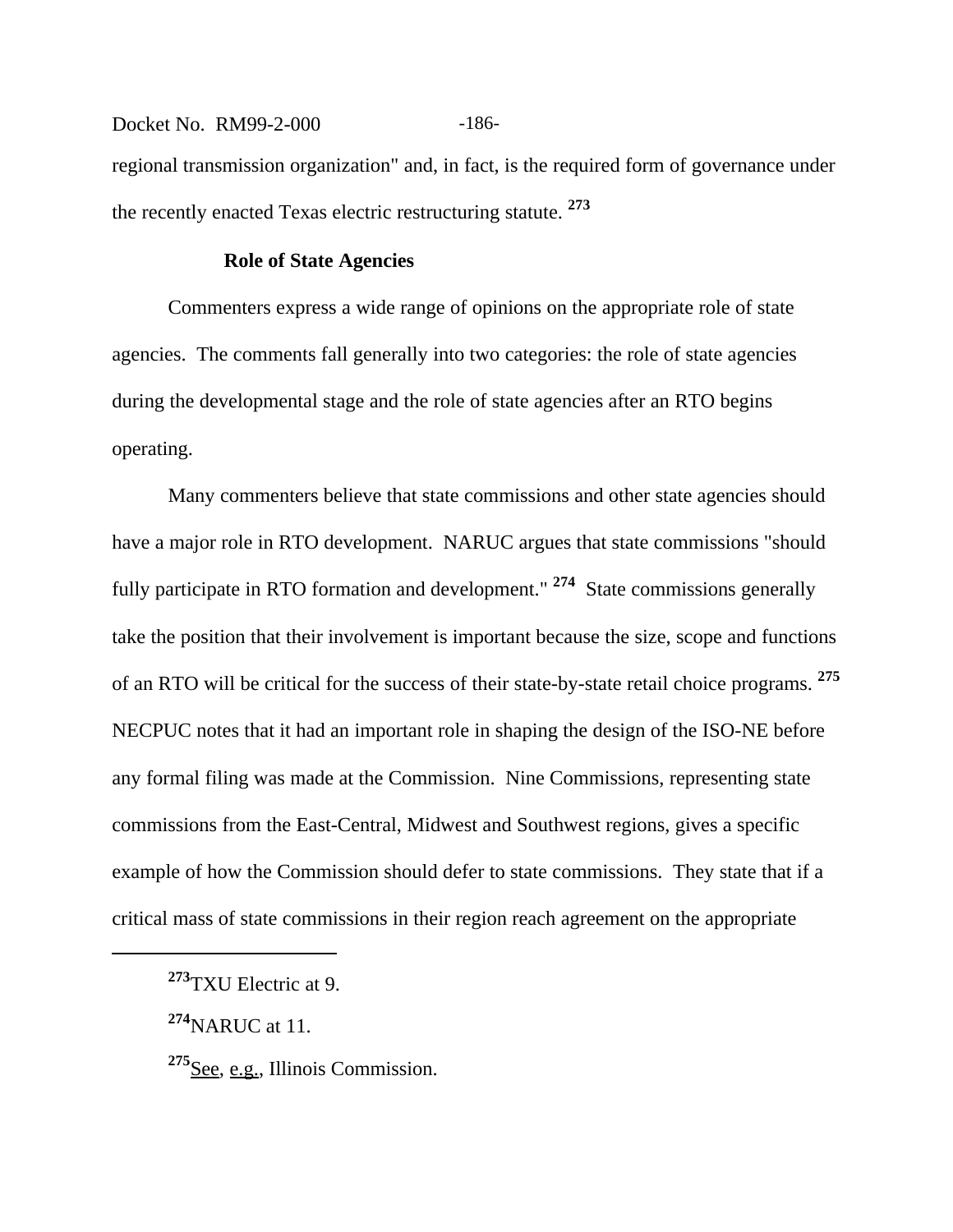regional transmission organization" and, in fact, is the required form of governance under the recently enacted Texas electric restructuring statute. [273]

### Role of State Agencies

Commenters express a wide range of opinions on the appropriate role of state agencies. The comments fall generally into two categories: the role of state agencies during the developmental stage and the role of state agencies after an RTO begins operating.

Many commenters believe that state commissions and other state agencies should have a major role in RTO development. NARUC argues that state commissions "should fully participate in RTO formation and development." [274] State commissions generally take the position that their involvement is important because the size, scope and functions of an RTO will be critical for the success of their state-by-state retail choice programs. [275] NECPUC notes that it had an important role in shaping the design of the ISO-NE before any formal filing was made at the Commission. Nine Commissions, representing state commissions from the East-Central, Midwest and Southwest regions, gives a specific example of how the Commission should defer to state commissions. They state that if a critical mass of state commissions in their region reach agreement on the appropriate

---

[273] TXU Electric at 9.

[274] NARUC at 11.

[275] See, e.g., Illinois Commission.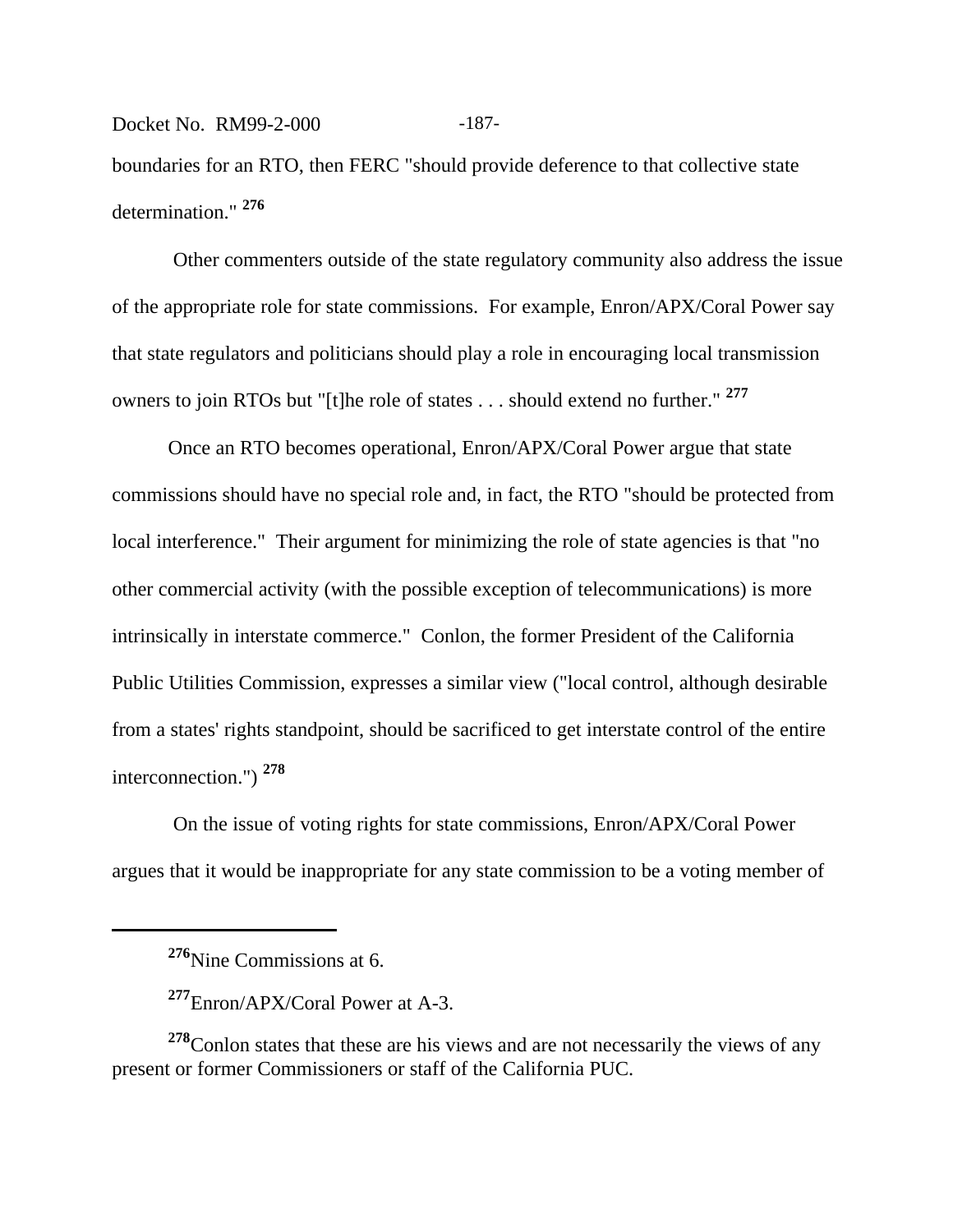boundaries for an RTO, then FERC "should provide deference to that collective state determination." [276]

Other commenters outside of the state regulatory community also address the issue of the appropriate role for state commissions. For example, Enron/APX/Coral Power say that state regulators and politicians should play a role in encouraging local transmission owners to join RTOs but "[t]he role of states . . . should extend no further." [277]

Once an RTO becomes operational, Enron/APX/Coral Power argue that state commissions should have no special role and, in fact, the RTO "should be protected from local interference." Their argument for minimizing the role of state agencies is that "no other commercial activity (with the possible exception of telecommunications) is more intrinsically in interstate commerce." Conlon, the former President of the California Public Utilities Commission, expresses a similar view ("local control, although desirable from a states' rights standpoint, should be sacrificed to get interstate control of the entire interconnection.") [278]

On the issue of voting rights for state commissions, Enron/APX/Coral Power argues that it would be inappropriate for any state commission to be a voting member of

---

[276] Nine Commissions at 6.

[277] Enron/APX/Coral Power at A-3.

[278] Conlon states that these are his views and are not necessarily the views of any present or former Commissioners or staff of the California PUC.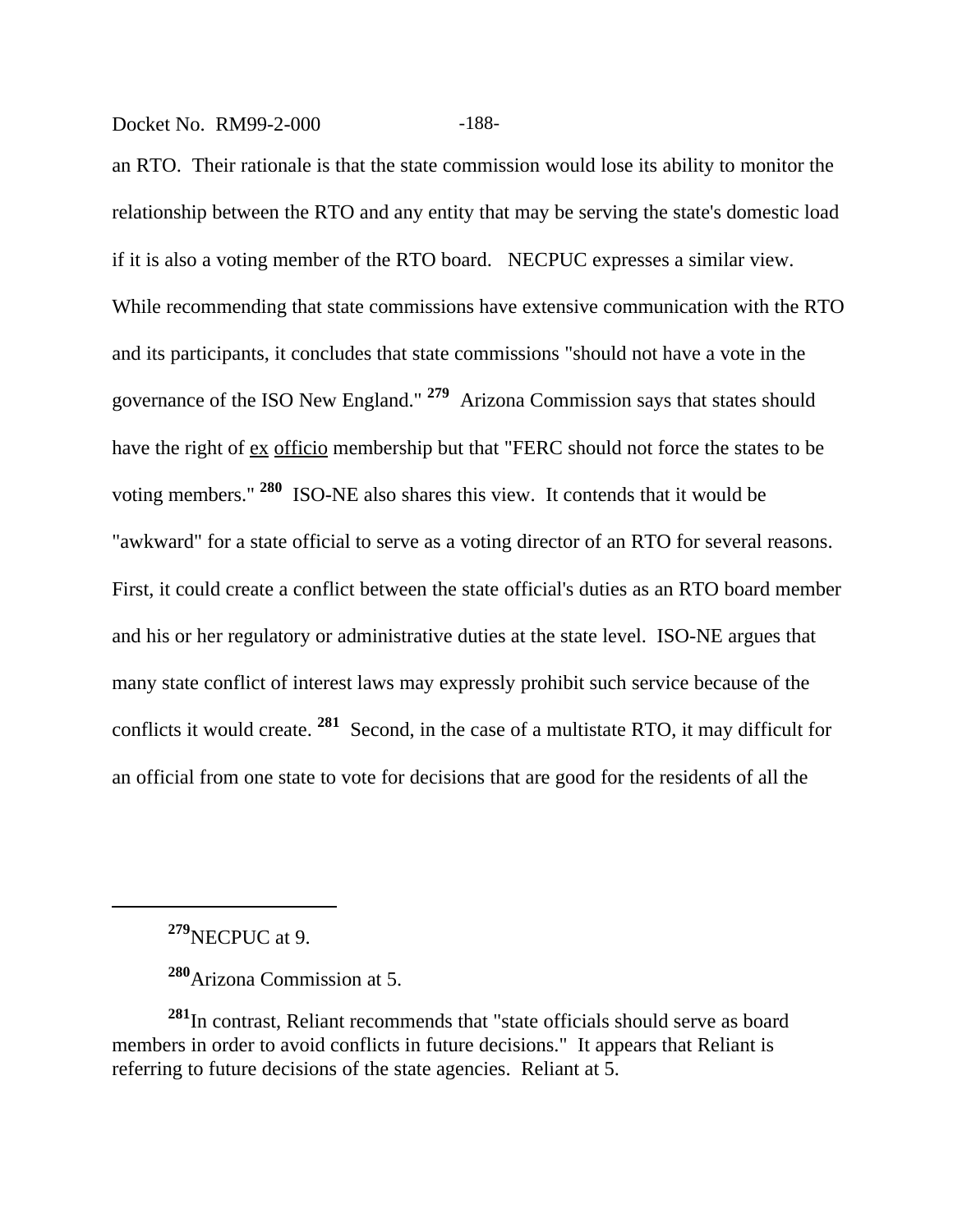an RTO. Their rationale is that the state commission would lose its ability to monitor the relationship between the RTO and any entity that may be serving the state's domestic load if it is also a voting member of the RTO board. NECPUC expresses a similar view. While recommending that state commissions have extensive communication with the RTO and its participants, it concludes that state commissions "should not have a vote in the governance of the ISO New England." [279] Arizona Commission says that states should have the right of ex officio membership but that "FERC should not force the states to be voting members." [280] ISO-NE also shares this view. It contends that it would be "awkward" for a state official to serve as a voting director of an RTO for several reasons. First, it could create a conflict between the state official's duties as an RTO board member and his or her regulatory or administrative duties at the state level. ISO-NE argues that many state conflict of interest laws may expressly prohibit such service because of the conflicts it would create. [281] Second, in the case of a multistate RTO, it may difficult for an official from one state to vote for decisions that are good for the residents of all the

---

[279]NECPUC at 9.

[280]Arizona Commission at 5.

[281]In contrast, Reliant recommends that "state officials should serve as board members in order to avoid conflicts in future decisions." It appears that Reliant is referring to future decisions of the state agencies. Reliant at 5.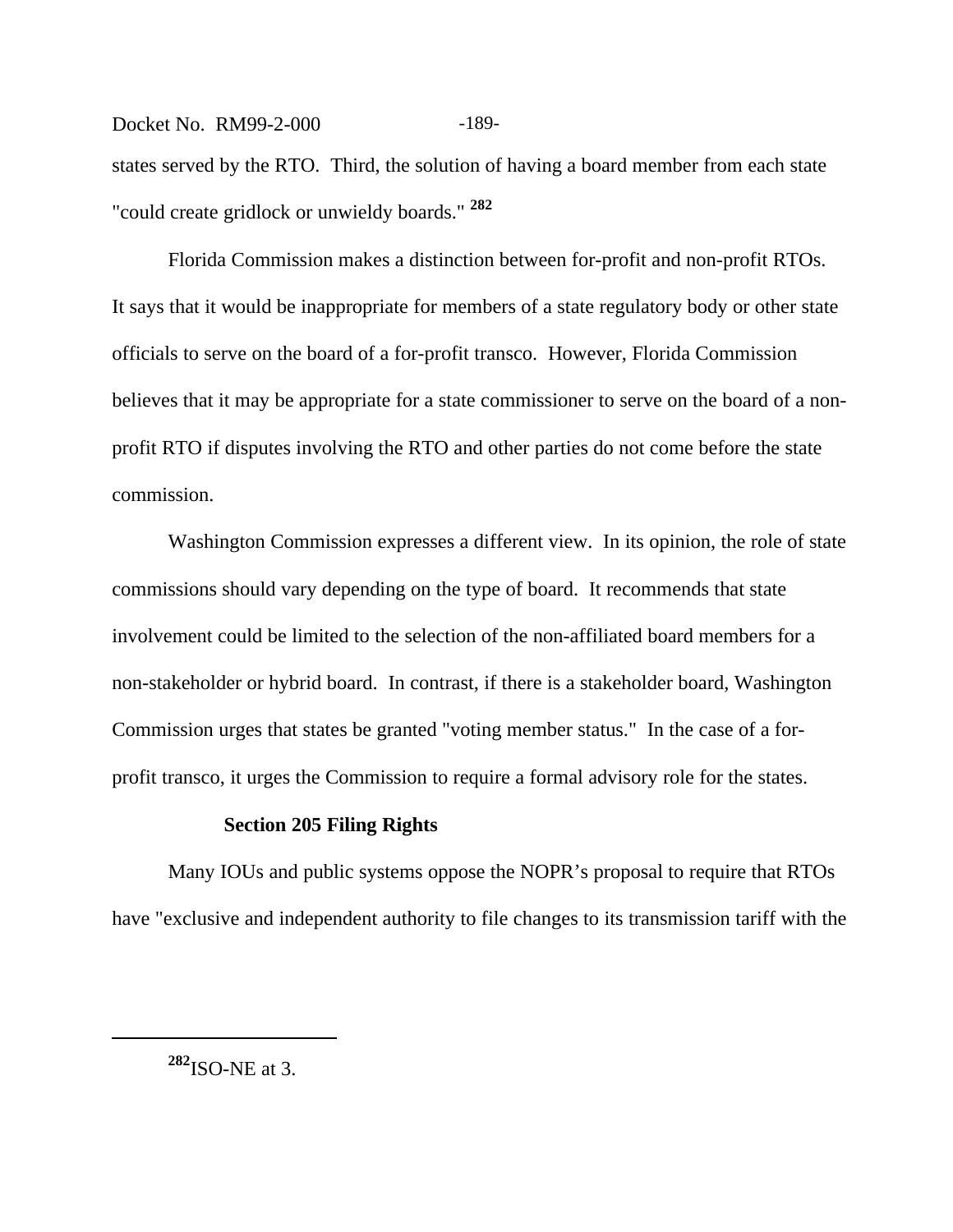states served by the RTO. Third, the solution of having a board member from each state "could create gridlock or unwieldy boards." [282]

Florida Commission makes a distinction between for-profit and non-profit RTOs. It says that it would be inappropriate for members of a state regulatory body or other state officials to serve on the board of a for-profit transco. However, Florida Commission believes that it may be appropriate for a state commissioner to serve on the board of a non-profit RTO if disputes involving the RTO and other parties do not come before the state commission.

Washington Commission expresses a different view. In its opinion, the role of state commissions should vary depending on the type of board. It recommends that state involvement could be limited to the selection of the non-affiliated board members for a non-stakeholder or hybrid board. In contrast, if there is a stakeholder board, Washington Commission urges that states be granted "voting member status." In the case of a for-profit transco, it urges the Commission to require a formal advisory role for the states.

**Section 205 Filing Rights**

Many IOUs and public systems oppose the NOPR's proposal to require that RTOs have "exclusive and independent authority to file changes to its transmission tariff with the

---

[282] ISO-NE at 3.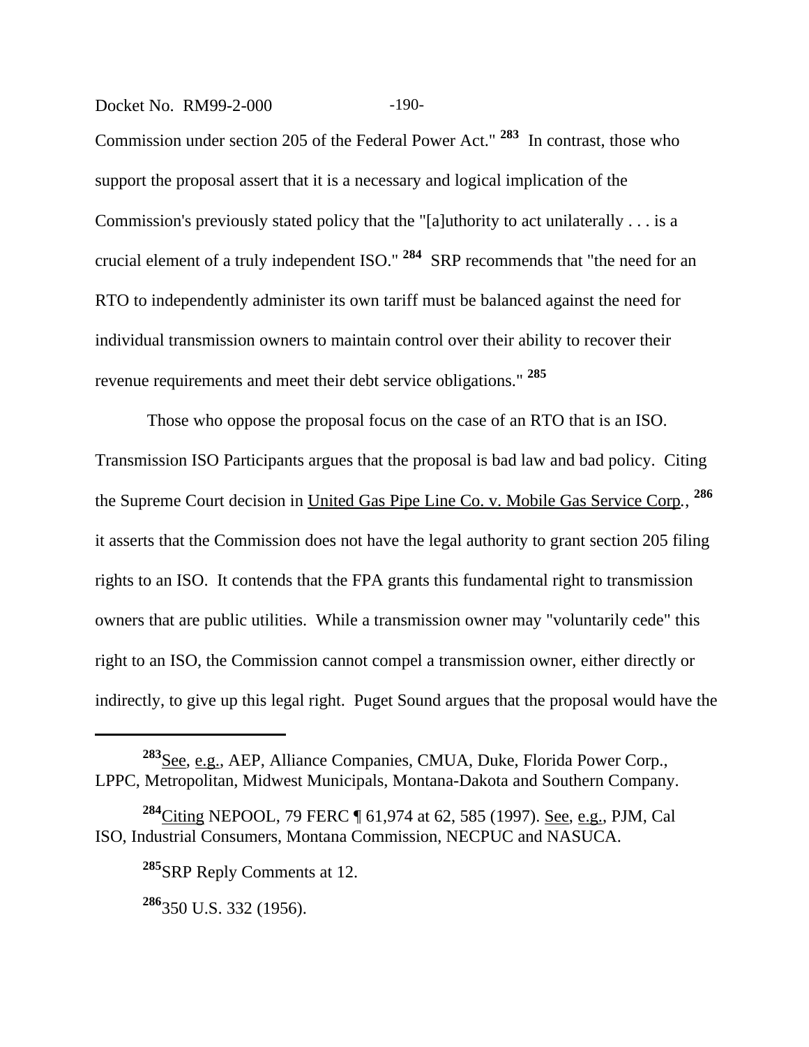Commission under section 205 of the Federal Power Act." [283] In contrast, those who support the proposal assert that it is a necessary and logical implication of the Commission's previously stated policy that the "[a]uthority to act unilaterally . . . is a crucial element of a truly independent ISO." [284] SRP recommends that "the need for an RTO to independently administer its own tariff must be balanced against the need for individual transmission owners to maintain control over their ability to recover their revenue requirements and meet their debt service obligations." [285]

Those who oppose the proposal focus on the case of an RTO that is an ISO. Transmission ISO Participants argues that the proposal is bad law and bad policy. Citing the Supreme Court decision in United Gas Pipe Line Co. v. Mobile Gas Service Corp., [286] it asserts that the Commission does not have the legal authority to grant section 205 filing rights to an ISO. It contends that the FPA grants this fundamental right to transmission owners that are public utilities. While a transmission owner may "voluntarily cede" this right to an ISO, the Commission cannot compel a transmission owner, either directly or indirectly, to give up this legal right. Puget Sound argues that the proposal would have the

---

[283] See, e.g., AEP, Alliance Companies, CMUA, Duke, Florida Power Corp., LPPC, Metropolitan, Midwest Municipals, Montana-Dakota and Southern Company.

[284] Citing NEPOOL, 79 FERC ¶ 61,974 at 62, 585 (1997). See, e.g., PJM, Cal ISO, Industrial Consumers, Montana Commission, NECPUC and NASUCA.

[285] SRP Reply Comments at 12.

[286] 350 U.S. 332 (1956).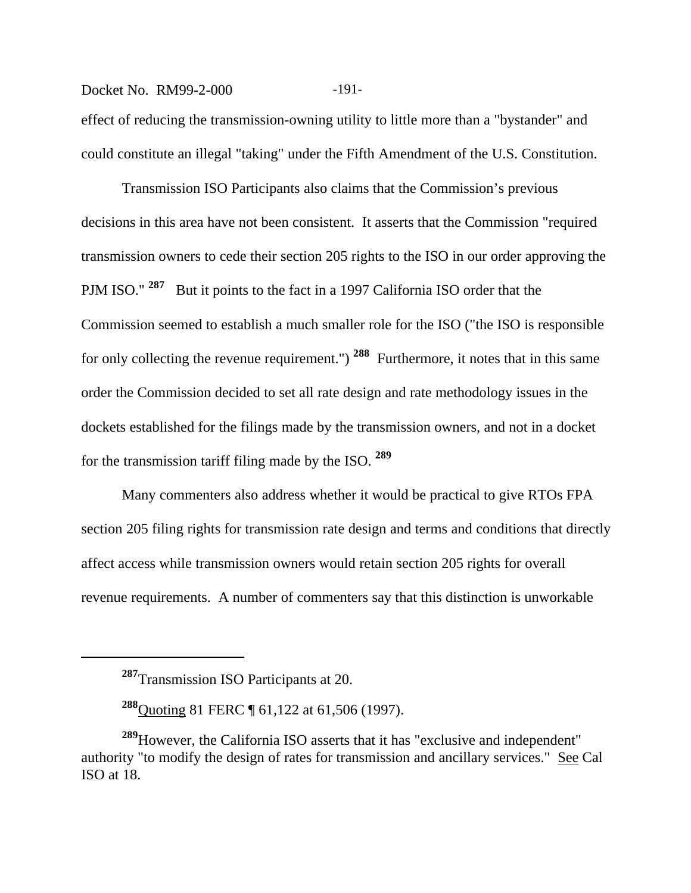effect of reducing the transmission-owning utility to little more than a "bystander" and could constitute an illegal "taking" under the Fifth Amendment of the U.S. Constitution.

Transmission ISO Participants also claims that the Commission's previous decisions in this area have not been consistent. It asserts that the Commission "required transmission owners to cede their section 205 rights to the ISO in our order approving the PJM ISO." [287] But it points to the fact in a 1997 California ISO order that the Commission seemed to establish a much smaller role for the ISO ("the ISO is responsible for only collecting the revenue requirement.") [288] Furthermore, it notes that in this same order the Commission decided to set all rate design and rate methodology issues in the dockets established for the filings made by the transmission owners, and not in a docket for the transmission tariff filing made by the ISO. [289]

Many commenters also address whether it would be practical to give RTOs FPA section 205 filing rights for transmission rate design and terms and conditions that directly affect access while transmission owners would retain section 205 rights for overall revenue requirements. A number of commenters say that this distinction is unworkable

---

[287] Transmission ISO Participants at 20.

[288] Quoting 81 FERC ¶ 61,122 at 61,506 (1997).

[289] However, the California ISO asserts that it has "exclusive and independent" authority "to modify the design of rates for transmission and ancillary services." See Cal ISO at 18.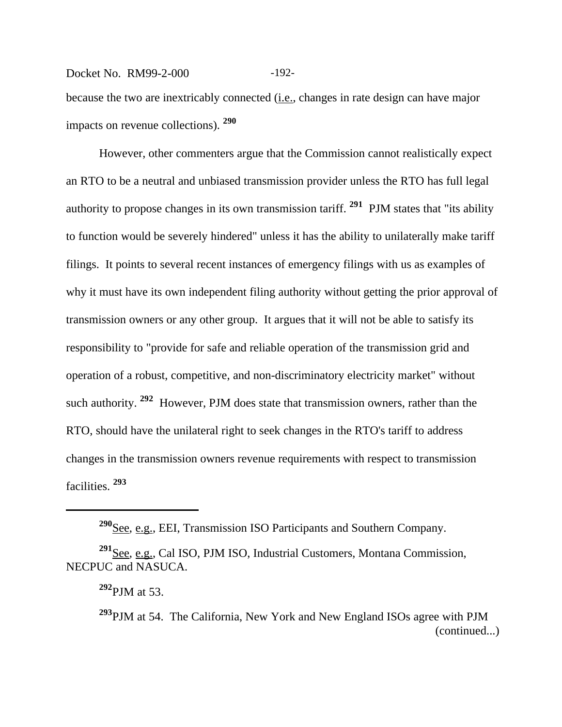because the two are inextricably connected (i.e., changes in rate design can have major impacts on revenue collections). [290]

However, other commenters argue that the Commission cannot realistically expect an RTO to be a neutral and unbiased transmission provider unless the RTO has full legal authority to propose changes in its own transmission tariff. [291] PJM states that "its ability to function would be severely hindered" unless it has the ability to unilaterally make tariff filings. It points to several recent instances of emergency filings with us as examples of why it must have its own independent filing authority without getting the prior approval of transmission owners or any other group. It argues that it will not be able to satisfy its responsibility to "provide for safe and reliable operation of the transmission grid and operation of a robust, competitive, and non-discriminatory electricity market" without such authority. [292] However, PJM does state that transmission owners, rather than the RTO, should have the unilateral right to seek changes in the RTO's tariff to address changes in the transmission owners revenue requirements with respect to transmission facilities. [293]

---

[290] See, e.g., EEI, Transmission ISO Participants and Southern Company.

[291] See, e.g., Cal ISO, PJM ISO, Industrial Customers, Montana Commission, NECPUC and NASUCA.

[292] PJM at 53.

[293] PJM at 54. The California, New York and New England ISOs agree with PJM (continued...)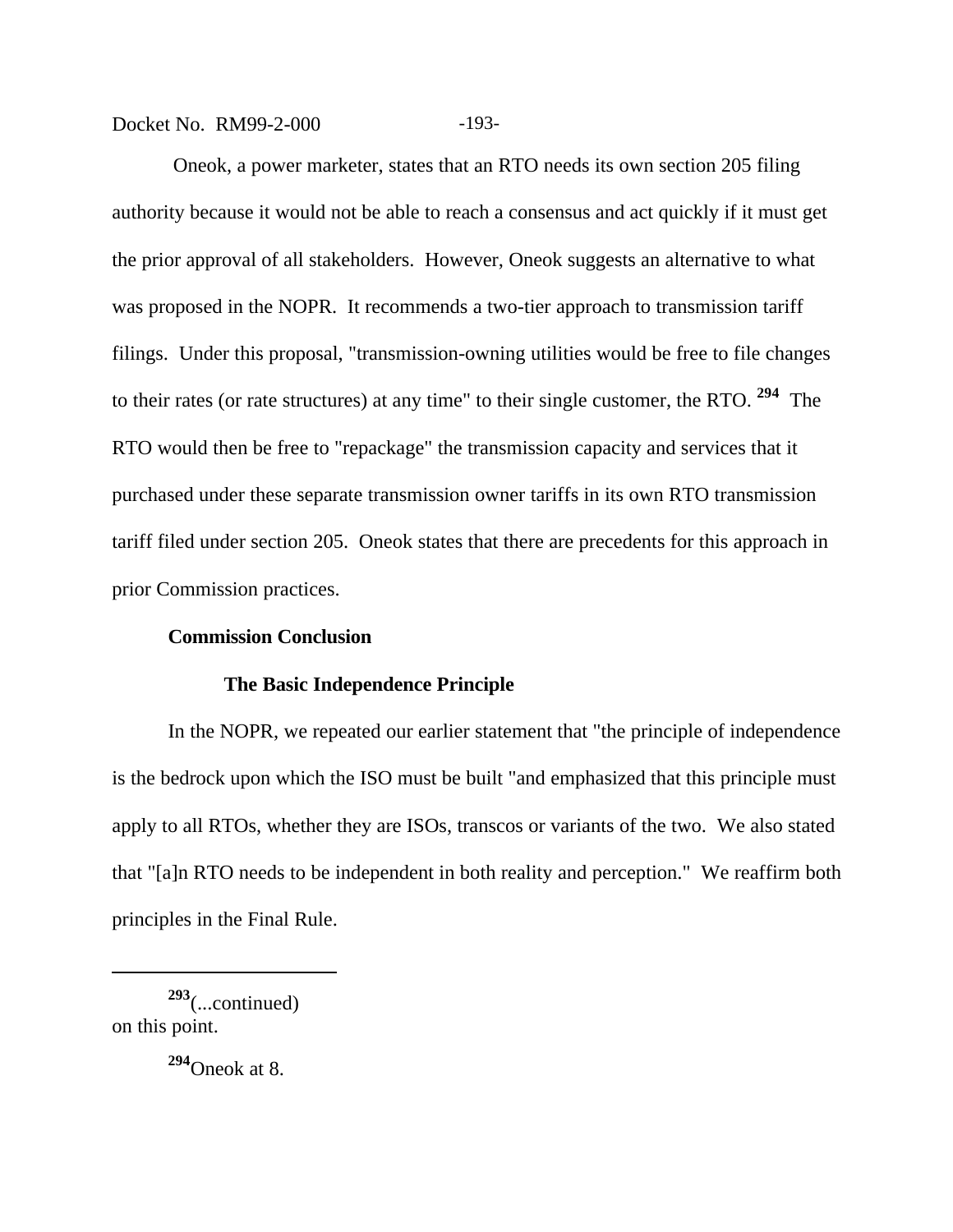Oneok, a power marketer, states that an RTO needs its own section 205 filing authority because it would not be able to reach a consensus and act quickly if it must get the prior approval of all stakeholders. However, Oneok suggests an alternative to what was proposed in the NOPR. It recommends a two-tier approach to transmission tariff filings. Under this proposal, "transmission-owning utilities would be free to file changes to their rates (or rate structures) at any time" to their single customer, the RTO.[294] The RTO would then be free to "repackage" the transmission capacity and services that it purchased under these separate transmission owner tariffs in its own RTO transmission tariff filed under section 205. Oneok states that there are precedents for this approach in prior Commission practices.

**Commission Conclusion**

**The Basic Independence Principle**

In the NOPR, we repeated our earlier statement that "the principle of independence is the bedrock upon which the ISO must be built "and emphasized that this principle must apply to all RTOs, whether they are ISOs, transcos or variants of the two. We also stated that "[a]n RTO needs to be independent in both reality and perception." We reaffirm both principles in the Final Rule.

---

[293](...continued) on this point.

[294]Oneok at 8.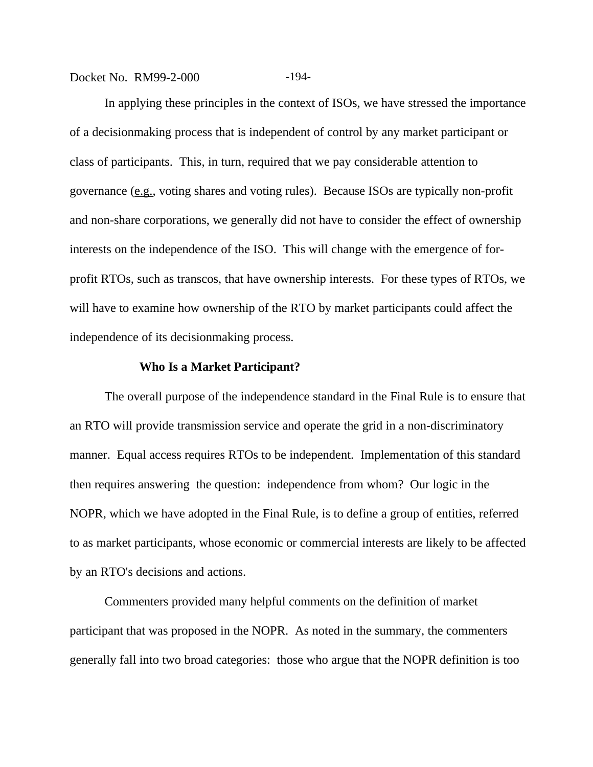In applying these principles in the context of ISOs, we have stressed the importance of a decisionmaking process that is independent of control by any market participant or class of participants. This, in turn, required that we pay considerable attention to governance (e.g., voting shares and voting rules). Because ISOs are typically non-profit and non-share corporations, we generally did not have to consider the effect of ownership interests on the independence of the ISO. This will change with the emergence of for-profit RTOs, such as transcos, that have ownership interests. For these types of RTOs, we will have to examine how ownership of the RTO by market participants could affect the independence of its decisionmaking process.

**Who Is a Market Participant?**

The overall purpose of the independence standard in the Final Rule is to ensure that an RTO will provide transmission service and operate the grid in a non-discriminatory manner. Equal access requires RTOs to be independent. Implementation of this standard then requires answering the question: independence from whom? Our logic in the NOPR, which we have adopted in the Final Rule, is to define a group of entities, referred to as market participants, whose economic or commercial interests are likely to be affected by an RTO's decisions and actions.

Commenters provided many helpful comments on the definition of market participant that was proposed in the NOPR. As noted in the summary, the commenters generally fall into two broad categories: those who argue that the NOPR definition is too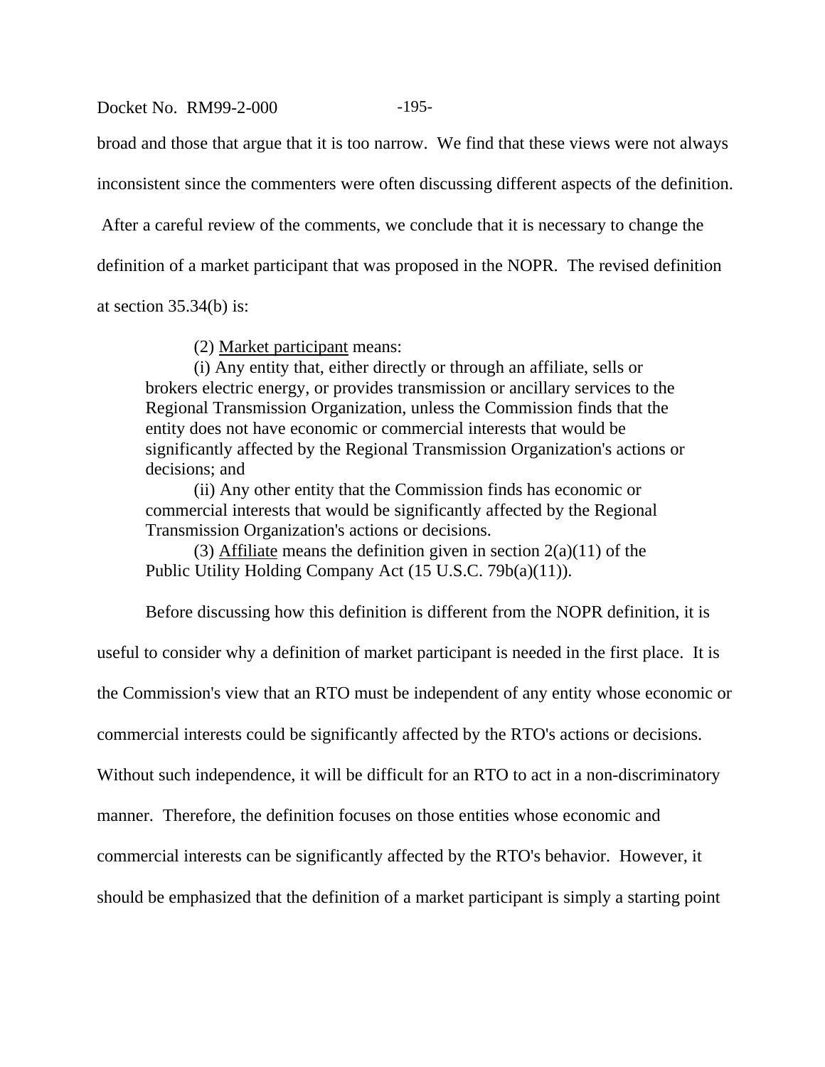broad and those that argue that it is too narrow. We find that these views were not always inconsistent since the commenters were often discussing different aspects of the definition. After a careful review of the comments, we conclude that it is necessary to change the definition of a market participant that was proposed in the NOPR. The revised definition at section 35.34(b) is:

> (2) Market participant means:
>
> (i) Any entity that, either directly or through an affiliate, sells or brokers electric energy, or provides transmission or ancillary services to the Regional Transmission Organization, unless the Commission finds that the entity does not have economic or commercial interests that would be significantly affected by the Regional Transmission Organization's actions or decisions; and
>
> (ii) Any other entity that the Commission finds has economic or commercial interests that would be significantly affected by the Regional Transmission Organization's actions or decisions.
>
> (3) Affiliate means the definition given in section 2(a)(11) of the Public Utility Holding Company Act (15 U.S.C. 79b(a)(11)).

Before discussing how this definition is different from the NOPR definition, it is useful to consider why a definition of market participant is needed in the first place. It is the Commission's view that an RTO must be independent of any entity whose economic or commercial interests could be significantly affected by the RTO's actions or decisions. Without such independence, it will be difficult for an RTO to act in a non-discriminatory manner. Therefore, the definition focuses on those entities whose economic and commercial interests can be significantly affected by the RTO's behavior. However, it should be emphasized that the definition of a market participant is simply a starting point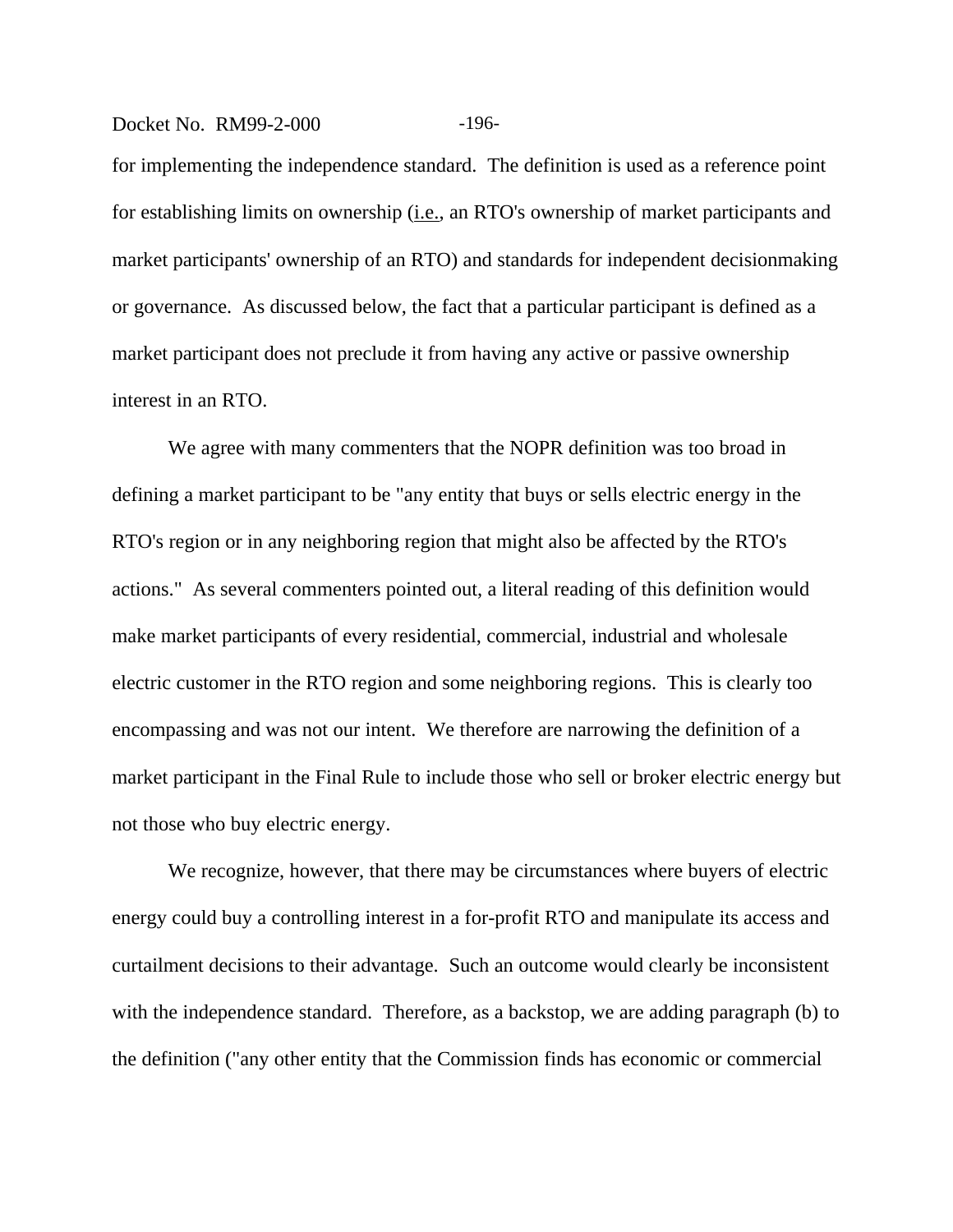for implementing the independence standard. The definition is used as a reference point for establishing limits on ownership (i.e., an RTO's ownership of market participants and market participants' ownership of an RTO) and standards for independent decisionmaking or governance. As discussed below, the fact that a particular participant is defined as a market participant does not preclude it from having any active or passive ownership interest in an RTO.

We agree with many commenters that the NOPR definition was too broad in defining a market participant to be "any entity that buys or sells electric energy in the RTO's region or in any neighboring region that might also be affected by the RTO's actions." As several commenters pointed out, a literal reading of this definition would make market participants of every residential, commercial, industrial and wholesale electric customer in the RTO region and some neighboring regions. This is clearly too encompassing and was not our intent. We therefore are narrowing the definition of a market participant in the Final Rule to include those who sell or broker electric energy but not those who buy electric energy.

We recognize, however, that there may be circumstances where buyers of electric energy could buy a controlling interest in a for-profit RTO and manipulate its access and curtailment decisions to their advantage. Such an outcome would clearly be inconsistent with the independence standard. Therefore, as a backstop, we are adding paragraph (b) to the definition ("any other entity that the Commission finds has economic or commercial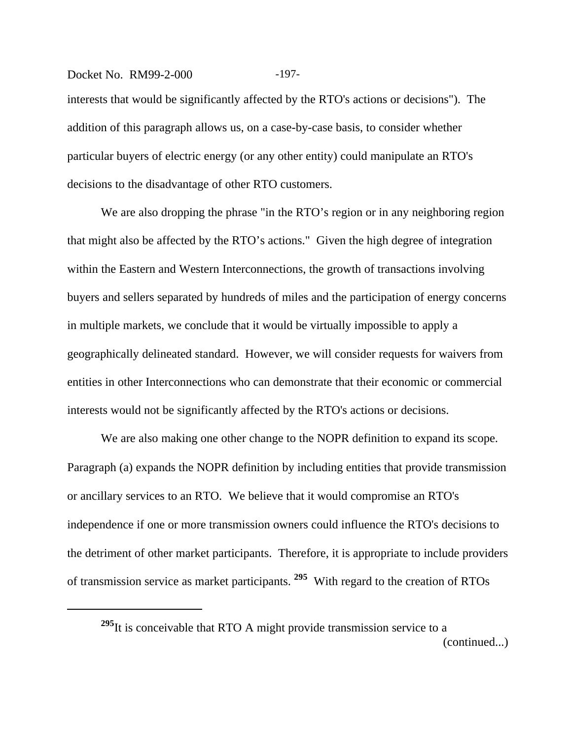interests that would be significantly affected by the RTO's actions or decisions"). The addition of this paragraph allows us, on a case-by-case basis, to consider whether particular buyers of electric energy (or any other entity) could manipulate an RTO's decisions to the disadvantage of other RTO customers.

We are also dropping the phrase "in the RTO's region or in any neighboring region that might also be affected by the RTO's actions." Given the high degree of integration within the Eastern and Western Interconnections, the growth of transactions involving buyers and sellers separated by hundreds of miles and the participation of energy concerns in multiple markets, we conclude that it would be virtually impossible to apply a geographically delineated standard. However, we will consider requests for waivers from entities in other Interconnections who can demonstrate that their economic or commercial interests would not be significantly affected by the RTO's actions or decisions.

We are also making one other change to the NOPR definition to expand its scope. Paragraph (a) expands the NOPR definition by including entities that provide transmission or ancillary services to an RTO. We believe that it would compromise an RTO's independence if one or more transmission owners could influence the RTO's decisions to the detriment of other market participants. Therefore, it is appropriate to include providers of transmission service as market participants. [295] With regard to the creation of RTOs

---

[295]It is conceivable that RTO A might provide transmission service to a (continued...)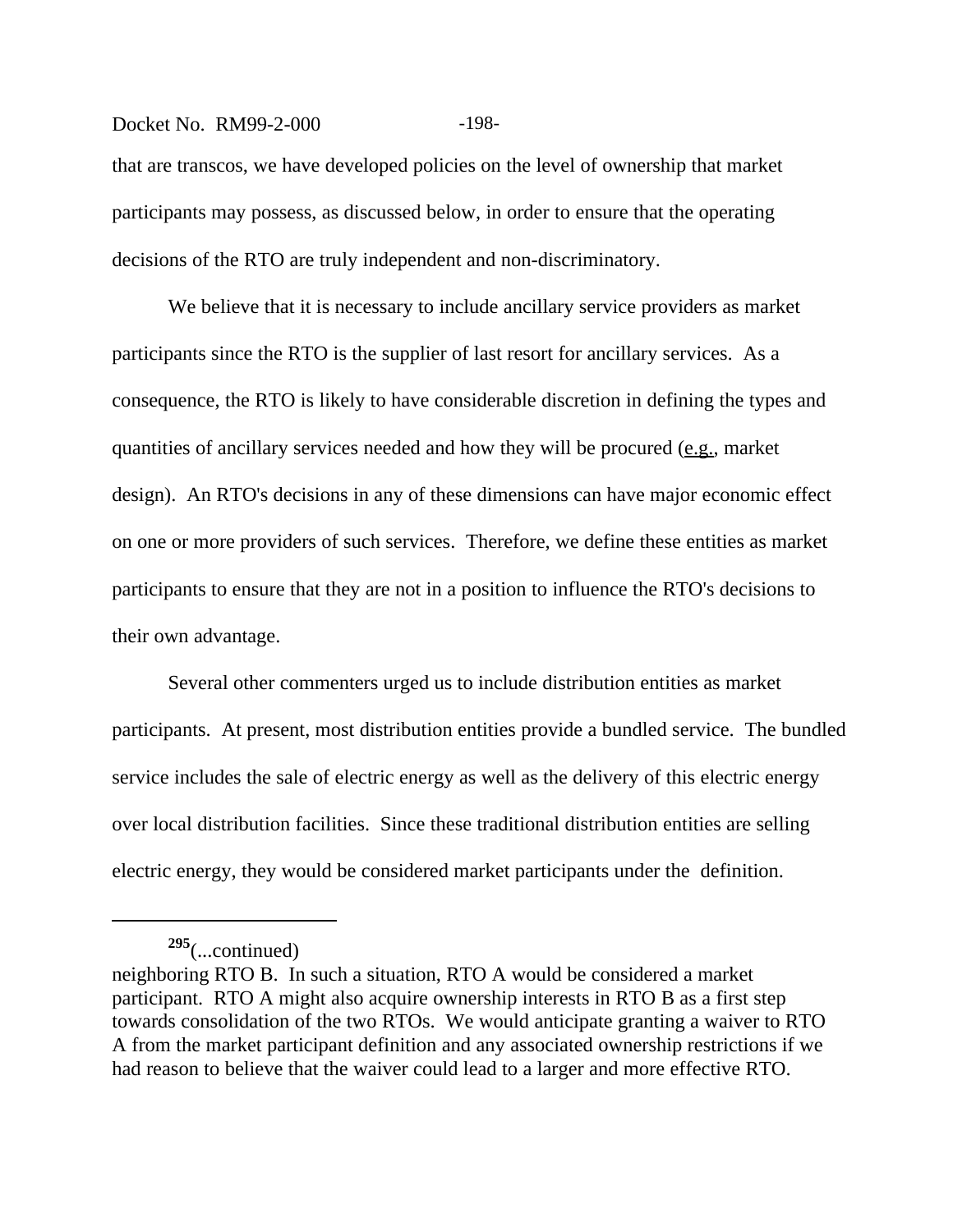that are transcos, we have developed policies on the level of ownership that market participants may possess, as discussed below, in order to ensure that the operating decisions of the RTO are truly independent and non-discriminatory.

We believe that it is necessary to include ancillary service providers as market participants since the RTO is the supplier of last resort for ancillary services. As a consequence, the RTO is likely to have considerable discretion in defining the types and quantities of ancillary services needed and how they will be procured (e.g., market design). An RTO's decisions in any of these dimensions can have major economic effect on one or more providers of such services. Therefore, we define these entities as market participants to ensure that they are not in a position to influence the RTO's decisions to their own advantage.

Several other commenters urged us to include distribution entities as market participants. At present, most distribution entities provide a bundled service. The bundled service includes the sale of electric energy as well as the delivery of this electric energy over local distribution facilities. Since these traditional distribution entities are selling electric energy, they would be considered market participants under the definition.

---

[295](...continued)
neighboring RTO B. In such a situation, RTO A would be considered a market participant. RTO A might also acquire ownership interests in RTO B as a first step towards consolidation of the two RTOs. We would anticipate granting a waiver to RTO A from the market participant definition and any associated ownership restrictions if we had reason to believe that the waiver could lead to a larger and more effective RTO.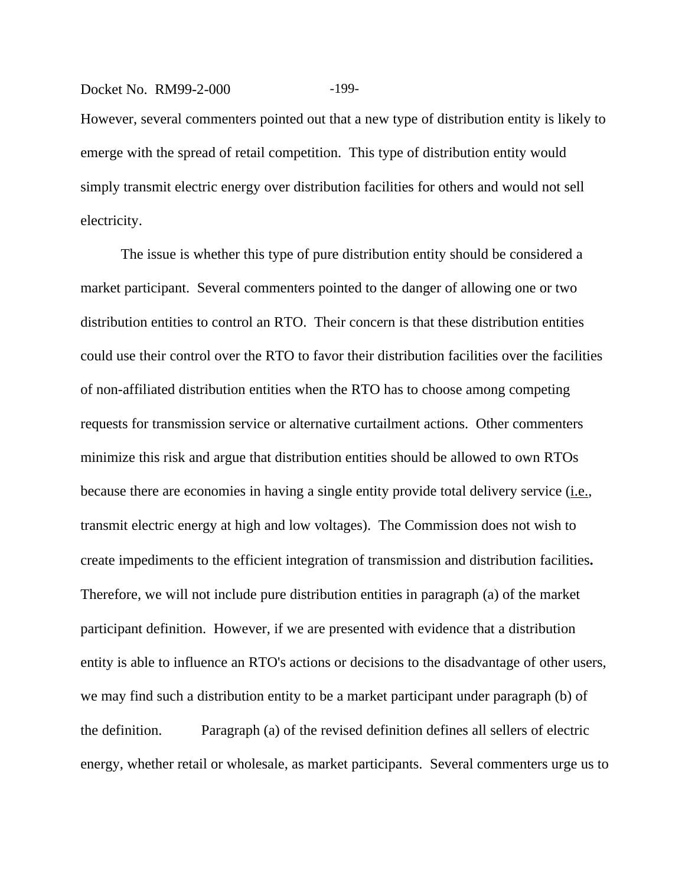However, several commenters pointed out that a new type of distribution entity is likely to emerge with the spread of retail competition. This type of distribution entity would simply transmit electric energy over distribution facilities for others and would not sell electricity.

The issue is whether this type of pure distribution entity should be considered a market participant. Several commenters pointed to the danger of allowing one or two distribution entities to control an RTO. Their concern is that these distribution entities could use their control over the RTO to favor their distribution facilities over the facilities of non-affiliated distribution entities when the RTO has to choose among competing requests for transmission service or alternative curtailment actions. Other commenters minimize this risk and argue that distribution entities should be allowed to own RTOs because there are economies in having a single entity provide total delivery service (i.e., transmit electric energy at high and low voltages). The Commission does not wish to create impediments to the efficient integration of transmission and distribution facilities**.** Therefore, we will not include pure distribution entities in paragraph (a) of the market participant definition. However, if we are presented with evidence that a distribution entity is able to influence an RTO's actions or decisions to the disadvantage of other users, we may find such a distribution entity to be a market participant under paragraph (b) of the definition.

Paragraph (a) of the revised definition defines all sellers of electric energy, whether retail or wholesale, as market participants. Several commenters urge us to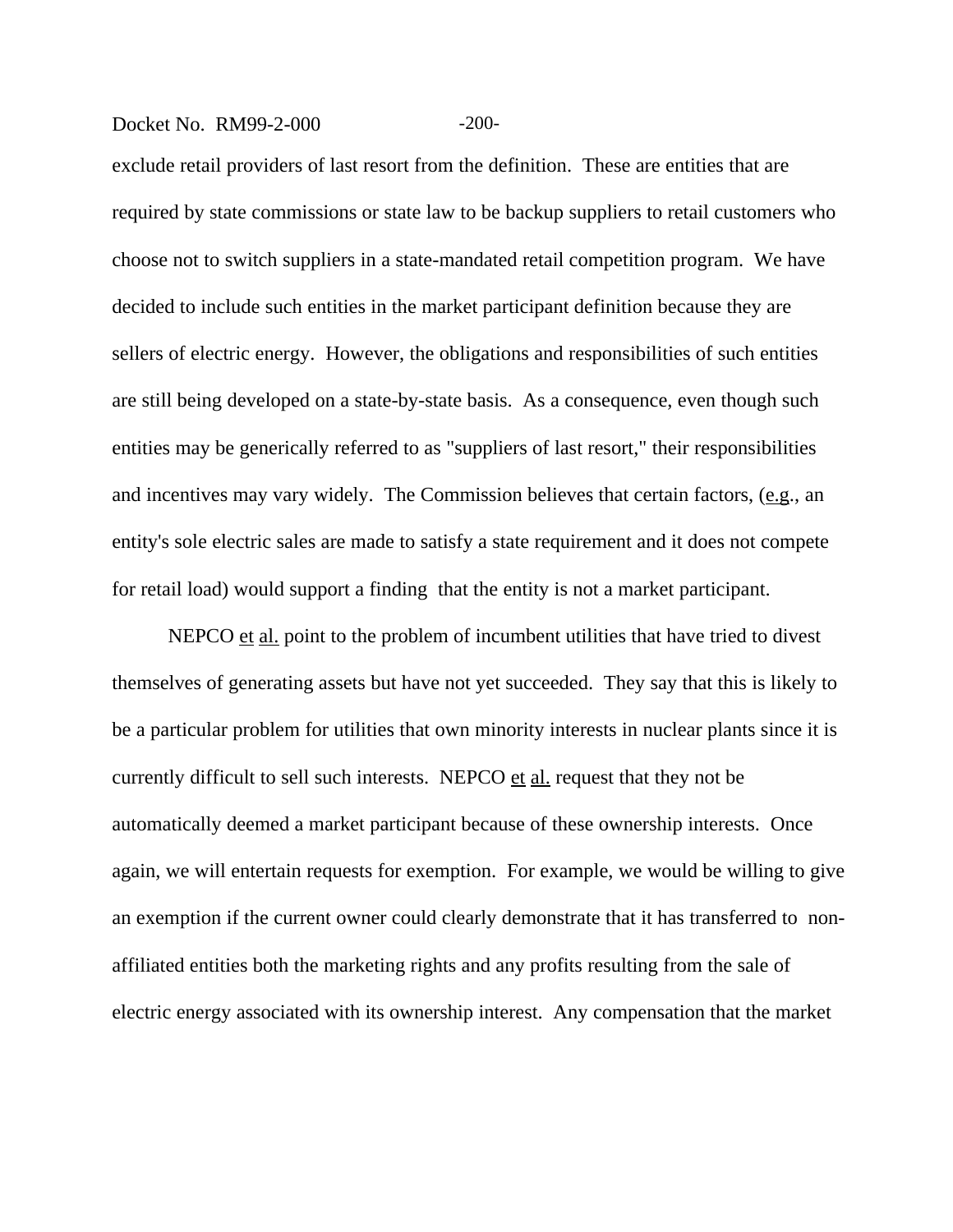exclude retail providers of last resort from the definition. These are entities that are required by state commissions or state law to be backup suppliers to retail customers who choose not to switch suppliers in a state-mandated retail competition program. We have decided to include such entities in the market participant definition because they are sellers of electric energy. However, the obligations and responsibilities of such entities are still being developed on a state-by-state basis. As a consequence, even though such entities may be generically referred to as "suppliers of last resort," their responsibilities and incentives may vary widely. The Commission believes that certain factors, (e.g., an entity's sole electric sales are made to satisfy a state requirement and it does not compete for retail load) would support a finding that the entity is not a market participant.

NEPCO et al. point to the problem of incumbent utilities that have tried to divest themselves of generating assets but have not yet succeeded. They say that this is likely to be a particular problem for utilities that own minority interests in nuclear plants since it is currently difficult to sell such interests. NEPCO et al. request that they not be automatically deemed a market participant because of these ownership interests. Once again, we will entertain requests for exemption. For example, we would be willing to give an exemption if the current owner could clearly demonstrate that it has transferred to non-affiliated entities both the marketing rights and any profits resulting from the sale of electric energy associated with its ownership interest. Any compensation that the market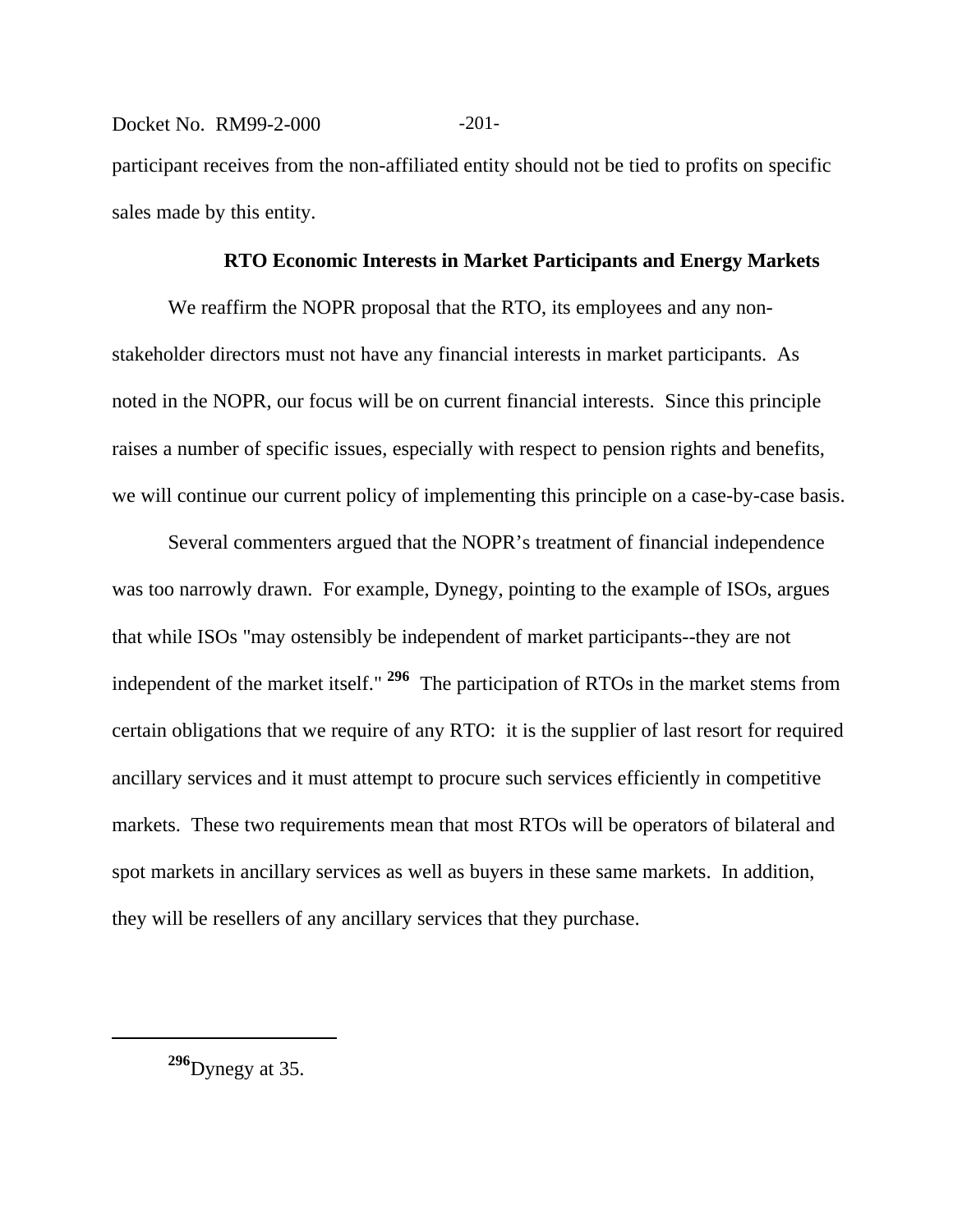participant receives from the non-affiliated entity should not be tied to profits on specific sales made by this entity.

### RTO Economic Interests in Market Participants and Energy Markets

We reaffirm the NOPR proposal that the RTO, its employees and any non-stakeholder directors must not have any financial interests in market participants. As noted in the NOPR, our focus will be on current financial interests. Since this principle raises a number of specific issues, especially with respect to pension rights and benefits, we will continue our current policy of implementing this principle on a case-by-case basis.

Several commenters argued that the NOPR's treatment of financial independence was too narrowly drawn. For example, Dynegy, pointing to the example of ISOs, argues that while ISOs "may ostensibly be independent of market participants--they are not independent of the market itself." [296] The participation of RTOs in the market stems from certain obligations that we require of any RTO: it is the supplier of last resort for required ancillary services and it must attempt to procure such services efficiently in competitive markets. These two requirements mean that most RTOs will be operators of bilateral and spot markets in ancillary services as well as buyers in these same markets. In addition, they will be resellers of any ancillary services that they purchase.

---

[296] Dynegy at 35.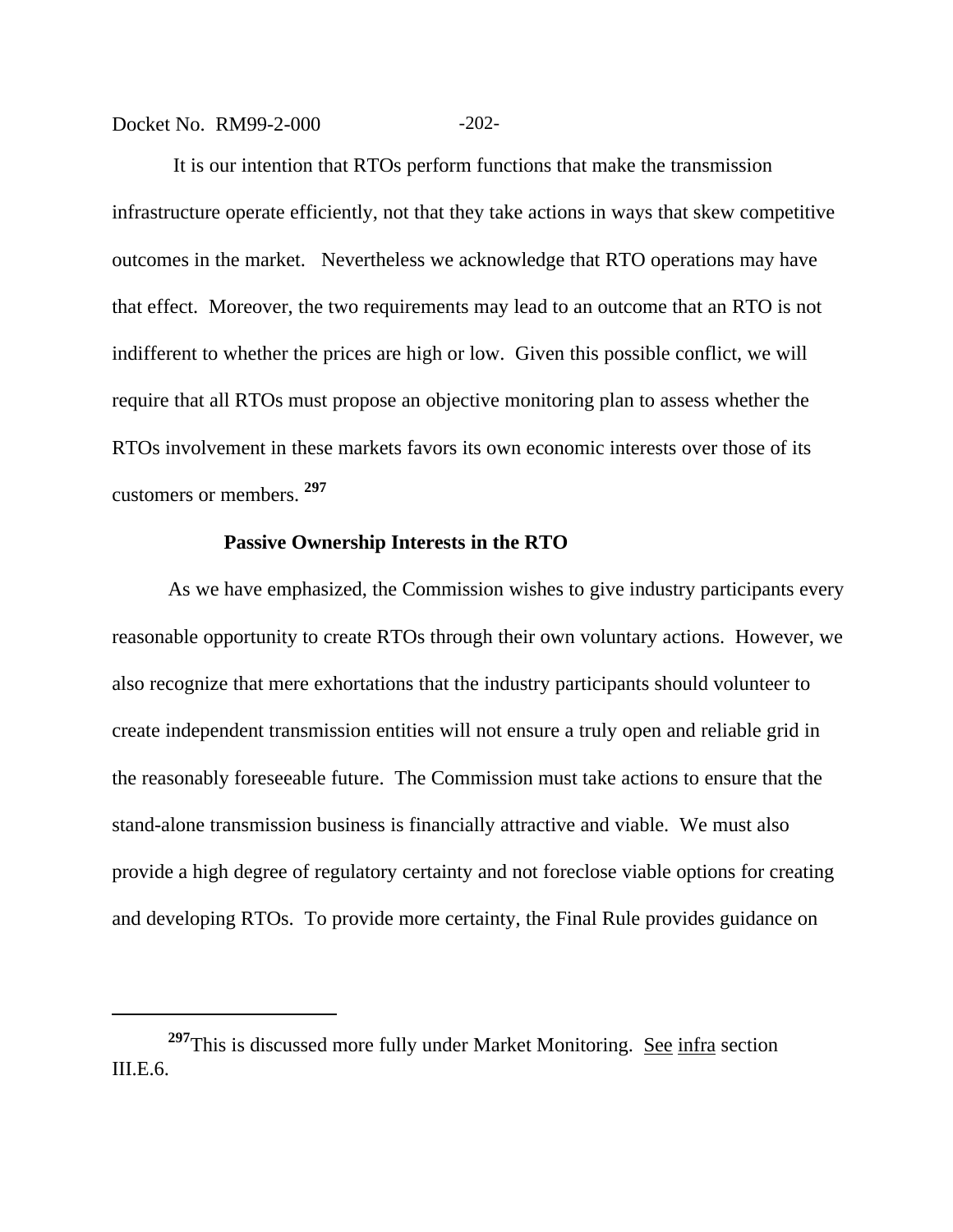It is our intention that RTOs perform functions that make the transmission infrastructure operate efficiently, not that they take actions in ways that skew competitive outcomes in the market. Nevertheless we acknowledge that RTO operations may have that effect. Moreover, the two requirements may lead to an outcome that an RTO is not indifferent to whether the prices are high or low. Given this possible conflict, we will require that all RTOs must propose an objective monitoring plan to assess whether the RTOs involvement in these markets favors its own economic interests over those of its customers or members. [297]

**Passive Ownership Interests in the RTO**

As we have emphasized, the Commission wishes to give industry participants every reasonable opportunity to create RTOs through their own voluntary actions. However, we also recognize that mere exhortations that the industry participants should volunteer to create independent transmission entities will not ensure a truly open and reliable grid in the reasonably foreseeable future. The Commission must take actions to ensure that the stand-alone transmission business is financially attractive and viable. We must also provide a high degree of regulatory certainty and not foreclose viable options for creating and developing RTOs. To provide more certainty, the Final Rule provides guidance on

---

[297] This is discussed more fully under Market Monitoring. See infra section III.E.6.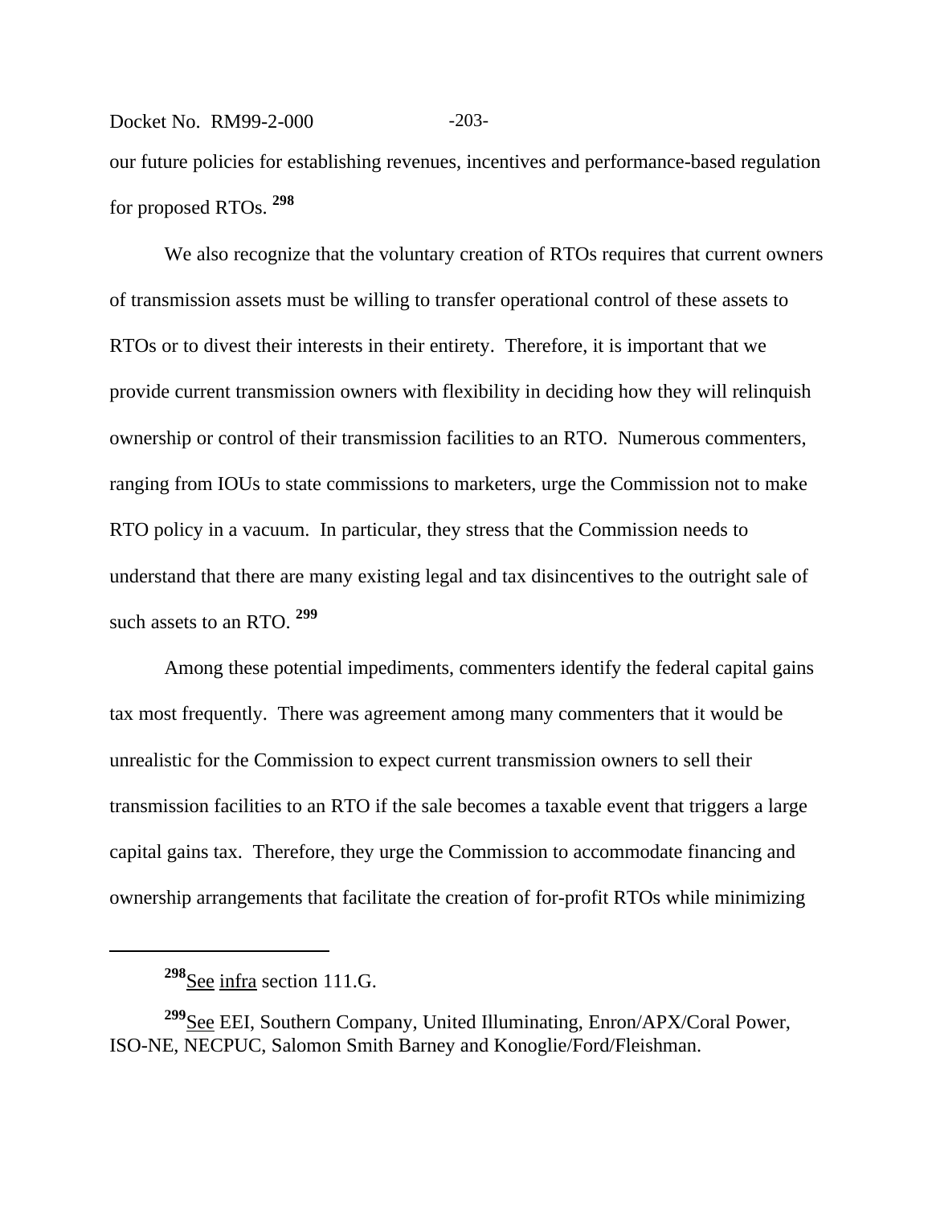our future policies for establishing revenues, incentives and performance-based regulation for proposed RTOs. [298]

We also recognize that the voluntary creation of RTOs requires that current owners of transmission assets must be willing to transfer operational control of these assets to RTOs or to divest their interests in their entirety. Therefore, it is important that we provide current transmission owners with flexibility in deciding how they will relinquish ownership or control of their transmission facilities to an RTO. Numerous commenters, ranging from IOUs to state commissions to marketers, urge the Commission not to make RTO policy in a vacuum. In particular, they stress that the Commission needs to understand that there are many existing legal and tax disincentives to the outright sale of such assets to an RTO. [299]

Among these potential impediments, commenters identify the federal capital gains tax most frequently. There was agreement among many commenters that it would be unrealistic for the Commission to expect current transmission owners to sell their transmission facilities to an RTO if the sale becomes a taxable event that triggers a large capital gains tax. Therefore, they urge the Commission to accommodate financing and ownership arrangements that facilitate the creation of for-profit RTOs while minimizing

---

[298] See infra section 111.G.

[299] See EEI, Southern Company, United Illuminating, Enron/APX/Coral Power, ISO-NE, NECPUC, Salomon Smith Barney and Konoglie/Ford/Fleishman.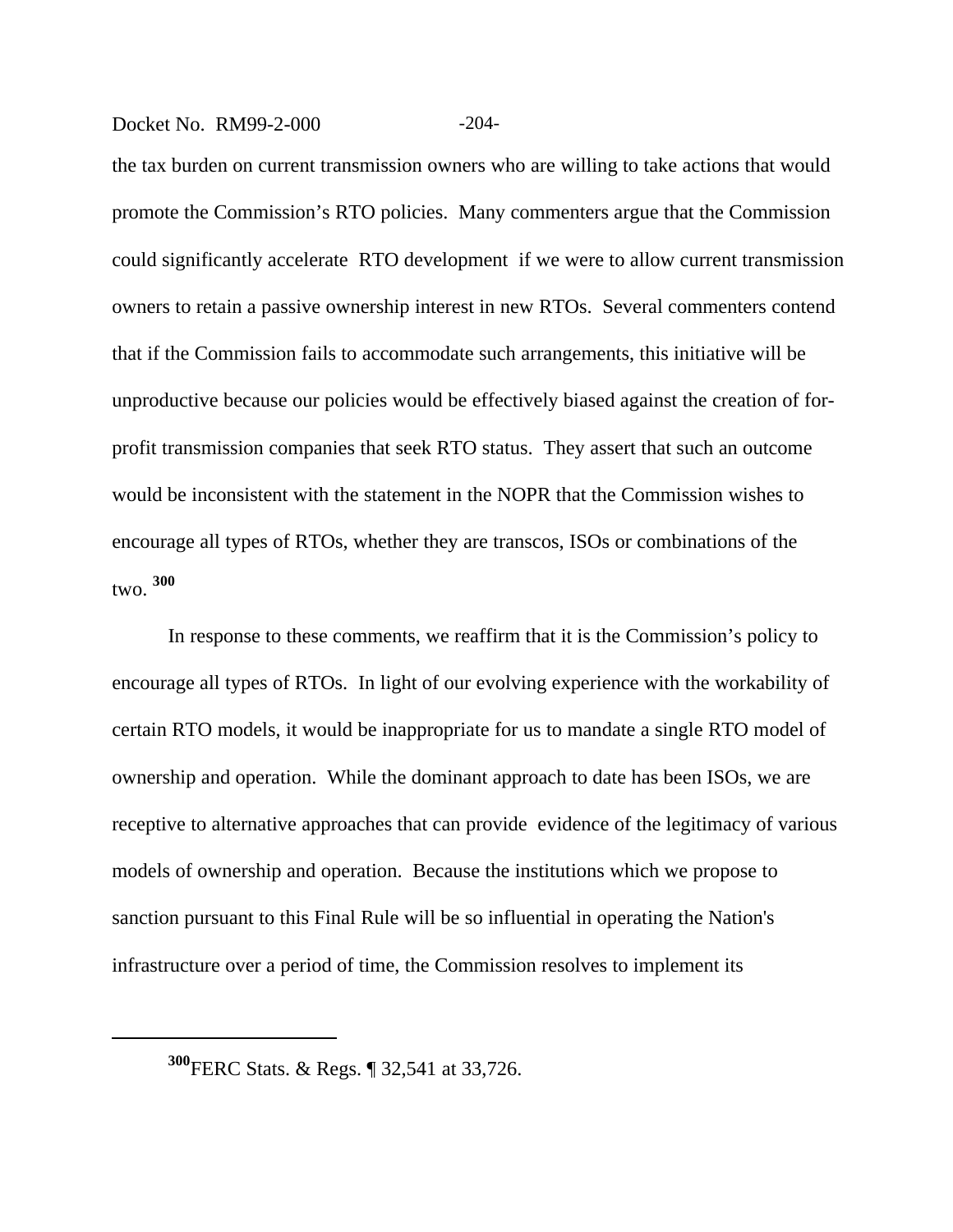the tax burden on current transmission owners who are willing to take actions that would promote the Commission's RTO policies. Many commenters argue that the Commission could significantly accelerate RTO development if we were to allow current transmission owners to retain a passive ownership interest in new RTOs. Several commenters contend that if the Commission fails to accommodate such arrangements, this initiative will be unproductive because our policies would be effectively biased against the creation of for-profit transmission companies that seek RTO status. They assert that such an outcome would be inconsistent with the statement in the NOPR that the Commission wishes to encourage all types of RTOs, whether they are transcos, ISOs or combinations of the two. [300]

In response to these comments, we reaffirm that it is the Commission's policy to encourage all types of RTOs. In light of our evolving experience with the workability of certain RTO models, it would be inappropriate for us to mandate a single RTO model of ownership and operation. While the dominant approach to date has been ISOs, we are receptive to alternative approaches that can provide evidence of the legitimacy of various models of ownership and operation. Because the institutions which we propose to sanction pursuant to this Final Rule will be so influential in operating the Nation's infrastructure over a period of time, the Commission resolves to implement its

---

[300] FERC Stats. & Regs. ¶ 32,541 at 33,726.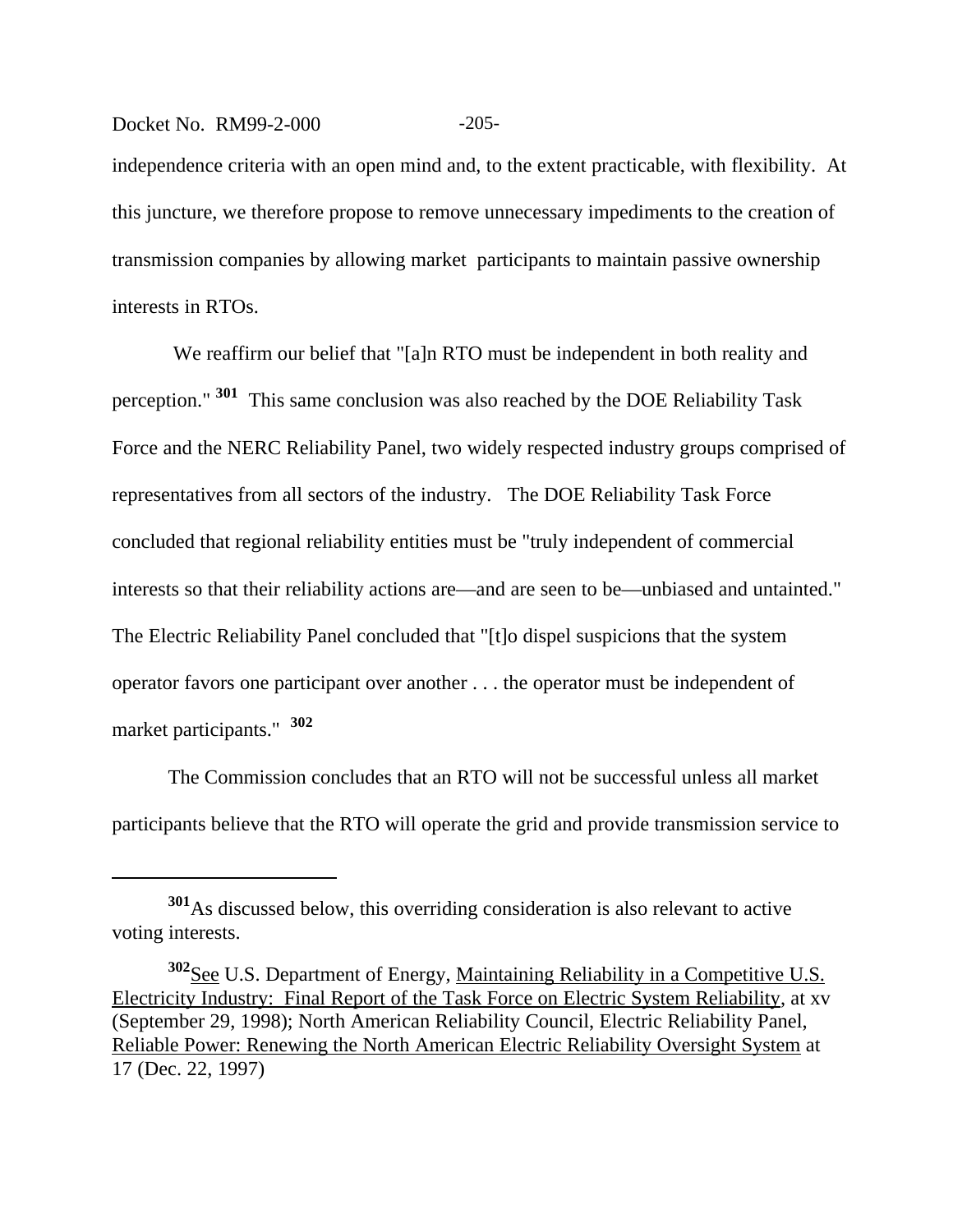independence criteria with an open mind and, to the extent practicable, with flexibility. At this juncture, we therefore propose to remove unnecessary impediments to the creation of transmission companies by allowing market participants to maintain passive ownership interests in RTOs.

We reaffirm our belief that "[a]n RTO must be independent in both reality and perception." [301] This same conclusion was also reached by the DOE Reliability Task Force and the NERC Reliability Panel, two widely respected industry groups comprised of representatives from all sectors of the industry. The DOE Reliability Task Force concluded that regional reliability entities must be "truly independent of commercial interests so that their reliability actions are—and are seen to be—unbiased and untainted." The Electric Reliability Panel concluded that "[t]o dispel suspicions that the system operator favors one participant over another . . . the operator must be independent of market participants." [302]

The Commission concludes that an RTO will not be successful unless all market participants believe that the RTO will operate the grid and provide transmission service to

---

[301] As discussed below, this overriding consideration is also relevant to active voting interests.

[302] See U.S. Department of Energy, Maintaining Reliability in a Competitive U.S. Electricity Industry: Final Report of the Task Force on Electric System Reliability, at xv (September 29, 1998); North American Reliability Council, Electric Reliability Panel, Reliable Power: Renewing the North American Electric Reliability Oversight System at 17 (Dec. 22, 1997)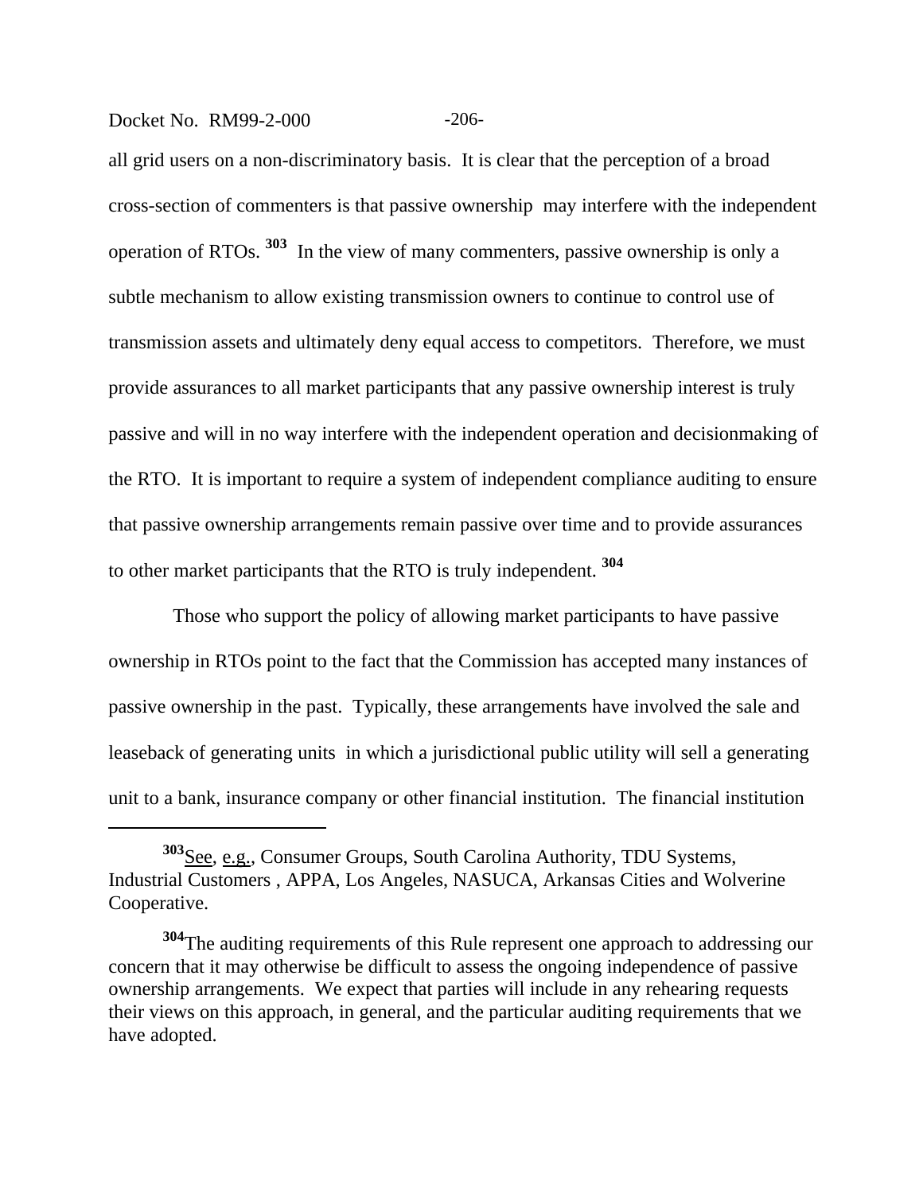all grid users on a non-discriminatory basis. It is clear that the perception of a broad cross-section of commenters is that passive ownership may interfere with the independent operation of RTOs. [303] In the view of many commenters, passive ownership is only a subtle mechanism to allow existing transmission owners to continue to control use of transmission assets and ultimately deny equal access to competitors. Therefore, we must provide assurances to all market participants that any passive ownership interest is truly passive and will in no way interfere with the independent operation and decisionmaking of the RTO. It is important to require a system of independent compliance auditing to ensure that passive ownership arrangements remain passive over time and to provide assurances to other market participants that the RTO is truly independent. [304]

Those who support the policy of allowing market participants to have passive ownership in RTOs point to the fact that the Commission has accepted many instances of passive ownership in the past. Typically, these arrangements have involved the sale and leaseback of generating units in which a jurisdictional public utility will sell a generating unit to a bank, insurance company or other financial institution. The financial institution

---

[303] See, e.g., Consumer Groups, South Carolina Authority, TDU Systems, Industrial Customers , APPA, Los Angeles, NASUCA, Arkansas Cities and Wolverine Cooperative.

[304] The auditing requirements of this Rule represent one approach to addressing our concern that it may otherwise be difficult to assess the ongoing independence of passive ownership arrangements. We expect that parties will include in any rehearing requests their views on this approach, in general, and the particular auditing requirements that we have adopted.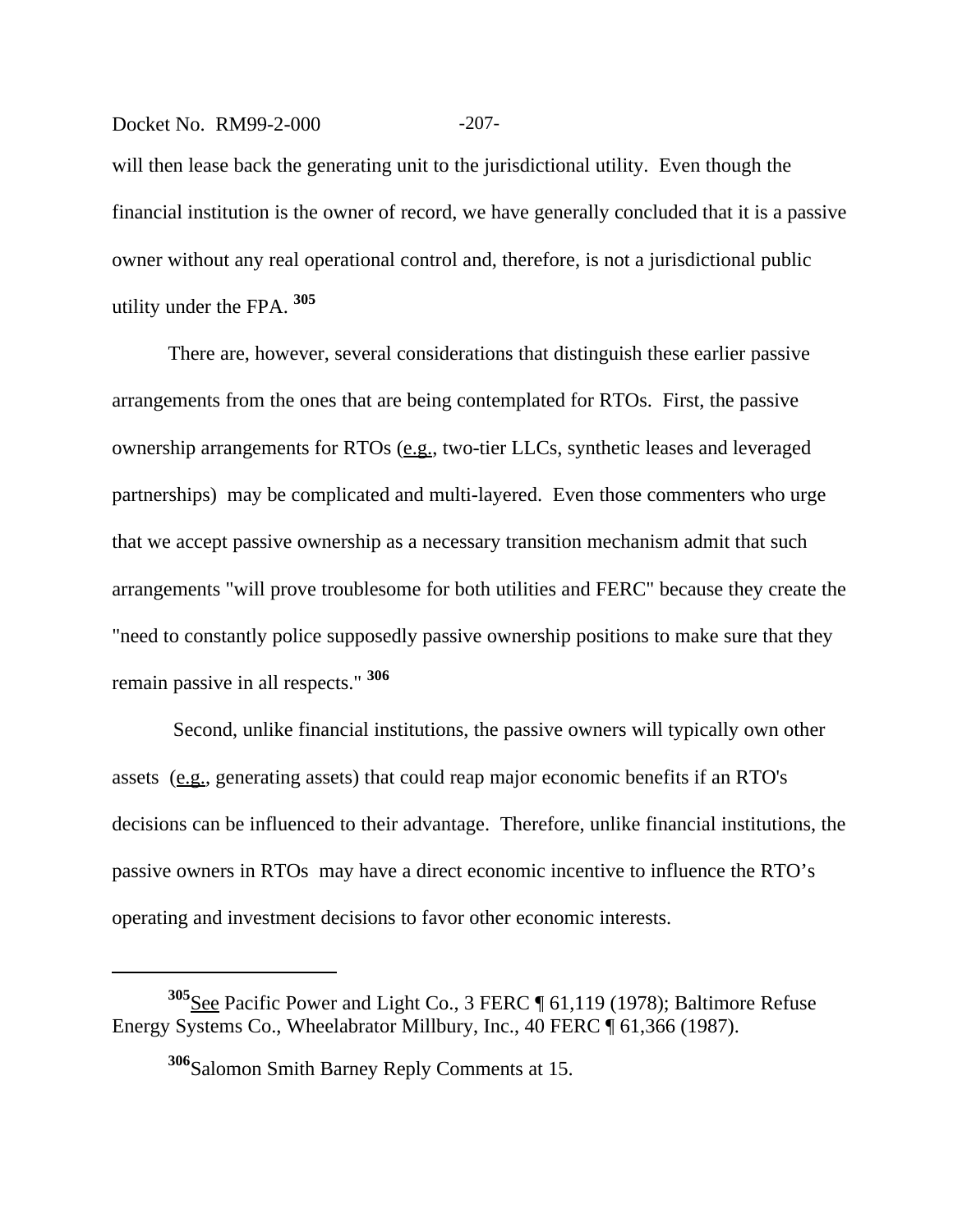will then lease back the generating unit to the jurisdictional utility. Even though the financial institution is the owner of record, we have generally concluded that it is a passive owner without any real operational control and, therefore, is not a jurisdictional public utility under the FPA. [305]

There are, however, several considerations that distinguish these earlier passive arrangements from the ones that are being contemplated for RTOs. First, the passive ownership arrangements for RTOs (e.g., two-tier LLCs, synthetic leases and leveraged partnerships) may be complicated and multi-layered. Even those commenters who urge that we accept passive ownership as a necessary transition mechanism admit that such arrangements "will prove troublesome for both utilities and FERC" because they create the "need to constantly police supposedly passive ownership positions to make sure that they remain passive in all respects." [306]

Second, unlike financial institutions, the passive owners will typically own other assets (e.g., generating assets) that could reap major economic benefits if an RTO's decisions can be influenced to their advantage. Therefore, unlike financial institutions, the passive owners in RTOs may have a direct economic incentive to influence the RTO's operating and investment decisions to favor other economic interests.

---

[305] See Pacific Power and Light Co., 3 FERC ¶ 61,119 (1978); Baltimore Refuse Energy Systems Co., Wheelabrator Millbury, Inc., 40 FERC ¶ 61,366 (1987).

[306] Salomon Smith Barney Reply Comments at 15.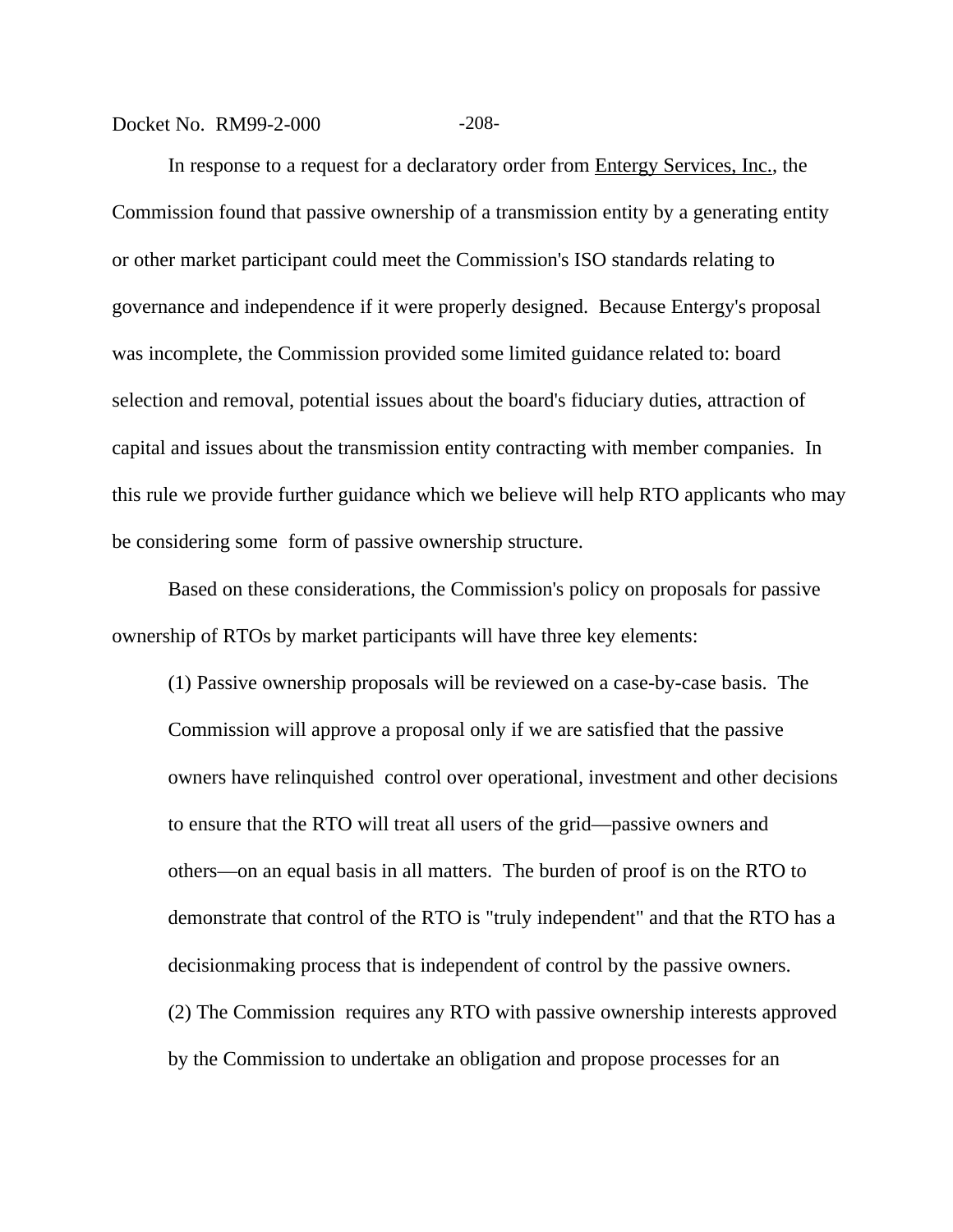In response to a request for a declaratory order from Entergy Services, Inc., the Commission found that passive ownership of a transmission entity by a generating entity or other market participant could meet the Commission's ISO standards relating to governance and independence if it were properly designed. Because Entergy's proposal was incomplete, the Commission provided some limited guidance related to: board selection and removal, potential issues about the board's fiduciary duties, attraction of capital and issues about the transmission entity contracting with member companies. In this rule we provide further guidance which we believe will help RTO applicants who may be considering some form of passive ownership structure.

Based on these considerations, the Commission's policy on proposals for passive ownership of RTOs by market participants will have three key elements:

> (1) Passive ownership proposals will be reviewed on a case-by-case basis. The Commission will approve a proposal only if we are satisfied that the passive owners have relinquished control over operational, investment and other decisions to ensure that the RTO will treat all users of the grid—passive owners and others—on an equal basis in all matters. The burden of proof is on the RTO to demonstrate that control of the RTO is "truly independent" and that the RTO has a decisionmaking process that is independent of control by the passive owners.
>
> (2) The Commission requires any RTO with passive ownership interests approved by the Commission to undertake an obligation and propose processes for an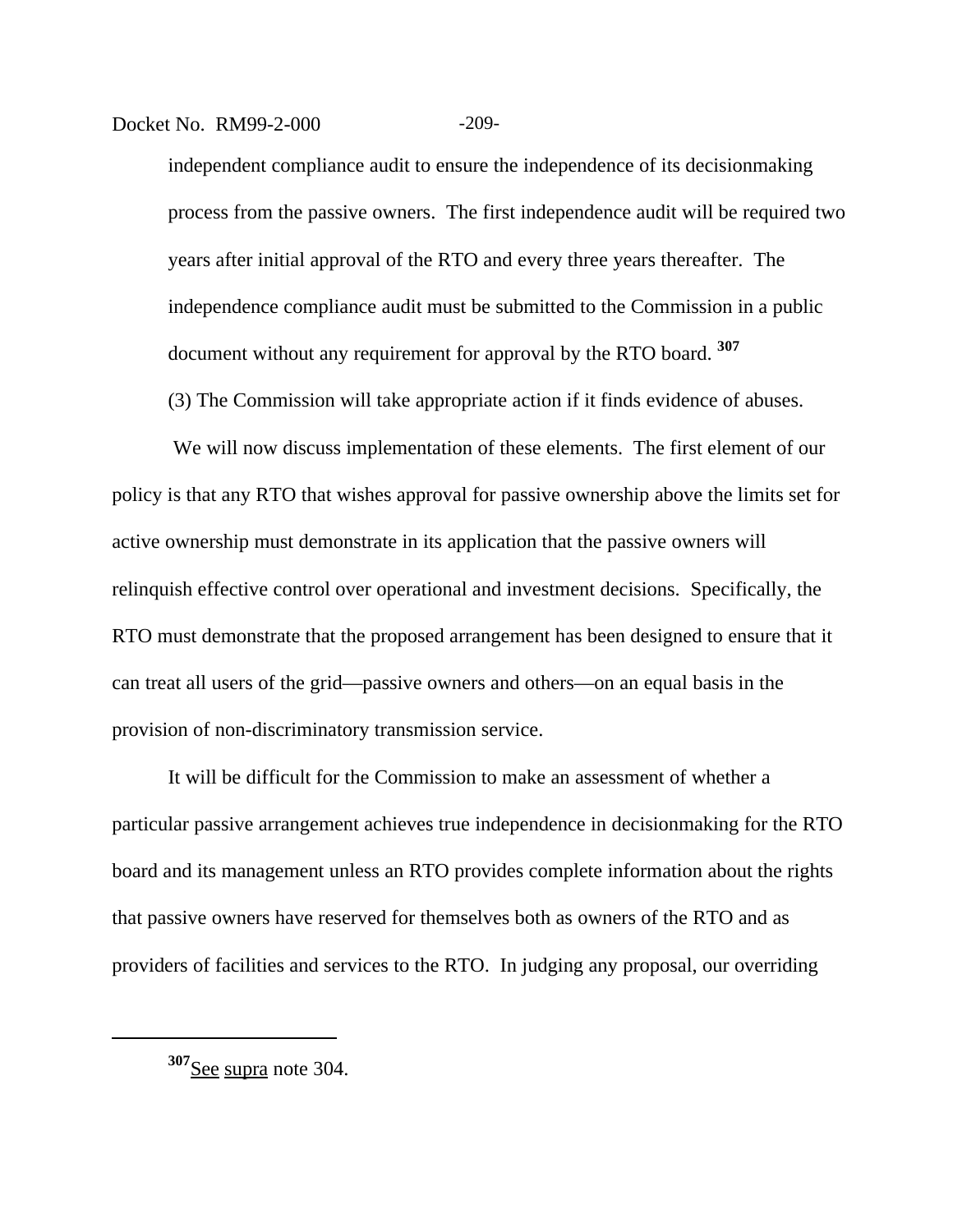independent compliance audit to ensure the independence of its decisionmaking process from the passive owners. The first independence audit will be required two years after initial approval of the RTO and every three years thereafter. The independence compliance audit must be submitted to the Commission in a public document without any requirement for approval by the RTO board. [307]

(3) The Commission will take appropriate action if it finds evidence of abuses.

We will now discuss implementation of these elements. The first element of our policy is that any RTO that wishes approval for passive ownership above the limits set for active ownership must demonstrate in its application that the passive owners will relinquish effective control over operational and investment decisions. Specifically, the RTO must demonstrate that the proposed arrangement has been designed to ensure that it can treat all users of the grid—passive owners and others—on an equal basis in the provision of non-discriminatory transmission service.

It will be difficult for the Commission to make an assessment of whether a particular passive arrangement achieves true independence in decisionmaking for the RTO board and its management unless an RTO provides complete information about the rights that passive owners have reserved for themselves both as owners of the RTO and as providers of facilities and services to the RTO. In judging any proposal, our overriding

---

[307] See supra note 304.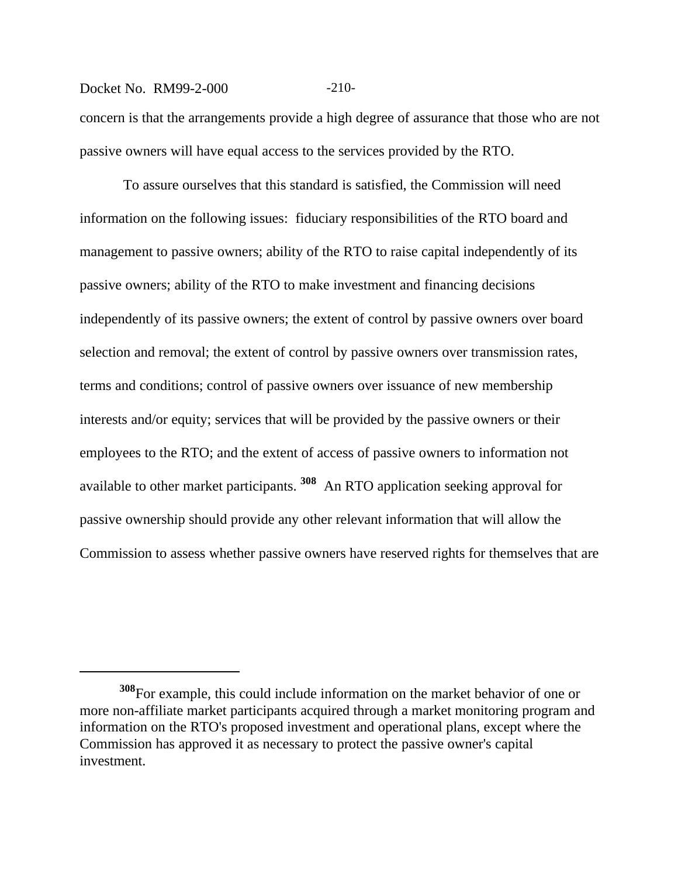concern is that the arrangements provide a high degree of assurance that those who are not passive owners will have equal access to the services provided by the RTO.

To assure ourselves that this standard is satisfied, the Commission will need information on the following issues: fiduciary responsibilities of the RTO board and management to passive owners; ability of the RTO to raise capital independently of its passive owners; ability of the RTO to make investment and financing decisions independently of its passive owners; the extent of control by passive owners over board selection and removal; the extent of control by passive owners over transmission rates, terms and conditions; control of passive owners over issuance of new membership interests and/or equity; services that will be provided by the passive owners or their employees to the RTO; and the extent of access of passive owners to information not available to other market participants.[308] An RTO application seeking approval for passive ownership should provide any other relevant information that will allow the Commission to assess whether passive owners have reserved rights for themselves that are

---

[308]For example, this could include information on the market behavior of one or more non-affiliate market participants acquired through a market monitoring program and information on the RTO's proposed investment and operational plans, except where the Commission has approved it as necessary to protect the passive owner's capital investment.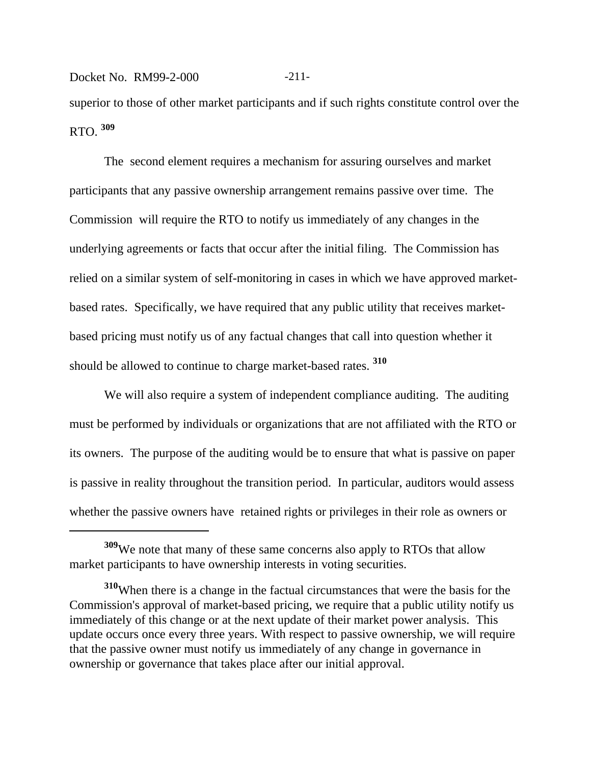superior to those of other market participants and if such rights constitute control over the RTO.[309]

The second element requires a mechanism for assuring ourselves and market participants that any passive ownership arrangement remains passive over time. The Commission will require the RTO to notify us immediately of any changes in the underlying agreements or facts that occur after the initial filing. The Commission has relied on a similar system of self-monitoring in cases in which we have approved market-based rates. Specifically, we have required that any public utility that receives market-based pricing must notify us of any factual changes that call into question whether it should be allowed to continue to charge market-based rates.[310]

We will also require a system of independent compliance auditing. The auditing must be performed by individuals or organizations that are not affiliated with the RTO or its owners. The purpose of the auditing would be to ensure that what is passive on paper is passive in reality throughout the transition period. In particular, auditors would assess whether the passive owners have retained rights or privileges in their role as owners or

---

[309] We note that many of these same concerns also apply to RTOs that allow market participants to have ownership interests in voting securities.

[310] When there is a change in the factual circumstances that were the basis for the Commission's approval of market-based pricing, we require that a public utility notify us immediately of this change or at the next update of their market power analysis. This update occurs once every three years. With respect to passive ownership, we will require that the passive owner must notify us immediately of any change in governance in ownership or governance that takes place after our initial approval.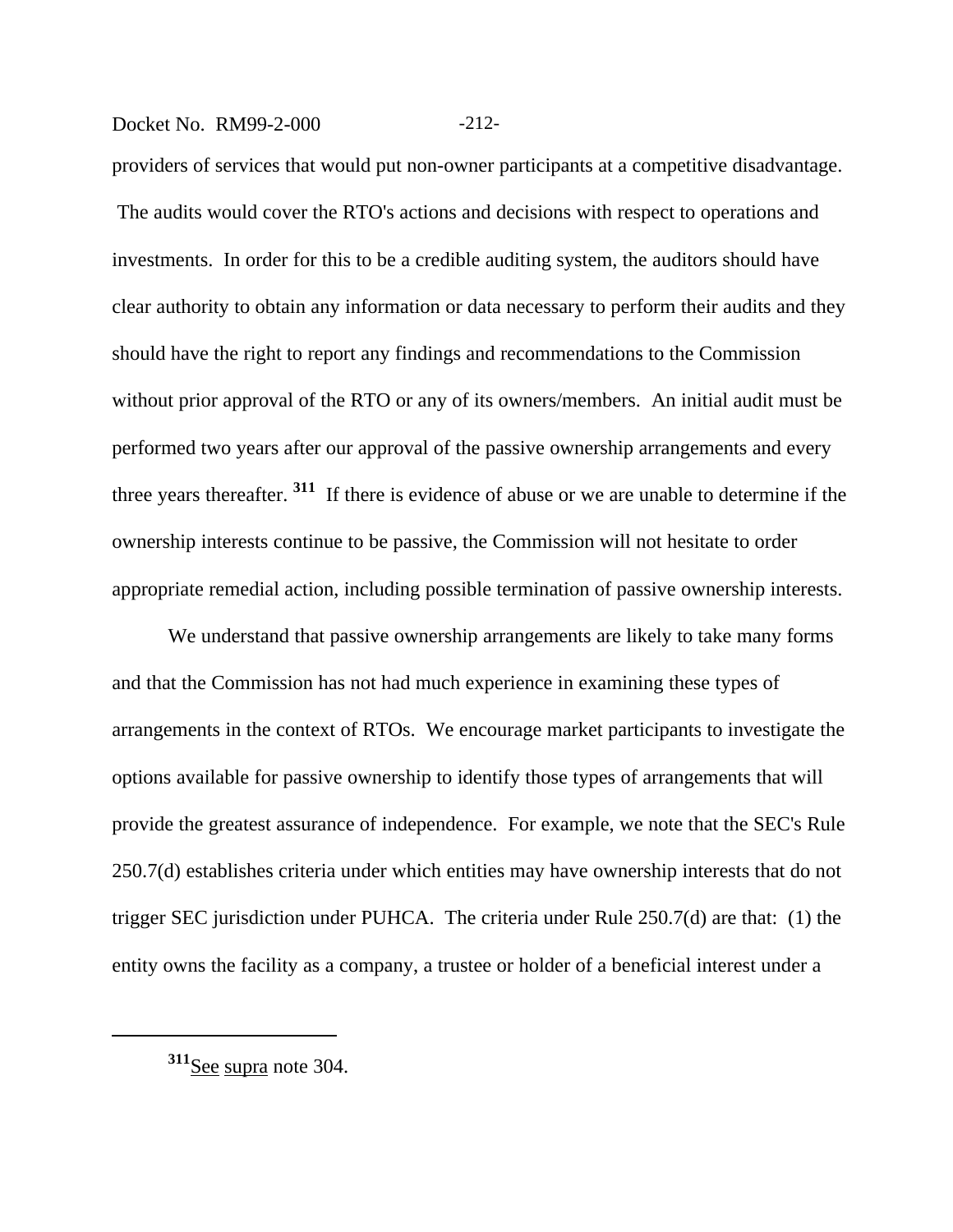providers of services that would put non-owner participants at a competitive disadvantage. The audits would cover the RTO's actions and decisions with respect to operations and investments. In order for this to be a credible auditing system, the auditors should have clear authority to obtain any information or data necessary to perform their audits and they should have the right to report any findings and recommendations to the Commission without prior approval of the RTO or any of its owners/members. An initial audit must be performed two years after our approval of the passive ownership arrangements and every three years thereafter. [311] If there is evidence of abuse or we are unable to determine if the ownership interests continue to be passive, the Commission will not hesitate to order appropriate remedial action, including possible termination of passive ownership interests.

We understand that passive ownership arrangements are likely to take many forms and that the Commission has not had much experience in examining these types of arrangements in the context of RTOs. We encourage market participants to investigate the options available for passive ownership to identify those types of arrangements that will provide the greatest assurance of independence. For example, we note that the SEC's Rule 250.7(d) establishes criteria under which entities may have ownership interests that do not trigger SEC jurisdiction under PUHCA. The criteria under Rule 250.7(d) are that: (1) the entity owns the facility as a company, a trustee or holder of a beneficial interest under a

---

[311] See supra note 304.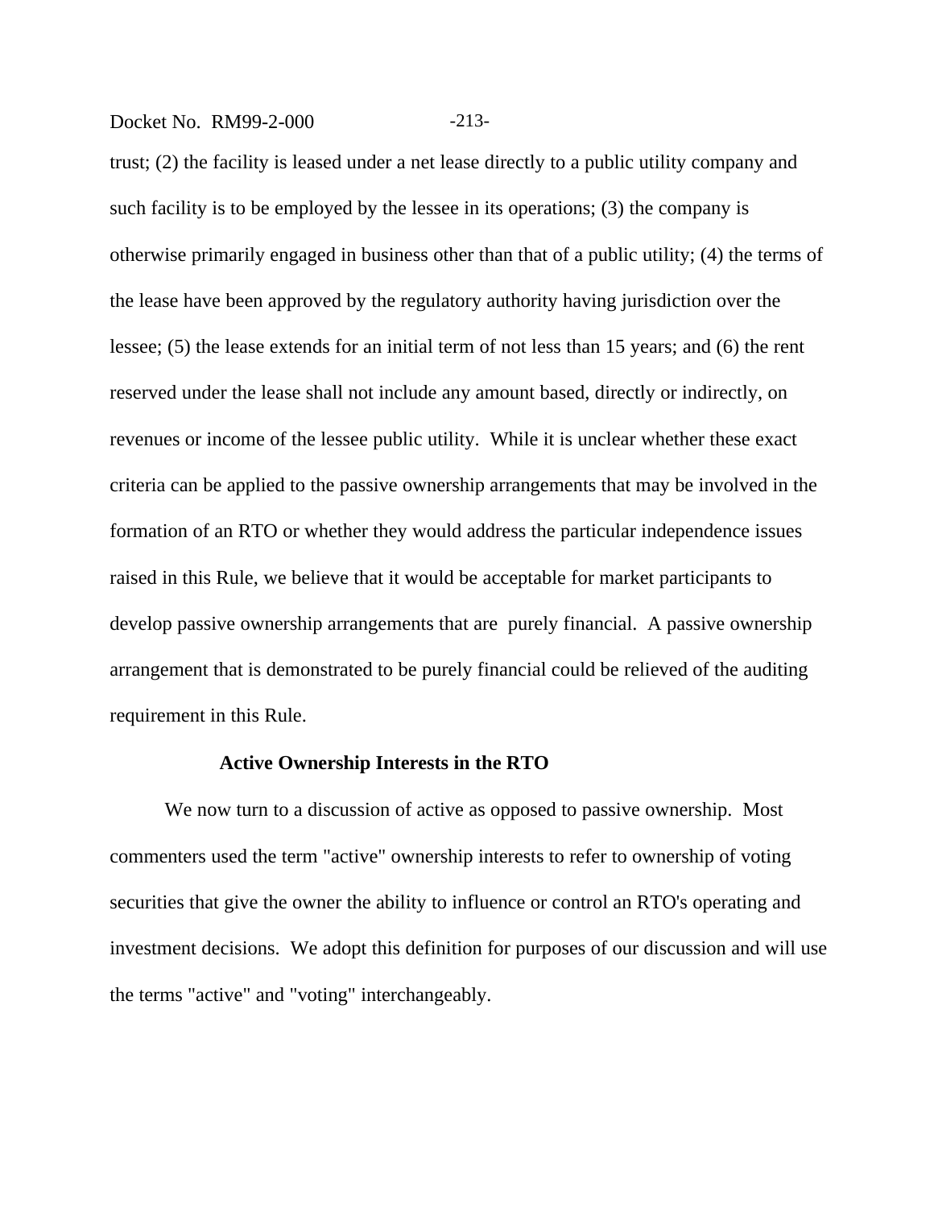trust; (2) the facility is leased under a net lease directly to a public utility company and such facility is to be employed by the lessee in its operations; (3) the company is otherwise primarily engaged in business other than that of a public utility; (4) the terms of the lease have been approved by the regulatory authority having jurisdiction over the lessee; (5) the lease extends for an initial term of not less than 15 years; and (6) the rent reserved under the lease shall not include any amount based, directly or indirectly, on revenues or income of the lessee public utility. While it is unclear whether these exact criteria can be applied to the passive ownership arrangements that may be involved in the formation of an RTO or whether they would address the particular independence issues raised in this Rule, we believe that it would be acceptable for market participants to develop passive ownership arrangements that are purely financial. A passive ownership arrangement that is demonstrated to be purely financial could be relieved of the auditing requirement in this Rule.

**Active Ownership Interests in the RTO**

We now turn to a discussion of active as opposed to passive ownership. Most commenters used the term "active" ownership interests to refer to ownership of voting securities that give the owner the ability to influence or control an RTO's operating and investment decisions. We adopt this definition for purposes of our discussion and will use the terms "active" and "voting" interchangeably.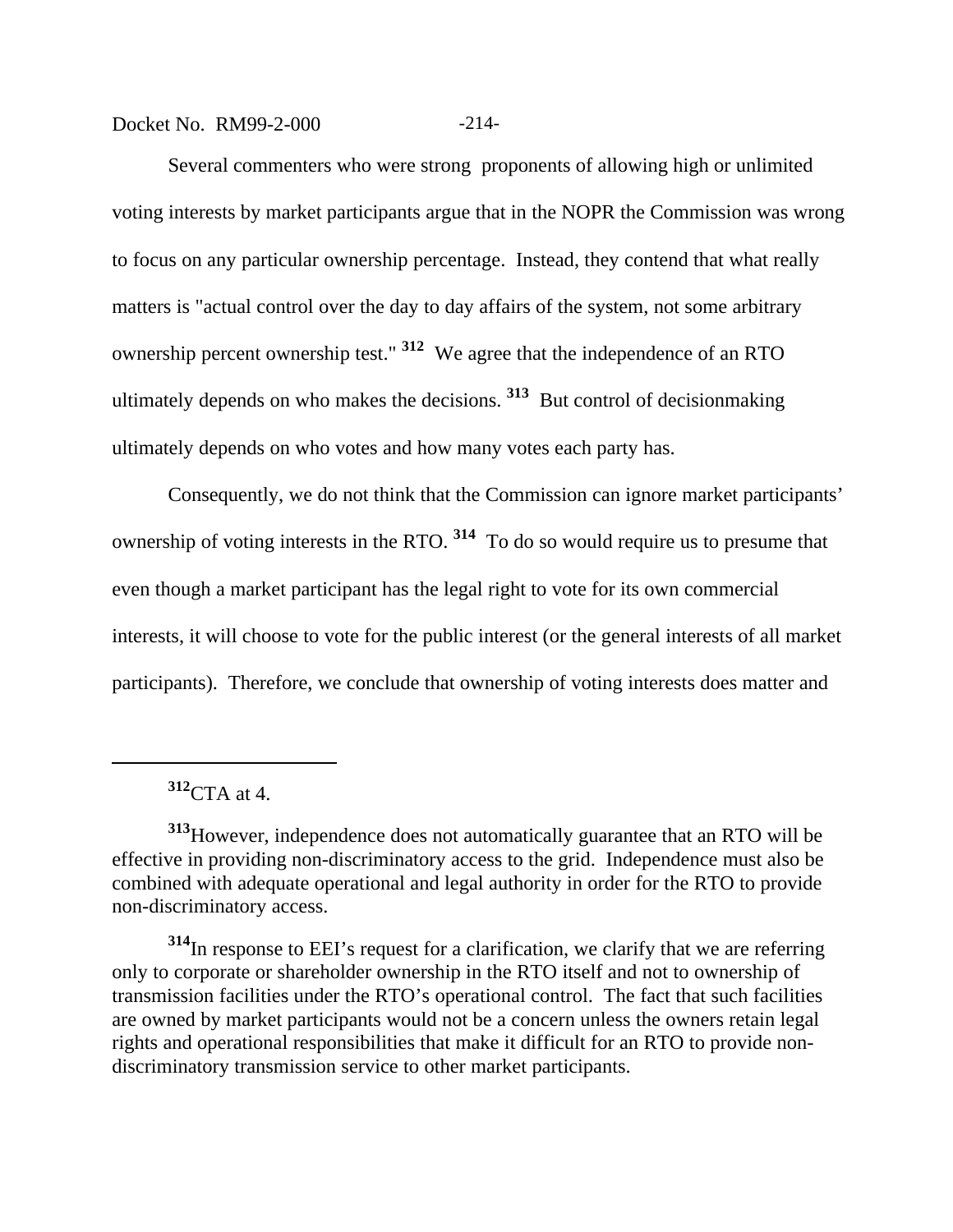Several commenters who were strong proponents of allowing high or unlimited voting interests by market participants argue that in the NOPR the Commission was wrong to focus on any particular ownership percentage. Instead, they contend that what really matters is "actual control over the day to day affairs of the system, not some arbitrary ownership percent ownership test." [312] We agree that the independence of an RTO ultimately depends on who makes the decisions. [313] But control of decisionmaking ultimately depends on who votes and how many votes each party has.

Consequently, we do not think that the Commission can ignore market participants' ownership of voting interests in the RTO. [314] To do so would require us to presume that even though a market participant has the legal right to vote for its own commercial interests, it will choose to vote for the public interest (or the general interests of all market participants). Therefore, we conclude that ownership of voting interests does matter and

---

[312] CTA at 4.

[313] However, independence does not automatically guarantee that an RTO will be effective in providing non-discriminatory access to the grid. Independence must also be combined with adequate operational and legal authority in order for the RTO to provide non-discriminatory access.

[314] In response to EEI's request for a clarification, we clarify that we are referring only to corporate or shareholder ownership in the RTO itself and not to ownership of transmission facilities under the RTO's operational control. The fact that such facilities are owned by market participants would not be a concern unless the owners retain legal rights and operational responsibilities that make it difficult for an RTO to provide non-discriminatory transmission service to other market participants.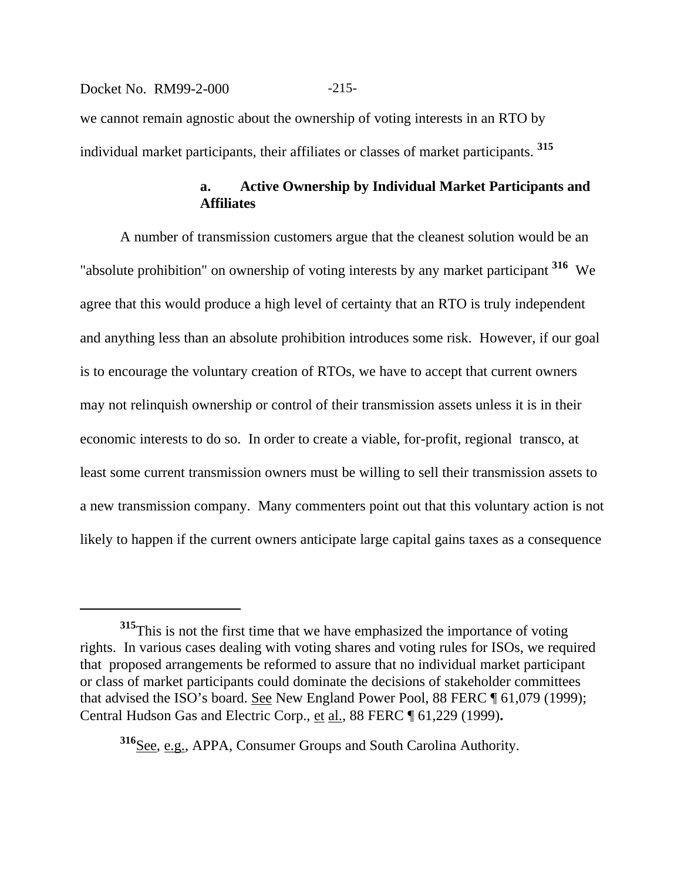we cannot remain agnostic about the ownership of voting interests in an RTO by individual market participants, their affiliates or classes of market participants. [315]

#### a. Active Ownership by Individual Market Participants and Affiliates

A number of transmission customers argue that the cleanest solution would be an "absolute prohibition" on ownership of voting interests by any market participant [316] We agree that this would produce a high level of certainty that an RTO is truly independent and anything less than an absolute prohibition introduces some risk. However, if our goal is to encourage the voluntary creation of RTOs, we have to accept that current owners may not relinquish ownership or control of their transmission assets unless it is in their economic interests to do so. In order to create a viable, for-profit, regional transco, at least some current transmission owners must be willing to sell their transmission assets to a new transmission company. Many commenters point out that this voluntary action is not likely to happen if the current owners anticipate large capital gains taxes as a consequence

---

[315] This is not the first time that we have emphasized the importance of voting rights. In various cases dealing with voting shares and voting rules for ISOs, we required that proposed arrangements be reformed to assure that no individual market participant or class of market participants could dominate the decisions of stakeholder committees that advised the ISO's board. See New England Power Pool, 88 FERC ¶ 61,079 (1999); Central Hudson Gas and Electric Corp., et al., 88 FERC ¶ 61,229 (1999).

[316] See, e.g., APPA, Consumer Groups and South Carolina Authority.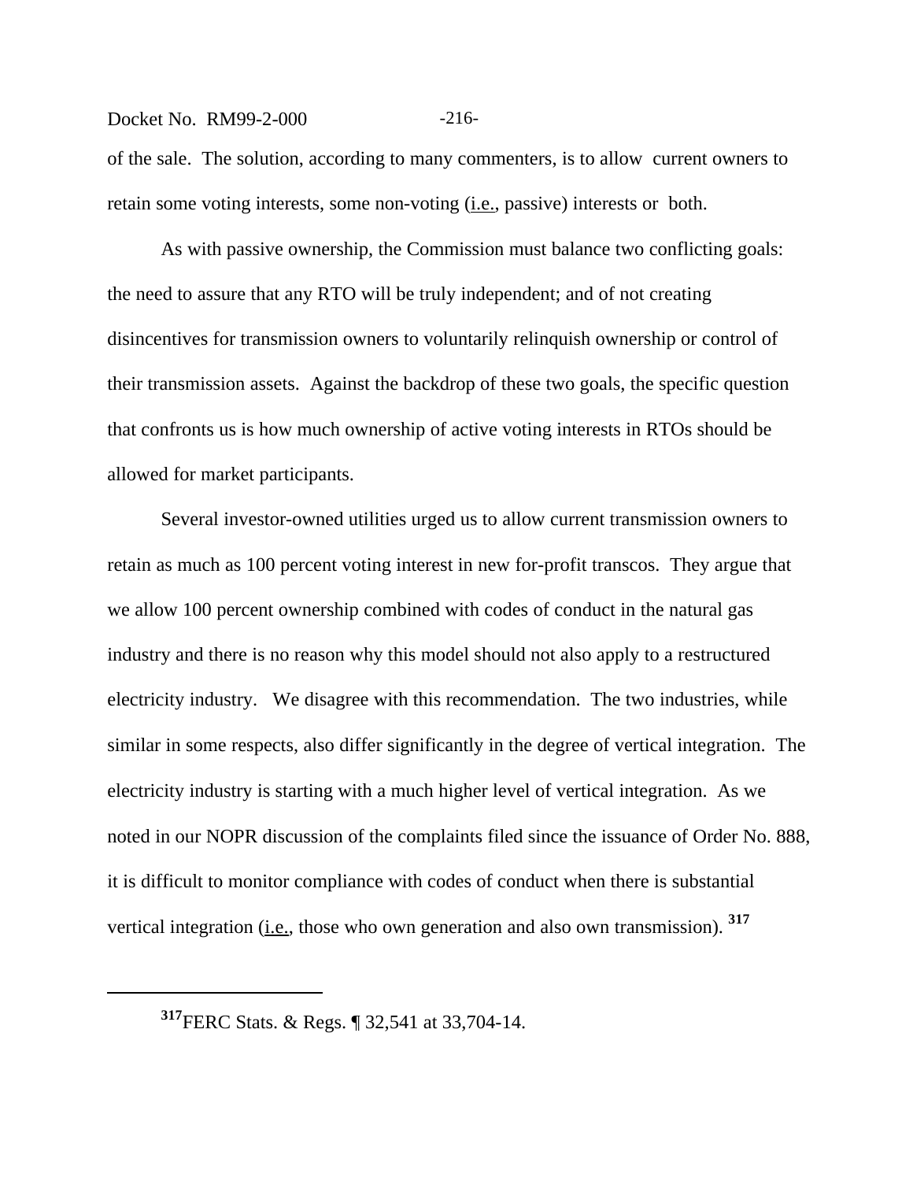of the sale. The solution, according to many commenters, is to allow current owners to retain some voting interests, some non-voting (i.e., passive) interests or both.

As with passive ownership, the Commission must balance two conflicting goals: the need to assure that any RTO will be truly independent; and of not creating disincentives for transmission owners to voluntarily relinquish ownership or control of their transmission assets. Against the backdrop of these two goals, the specific question that confronts us is how much ownership of active voting interests in RTOs should be allowed for market participants.

Several investor-owned utilities urged us to allow current transmission owners to retain as much as 100 percent voting interest in new for-profit transcos. They argue that we allow 100 percent ownership combined with codes of conduct in the natural gas industry and there is no reason why this model should not also apply to a restructured electricity industry. We disagree with this recommendation. The two industries, while similar in some respects, also differ significantly in the degree of vertical integration. The electricity industry is starting with a much higher level of vertical integration. As we noted in our NOPR discussion of the complaints filed since the issuance of Order No. 888, it is difficult to monitor compliance with codes of conduct when there is substantial vertical integration (i.e., those who own generation and also own transmission). [317]

---

[317] FERC Stats. & Regs. ¶ 32,541 at 33,704-14.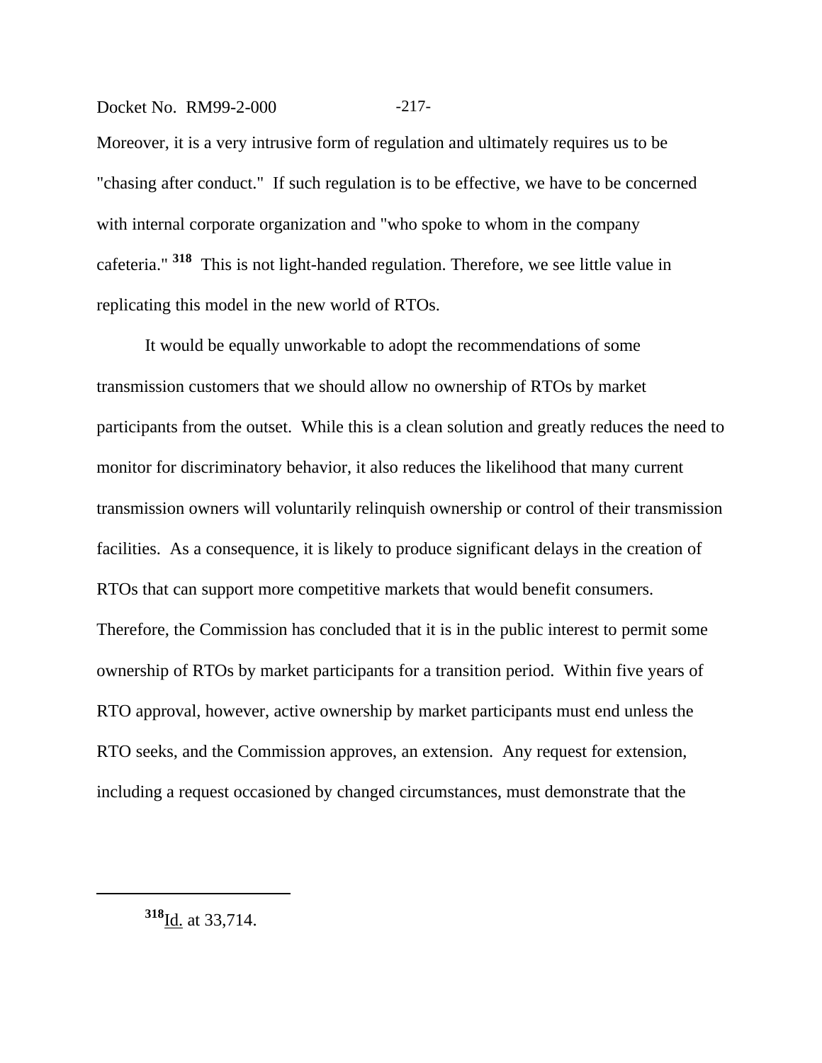Moreover, it is a very intrusive form of regulation and ultimately requires us to be "chasing after conduct." If such regulation is to be effective, we have to be concerned with internal corporate organization and "who spoke to whom in the company cafeteria." [318] This is not light-handed regulation. Therefore, we see little value in replicating this model in the new world of RTOs.

It would be equally unworkable to adopt the recommendations of some transmission customers that we should allow no ownership of RTOs by market participants from the outset. While this is a clean solution and greatly reduces the need to monitor for discriminatory behavior, it also reduces the likelihood that many current transmission owners will voluntarily relinquish ownership or control of their transmission facilities. As a consequence, it is likely to produce significant delays in the creation of RTOs that can support more competitive markets that would benefit consumers. Therefore, the Commission has concluded that it is in the public interest to permit some ownership of RTOs by market participants for a transition period. Within five years of RTO approval, however, active ownership by market participants must end unless the RTO seeks, and the Commission approves, an extension. Any request for extension, including a request occasioned by changed circumstances, must demonstrate that the

---

[318] Id. at 33,714.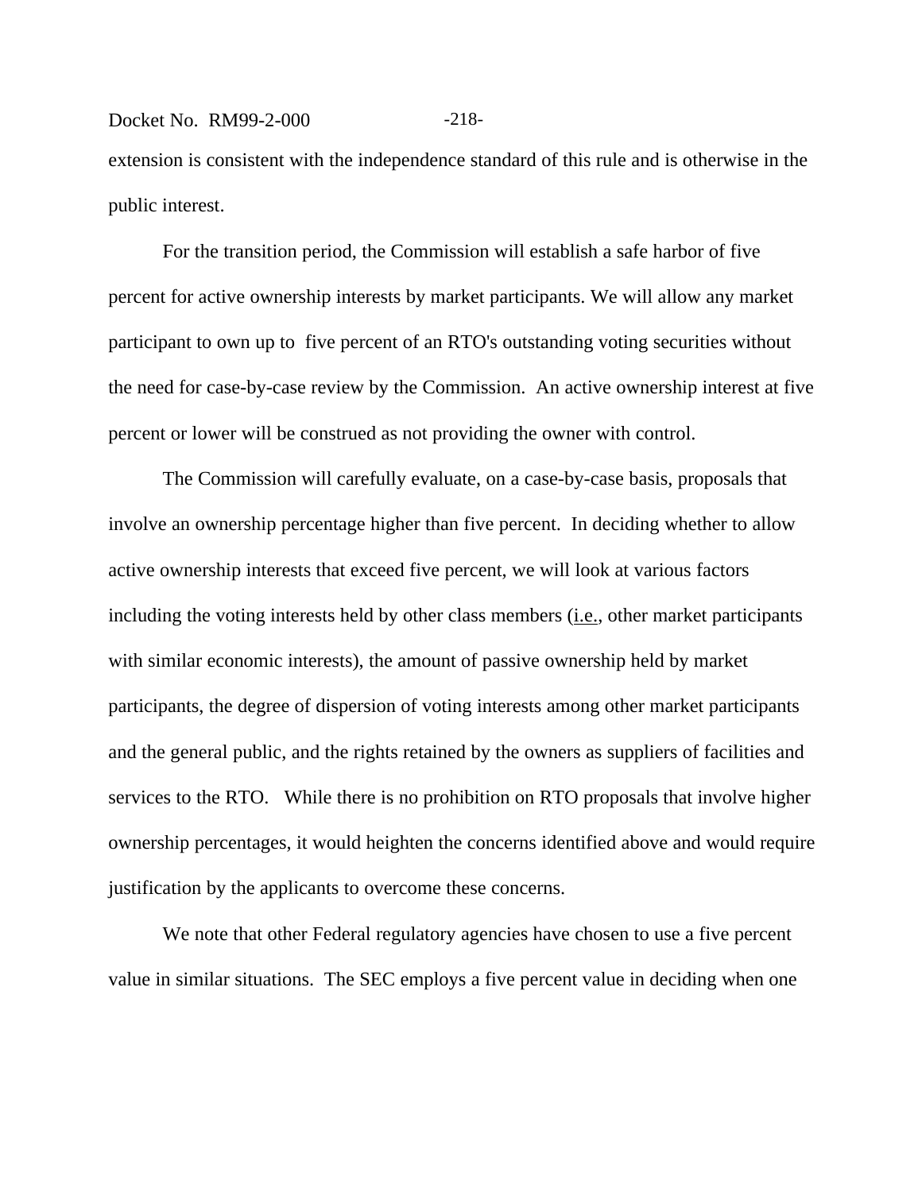extension is consistent with the independence standard of this rule and is otherwise in the public interest.

For the transition period, the Commission will establish a safe harbor of five percent for active ownership interests by market participants. We will allow any market participant to own up to five percent of an RTO's outstanding voting securities without the need for case-by-case review by the Commission. An active ownership interest at five percent or lower will be construed as not providing the owner with control.

The Commission will carefully evaluate, on a case-by-case basis, proposals that involve an ownership percentage higher than five percent. In deciding whether to allow active ownership interests that exceed five percent, we will look at various factors including the voting interests held by other class members (i.e., other market participants with similar economic interests), the amount of passive ownership held by market participants, the degree of dispersion of voting interests among other market participants and the general public, and the rights retained by the owners as suppliers of facilities and services to the RTO. While there is no prohibition on RTO proposals that involve higher ownership percentages, it would heighten the concerns identified above and would require justification by the applicants to overcome these concerns.

We note that other Federal regulatory agencies have chosen to use a five percent value in similar situations. The SEC employs a five percent value in deciding when one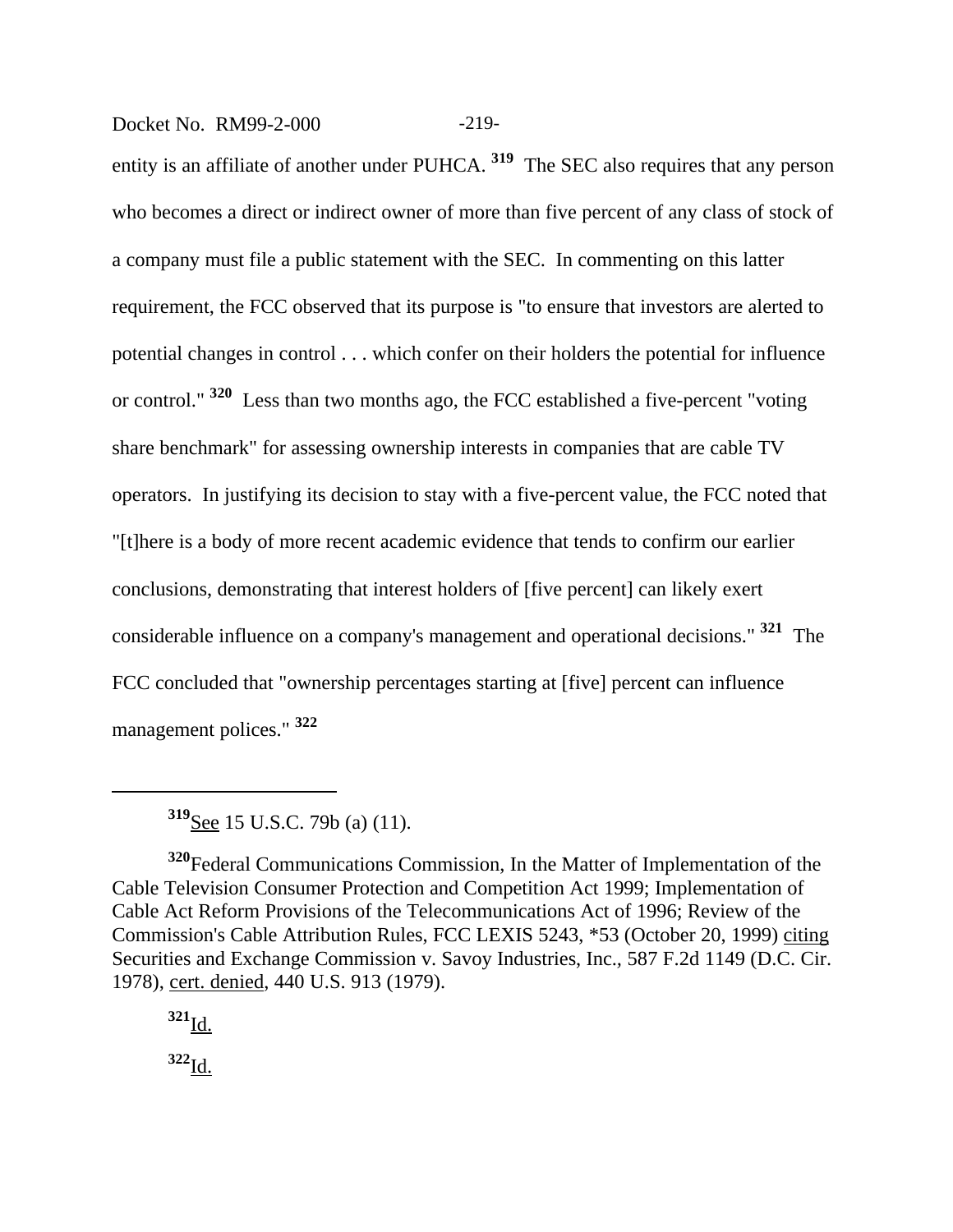entity is an affiliate of another under PUHCA. [319] The SEC also requires that any person who becomes a direct or indirect owner of more than five percent of any class of stock of a company must file a public statement with the SEC. In commenting on this latter requirement, the FCC observed that its purpose is "to ensure that investors are alerted to potential changes in control . . . which confer on their holders the potential for influence or control." [320] Less than two months ago, the FCC established a five-percent "voting share benchmark" for assessing ownership interests in companies that are cable TV operators. In justifying its decision to stay with a five-percent value, the FCC noted that "[t]here is a body of more recent academic evidence that tends to confirm our earlier conclusions, demonstrating that interest holders of [five percent] can likely exert considerable influence on a company's management and operational decisions." [321] The FCC concluded that "ownership percentages starting at [five] percent can influence management polices." [322]

---

[319] See 15 U.S.C. 79b (a) (11).

[320] Federal Communications Commission, In the Matter of Implementation of the Cable Television Consumer Protection and Competition Act 1999; Implementation of Cable Act Reform Provisions of the Telecommunications Act of 1996; Review of the Commission's Cable Attribution Rules, FCC LEXIS 5243, *53 (October 20, 1999) citing Securities and Exchange Commission v. Savoy Industries, Inc., 587 F.2d 1149 (D.C. Cir. 1978), cert. denied, 440 U.S. 913 (1979).

[321] Id.

[322] Id.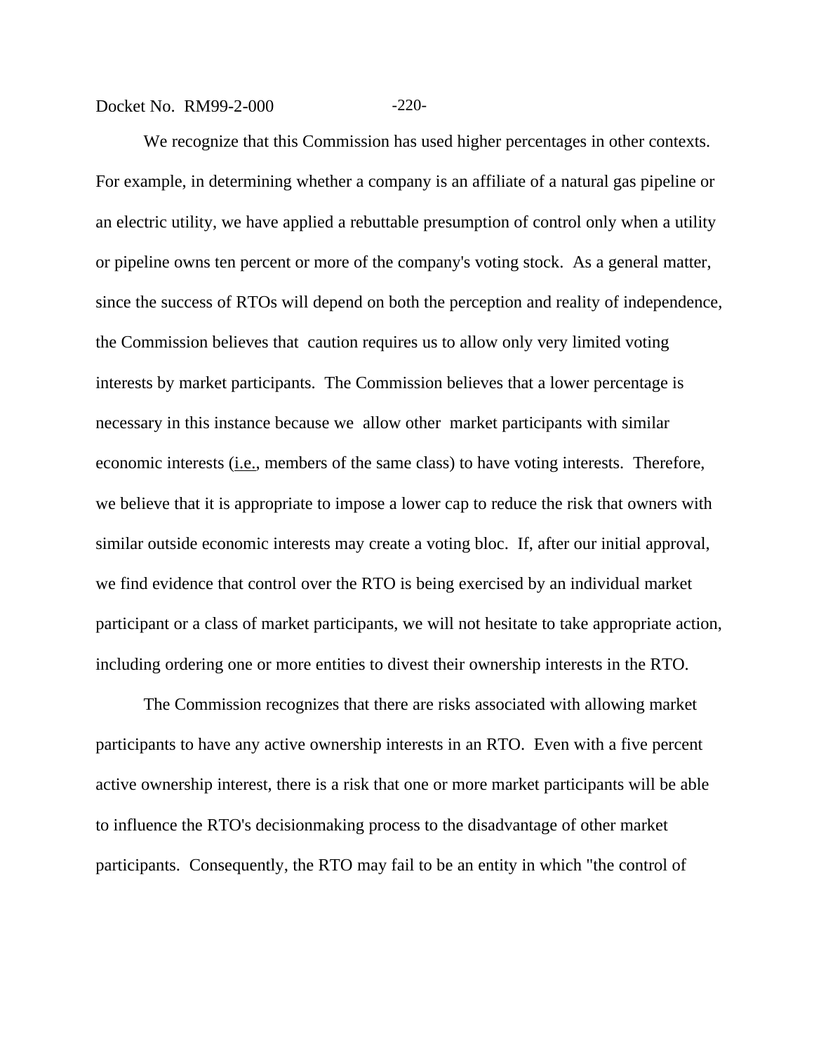We recognize that this Commission has used higher percentages in other contexts. For example, in determining whether a company is an affiliate of a natural gas pipeline or an electric utility, we have applied a rebuttable presumption of control only when a utility or pipeline owns ten percent or more of the company's voting stock. As a general matter, since the success of RTOs will depend on both the perception and reality of independence, the Commission believes that caution requires us to allow only very limited voting interests by market participants. The Commission believes that a lower percentage is necessary in this instance because we allow other market participants with similar economic interests (i.e., members of the same class) to have voting interests. Therefore, we believe that it is appropriate to impose a lower cap to reduce the risk that owners with similar outside economic interests may create a voting bloc. If, after our initial approval, we find evidence that control over the RTO is being exercised by an individual market participant or a class of market participants, we will not hesitate to take appropriate action, including ordering one or more entities to divest their ownership interests in the RTO.

The Commission recognizes that there are risks associated with allowing market participants to have any active ownership interests in an RTO. Even with a five percent active ownership interest, there is a risk that one or more market participants will be able to influence the RTO's decisionmaking process to the disadvantage of other market participants. Consequently, the RTO may fail to be an entity in which "the control of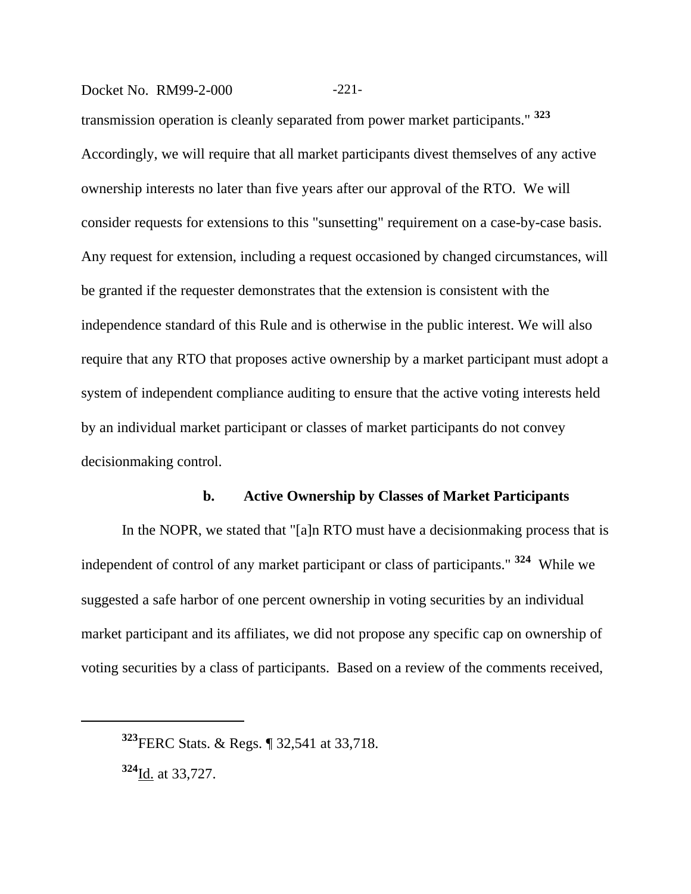transmission operation is cleanly separated from power market participants." [323] Accordingly, we will require that all market participants divest themselves of any active ownership interests no later than five years after our approval of the RTO. We will consider requests for extensions to this "sunsetting" requirement on a case-by-case basis. Any request for extension, including a request occasioned by changed circumstances, will be granted if the requester demonstrates that the extension is consistent with the independence standard of this Rule and is otherwise in the public interest. We will also require that any RTO that proposes active ownership by a market participant must adopt a system of independent compliance auditing to ensure that the active voting interests held by an individual market participant or classes of market participants do not convey decisionmaking control.

### b. Active Ownership by Classes of Market Participants

In the NOPR, we stated that "[a]n RTO must have a decisionmaking process that is independent of control of any market participant or class of participants." [324] While we suggested a safe harbor of one percent ownership in voting securities by an individual market participant and its affiliates, we did not propose any specific cap on ownership of voting securities by a class of participants. Based on a review of the comments received,

---

[323] FERC Stats. & Regs. ¶ 32,541 at 33,718.

[324] Id. at 33,727.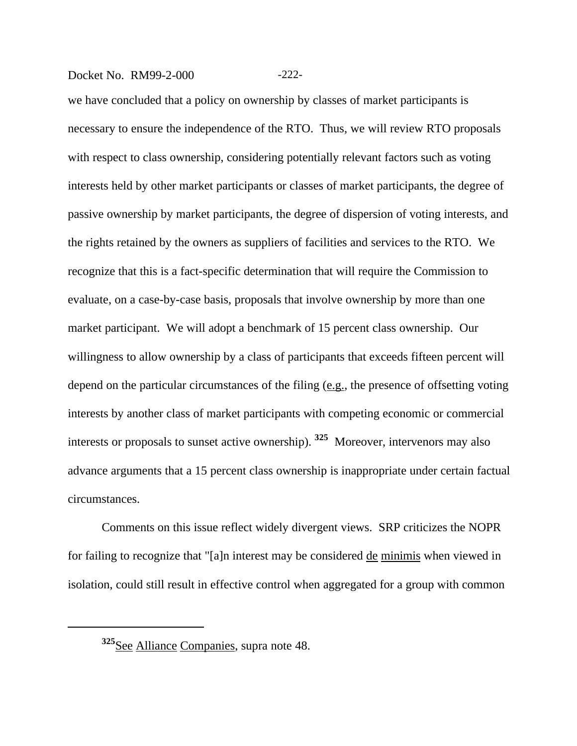we have concluded that a policy on ownership by classes of market participants is necessary to ensure the independence of the RTO. Thus, we will review RTO proposals with respect to class ownership, considering potentially relevant factors such as voting interests held by other market participants or classes of market participants, the degree of passive ownership by market participants, the degree of dispersion of voting interests, and the rights retained by the owners as suppliers of facilities and services to the RTO. We recognize that this is a fact-specific determination that will require the Commission to evaluate, on a case-by-case basis, proposals that involve ownership by more than one market participant. We will adopt a benchmark of 15 percent class ownership. Our willingness to allow ownership by a class of participants that exceeds fifteen percent will depend on the particular circumstances of the filing (e.g., the presence of offsetting voting interests by another class of market participants with competing economic or commercial interests or proposals to sunset active ownership).[325] Moreover, intervenors may also advance arguments that a 15 percent class ownership is inappropriate under certain factual circumstances.

Comments on this issue reflect widely divergent views. SRP criticizes the NOPR for failing to recognize that "[a]n interest may be considered de minimis when viewed in isolation, could still result in effective control when aggregated for a group with common

[325] See Alliance Companies, supra note 48.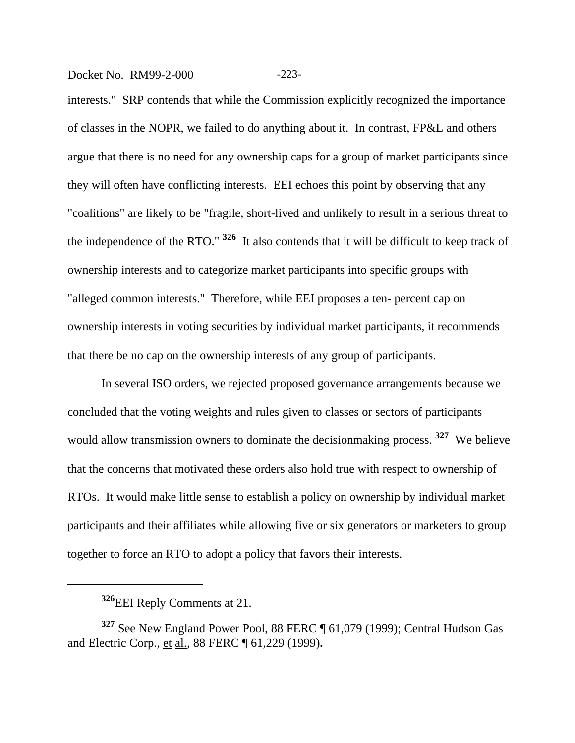interests." SRP contends that while the Commission explicitly recognized the importance of classes in the NOPR, we failed to do anything about it. In contrast, FP&L and others argue that there is no need for any ownership caps for a group of market participants since they will often have conflicting interests. EEI echoes this point by observing that any "coalitions" are likely to be "fragile, short-lived and unlikely to result in a serious threat to the independence of the RTO." [326] It also contends that it will be difficult to keep track of ownership interests and to categorize market participants into specific groups with "alleged common interests." Therefore, while EEI proposes a ten- percent cap on ownership interests in voting securities by individual market participants, it recommends that there be no cap on the ownership interests of any group of participants.

In several ISO orders, we rejected proposed governance arrangements because we concluded that the voting weights and rules given to classes or sectors of participants would allow transmission owners to dominate the decisionmaking process. [327] We believe that the concerns that motivated these orders also hold true with respect to ownership of RTOs. It would make little sense to establish a policy on ownership by individual market participants and their affiliates while allowing five or six generators or marketers to group together to force an RTO to adopt a policy that favors their interests.

---

[326] EEI Reply Comments at 21.

[327] See New England Power Pool, 88 FERC ¶ 61,079 (1999); Central Hudson Gas and Electric Corp., et al., 88 FERC ¶ 61,229 (1999).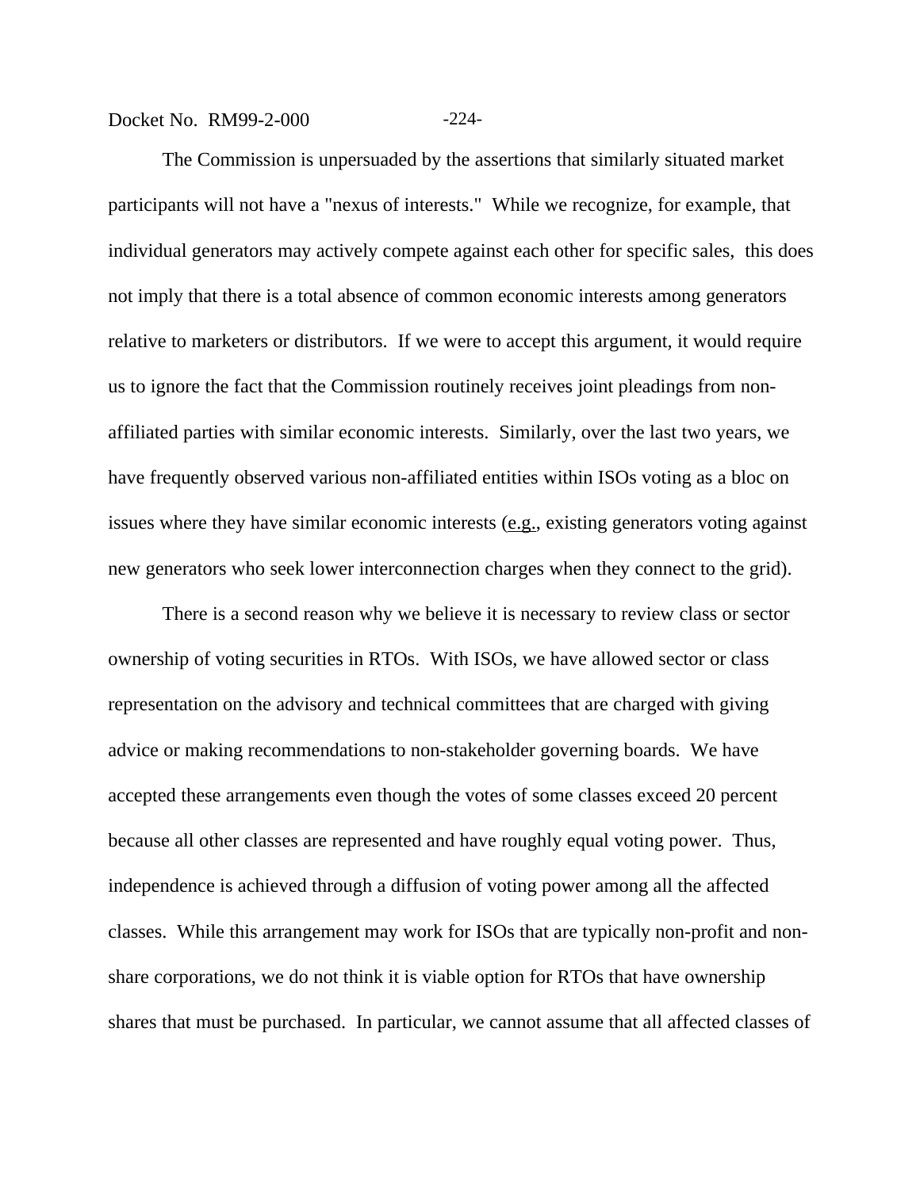The Commission is unpersuaded by the assertions that similarly situated market participants will not have a "nexus of interests." While we recognize, for example, that individual generators may actively compete against each other for specific sales, this does not imply that there is a total absence of common economic interests among generators relative to marketers or distributors. If we were to accept this argument, it would require us to ignore the fact that the Commission routinely receives joint pleadings from non-affiliated parties with similar economic interests. Similarly, over the last two years, we have frequently observed various non-affiliated entities within ISOs voting as a bloc on issues where they have similar economic interests (e.g., existing generators voting against new generators who seek lower interconnection charges when they connect to the grid).

There is a second reason why we believe it is necessary to review class or sector ownership of voting securities in RTOs. With ISOs, we have allowed sector or class representation on the advisory and technical committees that are charged with giving advice or making recommendations to non-stakeholder governing boards. We have accepted these arrangements even though the votes of some classes exceed 20 percent because all other classes are represented and have roughly equal voting power. Thus, independence is achieved through a diffusion of voting power among all the affected classes. While this arrangement may work for ISOs that are typically non-profit and non-share corporations, we do not think it is viable option for RTOs that have ownership shares that must be purchased. In particular, we cannot assume that all affected classes of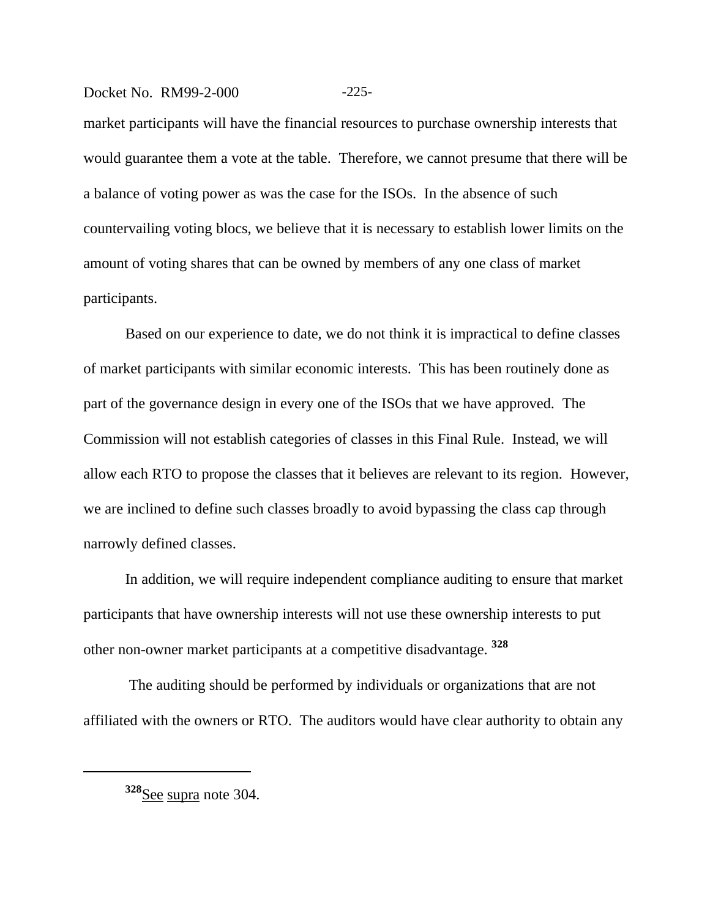market participants will have the financial resources to purchase ownership interests that would guarantee them a vote at the table. Therefore, we cannot presume that there will be a balance of voting power as was the case for the ISOs. In the absence of such countervailing voting blocs, we believe that it is necessary to establish lower limits on the amount of voting shares that can be owned by members of any one class of market participants.

Based on our experience to date, we do not think it is impractical to define classes of market participants with similar economic interests. This has been routinely done as part of the governance design in every one of the ISOs that we have approved. The Commission will not establish categories of classes in this Final Rule. Instead, we will allow each RTO to propose the classes that it believes are relevant to its region. However, we are inclined to define such classes broadly to avoid bypassing the class cap through narrowly defined classes.

In addition, we will require independent compliance auditing to ensure that market participants that have ownership interests will not use these ownership interests to put other non-owner market participants at a competitive disadvantage. [328]

The auditing should be performed by individuals or organizations that are not affiliated with the owners or RTO. The auditors would have clear authority to obtain any

---

[328] See supra note 304.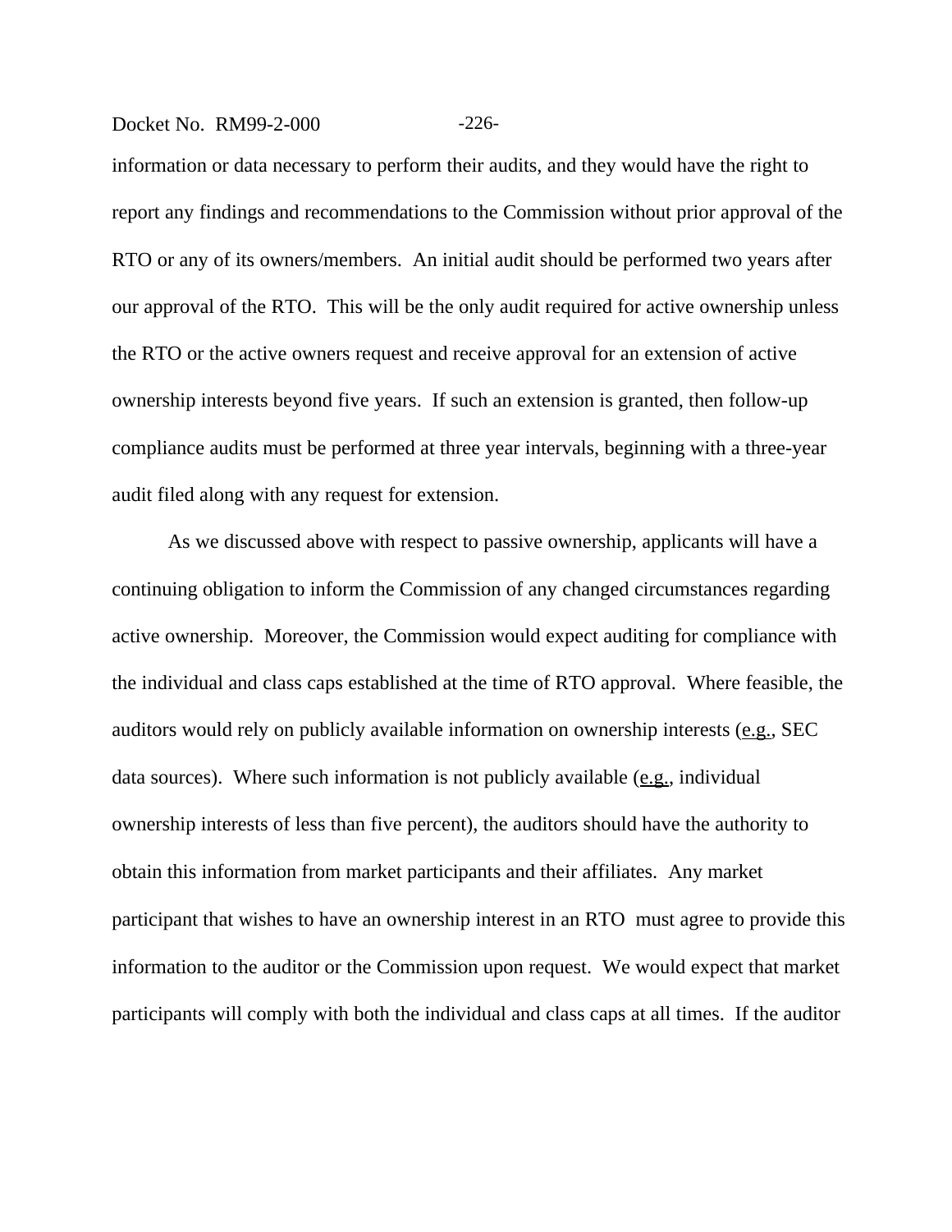information or data necessary to perform their audits, and they would have the right to report any findings and recommendations to the Commission without prior approval of the RTO or any of its owners/members. An initial audit should be performed two years after our approval of the RTO. This will be the only audit required for active ownership unless the RTO or the active owners request and receive approval for an extension of active ownership interests beyond five years. If such an extension is granted, then follow-up compliance audits must be performed at three year intervals, beginning with a three-year audit filed along with any request for extension.

As we discussed above with respect to passive ownership, applicants will have a continuing obligation to inform the Commission of any changed circumstances regarding active ownership. Moreover, the Commission would expect auditing for compliance with the individual and class caps established at the time of RTO approval. Where feasible, the auditors would rely on publicly available information on ownership interests (e.g., SEC data sources). Where such information is not publicly available (e.g., individual ownership interests of less than five percent), the auditors should have the authority to obtain this information from market participants and their affiliates. Any market participant that wishes to have an ownership interest in an RTO must agree to provide this information to the auditor or the Commission upon request. We would expect that market participants will comply with both the individual and class caps at all times. If the auditor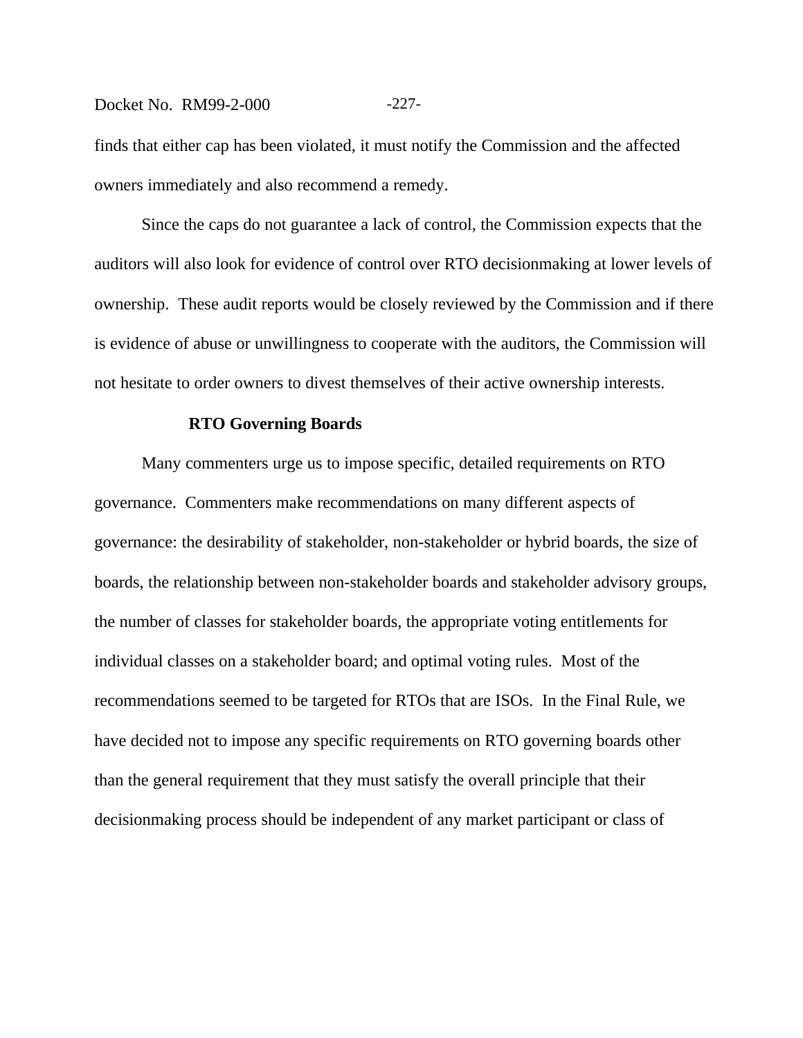finds that either cap has been violated, it must notify the Commission and the affected owners immediately and also recommend a remedy.

Since the caps do not guarantee a lack of control, the Commission expects that the auditors will also look for evidence of control over RTO decisionmaking at lower levels of ownership. These audit reports would be closely reviewed by the Commission and if there is evidence of abuse or unwillingness to cooperate with the auditors, the Commission will not hesitate to order owners to divest themselves of their active ownership interests.

**RTO Governing Boards**

Many commenters urge us to impose specific, detailed requirements on RTO governance. Commenters make recommendations on many different aspects of governance: the desirability of stakeholder, non-stakeholder or hybrid boards, the size of boards, the relationship between non-stakeholder boards and stakeholder advisory groups, the number of classes for stakeholder boards, the appropriate voting entitlements for individual classes on a stakeholder board; and optimal voting rules. Most of the recommendations seemed to be targeted for RTOs that are ISOs. In the Final Rule, we have decided not to impose any specific requirements on RTO governing boards other than the general requirement that they must satisfy the overall principle that their decisionmaking process should be independent of any market participant or class of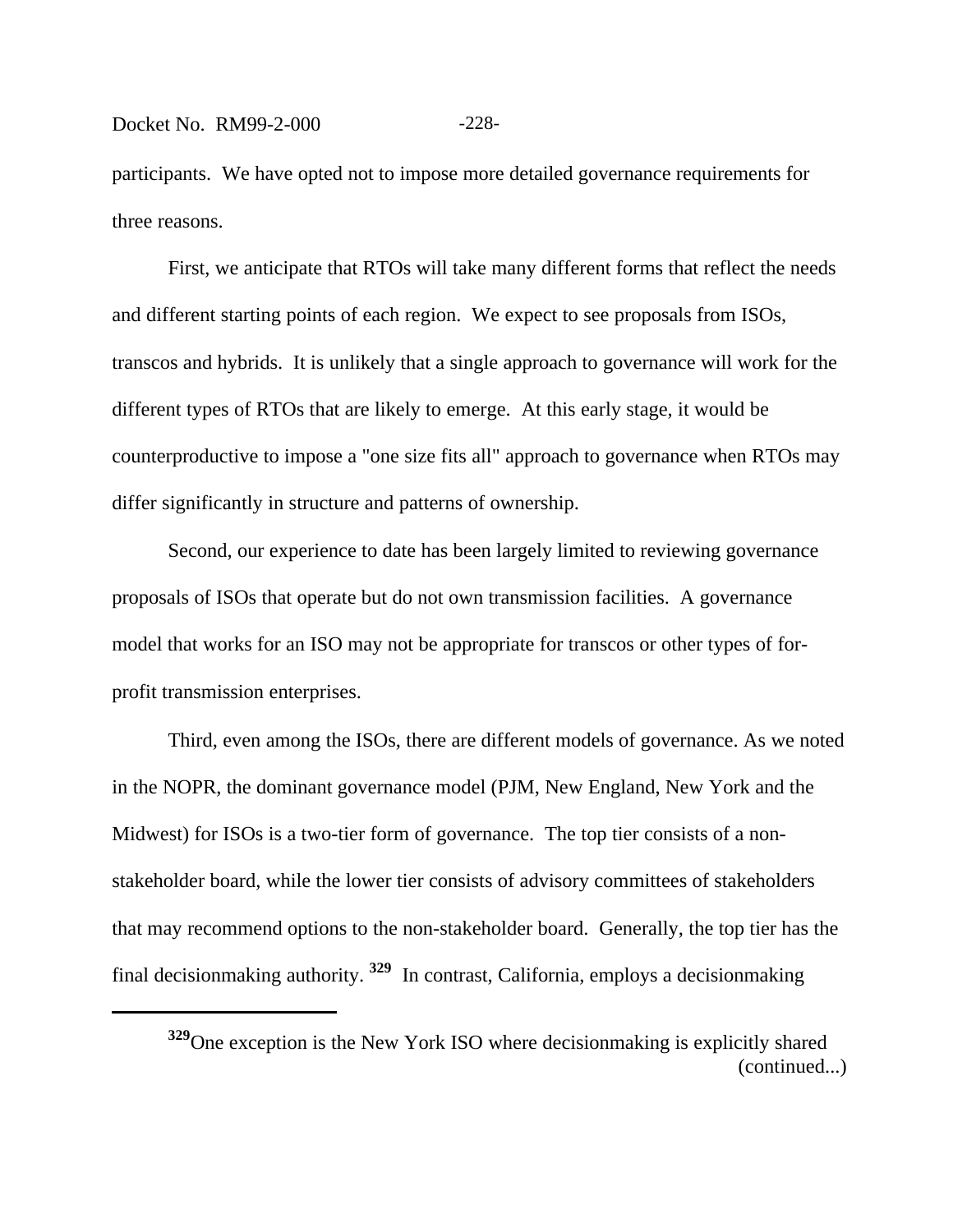participants. We have opted not to impose more detailed governance requirements for three reasons.

First, we anticipate that RTOs will take many different forms that reflect the needs and different starting points of each region. We expect to see proposals from ISOs, transcos and hybrids. It is unlikely that a single approach to governance will work for the different types of RTOs that are likely to emerge. At this early stage, it would be counterproductive to impose a "one size fits all" approach to governance when RTOs may differ significantly in structure and patterns of ownership.

Second, our experience to date has been largely limited to reviewing governance proposals of ISOs that operate but do not own transmission facilities. A governance model that works for an ISO may not be appropriate for transcos or other types of for-profit transmission enterprises.

Third, even among the ISOs, there are different models of governance. As we noted in the NOPR, the dominant governance model (PJM, New England, New York and the Midwest) for ISOs is a two-tier form of governance. The top tier consists of a non-stakeholder board, while the lower tier consists of advisory committees of stakeholders that may recommend options to the non-stakeholder board. Generally, the top tier has the final decisionmaking authority. [329] In contrast, California, employs a decisionmaking

---

[329] One exception is the New York ISO where decisionmaking is explicitly shared (continued...)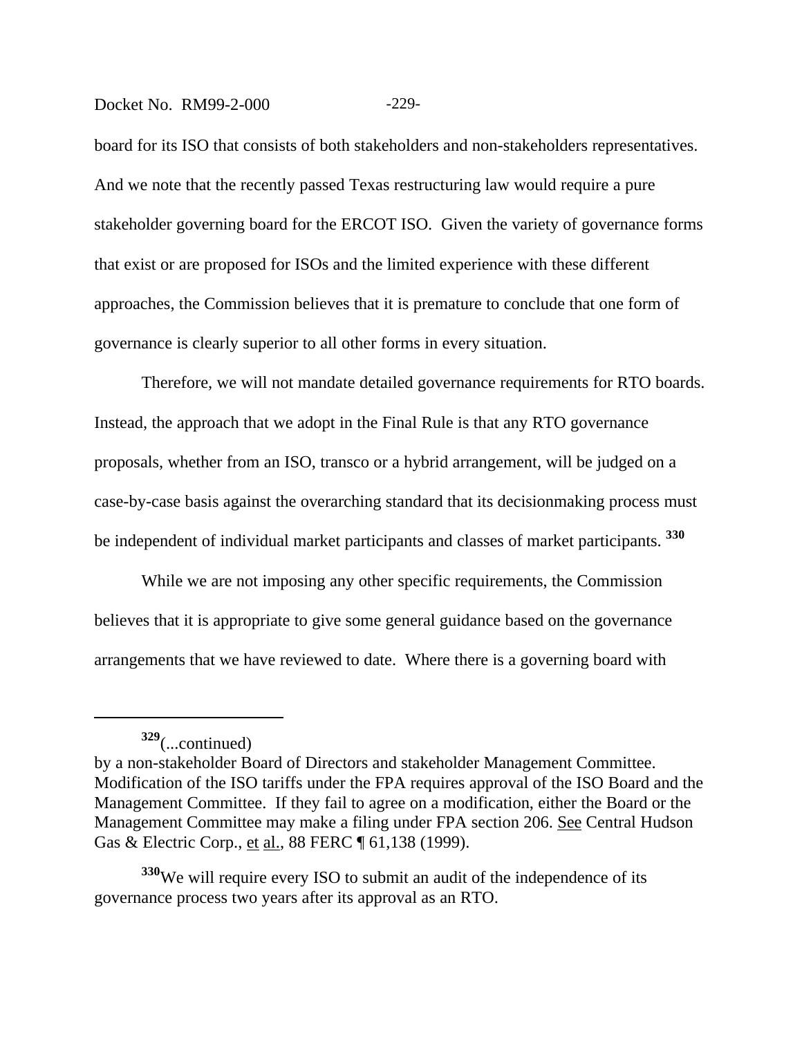board for its ISO that consists of both stakeholders and non-stakeholders representatives. And we note that the recently passed Texas restructuring law would require a pure stakeholder governing board for the ERCOT ISO. Given the variety of governance forms that exist or are proposed for ISOs and the limited experience with these different approaches, the Commission believes that it is premature to conclude that one form of governance is clearly superior to all other forms in every situation.

Therefore, we will not mandate detailed governance requirements for RTO boards. Instead, the approach that we adopt in the Final Rule is that any RTO governance proposals, whether from an ISO, transco or a hybrid arrangement, will be judged on a case-by-case basis against the overarching standard that its decisionmaking process must be independent of individual market participants and classes of market participants. [330]

While we are not imposing any other specific requirements, the Commission believes that it is appropriate to give some general guidance based on the governance arrangements that we have reviewed to date. Where there is a governing board with

---

[329](...continued)
by a non-stakeholder Board of Directors and stakeholder Management Committee. Modification of the ISO tariffs under the FPA requires approval of the ISO Board and the Management Committee. If they fail to agree on a modification, either the Board or the Management Committee may make a filing under FPA section 206. See Central Hudson Gas & Electric Corp., et al., 88 FERC ¶ 61,138 (1999).

[330]We will require every ISO to submit an audit of the independence of its governance process two years after its approval as an RTO.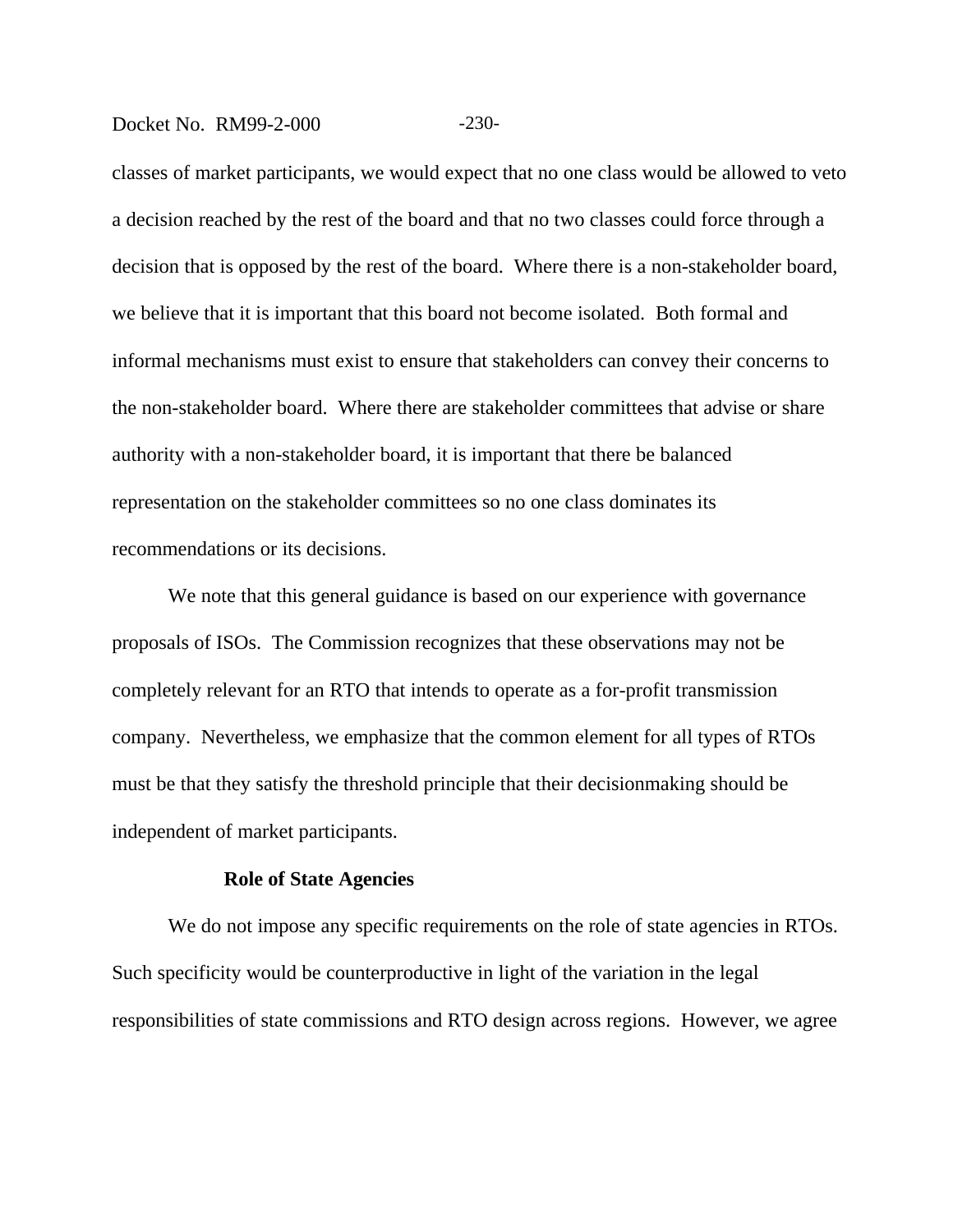classes of market participants, we would expect that no one class would be allowed to veto a decision reached by the rest of the board and that no two classes could force through a decision that is opposed by the rest of the board. Where there is a non-stakeholder board, we believe that it is important that this board not become isolated. Both formal and informal mechanisms must exist to ensure that stakeholders can convey their concerns to the non-stakeholder board. Where there are stakeholder committees that advise or share authority with a non-stakeholder board, it is important that there be balanced representation on the stakeholder committees so no one class dominates its recommendations or its decisions.

We note that this general guidance is based on our experience with governance proposals of ISOs. The Commission recognizes that these observations may not be completely relevant for an RTO that intends to operate as a for-profit transmission company. Nevertheless, we emphasize that the common element for all types of RTOs must be that they satisfy the threshold principle that their decisionmaking should be independent of market participants.

**Role of State Agencies**

We do not impose any specific requirements on the role of state agencies in RTOs. Such specificity would be counterproductive in light of the variation in the legal responsibilities of state commissions and RTO design across regions. However, we agree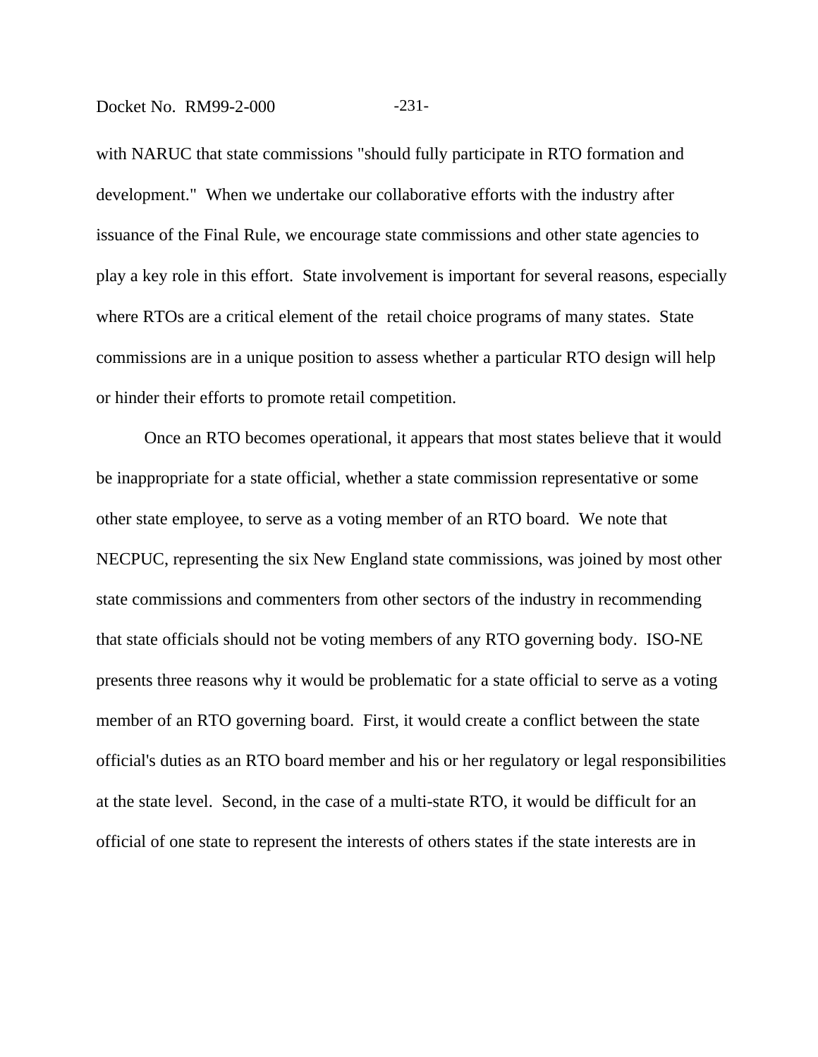with NARUC that state commissions "should fully participate in RTO formation and development." When we undertake our collaborative efforts with the industry after issuance of the Final Rule, we encourage state commissions and other state agencies to play a key role in this effort. State involvement is important for several reasons, especially where RTOs are a critical element of the retail choice programs of many states. State commissions are in a unique position to assess whether a particular RTO design will help or hinder their efforts to promote retail competition.

Once an RTO becomes operational, it appears that most states believe that it would be inappropriate for a state official, whether a state commission representative or some other state employee, to serve as a voting member of an RTO board. We note that NECPUC, representing the six New England state commissions, was joined by most other state commissions and commenters from other sectors of the industry in recommending that state officials should not be voting members of any RTO governing body. ISO-NE presents three reasons why it would be problematic for a state official to serve as a voting member of an RTO governing board. First, it would create a conflict between the state official's duties as an RTO board member and his or her regulatory or legal responsibilities at the state level. Second, in the case of a multi-state RTO, it would be difficult for an official of one state to represent the interests of others states if the state interests are in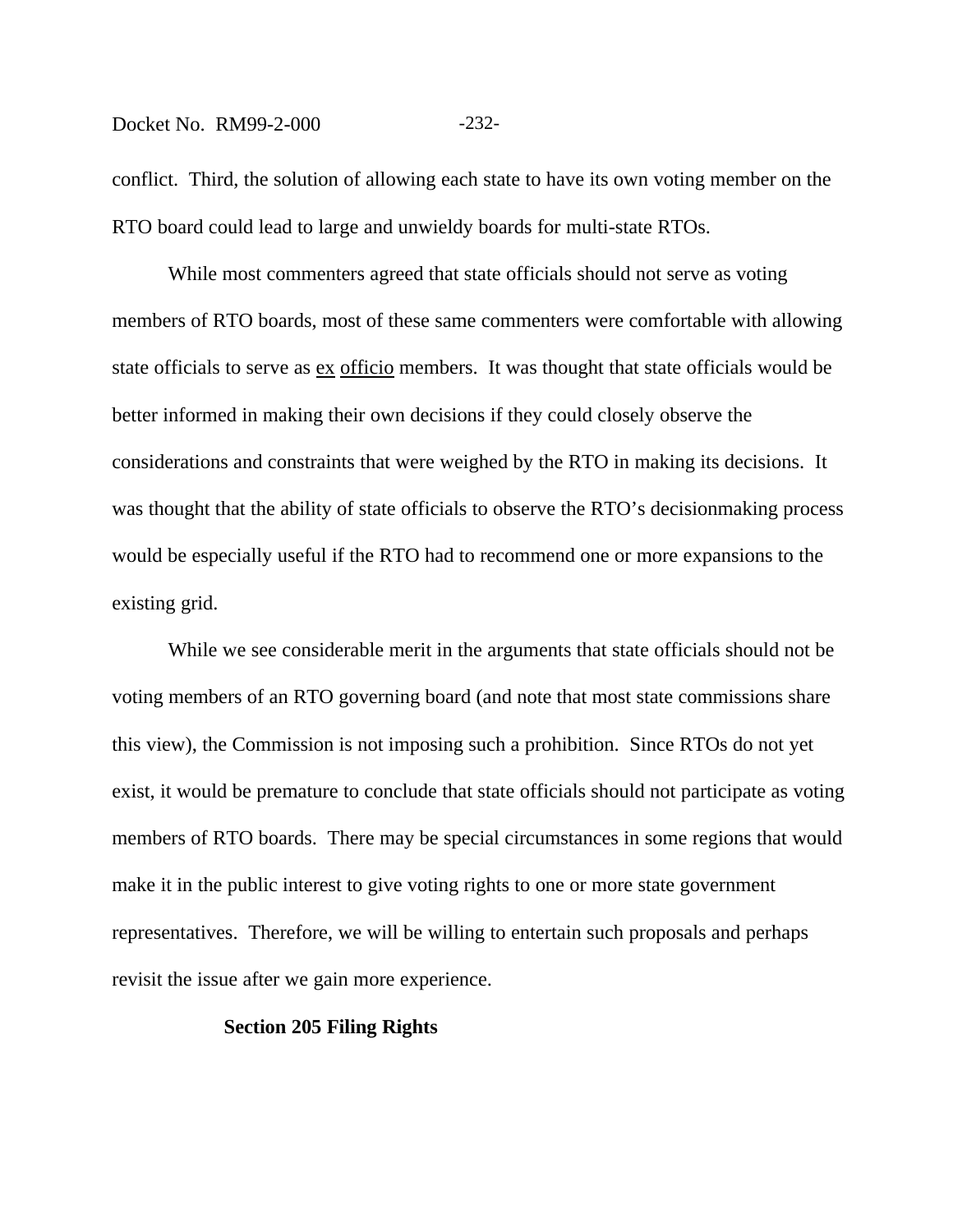conflict. Third, the solution of allowing each state to have its own voting member on the RTO board could lead to large and unwieldy boards for multi-state RTOs.

While most commenters agreed that state officials should not serve as voting members of RTO boards, most of these same commenters were comfortable with allowing state officials to serve as ex officio members. It was thought that state officials would be better informed in making their own decisions if they could closely observe the considerations and constraints that were weighed by the RTO in making its decisions. It was thought that the ability of state officials to observe the RTO's decisionmaking process would be especially useful if the RTO had to recommend one or more expansions to the existing grid.

While we see considerable merit in the arguments that state officials should not be voting members of an RTO governing board (and note that most state commissions share this view), the Commission is not imposing such a prohibition. Since RTOs do not yet exist, it would be premature to conclude that state officials should not participate as voting members of RTO boards. There may be special circumstances in some regions that would make it in the public interest to give voting rights to one or more state government representatives. Therefore, we will be willing to entertain such proposals and perhaps revisit the issue after we gain more experience.

**Section 205 Filing Rights**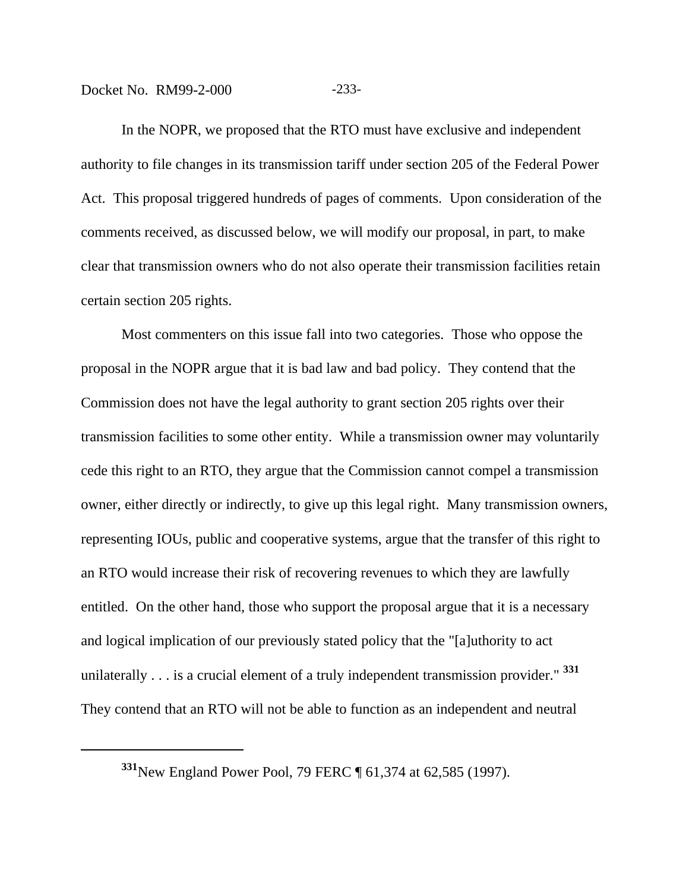In the NOPR, we proposed that the RTO must have exclusive and independent authority to file changes in its transmission tariff under section 205 of the Federal Power Act. This proposal triggered hundreds of pages of comments. Upon consideration of the comments received, as discussed below, we will modify our proposal, in part, to make clear that transmission owners who do not also operate their transmission facilities retain certain section 205 rights.

Most commenters on this issue fall into two categories. Those who oppose the proposal in the NOPR argue that it is bad law and bad policy. They contend that the Commission does not have the legal authority to grant section 205 rights over their transmission facilities to some other entity. While a transmission owner may voluntarily cede this right to an RTO, they argue that the Commission cannot compel a transmission owner, either directly or indirectly, to give up this legal right. Many transmission owners, representing IOUs, public and cooperative systems, argue that the transfer of this right to an RTO would increase their risk of recovering revenues to which they are lawfully entitled. On the other hand, those who support the proposal argue that it is a necessary and logical implication of our previously stated policy that the "[a]uthority to act unilaterally . . . is a crucial element of a truly independent transmission provider." [331] They contend that an RTO will not be able to function as an independent and neutral

[331] New England Power Pool, 79 FERC ¶ 61,374 at 62,585 (1997).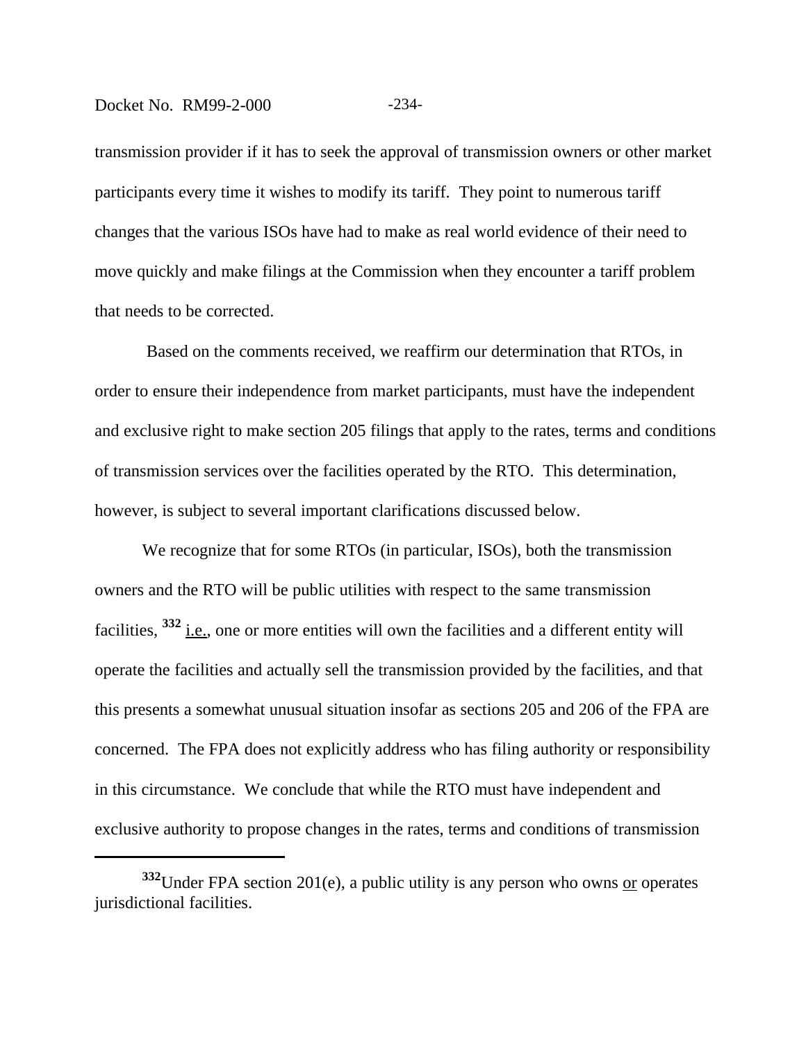transmission provider if it has to seek the approval of transmission owners or other market participants every time it wishes to modify its tariff. They point to numerous tariff changes that the various ISOs have had to make as real world evidence of their need to move quickly and make filings at the Commission when they encounter a tariff problem that needs to be corrected.

Based on the comments received, we reaffirm our determination that RTOs, in order to ensure their independence from market participants, must have the independent and exclusive right to make section 205 filings that apply to the rates, terms and conditions of transmission services over the facilities operated by the RTO. This determination, however, is subject to several important clarifications discussed below.

We recognize that for some RTOs (in particular, ISOs), both the transmission owners and the RTO will be public utilities with respect to the same transmission facilities, [332] i.e., one or more entities will own the facilities and a different entity will operate the facilities and actually sell the transmission provided by the facilities, and that this presents a somewhat unusual situation insofar as sections 205 and 206 of the FPA are concerned. The FPA does not explicitly address who has filing authority or responsibility in this circumstance. We conclude that while the RTO must have independent and exclusive authority to propose changes in the rates, terms and conditions of transmission

---

[332] Under FPA section 201(e), a public utility is any person who owns or operates jurisdictional facilities.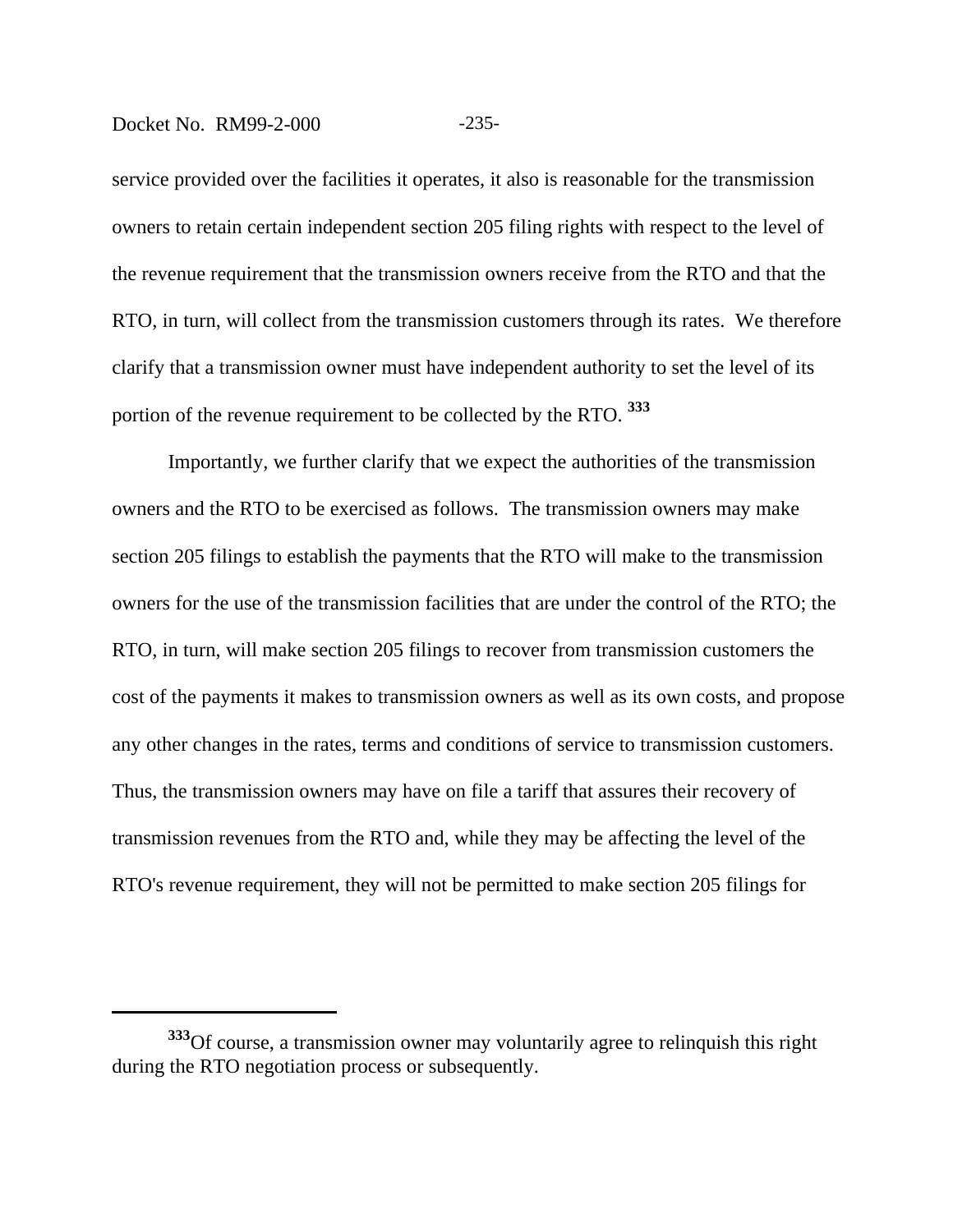service provided over the facilities it operates, it also is reasonable for the transmission owners to retain certain independent section 205 filing rights with respect to the level of the revenue requirement that the transmission owners receive from the RTO and that the RTO, in turn, will collect from the transmission customers through its rates. We therefore clarify that a transmission owner must have independent authority to set the level of its portion of the revenue requirement to be collected by the RTO. [333]

Importantly, we further clarify that we expect the authorities of the transmission owners and the RTO to be exercised as follows. The transmission owners may make section 205 filings to establish the payments that the RTO will make to the transmission owners for the use of the transmission facilities that are under the control of the RTO; the RTO, in turn, will make section 205 filings to recover from transmission customers the cost of the payments it makes to transmission owners as well as its own costs, and propose any other changes in the rates, terms and conditions of service to transmission customers. Thus, the transmission owners may have on file a tariff that assures their recovery of transmission revenues from the RTO and, while they may be affecting the level of the RTO's revenue requirement, they will not be permitted to make section 205 filings for

---

[333] Of course, a transmission owner may voluntarily agree to relinquish this right during the RTO negotiation process or subsequently.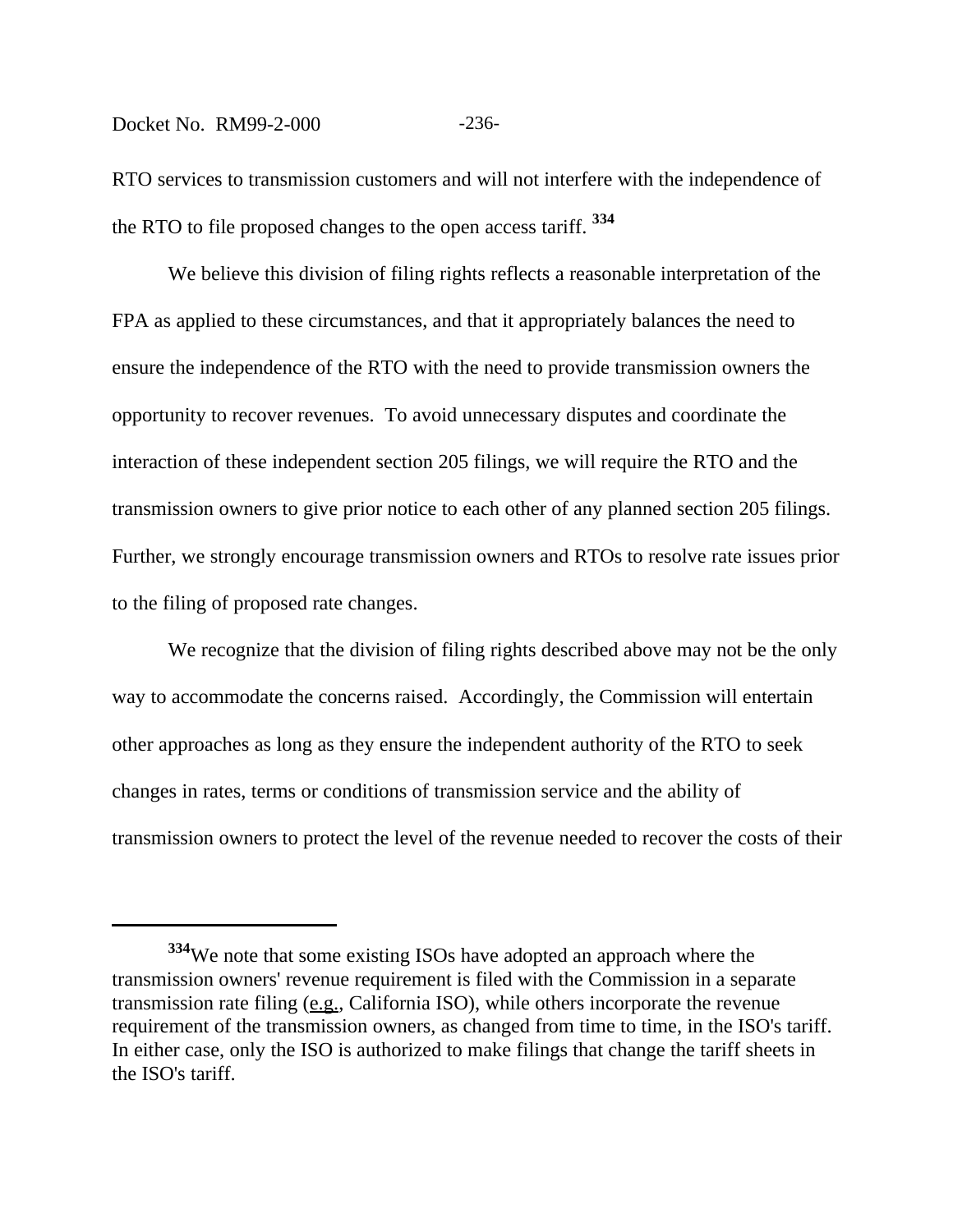RTO services to transmission customers and will not interfere with the independence of the RTO to file proposed changes to the open access tariff. [334]

We believe this division of filing rights reflects a reasonable interpretation of the FPA as applied to these circumstances, and that it appropriately balances the need to ensure the independence of the RTO with the need to provide transmission owners the opportunity to recover revenues. To avoid unnecessary disputes and coordinate the interaction of these independent section 205 filings, we will require the RTO and the transmission owners to give prior notice to each other of any planned section 205 filings. Further, we strongly encourage transmission owners and RTOs to resolve rate issues prior to the filing of proposed rate changes.

We recognize that the division of filing rights described above may not be the only way to accommodate the concerns raised. Accordingly, the Commission will entertain other approaches as long as they ensure the independent authority of the RTO to seek changes in rates, terms or conditions of transmission service and the ability of transmission owners to protect the level of the revenue needed to recover the costs of their

---

[334] We note that some existing ISOs have adopted an approach where the transmission owners' revenue requirement is filed with the Commission in a separate transmission rate filing (e.g., California ISO), while others incorporate the revenue requirement of the transmission owners, as changed from time to time, in the ISO's tariff. In either case, only the ISO is authorized to make filings that change the tariff sheets in the ISO's tariff.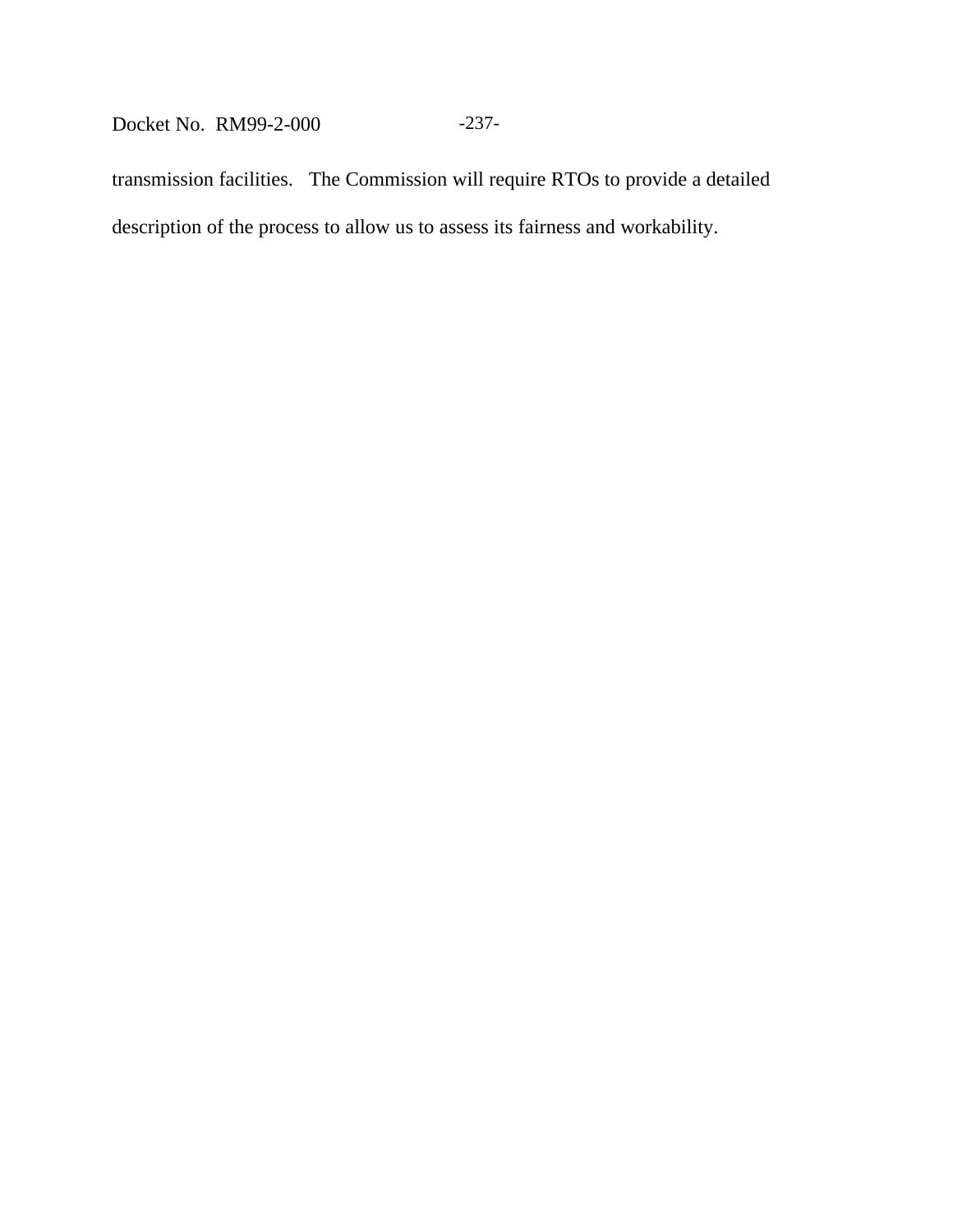transmission facilities. The Commission will require RTOs to provide a detailed description of the process to allow us to assess its fairness and workability.